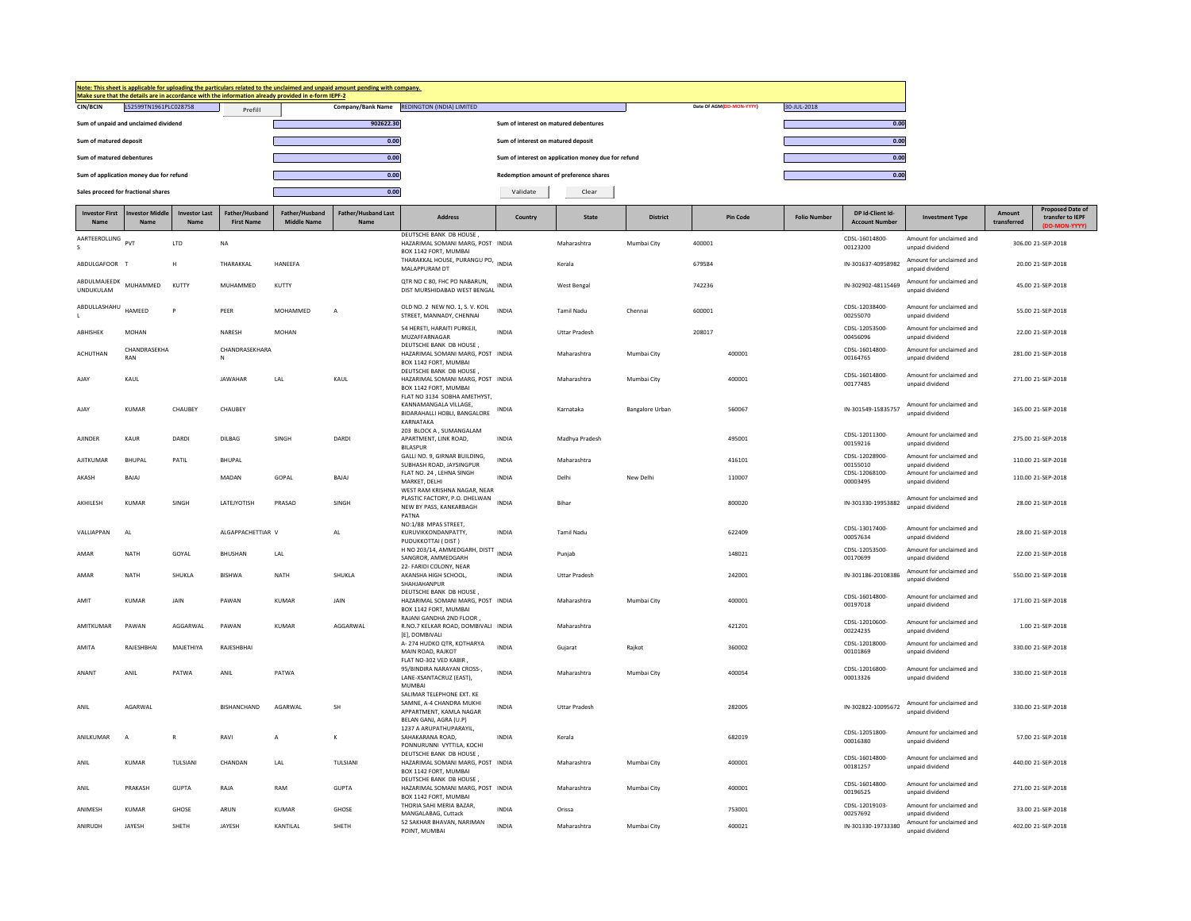**Note: This sheet is applicable for uploading the particulars related to the unclaimed and unpaid amount pending with company.**
**Make sure that the details are in accordance with the information already provided in e-form IEPF-2**

| | | | | | |
|---|---|---|---|---|---|
| CIN/BCIN | L52599TN1961PLC028758 | Prefill | Company/Bank Name | REDINGTON (INDIA) LIMITED | Date Of AGM(DD-MON-YYYY) | 30-JUL-2018 |

| | | | |
|---|---|---|---|
| Sum of unpaid and unclaimed dividend | 902622.30 | Sum of interest on matured debentures | 0.00 |
| Sum of matured deposit | 0.00 | Sum of interest on matured deposit | 0.00 |
| Sum of matured debentures | 0.00 | Sum of interest on application money due for refund | 0.00 |
| Sum of application money due for refund | 0.00 | Redemption amount of preference shares | 0.00 |
| Sales proceed for fractional shares | 0.00 | | |

Validate Clear

| Investor First Name | Investor Middle Name | Investor Last Name | Father/Husband First Name | Father/Husband Middle Name | Father/Husband Last Name | Address | Country | State | District | Pin Code | Folio Number | DP Id-Client Id-Account Number | Investment Type | Amount transferred | Proposed Date of transfer to IEPF (DD-MON-YYYY) |
|---|---|---|---|---|---|---|---|---|---|---|---|---|---|---|---|
| AARTEEROLLING S | PVT | LTD | NA | | | DEUTSCHE BANK DB HOUSE , HAZARIMAL SOMANI MARG, POST BOX 1142 FORT, MUMBAI | INDIA | Maharashtra | Mumbai City | 400001 | | CDSL-16014800-00123200 | Amount for unclaimed and unpaid dividend | 306.00 | 21-SEP-2018 |
| ABDULGAFOOR | T | H | THARAKKAL | HANEEFA | | THARAKKAL HOUSE, PURANGU PO, MALAPPURAM DT | INDIA | Kerala | | 679584 | | IN-301637-40958982 | Amount for unclaimed and unpaid dividend | 20.00 | 21-SEP-2018 |
| ABDULMAJEEDK UNDUKULAM | MUHAMMED | KUTTY | MUHAMMED | KUTTY | | QTR NO C 80, FHC PO NABARUN, DIST MURSHIDABAD WEST BENGAL | INDIA | West Bengal | | 742236 | | IN-302902-48115469 | Amount for unclaimed and unpaid dividend | 45.00 | 21-SEP-2018 |
| ABDULLASHAHU L | HAMEED | P | PEER | MOHAMMED | A | OLD NO. 2 NEW NO. 1, S. V. KOIL STREET, MANNADY, CHENNAI | INDIA | Tamil Nadu | Chennai | 600001 | | CDSL-12038400-00255070 | Amount for unclaimed and unpaid dividend | 55.00 | 21-SEP-2018 |
| ABHISHEK | MOHAN | | NARESH | MOHAN | | 54 HERETI, HARAITI PURKEJI, MUZAFFARNAGAR | INDIA | Uttar Pradesh | | 208017 | | CDSL-12053500-00456096 | Amount for unclaimed and unpaid dividend | 22.00 | 21-SEP-2018 |
| ACHUTHAN | CHANDRASEKHA RAN | | CHANDRASEKHARA N | | | DEUTSCHE BANK DB HOUSE , HAZARIMAL SOMANI MARG, POST BOX 1142 FORT, MUMBAI | INDIA | Maharashtra | Mumbai City | 400001 | | CDSL-16014800-00164765 | Amount for unclaimed and unpaid dividend | 281.00 | 21-SEP-2018 |
| AJAY | KAUL | | JAWAHAR | LAL | KAUL | DEUTSCHE BANK DB HOUSE , HAZARIMAL SOMANI MARG, POST BOX 1142 FORT, MUMBAI | INDIA | Maharashtra | Mumbai City | 400001 | | CDSL-16014800-00177485 | Amount for unclaimed and unpaid dividend | 271.00 | 21-SEP-2018 |
| AJAY | KUMAR | CHAUBEY | CHAUBEY | | | FLAT NO 3134 SOBHA AMETHYST, KANNAMANGALA VILLAGE, BIDARAHALLI HOBLI, BANGALORE KARNATAKA | INDIA | Karnataka | Bangalore Urban | 560067 | | IN-301549-15835757 | Amount for unclaimed and unpaid dividend | 165.00 | 21-SEP-2018 |
| AJINDER | KAUR | DARDI | DILBAG | SINGH | DARDI | 203 BLOCK A , SUMANGALAM APARTMENT, LINK ROAD, BILASPUR | INDIA | Madhya Pradesh | | 495001 | | CDSL-12011300-00159216 | Amount for unclaimed and unpaid dividend | 275.00 | 21-SEP-2018 |
| AJITKUMAR | BHUPAL | PATIL | BHUPAL | | | GALLI NO. 9, GIRNAR BUILDING, SUBHASH ROAD, JAYSINGPUR | INDIA | Maharashtra | | 416101 | | CDSL-12028900-00155010 | Amount for unclaimed and unpaid dividend | 110.00 | 21-SEP-2018 |
| AKASH | BAJAJ | | MADAN | GOPAL | BAJAJ | FLAT NO. 24 , LEHNA SINGH MARKET, DELHI | INDIA | Delhi | New Delhi | 110007 | | CDSL-12068100-00003495 | Amount for unclaimed and unpaid dividend | 110.00 | 21-SEP-2018 |
| AKHILESH | KUMAR | SINGH | LATEJYOTISH | PRASAD | SINGH | WEST RAM KRISHNA NAGAR, NEAR PLASTIC FACTORY, P.O. DHELWAN NEW BY PASS, KANKARBAGH PATNA | INDIA | Bihar | | 800020 | | IN-301330-19953882 | Amount for unclaimed and unpaid dividend | 28.00 | 21-SEP-2018 |
| VALLIAPPAN | AL | | ALGAPPACHETTIAR | V | AL | NO:1/88 MPAS STREET, KURUVIKKONDANPATTY, PUDUKKOTTAI ( DIST ) | INDIA | Tamil Nadu | | 622409 | | CDSL-13017400-00057634 | Amount for unclaimed and unpaid dividend | 28.00 | 21-SEP-2018 |
| AMAR | NATH | GOYAL | BHUSHAN | LAL | | H NO 203/14, AMMEDGARH, DISTT SANGROR, AMMEDGARH | INDIA | Punjab | | 148021 | | CDSL-12053500-00170699 | Amount for unclaimed and unpaid dividend | 22.00 | 21-SEP-2018 |
| AMAR | NATH | SHUKLA | BISHWA | NATH | SHUKLA | 22- FARIDI COLONY, NEAR AKANSHA HIGH SCHOOL, SHAHJAHANPUR | INDIA | Uttar Pradesh | | 242001 | | IN-301186-20108386 | Amount for unclaimed and unpaid dividend | 550.00 | 21-SEP-2018 |
| AMIT | KUMAR | JAIN | PAWAN | KUMAR | JAIN | DEUTSCHE BANK DB HOUSE , HAZARIMAL SOMANI MARG, POST BOX 1142 FORT, MUMBAI | INDIA | Maharashtra | Mumbai City | 400001 | | CDSL-16014800-00197018 | Amount for unclaimed and unpaid dividend | 171.00 | 21-SEP-2018 |
| AMITKUMAR | PAWAN | AGGARWAL | PAWAN | KUMAR | AGGARWAL | RAJANI GANDHA 2ND FLOOR , R.NO.7 KELKAR ROAD, DOMBIVALI [E], DOMBIVALI | INDIA | Maharashtra | | 421201 | | CDSL-12010600-00224235 | Amount for unclaimed and unpaid dividend | 1.00 | 21-SEP-2018 |
| AMITA | RAJESHBHAI | MAJETHIYA | RAJESHBHAI | | | A- 274 HUDKO QTR, KOTHARYA MAIN ROAD, RAJKOT | INDIA | Gujarat | Rajkot | 360002 | | CDSL-12018000-00101869 | Amount for unclaimed and unpaid dividend | 330.00 | 21-SEP-2018 |
| ANANT | ANIL | PATWA | ANIL | PATWA | | FLAT NO-302 VED KABIR , 95/BINDIRA NARAYAN CROSS-, LANE-XSANTACRUZ (EAST), MUMBAI | INDIA | Maharashtra | Mumbai City | 400054 | | CDSL-12016800-00013326 | Amount for unclaimed and unpaid dividend | 330.00 | 21-SEP-2018 |
| ANIL | AGARWAL | | BISHANCHAND | AGARWAL | SH | SALIMAR TELEPHONE EXT. KE SAMNE, A-4 CHANDRA MUKHI APPARTMENT, KAMLA NAGAR BELAN GANJ, AGRA (U.P) | INDIA | Uttar Pradesh | | 282005 | | IN-302822-10095672 | Amount for unclaimed and unpaid dividend | 330.00 | 21-SEP-2018 |
| ANILKUMAR | A | R | RAVI | A | K | 1237 A ARUPATHUPARAYIL, SAHAKARANA ROAD, PONNURUNNI VYTTILA, KOCHI | INDIA | Kerala | | 682019 | | CDSL-12051800-00016380 | Amount for unclaimed and unpaid dividend | 57.00 | 21-SEP-2018 |
| ANIL | KUMAR | TULSIANI | CHANDAN | LAL | TULSIANI | DEUTSCHE BANK DB HOUSE , HAZARIMAL SOMANI MARG, POST BOX 1142 FORT, MUMBAI | INDIA | Maharashtra | Mumbai City | 400001 | | CDSL-16014800-00181257 | Amount for unclaimed and unpaid dividend | 440.00 | 21-SEP-2018 |
| ANIL | PRAKASH | GUPTA | RAJA | RAM | GUPTA | DEUTSCHE BANK DB HOUSE , HAZARIMAL SOMANI MARG, POST BOX 1142 FORT, MUMBAI | INDIA | Maharashtra | Mumbai City | 400001 | | CDSL-16014800-00196525 | Amount for unclaimed and unpaid dividend | 271.00 | 21-SEP-2018 |
| ANIMESH | KUMAR | GHOSE | ARUN | KUMAR | GHOSE | THORIA SAHI MERIA BAZAR, MANGALABAG, Cuttack | INDIA | Orissa | | 753001 | | CDSL-12019103-00257692 | Amount for unclaimed and unpaid dividend | 33.00 | 21-SEP-2018 |
| ANIRUDH | JAYESH | SHETH | JAYESH | KANTILAL | SHETH | 52 SAKHAR BHAVAN, NARIMAN POINT, MUMBAI | INDIA | Maharashtra | Mumbai City | 400021 | | IN-301330-19733380 | Amount for unclaimed and unpaid dividend | 402.00 | 21-SEP-2018 |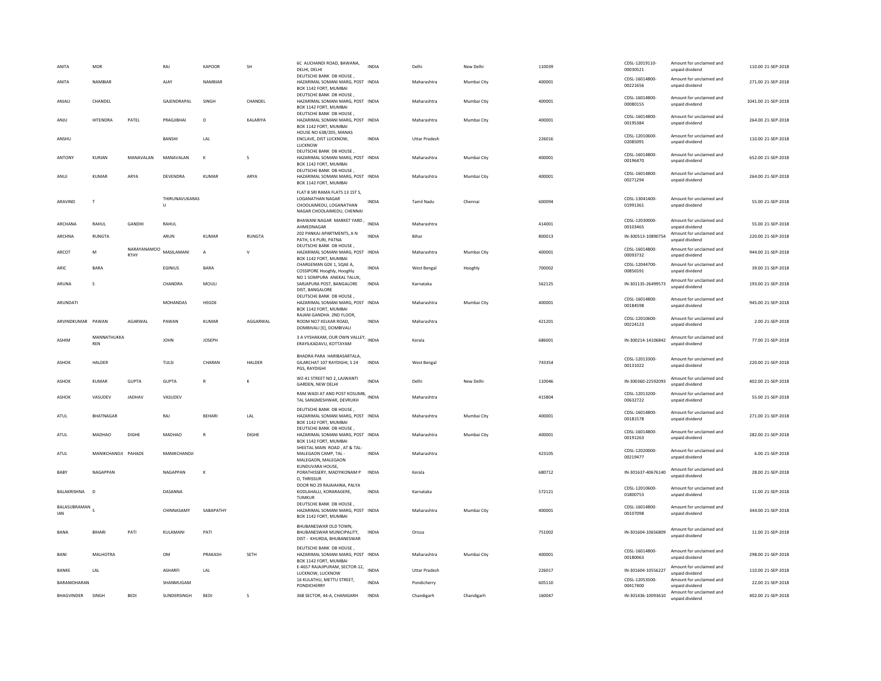| | | | | | | | | | | | | | | |
|---|---|---|---|---|---|---|---|---|---|---|---|---|---|---|
| ANITA | MOR | | RAJ | KAPOOR | SH | 6C AUCHANDI ROAD, BAWANA, DELHI, DELHI | INDIA | Delhi | New Delhi | 110039 | CDSL-12019110-00030521 | Amount for unclaimed and unpaid dividend | 110.00 | 21-SEP-2018 |
| ANITA | NAMBIAR | | AJAY | NAMBIAR | | DEUTSCHE BANK DB HOUSE , HAZARIMAL SOMANI MARG, POST BOX 1142 FORT, MUMBAI | INDIA | Maharashtra | Mumbai City | 400001 | CDSL-16014800-00221656 | Amount for unclaimed and unpaid dividend | 271.00 | 21-SEP-2018 |
| ANJALI | CHANDEL | | GAJENDRAPAL | SINGH | CHANDEL | DEUTSCHE BANK DB HOUSE , HAZARIMAL SOMANI MARG, POST BOX 1142 FORT, MUMBAI | INDIA | Maharashtra | Mumbai City | 400001 | CDSL-16014800-00080155 | Amount for unclaimed and unpaid dividend | 1041.00 | 21-SEP-2018 |
| ANJU | HITENDRA | PATEL | PRAGJIBHAI | D | KALARIYA | DEUTSCHE BANK DB HOUSE , HAZARIMAL SOMANI MARG, POST BOX 1142 FORT, MUMBAI | INDIA | Maharashtra | Mumbai City | 400001 | CDSL-16014800-00195384 | Amount for unclaimed and unpaid dividend | 264.00 | 21-SEP-2018 |
| ANSHU | | | BANSHI | LAL | | HOUSE NO 638/205, MANAS ENCLAVE, DIST LUCKNOW, LUCKNOW | INDIA | Uttar Pradesh | | 226016 | CDSL-12010600-02085091 | Amount for unclaimed and unpaid dividend | 110.00 | 21-SEP-2018 |
| ANTONY | KURIAN | MANAVALAN | MANAVALAN | K | S | DEUTSCHE BANK DB HOUSE , HAZARIMAL SOMANI MARG, POST BOX 1142 FORT, MUMBAI | INDIA | Maharashtra | Mumbai City | 400001 | CDSL-16014800-00196470 | Amount for unclaimed and unpaid dividend | 652.00 | 21-SEP-2018 |
| ANUJ | KUMAR | ARYA | DEVENDRA | KUMAR | ARYA | DEUTSCHE BANK DB HOUSE , HAZARIMAL SOMANI MARG, POST BOX 1142 FORT, MUMBAI | INDIA | Maharashtra | Mumbai City | 400001 | CDSL-16014800-00271294 | Amount for unclaimed and unpaid dividend | 264.00 | 21-SEP-2018 |
| ARAVIND | T | | THIRUNAVUKARASU | | | FLAT B SRI RAMA FLATS 13 1ST S, LOGANATHAN NAGAR CHOOLAIMEDU, LOGANATHAN NAGAR CHOOLAIMEDU, CHENNAI | INDIA | Tamil Nadu | Chennai | 600094 | CDSL-13041400-01991361 | Amount for unclaimed and unpaid dividend | 55.00 | 21-SEP-2018 |
| ARCHANA | RAHUL | GANDHI | RAHUL | | | BHAWANI NAGAR MARKET YARD , AHMEDNAGAR | INDIA | Maharashtra | | 414001 | CDSL-12030000-00103465 | Amount for unclaimed and unpaid dividend | 55.00 | 21-SEP-2018 |
| ARCHNA | RUNGTA | | ARUN | KUMAR | RUNGTA | 202 PANKAJ APARTMENTS, A N PATH, S K PURI, PATNA | INDIA | Bihar | | 800013 | IN-300513-10890754 | Amount for unclaimed and unpaid dividend | 220.00 | 21-SEP-2018 |
| ARCOT | M | NARAYANAMOORTHY | MASILAMANI | A | V | DEUTSCHE BANK DB HOUSE , HAZARIMAL SOMANI MARG, POST BOX 1142 FORT, MUMBAI | INDIA | Maharashtra | Mumbai City | 400001 | CDSL-16014800-00093732 | Amount for unclaimed and unpaid dividend | 944.00 | 21-SEP-2018 |
| ARIC | BARA | | EGINIUS | BARA | | CHARGEMAN GDE 1, SQAE A, COSSIPORE Hooghly, Hooghly | INDIA | West Bengal | Hooghly | 700002 | CDSL-12044700-00856591 | Amount for unclaimed and unpaid dividend | 39.00 | 21-SEP-2018 |
| ARUNA | S | | CHANDRA | MOULI | | NO 1 SOMPURA ANEKAL TALUK, SARJAPURA POST, BANGALORE DIST, BANGALORE | INDIA | Karnataka | | 562125 | IN-301135-26499573 | Amount for unclaimed and unpaid dividend | 193.00 | 21-SEP-2018 |
| ARUNDATI | | | MOHANDAS | HEGDE | | DEUTSCHE BANK DB HOUSE , HAZARIMAL SOMANI MARG, POST BOX 1142 FORT, MUMBAI | INDIA | Maharashtra | Mumbai City | 400001 | CDSL-16014800-00184598 | Amount for unclaimed and unpaid dividend | 945.00 | 21-SEP-2018 |
| ARVINDKUMAR | PAWAN | AGARWAL | PAWAN | KUMAR | AGGARWAL | RAJANI GANDHA 2ND FLOOR, ROOM NO7 KELKAR ROAD, DOMBIVALI [E], DOMBIVALI | INDIA | Maharashtra | | 421201 | CDSL-12010600-00224123 | Amount for unclaimed and unpaid dividend | 2.00 | 21-SEP-2018 |
| ASHIM | MANNATHUKKAREN | | JOHN | JOSEPH | | 3 A VYSHAKAM, OUR OWN VALLEY, ERAYILKADAVU, KOTTAYAM | INDIA | Kerala | | 686001 | IN-300214-14106842 | Amount for unclaimed and unpaid dividend | 77.00 | 21-SEP-2018 |
| ASHOK | HALDER | | TULSI | CHARAN | HALDER | BHADRA PARA HARIBASARTALA, GILARCHAT 107 RAYDIGHI, S 24 PGS, RAYDIGHI | INDIA | West Bengal | | 743354 | CDSL-12013300-00131022 | Amount for unclaimed and unpaid dividend | 220.00 | 21-SEP-2018 |
| ASHOK | KUMAR | GUPTA | GUPTA | R | K | WZ-41 STREET NO 2, LAJWANTI GARDEN, NEW DELHI | INDIA | Delhi | New Delhi | 110046 | IN-300360-22592093 | Amount for unclaimed and unpaid dividend | 402.00 | 21-SEP-2018 |
| ASHOK | VASUDEV | JADHAV | VASUDEV | | | RAM WADI AT AND POST KOSUMB, TAL SANGMESHWAR, DEVRUKH | INDIA | Maharashtra | | 415804 | CDSL-12013200-00632722 | Amount for unclaimed and unpaid dividend | 55.00 | 21-SEP-2018 |
| ATUL | BHATNAGAR | | RAJ | BEHARI | LAL | DEUTSCHE BANK DB HOUSE , HAZARIMAL SOMANI MARG, POST BOX 1142 FORT, MUMBAI | INDIA | Maharashtra | Mumbai City | 400001 | CDSL-16014800-00181578 | Amount for unclaimed and unpaid dividend | 271.00 | 21-SEP-2018 |
| ATUL | MADHAO | DIGHE | MADHAO | R | DIGHE | DEUTSCHE BANK DB HOUSE , HAZARIMAL SOMANI MARG, POST BOX 1142 FORT, MUMBAI | INDIA | Maharashtra | Mumbai City | 400001 | CDSL-16014800-00191263 | Amount for unclaimed and unpaid dividend | 282.00 | 21-SEP-2018 |
| ATUL | MANIKCHANDJI | PAHADE | MANIKCHANDJI | | | SHEETAL MAIN ROAD , AT & TAL-MALEGAON CAMP, TAL - MALEGAON, MALEGAON | INDIA | Maharashtra | | 423105 | CDSL-12020000-00219477 | Amount for unclaimed and unpaid dividend | 6.00 | 21-SEP-2018 |
| BABY | NAGAPPAN | | NAGAPPAN | K | | KUNDUVARA HOUSE, PORATHISSERY, MADYIKONAM P O, THRISSUR | INDIA | Kerala | | 680712 | IN-301637-40676140 | Amount for unclaimed and unpaid dividend | 28.00 | 21-SEP-2018 |
| BALAKRISHNA | D | | DASANNA | | | DOOR NO 29 RAJAIAHNA, PALYA KODLAHALLI, KORARAGERE, TUMKUR | INDIA | Karnataka | | 572121 | CDSL-12010600-01800753 | Amount for unclaimed and unpaid dividend | 11.00 | 21-SEP-2018 |
| BALASUBRAMANIAN | S | | CHINNASAMY | SABAPATHY | | DEUTSCHE BANK DB HOUSE , HAZARIMAL SOMANI MARG, POST BOX 1142 FORT, MUMBAI | INDIA | Maharashtra | Mumbai City | 400001 | CDSL-16014800-00107098 | Amount for unclaimed and unpaid dividend | 344.00 | 21-SEP-2018 |
| BANA | BIHARI | PATI | KULAMANI | PATI | | BHUBANESWAR OLD TOWN, BHUBANESWAR MUNICIPALITY, DIST - KHURDA, BHUBANESWAR | INDIA | Orissa | | 751002 | IN-301604-10656809 | Amount for unclaimed and unpaid dividend | 11.00 | 21-SEP-2018 |
| BANI | MALHOTRA | | OM | PRAKASH | SETH | DEUTSCHE BANK DB HOUSE , HAZARIMAL SOMANI MARG, POST BOX 1142 FORT, MUMBAI | INDIA | Maharashtra | Mumbai City | 400001 | CDSL-16014800-00180063 | Amount for unclaimed and unpaid dividend | 298.00 | 21-SEP-2018 |
| BANKE | LAL | | ASHARFI | LAL | | E-4657 RAJAJIPURAM, SECTOR-12, LUCKNOW, LUCKNOW | INDIA | Uttar Pradesh | | 226017 | IN-301604-10556227 | Amount for unclaimed and unpaid dividend | 110.00 | 21-SEP-2018 |
| BARANIDHARAN | | | SHANMUGAM | | | 16 KULATHU, METTU STREET, PONDICHERRY | INDIA | Pondicherry | | 605110 | CDSL-12053500-00417400 | Amount for unclaimed and unpaid dividend | 22.00 | 21-SEP-2018 |
| BHAGVINDER | SINGH | BEDI | SUNDERSINGH | BEDI | S | 368 SECTOR, 44-A, CHANIGARH | INDIA | Chandigarh | Chandigarh | 160047 | IN-301436-10093610 | Amount for unclaimed and unpaid dividend | 402.00 | 21-SEP-2018 |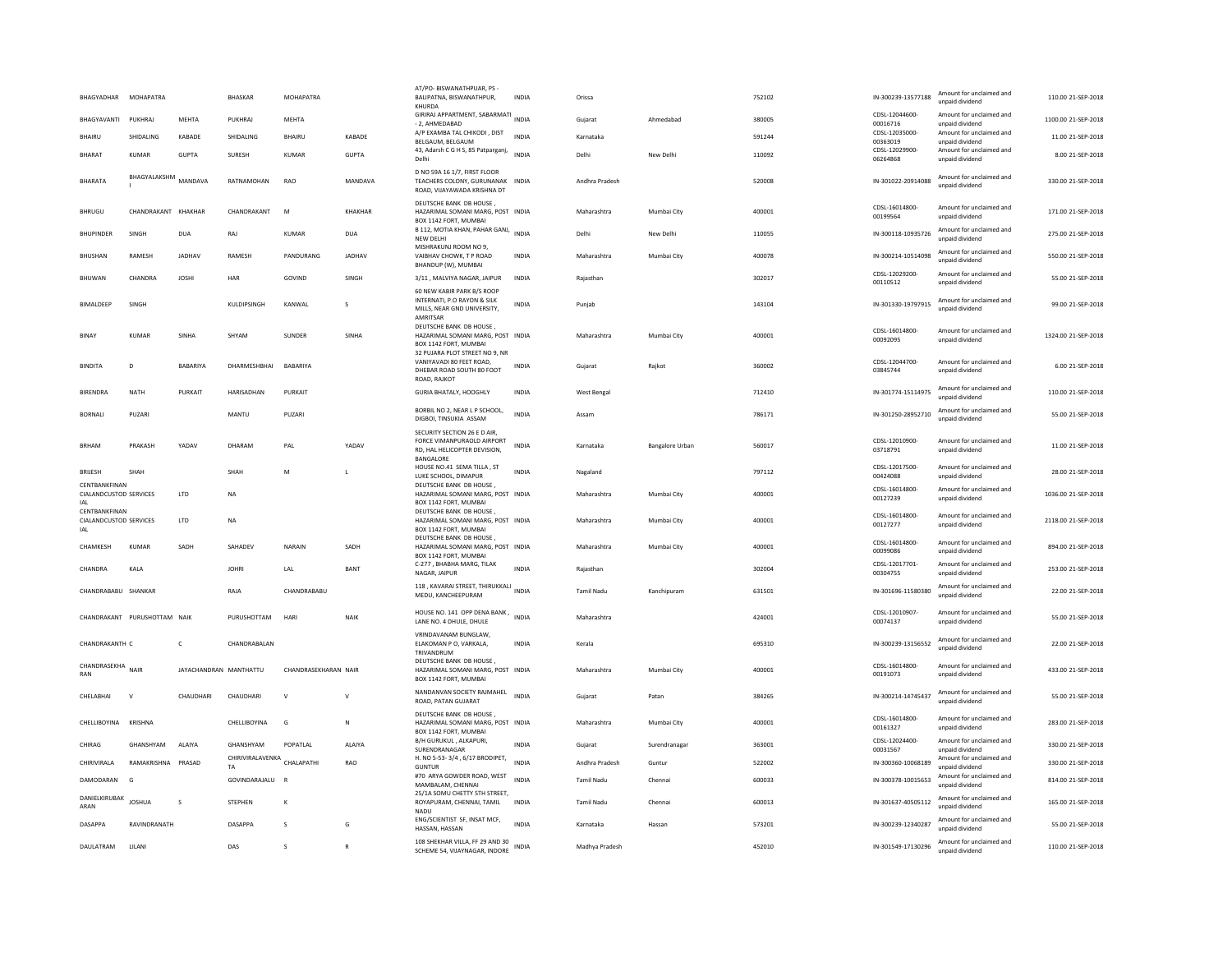| BHAGYADHAR | MOHAPATRA | | BHASKAR | MOHAPATRA | | AT/PO- BISWANATHPUAR, PS - BALIPATNA, BISWANATHPUR, KHURDA | INDIA | Orissa | | 752102 | IN-300239-13577188 | Amount for unclaimed and unpaid dividend | 110.00 | 21-SEP-2018 |
|---|---|---|---|---|---|---|---|---|---|---|---|---|---|---|
| BHAGYAVANTI | PUKHRAJ | MEHTA | PUKHRAJ | MEHTA | | GIRIRAJ APPARTMENT, SABARMATI - 2, AHMEDABAD | INDIA | Gujarat | Ahmedabad | 380005 | CDSL-12044600-00016716 | Amount for unclaimed and unpaid dividend | 1100.00 | 21-SEP-2018 |
| BHAIRU | SHIDALING | KABADE | SHIDALING | BHAIRU | KABADE | A/P EXAMBA TAL CHIKODI , DIST BELGAUM, BELGAUM | INDIA | Karnataka | | 591244 | CDSL-12035000-00363019 | Amount for unclaimed and unpaid dividend | 11.00 | 21-SEP-2018 |
| BHARAT | KUMAR | GUPTA | SURESH | KUMAR | GUPTA | 43, Adarsh C G H S, 85 Patparganj, Delhi | INDIA | Delhi | New Delhi | 110092 | CDSL-12029900-06264868 | Amount for unclaimed and unpaid dividend | 8.00 | 21-SEP-2018 |
| BHARATA | BHAGYALAKSHMI | MANDAVA | RATNAMOHAN | RAO | MANDAVA | D NO 59A 16 1/7, FIRST FLOOR TEACHERS COLONY, GURUNANAK ROAD, VIJAYAWADA KRISHNA DT | INDIA | Andhra Pradesh | | 520008 | IN-301022-20914088 | Amount for unclaimed and unpaid dividend | 330.00 | 21-SEP-2018 |
| BHRUGU | CHANDRAKANT | KHAKHAR | CHANDRAKANT | M | KHAKHAR | DEUTSCHE BANK DB HOUSE , HAZARIMAL SOMANI MARG, POST BOX 1142 FORT, MUMBAI | INDIA | Maharashtra | Mumbai City | 400001 | CDSL-16014800-00199564 | Amount for unclaimed and unpaid dividend | 171.00 | 21-SEP-2018 |
| BHUPINDER | SINGH | DUA | RAJ | KUMAR | DUA | B 112, MOTIA KHAN, PAHAR GANJ, NEW DELHI | INDIA | Delhi | New Delhi | 110055 | IN-300118-10935726 | Amount for unclaimed and unpaid dividend | 275.00 | 21-SEP-2018 |
| BHUSHAN | RAMESH | JADHAV | RAMESH | PANDURANG | JADHAV | MISHRAKUNJ ROOM NO 9, VAIBHAV CHOWK, T P ROAD BHANDUP (W), MUMBAI | INDIA | Maharashtra | Mumbai City | 400078 | IN-300214-10514098 | Amount for unclaimed and unpaid dividend | 550.00 | 21-SEP-2018 |
| BHUWAN | CHANDRA | JOSHI | HAR | GOVIND | SINGH | 3/11 , MALVIYA NAGAR, JAIPUR | INDIA | Rajasthan | | 302017 | CDSL-12029200-00110512 | Amount for unclaimed and unpaid dividend | 55.00 | 21-SEP-2018 |
| BIMALDEEP | SINGH | | KULDIPSINGH | KANWAL | S | 60 NEW KABIR PARK B/S ROOP INTERNATI, P.O RAYON & SILK MILLS, NEAR GND UNIVERSITY, AMRITSAR | INDIA | Punjab | | 143104 | IN-301330-19797915 | Amount for unclaimed and unpaid dividend | 99.00 | 21-SEP-2018 |
| BINAY | KUMAR | SINHA | SHYAM | SUNDER | SINHA | DEUTSCHE BANK DB HOUSE , HAZARIMAL SOMANI MARG, POST BOX 1142 FORT, MUMBAI | INDIA | Maharashtra | Mumbai City | 400001 | CDSL-16014800-00092095 | Amount for unclaimed and unpaid dividend | 1324.00 | 21-SEP-2018 |
| BINDITA | D | BABARIYA | DHARMESHBHAI | BABARIYA | | 32 PUJARA PLOT STREET NO 9, NR VANIYAVADI 80 FEET ROAD, DHEBAR ROAD SOUTH 80 FOOT ROAD, RAJKOT | INDIA | Gujarat | Rajkot | 360002 | CDSL-12044700-03845744 | Amount for unclaimed and unpaid dividend | 6.00 | 21-SEP-2018 |
| BIRENDRA | NATH | PURKAIT | HARISADHAN | PURKAIT | | GURIA BHATALY, HOOGHLY | INDIA | West Bengal | | 712410 | IN-301774-15114975 | Amount for unclaimed and unpaid dividend | 110.00 | 21-SEP-2018 |
| BORNALI | PUZARI | | MANTU | PUZARI | | BORBIL NO 2, NEAR L P SCHOOL, DIGBOI, TINSUKIA ASSAM | INDIA | Assam | | 786171 | IN-301250-28952710 | Amount for unclaimed and unpaid dividend | 55.00 | 21-SEP-2018 |
| BRHAM | PRAKASH | YADAV | DHARAM | PAL | YADAV | SECURITY SECTION 26 E D AIR, FORCE VIMANPURAOLD AIRPORT RD, HAL HELICOPTER DEVISION, BANGALORE | INDIA | Karnataka | Bangalore Urban | 560017 | CDSL-12010900-03718791 | Amount for unclaimed and unpaid dividend | 11.00 | 21-SEP-2018 |
| BRIJESH | SHAH | | SHAH | M | L | HOUSE NO.41 SEMA TILLA , ST LUKE SCHOOL, DIMAPUR | INDIA | Nagaland | | 797112 | CDSL-12017500-00424088 | Amount for unclaimed and unpaid dividend | 28.00 | 21-SEP-2018 |
| CENTBANKFINANCIALANDCUSTODIAL | SERVICES | LTD | NA | | | DEUTSCHE BANK DB HOUSE , HAZARIMAL SOMANI MARG, POST BOX 1142 FORT, MUMBAI | INDIA | Maharashtra | Mumbai City | 400001 | CDSL-16014800-00127239 | Amount for unclaimed and unpaid dividend | 1036.00 | 21-SEP-2018 |
| CENTBANKFINANCIALANDCUSTODIAL | SERVICES | LTD | NA | | | DEUTSCHE BANK DB HOUSE , HAZARIMAL SOMANI MARG, POST BOX 1142 FORT, MUMBAI | INDIA | Maharashtra | Mumbai City | 400001 | CDSL-16014800-00127277 | Amount for unclaimed and unpaid dividend | 2118.00 | 21-SEP-2018 |
| CHAMKESH | KUMAR | SADH | SAHADEV | NARAIN | SADH | DEUTSCHE BANK DB HOUSE , HAZARIMAL SOMANI MARG, POST BOX 1142 FORT, MUMBAI | INDIA | Maharashtra | Mumbai City | 400001 | CDSL-16014800-00099086 | Amount for unclaimed and unpaid dividend | 894.00 | 21-SEP-2018 |
| CHANDRA | KALA | | JOHRI | LAL | BANT | C-277 , BHABHA MARG, TILAK NAGAR, JAIPUR | INDIA | Rajasthan | | 302004 | CDSL-12017701-00304755 | Amount for unclaimed and unpaid dividend | 253.00 | 21-SEP-2018 |
| CHANDRABABU | SHANKAR | | RAJA | CHANDRABABU | | 118 , KAVARAI STREET, THIRUKKALI MEDU, KANCHEEPURAM | INDIA | Tamil Nadu | Kanchipuram | 631501 | IN-301696-11580380 | Amount for unclaimed and unpaid dividend | 22.00 | 21-SEP-2018 |
| CHANDRAKANT | PURUSHOTTAM | NAIK | PURUSHOTTAM | HARI | NAIK | HOUSE NO. 141 OPP DENA BANK , LANE NO. 4 DHULE, DHULE | INDIA | Maharashtra | | 424001 | CDSL-12010907-00074137 | Amount for unclaimed and unpaid dividend | 55.00 | 21-SEP-2018 |
| CHANDRAKANTH | C | C | CHANDRABALAN | | | VRINDAVANAM BUNGLAW, ELAKOMAN P O, VARKALA, TRIVANDRUM | INDIA | Kerala | | 695310 | IN-300239-13156552 | Amount for unclaimed and unpaid dividend | 22.00 | 21-SEP-2018 |
| CHANDRASEKHARAN | NAIR | JAYACHANDRAN | MANTHATTU | CHANDRASEKHARAN | NAIR | DEUTSCHE BANK DB HOUSE , HAZARIMAL SOMANI MARG, POST BOX 1142 FORT, MUMBAI | INDIA | Maharashtra | Mumbai City | 400001 | CDSL-16014800-00191073 | Amount for unclaimed and unpaid dividend | 433.00 | 21-SEP-2018 |
| CHELABHAI | V | CHAUDHARI | CHAUDHARI | V | V | NANDANVAN SOCIETY RAJMAHEL ROAD, PATAN GUJARAT | INDIA | Gujarat | Patan | 384265 | IN-300214-14745437 | Amount for unclaimed and unpaid dividend | 55.00 | 21-SEP-2018 |
| CHELLIBOYINA | KRISHNA | | CHELLIBOYINA | G | N | DEUTSCHE BANK DB HOUSE , HAZARIMAL SOMANI MARG, POST BOX 1142 FORT, MUMBAI | INDIA | Maharashtra | Mumbai City | 400001 | CDSL-16014800-00161327 | Amount for unclaimed and unpaid dividend | 283.00 | 21-SEP-2018 |
| CHIRAG | GHANSHYAM | ALAIYA | GHANSHYAM | POPATLAL | ALAIYA | B/H GURUKUL , ALKAPURI, SURENDRANAGAR | INDIA | Gujarat | Surendranagar | 363001 | CDSL-12024400-00031567 | Amount for unclaimed and unpaid dividend | 330.00 | 21-SEP-2018 |
| CHIRIVIRALA | RAMAKRISHNA | PRASAD | CHIRIVIRALAVENKATA | CHALAPATHI | RAO | H. NO 5-53- 3/4 , 6/17 BRODIPET, GUNTUR | INDIA | Andhra Pradesh | Guntur | 522002 | IN-300360-10068189 | Amount for unclaimed and unpaid dividend | 330.00 | 21-SEP-2018 |
| DAMODARAN | G | | GOVINDARAJALU | R | | #70 ARYA GOWDER ROAD, WEST MAMBALAM, CHENNAI | INDIA | Tamil Nadu | Chennai | 600033 | IN-300378-10015653 | Amount for unclaimed and unpaid dividend | 814.00 | 21-SEP-2018 |
| DANIELKIRUBAKARAN | JOSHUA | S | STEPHEN | K | | 25/1A SOMU CHETTY 5TH STREET, ROYAPURAM, CHENNAI, TAMIL NADU | INDIA | Tamil Nadu | Chennai | 600013 | IN-301637-40505112 | Amount for unclaimed and unpaid dividend | 165.00 | 21-SEP-2018 |
| DASAPPA | RAVINDRANATH | | DASAPPA | S | G | ENG/SCIENTIST SF, INSAT MCF, HASSAN, HASSAN | INDIA | Karnataka | Hassan | 573201 | IN-300239-12340287 | Amount for unclaimed and unpaid dividend | 55.00 | 21-SEP-2018 |
| DAULATRAM | LILANI | | DAS | S | R | 108 SHEKHAR VILLA, FF 29 AND 30 SCHEME 54, VIJAYNAGAR, INDORE | INDIA | Madhya Pradesh | | 452010 | IN-301549-17130296 | Amount for unclaimed and unpaid dividend | 110.00 | 21-SEP-2018 |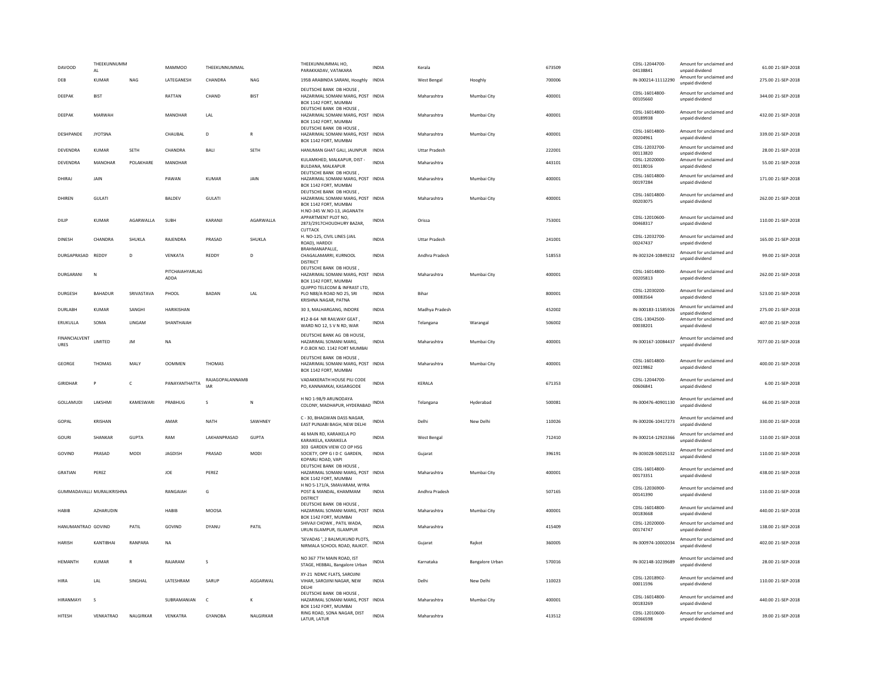| DAVOOD | THEEKUNNUMMAL | | MAMMOO | THEEKUNNUMMAL | | THEEKUNNUMMAL HO, PARAKKADAV, VATAKARA | INDIA | Kerala | | 673509 | CDSL-12044700-04138841 | Amount for unclaimed and unpaid dividend | 61.00 | 21-SEP-2018 |
|---|---|---|---|---|---|---|---|---|---|---|---|---|---|---|
| DEB | KUMAR | NAG | LATEGANESH | CHANDRA | NAG | 195B ARABINDA SARANI, Hooghly | INDIA | West Bengal | Hooghly | 700006 | IN-300214-11112290 | Amount for unclaimed and unpaid dividend | 275.00 | 21-SEP-2018 |
| DEEPAK | BIST | | RATTAN | CHAND | BIST | DEUTSCHE BANK DB HOUSE , HAZARIMAL SOMANI MARG, POST BOX 1142 FORT, MUMBAI | INDIA | Maharashtra | Mumbai City | 400001 | CDSL-16014800-00105660 | Amount for unclaimed and unpaid dividend | 344.00 | 21-SEP-2018 |
| DEEPAK | MARWAH | | MANOHAR | LAL | | DEUTSCHE BANK DB HOUSE , HAZARIMAL SOMANI MARG, POST BOX 1142 FORT, MUMBAI | INDIA | Maharashtra | Mumbai City | 400001 | CDSL-16014800-00189938 | Amount for unclaimed and unpaid dividend | 432.00 | 21-SEP-2018 |
| DESHPANDE | JYOTSNA | | CHAUBAL | D | R | DEUTSCHE BANK DB HOUSE , HAZARIMAL SOMANI MARG, POST BOX 1142 FORT, MUMBAI | INDIA | Maharashtra | Mumbai City | 400001 | CDSL-16014800-00204961 | Amount for unclaimed and unpaid dividend | 339.00 | 21-SEP-2018 |
| DEVENDRA | KUMAR | SETH | CHANDRA | BALI | SETH | HANUMAN GHAT GALI, JAUNPUR | INDIA | Uttar Pradesh | | 222001 | CDSL-12032700-00113820 | Amount for unclaimed and unpaid dividend | 28.00 | 21-SEP-2018 |
| DEVENDRA | MANOHAR | POLAKHARE | MANOHAR | | | KULAMKHED, MALKAPUR, DIST - BULDANA, MALKAPUR | INDIA | Maharashtra | | 443101 | CDSL-12020000-00118016 | Amount for unclaimed and unpaid dividend | 55.00 | 21-SEP-2018 |
| DHIRAJ | JAIN | | PAWAN | KUMAR | JAIN | DEUTSCHE BANK DB HOUSE , HAZARIMAL SOMANI MARG, POST BOX 1142 FORT, MUMBAI | INDIA | Maharashtra | Mumbai City | 400001 | CDSL-16014800-00197284 | Amount for unclaimed and unpaid dividend | 171.00 | 21-SEP-2018 |
| DHIREN | GULATI | | BALDEV | GULATI | | DEUTSCHE BANK DB HOUSE , HAZARIMAL SOMANI MARG, POST BOX 1142 FORT, MUMBAI | INDIA | Maharashtra | Mumbai City | 400001 | CDSL-16014800-00203075 | Amount for unclaimed and unpaid dividend | 262.00 | 21-SEP-2018 |
| DILIP | KUMAR | AGARWALLA | SUBH | KARANJI | AGARWALLA | H.NO-345 W.NO-13, JAGANATH APPARTMENT PLOT NO, 2873/2917CHOUDHURY BAZAR, CUTTACK | INDIA | Orissa | | 753001 | CDSL-12010600-00468317 | Amount for unclaimed and unpaid dividend | 110.00 | 21-SEP-2018 |
| DINESH | CHANDRA | SHUKLA | RAJENDRA | PRASAD | SHUKLA | H. NO-125, CIVIL LINES (JAIL ROAD), HARDOI | INDIA | Uttar Pradesh | | 241001 | CDSL-12032700-00247437 | Amount for unclaimed and unpaid dividend | 165.00 | 21-SEP-2018 |
| DURGAPRASAD | REDDY | D | VENKATA | REDDY | D | BRAHMANAPALLE, CHAGALAMARRI, KURNOOL DISTRICT | INDIA | Andhra Pradesh | | 518553 | IN-302324-10849232 | Amount for unclaimed and unpaid dividend | 99.00 | 21-SEP-2018 |
| DURGARANI | N | | PITCHAIAHYARLAGADDA | | | DEUTSCHE BANK DB HOUSE , HAZARIMAL SOMANI MARG, POST BOX 1142 FORT, MUMBAI | INDIA | Maharashtra | Mumbai City | 400001 | CDSL-16014800-00205813 | Amount for unclaimed and unpaid dividend | 262.00 | 21-SEP-2018 |
| DURGESH | BAHADUR | SRIVASTAVA | PHOOL | BADAN | LAL | QUIPPO TELECOM & INFRAST LTD, PLO N88/A ROAD NO 25, SRI KRISHNA NAGAR, PATNA | INDIA | Bihar | | 800001 | CDSL-12030200-00083564 | Amount for unclaimed and unpaid dividend | 523.00 | 21-SEP-2018 |
| DURLABH | KUMAR | SANGHI | HARIKISHAN | | | 30 3, MALHARGANG, INDORE | INDIA | Madhya Pradesh | | 452002 | IN-300183-11585926 | Amount for unclaimed and unpaid dividend | 275.00 | 21-SEP-2018 |
| ERUKULLA | SOMA | LINGAM | SHANTHAIAH | | | #12-8-64 NR RAILWAY GEAT , WARD NO 12, S V N RD, WAR | INDIA | Telangana | Warangal | 506002 | CDSL-13042500-00038201 | Amount for unclaimed and unpaid dividend | 407.00 | 21-SEP-2018 |
| FINANCIALVENTURES | LIMITED | JM | NA | | | DEUTSCHE BANK AG DB HOUSE, HAZARIMAL SOMANI MARG, P.O.BOX NO. 1142 FORT MUMBAI | INDIA | Maharashtra | Mumbai City | 400001 | IN-300167-10084437 | Amount for unclaimed and unpaid dividend | 7077.00 | 21-SEP-2018 |
| GEORGE | THOMAS | MALY | OOMMEN | THOMAS | | DEUTSCHE BANK DB HOUSE , HAZARIMAL SOMANI MARG, POST BOX 1142 FORT, MUMBAI | INDIA | Maharashtra | Mumbai City | 400001 | CDSL-16014800-00219862 | Amount for unclaimed and unpaid dividend | 400.00 | 21-SEP-2018 |
| GIRIDHAR | P | C | PANAYANTHATTA | RAJAGOPALANNAMBIAR | | VADAKKERATH HOUSE PILI CODE PO, KANNAMKAI, KASARGODE | INDIA | KERALA | | 671353 | CDSL-12044700-00606841 | Amount for unclaimed and unpaid dividend | 6.00 | 21-SEP-2018 |
| GOLLAMUDI | LAKSHMI | KAMESWARI | PRABHUG | S | N | H NO 1-98/9 ARUNODAYA COLONY, MADHAPUR, HYDERABAD | INDIA | Telangana | Hyderabad | 500081 | IN-300476-40901130 | Amount for unclaimed and unpaid dividend | 66.00 | 21-SEP-2018 |
| GOPAL | KRISHAN | | AMAR | NATH | SAWHNEY | C - 30, BHAGWAN DASS NAGAR, EAST PUNJABI BAGH, NEW DELHI | INDIA | Delhi | New Delhi | 110026 | IN-300206-10417273 | Amount for unclaimed and unpaid dividend | 330.00 | 21-SEP-2018 |
| GOURI | SHANKAR | GUPTA | RAM | LAKHANPRASAD | GUPTA | 46 MAIN RD, KARAIKELA PO KARAIKELA, KARAIKELA | INDIA | West Bengal | | 712410 | IN-300214-12923366 | Amount for unclaimed and unpaid dividend | 110.00 | 21-SEP-2018 |
| GOVIND | PRASAD | MODI | JAGDISH | PRASAD | MODI | 303 GARDEN VIEW CO OP HSG SOCIETY, OPP G I D C GARDEN, KOPARLI ROAD, VAPI | INDIA | Gujarat | | 396191 | IN-303028-50025132 | Amount for unclaimed and unpaid dividend | 110.00 | 21-SEP-2018 |
| GRATIAN | PEREZ | | JOE | PEREZ | | DEUTSCHE BANK DB HOUSE , HAZARIMAL SOMANI MARG, POST BOX 1142 FORT, MUMBAI | INDIA | Maharashtra | Mumbai City | 400001 | CDSL-16014800-00173351 | Amount for unclaimed and unpaid dividend | 438.00 | 21-SEP-2018 |
| GUMMADAVALLI MURALIKRISHNA | | | RANGAIAH | G | | H NO 5-171/A, SMAVARAM, WYRA POST & MANDAL, KHAMMAM DISTRICT | INDIA | Andhra Pradesh | | 507165 | CDSL-12036900-00141390 | Amount for unclaimed and unpaid dividend | 110.00 | 21-SEP-2018 |
| HABIB | AZHARUDIN | | HABIB | MOOSA | | DEUTSCHE BANK DB HOUSE , HAZARIMAL SOMANI MARG, POST BOX 1142 FORT, MUMBAI | INDIA | Maharashtra | Mumbai City | 400001 | CDSL-16014800-00183668 | Amount for unclaimed and unpaid dividend | 440.00 | 21-SEP-2018 |
| HANUMANTRAO | GOVIND | PATIL | GOVIND | DYANU | PATIL | SHIVAJI CHOWK , PATIL WADA, URUN ISLAMPUR, ISLAMPUR | INDIA | Maharashtra | | 415409 | CDSL-12020000-00174747 | Amount for unclaimed and unpaid dividend | 138.00 | 21-SEP-2018 |
| HARISH | KANTIBHAI | RANPARA | NA | | | 'SEVADAS ', 2 BALMUKUND PLOTS, NIRMALA SCHOOL ROAD, RAJKOT. | INDIA | Gujarat | Rajkot | 360005 | IN-300974-10002034 | Amount for unclaimed and unpaid dividend | 402.00 | 21-SEP-2018 |
| HEMANTH | KUMAR | R | RAJARAM | S | | NO 367 7TH MAIN ROAD, IST STAGE, HEBBAL, Bangalore Urban | INDIA | Karnataka | Bangalore Urban | 570016 | IN-302148-10239689 | Amount for unclaimed and unpaid dividend | 28.00 | 21-SEP-2018 |
| HIRA | LAL | SINGHAL | LATESHRAM | SARUP | AGGARWAL | XY-21 NDMC FLATS, SAROJINI VIHAR, SAROJINI NAGAR, NEW DELHI | INDIA | Delhi | New Delhi | 110023 | CDSL-12018902-00011596 | Amount for unclaimed and unpaid dividend | 110.00 | 21-SEP-2018 |
| HIRANMAYI | S | | SUBRAMANIAN | C | K | DEUTSCHE BANK DB HOUSE , HAZARIMAL SOMANI MARG, POST BOX 1142 FORT, MUMBAI | INDIA | Maharashtra | Mumbai City | 400001 | CDSL-16014800-00183269 | Amount for unclaimed and unpaid dividend | 440.00 | 21-SEP-2018 |
| HITESH | VENKATRAO | NALGIRKAR | VENKATRA | GYANOBA | NALGIRKAR | RING ROAD, SONA NAGAR, DIST LATUR, LATUR | INDIA | Maharashtra | | 413512 | CDSL-12010600-02066598 | Amount for unclaimed and unpaid dividend | 39.00 | 21-SEP-2018 |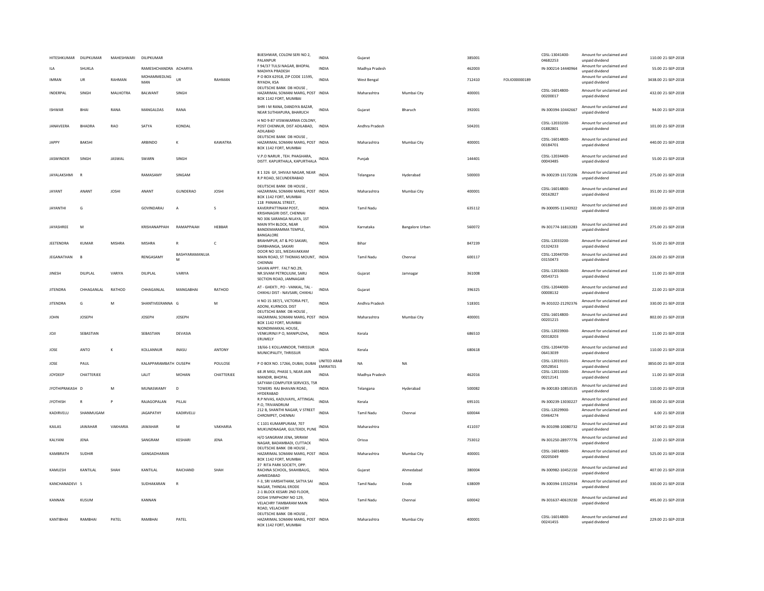| HITESHKUMAR | DILIPKUMAR | MAHESHWARI | DILIPKUMAR | | | BIJESHWAR, COLONI SERI NO 2, PALANPUR | INDIA | Gujarat | | 385001 | | CDSL-13041400-04682253 | Amount for unclaimed and unpaid dividend | 110.00 21-SEP-2018 |
|---|---|---|---|---|---|---|---|---|---|---|---|---|---|---|
| ILA | SHUKLA | | RAMESHCHANDRA | ACHARYA | | F 94/37 TULSI NAGAR, BHOPAL MADHYA PRADESH | INDIA | Madhya Pradesh | | 462003 | | IN-300214-14440964 | Amount for unclaimed and unpaid dividend | 55.00 21-SEP-2018 |
| IMRAN | UR | RAHMAN | MOHAMMEDLNG MAN | UR | RAHMAN | P O BOX 62918, ZIP CODE 11595, RIYADH, KSA | INDIA | West Bengal | | 712410 | FOLIO00000189 | | Amount for unclaimed and unpaid dividend | 3438.00 21-SEP-2018 |
| INDERPAL | SINGH | MALHOTRA | BALWANT | SINGH | | DEUTSCHE BANK DB HOUSE , HAZARIMAL SOMANI MARG, POST BOX 1142 FORT, MUMBAI | INDIA | Maharashtra | Mumbai City | 400001 | | CDSL-16014800-00200017 | Amount for unclaimed and unpaid dividend | 432.00 21-SEP-2018 |
| ISHWAR | BHAI | RANA | MANGALDAS | RANA | | SHRI I M RANA, DANDIYA BAZAR, NEAR SUTHIAPURA, BHARUCH | INDIA | Gujarat | Bharuch | 392001 | | IN-300394-10442667 | Amount for unclaimed and unpaid dividend | 94.00 21-SEP-2018 |
| JANAVEERA | BHADRA | RAO | SATYA | KONDAL | | H NO 9-87 VISWAKARMA COLONY, POST CHENNUR, DIST ADILABAD, ADILABAD | INDIA | Andhra Pradesh | | 504201 | | CDSL-12033200-01882801 | Amount for unclaimed and unpaid dividend | 101.00 21-SEP-2018 |
| JAPPY | BAKSHI | | ARBINDO | K | KAWATRA | DEUTSCHE BANK DB HOUSE , HAZARIMAL SOMANI MARG, POST BOX 1142 FORT, MUMBAI | INDIA | Maharashtra | Mumbai City | 400001 | | CDSL-16014800-00184701 | Amount for unclaimed and unpaid dividend | 440.00 21-SEP-2018 |
| JASWINDER | SINGH | JASWAL | SWARN | SINGH | | V.P.O NARUR , TEH. PHAGHARA, DISTT. KAPURTHALA, KAPURTHALA | INDIA | Punjab | | 144401 | | CDSL-12034400-00043485 | Amount for unclaimed and unpaid dividend | 55.00 21-SEP-2018 |
| JAYALAKSHMI | R | | RAMASAMY | SINGAM | | 8 1 326 GF, SHIVAJI NAGAR, NEAR R.P ROAD, SECUNDERABAD | INDIA | Telangana | Hyderabad | 500003 | | IN-300239-13172206 | Amount for unclaimed and unpaid dividend | 275.00 21-SEP-2018 |
| JAYANT | ANANT | JOSHI | ANANT | GUNDERAO | JOSHI | DEUTSCHE BANK DB HOUSE , HAZARIMAL SOMANI MARG, POST BOX 1142 FORT, MUMBAI | INDIA | Maharashtra | Mumbai City | 400001 | | CDSL-16014800-00162827 | Amount for unclaimed and unpaid dividend | 351.00 21-SEP-2018 |
| JAYANTHI | G | | GOVINDARAJ | A | S | 118 PANAKAL STREET, KAVERIPATTINAM POST, KRISHNAGIRI DIST, CHENNAI | INDIA | Tamil Nadu | | 635112 | | IN-300095-11343922 | Amount for unclaimed and unpaid dividend | 330.00 21-SEP-2018 |
| JAYASHREE | M | | KRISHANAPPAIH | RAMAPPAIAH | HEBBAR | NO 306 SARANGA NILAYA, 1ST MAIN 9TH BLOCK, NEAR BANDEMARAMMA TEMPLE, BANGALORE | INDIA | Karnataka | Bangalore Urban | 560072 | | IN-301774-16813283 | Amount for unclaimed and unpaid dividend | 275.00 21-SEP-2018 |
| JEETENDRA | KUMAR | MISHRA | MISHRA | R | C | BRAHMPUR, AT & PO SAKARI, DARBHANGA, SAKARI | INDIA | Bihar | | 847239 | | CDSL-12033200-01324233 | Amount for unclaimed and unpaid dividend | 55.00 21-SEP-2018 |
| JEGANATHAN | B | | RENGASAMY | BASHYARAMANUJA M | | DOOR NO 101, MEDAVAKKAM MAIN ROAD, ST THOMAS MOUNT, CHENNAI | INDIA | Tamil Nadu | Chennai | 600117 | | CDSL-12044700-03150473 | Amount for unclaimed and unpaid dividend | 226.00 21-SEP-2018 |
| JINESH | DILIPLAL | VARIYA | DILIPLAL | VARIYA | | SAVAN APPT. FALT NO.29, NR.SIVAM PETROLIUM, SARU SECTION ROAD, JAMNAGAR | INDIA | Gujarat | Jamnagar | 361008 | | CDSL-12010600-00543715 | Amount for unclaimed and unpaid dividend | 11.00 21-SEP-2018 |
| JITENDRA | CHHAGANLAL | RATHOD | CHHAGANLAL | MANGABHAI | RATHOD | AT - GHEKTI , PO - VANKAL, TAL - CHIKHLI DIST - NAVSARI, CHIKHLI | INDIA | Gujarat | | 396325 | | CDSL-12044000-00008132 | Amount for unclaimed and unpaid dividend | 22.00 21-SEP-2018 |
| JITENDRA | G | M | SHANTIVEERANNA | G | M | H NO 15 387/1, VICTORIA PET, ADONI, KURNOOL DIST | INDIA | Andhra Pradesh | | 518301 | | IN-301022-21292376 | Amount for unclaimed and unpaid dividend | 330.00 21-SEP-2018 |
| JOHN | JOSEPH | | JOSEPH | JOSEPH | | DEUTSCHE BANK DB HOUSE , HAZARIMAL SOMANI MARG, POST BOX 1142 FORT, MUMBAI | INDIA | Maharashtra | Mumbai City | 400001 | | CDSL-16014800-00201215 | Amount for unclaimed and unpaid dividend | 802.00 21-SEP-2018 |
| JOJI | SEBASTIAN | | SEBASTIAN | DEVASIA | | NJONDIMAKKAL HOUSE, VENKURINJI P O, MANIPUZHA, ERUMELY | INDIA | Kerala | | 686510 | | CDSL-12023900-00318203 | Amount for unclaimed and unpaid dividend | 11.00 21-SEP-2018 |
| JOSE | ANTO | K | KOLLANNUR | INASU | ANTONY | 18/66-1 KOLLANNOOR, THRISSUR MUNICIPALITY, THRISSUR | INDIA | Kerala | | 680618 | | CDSL-12044700-06413039 | Amount for unclaimed and unpaid dividend | 110.00 21-SEP-2018 |
| JOSE | PAUL | | KALAPPARAMBATH | OUSEPH | POULOSE | P O BOX NO. 17266, DUBAI, DUBAI | UNITED ARAB EMIRATES | NA | NA | | | CDSL-12019101-00528561 | Amount for unclaimed and unpaid dividend | 3850.00 21-SEP-2018 |
| JOYDEEP | CHATTERJEE | | LALIT | MOHAN | CHATTERJEE | 68 JR MIGI, PHASE 5, NEAR JAIN MANDIR, BHOPAL | INDIA | Madhya Pradesh | | 462016 | | CDSL-12013300-00212141 | Amount for unclaimed and unpaid dividend | 11.00 21-SEP-2018 |
| JYOTHIPRAKASH | D | M | MUNASWAMY | D | | SATYAM COMPUTER SERVICES, TSR TOWERS RAJ BHAVAN ROAD, HYDERABAD | INDIA | Telangana | Hyderabad | 500082 | | IN-300183-10853535 | Amount for unclaimed and unpaid dividend | 110.00 21-SEP-2018 |
| JYOTHISH | R | P | RAJAGOPALAN | PILLAI | | R.P NIVAS, KADUVAYIL, ATTINGAL P.O, TRIVANDRUM | INDIA | Kerala | | 695101 | | IN-300239-13030227 | Amount for unclaimed and unpaid dividend | 330.00 21-SEP-2018 |
| KADIRVELU | SHANMUGAM | | JAGAPATHY | KADIRVELU | | 212 B, SHANTHI NAGAR, V STREET CHROMPET, CHENNAI | INDIA | Tamil Nadu | Chennai | 600044 | | CDSL-12029900-03464274 | Amount for unclaimed and unpaid dividend | 6.00 21-SEP-2018 |
| KAILAS | JAWAHAR | VAKHARIA | JAWAHAR | M | VAKHARIA | C 1101 KUMARPURAM, 707 MUKUNDNAGAR, GULTEKDI, PUNE | INDIA | Maharashtra | | 411037 | | IN-301098-10080732 | Amount for unclaimed and unpaid dividend | 347.00 21-SEP-2018 |
| KALYANI | JENA | | SANGRAM | KESHARI | JENA | H/O SANGRAM JENA, SRIRAM NAGAR, BADAMBADI, CUTTACK | INDIA | Orissa | | 753012 | | IN-301250-28977776 | Amount for unclaimed and unpaid dividend | 22.00 21-SEP-2018 |
| KAMBRATH | SUDHIR | | GANGADHARAN | | | DEUTSCHE BANK DB HOUSE , HAZARIMAL SOMANI MARG, POST BOX 1142 FORT, MUMBAI | INDIA | Maharashtra | Mumbai City | 400001 | | CDSL-16014800-00205049 | Amount for unclaimed and unpaid dividend | 525.00 21-SEP-2018 |
| KAMLESH | KANTILAL | SHAH | KANTILAL | RAICHAND | SHAH | 27 RITA PARK SOCIETY, OPP. RACHNA SCHOOL, SHAHIBAUG, AHMEDABAD | INDIA | Gujarat | Ahmedabad | 380004 | | IN-300982-10452150 | Amount for unclaimed and unpaid dividend | 407.00 21-SEP-2018 |
| KANCHANADEVI | S | | SUDHAKARAN | R | | F-3, SRI VARSHITHAM, SATYA SAI NAGAR, THINDAL ERODE | INDIA | Tamil Nadu | Erode | 638009 | | IN-300394-13552934 | Amount for unclaimed and unpaid dividend | 330.00 21-SEP-2018 |
| KANNAN | KUSUM | | KANNAN | | | 2-1 BLOCK KESARI 2ND FLOOR, DOSHI SYMPHONY NO 129, VELACHRY TAMBARAM MAIN ROAD, VELACHERY | INDIA | Tamil Nadu | Chennai | 600042 | | IN-301637-40619230 | Amount for unclaimed and unpaid dividend | 495.00 21-SEP-2018 |
| KANTIBHAI | RAMBHAI | PATEL | RAMBHAI | PATEL | | DEUTSCHE BANK DB HOUSE , HAZARIMAL SOMANI MARG, POST BOX 1142 FORT, MUMBAI | INDIA | Maharashtra | Mumbai City | 400001 | | CDSL-16014800-00241455 | Amount for unclaimed and unpaid dividend | 229.00 21-SEP-2018 |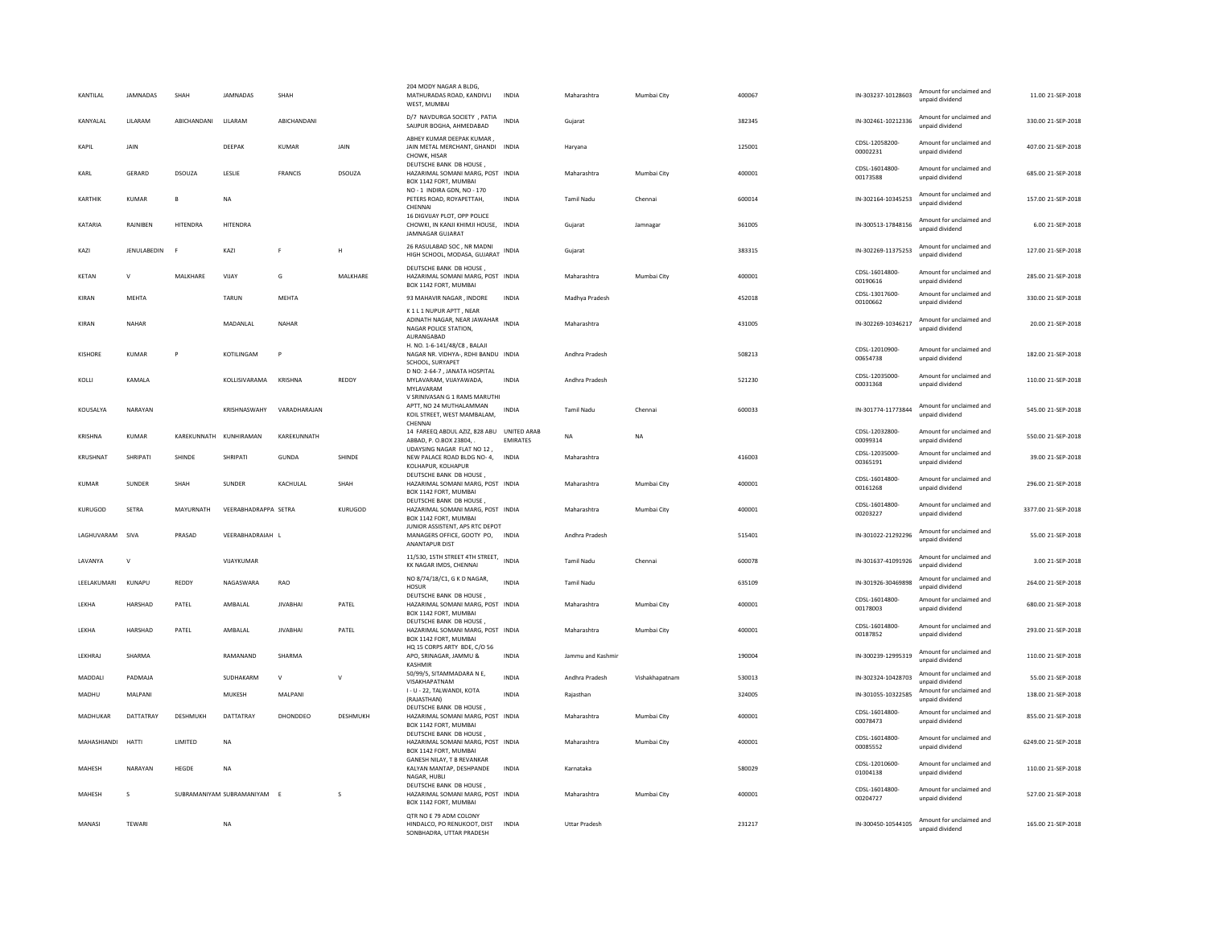| | | | | | | | | | | | | | | |
|---|---|---|---|---|---|---|---|---|---|---|---|---|---|---|
| KANTILAL | JAMNADAS | SHAH | JAMNADAS | SHAH | | 204 MODY NAGAR A BLDG, MATHURADAS ROAD, KANDIVLI WEST, MUMBAI | INDIA | Maharashtra | Mumbai City | 400067 | IN-303237-10128603 | Amount for unclaimed and unpaid dividend | 11.00 | 21-SEP-2018 |
| KANYALAL | LILARAM | ABICHANDANI | LILARAM | ABICHANDANI | | D/7 NAVDURGA SOCIETY , PATIA SAIJPUR BOGHA, AHMEDABAD | INDIA | Gujarat | | 382345 | IN-302461-10212336 | Amount for unclaimed and unpaid dividend | 330.00 | 21-SEP-2018 |
| KAPIL | JAIN | | DEEPAK | KUMAR | JAIN | ABHEY KUMAR DEEPAK KUMAR , JAIN METAL MERCHANT, GHANDI CHOWK, HISAR | INDIA | Haryana | | 125001 | CDSL-12058200-00002231 | Amount for unclaimed and unpaid dividend | 407.00 | 21-SEP-2018 |
| KARL | GERARD | DSOUZA | LESLIE | FRANCIS | DSOUZA | DEUTSCHE BANK DB HOUSE , HAZARIMAL SOMANI MARG, POST BOX 1142 FORT, MUMBAI | INDIA | Maharashtra | Mumbai City | 400001 | CDSL-16014800-00173588 | Amount for unclaimed and unpaid dividend | 685.00 | 21-SEP-2018 |
| KARTHIK | KUMAR | B | NA | | | NO - 1 INDIRA GDN, NO - 170 PETERS ROAD, ROYAPETTAH, CHENNAI | INDIA | Tamil Nadu | Chennai | 600014 | IN-302164-10345253 | Amount for unclaimed and unpaid dividend | 157.00 | 21-SEP-2018 |
| KATARIA | RAJNIBEN | HITENDRA | HITENDRA | | | 16 DIGVIJAY PLOT, OPP POLICE CHOWKI, IN KANJI KHIMJI HOUSE, JAMNAGAR GUJARAT | INDIA | Gujarat | Jamnagar | 361005 | IN-300513-17848156 | Amount for unclaimed and unpaid dividend | 6.00 | 21-SEP-2018 |
| KAZI | JENULABEDIN | F | KAZI | F | H | 26 RASULABAD SOC , NR MADNI HIGH SCHOOL, MODASA, GUJARAT | INDIA | Gujarat | | 383315 | IN-302269-11375253 | Amount for unclaimed and unpaid dividend | 127.00 | 21-SEP-2018 |
| KETAN | V | MALKHARE | VIJAY | G | MALKHARE | DEUTSCHE BANK DB HOUSE , HAZARIMAL SOMANI MARG, POST BOX 1142 FORT, MUMBAI | INDIA | Maharashtra | Mumbai City | 400001 | CDSL-16014800-00190616 | Amount for unclaimed and unpaid dividend | 285.00 | 21-SEP-2018 |
| KIRAN | MEHTA | | TARUN | MEHTA | | 93 MAHAVIR NAGAR , INDORE | INDIA | Madhya Pradesh | | 452018 | CDSL-13017600-00100662 | Amount for unclaimed and unpaid dividend | 330.00 | 21-SEP-2018 |
| KIRAN | NAHAR | | MADANLAL | NAHAR | | K 1 L 1 NUPUR APTT , NEAR ADINATH NAGAR, NEAR JAWAHAR NAGAR POLICE STATION, AURANGABAD | INDIA | Maharashtra | | 431005 | IN-302269-10346217 | Amount for unclaimed and unpaid dividend | 20.00 | 21-SEP-2018 |
| KISHORE | KUMAR | P | KOTILINGAM | P | | H. NO. 1-6-141/48/C8 , BALAJI NAGAR NR. VIDHYA-, RDHI BANDU SCHOOL, SURYAPET | INDIA | Andhra Pradesh | | 508213 | CDSL-12010900-00654738 | Amount for unclaimed and unpaid dividend | 182.00 | 21-SEP-2018 |
| KOLLI | KAMALA | | KOLLISIVARAMA | KRISHNA | REDDY | D NO: 2-64-7 , JANATA HOSPITAL MYLAVARAM, VIJAYAWADA, MYLAVARAM | INDIA | Andhra Pradesh | | 521230 | CDSL-12035000-00031368 | Amount for unclaimed and unpaid dividend | 110.00 | 21-SEP-2018 |
| KOUSALYA | NARAYAN | | KRISHNASWAHY | VARADHARAJAN | | V SRINIVASAN G 1 RAMS MARUTHI APTT, NO 24 MUTHALAMMAN KOIL STREET, WEST MAMBALAM, CHENNAI | INDIA | Tamil Nadu | Chennai | 600033 | IN-301774-11773844 | Amount for unclaimed and unpaid dividend | 545.00 | 21-SEP-2018 |
| KRISHNA | KUMAR | KAREKUNNATH | KUNHIRAMAN | KAREKUNNATH | | 14 FAREEQ ABDUL AZIZ, 828 ABU ABBAD, P. O.BOX 23804, . | UNITED ARAB EMIRATES | NA | NA | | CDSL-12032800-00099314 | Amount for unclaimed and unpaid dividend | 550.00 | 21-SEP-2018 |
| KRUSHNAT | SHRIPATI | SHINDE | SHRIPATI | GUNDA | SHINDE | UDAYSING NAGAR FLAT NO 12 , NEW PALACE ROAD BLDG NO- 4, KOLHAPUR, KOLHAPUR | INDIA | Maharashtra | | 416003 | CDSL-12035000-00365191 | Amount for unclaimed and unpaid dividend | 39.00 | 21-SEP-2018 |
| KUMAR | SUNDER | SHAH | SUNDER | KACHULAL | SHAH | DEUTSCHE BANK DB HOUSE , HAZARIMAL SOMANI MARG, POST BOX 1142 FORT, MUMBAI | INDIA | Maharashtra | Mumbai City | 400001 | CDSL-16014800-00161268 | Amount for unclaimed and unpaid dividend | 296.00 | 21-SEP-2018 |
| KURUGOD | SETRA | MAYURNATH | VEERABHADRAPPA | SETRA | KURUGOD | DEUTSCHE BANK DB HOUSE , HAZARIMAL SOMANI MARG, POST BOX 1142 FORT, MUMBAI | INDIA | Maharashtra | Mumbai City | 400001 | CDSL-16014800-00203227 | Amount for unclaimed and unpaid dividend | 3377.00 | 21-SEP-2018 |
| LAGHUVARAM | SIVA | PRASAD | VEERABHADRAIAH | L | | JUNIOR ASSISTENT, APS RTC DEPOT MANAGERS OFFICE, GOOTY PO, ANANTAPUR DIST | INDIA | Andhra Pradesh | | 515401 | IN-301022-21292296 | Amount for unclaimed and unpaid dividend | 55.00 | 21-SEP-2018 |
| LAVANYA | V | | VIJAYKUMAR | | | 11/530, 15TH STREET 4TH STREET, KK NAGAR IMDS, CHENNAI | INDIA | Tamil Nadu | Chennai | 600078 | IN-301637-41091926 | Amount for unclaimed and unpaid dividend | 3.00 | 21-SEP-2018 |
| LEELAKUMARI | KUNAPU | REDDY | NAGASWARA | RAO | | NO 8/74/18/C1, G K D NAGAR, HOSUR | INDIA | Tamil Nadu | | 635109 | IN-301926-30469898 | Amount for unclaimed and unpaid dividend | 264.00 | 21-SEP-2018 |
| LEKHA | HARSHAD | PATEL | AMBALAL | JIVABHAI | PATEL | DEUTSCHE BANK DB HOUSE , HAZARIMAL SOMANI MARG, POST BOX 1142 FORT, MUMBAI | INDIA | Maharashtra | Mumbai City | 400001 | CDSL-16014800-00178003 | Amount for unclaimed and unpaid dividend | 680.00 | 21-SEP-2018 |
| LEKHA | HARSHAD | PATEL | AMBALAL | JIVABHAI | PATEL | DEUTSCHE BANK DB HOUSE , HAZARIMAL SOMANI MARG, POST BOX 1142 FORT, MUMBAI | INDIA | Maharashtra | Mumbai City | 400001 | CDSL-16014800-00187852 | Amount for unclaimed and unpaid dividend | 293.00 | 21-SEP-2018 |
| LEKHRAJ | SHARMA | | RAMANAND | SHARMA | | HQ 15 CORPS ARTY BDE, C/O 56 APO, SRINAGAR, JAMMU & KASHMIR | INDIA | Jammu and Kashmir | | 190004 | IN-300239-12995319 | Amount for unclaimed and unpaid dividend | 110.00 | 21-SEP-2018 |
| MADDALI | PADMAJA | | SUDHAKARM | V | V | 50/99/5, SITAMMADARA N E, VISAKHAPATNAM | INDIA | Andhra Pradesh | Vishakhapatnam | 530013 | IN-302324-10428703 | Amount for unclaimed and unpaid dividend | 55.00 | 21-SEP-2018 |
| MADHU | MALPANI | | MUKESH | MALPANI | | I - U - 22, TALWANDI, KOTA (RAJASTHAN) | INDIA | Rajasthan | | 324005 | IN-301055-10322585 | Amount for unclaimed and unpaid dividend | 138.00 | 21-SEP-2018 |
| MADHUKAR | DATTATRAY | DESHMUKH | DATTATRAY | DHONDDEO | DESHMUKH | DEUTSCHE BANK DB HOUSE , HAZARIMAL SOMANI MARG, POST BOX 1142 FORT, MUMBAI | INDIA | Maharashtra | Mumbai City | 400001 | CDSL-16014800-00078473 | Amount for unclaimed and unpaid dividend | 855.00 | 21-SEP-2018 |
| MAHASHIANDI | HATTI | LIMITED | NA | | | DEUTSCHE BANK DB HOUSE , HAZARIMAL SOMANI MARG, POST BOX 1142 FORT, MUMBAI | INDIA | Maharashtra | Mumbai City | 400001 | CDSL-16014800-00085552 | Amount for unclaimed and unpaid dividend | 6249.00 | 21-SEP-2018 |
| MAHESH | NARAYAN | HEGDE | NA | | | GANESH NILAY, T B REVANKAR KALYAN MANTAP, DESHPANDE NAGAR, HUBLI | INDIA | Karnataka | | 580029 | CDSL-12010600-01004138 | Amount for unclaimed and unpaid dividend | 110.00 | 21-SEP-2018 |
| MAHESH | S | SUBRAMANIYAM | SUBRAMANIYAM | E | S | DEUTSCHE BANK DB HOUSE , HAZARIMAL SOMANI MARG, POST BOX 1142 FORT, MUMBAI | INDIA | Maharashtra | Mumbai City | 400001 | CDSL-16014800-00204727 | Amount for unclaimed and unpaid dividend | 527.00 | 21-SEP-2018 |
| MANASI | TEWARI | | NA | | | QTR NO E 79 ADM COLONY HINDALCO, PO RENUKOOT, DIST SONBHADRA, UTTAR PRADESH | INDIA | Uttar Pradesh | | 231217 | IN-300450-10544105 | Amount for unclaimed and unpaid dividend | 165.00 | 21-SEP-2018 |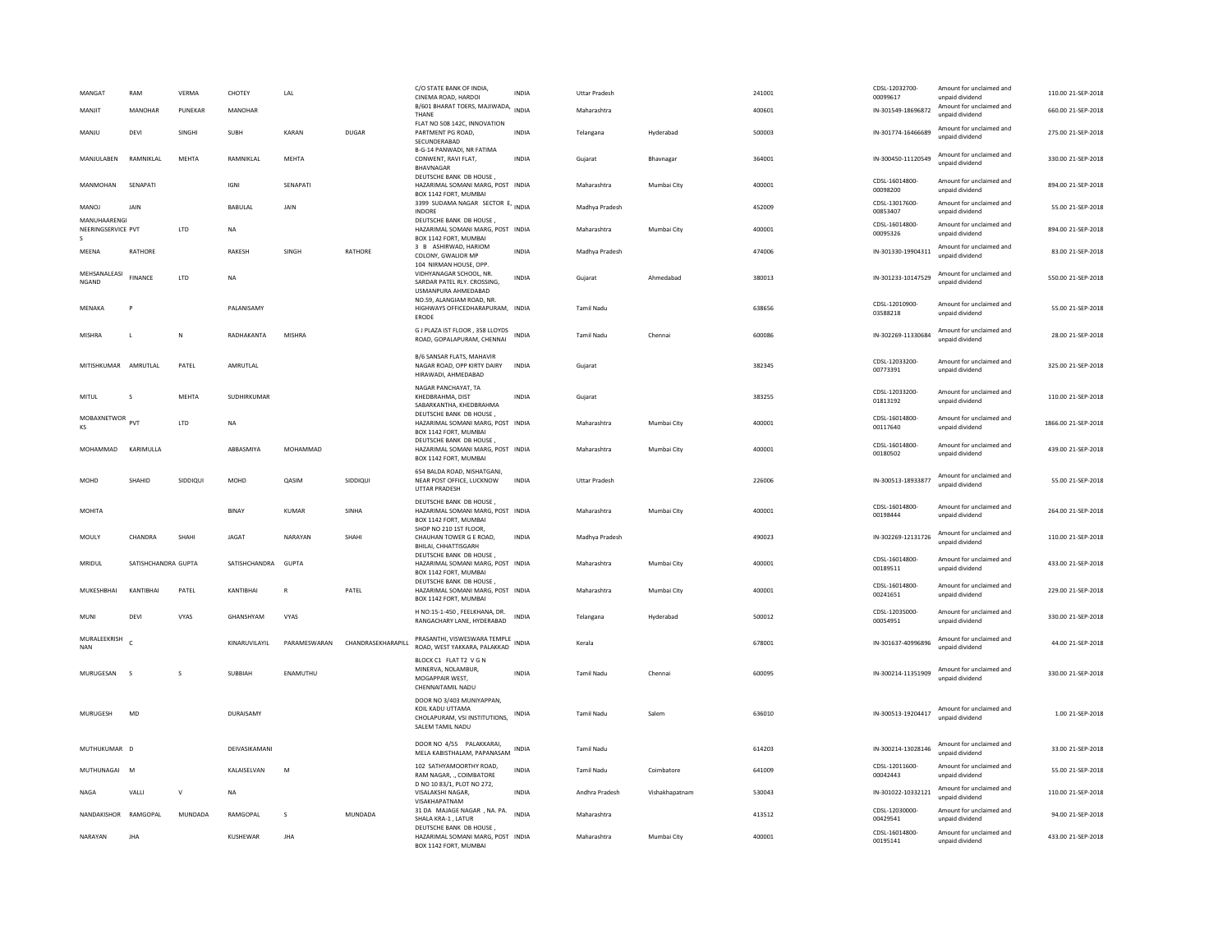| MANGAT | RAM | VERMA | CHOTEY | LAL | | C/O STATE BANK OF INDIA, CINEMA ROAD, HARDOI | INDIA | Uttar Pradesh | | 241001 | CDSL-12032700-00099617 | Amount for unclaimed and unpaid dividend | 110.00 | 21-SEP-2018 |
|---|---|---|---|---|---|---|---|---|---|---|---|---|---|---|
| MANJIT | MANOHAR | PUNEKAR | MANOHAR | | | B/601 BHARAT TOERS, MAJIWADA, THANE | INDIA | Maharashtra | | 400601 | IN-301549-18696872 | Amount for unclaimed and unpaid dividend | 660.00 | 21-SEP-2018 |
| MANJU | DEVI | SINGHI | SUBH | KARAN | DUGAR | FLAT NO 508 142C, INNOVATION PARTMENT PG ROAD, SECUNDERABAD | INDIA | Telangana | Hyderabad | 500003 | IN-301774-16466689 | Amount for unclaimed and unpaid dividend | 275.00 | 21-SEP-2018 |
| MANJULABEN | RAMNIKLAL | MEHTA | RAMNIKLAL | MEHTA | | B-G-14 PANWADI, NR FATIMA CONWENT, RAVI FLAT, BHAVNAGAR | INDIA | Gujarat | Bhavnagar | 364001 | IN-300450-11120549 | Amount for unclaimed and unpaid dividend | 330.00 | 21-SEP-2018 |
| MANMOHAN | SENAPATI | | IGNI | SENAPATI | | DEUTSCHE BANK DB HOUSE , HAZARIMAL SOMANI MARG, POST BOX 1142 FORT, MUMBAI | INDIA | Maharashtra | Mumbai City | 400001 | CDSL-16014800-00098200 | Amount for unclaimed and unpaid dividend | 894.00 | 21-SEP-2018 |
| MANOJ | JAIN | | BABULAL | JAIN | | 3399 SUDAMA NAGAR SECTOR E, INDORE | INDIA | Madhya Pradesh | | 452009 | CDSL-13017600-00853407 | Amount for unclaimed and unpaid dividend | 55.00 | 21-SEP-2018 |
| MANUHAARENGINEERINGSERVICE PVT S | | LTD | NA | | | DEUTSCHE BANK DB HOUSE , HAZARIMAL SOMANI MARG, POST BOX 1142 FORT, MUMBAI | INDIA | Maharashtra | Mumbai City | 400001 | CDSL-16014800-00095326 | Amount for unclaimed and unpaid dividend | 894.00 | 21-SEP-2018 |
| MEENA | RATHORE | | RAKESH | SINGH | RATHORE | 3 B ASHIRWAD, HARIOM COLONY, GWALIOR MP | INDIA | Madhya Pradesh | | 474006 | IN-301330-19904311 | Amount for unclaimed and unpaid dividend | 83.00 | 21-SEP-2018 |
| MEHSANALEASINGAND | FINANCE | LTD | NA | | | 104 NIRMAN HOUSE, OPP. VIDHYANAGAR SCHOOL, NR. SARDAR PATEL RLY. CROSSING, USMANPURA AHMEDABAD | INDIA | Gujarat | Ahmedabad | 380013 | IN-301233-10147529 | Amount for unclaimed and unpaid dividend | 550.00 | 21-SEP-2018 |
| MENAKA | P | | PALANISAMY | | | NO.59, ALANGIAM ROAD, NR. HIGHWAYS OFFICEDHARAPURAM, ERODE | INDIA | Tamil Nadu | | 638656 | CDSL-12010900-03588218 | Amount for unclaimed and unpaid dividend | 55.00 | 21-SEP-2018 |
| MISHRA | L | N | RADHAKANTA | MISHRA | | G J PLAZA IST FLOOR , 358 LLOYDS ROAD, GOPALAPURAM, CHENNAI | INDIA | Tamil Nadu | Chennai | 600086 | IN-302269-11330684 | Amount for unclaimed and unpaid dividend | 28.00 | 21-SEP-2018 |
| MITISHKUMAR | AMRUTLAL | PATEL | AMRUTLAL | | | B/6 SANSAR FLATS, MAHAVIR NAGAR ROAD, OPP KIRTY DAIRY HIRAWADI, AHMEDABAD | INDIA | Gujarat | | 382345 | CDSL-12033200-00773391 | Amount for unclaimed and unpaid dividend | 325.00 | 21-SEP-2018 |
| MITUL | S | MEHTA | SUDHIRKUMAR | | | NAGAR PANCHAYAT, TA KHEDBRAHMA, DIST SABARKANTHA, KHEDBRAHMA | INDIA | Gujarat | | 383255 | CDSL-12033200-01813192 | Amount for unclaimed and unpaid dividend | 110.00 | 21-SEP-2018 |
| MOBAXNETWORKS | PVT | LTD | NA | | | DEUTSCHE BANK DB HOUSE , HAZARIMAL SOMANI MARG, POST BOX 1142 FORT, MUMBAI | INDIA | Maharashtra | Mumbai City | 400001 | CDSL-16014800-00117640 | Amount for unclaimed and unpaid dividend | 1866.00 | 21-SEP-2018 |
| MOHAMMAD | KARIMULLA | | ABBASMIYA | MOHAMMAD | | DEUTSCHE BANK DB HOUSE , HAZARIMAL SOMANI MARG, POST BOX 1142 FORT, MUMBAI | INDIA | Maharashtra | Mumbai City | 400001 | CDSL-16014800-00180502 | Amount for unclaimed and unpaid dividend | 439.00 | 21-SEP-2018 |
| MOHD | SHAHID | SIDDIQUI | MOHD | QASIM | SIDDIQUI | 654 BALDA ROAD, NISHATGANJ, NEAR POST OFFICE, LUCKNOW UTTAR PRADESH | INDIA | Uttar Pradesh | | 226006 | IN-300513-18933877 | Amount for unclaimed and unpaid dividend | 55.00 | 21-SEP-2018 |
| MOHITA | | | BINAY | KUMAR | SINHA | DEUTSCHE BANK DB HOUSE , HAZARIMAL SOMANI MARG, POST BOX 1142 FORT, MUMBAI | INDIA | Maharashtra | Mumbai City | 400001 | CDSL-16014800-00198444 | Amount for unclaimed and unpaid dividend | 264.00 | 21-SEP-2018 |
| MOULY | CHANDRA | SHAHI | JAGAT | NARAYAN | SHAHI | SHOP NO 210 1ST FLOOR, CHAUHAN TOWER G E ROAD, BHILAI, CHHATTISGARH | INDIA | Madhya Pradesh | | 490023 | IN-302269-12131726 | Amount for unclaimed and unpaid dividend | 110.00 | 21-SEP-2018 |
| MRIDUL | SATISHCHANDRA | GUPTA | SATISHCHANDRA | GUPTA | | DEUTSCHE BANK DB HOUSE , HAZARIMAL SOMANI MARG, POST BOX 1142 FORT, MUMBAI | INDIA | Maharashtra | Mumbai City | 400001 | CDSL-16014800-00189511 | Amount for unclaimed and unpaid dividend | 433.00 | 21-SEP-2018 |
| MUKESHBHAI | KANTIBHAI | PATEL | KANTIBHAI | R | PATEL | DEUTSCHE BANK DB HOUSE , HAZARIMAL SOMANI MARG, POST BOX 1142 FORT, MUMBAI | INDIA | Maharashtra | Mumbai City | 400001 | CDSL-16014800-00241651 | Amount for unclaimed and unpaid dividend | 229.00 | 21-SEP-2018 |
| MUNI | DEVI | VYAS | GHANSHYAM | VYAS | | H NO:15-1-450 , FEELKHANA, DR. RANGACHARY LANE, HYDERABAD | INDIA | Telangana | Hyderabad | 500012 | CDSL-12035000-00054951 | Amount for unclaimed and unpaid dividend | 330.00 | 21-SEP-2018 |
| MURALEEKRISHNAN | C | | KINARUVILAYIL | PARAMESWARAN | CHANDRASEKHARAPILL | PRASANTHI, VISWESWARA TEMPLE ROAD, WEST YAKKARA, PALAKKAD | INDIA | Kerala | | 678001 | IN-301637-40996896 | Amount for unclaimed and unpaid dividend | 44.00 | 21-SEP-2018 |
| MURUGESAN | S | S | SUBBIAH | ENAMUTHU | | BLOCK C1 FLAT T2 V G N MINERVA, NOLAMBUR, MOGAPPAIR WEST, CHENNAITAMIL NADU | INDIA | Tamil Nadu | Chennai | 600095 | IN-300214-11351909 | Amount for unclaimed and unpaid dividend | 330.00 | 21-SEP-2018 |
| MURUGESH | MD | | DURAISAMY | | | DOOR NO 3/403 MUNIYAPPAN, KOIL KADU UTTAMA CHOLAPURAM, VSI INSTITUTIONS, SALEM TAMIL NADU | INDIA | Tamil Nadu | Salem | 636010 | IN-300513-19204417 | Amount for unclaimed and unpaid dividend | 1.00 | 21-SEP-2018 |
| MUTHUKUMAR | D | | DEIVASIKAMANI | | | DOOR NO 4/55 PALAKKARAI, MELA KABISTHALAM, PAPANASAM | INDIA | Tamil Nadu | | 614203 | IN-300214-13028146 | Amount for unclaimed and unpaid dividend | 33.00 | 21-SEP-2018 |
| MUTHUNAGAI | M | | KALAISELVAN | M | | 102 SATHYAMOORTHY ROAD, RAM NAGAR, ., COIMBATORE | INDIA | Tamil Nadu | Coimbatore | 641009 | CDSL-12011600-00042443 | Amount for unclaimed and unpaid dividend | 55.00 | 21-SEP-2018 |
| NAGA | VALLI | V | NA | | | D NO 10 83/1, PLOT NO 272, VISALAKSHI NAGAR, VISAKHAPATNAM | INDIA | Andhra Pradesh | Vishakhapatnam | 530043 | IN-301022-10332121 | Amount for unclaimed and unpaid dividend | 110.00 | 21-SEP-2018 |
| NANDAKISHOR | RAMGOPAL | MUNDADA | RAMGOPAL | S | MUNDADA | 31 DA MAJAGE NAGAR , NA. PA. SHALA KRA-1 , LATUR | INDIA | Maharashtra | | 413512 | CDSL-12030000-00429541 | Amount for unclaimed and unpaid dividend | 94.00 | 21-SEP-2018 |
| NARAYAN | JHA | | KUSHEWAR | JHA | | DEUTSCHE BANK DB HOUSE , HAZARIMAL SOMANI MARG, POST BOX 1142 FORT, MUMBAI | INDIA | Maharashtra | Mumbai City | 400001 | CDSL-16014800-00195141 | Amount for unclaimed and unpaid dividend | 433.00 | 21-SEP-2018 |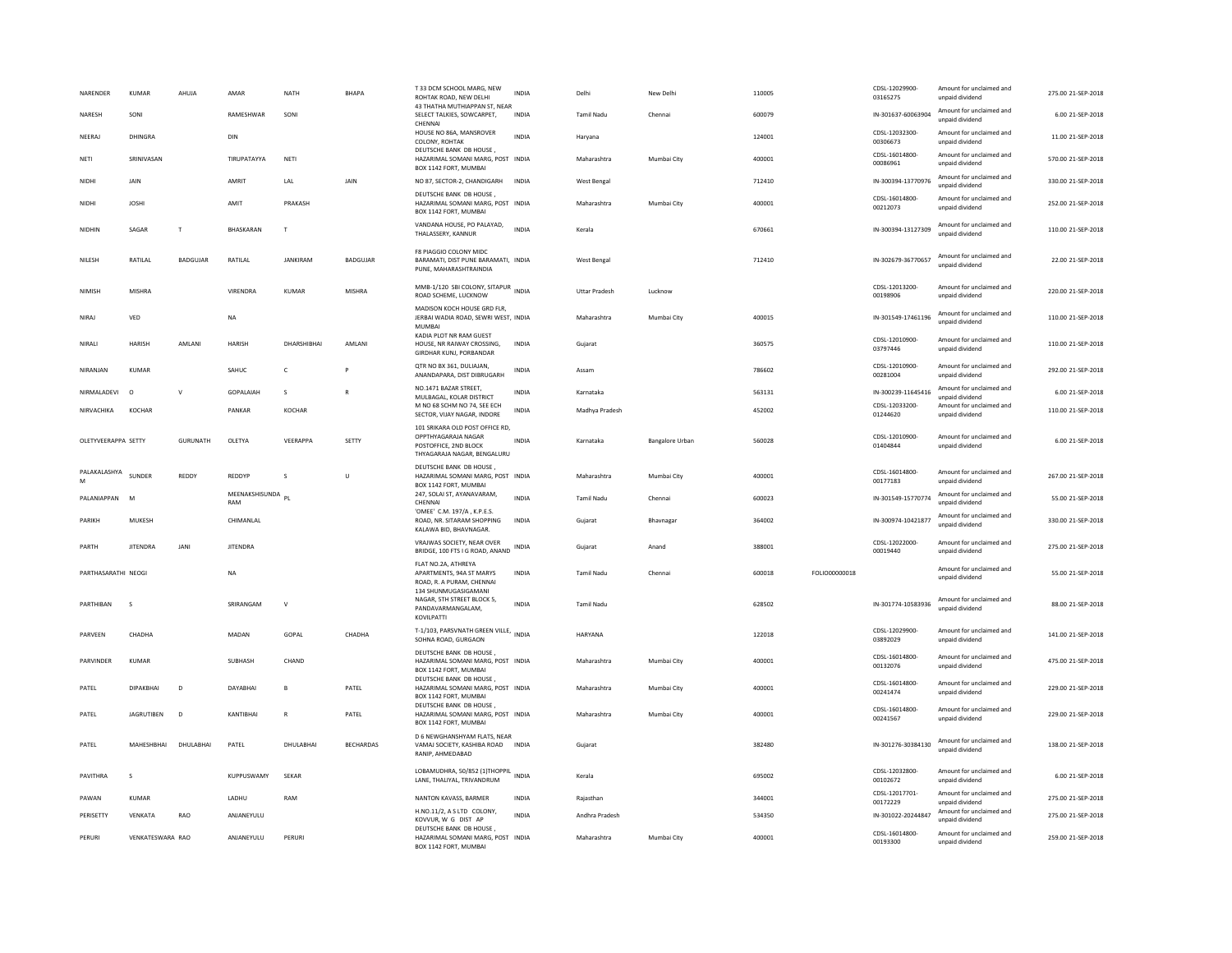| NARENDER | KUMAR | AHUJA | AMAR | NATH | BHAPA | T 33 DCM SCHOOL MARG, NEW ROHTAK ROAD, NEW DELHI | INDIA | Delhi | New Delhi | 110005 | | CDSL-12029900-03165275 | Amount for unclaimed and unpaid dividend | 275.00 21-SEP-2018 |
|---|---|---|---|---|---|---|---|---|---|---|---|---|---|---|
| NARESH | SONI | | RAMESHWAR | SONI | | 43 THATHA MUTHIAPPAN ST, NEAR SELECT TALKIES, SOWCARPET, CHENNAI | INDIA | Tamil Nadu | Chennai | 600079 | | IN-301637-60063904 | Amount for unclaimed and unpaid dividend | 6.00 21-SEP-2018 |
| NEERAJ | DHINGRA | | DIN | | | HOUSE NO 86A, MANSROVER COLONY, ROHTAK | INDIA | Haryana | | 124001 | | CDSL-12032300-00306673 | Amount for unclaimed and unpaid dividend | 11.00 21-SEP-2018 |
| NETI | SRINIVASAN | | TIRUPATAYYA | NETI | | DEUTSCHE BANK DB HOUSE , HAZARIMAL SOMANI MARG, POST BOX 1142 FORT, MUMBAI | INDIA | Maharashtra | Mumbai City | 400001 | | CDSL-16014800-00086961 | Amount for unclaimed and unpaid dividend | 570.00 21-SEP-2018 |
| NIDHI | JAIN | | AMRIT | LAL | JAIN | NO 87, SECTOR-2, CHANDIGARH | INDIA | West Bengal | | 712410 | | IN-300394-13770976 | Amount for unclaimed and unpaid dividend | 330.00 21-SEP-2018 |
| NIDHI | JOSHI | | AMIT | PRAKASH | | DEUTSCHE BANK DB HOUSE , HAZARIMAL SOMANI MARG, POST BOX 1142 FORT, MUMBAI | INDIA | Maharashtra | Mumbai City | 400001 | | CDSL-16014800-00212073 | Amount for unclaimed and unpaid dividend | 252.00 21-SEP-2018 |
| NIDHIN | SAGAR | T | BHASKARAN | T | | VANDANA HOUSE, PO PALAYAD, THALASSERY, KANNUR | INDIA | Kerala | | 670661 | | IN-300394-13127309 | Amount for unclaimed and unpaid dividend | 110.00 21-SEP-2018 |
| NILESH | RATILAL | BADGUJAR | RATILAL | JANKIRAM | BADGUJAR | F8 PIAGGIO COLONY MIDC BARAMATI, DIST PUNE BARAMATI, PUNE, MAHARASHTRAINDIA | INDIA | West Bengal | | 712410 | | IN-302679-36770657 | Amount for unclaimed and unpaid dividend | 22.00 21-SEP-2018 |
| NIMISH | MISHRA | | VIRENDRA | KUMAR | MISHRA | MMB-1/120 SBI COLONY, SITAPUR ROAD SCHEME, LUCKNOW | INDIA | Uttar Pradesh | Lucknow | | | CDSL-12013200-00198906 | Amount for unclaimed and unpaid dividend | 220.00 21-SEP-2018 |
| NIRAJ | VED | | NA | | | MADISON KOCH HOUSE GRD FLR, JERBAI WADIA ROAD, SEWRI WEST, MUMBAI | INDIA | Maharashtra | Mumbai City | 400015 | | IN-301549-17461196 | Amount for unclaimed and unpaid dividend | 110.00 21-SEP-2018 |
| NIRALI | HARISH | AMLANI | HARISH | DHARSHIBHAI | AMLANI | KADIA PLOT NR RAM GUEST HOUSE, NR RAIWAY CROSSING, GIRDHAR KUNJ, PORBANDAR | INDIA | Gujarat | | 360575 | | CDSL-12010900-03797446 | Amount for unclaimed and unpaid dividend | 110.00 21-SEP-2018 |
| NIRANJAN | KUMAR | | SAHUC | C | P | QTR NO BX 361, DULIAJAN, ANANDAPARA, DIST DIBRUGARH | INDIA | Assam | | 786602 | | CDSL-12010900-00281004 | Amount for unclaimed and unpaid dividend | 292.00 21-SEP-2018 |
| NIRMALADEVI | O | V | GOPALAIAH | S | R | NO.1471 BAZAR STREET, MULBAGAL, KOLAR DISTRICT | INDIA | Karnataka | | 563131 | | IN-300239-11645416 | Amount for unclaimed and unpaid dividend | 6.00 21-SEP-2018 |
| NIRVACHIKA | KOCHAR | | PANKAR | KOCHAR | | M NO 68 SCHM NO 74, SEE ECH SECTOR, VIJAY NAGAR, INDORE | INDIA | Madhya Pradesh | | 452002 | | CDSL-12033200-01244620 | Amount for unclaimed and unpaid dividend | 110.00 21-SEP-2018 |
| OLETYVEERAPPA | SETTY | GURUNATH | OLETYA | VEERAPPA | SETTY | 101 SRIKARA OLD POST OFFICE RD, OPPTHYAGARAJA NAGAR POSTOFFICE, 2ND BLOCK THYAGARAJA NAGAR, BENGALURU | INDIA | Karnataka | Bangalore Urban | 560028 | | CDSL-12010900-01404844 | Amount for unclaimed and unpaid dividend | 6.00 21-SEP-2018 |
| PALAKALASHYAM | SUNDER | REDDY | REDDYP | S | U | DEUTSCHE BANK DB HOUSE , HAZARIMAL SOMANI MARG, POST BOX 1142 FORT, MUMBAI | INDIA | Maharashtra | Mumbai City | 400001 | | CDSL-16014800-00177183 | Amount for unclaimed and unpaid dividend | 267.00 21-SEP-2018 |
| PALANIAPPAN | M | | MEENAKSHISUNDARAM | PL | | 247, SOLAI ST, AYANAVARAM, CHENNAI | INDIA | Tamil Nadu | Chennai | 600023 | | IN-301549-15770774 | Amount for unclaimed and unpaid dividend | 55.00 21-SEP-2018 |
| PARIKH | MUKESH | | CHIMANLAL | | | 'OMEE' C.M. 197/A , K.P.E.S. ROAD, NR. SITARAM SHOPPING KALAWA BID, BHAVNAGAR. | INDIA | Gujarat | Bhavnagar | 364002 | | IN-300974-10421877 | Amount for unclaimed and unpaid dividend | 330.00 21-SEP-2018 |
| PARTH | JITENDRA | JANI | JITENDRA | | | VRAJWAS SOCIETY, NEAR OVER BRIDGE, 100 FTS I G ROAD, ANAND | INDIA | Gujarat | Anand | 388001 | | CDSL-12022000-00019440 | Amount for unclaimed and unpaid dividend | 275.00 21-SEP-2018 |
| PARTHASARATHI | NEOGI | | NA | | | FLAT NO.2A, ATHREYA APARTMENTS, 94A ST MARYS ROAD, R. A PURAM, CHENNAI | INDIA | Tamil Nadu | Chennai | 600018 | FOLIO00000018 | | Amount for unclaimed and unpaid dividend | 55.00 21-SEP-2018 |
| PARTHIBAN | S | | SRIRANGAM | V | | 134 SHUNMUGASIGAMANI NAGAR, 5TH STREET BLOCK 5, PANDAVARMANGALAM, KOVILPATTI | INDIA | Tamil Nadu | | 628502 | | IN-301774-10583936 | Amount for unclaimed and unpaid dividend | 88.00 21-SEP-2018 |
| PARVEEN | CHADHA | | MADAN | GOPAL | CHADHA | T-1/103, PARSVNATH GREEN VILLE, SOHNA ROAD, GURGAON | INDIA | HARYANA | | 122018 | | CDSL-12029900-03892029 | Amount for unclaimed and unpaid dividend | 141.00 21-SEP-2018 |
| PARVINDER | KUMAR | | SUBHASH | CHAND | | DEUTSCHE BANK DB HOUSE , HAZARIMAL SOMANI MARG, POST BOX 1142 FORT, MUMBAI | INDIA | Maharashtra | Mumbai City | 400001 | | CDSL-16014800-00132076 | Amount for unclaimed and unpaid dividend | 475.00 21-SEP-2018 |
| PATEL | DIPAKBHAI | D | DAYABHAI | B | PATEL | DEUTSCHE BANK DB HOUSE , HAZARIMAL SOMANI MARG, POST BOX 1142 FORT, MUMBAI | INDIA | Maharashtra | Mumbai City | 400001 | | CDSL-16014800-00241474 | Amount for unclaimed and unpaid dividend | 229.00 21-SEP-2018 |
| PATEL | JAGRUTIBEN | D | KANTIBHAI | R | PATEL | DEUTSCHE BANK DB HOUSE , HAZARIMAL SOMANI MARG, POST BOX 1142 FORT, MUMBAI | INDIA | Maharashtra | Mumbai City | 400001 | | CDSL-16014800-00241567 | Amount for unclaimed and unpaid dividend | 229.00 21-SEP-2018 |
| PATEL | MAHESHBHAI | DHULABHAI | PATEL | DHULABHAI | BECHARDAS | D 6 NEWGHANSHYAM FLATS, NEAR VAMAJ SOCIETY, KASHIBA ROAD RANIP, AHMEDABAD | INDIA | Gujarat | | 382480 | | IN-301276-30384130 | Amount for unclaimed and unpaid dividend | 138.00 21-SEP-2018 |
| PAVITHRA | S | | KUPPUSWAMY | SEKAR | | LOBAMUDHRA, 50/852 (1)THOPPIL LANE, THALIYAL, TRIVANDRUM | INDIA | Kerala | | 695002 | | CDSL-12032800-00102672 | Amount for unclaimed and unpaid dividend | 6.00 21-SEP-2018 |
| PAWAN | KUMAR | | LADHU | RAM | | NANTON KAVASS, BARMER | INDIA | Rajasthan | | 344001 | | CDSL-12017701-00172229 | Amount for unclaimed and unpaid dividend | 275.00 21-SEP-2018 |
| PERISETTY | VENKATA | RAO | ANJANEYULU | | | H.NO.11/2, A S LTD COLONY, KOVVUR, W G DIST AP | INDIA | Andhra Pradesh | | 534350 | | IN-301022-20244847 | Amount for unclaimed and unpaid dividend | 275.00 21-SEP-2018 |
| PERURI | VENKATESWARA | RAO | ANJANEYULU | PERURI | | DEUTSCHE BANK DB HOUSE , HAZARIMAL SOMANI MARG, POST BOX 1142 FORT, MUMBAI | INDIA | Maharashtra | Mumbai City | 400001 | | CDSL-16014800-00193300 | Amount for unclaimed and unpaid dividend | 259.00 21-SEP-2018 |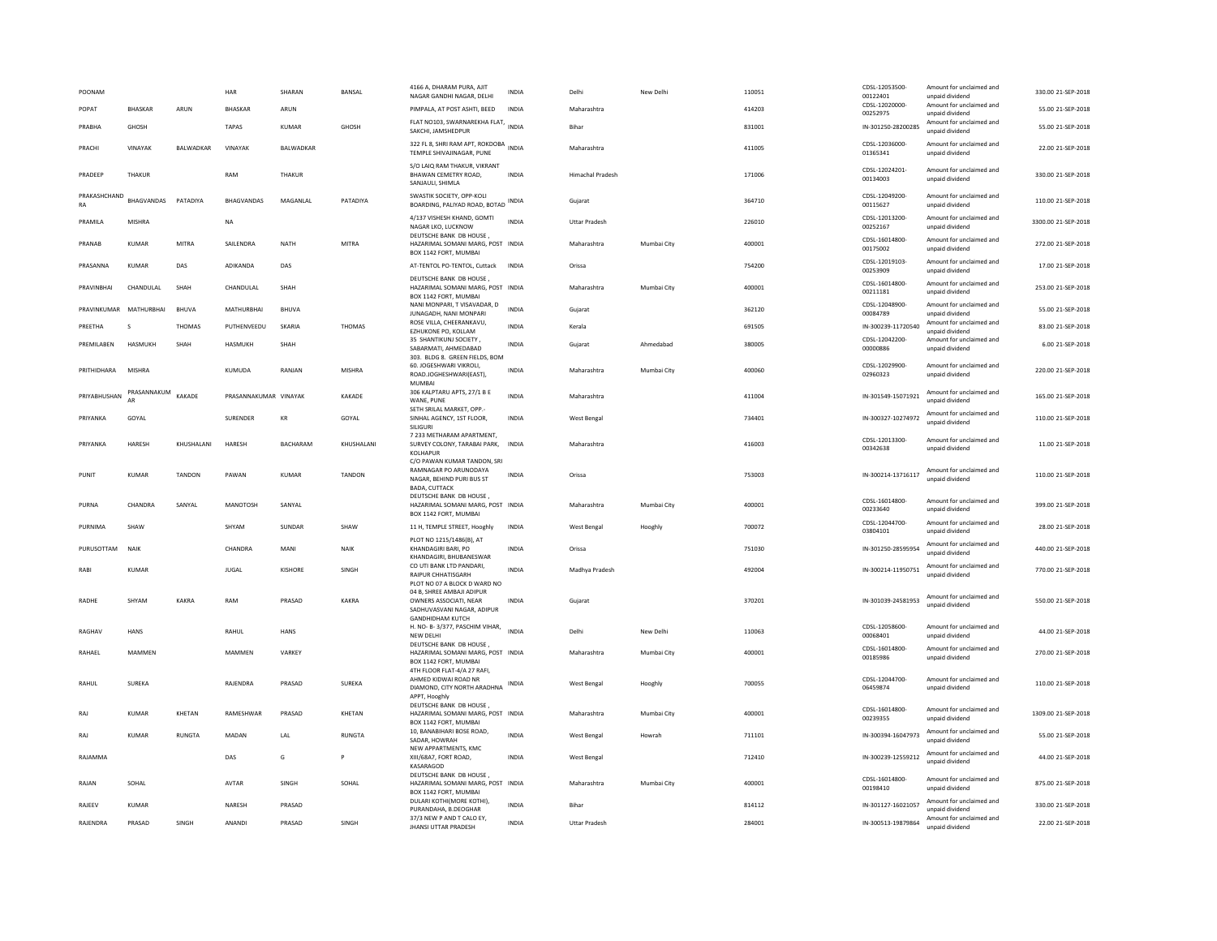| POONAM | | | HAR | SHARAN | BANSAL | 4166 A, DHARAM PURA, AJIT NAGAR GANDHI NAGAR, DELHI | INDIA | Delhi | New Delhi | 110051 | CDSL-12053500-00122401 | Amount for unclaimed and unpaid dividend | 330.00 21-SEP-2018 |
|---|---|---|---|---|---|---|---|---|---|---|---|---|---|
| POPAT | BHASKAR | ARUN | BHASKAR | ARUN | | PIMPALA, AT POST ASHTI, BEED | INDIA | Maharashtra | | 414203 | CDSL-12020000-00252975 | Amount for unclaimed and unpaid dividend | 55.00 21-SEP-2018 |
| PRABHA | GHOSH | | TAPAS | KUMAR | GHOSH | FLAT NO103, SWARNAREKHA FLAT, SAKCHI, JAMSHEDPUR | INDIA | Bihar | | 831001 | IN-301250-28200285 | Amount for unclaimed and unpaid dividend | 55.00 21-SEP-2018 |
| PRACHI | VINAYAK | BALWADKAR | VINAYAK | BALWADKAR | | 322 FL 8, SHRI RAM APT, ROKDOBA TEMPLE SHIVAJINAGAR, PUNE | INDIA | Maharashtra | | 411005 | CDSL-12036000-01365341 | Amount for unclaimed and unpaid dividend | 22.00 21-SEP-2018 |
| PRADEEP | THAKUR | | RAM | THAKUR | | S/O LAIQ RAM THAKUR, VIKRANT BHAWAN CEMETRY ROAD, SANJAULI, SHIMLA | INDIA | Himachal Pradesh | | 171006 | CDSL-12024201-00134003 | Amount for unclaimed and unpaid dividend | 330.00 21-SEP-2018 |
| PRAKASHCHANDRA | BHAGVANDAS | PATADIYA | BHAGVANDAS | MAGANLAL | PATADIYA | SWASTIK SOCIETY, OPP-KOLI BOARDING, PALIYAD ROAD, BOTAD | INDIA | Gujarat | | 364710 | CDSL-12049200-00115627 | Amount for unclaimed and unpaid dividend | 110.00 21-SEP-2018 |
| PRAMILA | MISHRA | | NA | | | 4/137 VISHESH KHAND, GOMTI NAGAR LKO, LUCKNOW | INDIA | Uttar Pradesh | | 226010 | CDSL-12013200-00252167 | Amount for unclaimed and unpaid dividend | 3300.00 21-SEP-2018 |
| PRANAB | KUMAR | MITRA | SAILENDRA | NATH | MITRA | DEUTSCHE BANK DB HOUSE , HAZARIMAL SOMANI MARG, POST BOX 1142 FORT, MUMBAI | INDIA | Maharashtra | Mumbai City | 400001 | CDSL-16014800-00175002 | Amount for unclaimed and unpaid dividend | 272.00 21-SEP-2018 |
| PRASANNA | KUMAR | DAS | ADIKANDA | DAS | | AT-TENTOL PO-TENTOL, Cuttack | INDIA | Orissa | | 754200 | CDSL-12019103-00253909 | Amount for unclaimed and unpaid dividend | 17.00 21-SEP-2018 |
| PRAVINBHAI | CHANDULAL | SHAH | CHANDULAL | SHAH | | DEUTSCHE BANK DB HOUSE , HAZARIMAL SOMANI MARG, POST BOX 1142 FORT, MUMBAI | INDIA | Maharashtra | Mumbai City | 400001 | CDSL-16014800-00211181 | Amount for unclaimed and unpaid dividend | 253.00 21-SEP-2018 |
| PRAVINKUMAR | MATHURBHAI | BHUVA | MATHURBHAI | BHUVA | | NANI MONPARI, T VISAVADAR, D JUNAGADH, NANI MONPARI | INDIA | Gujarat | | 362120 | CDSL-12048900-00084789 | Amount for unclaimed and unpaid dividend | 55.00 21-SEP-2018 |
| PREETHA | S | THOMAS | PUTHENVEEDU | SKARIA | THOMAS | ROSE VILLA, CHEERANKAVU, EZHUKONE PO, KOLLAM | INDIA | Kerala | | 691505 | IN-300239-11720540 | Amount for unclaimed and unpaid dividend | 83.00 21-SEP-2018 |
| PREMILABEN | HASMUKH | SHAH | HASMUKH | SHAH | | 35 SHANTIKUNJ SOCIETY , SABARMATI, AHMEDABAD | INDIA | Gujarat | Ahmedabad | 380005 | CDSL-12042200-00000886 | Amount for unclaimed and unpaid dividend | 6.00 21-SEP-2018 |
| PRITHIDHARA | MISHRA | | KUMUDA | RANJAN | MISHRA | 303. BLDG 8. GREEN FIELDS, BOM 60. JOGESHWARI VIKROLI, ROAD.JOGHESHWARI(EAST), MUMBAI | INDIA | Maharashtra | Mumbai City | 400060 | CDSL-12029900-02960323 | Amount for unclaimed and unpaid dividend | 220.00 21-SEP-2018 |
| PRIYABHUSHAN | PRASANNAKUMAR | KAKADE | PRASANNAKUMAR | VINAYAK | KAKADE | 306 KALPTARU APTS, 27/1 B E WANE, PUNE | INDIA | Maharashtra | | 411004 | IN-301549-15071921 | Amount for unclaimed and unpaid dividend | 165.00 21-SEP-2018 |
| PRIYANKA | GOYAL | | SURENDER | KR | GOYAL | SETH SRILAL MARKET, OPP.-SINHAL AGENCY, 1ST FLOOR, SILIGURI | INDIA | West Bengal | | 734401 | IN-300327-10274972 | Amount for unclaimed and unpaid dividend | 110.00 21-SEP-2018 |
| PRIYANKA | HARESH | KHUSHALANI | HARESH | BACHARAM | KHUSHALANI | 7 233 METHARAM APARTMENT, SURVEY COLONY, TARABAI PARK, KOLHAPUR | INDIA | Maharashtra | | 416003 | CDSL-12013300-00342638 | Amount for unclaimed and unpaid dividend | 11.00 21-SEP-2018 |
| PUNIT | KUMAR | TANDON | PAWAN | KUMAR | TANDON | C/O PAWAN KUMAR TANDON, SRI RAMNAGAR PO ARUNODAYA NAGAR, BEHIND PURI BUS ST BADA, CUTTACK | INDIA | Orissa | | 753003 | IN-300214-13716117 | Amount for unclaimed and unpaid dividend | 110.00 21-SEP-2018 |
| PURNA | CHANDRA | SANYAL | MANOTOSH | SANYAL | | DEUTSCHE BANK DB HOUSE , HAZARIMAL SOMANI MARG, POST BOX 1142 FORT, MUMBAI | INDIA | Maharashtra | Mumbai City | 400001 | CDSL-16014800-00233640 | Amount for unclaimed and unpaid dividend | 399.00 21-SEP-2018 |
| PURNIMA | SHAW | | SHYAM | SUNDAR | SHAW | 11 H, TEMPLE STREET, Hooghly | INDIA | West Bengal | Hooghly | 700072 | CDSL-12044700-03804101 | Amount for unclaimed and unpaid dividend | 28.00 21-SEP-2018 |
| PURUSOTTAM | NAIK | | CHANDRA | MANI | NAIK | PLOT NO 1215/1486(B), AT KHANDAGIRI BARI, PO KHANDAGIRI, BHUBANESWAR | INDIA | Orissa | | 751030 | IN-301250-28595954 | Amount for unclaimed and unpaid dividend | 440.00 21-SEP-2018 |
| RABI | KUMAR | | JUGAL | KISHORE | SINGH | CO UTI BANK LTD PANDARI, RAIPUR CHHATISGARH | INDIA | Madhya Pradesh | | 492004 | IN-300214-11950751 | Amount for unclaimed and unpaid dividend | 770.00 21-SEP-2018 |
| RADHE | SHYAM | KAKRA | RAM | PRASAD | KAKRA | PLOT NO 07 A BLOCK D WARD NO 04 B, SHREE AMBAJI ADIPUR OWNERS ASSOCIATI, NEAR SADHUVASVANI NAGAR, ADIPUR GANDHIDHAM KUTCH | INDIA | Gujarat | | 370201 | IN-301039-24581953 | Amount for unclaimed and unpaid dividend | 550.00 21-SEP-2018 |
| RAGHAV | HANS | | RAHUL | HANS | | H. NO- B- 3/377, PASCHIM VIHAR, NEW DELHI | INDIA | Delhi | New Delhi | 110063 | CDSL-12058600-00068401 | Amount for unclaimed and unpaid dividend | 44.00 21-SEP-2018 |
| RAHAEL | MAMMEN | | MAMMEN | VARKEY | | DEUTSCHE BANK DB HOUSE , HAZARIMAL SOMANI MARG, POST BOX 1142 FORT, MUMBAI | INDIA | Maharashtra | Mumbai City | 400001 | CDSL-16014800-00185986 | Amount for unclaimed and unpaid dividend | 270.00 21-SEP-2018 |
| RAHUL | SUREKA | | RAJENDRA | PRASAD | SUREKA | 4TH FLOOR FLAT-4/A 27 RAFI, AHMED KIDWAI ROAD NR DIAMOND, CITY NORTH ARADHNA APPT, Hooghly | INDIA | West Bengal | Hooghly | 700055 | CDSL-12044700-06459874 | Amount for unclaimed and unpaid dividend | 110.00 21-SEP-2018 |
| RAJ | KUMAR | KHETAN | RAMESHWAR | PRASAD | KHETAN | DEUTSCHE BANK DB HOUSE , HAZARIMAL SOMANI MARG, POST BOX 1142 FORT, MUMBAI | INDIA | Maharashtra | Mumbai City | 400001 | CDSL-16014800-00239355 | Amount for unclaimed and unpaid dividend | 1309.00 21-SEP-2018 |
| RAJ | KUMAR | RUNGTA | MADAN | LAL | RUNGTA | 10, BANABIHARI BOSE ROAD, SADAR, HOWRAH | INDIA | West Bengal | Howrah | 711101 | IN-300394-16047973 | Amount for unclaimed and unpaid dividend | 55.00 21-SEP-2018 |
| RAJAMMA | | | DAS | G | P | NEW APPARTMENTS, KMC XIII/68A7, FORT ROAD, KASARAGOD | INDIA | West Bengal | | 712410 | IN-300239-12559212 | Amount for unclaimed and unpaid dividend | 44.00 21-SEP-2018 |
| RAJAN | SOHAL | | AVTAR | SINGH | SOHAL | DEUTSCHE BANK DB HOUSE , HAZARIMAL SOMANI MARG, POST BOX 1142 FORT, MUMBAI | INDIA | Maharashtra | Mumbai City | 400001 | CDSL-16014800-00198410 | Amount for unclaimed and unpaid dividend | 875.00 21-SEP-2018 |
| RAJEEV | KUMAR | | NARESH | PRASAD | | DULARI KOTHI(MORE KOTHI), PURANDAHA, B.DEOGHAR | INDIA | Bihar | | 814112 | IN-301127-16021057 | Amount for unclaimed and unpaid dividend | 330.00 21-SEP-2018 |
| RAJENDRA | PRASAD | SINGH | ANANDI | PRASAD | SINGH | 37/3 NEW P AND T CALO EY, JHANSI UTTAR PRADESH | INDIA | Uttar Pradesh | | 284001 | IN-300513-19879864 | Amount for unclaimed and unpaid dividend | 22.00 21-SEP-2018 |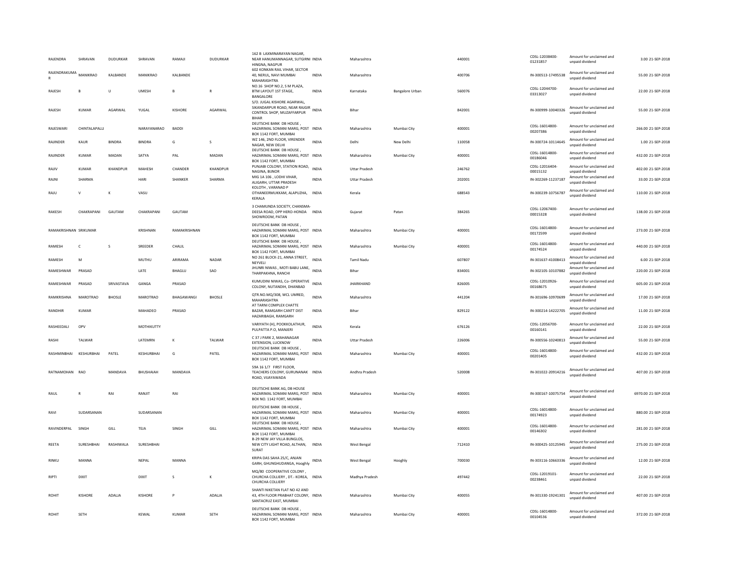| RAJENDRA | SHRAVAN | DUDURKAR | SHRAVAN | RAMAJI | DUDURKAR | 162 B LAXMINARAYAN NAGAR, NEAR HANUMANNAGAR, SUTGIRNI HINGNA, NAGPUR | INDIA | Maharashtra | | 440001 | CDSL-12038400-01231857 | Amount for unclaimed and unpaid dividend | 3.00 | 21-SEP-2018 |
|---|---|---|---|---|---|---|---|---|---|---|---|---|---|---|
| RAJENDRAKUMAR | MANIKRAO | KALBANDE | MANIKRAO | KALBANDE | | 602 KONKAN RAIL VIHAR, SECTOR 40, NERUL, NAVI MUMBAI MAHARASHTRA | INDIA | Maharashtra | | 400706 | IN-300513-17495538 | Amount for unclaimed and unpaid dividend | 55.00 | 21-SEP-2018 |
| RAJESH | B | U | UMESH | B | R | NO.16 SHOP NO.2, S M PLAZA, BTM LAYOUT 1ST STAGE, BANGALORE | INDIA | Karnataka | Bangalore Urban | 560076 | CDSL-12044700-03313027 | Amount for unclaimed and unpaid dividend | 22.00 | 21-SEP-2018 |
| RAJESH | KUMAR | AGARWAL | YUGAL | KISHORE | AGARWAL | S/O. JUGAL KISHORE AGARWAL, SIKANDARPUR ROAD, NEAR RAJGIR CONTROL SHOP, MUZAFFARPUR BIHAR | INDIA | Bihar | | 842001 | IN-300999-10040326 | Amount for unclaimed and unpaid dividend | 55.00 | 21-SEP-2018 |
| RAJESWARI | CHINTALAPALLI | | NARAYANARAO | BADDI | | DEUTSCHE BANK DB HOUSE , HAZARIMAL SOMANI MARG, POST BOX 1142 FORT, MUMBAI | INDIA | Maharashtra | Mumbai City | 400001 | CDSL-16014800-00207386 | Amount for unclaimed and unpaid dividend | 266.00 | 21-SEP-2018 |
| RAJINDER | KAUR | BINDRA | BINDRA | G | S | WZ 146, 2ND FLOOR, VIRENDER NAGAR, NEW DELHI | INDIA | Delhi | New Delhi | 110058 | IN-300724-10114645 | Amount for unclaimed and unpaid dividend | 1.00 | 21-SEP-2018 |
| RAJINDER | KUMAR | MADAN | SATYA | PAL | MADAN | DEUTSCHE BANK DB HOUSE , HAZARIMAL SOMANI MARG, POST BOX 1142 FORT, MUMBAI | INDIA | Maharashtra | Mumbai City | 400001 | CDSL-16014800-00186046 | Amount for unclaimed and unpaid dividend | 432.00 | 21-SEP-2018 |
| RAJIV | KUMAR | KHANDPUR | MAHESH | CHANDER | KHANDPUR | PUNJABI COLONY, STATION ROAD, NAGINA, BIJNOR | INDIA | Uttar Pradesh | | 246762 | CDSL-12016404-00015132 | Amount for unclaimed and unpaid dividend | 402.00 | 21-SEP-2018 |
| RAJNI | SHARMA | | HARI | SHANKER | SHARMA | MIG 1A 106 , LODHI VIHAR, ALIGARH, UTTAR PRADESH | INDIA | Uttar Pradesh | | 202001 | IN-302269-11237187 | Amount for unclaimed and unpaid dividend | 33.00 | 21-SEP-2018 |
| RAJU | V | K | VASU | | | KOLOTH , VARANAD P OTHANEERMUKKAM, ALAPUZHA, KERALA | INDIA | Kerala | | 688543 | IN-300239-10756787 | Amount for unclaimed and unpaid dividend | 110.00 | 21-SEP-2018 |
| RAKESH | CHAKRAPANI | GAUTAM | CHAKRAPANI | GAUTAM | | 3 CHAMUNDA SOCIETY, CHANSMA-DEESA ROAD, OPP HERO-HONDA SHOWROOM, PATAN | INDIA | Gujarat | Patan | 384265 | CDSL-12067400-00015328 | Amount for unclaimed and unpaid dividend | 138.00 | 21-SEP-2018 |
| RAMAKRISHNAN | SRIKUMAR | | KRISHNAN | RAMAKRISHNAN | | DEUTSCHE BANK DB HOUSE , HAZARIMAL SOMANI MARG, POST BOX 1142 FORT, MUMBAI | INDIA | Maharashtra | Mumbai City | 400001 | CDSL-16014800-00172599 | Amount for unclaimed and unpaid dividend | 273.00 | 21-SEP-2018 |
| RAMESH | C | S | SREEDER | CHALIL | | DEUTSCHE BANK DB HOUSE , HAZARIMAL SOMANI MARG, POST BOX 1142 FORT, MUMBAI | INDIA | Maharashtra | Mumbai City | 400001 | CDSL-16014800-00174524 | Amount for unclaimed and unpaid dividend | 440.00 | 21-SEP-2018 |
| RAMESH | M | | MUTHU | ARIRAMA | NADAR | NO 261 BLOCK-21, ANNA STREET, NEYVELI | INDIA | Tamil Nadu | | 607807 | IN-301637-41008413 | Amount for unclaimed and unpaid dividend | 6.00 | 21-SEP-2018 |
| RAMESHWAR | PRASAD | | LATE | BHAGLU | SAO | JHUNRI NIWAS , MOTI BABU LANE, THARPAKHNA, RANCHI | INDIA | Bihar | | 834001 | IN-302105-10107882 | Amount for unclaimed and unpaid dividend | 220.00 | 21-SEP-2018 |
| RAMESHWAR | PRASAD | SRIVASTAVA | GANGA | PRASAD | | KUMUDINI NIWAS, Co- OPERATIVE COLONY, NUTANDIH, DHANBAD | INDIA | JHARKHAND | | 826005 | CDSL-12010926-00168675 | Amount for unclaimed and unpaid dividend | 605.00 | 21-SEP-2018 |
| RAMKRISHNA | MAROTRAO | BHOSLE | MAROTRAO | BHAGAWANGI | BHOSLE | QTR.NO.MQ/308, WCL UMRED, MAHARASHTRA | INDIA | Maharashtra | | 441204 | IN-301696-10970699 | Amount for unclaimed and unpaid dividend | 17.00 | 21-SEP-2018 |
| RANDHIR | KUMAR | | MAHADEO | PRASAD | | AT TARNI COMPLEX CHATTE BAZAR, RAMGARH CANTT DIST HAZARIBAGH, RAMGARH | INDIA | Bihar | | 829122 | IN-300214-14222705 | Amount for unclaimed and unpaid dividend | 11.00 | 21-SEP-2018 |
| RASHEEDALI | OPV | | MOTHIKUTTY | | | VARIYATH (H), POOKKOLATHUR, PULPATTA P.O, MANJERI | INDIA | Kerala | | 676126 | CDSL-12056700-00160141 | Amount for unclaimed and unpaid dividend | 22.00 | 21-SEP-2018 |
| RASHI | TALWAR | | LATEMRN | K | TALWAR | C 37 J PARK 2, MAHANAGAR EXTENSION, LUCKNOW | INDIA | Uttar Pradesh | | 226006 | IN-300556-10240813 | Amount for unclaimed and unpaid dividend | 55.00 | 21-SEP-2018 |
| RASHMINBHAI | KESHURBHAI | PATEL | KESHURBHAI | G | PATEL | DEUTSCHE BANK DB HOUSE , HAZARIMAL SOMANI MARG, POST BOX 1142 FORT, MUMBAI | INDIA | Maharashtra | Mumbai City | 400001 | CDSL-16014800-00201405 | Amount for unclaimed and unpaid dividend | 432.00 | 21-SEP-2018 |
| RATNAMOHAN | RAO | MANDAVA | BHUSHAIAH | MANDAVA | | 59A 16 1/7 FIRST FLOOR, TEACHERS COLONY, GURUNANAK ROAD, VIJAYAWADA | INDIA | Andhra Pradesh | | 520008 | IN-301022-20914216 | Amount for unclaimed and unpaid dividend | 407.00 | 21-SEP-2018 |
| RAUL | R | RAI | RANJIT | RAI | | DEUTSCHE BANK AG, DB HOUSE HAZARIMAL SOMANI MARG, POST BOX NO. 1142 FORT, MUMBAI | INDIA | Maharashtra | Mumbai City | 400001 | IN-300167-10075754 | Amount for unclaimed and unpaid dividend | 6970.00 | 21-SEP-2018 |
| RAVI | SUDARSANAN | | SUDARSANAN | | | DEUTSCHE BANK DB HOUSE , HAZARIMAL SOMANI MARG, POST BOX 1142 FORT, MUMBAI | INDIA | Maharashtra | Mumbai City | 400001 | CDSL-16014800-00174923 | Amount for unclaimed and unpaid dividend | 880.00 | 21-SEP-2018 |
| RAVINDERPAL | SINGH | GILL | TEJA | SINGH | GILL | DEUTSCHE BANK DB HOUSE , HAZARIMAL SOMANI MARG, POST BOX 1142 FORT, MUMBAI | INDIA | Maharashtra | Mumbai City | 400001 | CDSL-16014800-00146302 | Amount for unclaimed and unpaid dividend | 281.00 | 21-SEP-2018 |
| REETA | SURESHBHAI | RASHIWALA | SURESHBHAI | | | B-29 NEW JAY VILLA BUNGLOS, NEW CITY LIGHT ROAD, ALTHAN, SURAT | INDIA | West Bengal | | 712410 | IN-300425-10125945 | Amount for unclaimed and unpaid dividend | 275.00 | 21-SEP-2018 |
| RINKU | MANNA | | NEPAL | MANNA | | KRIPA DAS SAHA 25/C, ANJAN GARH, GHUNGHUDANGA, Hooghly | INDIA | West Bengal | Hooghly | 700030 | IN-303116-10663336 | Amount for unclaimed and unpaid dividend | 12.00 | 21-SEP-2018 |
| RIPTI | DIXIT | | DIXIT | S | K | MQ/80 COOPERATIVE COLONY , CHURCHA COLLIERY , DT.- KOREA, CHURCHA COLLIERY | INDIA | Madhya Pradesh | | 497442 | CDSL-12019101-00238461 | Amount for unclaimed and unpaid dividend | 22.00 | 21-SEP-2018 |
| ROHIT | KISHORE | ADALJA | KISHORE | P | ADALJA | SHANTI NIKETAN FLAT NO 42 AND 43, 4TH FLOOR PRABHAT COLONY, SANTACRUZ EAST, MUMBAI | INDIA | Maharashtra | Mumbai City | 400055 | IN-301330-19241301 | Amount for unclaimed and unpaid dividend | 407.00 | 21-SEP-2018 |
| ROHIT | SETH | | KEWAL | KUMAR | SETH | DEUTSCHE BANK DB HOUSE , HAZARIMAL SOMANI MARG, POST BOX 1142 FORT, MUMBAI | INDIA | Maharashtra | Mumbai City | 400001 | CDSL-16014800-00104536 | Amount for unclaimed and unpaid dividend | 372.00 | 21-SEP-2018 |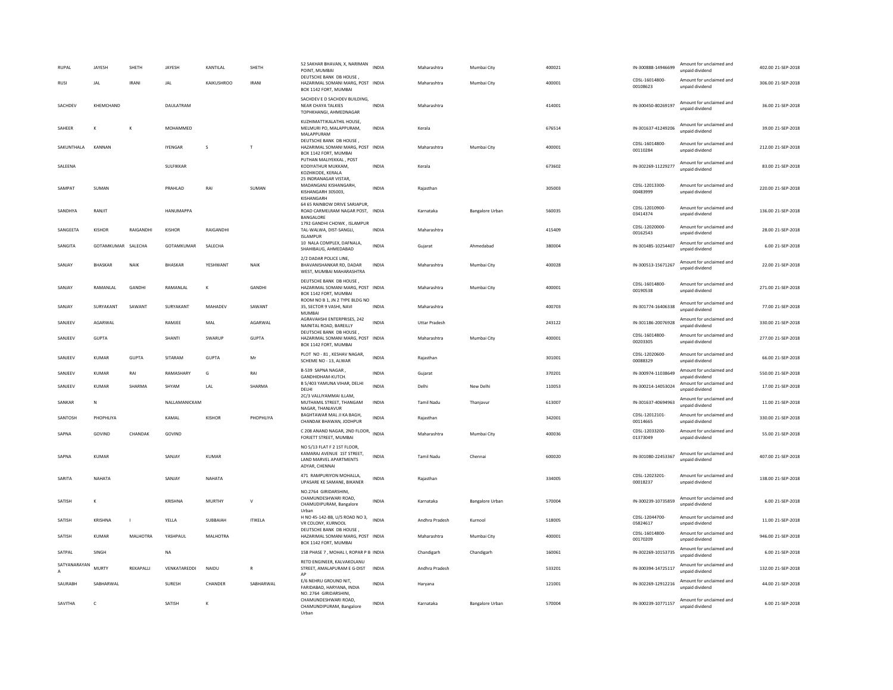| RUPAL | JAYESH | SHETH | JAYESH | KANTILAL | SHETH | 52 SAKHAR BHAVAN, X, NARIMAN POINT, MUMBAI | INDIA | Maharashtra | Mumbai City | 400021 | IN-300888-14946699 | Amount for unclaimed and unpaid dividend | 402.00 | 21-SEP-2018 |
|---|---|---|---|---|---|---|---|---|---|---|---|---|---|---|
| RUSI | JAL | IRANI | JAL | KAIKUSHROO | IRANI | DEUTSCHE BANK DB HOUSE , HAZARIMAL SOMANI MARG, POST BOX 1142 FORT, MUMBAI | INDIA | Maharashtra | Mumbai City | 400001 | CDSL-16014800-00108623 | Amount for unclaimed and unpaid dividend | 306.00 | 21-SEP-2018 |
| SACHDEV | KHEMCHAND | | DAULATRAM | | | SACHDEV E D SACHDEV BUILDING, NEAR CHAYA TALKIES TOPHKHANGI, AHMEDNAGAR | INDIA | Maharashtra | | 414001 | IN-300450-80269197 | Amount for unclaimed and unpaid dividend | 36.00 | 21-SEP-2018 |
| SAHEER | K | K | MOHAMMED | | | KUZHIMATTIKALATHIL HOUSE, MELMURI PO, MALAPPURAM, MALAPPURAM | INDIA | Kerala | | 676514 | IN-301637-41249206 | Amount for unclaimed and unpaid dividend | 39.00 | 21-SEP-2018 |
| SAKUNTHALA | KANNAN | | IYENGAR | S | T | DEUTSCHE BANK DB HOUSE , HAZARIMAL SOMANI MARG, POST BOX 1142 FORT, MUMBAI | INDIA | Maharashtra | Mumbai City | 400001 | CDSL-16014800-00110284 | Amount for unclaimed and unpaid dividend | 212.00 | 21-SEP-2018 |
| SALEENA | | | SULFIKKAR | | | PUTHAN MALIYEKKAL , POST KODIYATHUR MUKKAM, KOZHIKODE, KERALA | INDIA | Kerala | | 673602 | IN-302269-11229277 | Amount for unclaimed and unpaid dividend | 83.00 | 21-SEP-2018 |
| SAMPAT | SUMAN | | PRAHLAD | RAI | SUMAN | 25 INDRANAGAR VISTAR, MADANGANJ KISHANGARH, KISHANGARH 305003, KISHANGARH | INDIA | Rajasthan | | 305003 | CDSL-12013300-00483999 | Amount for unclaimed and unpaid dividend | 220.00 | 21-SEP-2018 |
| SANDHYA | RANJIT | | HANUMAPPA | | | 64 65 RAINBOW DRIVE SARJAPUR, ROAD CARMELRAM NAGAR POST, BANGALORE | INDIA | Karnataka | Bangalore Urban | 560035 | CDSL-12010900-03414374 | Amount for unclaimed and unpaid dividend | 136.00 | 21-SEP-2018 |
| SANGEETA | KISHOR | RAIGANDHI | KISHOR | RAIGANDHI | | 1792 GANDHI CHOWK , ISLAMPUR TAL-WALWA, DIST-SANGLI, ISLAMPUR | INDIA | Maharashtra | | 415409 | CDSL-12020000-00162543 | Amount for unclaimed and unpaid dividend | 28.00 | 21-SEP-2018 |
| SANGITA | GOTAMKUMAR | SALECHA | GOTAMKUMAR | SALECHA | | 10 NALA COMPLEX, DAFNALA, SHAHIBAUG, AHMEDABAD | INDIA | Gujarat | Ahmedabad | 380004 | IN-301485-10254407 | Amount for unclaimed and unpaid dividend | 6.00 | 21-SEP-2018 |
| SANJAY | BHASKAR | NAIK | BHASKAR | YESHWANT | NAIK | 2/2 DADAR POLICE LINE, BHAVANISHANKAR RD, DADAR WEST, MUMBAI MAHARASHTRA | INDIA | Maharashtra | Mumbai City | 400028 | IN-300513-15671267 | Amount for unclaimed and unpaid dividend | 22.00 | 21-SEP-2018 |
| SANJAY | RAMANLAL | GANDHI | RAMANLAL | K | GANDHI | DEUTSCHE BANK DB HOUSE , HAZARIMAL SOMANI MARG, POST BOX 1142 FORT, MUMBAI | INDIA | Maharashtra | Mumbai City | 400001 | CDSL-16014800-00190538 | Amount for unclaimed and unpaid dividend | 271.00 | 21-SEP-2018 |
| SANJAY | SURYAKANT | SAWANT | SURYAKANT | MAHADEV | SAWANT | ROOM NO B 1, JN 2 TYPE BLDG NO 35, SECTOR 9 VASHI, NAVI MUMBAI | INDIA | Maharashtra | | 400703 | IN-301774-16406338 | Amount for unclaimed and unpaid dividend | 77.00 | 21-SEP-2018 |
| SANJEEV | AGARWAL | | RAMJEE | MAL | AGARWAL | AGRAVAHSHI ENTERPRISES, 242 NAINITAL ROAD, BAREILLY | INDIA | Uttar Pradesh | | 243122 | IN-301186-20076928 | Amount for unclaimed and unpaid dividend | 330.00 | 21-SEP-2018 |
| SANJEEV | GUPTA | | SHANTI | SWARUP | GUPTA | DEUTSCHE BANK DB HOUSE , HAZARIMAL SOMANI MARG, POST BOX 1142 FORT, MUMBAI | INDIA | Maharashtra | Mumbai City | 400001 | CDSL-16014800-00203305 | Amount for unclaimed and unpaid dividend | 277.00 | 21-SEP-2018 |
| SANJEEV | KUMAR | GUPTA | SITARAM | GUPTA | Mr | PLOT NO - 81 , KESHAV NAGAR, SCHEME NO - 13, ALWAR | INDIA | Rajasthan | | 301001 | CDSL-12020600-00088329 | Amount for unclaimed and unpaid dividend | 66.00 | 21-SEP-2018 |
| SANJEEV | KUMAR | RAI | RAMASHARY | G | RAI | B-539 SAPNA NAGAR , GANDHIDHAM-KUTCH. | INDIA | Gujarat | | 370201 | IN-300974-11038649 | Amount for unclaimed and unpaid dividend | 550.00 | 21-SEP-2018 |
| SANJEEV | KUMAR | SHARMA | SHYAM | LAL | SHARMA | B 5/403 YAMUNA VIHAR, DELHI DELHI | INDIA | Delhi | New Delhi | 110053 | IN-300214-14053024 | Amount for unclaimed and unpaid dividend | 17.00 | 21-SEP-2018 |
| SANKAR | N | | NALLAMANICKAM | | | 2C/3 VALLIYAMMAI ILLAM, MUTHAMIL STREET, THANGAM NAGAR, THANJAVUR | INDIA | Tamil Nadu | Thanjavur | 613007 | IN-301637-40694963 | Amount for unclaimed and unpaid dividend | 11.00 | 21-SEP-2018 |
| SANTOSH | PHOPHLIYA | | KAMAL | KISHOR | PHOPHLIYA | BAGHTAWAR MAL JI KA BAGH, CHANDAK BHAWAN, JODHPUR | INDIA | Rajasthan | | 342001 | CDSL-12012101-00114665 | Amount for unclaimed and unpaid dividend | 330.00 | 21-SEP-2018 |
| SAPNA | GOVIND | CHANDAK | GOVIND | | | C 208 ANAND NAGAR, 2ND FLOOR, FORJETT STREET, MUMBAI | INDIA | Maharashtra | Mumbai City | 400036 | CDSL-12033200-01373049 | Amount for unclaimed and unpaid dividend | 55.00 | 21-SEP-2018 |
| SAPNA | KUMAR | | SANJAY | KUMAR | | NO 5/13 FLAT F 2 1ST FLOOR, KAMARAJ AVENUE 1ST STREET, LAND MARVEL APARTMENTS ADYAR, CHENNAI | INDIA | Tamil Nadu | Chennai | 600020 | IN-301080-22453367 | Amount for unclaimed and unpaid dividend | 407.00 | 21-SEP-2018 |
| SARITA | NAHATA | | SANJAY | NAHATA | | 471 RAMPURIYON MOHALLA, UPASARE KE SAMANE, BIKANER | INDIA | Rajasthan | | 334005 | CDSL-12023201-00018237 | Amount for unclaimed and unpaid dividend | 138.00 | 21-SEP-2018 |
| SATISH | K | | KRISHNA | MURTHY | V | NO.2764 GIRIDARSHINI, CHAMUNDESHWARI ROAD, CHAMUDIPURAM, Bangalore Urban | INDIA | Karnataka | Bangalore Urban | 570004 | IN-300239-10735859 | Amount for unclaimed and unpaid dividend | 6.00 | 21-SEP-2018 |
| SATISH | KRISHNA | I | YELLA | SUBBAIAH | ITIKELA | H NO 45-142-8B, U/S ROAD NO 3, VR COLONY, KURNOOL | INDIA | Andhra Pradesh | Kurnool | 518005 | CDSL-12044700-05824617 | Amount for unclaimed and unpaid dividend | 11.00 | 21-SEP-2018 |
| SATISH | KUMAR | MALHOTRA | YASHPAUL | MALHOTRA | | DEUTSCHE BANK DB HOUSE , HAZARIMAL SOMANI MARG, POST BOX 1142 FORT, MUMBAI | INDIA | Maharashtra | Mumbai City | 400001 | CDSL-16014800-00170209 | Amount for unclaimed and unpaid dividend | 946.00 | 21-SEP-2018 |
| SATPAL | SINGH | | NA | | | 158 PHASE 7 , MOHAL I, ROPAR P B | INDIA | Chandigarh | Chandigarh | 160061 | IN-302269-10153735 | Amount for unclaimed and unpaid dividend | 6.00 | 21-SEP-2018 |
| SATYANARAYAN A | MURTY | REKAPALLI | VENKATAREDDI | NAIDU | R | RETD ENGINEER, KALVAKOLANU STREET, AMALAPURAM E G-DIST AP | INDIA | Andhra Pradesh | | 533201 | IN-300394-14725117 | Amount for unclaimed and unpaid dividend | 132.00 | 21-SEP-2018 |
| SAURABH | SABHARWAL | | SURESH | CHANDER | SABHARWAL | E/6 NEHRU GROUND NIT, FARIDABAD, HARYANA, INDIA | INDIA | Haryana | | 121001 | IN-302269-12912216 | Amount for unclaimed and unpaid dividend | 44.00 | 21-SEP-2018 |
| SAVITHA | C | | SATISH | K | | NO. 2764 GIRIDARSHINI, CHAMUNDESHWARI ROAD, CHAMUNDIPURAM, Bangalore Urban | INDIA | Karnataka | Bangalore Urban | 570004 | IN-300239-10771157 | Amount for unclaimed and unpaid dividend | 6.00 | 21-SEP-2018 |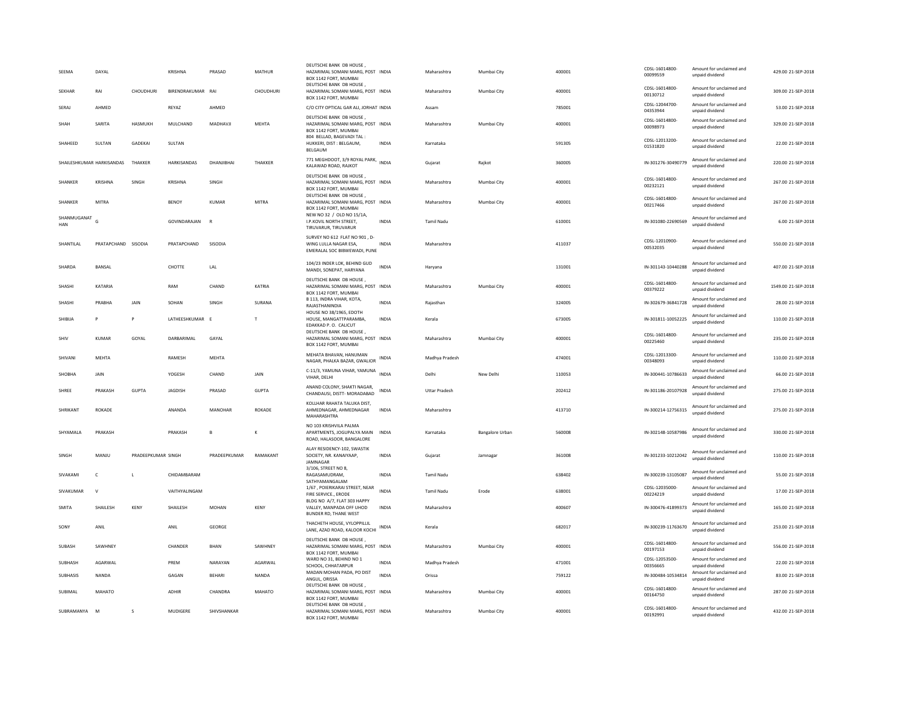| | | | | | | | | | | | | | | |
|---|---|---|---|---|---|---|---|---|---|---|---|---|---|---|
| SEEMA | DAYAL | | KRISHNA | PRASAD | MATHUR | DEUTSCHE BANK DB HOUSE , HAZARIMAL SOMANI MARG, POST BOX 1142 FORT, MUMBAI | INDIA | Maharashtra | Mumbai City | 400001 | CDSL-16014800-00099559 | Amount for unclaimed and unpaid dividend | 429.00 | 21-SEP-2018 |
| SEKHAR | RAI | CHOUDHURI | BIRENDRAKUMAR | RAI | CHOUDHURI | DEUTSCHE BANK DB HOUSE , HAZARIMAL SOMANI MARG, POST BOX 1142 FORT, MUMBAI | INDIA | Maharashtra | Mumbai City | 400001 | CDSL-16014800-00130712 | Amount for unclaimed and unpaid dividend | 309.00 | 21-SEP-2018 |
| SERAJ | AHMED | | REYAZ | AHMED | | C/O CITY OPTICAL GAR ALI, JORHAT | INDIA | Assam | | 785001 | CDSL-12044700-04353944 | Amount for unclaimed and unpaid dividend | 53.00 | 21-SEP-2018 |
| SHAH | SARITA | HASMUKH | MULCHAND | MADHAVJI | MEHTA | DEUTSCHE BANK DB HOUSE , HAZARIMAL SOMANI MARG, POST BOX 1142 FORT, MUMBAI | INDIA | Maharashtra | Mumbai City | 400001 | CDSL-16014800-00098973 | Amount for unclaimed and unpaid dividend | 329.00 | 21-SEP-2018 |
| SHAHEED | SULTAN | GADEKAI | SULTAN | | | 804 BELLAD, BAGEVADI TAL : HUKKERI, DIST : BELGAUM, BELGAUM | INDIA | Karnataka | | 591305 | CDSL-12013200-01531820 | Amount for unclaimed and unpaid dividend | 22.00 | 21-SEP-2018 |
| SHAILESHKUMAR | HARKISANDAS | THAKKER | HARKISANDAS | DHANJIBHAI | THAKKER | 771 MEGHDOOT, 3/9 ROYAL PARK, KALAWAD ROAD, RAJKOT | INDIA | Gujarat | Rajkot | 360005 | IN-301276-30490779 | Amount for unclaimed and unpaid dividend | 220.00 | 21-SEP-2018 |
| SHANKER | KRISHNA | SINGH | KRISHNA | SINGH | | DEUTSCHE BANK DB HOUSE , HAZARIMAL SOMANI MARG, POST BOX 1142 FORT, MUMBAI | INDIA | Maharashtra | Mumbai City | 400001 | CDSL-16014800-00232121 | Amount for unclaimed and unpaid dividend | 267.00 | 21-SEP-2018 |
| SHANKER | MITRA | | BENOY | KUMAR | MITRA | DEUTSCHE BANK DB HOUSE , HAZARIMAL SOMANI MARG, POST BOX 1142 FORT, MUMBAI | INDIA | Maharashtra | Mumbai City | 400001 | CDSL-16014800-00217466 | Amount for unclaimed and unpaid dividend | 267.00 | 21-SEP-2018 |
| SHANMUGANAT HAN | G | | GOVINDARAJAN | R | | NEW NO 32 / OLD NO 15/1A, I.P.KOVIL NORTH STREET, TIRUVARUR, TIRUVARUR | INDIA | Tamil Nadu | | 610001 | IN-301080-22690569 | Amount for unclaimed and unpaid dividend | 6.00 | 21-SEP-2018 |
| SHANTILAL | PRATAPCHAND | SISODIA | PRATAPCHAND | SISODIA | | SURVEY NO 612 FLAT NO 901 , D-WING LULLA NAGAR ESA, EMERALAL SOC BIBWEWADI, PUNE | INDIA | Maharashtra | | 411037 | CDSL-12010900-00532035 | Amount for unclaimed and unpaid dividend | 550.00 | 21-SEP-2018 |
| SHARDA | BANSAL | | CHOTTE | LAL | | 104/23 INDER LOK, BEHIND GUD MANDI, SONEPAT, HARYANA | INDIA | Haryana | | 131001 | IN-301143-10440288 | Amount for unclaimed and unpaid dividend | 407.00 | 21-SEP-2018 |
| SHASHI | KATARIA | | RAM | CHAND | KATRIA | DEUTSCHE BANK DB HOUSE , HAZARIMAL SOMANI MARG, POST BOX 1142 FORT, MUMBAI | INDIA | Maharashtra | Mumbai City | 400001 | CDSL-16014800-00379222 | Amount for unclaimed and unpaid dividend | 1549.00 | 21-SEP-2018 |
| SHASHI | PRABHA | JAIN | SOHAN | SINGH | SURANA | B 113, INDRA VIHAR, KOTA, RAJASTHANINDIA | INDIA | Rajasthan | | 324005 | IN-302679-36841728 | Amount for unclaimed and unpaid dividend | 28.00 | 21-SEP-2018 |
| SHIBIJA | P | P | LATHEESHKUMAR | E | T | HOUSE NO 38/1965, EDOTH HOUSE, MANGATTPARAMBA, EDAKKAD P. O. CALICUT | INDIA | Kerala | | 673005 | IN-301811-10052225 | Amount for unclaimed and unpaid dividend | 110.00 | 21-SEP-2018 |
| SHIV | KUMAR | GOYAL | DARBARIMAL | GAYAL | | DEUTSCHE BANK DB HOUSE , HAZARIMAL SOMANI MARG, POST BOX 1142 FORT, MUMBAI | INDIA | Maharashtra | Mumbai City | 400001 | CDSL-16014800-00225460 | Amount for unclaimed and unpaid dividend | 235.00 | 21-SEP-2018 |
| SHIVANI | MEHTA | | RAMESH | MEHTA | | MEHATA BHAVAN, HANUMAN NAGAR, PHALKA BAZAR, GWALIOR | INDIA | Madhya Pradesh | | 474001 | CDSL-12013300-00348093 | Amount for unclaimed and unpaid dividend | 110.00 | 21-SEP-2018 |
| SHOBHA | JAIN | | YOGESH | CHAND | JAIN | C-11/3, YAMUNA VIHAR, YAMUNA VIHAR, DELHI | INDIA | Delhi | New Delhi | 110053 | IN-300441-10786633 | Amount for unclaimed and unpaid dividend | 66.00 | 21-SEP-2018 |
| SHREE | PRAKASH | GUPTA | JAGDISH | PRASAD | GUPTA | ANAND COLONY, SHAKTI NAGAR, CHANDAUSI, DISTT- MORADABAD | INDIA | Uttar Pradesh | | 202412 | IN-301186-20107928 | Amount for unclaimed and unpaid dividend | 275.00 | 21-SEP-2018 |
| SHRIKANT | ROKADE | | ANANDA | MANOHAR | ROKADE | KOLLHAR RAHATA TALUKA DIST, AHMEDNAGAR, AHMEDNAGAR MAHARASHTRA | INDIA | Maharashtra | | 413710 | IN-300214-12756315 | Amount for unclaimed and unpaid dividend | 275.00 | 21-SEP-2018 |
| SHYAMALA | PRAKASH | | PRAKASH | B | K | NO 103 KRISHVILA PALMA APARTMENTS, JOGUPALYA MAIN ROAD, HALASOOR, BANGALORE | INDIA | Karnataka | Bangalore Urban | 560008 | IN-302148-10587986 | Amount for unclaimed and unpaid dividend | 330.00 | 21-SEP-2018 |
| SINGH | MANJU | PRADEEPKUMAR | SINGH | PRADEEPKUMAR | RAMAKANT | ALAY RESIDENCY-102, SWASTIK SOCIETY, NR. KANAIYAAP, JAMNAGAR | INDIA | Gujarat | Jamnagar | 361008 | IN-301233-10212042 | Amount for unclaimed and unpaid dividend | 110.00 | 21-SEP-2018 |
| SIVAKAMI | C | L | CHIDAMBARAM | | | 3/106, STREET NO 8, RAGASAMUDRAM, SATHYAMANGALAM | INDIA | Tamil Nadu | | 638402 | IN-300239-13105087 | Amount for unclaimed and unpaid dividend | 55.00 | 21-SEP-2018 |
| SIVAKUMAR | V | | VAITHYALINGAM | | | 1/67 , POIERIKARAI STREET, NEAR FIRE SERVICE., ERODE | INDIA | Tamil Nadu | Erode | 638001 | CDSL-12035000-00224219 | Amount for unclaimed and unpaid dividend | 17.00 | 21-SEP-2018 |
| SMITA | SHAILESH | KENY | SHAILESH | MOHAN | KENY | BLDG NO A/7, FLAT 303 HAPPY VALLEY, MANPADA OFF UHOD BUNDER RD, THANE WEST | INDIA | Maharashtra | | 400607 | IN-300476-41899373 | Amount for unclaimed and unpaid dividend | 165.00 | 21-SEP-2018 |
| SONY | ANIL | | ANIL | GEORGE | | THACHETH HOUSE, VYLOPPILLIL LANE, AZAD ROAD, KALOOR KOCHI | INDIA | Kerala | | 682017 | IN-300239-11763670 | Amount for unclaimed and unpaid dividend | 253.00 | 21-SEP-2018 |
| SUBASH | SAWHNEY | | CHANDER | BHAN | SAWHNEY | DEUTSCHE BANK DB HOUSE , HAZARIMAL SOMANI MARG, POST BOX 1142 FORT, MUMBAI | INDIA | Maharashtra | Mumbai City | 400001 | CDSL-16014800-00197153 | Amount for unclaimed and unpaid dividend | 556.00 | 21-SEP-2018 |
| SUBHASH | AGARWAL | | PREM | NARAYAN | AGARWAL | WARD NO 31, BEHIND NO 1 SCHOOL, CHHATARPUR | INDIA | Madhya Pradesh | | 471001 | CDSL-12053500-00356665 | Amount for unclaimed and unpaid dividend | 22.00 | 21-SEP-2018 |
| SUBHASIS | NANDA | | GAGAN | BEHARI | NANDA | MADAN MOHAN PADA, PO DIST ANGUL, ORISSA | INDIA | Orissa | | 759122 | IN-300484-10534814 | Amount for unclaimed and unpaid dividend | 83.00 | 21-SEP-2018 |
| SUBIMAL | MAHATO | | ADHIR | CHANDRA | MAHATO | DEUTSCHE BANK DB HOUSE , HAZARIMAL SOMANI MARG, POST BOX 1142 FORT, MUMBAI | INDIA | Maharashtra | Mumbai City | 400001 | CDSL-16014800-00164750 | Amount for unclaimed and unpaid dividend | 287.00 | 21-SEP-2018 |
| SUBRAMANYA | M | S | MUDIGERE | SHIVSHANKAR | | DEUTSCHE BANK DB HOUSE , HAZARIMAL SOMANI MARG, POST BOX 1142 FORT, MUMBAI | INDIA | Maharashtra | Mumbai City | 400001 | CDSL-16014800-00192991 | Amount for unclaimed and unpaid dividend | 432.00 | 21-SEP-2018 |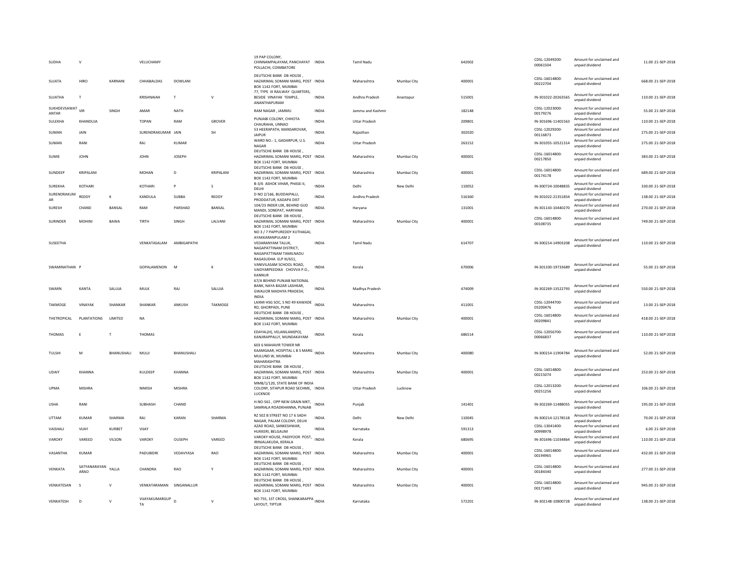| SUDHA | V | | VELUCHAMY | | | 19 PAP COLONY, CHINNAMPALAYAM, PANCHAYAT POLLACHI, COIMBATORE | INDIA | Tamil Nadu | | 642002 | CDSL-12049200-00061504 | Amount for unclaimed and unpaid dividend | 11.00 | 21-SEP-2018 |
|---|---|---|---|---|---|---|---|---|---|---|---|---|---|---|
| SUJATA | HIRO | KARNANI | CHHABALDAS | DOWLANI | | DEUTSCHE BANK DB HOUSE , HAZARIMAL SOMANI MARG, POST BOX 1142 FORT, MUMBAI | INDIA | Maharashtra | Mumbai City | 400001 | CDSL-16014800-00222704 | Amount for unclaimed and unpaid dividend | 668.00 | 21-SEP-2018 |
| SUJATHA | T | | KRISHNAIAH | T | V | 77, TYPE III RAILWAY QUARTERS, BESIDE VINAYAK TEMPLE, ANANTHAPURAM | INDIA | Andhra Pradesh | Anantapur | 515001 | IN-301022-20263565 | Amount for unclaimed and unpaid dividend | 110.00 | 21-SEP-2018 |
| SUKHDEVSAWAT ANTAR | VIR | SINGH | AMAR | NATH | | RAM NAGAR , JAMMU | INDIA | Jammu and Kashmir | | 182148 | CDSL-12023000-00179276 | Amount for unclaimed and unpaid dividend | 55.00 | 21-SEP-2018 |
| SULEKHA | KHANDUJA | | TOPAN | RAM | GROVER | PUNJABI COLONY, CHHOTA CHAURAHA, UNNAO | INDIA | Uttar Pradesh | | 209801 | IN-301696-11401563 | Amount for unclaimed and unpaid dividend | 110.00 | 21-SEP-2018 |
| SUMAN | JAIN | | SURENDRAKUMAR | JAIN | SH | 53 HEERAPATH, MANSAROVAR, JAIPUR | INDIA | Rajasthan | | 302020 | CDSL-12029200-00116873 | Amount for unclaimed and unpaid dividend | 275.00 | 21-SEP-2018 |
| SUMAN | RANI | | RAJ | KUMAR | | WARD NO.- 1, GADARPUR, U.S. NAGAR | INDIA | Uttar Pradesh | | 263152 | IN-301055-10521314 | Amount for unclaimed and unpaid dividend | 275.00 | 21-SEP-2018 |
| SUMIE | JOHN | | JOHN | JOSEPH | | DEUTSCHE BANK DB HOUSE , HAZARIMAL SOMANI MARG, POST BOX 1142 FORT, MUMBAI | INDIA | Maharashtra | Mumbai City | 400001 | CDSL-16014800-00217850 | Amount for unclaimed and unpaid dividend | 383.00 | 21-SEP-2018 |
| SUNDEEP | KRIPALANI | | MOHAN | D | KRIPALANI | DEUTSCHE BANK DB HOUSE , HAZARIMAL SOMANI MARG, POST BOX 1142 FORT, MUMBAI | INDIA | Maharashtra | Mumbai City | 400001 | CDSL-16014800-00174178 | Amount for unclaimed and unpaid dividend | 689.00 | 21-SEP-2018 |
| SUREKHA | KOTHARI | | KOTHARI | P | S | B-3/6 ASHOK VIHAR, PHASE-II, DELHI | INDIA | Delhi | New Delhi | 110052 | IN-300724-10048835 | Amount for unclaimed and unpaid dividend | 330.00 | 21-SEP-2018 |
| SURENDRAKUM AR | REDDY | K | KANDULA | SUBBA | REDDY | D NO 2/166, BUDDAIPALLI, PRODDATUR, KADAPA DIST | INDIA | Andhra Pradesh | | 516360 | IN-301022-21351854 | Amount for unclaimed and unpaid dividend | 138.00 | 21-SEP-2018 |
| SURESH | CHAND | BANSAL | RAM | PARSHAD | BANSAL | 104/23 INDER LOK, BEHIND GUD MANDI, SONEPAT, HARYANA | INDIA | Haryana | | 131001 | IN-301143-10440270 | Amount for unclaimed and unpaid dividend | 270.00 | 21-SEP-2018 |
| SURINDER | MOHINI | BAWA | TIRTH | SINGH | LALVANI | DEUTSCHE BANK DB HOUSE , HAZARIMAL SOMANI MARG, POST BOX 1142 FORT, MUMBAI | INDIA | Maharashtra | Mumbai City | 400001 | CDSL-16014800-00108735 | Amount for unclaimed and unpaid dividend | 749.00 | 21-SEP-2018 |
| SUSEETHA | | | VENKATASALAM | AMBIGAPATHI | | NO 3 / 7 PAPPUREDDY KUTHAGAI, AYAKKARANPULAM 2 VEDARANYAM TALUK, NAGAPATTINAM DISTRICT, NAGAPATTINAM TAMILNADU | INDIA | Tamil Nadu | | 614707 | IN-300214-14903208 | Amount for unclaimed and unpaid dividend | 110.00 | 21-SEP-2018 |
| SWAMINATHAN | P | | GOPALAMENON | M | K | RAGASUDHA ELP XI/651, VANIVILASAM SCHOOL ROAD, VAIDYARPEEDIKA CHOVVA P.O., KANNUR | INDIA | Kerala | | 670006 | IN-301330-19733689 | Amount for unclaimed and unpaid dividend | 55.00 | 21-SEP-2018 |
| SWARN | KANTA | SALUJA | MULK | RAJ | SALUJA | 67/A BEHIND PUNJAB NATIONAL BANK, NAYA BAZAR LASHKAR, GWALIOR MADHYA PRADESH, INDIA | INDIA | Madhya Pradesh | | 474009 | IN-302269-13522793 | Amount for unclaimed and unpaid dividend | 550.00 | 21-SEP-2018 |
| TAKMOGE | VINAYAK | SHANKAR | SHANKAR | ANKUSH | TAKMOGE | LAXMI HSG SOC, S NO 49 KAWADE RD, GHORPADI, PUNE | INDIA | Maharashtra | | 411001 | CDSL-12044700-05200476 | Amount for unclaimed and unpaid dividend | 13.00 | 21-SEP-2018 |
| THETROPICAL | PLANTATIONS | LIMITED | NA | | | DEUTSCHE BANK DB HOUSE , HAZARIMAL SOMANI MARG, POST BOX 1142 FORT, MUMBAI | INDIA | Maharashtra | Mumbai City | 400001 | CDSL-16014800-00209841 | Amount for unclaimed and unpaid dividend | 418.00 | 21-SEP-2018 |
| THOMAS | E | T | THOMAS | | | EDAYAL(H), VELANILAM(PO), KANJIRAPPALLY, MUNDAKAYAM | INDIA | Kerala | | 686514 | CDSL-12056700-00066837 | Amount for unclaimed and unpaid dividend | 110.00 | 21-SEP-2018 |
| TULSHI | M | BHANUSHALI | MULJI | BHANUSHALI | | 603 6 MAHAVIR TOWER NR KAAMGAAR, HOSPITAL L B S MARG MULUND W, MUMBAI MAHARASHTRA | INDIA | Maharashtra | Mumbai City | 400080 | IN-300214-11904784 | Amount for unclaimed and unpaid dividend | 52.00 | 21-SEP-2018 |
| UDAIY | KHANNA | | KULDEEP | KHANNA | | DEUTSCHE BANK DB HOUSE , HAZARIMAL SOMANI MARG, POST BOX 1142 FORT, MUMBAI | INDIA | Maharashtra | Mumbai City | 400001 | CDSL-16014800-00215074 | Amount for unclaimed and unpaid dividend | 253.00 | 21-SEP-2018 |
| UPMA | MISHRA | | NIMISH | MISHRA | | MMB/1/120, STATE BANK OF INDIA COLONY, SITAPUR ROAD SECHME, LUCKNOE | INDIA | Uttar Pradesh | Lucknow | | CDSL-12013200-00251256 | Amount for unclaimed and unpaid dividend | 106.00 | 21-SEP-2018 |
| USHA | RANI | | SUBHASH | CHAND | | H.NO-561 , OPP NEW GRAIN MKT, SAMRALA ROADKHANNA, PUNJAB | INDIA | Punjab | | 141401 | IN-302269-11488055 | Amount for unclaimed and unpaid dividend | 195.00 | 21-SEP-2018 |
| UTTAM | KUMAR | SHARMA | RAJ | KARAN | SHARMA | RZ 502 B STREET NO 17 6 SADH NAGAR, PALAM COLONY, DELHI | INDIA | Delhi | New Delhi | 110045 | IN-300214-12178518 | Amount for unclaimed and unpaid dividend | 70.00 | 21-SEP-2018 |
| VAISHALI | VIJAY | KURBET | VIJAY | | | AZAD ROAD, SANKESHWAR, HUKKERI, BELGAUM | INDIA | Karnataka | | 591313 | CDSL-13041400-00998978 | Amount for unclaimed and unpaid dividend | 6.00 | 21-SEP-2018 |
| VAROKY | VAREED | VILSON | VAROKY | OUSEPH | VAREED | VAROKY HOUSE, PADIYOOR POST, IRINJALAKUDA, KERALA | INDIA | Kerala | | 680695 | IN-301696-11034864 | Amount for unclaimed and unpaid dividend | 110.00 | 21-SEP-2018 |
| VASANTHA | KUMAR | | PADUBIDRI | VEDAVYASA | RAO | DEUTSCHE BANK DB HOUSE , HAZARIMAL SOMANI MARG, POST BOX 1142 FORT, MUMBAI | INDIA | Maharashtra | Mumbai City | 400001 | CDSL-16014800-00194965 | Amount for unclaimed and unpaid dividend | 432.00 | 21-SEP-2018 |
| VENKATA | SATYANARAYAN ARAO | YALLA | CHANDRA | RAO | Y | DEUTSCHE BANK DB HOUSE , HAZARIMAL SOMANI MARG, POST BOX 1142 FORT, MUMBAI | INDIA | Maharashtra | Mumbai City | 400001 | CDSL-16014800-00184340 | Amount for unclaimed and unpaid dividend | 277.00 | 21-SEP-2018 |
| VENKATESAN | S | V | VENKATARAMAN | SINGANALLUR | | DEUTSCHE BANK DB HOUSE , HAZARIMAL SOMANI MARG, POST BOX 1142 FORT, MUMBAI | INDIA | Maharashtra | Mumbai City | 400001 | CDSL-16014800-00171483 | Amount for unclaimed and unpaid dividend | 945.00 | 21-SEP-2018 |
| VENKATESH | D | V | VIJAYAKUMARGUP TA | D | V | NO 755, 1ST CROSS, SHANKARAPPA LAYOUT, TIPTUR | INDIA | Karnataka | | 572201 | IN-302148-10800728 | Amount for unclaimed and unpaid dividend | 138.00 | 21-SEP-2018 |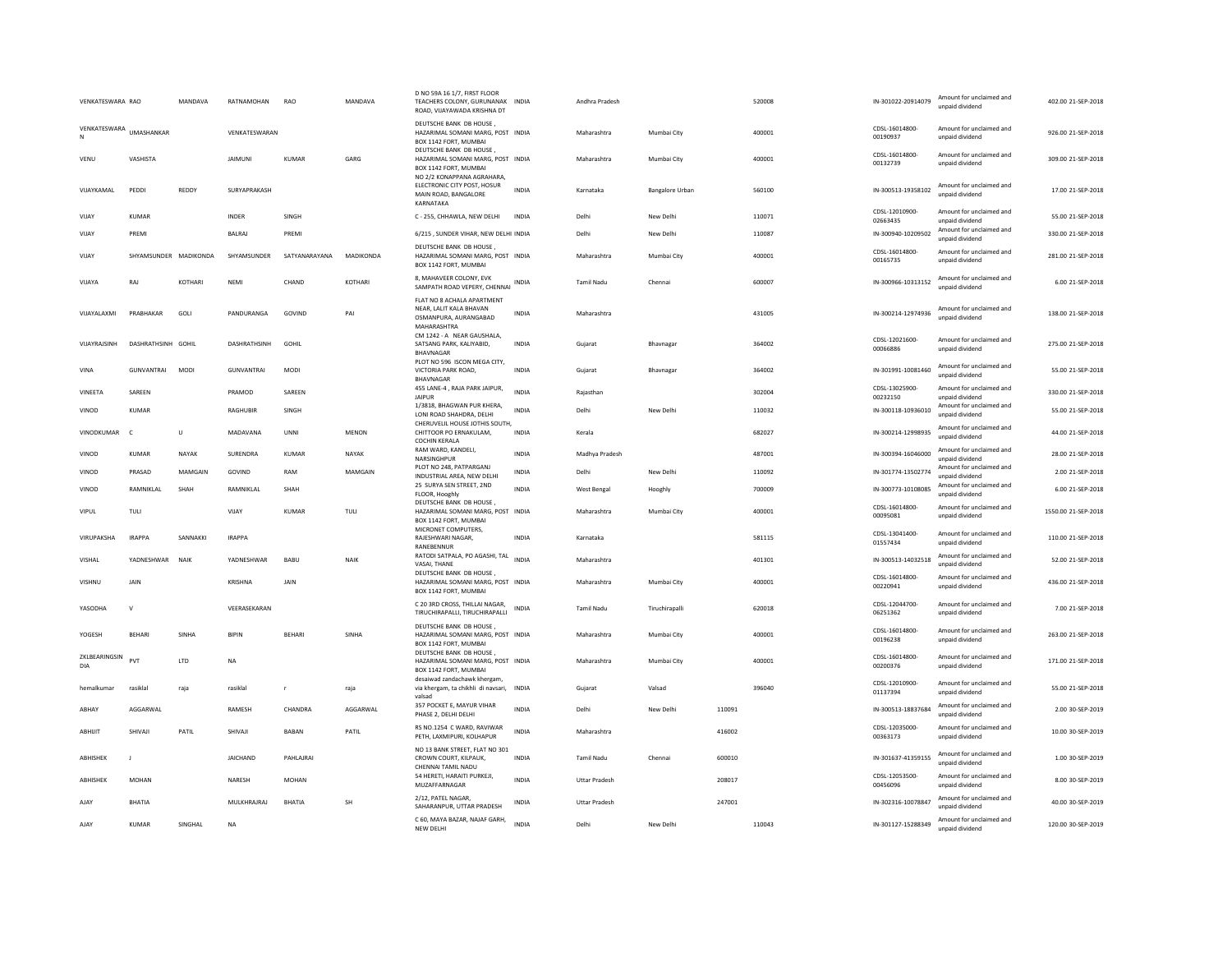| | | | | | | | | | | | | | | | |
|---|---|---|---|---|---|---|---|---|---|---|---|---|---|---|---|
| VENKATESWARA | RAO | MANDAVA | RATNAMOHAN | RAO | MANDAVA | D NO 59A 16 1/7, FIRST FLOOR TEACHERS COLONY, GURUNANAK ROAD, VIJAYAWADA KRISHNA DT | INDIA | Andhra Pradesh | | | 520008 | IN-301022-20914079 | Amount for unclaimed and unpaid dividend | 402.00 | 21-SEP-2018 |
| VENKATESWARA N | UMASHANKAR | | VENKATESWARAN | | | DEUTSCHE BANK DB HOUSE , HAZARIMAL SOMANI MARG, POST BOX 1142 FORT, MUMBAI | INDIA | Maharashtra | Mumbai City | | 400001 | CDSL-16014800-00190937 | Amount for unclaimed and unpaid dividend | 926.00 | 21-SEP-2018 |
| VENU | VASHISTA | | JAIMUNI | KUMAR | GARG | DEUTSCHE BANK DB HOUSE , HAZARIMAL SOMANI MARG, POST BOX 1142 FORT, MUMBAI | INDIA | Maharashtra | Mumbai City | | 400001 | CDSL-16014800-00132739 | Amount for unclaimed and unpaid dividend | 309.00 | 21-SEP-2018 |
| VIJAYKAMAL | PEDDI | REDDY | SURYAPRAKASH | | | NO 2/2 KONAPPANA AGRAHARA, ELECTRONIC CITY POST, HOSUR MAIN ROAD, BANGALORE KARNATAKA | INDIA | Karnataka | Bangalore Urban | | 560100 | IN-300513-19358102 | Amount for unclaimed and unpaid dividend | 17.00 | 21-SEP-2018 |
| VIJAY | KUMAR | | INDER | SINGH | | C - 255, CHHAWLA, NEW DELHI | INDIA | Delhi | New Delhi | | 110071 | CDSL-12010900-02663435 | Amount for unclaimed and unpaid dividend | 55.00 | 21-SEP-2018 |
| VIJAY | PREMI | | BALRAJ | PREMI | | 6/215 , SUNDER VIHAR, NEW DELHI | INDIA | Delhi | New Delhi | | 110087 | IN-300940-10209502 | Amount for unclaimed and unpaid dividend | 330.00 | 21-SEP-2018 |
| VIJAY | SHYAMSUNDER | MADIKONDA | SHYAMSUNDER | SATYANARAYANA | MADIKONDA | DEUTSCHE BANK DB HOUSE , HAZARIMAL SOMANI MARG, POST BOX 1142 FORT, MUMBAI | INDIA | Maharashtra | Mumbai City | | 400001 | CDSL-16014800-00165735 | Amount for unclaimed and unpaid dividend | 281.00 | 21-SEP-2018 |
| VIJAYA | RAJ | KOTHARI | NEMI | CHAND | KOTHARI | 8, MAHAVEER COLONY, EVK SAMPATH ROAD VEPERY, CHENNAI | INDIA | Tamil Nadu | Chennai | | 600007 | IN-300966-10313152 | Amount for unclaimed and unpaid dividend | 6.00 | 21-SEP-2018 |
| VIJAYALAXMI | PRABHAKAR | GOLI | PANDURANGA | GOVIND | PAI | FLAT NO 8 ACHALA APARTMENT NEAR, LALIT KALA BHAVAN OSMANPURA, AURANGABAD MAHARASHTRA | INDIA | Maharashtra | | | 431005 | IN-300214-12974936 | Amount for unclaimed and unpaid dividend | 138.00 | 21-SEP-2018 |
| VIJAYRAJSINH | DASHRATHSINH | GOHIL | DASHRATHSINH | GOHIL | | CM 1242 - A NEAR GAUSHALA, SATSANG PARK, KALIYABID, BHAVNAGAR | INDIA | Gujarat | Bhavnagar | | 364002 | CDSL-12021600-00066886 | Amount for unclaimed and unpaid dividend | 275.00 | 21-SEP-2018 |
| VINA | GUNVANTRAI | MODI | GUNVANTRAI | MODI | | PLOT NO 596 ISCON MEGA CITY, VICTORIA PARK ROAD, BHAVNAGAR | INDIA | Gujarat | Bhavnagar | | 364002 | IN-301991-10081460 | Amount for unclaimed and unpaid dividend | 55.00 | 21-SEP-2018 |
| VINEETA | SAREEN | | PRAMOD | SAREEN | | 455 LANE-4 , RAJA PARK JAIPUR, JAIPUR | INDIA | Rajasthan | | | 302004 | CDSL-13025900-00232150 | Amount for unclaimed and unpaid dividend | 330.00 | 21-SEP-2018 |
| VINOD | KUMAR | | RAGHUBIR | SINGH | | 1/3818, BHAGWAN PUR KHERA, LONI ROAD SHAHDRA, DELHI | INDIA | Delhi | New Delhi | | 110032 | IN-300118-10936010 | Amount for unclaimed and unpaid dividend | 55.00 | 21-SEP-2018 |
| VINODKUMAR | C | U | MADAVANA | UNNI | MENON | CHERUVELIL HOUSE JOTHIS SOUTH, CHITTOOR PO ERNAKULAM, COCHIN KERALA | INDIA | Kerala | | | 682027 | IN-300214-12998935 | Amount for unclaimed and unpaid dividend | 44.00 | 21-SEP-2018 |
| VINOD | KUMAR | NAYAK | SURENDRA | KUMAR | NAYAK | RAM WARD, KANDELI, NARSINGHPUR | INDIA | Madhya Pradesh | | | 487001 | IN-300394-16046000 | Amount for unclaimed and unpaid dividend | 28.00 | 21-SEP-2018 |
| VINOD | PRASAD | MAMGAIN | GOVIND | RAM | MAMGAIN | PLOT NO 248, PATPARGANJ INDUSTRIAL AREA, NEW DELHI | INDIA | Delhi | New Delhi | | 110092 | IN-301774-13502774 | Amount for unclaimed and unpaid dividend | 2.00 | 21-SEP-2018 |
| VINOD | RAMNIKLAL | SHAH | RAMNIKLAL | SHAH | | 25 SURYA SEN STREET, 2ND FLOOR, Hooghly | INDIA | West Bengal | Hooghly | | 700009 | IN-300773-10108085 | Amount for unclaimed and unpaid dividend | 6.00 | 21-SEP-2018 |
| VIPUL | TULI | | VIJAY | KUMAR | TULI | DEUTSCHE BANK DB HOUSE , HAZARIMAL SOMANI MARG, POST BOX 1142 FORT, MUMBAI | INDIA | Maharashtra | Mumbai City | | 400001 | CDSL-16014800-00095081 | Amount for unclaimed and unpaid dividend | 1550.00 | 21-SEP-2018 |
| VIRUPAKSHA | IRAPPA | SANNAKKI | IRAPPA | | | MICRONET COMPUTERS, RAJESHWARI NAGAR, RANEBENNUR | INDIA | Karnataka | | | 581115 | CDSL-13041400-01557434 | Amount for unclaimed and unpaid dividend | 110.00 | 21-SEP-2018 |
| VISHAL | YADNESHWAR | NAIK | YADNESHWAR | BABU | NAIK | RATODI SATPALA, PO AGASHI, TAL VASAI, THANE | INDIA | Maharashtra | | | 401301 | IN-300513-14032518 | Amount for unclaimed and unpaid dividend | 52.00 | 21-SEP-2018 |
| VISHNU | JAIN | | KRISHNA | JAIN | | DEUTSCHE BANK DB HOUSE , HAZARIMAL SOMANI MARG, POST BOX 1142 FORT, MUMBAI | INDIA | Maharashtra | Mumbai City | | 400001 | CDSL-16014800-00220941 | Amount for unclaimed and unpaid dividend | 436.00 | 21-SEP-2018 |
| YASODHA | V | | VEERASEKARAN | | | C 20 3RD CROSS, THILLAI NAGAR, TIRUCHIRAPALLI, TIRUCHIRAPALLI | INDIA | Tamil Nadu | Tiruchirapalli | | 620018 | CDSL-12044700-06251362 | Amount for unclaimed and unpaid dividend | 7.00 | 21-SEP-2018 |
| YOGESH | BEHARI | SINHA | BIPIN | BEHARI | SINHA | DEUTSCHE BANK DB HOUSE , HAZARIMAL SOMANI MARG, POST BOX 1142 FORT, MUMBAI | INDIA | Maharashtra | Mumbai City | | 400001 | CDSL-16014800-00196238 | Amount for unclaimed and unpaid dividend | 263.00 | 21-SEP-2018 |
| ZKLBEARINGSIN DIA | PVT | LTD | NA | | | DEUTSCHE BANK DB HOUSE , HAZARIMAL SOMANI MARG, POST BOX 1142 FORT, MUMBAI | INDIA | Maharashtra | Mumbai City | | 400001 | CDSL-16014800-00200376 | Amount for unclaimed and unpaid dividend | 171.00 | 21-SEP-2018 |
| hemalkumar | rasiklal | raja | rasiklal | r | raja | desaiwad zandachawk khergam, via khergam, ta chikhli di navsari, valsad | INDIA | Gujarat | Valsad | | 396040 | CDSL-12010900-01137394 | Amount for unclaimed and unpaid dividend | 55.00 | 21-SEP-2018 |
| ABHAY | AGGARWAL | | RAMESH | CHANDRA | AGGARWAL | 357 POCKET E, MAYUR VIHAR PHASE 2, DELHI DELHI | INDIA | Delhi | New Delhi | 110091 | | IN-300513-18837684 | Amount for unclaimed and unpaid dividend | 2.00 | 30-SEP-2019 |
| ABHIJIT | SHIVAJI | PATIL | SHIVAJI | BABAN | PATIL | RS NO.1254 C WARD, RAVIWAR PETH, LAXMIPURI, KOLHAPUR | INDIA | Maharashtra | | 416002 | | CDSL-12035000-00363173 | Amount for unclaimed and unpaid dividend | 10.00 | 30-SEP-2019 |
| ABHISHEK | J | | JAICHAND | PAHLAJRAI | | NO 13 BANK STREET, FLAT NO 301 CROWN COURT, KILPAUK, CHENNAI TAMIL NADU | INDIA | Tamil Nadu | Chennai | 600010 | | IN-301637-41359155 | Amount for unclaimed and unpaid dividend | 1.00 | 30-SEP-2019 |
| ABHISHEK | MOHAN | | NARESH | MOHAN | | 54 HERETI, HARAITI PURKEJI, MUZAFFARNAGAR | INDIA | Uttar Pradesh | | 208017 | | CDSL-12053500-00456096 | Amount for unclaimed and unpaid dividend | 8.00 | 30-SEP-2019 |
| AJAY | BHATIA | | MULKHRAJRAJ | BHATIA | SH | 2/12, PATEL NAGAR, SAHARANPUR, UTTAR PRADESH | INDIA | Uttar Pradesh | | 247001 | | IN-302316-10078847 | Amount for unclaimed and unpaid dividend | 40.00 | 30-SEP-2019 |
| AJAY | KUMAR | SINGHAL | NA | | | C 60, MAYA BAZAR, NAJAF GARH, NEW DELHI | INDIA | Delhi | New Delhi | | 110043 | IN-301127-15288349 | Amount for unclaimed and unpaid dividend | 120.00 | 30-SEP-2019 |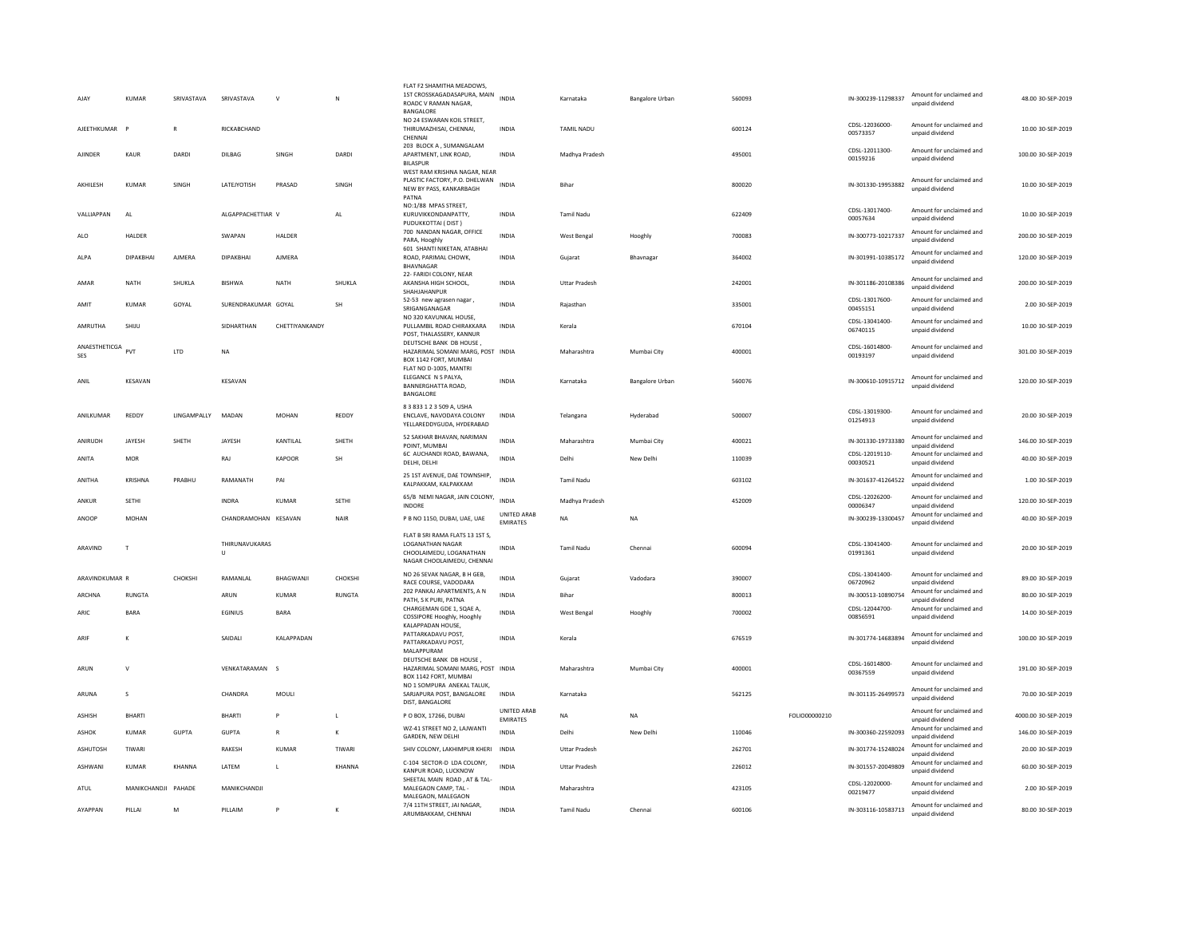| AJAY | KUMAR | SRIVASTAVA | SRIVASTAVA | V | N | FLAT F2 SHAMITHA MEADOWS, 1ST CROSSKAGADASAPURA, MAIN ROADC V RAMAN NAGAR, BANGALORE | INDIA | Karnataka | Bangalore Urban | 560093 | | IN-300239-11298337 | Amount for unclaimed and unpaid dividend | 48.00 | 30-SEP-2019 |
|---|---|---|---|---|---|---|---|---|---|---|---|---|---|---|---|
| AJEETHKUMAR | P | R | RICKABCHAND | | | NO 24 ESWARAN KOIL STREET, THIRUMAZHISAI, CHENNAI, CHENNAI | INDIA | TAMIL NADU | | 600124 | | CDSL-12036000-00573357 | Amount for unclaimed and unpaid dividend | 10.00 | 30-SEP-2019 |
| AJINDER | KAUR | DARDI | DILBAG | SINGH | DARDI | 203 BLOCK A , SUMANGALAM APARTMENT, LINK ROAD, BILASPUR | INDIA | Madhya Pradesh | | 495001 | | CDSL-12011300-00159216 | Amount for unclaimed and unpaid dividend | 100.00 | 30-SEP-2019 |
| AKHILESH | KUMAR | SINGH | LATEJYOTISH | PRASAD | SINGH | WEST RAM KRISHNA NAGAR, NEAR PLASTIC FACTORY, P.O. DHELWAN NEW BY PASS, KANKARBAGH PATNA | INDIA | Bihar | | 800020 | | IN-301330-19953882 | Amount for unclaimed and unpaid dividend | 10.00 | 30-SEP-2019 |
| VALLIAPPAN | AL | | ALGAPPACHETTIAR | V | AL | NO:1/88 MPAS STREET, KURUVIKKONDANPATTY, PUDUKKOTTAI ( DIST ) | INDIA | Tamil Nadu | | 622409 | | CDSL-13017400-00057634 | Amount for unclaimed and unpaid dividend | 10.00 | 30-SEP-2019 |
| ALO | HALDER | | SWAPAN | HALDER | | 700 NANDAN NAGAR, OFFICE PARA, Hooghly | INDIA | West Bengal | Hooghly | 700083 | | IN-300773-10217337 | Amount for unclaimed and unpaid dividend | 200.00 | 30-SEP-2019 |
| ALPA | DIPAKBHAI | AJMERA | DIPAKBHAI | AJMERA | | 601 SHANTI NIKETAN, ATABHAI ROAD, PARIMAL CHOWK, BHAVNAGAR | INDIA | Gujarat | Bhavnagar | 364002 | | IN-301991-10385172 | Amount for unclaimed and unpaid dividend | 120.00 | 30-SEP-2019 |
| AMAR | NATH | SHUKLA | BISHWA | NATH | SHUKLA | 22- FARIDI COLONY, NEAR AKANSHA HIGH SCHOOL, SHAHJAHANPUR | INDIA | Uttar Pradesh | | 242001 | | IN-301186-20108386 | Amount for unclaimed and unpaid dividend | 200.00 | 30-SEP-2019 |
| AMIT | KUMAR | GOYAL | SURENDRAKUMAR | GOYAL | SH | 52-53 new agrasen nagar , SRIGANGANAGAR | INDIA | Rajasthan | | 335001 | | CDSL-13017600-00455151 | Amount for unclaimed and unpaid dividend | 2.00 | 30-SEP-2019 |
| AMRUTHA | SHIJU | | SIDHARTHAN | CHETTIYANKANDY | | NO 320 KAVUNKAL HOUSE, PULLAMBIL ROAD CHIRAKKARA POST, THALASSERY, KANNUR | INDIA | Kerala | | 670104 | | CDSL-13041400-06740115 | Amount for unclaimed and unpaid dividend | 10.00 | 30-SEP-2019 |
| ANAESTHETICGA SES | PVT | LTD | NA | | | DEUTSCHE BANK DB HOUSE , HAZARIMAL SOMANI MARG, POST BOX 1142 FORT, MUMBAI | INDIA | Maharashtra | Mumbai City | 400001 | | CDSL-16014800-00193197 | Amount for unclaimed and unpaid dividend | 301.00 | 30-SEP-2019 |
| ANIL | KESAVAN | | KESAVAN | | | FLAT NO D-1005, MANTRI ELEGANCE N S PALYA, BANNERGHATTA ROAD, BANGALORE | INDIA | Karnataka | Bangalore Urban | 560076 | | IN-300610-10915712 | Amount for unclaimed and unpaid dividend | 120.00 | 30-SEP-2019 |
| ANILKUMAR | REDDY | LINGAMPALLY | MADAN | MOHAN | REDDY | 8 3 833 1 2 3 509 A, USHA ENCLAVE, NAVODAYA COLONY YELLAREDDYGUDA, HYDERABAD | INDIA | Telangana | Hyderabad | 500007 | | CDSL-13019300-01254913 | Amount for unclaimed and unpaid dividend | 20.00 | 30-SEP-2019 |
| ANIRUDH | JAYESH | SHETH | JAYESH | KANTILAL | SHETH | 52 SAKHAR BHAVAN, NARIMAN POINT, MUMBAI | INDIA | Maharashtra | Mumbai City | 400021 | | IN-301330-19733380 | Amount for unclaimed and unpaid dividend | 146.00 | 30-SEP-2019 |
| ANITA | MOR | | RAJ | KAPOOR | SH | 6C AUCHANDI ROAD, BAWANA, DELHI, DELHI | INDIA | Delhi | New Delhi | 110039 | | CDSL-12019110-00030521 | Amount for unclaimed and unpaid dividend | 40.00 | 30-SEP-2019 |
| ANITHA | KRISHNA | PRABHU | RAMANATH | PAI | | 25 1ST AVENUE, DAE TOWNSHIP, KALPAKKAM, KALPAKKAM | INDIA | Tamil Nadu | | 603102 | | IN-301637-41264522 | Amount for unclaimed and unpaid dividend | 1.00 | 30-SEP-2019 |
| ANKUR | SETHI | | INDRA | KUMAR | SETHI | 65/B NEMI NAGAR, JAIN COLONY, INDORE | INDIA | Madhya Pradesh | | 452009 | | CDSL-12026200-00006347 | Amount for unclaimed and unpaid dividend | 120.00 | 30-SEP-2019 |
| ANOOP | MOHAN | | CHANDRAMOHAN | KESAVAN | NAIR | P B NO 1150, DUBAI, UAE, UAE | UNITED ARAB EMIRATES | NA | NA | | | IN-300239-13300457 | Amount for unclaimed and unpaid dividend | 40.00 | 30-SEP-2019 |
| ARAVIND | T | | THIRUNAVUKARAS U | | | FLAT B SRI RAMA FLATS 13 1ST S, LOGANATHAN NAGAR CHOOLAIMEDU, LOGANATHAN NAGAR CHOOLAIMEDU, CHENNAI | INDIA | Tamil Nadu | Chennai | 600094 | | CDSL-13041400-01991361 | Amount for unclaimed and unpaid dividend | 20.00 | 30-SEP-2019 |
| ARAVINDKUMAR | R | CHOKSHI | RAMANLAL | BHAGWANJI | CHOKSHI | NO 26 SEVAK NAGAR, B H GEB, RACE COURSE, VADODARA | INDIA | Gujarat | Vadodara | 390007 | | CDSL-13041400-06720962 | Amount for unclaimed and unpaid dividend | 89.00 | 30-SEP-2019 |
| ARCHNA | RUNGTA | | ARUN | KUMAR | RUNGTA | 202 PANKAJ APARTMENTS, A N PATH, S K PURI, PATNA | INDIA | Bihar | | 800013 | | IN-300513-10890754 | Amount for unclaimed and unpaid dividend | 80.00 | 30-SEP-2019 |
| ARIC | BARA | | EGINIUS | BARA | | CHARGEMAN GDE 1, SQAE A, COSSIPORE Hooghly, Hooghly | INDIA | West Bengal | Hooghly | 700002 | | CDSL-12044700-00856591 | Amount for unclaimed and unpaid dividend | 14.00 | 30-SEP-2019 |
| ARIF | K | | SAIDALI | KALAPPADAN | | KALAPPADAN HOUSE, PATTARKADAVU POST, PATTARKADAVU POST, MALAPPURAM | INDIA | Kerala | | 676519 | | IN-301774-14683894 | Amount for unclaimed and unpaid dividend | 100.00 | 30-SEP-2019 |
| ARUN | V | | VENKATARAMAN | S | | DEUTSCHE BANK DB HOUSE , HAZARIMAL SOMANI MARG, POST BOX 1142 FORT, MUMBAI | INDIA | Maharashtra | Mumbai City | 400001 | | CDSL-16014800-00367559 | Amount for unclaimed and unpaid dividend | 191.00 | 30-SEP-2019 |
| ARUNA | S | | CHANDRA | MOULI | | NO 1 SOMPURA ANEKAL TALUK, SARJAPURA POST, BANGALORE DIST, BANGALORE | INDIA | Karnataka | | 562125 | | IN-301135-26499573 | Amount for unclaimed and unpaid dividend | 70.00 | 30-SEP-2019 |
| ASHISH | BHARTI | | BHARTI | P | L | P O BOX, 17266, DUBAI | UNITED ARAB EMIRATES | NA | NA | | FOLIO00000210 | | Amount for unclaimed and unpaid dividend | 4000.00 | 30-SEP-2019 |
| ASHOK | KUMAR | GUPTA | GUPTA | R | K | WZ-41 STREET NO 2, LAJWANTI GARDEN, NEW DELHI | INDIA | Delhi | New Delhi | 110046 | | IN-300360-22592093 | Amount for unclaimed and unpaid dividend | 146.00 | 30-SEP-2019 |
| ASHUTOSH | TIWARI | | RAKESH | KUMAR | TIWARI | SHIV COLONY, LAKHIMPUR KHERI | INDIA | Uttar Pradesh | | 262701 | | IN-301774-15248024 | Amount for unclaimed and unpaid dividend | 20.00 | 30-SEP-2019 |
| ASHWANI | KUMAR | KHANNA | LATEM | L | KHANNA | C-104 SECTOR-D LDA COLONY, KANPUR ROAD, LUCKNOW | INDIA | Uttar Pradesh | | 226012 | | IN-301557-20049809 | Amount for unclaimed and unpaid dividend | 60.00 | 30-SEP-2019 |
| ATUL | MANIKCHANDJI | PAHADE | MANIKCHANDJI | | | SHEETAL MAIN ROAD , AT & TAL-MALEGAON CAMP, TAL - MALEGAON, MALEGAON | INDIA | Maharashtra | | 423105 | | CDSL-12020000-00219477 | Amount for unclaimed and unpaid dividend | 2.00 | 30-SEP-2019 |
| AYAPPAN | PILLAI | M | PILLAIM | P | K | 7/4 11TH STREET, JAI NAGAR, ARUMBAKKAM, CHENNAI | INDIA | Tamil Nadu | Chennai | 600106 | | IN-303116-10583713 | Amount for unclaimed and unpaid dividend | 80.00 | 30-SEP-2019 |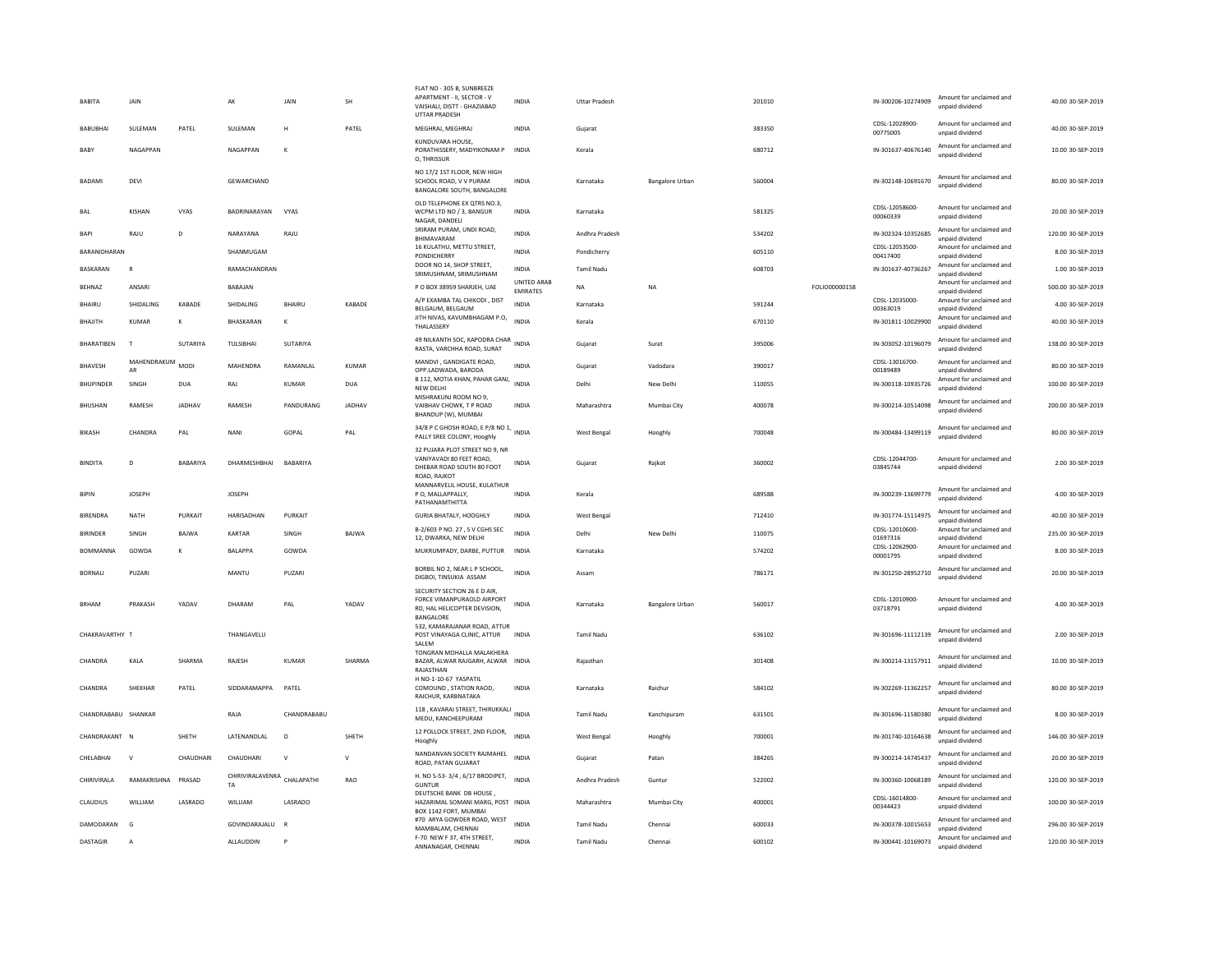| BABITA | JAIN | | AK | JAIN | SH | FLAT NO - 305 B, SUNBREEZE APARTMENT - II, SECTOR - V VAISHALI, DISTT - GHAZIABAD UTTAR PRADESH | INDIA | Uttar Pradesh | | 201010 | | IN-300206-10274909 | Amount for unclaimed and unpaid dividend | 40.00 30-SEP-2019 |
|---|---|---|---|---|---|---|---|---|---|---|---|---|---|---|
| BABUBHAI | SULEMAN | PATEL | SULEMAN | H | PATEL | MEGHRAJ, MEGHRAJ | INDIA | Gujarat | | 383350 | | CDSL-12028900-00775005 | Amount for unclaimed and unpaid dividend | 40.00 30-SEP-2019 |
| BABY | NAGAPPAN | | NAGAPPAN | K | | KUNDUVARA HOUSE, PORATHISSERY, MADYIKONAM P O, THRISSUR | INDIA | Kerala | | 680712 | | IN-301637-40676140 | Amount for unclaimed and unpaid dividend | 10.00 30-SEP-2019 |
| BADAMI | DEVI | | GEWARCHAND | | | NO 17/2 1ST FLOOR, NEW HIGH SCHOOL ROAD, V V PURAM BANGALORE SOUTH, BANGALORE | INDIA | Karnataka | Bangalore Urban | 560004 | | IN-302148-10691670 | Amount for unclaimed and unpaid dividend | 80.00 30-SEP-2019 |
| BAL | KISHAN | VYAS | BADRINARAYAN | VYAS | | OLD TELEPHONE EX QTRS NO.3, WCPM LTD NO / 3, BANGUR NAGAR, DANDELI | INDIA | Karnataka | | 581325 | | CDSL-12058600-00060339 | Amount for unclaimed and unpaid dividend | 20.00 30-SEP-2019 |
| BAPI | RAJU | D | NARAYANA | RAJU | | SRIRAM PURAM, UNDI ROAD, BHIMAVARAM | INDIA | Andhra Pradesh | | 534202 | | IN-302324-10352685 | Amount for unclaimed and unpaid dividend | 120.00 30-SEP-2019 |
| BARANIDHARAN | | | SHANMUGAM | | | 16 KULATHU, METTU STREET, PONDICHERRY | INDIA | Pondicherry | | 605110 | | CDSL-12053500-00417400 | Amount for unclaimed and unpaid dividend | 8.00 30-SEP-2019 |
| BASKARAN | R | | RAMACHANDRAN | | | DOOR NO 14, SHOP STREET, SRIMUSHNAM, SRIMUSHNAM | INDIA | Tamil Nadu | | 608703 | | IN-301637-40736267 | Amount for unclaimed and unpaid dividend | 1.00 30-SEP-2019 |
| BEHNAZ | ANSARI | | BABAJAN | | | P O BOX 38959 SHARJEH, UAE | UNITED ARAB EMIRATES | NA | NA | | FOLIO00000158 | | Amount for unclaimed and unpaid dividend | 500.00 30-SEP-2019 |
| BHAIRU | SHIDALING | KABADE | SHIDALING | BHAIRU | KABADE | A/P EXAMBA TAL CHIKODI , DIST BELGAUM, BELGAUM | INDIA | Karnataka | | 591244 | | CDSL-12035000-00363019 | Amount for unclaimed and unpaid dividend | 4.00 30-SEP-2019 |
| BHAJITH | KUMAR | K | BHASKARAN | K | | JITH NIVAS, KAVUMBHAGAM P.O, THALASSERY | INDIA | Kerala | | 670110 | | IN-301811-10029900 | Amount for unclaimed and unpaid dividend | 40.00 30-SEP-2019 |
| BHARATIBEN | T | SUTARIYA | TULSIBHAI | SUTARIYA | | 49 NILKANTH SOC, KAPODRA CHAR RASTA, VARCHHA ROAD, SURAT | INDIA | Gujarat | Surat | 395006 | | IN-303052-10196079 | Amount for unclaimed and unpaid dividend | 138.00 30-SEP-2019 |
| BHAVESH | MAHENDRAKUMAR | MODI | MAHENDRA | RAMANLAL | KUMAR | MANDVI , GANDIGATE ROAD, OPP.LADWADA, BARODA | INDIA | Gujarat | Vadodara | 390017 | | CDSL-13016700-00189489 | Amount for unclaimed and unpaid dividend | 80.00 30-SEP-2019 |
| BHUPINDER | SINGH | DUA | RAJ | KUMAR | DUA | B 112, MOTIA KHAN, PAHAR GANJ, NEW DELHI | INDIA | Delhi | New Delhi | 110055 | | IN-300118-10935726 | Amount for unclaimed and unpaid dividend | 100.00 30-SEP-2019 |
| BHUSHAN | RAMESH | JADHAV | RAMESH | PANDURANG | JADHAV | MISHRAKUNJ ROOM NO 9, VAIBHAV CHOWK, T P ROAD BHANDUP (W), MUMBAI | INDIA | Maharashtra | Mumbai City | 400078 | | IN-300214-10514098 | Amount for unclaimed and unpaid dividend | 200.00 30-SEP-2019 |
| BIKASH | CHANDRA | PAL | NANI | GOPAL | PAL | 34/8 P C GHOSH ROAD, E P/8 NO 1, PALLY SREE COLONY, Hooghly | INDIA | West Bengal | Hooghly | 700048 | | IN-300484-13499119 | Amount for unclaimed and unpaid dividend | 80.00 30-SEP-2019 |
| BINDITA | D | BABARIYA | DHARMESHBHAI | BABARIYA | | 32 PUJARA PLOT STREET NO 9, NR VANIYAVADI 80 FEET ROAD, DHEBAR ROAD SOUTH 80 FOOT ROAD, RAJKOT | INDIA | Gujarat | Rajkot | 360002 | | CDSL-12044700-03845744 | Amount for unclaimed and unpaid dividend | 2.00 30-SEP-2019 |
| BIPIN | JOSEPH | | JOSEPH | | | MANNARVELIL HOUSE, KULATHUR P O, MALLAPPALLY, PATHANAMTHITTA | INDIA | Kerala | | 689588 | | IN-300239-13699779 | Amount for unclaimed and unpaid dividend | 4.00 30-SEP-2019 |
| BIRENDRA | NATH | PURKAIT | HARISADHAN | PURKAIT | | GURIA BHATALY, HOOGHLY | INDIA | West Bengal | | 712410 | | IN-301774-15114975 | Amount for unclaimed and unpaid dividend | 40.00 30-SEP-2019 |
| BIRINDER | SINGH | BAJWA | KARTAR | SINGH | BAJWA | B-2/603 P NO. 27 , S V CGHS SEC 12, DWARKA, NEW DELHI | INDIA | Delhi | New Delhi | 110075 | | CDSL-12010600-01697316 | Amount for unclaimed and unpaid dividend | 235.00 30-SEP-2019 |
| BOMMANNA | GOWDA | K | BALAPPA | GOWDA | | MUKRUMPADY, DARBE, PUTTUR | INDIA | Karnataka | | 574202 | | CDSL-12062900-00001795 | Amount for unclaimed and unpaid dividend | 8.00 30-SEP-2019 |
| BORNALI | PUZARI | | MANTU | PUZARI | | BORBIL NO 2, NEAR L P SCHOOL, DIGBOI, TINSUKIA ASSAM | INDIA | Assam | | 786171 | | IN-301250-28952710 | Amount for unclaimed and unpaid dividend | 20.00 30-SEP-2019 |
| BRHAM | PRAKASH | YADAV | DHARAM | PAL | YADAV | SECURITY SECTION 26 E D AIR, FORCE VIMANPURAOLD AIRPORT RD, HAL HELICOPTER DIVISION, BANGALORE | INDIA | Karnataka | Bangalore Urban | 560017 | | CDSL-12010900-03718791 | Amount for unclaimed and unpaid dividend | 4.00 30-SEP-2019 |
| CHAKRAVARTHY | T | | THANGAVELU | | | 532, KAMARAJANAR ROAD, ATTUR POST VINAYAGA CLINIC, ATTUR SALEM | INDIA | Tamil Nadu | | 636102 | | IN-301696-11112139 | Amount for unclaimed and unpaid dividend | 2.00 30-SEP-2019 |
| CHANDRA | KALA | SHARMA | RAJESH | KUMAR | SHARMA | TONGRAN MOHALLA MALAKHERA BAZAR, ALWAR RAJGARH, ALWAR RAJASTHAN | INDIA | Rajasthan | | 301408 | | IN-300214-13157911 | Amount for unclaimed and unpaid dividend | 10.00 30-SEP-2019 |
| CHANDRA | SHEKHAR | PATEL | SIDDARAMAPPA | PATEL | | H NO-1-10-67 YASPATIL COMOUND , STATION RAOD, RAICHUR, KARBNATAKA | INDIA | Karnataka | Raichur | 584102 | | IN-302269-11362257 | Amount for unclaimed and unpaid dividend | 80.00 30-SEP-2019 |
| CHANDRABABU | SHANKAR | | RAJA | CHANDRABABU | | 118 , KAVARAI STREET, THIRUKKALI MEDU, KANCHEEPURAM | INDIA | Tamil Nadu | Kanchipuram | 631501 | | IN-301696-11580380 | Amount for unclaimed and unpaid dividend | 8.00 30-SEP-2019 |
| CHANDRAKANT | N | SHETH | LATENANDLAL | D | SHETH | 12 POLLOCK STREET, 2ND FLOOR, Hooghly | INDIA | West Bengal | Hooghly | 700001 | | IN-301740-10164638 | Amount for unclaimed and unpaid dividend | 146.00 30-SEP-2019 |
| CHELABHAI | V | CHAUDHARI | CHAUDHARI | V | V | NANDANVAN SOCIETY RAJMAHEL ROAD, PATAN GUJARAT | INDIA | Gujarat | Patan | 384265 | | IN-300214-14745437 | Amount for unclaimed and unpaid dividend | 20.00 30-SEP-2019 |
| CHIRIVIRALA | RAMAKRISHNA | PRASAD | CHIRIVIRALAVENKATA | CHALAPATHI | RAO | H. NO 5-53- 3/4 , 6/17 BRODIPET, GUNTUR | INDIA | Andhra Pradesh | Guntur | 522002 | | IN-300360-10068189 | Amount for unclaimed and unpaid dividend | 120.00 30-SEP-2019 |
| CLAUDIUS | WILLIAM | LASRADO | WILLIAM | LASRADO | | DEUTSCHE BANK DB HOUSE , HAZARIMAL SOMANI MARG, POST BOX 1142 FORT, MUMBAI | INDIA | Maharashtra | Mumbai City | 400001 | | CDSL-16014800-00344423 | Amount for unclaimed and unpaid dividend | 100.00 30-SEP-2019 |
| DAMODARAN | G | | GOVINDARAJALU | R | | #70 ARYA GOWDER ROAD, WEST MAMBALAM, CHENNAI | INDIA | Tamil Nadu | Chennai | 600033 | | IN-300378-10015653 | Amount for unclaimed and unpaid dividend | 296.00 30-SEP-2019 |
| DASTAGIR | A | | ALLAUDDIN | P | | F-70 NEW F 37, 4TH STREET, ANNANAGAR, CHENNAI | INDIA | Tamil Nadu | Chennai | 600102 | | IN-300441-10169073 | Amount for unclaimed and unpaid dividend | 120.00 30-SEP-2019 |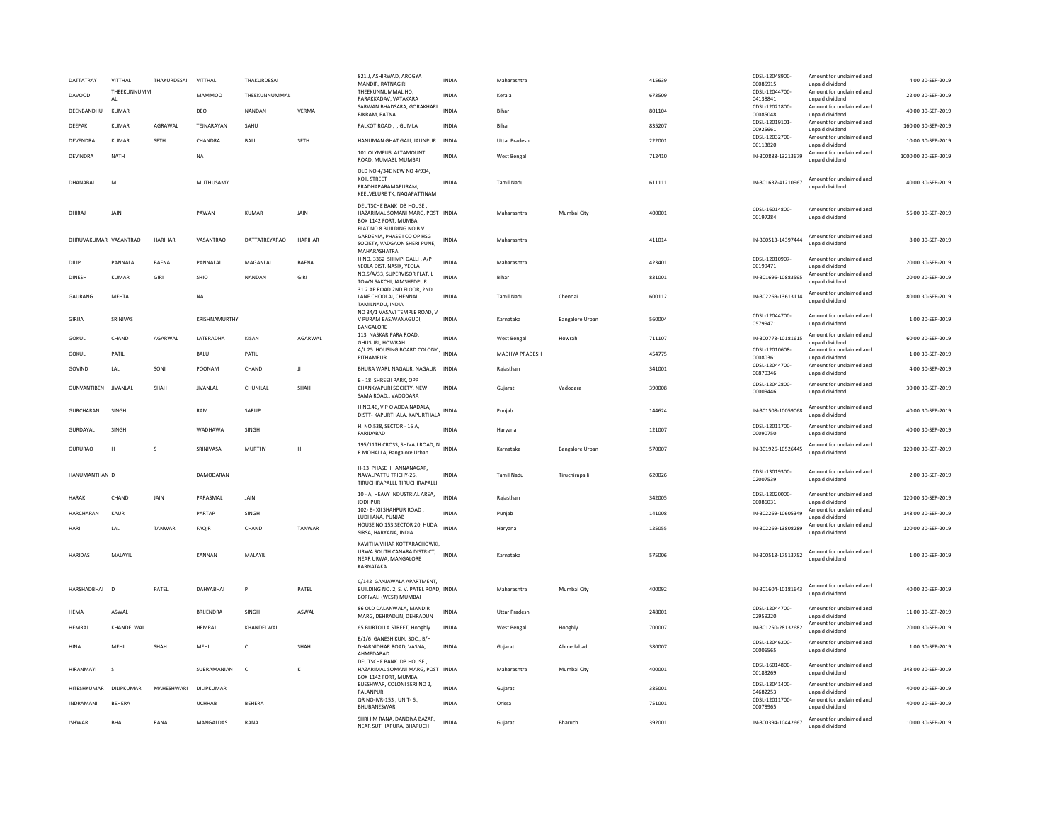| DATTATRAY | VITTHAL | THAKURDESAI | VITTHAL | THAKURDESAI | | 821 J, ASHIRWAD, AROGYA MANDIR, RATNAGIRI | INDIA | Maharashtra | | 415639 | CDSL-12048900-00085915 | Amount for unclaimed and unpaid dividend | 4.00 | 30-SEP-2019 |
|---|---|---|---|---|---|---|---|---|---|---|---|---|---|---|
| DAVOOD | THEEKUNNUMMAL | | MAMMOO | THEEKUNNUMMAL | | THEEKUNNUMMAL HO, PARAKKADAV, VATAKARA | INDIA | Kerala | | 673509 | CDSL-12044700-04138841 | Amount for unclaimed and unpaid dividend | 22.00 | 30-SEP-2019 |
| DEENBANDHU | KUMAR | | DEO | NANDAN | VERMA | SARWAN BHADSARA, GORAKHARI BIKRAM, PATNA | INDIA | Bihar | | 801104 | CDSL-12021800-00085048 | Amount for unclaimed and unpaid dividend | 40.00 | 30-SEP-2019 |
| DEEPAK | KUMAR | AGRAWAL | TEJNARAYAN | SAHU | | PALKOT ROAD , ., GUMLA | INDIA | Bihar | | 835207 | CDSL-12019101-00925661 | Amount for unclaimed and unpaid dividend | 160.00 | 30-SEP-2019 |
| DEVENDRA | KUMAR | SETH | CHANDRA | BALI | SETH | HANUMAN GHAT GALI, JAUNPUR | INDIA | Uttar Pradesh | | 222001 | CDSL-12032700-00113820 | Amount for unclaimed and unpaid dividend | 10.00 | 30-SEP-2019 |
| DEVINDRA | NATH | | NA | | | 101 OLYMPUS, ALTAMOUNT ROAD, MUMABI, MUMBAI | INDIA | West Bengal | | 712410 | IN-300888-13213679 | Amount for unclaimed and unpaid dividend | 1000.00 | 30-SEP-2019 |
| DHANABAL | M | | MUTHUSAMY | | | OLD NO 4/34E NEW NO 4/934, KOIL STREET PRADHAPARAMAPURAM, KEELVELURE TK, NAGAPATTINAM | INDIA | Tamil Nadu | | 611111 | IN-301637-41210967 | Amount for unclaimed and unpaid dividend | 40.00 | 30-SEP-2019 |
| DHIRAJ | JAIN | | PAWAN | KUMAR | JAIN | DEUTSCHE BANK DB HOUSE , HAZARIMAL SOMANI MARG, POST BOX 1142 FORT, MUMBAI | INDIA | Maharashtra | Mumbai City | 400001 | CDSL-16014800-00197284 | Amount for unclaimed and unpaid dividend | 56.00 | 30-SEP-2019 |
| DHRUVAKUMAR | VASANTRAO | HARIHAR | VASANTRAO | DATTATREYARAO | HARIHAR | FLAT NO 8 BUILDING NO B V GARDENIA, PHASE I CO OP HSG SOCIETY, VADGAON SHERI PUNE, MAHARASHATRA | INDIA | Maharashtra | | 411014 | IN-300513-14397444 | Amount for unclaimed and unpaid dividend | 8.00 | 30-SEP-2019 |
| DILIP | PANNALAL | BAFNA | PANNALAL | MAGANLAL | BAFNA | H NO. 3362 SHIMPI GALLI , A/P YEOLA DIST. NASIK, YEOLA | INDIA | Maharashtra | | 423401 | CDSL-12010907-00199471 | Amount for unclaimed and unpaid dividend | 20.00 | 30-SEP-2019 |
| DINESH | KUMAR | GIRI | SHIO | NANDAN | GIRI | NO.S/A/33, SUPERVISOR FLAT, L TOWN SAKCHI, JAMSHEDPUR | INDIA | Bihar | | 831001 | IN-301696-10883595 | Amount for unclaimed and unpaid dividend | 20.00 | 30-SEP-2019 |
| GAURANG | MEHTA | | NA | | | 31 2 AP ROAD 2ND FLOOR, 2ND LANE CHOOLAI, CHENNAI TAMILNADU, INDIA | INDIA | Tamil Nadu | Chennai | 600112 | IN-302269-13613114 | Amount for unclaimed and unpaid dividend | 80.00 | 30-SEP-2019 |
| GIRIJA | SRINIVAS | | KRISHNAMURTHY | | | NO 34/1 VASAVI TEMPLE ROAD, V V PURAM BASAVANAGUDI, BANGALORE | INDIA | Karnataka | Bangalore Urban | 560004 | CDSL-12044700-05799471 | Amount for unclaimed and unpaid dividend | 1.00 | 30-SEP-2019 |
| GOKUL | CHAND | AGARWAL | LATERADHA | KISAN | AGARWAL | 113 NASKAR PARA ROAD, GHUSURI, HOWRAH | INDIA | West Bengal | Howrah | 711107 | IN-300773-10181615 | Amount for unclaimed and unpaid dividend | 60.00 | 30-SEP-2019 |
| GOKUL | PATIL | | BALU | PATIL | | A/L 25 HOUSING BOARD COLONY , PITHAMPUR | INDIA | MADHYA PRADESH | | 454775 | CDSL-12010608-00080361 | Amount for unclaimed and unpaid dividend | 1.00 | 30-SEP-2019 |
| GOVIND | LAL | SONI | POONAM | CHAND | JI | BHURA WARI, NAGAUR, NAGAUR | INDIA | Rajasthan | | 341001 | CDSL-12044700-00870346 | Amount for unclaimed and unpaid dividend | 4.00 | 30-SEP-2019 |
| GUNVANTIBEN | JIVANLAL | SHAH | JIVANLAL | CHUNILAL | SHAH | B - 18 SHREEJI PARK, OPP CHANKYAPURI SOCIETY, NEW SAMA ROAD., VADODARA | INDIA | Gujarat | Vadodara | 390008 | CDSL-12042800-00009446 | Amount for unclaimed and unpaid dividend | 30.00 | 30-SEP-2019 |
| GURCHARAN | SINGH | | RAM | SARUP | | H NO.46, V P O ADDA NADALA, DISTT- KAPURTHALA, KAPURTHALA | INDIA | Punjab | | 144624 | IN-301508-10059068 | Amount for unclaimed and unpaid dividend | 40.00 | 30-SEP-2019 |
| GURDAYAL | SINGH | | WADHAWA | SINGH | | H. NO.538, SECTOR - 16 A, FARIDABAD | INDIA | Haryana | | 121007 | CDSL-12011700-00090750 | Amount for unclaimed and unpaid dividend | 40.00 | 30-SEP-2019 |
| GURURAO | H | S | SRINIVASA | MURTHY | H | 195/11TH CROSS, SHIVAJI ROAD, N R MOHALLA, Bangalore Urban | INDIA | Karnataka | Bangalore Urban | 570007 | IN-301926-10526445 | Amount for unclaimed and unpaid dividend | 120.00 | 30-SEP-2019 |
| HANUMANTHAN | D | | DAMODARAN | | | H-13 PHASE III ANNANAGAR, NAVALPATTU TRICHY-26, TIRUCHIRAPALLI, TIRUCHIRAPALLI | INDIA | Tamil Nadu | Tiruchirapalli | 620026 | CDSL-13019300-02007539 | Amount for unclaimed and unpaid dividend | 2.00 | 30-SEP-2019 |
| HARAK | CHAND | JAIN | PARASMAL | JAIN | | 10 - A, HEAVY INDUSTRIAL AREA, JODHPUR | INDIA | Rajasthan | | 342005 | CDSL-12020000-00086031 | Amount for unclaimed and unpaid dividend | 120.00 | 30-SEP-2019 |
| HARCHARAN | KAUR | | PARTAP | SINGH | | 102- B- XII SHAHPUR ROAD , LUDHIANA, PUNJAB | INDIA | Punjab | | 141008 | IN-302269-10605349 | Amount for unclaimed and unpaid dividend | 148.00 | 30-SEP-2019 |
| HARI | LAL | TANWAR | FAQIR | CHAND | TANWAR | HOUSE NO 153 SECTOR 20, HUDA SIRSA, HARYANA, INDIA | INDIA | Haryana | | 125055 | IN-302269-13808289 | Amount for unclaimed and unpaid dividend | 120.00 | 30-SEP-2019 |
| HARIDAS | MALAYIL | | KANNAN | MALAYIL | | KAVITHA VIHAR KOTTARACHOWKI, URWA SOUTH CANARA DISTRICT, NEAR URWA, MANGALORE KARNATAKA | INDIA | Karnataka | | 575006 | IN-300513-17513752 | Amount for unclaimed and unpaid dividend | 1.00 | 30-SEP-2019 |
| HARSHADBHAI | D | PATEL | DAHYABHAI | P | PATEL | C/142 GANJAWALA APARTMENT, BUILDING NO. 2, S. V. PATEL ROAD, BORIVALI (WEST) MUMBAI | INDIA | Maharashtra | Mumbai City | 400092 | IN-301604-10181643 | Amount for unclaimed and unpaid dividend | 40.00 | 30-SEP-2019 |
| HEMA | ASWAL | | BRIJENDRA | SINGH | ASWAL | 86 OLD DALANWALA, MANDIR MARG, DEHRADUN, DEHRADUN | INDIA | Uttar Pradesh | | 248001 | CDSL-12044700-02959220 | Amount for unclaimed and unpaid dividend | 11.00 | 30-SEP-2019 |
| HEMRAJ | KHANDELWAL | | HEMRAJ | KHANDELWAL | | 65 BURTOLLA STREET, Hooghly | INDIA | West Bengal | Hooghly | 700007 | IN-301250-28132682 | Amount for unclaimed and unpaid dividend | 20.00 | 30-SEP-2019 |
| HINA | MEHIL | SHAH | MEHIL | C | SHAH | E/1/6 GANESH KUNJ SOC., B/H DHARNIDHAR ROAD, VASNA, AHMEDABAD | INDIA | Gujarat | Ahmedabad | 380007 | CDSL-12046200-00006565 | Amount for unclaimed and unpaid dividend | 1.00 | 30-SEP-2019 |
| HIRANMAYI | S | | SUBRAMANIAN | C | K | DEUTSCHE BANK DB HOUSE , HAZARIMAL SOMANI MARG, POST BOX 1142 FORT, MUMBAI | INDIA | Maharashtra | Mumbai City | 400001 | CDSL-16014800-00183269 | Amount for unclaimed and unpaid dividend | 143.00 | 30-SEP-2019 |
| HITESHKUMAR | DILIPKUMAR | MAHESHWARI | DILIPKUMAR | | | BIJESHWAR, COLONI SERI NO 2, PALANPUR | INDIA | Gujarat | | 385001 | CDSL-13041400-04682253 | Amount for unclaimed and unpaid dividend | 40.00 | 30-SEP-2019 |
| INDRAMANI | BEHERA | | UCHHAB | BEHERA | | QR NO-IVR-153 , UNIT- 6., BHUBANESWAR | INDIA | Orissa | | 751001 | CDSL-12011700-00078965 | Amount for unclaimed and unpaid dividend | 40.00 | 30-SEP-2019 |
| ISHWAR | BHAI | RANA | MANGALDAS | RANA | | SHRI I M RANA, DANDIYA BAZAR, NEAR SUTHIAPURA, BHARUCH | INDIA | Gujarat | Bharuch | 392001 | IN-300394-10442667 | Amount for unclaimed and unpaid dividend | 10.00 | 30-SEP-2019 |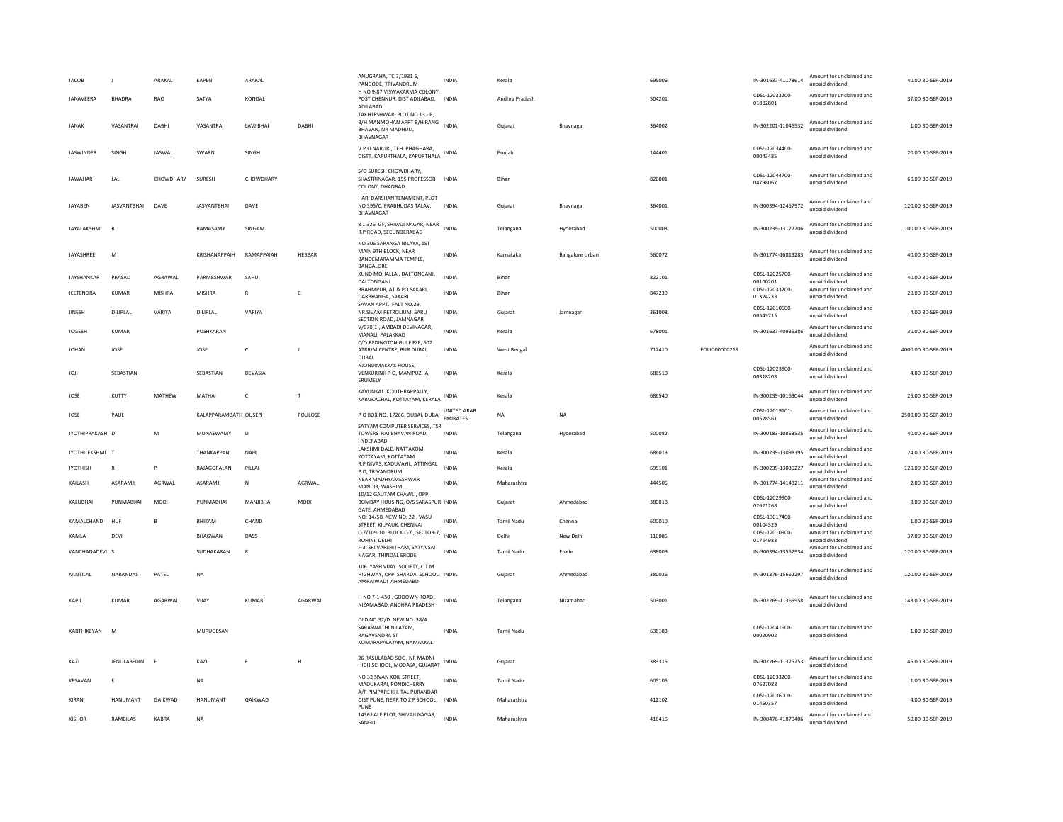| | | | | | | | | | | | | | | |
|---|---|---|---|---|---|---|---|---|---|---|---|---|---|---|
| JACOB | J | ARAKAL | EAPEN | ARAKAL | | ANUGRAHA, TC 7/1931 6, PANGODE, TRIVANDRUM | INDIA | Kerala | | 695006 | | IN-301637-41178614 | Amount for unclaimed and unpaid dividend | 40.00 30-SEP-2019 |
| JANAVEERA | BHADRA | RAO | SATYA | KONDAL | | H NO 9-87 VISWAKARMA COLONY, POST CHENNUR, DIST ADILABAD, ADILABAD | INDIA | Andhra Pradesh | | 504201 | | CDSL-12033200-01882801 | Amount for unclaimed and unpaid dividend | 37.00 30-SEP-2019 |
| JANAK | VASANTRAI | DABHI | VASANTRAI | LAVJIBHAI | DABHI | TAKHTESHWAR PLOT NO 13 - B, B/H MANMOHAN APPT B/H RANG BHAVAN, NR MADHULI, BHAVNAGAR | INDIA | Gujarat | Bhavnagar | 364002 | | IN-302201-11046532 | Amount for unclaimed and unpaid dividend | 1.00 30-SEP-2019 |
| JASWINDER | SINGH | JASWAL | SWARN | SINGH | | V.P.O NARUR , TEH. PHAGHARA, DISTT. KAPURTHALA, KAPURTHALA | INDIA | Punjab | | 144401 | | CDSL-12034400-00043485 | Amount for unclaimed and unpaid dividend | 20.00 30-SEP-2019 |
| JAWAHAR | LAL | CHOWDHARY | SURESH | CHOWDHARY | | S/O SURESH CHOWDHARY, SHASTRINAGAR, 155 PROFESSOR COLONY, DHANBAD | INDIA | Bihar | | 826001 | | CDSL-12044700-04798067 | Amount for unclaimed and unpaid dividend | 60.00 30-SEP-2019 |
| JAYABEN | JASVANTBHAI | DAVE | JASVANTBHAI | DAVE | | HARI DARSHAN TENAMENT, PLOT NO 395/C, PRABHUDAS TALAV, BHAVNAGAR | INDIA | Gujarat | Bhavnagar | 364001 | | IN-300394-12457972 | Amount for unclaimed and unpaid dividend | 120.00 30-SEP-2019 |
| JAYALAKSHMI | R | | RAMASAMY | SINGAM | | 8 1 326 GF, SHIVAJI NAGAR, NEAR R.P ROAD, SECUNDERABAD | INDIA | Telangana | Hyderabad | 500003 | | IN-300239-13172206 | Amount for unclaimed and unpaid dividend | 100.00 30-SEP-2019 |
| JAYASHREE | M | | KRISHANAPPAIH | RAMAPPAIAH | HEBBAR | NO 306 SARANGA NILAYA, 1ST MAIN 9TH BLOCK, NEAR BANDEMARAMMA TEMPLE, BANGALORE | INDIA | Karnataka | Bangalore Urban | 560072 | | IN-301774-16813283 | Amount for unclaimed and unpaid dividend | 40.00 30-SEP-2019 |
| JAYSHANKAR | PRASAD | AGRAWAL | PARMESHWAR | SAHU | | KUND MOHALLA , DALTONGANJ, DALTONGANJ | INDIA | Bihar | | 822101 | | CDSL-12025700-00100201 | Amount for unclaimed and unpaid dividend | 40.00 30-SEP-2019 |
| JEETENDRA | KUMAR | MISHRA | MISHRA | R | C | BRAHMPUR, AT & PO SAKARI, DARBHANGA, SAKARI | INDIA | Bihar | | 847239 | | CDSL-12033200-01324233 | Amount for unclaimed and unpaid dividend | 20.00 30-SEP-2019 |
| JINESH | DILIPLAL | VARIYA | DILIPLAL | VARIYA | | SAVAN APPT. FALT NO.29, NR.SIVAM PETROLIUM, SARU SECTION ROAD, JAMNAGAR | INDIA | Gujarat | Jamnagar | 361008 | | CDSL-12010600-00543715 | Amount for unclaimed and unpaid dividend | 4.00 30-SEP-2019 |
| JOGESH | KUMAR | | PUSHKARAN | | | V/670(1), AMBADI DEVINAGAR, MANALI, PALAKKAD | INDIA | Kerala | | 678001 | | IN-301637-40935386 | Amount for unclaimed and unpaid dividend | 30.00 30-SEP-2019 |
| JOHAN | JOSE | | JOSE | C | J | C/O.REDINGTON GULF FZE, 607 ATRIUM CENTRE, BUR DUBAI, DUBAI | INDIA | West Bengal | | 712410 | FOLIO00000218 | | Amount for unclaimed and unpaid dividend | 4000.00 30-SEP-2019 |
| JOJI | SEBASTIAN | | SEBASTIAN | DEVASIA | | NJONDIMAKKAL HOUSE, VENKURINJI P O, MANIPUZHA, ERUMELY | INDIA | Kerala | | 686510 | | CDSL-12023900-00318203 | Amount for unclaimed and unpaid dividend | 4.00 30-SEP-2019 |
| JOSE | KUTTY | MATHEW | MATHAI | C | T | KAVUNKAL KOOTHRAPPALLY, KARUKACHAL, KOTTAYAM, KERALA | INDIA | Kerala | | 686540 | | IN-300239-10163044 | Amount for unclaimed and unpaid dividend | 25.00 30-SEP-2019 |
| JOSE | PAUL | | KALAPPARAMBATH OUSEPH | | POULOSE | P O BOX NO. 17266, DUBAI, DUBAI | UNITED ARAB EMIRATES | NA | NA | | | CDSL-12019101-00528561 | Amount for unclaimed and unpaid dividend | 2500.00 30-SEP-2019 |
| JYOTHIPRAKASH | D | M | MUNASWAMY | D | | SATYAM COMPUTER SERVICES, TSR TOWERS RAJ BHAVAN ROAD, HYDERABAD | INDIA | Telangana | Hyderabad | 500082 | | IN-300183-10853535 | Amount for unclaimed and unpaid dividend | 40.00 30-SEP-2019 |
| JYOTHILEKSHMI | T | | THANKAPPAN | NAIR | | LAKSHMI DALE, NATTAKOM, KOTTAYAM, KOTTAYAM | INDIA | Kerala | | 686013 | | IN-300239-13098195 | Amount for unclaimed and unpaid dividend | 24.00 30-SEP-2019 |
| JYOTHISH | R | P | RAJAGOPALAN | PILLAI | | R.P NIVAS, KADUVAYIL, ATTINGAL P.O, TRIVANDRUM | INDIA | Kerala | | 695101 | | IN-300239-13030227 | Amount for unclaimed and unpaid dividend | 120.00 30-SEP-2019 |
| KAILASH | ASARAMJI | AGRWAL | ASARAMJI | N | AGRWAL | NEAR MADHYAMESHWAR MANDIR, WASHIM | INDIA | Maharashtra | | 444505 | | IN-301774-14148211 | Amount for unclaimed and unpaid dividend | 2.00 30-SEP-2019 |
| KALUBHAI | PUNMABHAI | MODI | PUNMABHAI | MANJIBHAI | MODI | 10/12 GAUTAM CHAWLI, OPP BOMBAY HOUSING, O/S SARASPUR GATE, AHMEDABAD | INDIA | Gujarat | Ahmedabad | 380018 | | CDSL-12029900-02621268 | Amount for unclaimed and unpaid dividend | 8.00 30-SEP-2019 |
| KAMALCHAND | HUF | B | BHIKAM | CHAND | | NO: 14/5B NEW NO: 22 , VASU STREET, KILPAUK, CHENNAI | INDIA | Tamil Nadu | Chennai | 600010 | | CDSL-13017400-00104329 | Amount for unclaimed and unpaid dividend | 1.00 30-SEP-2019 |
| KAMLA | DEVI | | BHAGWAN | DASS | | C-7/109-10 BLOCK C-7 , SECTOR-7, ROHINI, DELHI | INDIA | Delhi | New Delhi | 110085 | | CDSL-12010900-01764983 | Amount for unclaimed and unpaid dividend | 37.00 30-SEP-2019 |
| KANCHANADEVI | S | | SUDHAKARAN | R | | F-3, SRI VARSHITHAM, SATYA SAI NAGAR, THINDAL ERODE | INDIA | Tamil Nadu | Erode | 638009 | | IN-300394-13552934 | Amount for unclaimed and unpaid dividend | 120.00 30-SEP-2019 |
| KANTILAL | NARANDAS | PATEL | NA | | | 106 YASH VIJAY SOCIETY, C T M HIGHWAY, OPP SHARDA SCHOOL, AMRAIWADI AHMEDABAD | INDIA | Gujarat | Ahmedabad | 380026 | | IN-301276-15662297 | Amount for unclaimed and unpaid dividend | 120.00 30-SEP-2019 |
| KAPIL | KUMAR | AGARWAL | VIJAY | KUMAR | AGARWAL | H NO 7-1-450 , GODOWN ROAD, NIZAMABAD, ANDHRA PRADESH | INDIA | Telangana | Nizamabad | 503001 | | IN-302269-11369958 | Amount for unclaimed and unpaid dividend | 148.00 30-SEP-2019 |
| KARTHIKEYAN | M | | MURUGESAN | | | OLD NO.32/D NEW NO. 38/4 , SARASWATHI NILAYAM, RAGAVENDRA ST KOMARAPALAYAM, NAMAKKAL | INDIA | Tamil Nadu | | 638183 | | CDSL-12041600-00020902 | Amount for unclaimed and unpaid dividend | 1.00 30-SEP-2019 |
| KAZI | JENULABEDIN | F | KAZI | F | H | 26 RASULABAD SOC , NR MADNI HIGH SCHOOL, MODASA, GUJARAT | INDIA | Gujarat | | 383315 | | IN-302269-11375253 | Amount for unclaimed and unpaid dividend | 46.00 30-SEP-2019 |
| KESAVAN | E | | NA | | | NO 32 SIVAN KOIL STREET, MADUKARAI, PONDICHERRY | INDIA | Tamil Nadu | | 605105 | | CDSL-12033200-07627088 | Amount for unclaimed and unpaid dividend | 1.00 30-SEP-2019 |
| KIRAN | HANUMANT | GAIKWAD | HANUMANT | GAIKWAD | | A/P PIMPARE KH, TAL PURANDAR DIST PUNE, NEAR TO Z P SCHOOL, PUNE | INDIA | Maharashtra | | 412102 | | CDSL-12036000-01450357 | Amount for unclaimed and unpaid dividend | 4.00 30-SEP-2019 |
| KISHOR | RAMBILAS | KABRA | NA | | | 1436 LALE PLOT, SHIVAJI NAGAR, SANGLI | INDIA | Maharashtra | | 416416 | | IN-300476-41870406 | Amount for unclaimed and unpaid dividend | 50.00 30-SEP-2019 |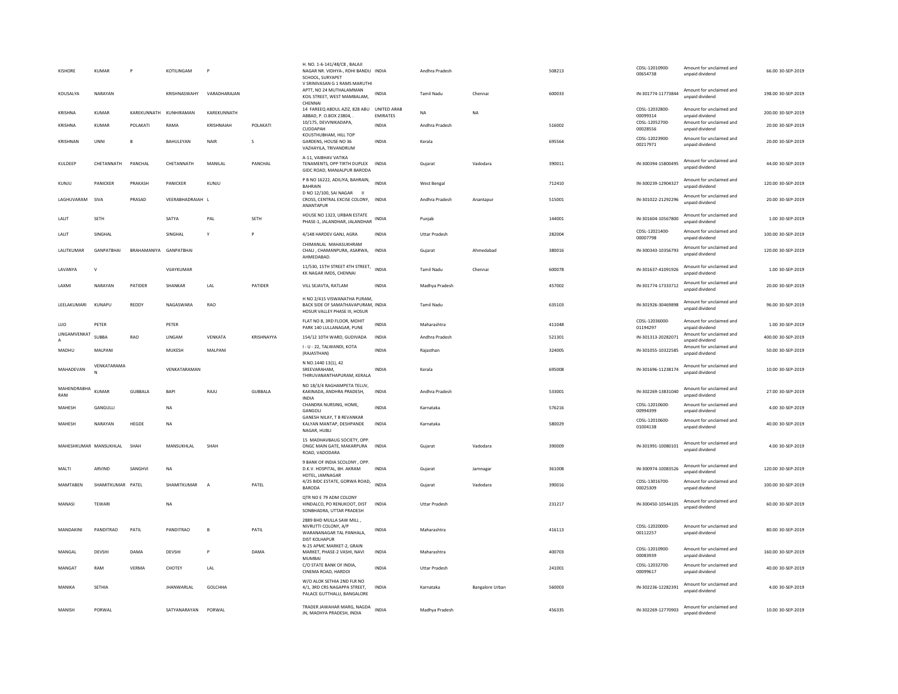| KISHORE | KUMAR | P | KOTILINGAM | P | | H. NO. 1-6-141/48/C8 , BALAJI NAGAR NR. VIDHYA-, RDHI BANDU SCHOOL, SURYAPET | INDIA | Andhra Pradesh | | 508213 | CDSL-12010900-00654738 | Amount for unclaimed and unpaid dividend | 66.00 | 30-SEP-2019 |
|---|---|---|---|---|---|---|---|---|---|---|---|---|---|---|
| KOUSALYA | NARAYAN | | KRISHNASWAHY | VARADHARAJAN | | V SRINIVASAN G 1 RAMS MARUTHI APTT, NO 24 MUTHALAMMAN KOIL STREET, WEST MAMBALAM, CHENNAI | INDIA | Tamil Nadu | Chennai | 600033 | IN-301774-11773844 | Amount for unclaimed and unpaid dividend | 198.00 | 30-SEP-2019 |
| KRISHNA | KUMAR | KAREKUNNATH | KUNHIRAMAN | KAREKUNNATH | | 14 FAREEQ ABDUL AZIZ, 828 ABU ABBAD, P. O.BOX 23804, . | UNITED ARAB EMIRATES | NA | NA | | CDSL-12032800-00099314 | Amount for unclaimed and unpaid dividend | 200.00 | 30-SEP-2019 |
| KRISHNA | KUMAR | POLAKATI | RAMA | KRISHNAIAH | POLAKATI | 10/175, DEVVNIKADAPA, CUDDAPAH | INDIA | Andhra Pradesh | | 516002 | CDSL-12052700-00028556 | Amount for unclaimed and unpaid dividend | 20.00 | 30-SEP-2019 |
| KRISHNAN | UNNI | B | BAHULEYAN | NAIR | S | KOUSTHUBHAM, HILL TOP GARDENS, HOUSE NO 36 VAZHAYILA, TRIVANDRUM | INDIA | Kerala | | 695564 | CDSL-12023900-00217971 | Amount for unclaimed and unpaid dividend | 20.00 | 30-SEP-2019 |
| KULDEEP | CHETANNATH | PANCHAL | CHETANNATH | MANILAL | PANCHAL | A-11, VAIBHAV VATIKA TENAMENTS, OPP TIRTH DUPLEX GIDC ROAD, MANJALPUR BARODA | INDIA | Gujarat | Vadodara | 390011 | IN-300394-15800495 | Amount for unclaimed and unpaid dividend | 44.00 | 30-SEP-2019 |
| KUNJU | PANICKER | PRAKASH | PANICKER | KUNJU | | P B NO 16222, ADILIYA, BAHRAIN, BAHRAIN | INDIA | West Bengal | | 712410 | IN-300239-12904327 | Amount for unclaimed and unpaid dividend | 120.00 | 30-SEP-2019 |
| LAGHUVARAM | SIVA | PRASAD | VEERABHADRAIAH | L | | D NO 12/100, SAI NAGAR III CROSS, CENTRAL EXCISE COLONY, ANANTAPUR | INDIA | Andhra Pradesh | Anantapur | 515001 | IN-301022-21292296 | Amount for unclaimed and unpaid dividend | 20.00 | 30-SEP-2019 |
| LALIT | SETH | | SATYA | PAL | SETH | HOUSE NO 1323, URBAN ESTATE PHASE-1, JALANDHAR, JALANDHAR | INDIA | Punjab | | 144001 | IN-301604-10567800 | Amount for unclaimed and unpaid dividend | 1.00 | 30-SEP-2019 |
| LALIT | SINGHAL | | SINGHAL | Y | P | 4/148 HARDEV GANJ, AGRA | INDIA | Uttar Pradesh | | 282004 | CDSL-12021400-00007798 | Amount for unclaimed and unpaid dividend | 100.00 | 30-SEP-2019 |
| LALITKUMAR | GANPATBHAI | BRAHAMANIYA | GANPATBHAI | | | CHIMANLAL MAHASUKHRAM CHALI , CHAMANPURA, ASARWA, AHMEDABAD. | INDIA | Gujarat | Ahmedabad | 380016 | IN-300343-10356793 | Amount for unclaimed and unpaid dividend | 120.00 | 30-SEP-2019 |
| LAVANYA | V | | VIJAYKUMAR | | | 11/530, 15TH STREET 4TH STREET, KK NAGAR IMDS, CHENNAI | INDIA | Tamil Nadu | Chennai | 600078 | IN-301637-41091926 | Amount for unclaimed and unpaid dividend | 1.00 | 30-SEP-2019 |
| LAXMI | NARAYAN | PATIDER | SHANKAR | LAL | PATIDER | VILL SEJAVTA, RATLAM | INDIA | Madhya Pradesh | | 457002 | IN-301774-17333712 | Amount for unclaimed and unpaid dividend | 20.00 | 30-SEP-2019 |
| LEELAKUMARI | KUNAPU | REDDY | NAGASWARA | RAO | | H NO 2/415 VISWANATHA PURAM, BACK SIDE OF SAMATHAVAPURAM, HOSUR VALLEY PHASE III, HOSUR | INDIA | Tamil Nadu | | 635103 | IN-301926-30469898 | Amount for unclaimed and unpaid dividend | 96.00 | 30-SEP-2019 |
| LIJO | PETER | | PETER | | | FLAT NO 8, 3RD FLOOR, MOHIT PARK 140 LULLANAGAR, PUNE | INDIA | Maharashtra | | 411048 | CDSL-12036000-01194297 | Amount for unclaimed and unpaid dividend | 1.00 | 30-SEP-2019 |
| LINGAMVENKATA | SUBBA | RAO | LINGAM | VENKATA | KRISHNAYYA | 154/12 10TH WARD, GUDIVADA | INDIA | Andhra Pradesh | | 521301 | IN-301313-20282071 | Amount for unclaimed and unpaid dividend | 400.00 | 30-SEP-2019 |
| MADHU | MALPANI | | MUKESH | MALPANI | | I - U - 22, TALWANDI, KOTA (RAJASTHAN) | INDIA | Rajasthan | | 324005 | IN-301055-10322585 | Amount for unclaimed and unpaid dividend | 50.00 | 30-SEP-2019 |
| MAHADEVAN | VENKATARAMAN | | VENKATARAMAN | | | N NO.1440 13(1), 42 SREEVARAHAM, THIRUVANANTHAPURAM, KERALA | INDIA | Kerala | | 695008 | IN-301696-11238174 | Amount for unclaimed and unpaid dividend | 10.00 | 30-SEP-2019 |
| MAHENDRABHA RANI | KUMAR | GUBBALA | BAPI | RAJU | GUBBALA | NO 18/3/4 RAGHAMPETA TELUV, KAKINADA, ANDHRA PRADESH, INDIA | INDIA | Andhra Pradesh | | 533001 | IN-302269-13831040 | Amount for unclaimed and unpaid dividend | 27.00 | 30-SEP-2019 |
| MAHESH | GANGULLI | | NA | | | CHANDRA NURSING, HOME, GANGOLI | INDIA | Karnataka | | 576216 | CDSL-12010600-00994399 | Amount for unclaimed and unpaid dividend | 4.00 | 30-SEP-2019 |
| MAHESH | NARAYAN | HEGDE | NA | | | GANESH NILAY, T B REVANKAR KALYAN MANTAP, DESHPANDE NAGAR, HUBLI | INDIA | Karnataka | | 580029 | CDSL-12010600-01004138 | Amount for unclaimed and unpaid dividend | 40.00 | 30-SEP-2019 |
| MAHESHKUMAR | MANSUKHLAL | SHAH | MANSUKHLAL | SHAH | | 15 MADHAVBAUG SOCIETY, OPP. ONGC MAIN GATE, MAKARPURA ROAD, VADODARA | INDIA | Gujarat | Vadodara | 390009 | IN-301991-10080101 | Amount for unclaimed and unpaid dividend | 4.00 | 30-SEP-2019 |
| MALTI | ARVIND | SANGHVI | NA | | | 9 BANK OF INDIA SCOLONY , OPP. D.K.V. HOSPITAL, BH. AKRAM HOTEL, JAMNAGAR | INDIA | Gujarat | Jamnagar | 361008 | IN-300974-10083526 | Amount for unclaimed and unpaid dividend | 120.00 | 30-SEP-2019 |
| MAMTABEN | SHAMITKUMAR | PATEL | SHAMITKUMAR | A | PATEL | 4/25 BIDC ESTATE, GORWA ROAD, BARODA | INDIA | Gujarat | Vadodara | 390016 | CDSL-13016700-00025309 | Amount for unclaimed and unpaid dividend | 100.00 | 30-SEP-2019 |
| MANASI | TEWARI | | NA | | | QTR NO E 79 ADM COLONY HINDALCO, PO RENUKOOT, DIST SONBHADRA, UTTAR PRADESH | INDIA | Uttar Pradesh | | 231217 | IN-300450-10544105 | Amount for unclaimed and unpaid dividend | 60.00 | 30-SEP-2019 |
| MANDAKINI | PANDITRAO | PATIL | PANDITRAO | B | PATIL | 2889 BHD MULLA SAW MILL , NIVRUTTI COLONY, A/P WARANANAGAR TAL PANHALA, DIST KOLHAPUR | INDIA | Maharashtra | | 416113 | CDSL-12020000-00112257 | Amount for unclaimed and unpaid dividend | 80.00 | 30-SEP-2019 |
| MANGAL | DEVSHI | DAMA | DEVSHI | P | DAMA | N-25 APMC MARKET-2, GRAIN MARKET, PHASE-2 VASHI, NAVI MUMBAI | INDIA | Maharashtra | | 400703 | CDSL-12010900-00083939 | Amount for unclaimed and unpaid dividend | 160.00 | 30-SEP-2019 |
| MANGAT | RAM | VERMA | CHOTEY | LAL | | C/O STATE BANK OF INDIA, CINEMA ROAD, HARDOI | INDIA | Uttar Pradesh | | 241001 | CDSL-12032700-00099617 | Amount for unclaimed and unpaid dividend | 40.00 | 30-SEP-2019 |
| MANIKA | SETHIA | | JHANWARLAL | GOLCHHA | | W/O ALOK SETHIA 2ND FLR NO 4/1, 3RD CRS NAGAPPA STREET, PALACE GUTTHALLI, BANGALORE | INDIA | Karnataka | Bangalore Urban | 560003 | IN-302236-12282391 | Amount for unclaimed and unpaid dividend | 4.00 | 30-SEP-2019 |
| MANISH | PORWAL | | SATYANARAYAN | PORWAL | | TRADER JAWAHAR MARG, NAGDA JN, MADHYA PRADESH, INDIA | INDIA | Madhya Pradesh | | 456335 | IN-302269-12770903 | Amount for unclaimed and unpaid dividend | 10.00 | 30-SEP-2019 |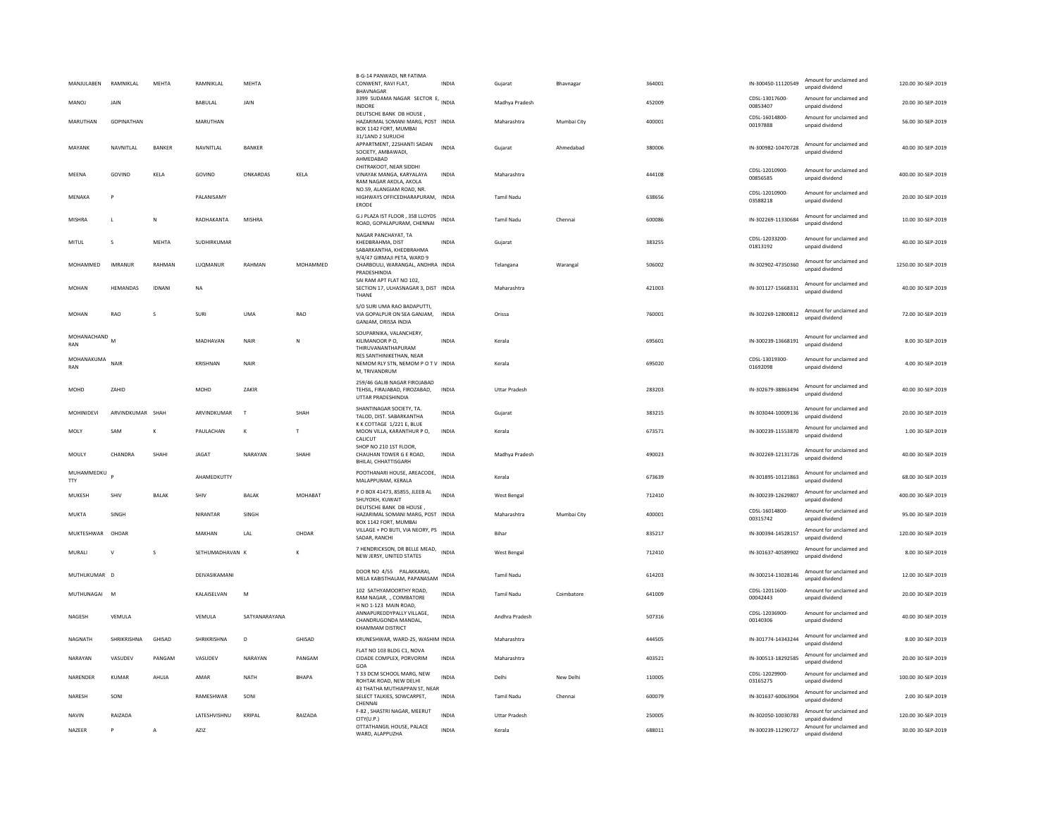| MANJULABEN | RAMNIKLAL | MEHTA | RAMNIKLAL | MEHTA | | B-G-14 PANWADI, NR FATIMA CONWENT, RAVI FLAT, BHAVNAGAR | INDIA | Gujarat | Bhavnagar | 364001 | IN-300450-11120549 | Amount for unclaimed and unpaid dividend | 120.00 | 30-SEP-2019 |
|---|---|---|---|---|---|---|---|---|---|---|---|---|---|---|
| MANOJ | JAIN | | BABULAL | JAIN | | 3399 SUDAMA NAGAR SECTOR E, INDORE | INDIA | Madhya Pradesh | | 452009 | CDSL-13017600-00853407 | Amount for unclaimed and unpaid dividend | 20.00 | 30-SEP-2019 |
| MARUTHAN | GOPINATHAN | | MARUTHAN | | | DEUTSCHE BANK DB HOUSE , HAZARIMAL SOMANI MARG, POST BOX 1142 FORT, MUMBAI | INDIA | Maharashtra | Mumbai City | 400001 | CDSL-16014800-00197888 | Amount for unclaimed and unpaid dividend | 56.00 | 30-SEP-2019 |
| MAYANK | NAVNITLAL | BANKER | NAVNITLAL | BANKER | | 31/1AND 2 SURUCHI APPARTMENT, 22SHANTI SADAN SOCIETY, AMBAWADI, AHMEDABAD | INDIA | Gujarat | Ahmedabad | 380006 | IN-300982-10470728 | Amount for unclaimed and unpaid dividend | 40.00 | 30-SEP-2019 |
| MEENA | GOVIND | KELA | GOVIND | ONKARDAS | KELA | CHITRAKOOT, NEAR SIDDHI VINAYAK MANGA, KARYALAYA RAM NAGAR AKOLA, AKOLA | INDIA | Maharashtra | | 444108 | CDSL-12010900-00856585 | Amount for unclaimed and unpaid dividend | 400.00 | 30-SEP-2019 |
| MENAKA | P | | PALANISAMY | | | NO.59, ALANGIAM ROAD, NR. HIGHWAYS OFFICEDHARAPURAM, ERODE | INDIA | Tamil Nadu | | 638656 | CDSL-12010900-03588218 | Amount for unclaimed and unpaid dividend | 20.00 | 30-SEP-2019 |
| MISHRA | L | N | RADHAKANTA | MISHRA | | G J PLAZA IST FLOOR , 358 LLOYDS ROAD, GOPALAPURAM, CHENNAI | INDIA | Tamil Nadu | Chennai | 600086 | IN-302269-11330684 | Amount for unclaimed and unpaid dividend | 10.00 | 30-SEP-2019 |
| MITUL | S | MEHTA | SUDHIRKUMAR | | | NAGAR PANCHAYAT, TA KHEDBRAHMA, DIST SABARKANTHA, KHEDBRAHMA | INDIA | Gujarat | | 383255 | CDSL-12033200-01813192 | Amount for unclaimed and unpaid dividend | 40.00 | 30-SEP-2019 |
| MOHAMMED | IMRANUR | RAHMAN | LUQMANUR | RAHMAN | MOHAMMED | 9/4/47 GIRMAJI PETA, WARD 9 CHARBOULI, WARANGAL, ANDHRA PRADESHINDIA | INDIA | Telangana | Warangal | 506002 | IN-302902-47350360 | Amount for unclaimed and unpaid dividend | 1250.00 | 30-SEP-2019 |
| MOHAN | HEMANDAS | IDNANI | NA | | | SAI RAM APT FLAT NO 102, SECTION 17, ULHASNAGAR 3, DIST THANE | INDIA | Maharashtra | | 421003 | IN-301127-15668331 | Amount for unclaimed and unpaid dividend | 40.00 | 30-SEP-2019 |
| MOHAN | RAO | S | SURI | UMA | RAO | S/O SURI UMA RAO BADAPUTTI, VIA GOPALPUR ON SEA GANJAM, GANJAM, ORISSA INDIA | INDIA | Orissa | | 760001 | IN-302269-12800812 | Amount for unclaimed and unpaid dividend | 72.00 | 30-SEP-2019 |
| MOHANACHANDRAN | M | | MADHAVAN | NAIR | N | SOUPARNIKA, VALANCHERY, KILIMANOOR P O, THIRUVANANTHAPURAM | INDIA | Kerala | | 695601 | IN-300239-13668191 | Amount for unclaimed and unpaid dividend | 8.00 | 30-SEP-2019 |
| MOHANAKUMARAN | NAIR | | KRISHNAN | NAIR | | RES SANTHINIKETHAN, NEAR NEMOM RLY STN, NEMOM P O T V M, TRIVANDRUM | INDIA | Kerala | | 695020 | CDSL-13019300-01692098 | Amount for unclaimed and unpaid dividend | 4.00 | 30-SEP-2019 |
| MOHD | ZAHID | | MOHD | ZAKIR | | 259/46 GALIB NAGAR FIROJABAD TEHSIL, FIRAJABAD, FIROZABAD, UTTAR PRADESHINDIA | INDIA | Uttar Pradesh | | 283203 | IN-302679-38863494 | Amount for unclaimed and unpaid dividend | 40.00 | 30-SEP-2019 |
| MOHINIDEVI | ARVINDKUMAR | SHAH | ARVINDKUMAR | T | SHAH | SHANTINAGAR SOCIETY, TA. TALOD, DIST. SABARKANTHA | INDIA | Gujarat | | 383215 | IN-303044-10009136 | Amount for unclaimed and unpaid dividend | 20.00 | 30-SEP-2019 |
| MOLY | SAM | K | PAULACHAN | K | T | K K COTTAGE 1/221 E, BLUE MOON VILLA, KARANTHUR P O, CALICUT | INDIA | Kerala | | 673571 | IN-300239-11553870 | Amount for unclaimed and unpaid dividend | 1.00 | 30-SEP-2019 |
| MOULY | CHANDRA | SHAHI | JAGAT | NARAYAN | SHAHI | SHOP NO 210 1ST FLOOR, CHAUHAN TOWER G E ROAD, BHILAI, CHHATTISGARH | INDIA | Madhya Pradesh | | 490023 | IN-302269-12131726 | Amount for unclaimed and unpaid dividend | 40.00 | 30-SEP-2019 |
| MUHAMMEDKUTTY | P | | AHAMEDKUTTY | | | POOTHANARI HOUSE, AREACODE, MALAPPURAM, KERALA | INDIA | Kerala | | 673639 | IN-301895-10121863 | Amount for unclaimed and unpaid dividend | 68.00 | 30-SEP-2019 |
| MUKESH | SHIV | BALAK | SHIV | BALAK | MOHABAT | P O BOX 41473, 85855, JLEEB AL SHUYOKH, KUWAIT | INDIA | West Bengal | | 712410 | IN-300239-12629807 | Amount for unclaimed and unpaid dividend | 400.00 | 30-SEP-2019 |
| MUKTA | SINGH | | NIRANTAR | SINGH | | DEUTSCHE BANK DB HOUSE , HAZARIMAL SOMANI MARG, POST BOX 1142 FORT, MUMBAI | INDIA | Maharashtra | Mumbai City | 400001 | CDSL-16014800-00315742 | Amount for unclaimed and unpaid dividend | 95.00 | 30-SEP-2019 |
| MUKTESHWAR | OHDAR | | MAKHAN | LAL | OHDAR | VILLAGE + PO BUTI, VIA NEORY, PS SADAR, RANCHI | INDIA | Bihar | | 835217 | IN-300394-14528157 | Amount for unclaimed and unpaid dividend | 120.00 | 30-SEP-2019 |
| MURALI | V | S | SETHUMADHAVAN | K | K | 7 HENDRICKSON, DR BELLE MEAD, NEW JERSY, UNITED STATES | INDIA | West Bengal | | 712410 | IN-301637-40589902 | Amount for unclaimed and unpaid dividend | 8.00 | 30-SEP-2019 |
| MUTHUKUMAR | D | | DEIVASIKAMANI | | | DOOR NO 4/55 PALAKKARAI, MELA KABISTHALAM, PAPANASAM | INDIA | Tamil Nadu | | 614203 | IN-300214-13028146 | Amount for unclaimed and unpaid dividend | 12.00 | 30-SEP-2019 |
| MUTHUNAGAI | M | | KALAISELVAN | M | | 102 SATHYAMOORTHY ROAD, RAM NAGAR, ., COIMBATORE | INDIA | Tamil Nadu | Coimbatore | 641009 | CDSL-12011600-00042443 | Amount for unclaimed and unpaid dividend | 20.00 | 30-SEP-2019 |
| NAGESH | VEMULA | | VEMULA | SATYANARAYANA | | H NO 1-123 MAIN ROAD, ANNAPUREDDYPALLY VILLAGE, CHANDRUGONDA MANDAL, KHAMMAM DISTRICT | INDIA | Andhra Pradesh | | 507316 | CDSL-12036900-00140306 | Amount for unclaimed and unpaid dividend | 40.00 | 30-SEP-2019 |
| NAGNATH | SHRIKRISHNA | GHISAD | SHRIKRISHNA | D | GHISAD | KRUNESHWAR, WARD-25, WASHIM | INDIA | Maharashtra | | 444505 | IN-301774-14343244 | Amount for unclaimed and unpaid dividend | 8.00 | 30-SEP-2019 |
| NARAYAN | VASUDEV | PANGAM | VASUDEV | NARAYAN | PANGAM | FLAT NO 103 BLDG C1, NOVA CIDADE COMPLEX, PORVORIM GOA | INDIA | Maharashtra | | 403521 | IN-300513-18292585 | Amount for unclaimed and unpaid dividend | 20.00 | 30-SEP-2019 |
| NARENDER | KUMAR | AHUJA | AMAR | NATH | BHAPA | T 33 DCM SCHOOL MARG, NEW ROHTAK ROAD, NEW DELHI | INDIA | Delhi | New Delhi | 110005 | CDSL-12029900-03165275 | Amount for unclaimed and unpaid dividend | 100.00 | 30-SEP-2019 |
| NARESH | SONI | | RAMESHWAR | SONI | | 43 THATHA MUTHIAPPAN ST, NEAR SELECT TALKIES, SOWCARPET, CHENNAI | INDIA | Tamil Nadu | Chennai | 600079 | IN-301637-60063904 | Amount for unclaimed and unpaid dividend | 2.00 | 30-SEP-2019 |
| NAVIN | RAIZADA | | LATESHVISHNU | KRIPAL | RAIZADA | F-82 , SHASTRI NAGAR, MEERUT CITY(U.P.) | INDIA | Uttar Pradesh | | 250005 | IN-302050-10030783 | Amount for unclaimed and unpaid dividend | 120.00 | 30-SEP-2019 |
| NAZEER | P | A | AZIZ | | | OTTATHANGIL HOUSE, PALACE WARD, ALAPPUZHA | INDIA | Kerala | | 688011 | IN-300239-11290727 | Amount for unclaimed and unpaid dividend | 30.00 | 30-SEP-2019 |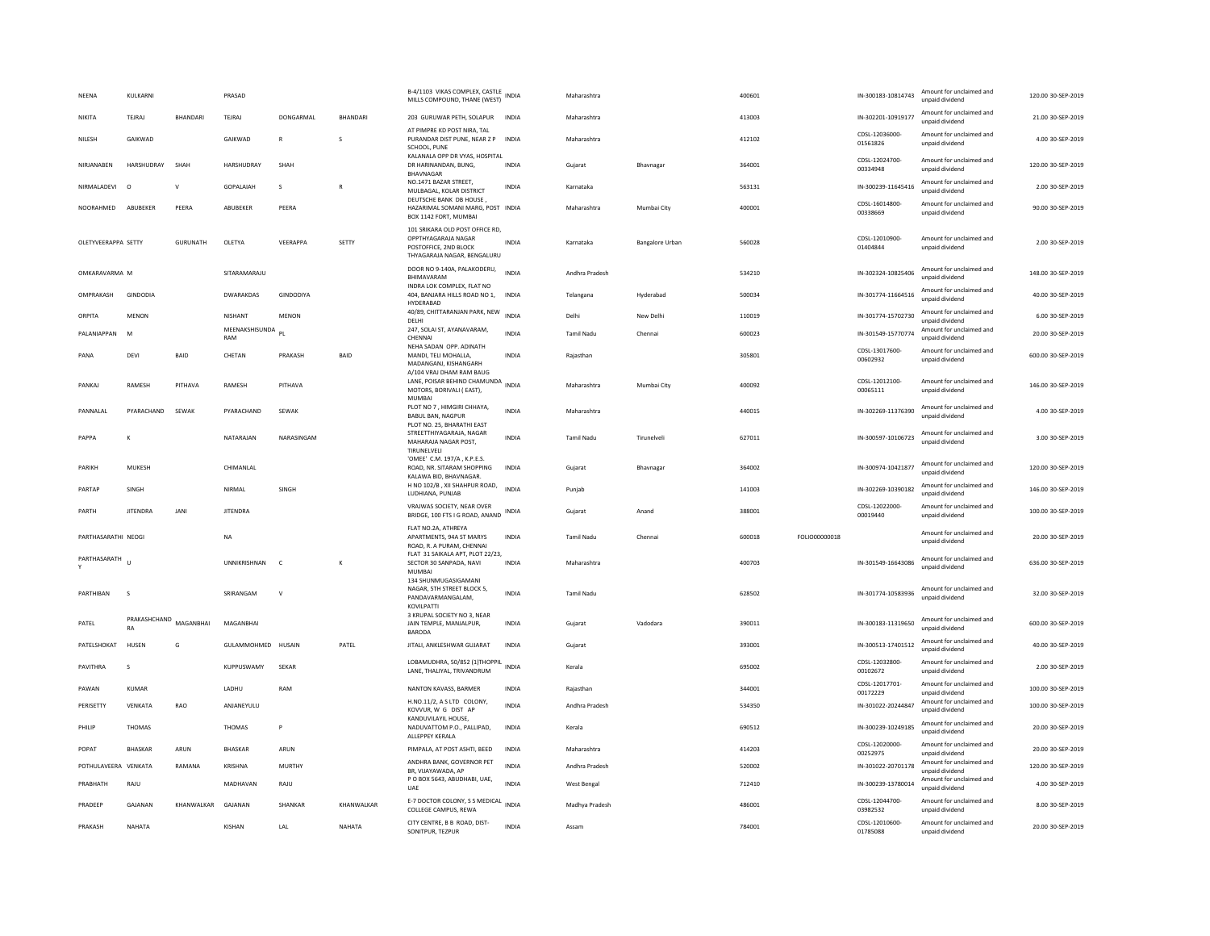| NEENA | KULKARNI | | PRASAD | | | B-4/1103 VIKAS COMPLEX, CASTLE MILLS COMPOUND, THANE (WEST) | INDIA | Maharashtra | | 400601 | | IN-300183-10814743 | Amount for unclaimed and unpaid dividend | 120.00 | 30-SEP-2019 |
|---|---|---|---|---|---|---|---|---|---|---|---|---|---|---|---|
| NIKITA | TEJRAJ | BHANDARI | TEJRAJ | DONGARMAL | BHANDARI | 203 GURUWAR PETH, SOLAPUR | INDIA | Maharashtra | | 413003 | | IN-302201-10919177 | Amount for unclaimed and unpaid dividend | 21.00 | 30-SEP-2019 |
| NILESH | GAIKWAD | | GAIKWAD | R | S | AT PIMPRE KD POST NIRA, TAL PURANDAR DIST PUNE, NEAR Z P SCHOOL, PUNE | INDIA | Maharashtra | | 412102 | | CDSL-12036000-01561826 | Amount for unclaimed and unpaid dividend | 4.00 | 30-SEP-2019 |
| NIRJANABEN | HARSHUDRAY | SHAH | HARSHUDRAY | SHAH | | KALANALA OPP DR VYAS, HOSPITAL DR HARINANDAN, BUNG, BHAVNAGAR | INDIA | Gujarat | Bhavnagar | 364001 | | CDSL-12024700-00334948 | Amount for unclaimed and unpaid dividend | 120.00 | 30-SEP-2019 |
| NIRMALADEVI | O | V | GOPALAIAH | S | R | NO.1471 BAZAR STREET, MULBAGAL, KOLAR DISTRICT | INDIA | Karnataka | | 563131 | | IN-300239-11645416 | Amount for unclaimed and unpaid dividend | 2.00 | 30-SEP-2019 |
| NOORAHMED | ABUBEKER | PEERA | ABUBEKER | PEERA | | DEUTSCHE BANK DB HOUSE , HAZARIMAL SOMANI MARG, POST BOX 1142 FORT, MUMBAI | INDIA | Maharashtra | Mumbai City | 400001 | | CDSL-16014800-00338669 | Amount for unclaimed and unpaid dividend | 90.00 | 30-SEP-2019 |
| OLETYVEERAPPA | SETTY | GURUNATH | OLETYA | VEERAPPA | SETTY | 101 SRIKARA OLD POST OFFICE RD, OPPTHYAGARAJA NAGAR POSTOFFICE, 2ND BLOCK THYAGARAJA NAGAR, BENGALURU | INDIA | Karnataka | Bangalore Urban | 560028 | | CDSL-12010900-01404844 | Amount for unclaimed and unpaid dividend | 2.00 | 30-SEP-2019 |
| OMKARAVARMA | M | | SITARAMARAJU | | | DOOR NO 9-140A, PALAKODERU, BHIMAVARAM | INDIA | Andhra Pradesh | | 534210 | | IN-302324-10825406 | Amount for unclaimed and unpaid dividend | 148.00 | 30-SEP-2019 |
| OMPRAKASH | GINDODIA | | DWARAKDAS | GINDODIYA | | INDRA LOK COMPLEX, FLAT NO 404, BANJARA HILLS ROAD NO 1, HYDERABAD | INDIA | Telangana | Hyderabad | 500034 | | IN-301774-11664516 | Amount for unclaimed and unpaid dividend | 40.00 | 30-SEP-2019 |
| ORPITA | MENON | | NISHANT | MENON | | 40/89, CHITTARANJAN PARK, NEW DELHI | INDIA | Delhi | New Delhi | 110019 | | IN-301774-15702730 | Amount for unclaimed and unpaid dividend | 6.00 | 30-SEP-2019 |
| PALANIAPPAN | M | | MEENAKSHISUNDARAM | PL | | 247, SOLAI ST, AYANAVARAM, CHENNAI | INDIA | Tamil Nadu | Chennai | 600023 | | IN-301549-15770774 | Amount for unclaimed and unpaid dividend | 20.00 | 30-SEP-2019 |
| PANA | DEVI | BAID | CHETAN | PRAKASH | BAID | NEHA SADAN OPP. ADINATH MANDI, TELI MOHALLA, MADANGANJ, KISHANGARH | INDIA | Rajasthan | | 305801 | | CDSL-13017600-00602932 | Amount for unclaimed and unpaid dividend | 600.00 | 30-SEP-2019 |
| PANKAJ | RAMESH | PITHAVA | RAMESH | PITHAVA | | A/104 VRAJ DHAM RAM BAUG LANE, POISAR BEHIND CHAMUNDA MOTORS, BORIVALI ( EAST), MUMBAI | INDIA | Maharashtra | Mumbai City | 400092 | | CDSL-12012100-00065111 | Amount for unclaimed and unpaid dividend | 146.00 | 30-SEP-2019 |
| PANNALAL | PYARACHAND | SEWAK | PYARACHAND | SEWAK | | PLOT NO 7 , HIMGIRI CHHAYA, BABUL BAN, NAGPUR | INDIA | Maharashtra | | 440015 | | IN-302269-11376390 | Amount for unclaimed and unpaid dividend | 4.00 | 30-SEP-2019 |
| PAPPA | K | | NATARAJAN | NARASINGAM | | PLOT NO. 25, BHARATHI EAST STREETTHIYAGARAJA, NAGAR MAHARAJA NAGAR POST, TIRUNELVELI | INDIA | Tamil Nadu | Tirunelveli | 627011 | | IN-300597-10106723 | Amount for unclaimed and unpaid dividend | 3.00 | 30-SEP-2019 |
| PARIKH | MUKESH | | CHIMANLAL | | | 'OMEE' C.M. 197/A , K.P.E.S. ROAD, NR. SITARAM SHOPPING KALAWA BID, BHAVNAGAR. | INDIA | Gujarat | Bhavnagar | 364002 | | IN-300974-10421877 | Amount for unclaimed and unpaid dividend | 120.00 | 30-SEP-2019 |
| PARTAP | SINGH | | NIRMAL | SINGH | | H NO 102/B , XII SHAHPUR ROAD, LUDHIANA, PUNJAB | INDIA | Punjab | | 141003 | | IN-302269-10390182 | Amount for unclaimed and unpaid dividend | 146.00 | 30-SEP-2019 |
| PARTH | JITENDRA | JANI | JITENDRA | | | VRAJWAS SOCIETY, NEAR OVER BRIDGE, 100 FTS I G ROAD, ANAND | INDIA | Gujarat | Anand | 388001 | | CDSL-12022000-00019440 | Amount for unclaimed and unpaid dividend | 100.00 | 30-SEP-2019 |
| PARTHASARATHI | NEOGI | | NA | | | FLAT NO.2A, ATHREYA APARTMENTS, 94A ST MARYS ROAD, R. A PURAM, CHENNAI | INDIA | Tamil Nadu | Chennai | 600018 | FOLIO00000018 | | Amount for unclaimed and unpaid dividend | 20.00 | 30-SEP-2019 |
| PARTHASARATHY | U | | UNNIKRISHNAN | C | K | FLAT 31 SAIKALA APT, PLOT 22/23, SECTOR 30 SANPADA, NAVI MUMBAI | INDIA | Maharashtra | | 400703 | | IN-301549-16643086 | Amount for unclaimed and unpaid dividend | 636.00 | 30-SEP-2019 |
| PARTHIBAN | S | | SRIRANGAM | V | | 134 SHUNMUGASIGAMANI NAGAR, 5TH STREET BLOCK 5, PANDAVARMANGALAM, KOVILPATTI | INDIA | Tamil Nadu | | 628502 | | IN-301774-10583936 | Amount for unclaimed and unpaid dividend | 32.00 | 30-SEP-2019 |
| PATEL | PRAKASHCHANDRA | MAGANBHAI | MAGANBHAI | | | 3 KRUPAL SOCIETY NO 3, NEAR JAIN TEMPLE, MANJALPUR, BARODA | INDIA | Gujarat | Vadodara | 390011 | | IN-300183-11319650 | Amount for unclaimed and unpaid dividend | 600.00 | 30-SEP-2019 |
| PATELSHOKAT | HUSEN | G | GULAMMOHMED | HUSAIN | PATEL | JITALI, ANKLESHWAR GUJARAT | INDIA | Gujarat | | 393001 | | IN-300513-17401512 | Amount for unclaimed and unpaid dividend | 40.00 | 30-SEP-2019 |
| PAVITHRA | S | | KUPPUSWAMY | SEKAR | | LOBAMUDHRA, 50/852 (1)THOPPIL LANE, THALIYAL, TRIVANDRUM | INDIA | Kerala | | 695002 | | CDSL-12032800-00102672 | Amount for unclaimed and unpaid dividend | 2.00 | 30-SEP-2019 |
| PAWAN | KUMAR | | LADHU | RAM | | NANTON KAVASS, BARMER | INDIA | Rajasthan | | 344001 | | CDSL-12017701-00172229 | Amount for unclaimed and unpaid dividend | 100.00 | 30-SEP-2019 |
| PERISETTY | VENKATA | RAO | ANJANEYULU | | | H.NO.11/2, A S LTD COLONY, KOVVUR, W G DIST AP | INDIA | Andhra Pradesh | | 534350 | | IN-301022-20244847 | Amount for unclaimed and unpaid dividend | 100.00 | 30-SEP-2019 |
| PHILIP | THOMAS | | THOMAS | P | | KANDUVILAYIL HOUSE, NADUVATTOM P.O., PALLIPAD, ALLEPPEY KERALA | INDIA | Kerala | | 690512 | | IN-300239-10249185 | Amount for unclaimed and unpaid dividend | 20.00 | 30-SEP-2019 |
| POPAT | BHASKAR | ARUN | BHASKAR | ARUN | | PIMPALA, AT POST ASHTI, BEED | INDIA | Maharashtra | | 414203 | | CDSL-12020000-00252975 | Amount for unclaimed and unpaid dividend | 20.00 | 30-SEP-2019 |
| POTHULAVEERA | VENKATA | RAMANA | KRISHNA | MURTHY | | ANDHRA BANK, GOVERNOR PET BR, VIJAYAWADA, AP | INDIA | Andhra Pradesh | | 520002 | | IN-301022-20701178 | Amount for unclaimed and unpaid dividend | 120.00 | 30-SEP-2019 |
| PRABHATH | RAJU | | MADHAVAN | RAJU | | P O BOX 5643, ABUDHABI, UAE, UAE | INDIA | West Bengal | | 712410 | | IN-300239-13780014 | Amount for unclaimed and unpaid dividend | 4.00 | 30-SEP-2019 |
| PRADEEP | GAJANAN | KHANWALKAR | GAJANAN | SHANKAR | KHANWALKAR | E-7 DOCTOR COLONY, S S MEDICAL COLLEGE CAMPUS, REWA | INDIA | Madhya Pradesh | | 486001 | | CDSL-12044700-03982532 | Amount for unclaimed and unpaid dividend | 8.00 | 30-SEP-2019 |
| PRAKASH | NAHATA | | KISHAN | LAL | NAHATA | CITY CENTRE, B B ROAD, DIST-SONITPUR, TEZPUR | INDIA | Assam | | 784001 | | CDSL-12010600-01785088 | Amount for unclaimed and unpaid dividend | 20.00 | 30-SEP-2019 |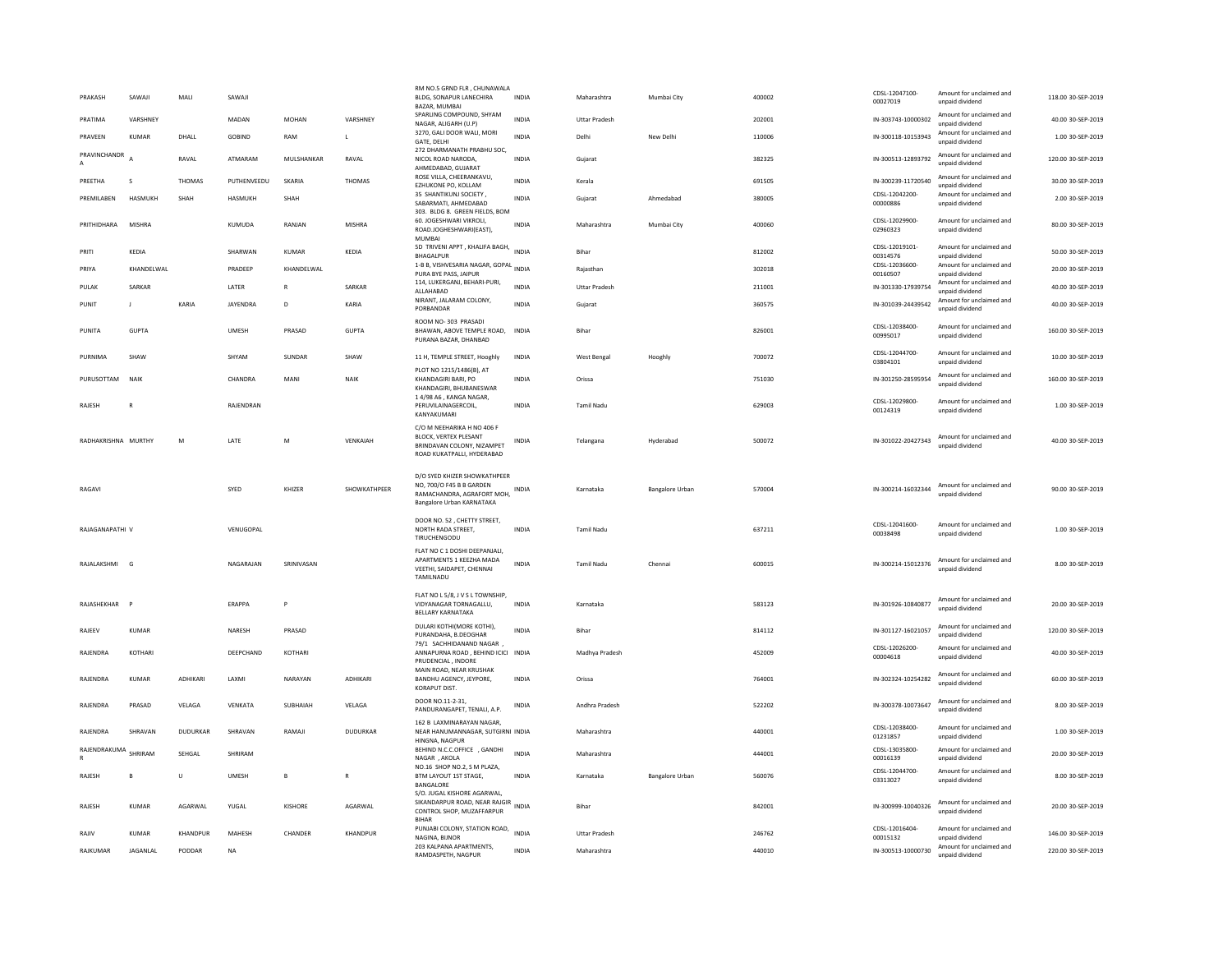| PRAKASH | SAWAJI | MALI | SAWAJI | | | RM NO.5 GRND FLR , CHUNAWALA BLDG, SONAPUR LANECHIRA BAZAR, MUMBAI | INDIA | Maharashtra | Mumbai City | 400002 | CDSL-12047100-00027019 | Amount for unclaimed and unpaid dividend | 118.00 30-SEP-2019 |
|---|---|---|---|---|---|---|---|---|---|---|---|---|---|
| PRATIMA | VARSHNEY | | MADAN | MOHAN | VARSHNEY | SPARLING COMPOUND, SHYAM NAGAR, ALIGARH (U.P) | INDIA | Uttar Pradesh | | 202001 | IN-303743-10000302 | Amount for unclaimed and unpaid dividend | 40.00 30-SEP-2019 |
| PRAVEEN | KUMAR | DHALL | GOBIND | RAM | L | 3270, GALI DOOR WALI, MORI GATE, DELHI | INDIA | Delhi | New Delhi | 110006 | IN-300118-10153943 | Amount for unclaimed and unpaid dividend | 1.00 30-SEP-2019 |
| PRAVINCHANDR A | A | RAVAL | ATMARAM | MULSHANKAR | RAVAL | 272 DHARMANATH PRABHU SOC, NICOL ROAD NARODA, AHMEDABAD, GUJARAT | INDIA | Gujarat | | 382325 | IN-300513-12893792 | Amount for unclaimed and unpaid dividend | 120.00 30-SEP-2019 |
| PREETHA | S | THOMAS | PUTHENVEEDU | SKARIA | THOMAS | ROSE VILLA, CHEERANKAVU, EZHUKONE PO, KOLLAM | INDIA | Kerala | | 691505 | IN-300239-11720540 | Amount for unclaimed and unpaid dividend | 30.00 30-SEP-2019 |
| PREMILABEN | HASMUKH | SHAH | HASMUKH | SHAH | | 35 SHANTIKUNJ SOCIETY , SABARMATI, AHMEDABAD | INDIA | Gujarat | Ahmedabad | 380005 | CDSL-12042200-00000886 | Amount for unclaimed and unpaid dividend | 2.00 30-SEP-2019 |
| PRITHIDHARA | MISHRA | | KUMUDA | RANJAN | MISHRA | 303. BLDG 8. GREEN FIELDS, BOM 60. JOGESHWARI VIKROLI, ROAD.JOGHESHWARI(EAST), MUMBAI | INDIA | Maharashtra | Mumbai City | 400060 | CDSL-12029900-02960323 | Amount for unclaimed and unpaid dividend | 80.00 30-SEP-2019 |
| PRITI | KEDIA | | SHARWAN | KUMAR | KEDIA | 5D TRIVENI APPT , KHALIFA BAGH, BHAGALPUR | INDIA | Bihar | | 812002 | CDSL-12019101-00314576 | Amount for unclaimed and unpaid dividend | 50.00 30-SEP-2019 |
| PRIYA | KHANDELWAL | | PRADEEP | KHANDELWAL | | 1-B B, VISHVESARIA NAGAR, GOPAL PURA BYE PASS, JAIPUR | INDIA | Rajasthan | | 302018 | CDSL-12036600-00160507 | Amount for unclaimed and unpaid dividend | 20.00 30-SEP-2019 |
| PULAK | SARKAR | | LATER | R | SARKAR | 114, LUKERGANJ, BEHARI-PURI, ALLAHABAD | INDIA | Uttar Pradesh | | 211001 | IN-301330-17939754 | Amount for unclaimed and unpaid dividend | 40.00 30-SEP-2019 |
| PUNIT | J | KARIA | JAYENDRA | D | KARIA | NIRANT, JALARAM COLONY, PORBANDAR | INDIA | Gujarat | | 360575 | IN-301039-24439542 | Amount for unclaimed and unpaid dividend | 40.00 30-SEP-2019 |
| PUNITA | GUPTA | | UMESH | PRASAD | GUPTA | ROOM NO- 303 PRASADI BHAWAN, ABOVE TEMPLE ROAD, PURANA BAZAR, DHANBAD | INDIA | Bihar | | 826001 | CDSL-12038400-00995017 | Amount for unclaimed and unpaid dividend | 160.00 30-SEP-2019 |
| PURNIMA | SHAW | | SHYAM | SUNDAR | SHAW | 11 H, TEMPLE STREET, Hooghly | INDIA | West Bengal | Hooghly | 700072 | CDSL-12044700-03804101 | Amount for unclaimed and unpaid dividend | 10.00 30-SEP-2019 |
| PURUSOTTAM | NAIK | | CHANDRA | MANI | NAIK | PLOT NO 1215/1486(B), AT KHANDAGIRI BARI, PO KHANDAGIRI, BHUBANESWAR | INDIA | Orissa | | 751030 | IN-301250-28595954 | Amount for unclaimed and unpaid dividend | 160.00 30-SEP-2019 |
| RAJESH | R | | RAJENDRAN | | | 1 4/98 A6 , KANGA NAGAR, PERUVILAINAGERCOIL, KANYAKUMARI | INDIA | Tamil Nadu | | 629003 | CDSL-12029800-00124319 | Amount for unclaimed and unpaid dividend | 1.00 30-SEP-2019 |
| RADHAKRISHNA | MURTHY | M | LATE | M | VENKAIAH | C/O M NEEHARIKA H NO 406 F BLOCK, VERTEX PLESANT BRINDAVAN COLONY, NIZAMPET ROAD KUKATPALLI, HYDERABAD | INDIA | Telangana | Hyderabad | 500072 | IN-301022-20427343 | Amount for unclaimed and unpaid dividend | 40.00 30-SEP-2019 |
| RAGAVI | | | SYED | KHIZER | SHOWKATHPEER | D/O SYED KHIZER SHOWKATHPEER NO, 700/O F45 B B GARDEN RAMACHANDRA, AGRAFORT MOH, Bangalore Urban KARNATAKA | INDIA | Karnataka | Bangalore Urban | 570004 | IN-300214-16032344 | Amount for unclaimed and unpaid dividend | 90.00 30-SEP-2019 |
| RAJAGANAPATHI | V | | VENUGOPAL | | | DOOR NO. 52 , CHETTY STREET, NORTH RADA STREET, TIRUCHENGODU | INDIA | Tamil Nadu | | 637211 | CDSL-12041600-00038498 | Amount for unclaimed and unpaid dividend | 1.00 30-SEP-2019 |
| RAJALAKSHMI | G | | NAGARAJAN | SRINIVASAN | | FLAT NO C 1 DOSHI DEEPANJALI, APARTMENTS 1 KEEZHA MADA VEETHI, SAIDAPET, CHENNAI TAMILNADU | INDIA | Tamil Nadu | Chennai | 600015 | IN-300214-15012376 | Amount for unclaimed and unpaid dividend | 8.00 30-SEP-2019 |
| RAJASHEKHAR | P | | ERAPPA | P | | FLAT NO L 5/8, J V S L TOWNSHIP, VIDYANAGAR TORNAGALLU, BELLARY KARNATAKA | INDIA | Karnataka | | 583123 | IN-301926-10840877 | Amount for unclaimed and unpaid dividend | 20.00 30-SEP-2019 |
| RAJEEV | KUMAR | | NARESH | PRASAD | | DULARI KOTHI(MORE KOTHI), PURANDAHA, B.DEOGHAR | INDIA | Bihar | | 814112 | IN-301127-16021057 | Amount for unclaimed and unpaid dividend | 120.00 30-SEP-2019 |
| RAJENDRA | KOTHARI | | DEEPCHAND | KOTHARI | | 79/1 SACHHIDANAND NAGAR , ANNAPURNA ROAD , BEHIND ICICI PRUDENCIAL , INDORE | INDIA | Madhya Pradesh | | 452009 | CDSL-12026200-00004618 | Amount for unclaimed and unpaid dividend | 40.00 30-SEP-2019 |
| RAJENDRA | KUMAR | ADHIKARI | LAXMI | NARAYAN | ADHIKARI | MAIN ROAD, NEAR KRUSHAK BANDHU AGENCY, JEYPORE, KORAPUT DIST. | INDIA | Orissa | | 764001 | IN-302324-10254282 | Amount for unclaimed and unpaid dividend | 60.00 30-SEP-2019 |
| RAJENDRA | PRASAD | VELAGA | VENKATA | SUBHAIAH | VELAGA | DOOR NO.11-2-31, PANDURANGAPET, TENALI, A.P. | INDIA | Andhra Pradesh | | 522202 | IN-300378-10073647 | Amount for unclaimed and unpaid dividend | 8.00 30-SEP-2019 |
| RAJENDRA | SHRAVAN | DUDURKAR | SHRAVAN | RAMAJI | DUDURKAR | 162 B LAXMINARAYAN NAGAR, NEAR HANUMANNAGAR, SUTGIRNI HINGNA, NAGPUR | INDIA | Maharashtra | | 440001 | CDSL-12038400-01231857 | Amount for unclaimed and unpaid dividend | 1.00 30-SEP-2019 |
| RAJENDRAKUMA R | SHRIRAM | SEHGAL | SHRIRAM | | | BEHIND N.C.C.OFFICE , GANDHI NAGAR , AKOLA | INDIA | Maharashtra | | 444001 | CDSL-13035800-00016139 | Amount for unclaimed and unpaid dividend | 20.00 30-SEP-2019 |
| RAJESH | B | U | UMESH | B | R | NO.16 SHOP NO.2, S M PLAZA, BTM LAYOUT 1ST STAGE, BANGALORE | INDIA | Karnataka | Bangalore Urban | 560076 | CDSL-12044700-03313027 | Amount for unclaimed and unpaid dividend | 8.00 30-SEP-2019 |
| RAJESH | KUMAR | AGARWAL | YUGAL | KISHORE | AGARWAL | S/O. JUGAL KISHORE AGARWAL, SIKANDARPUR ROAD, NEAR RAJGIR CONTROL SHOP, MUZAFFARPUR BIHAR | INDIA | Bihar | | 842001 | IN-300999-10040326 | Amount for unclaimed and unpaid dividend | 20.00 30-SEP-2019 |
| RAJIV | KUMAR | KHANDPUR | MAHESH | CHANDER | KHANDPUR | PUNJABI COLONY, STATION ROAD, NAGINA, BIJNOR | INDIA | Uttar Pradesh | | 246762 | CDSL-12016404-00015132 | Amount for unclaimed and unpaid dividend | 146.00 30-SEP-2019 |
| RAJKUMAR | JAGANLAL | PODDAR | NA | | | 203 KALPANA APARTMENTS, RAMDASPETH, NAGPUR | INDIA | Maharashtra | | 440010 | IN-300513-10000730 | Amount for unclaimed and unpaid dividend | 220.00 30-SEP-2019 |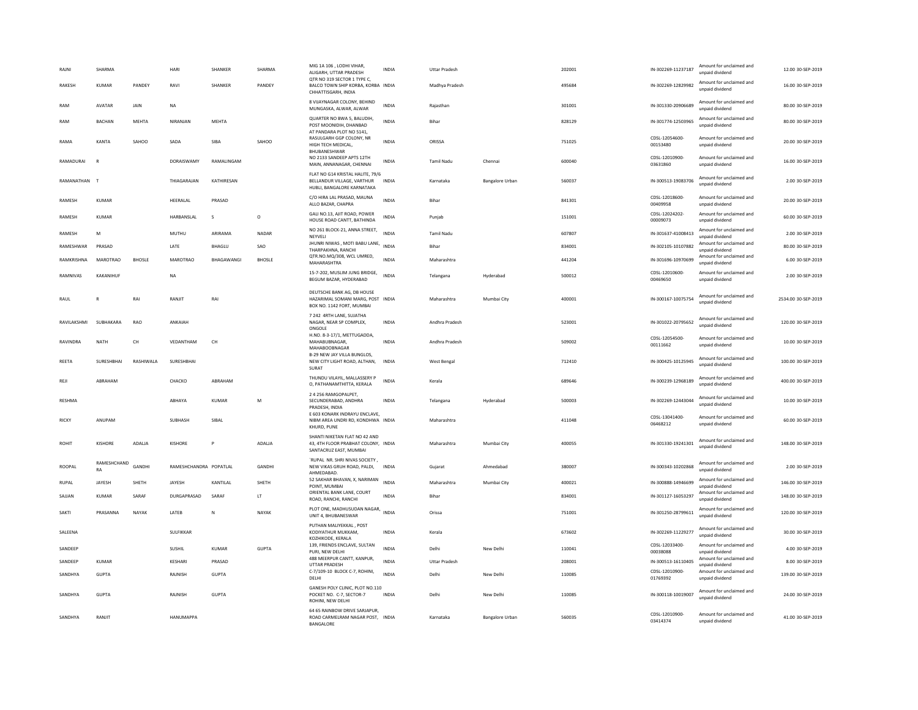| RAJNI | SHARMA | | HARI | SHANKER | SHARMA | MIG 1A 106 , LODHI VIHAR, ALIGARH, UTTAR PRADESH | INDIA | Uttar Pradesh | | 202001 | IN-302269-11237187 | Amount for unclaimed and unpaid dividend | 12.00 | 30-SEP-2019 |
|---|---|---|---|---|---|---|---|---|---|---|---|---|---|---|
| RAKESH | KUMAR | PANDEY | RAVI | SHANKER | PANDEY | QTR NO 319 SECTOR 1 TYPE C, BALCO TOWN SHIP KORBA, KORBA CHHATTISGARH, INDIA | INDIA | Madhya Pradesh | | 495684 | IN-302269-12829982 | Amount for unclaimed and unpaid dividend | 16.00 | 30-SEP-2019 |
| RAM | AVATAR | JAIN | NA | | | 8 VIJAYNAGAR COLONY, BEHIND MUNGASKA, ALWAR, ALWAR | INDIA | Rajasthan | | 301001 | IN-301330-20906689 | Amount for unclaimed and unpaid dividend | 80.00 | 30-SEP-2019 |
| RAM | BACHAN | MEHTA | NIRANJAN | MEHTA | | QUARTER NO BWA 5, BALUDIH, POST MOONIDIH, DHANBAD | INDIA | Bihar | | 828129 | IN-301774-12503965 | Amount for unclaimed and unpaid dividend | 80.00 | 30-SEP-2019 |
| RAMA | KANTA | SAHOO | SADA | SIBA | SAHOO | AT PANDARA PLOT NO 5141, RASULGARH GGP COLONY, NR HIGH TECH MEDICAL, BHUBANESHWAR | INDIA | ORISSA | | 751025 | CDSL-12054600-00153480 | Amount for unclaimed and unpaid dividend | 20.00 | 30-SEP-2019 |
| RAMADURAI | R | | DORAISWAMY | RAMALINGAM | | NO 2133 SANDEEP APTS 12TH MAIN, ANNANAGAR, CHENNAI | INDIA | Tamil Nadu | Chennai | 600040 | CDSL-12010900-03631860 | Amount for unclaimed and unpaid dividend | 16.00 | 30-SEP-2019 |
| RAMANATHAN | T | | THIAGARAJAN | KATHIRESAN | | FLAT NO G14 KRISTAL HALITE, 79/6 BELLANDUR VILLAGE, VARTHUR HUBLI, BANGALORE KARNATAKA | INDIA | Karnataka | Bangalore Urban | 560037 | IN-300513-19083706 | Amount for unclaimed and unpaid dividend | 2.00 | 30-SEP-2019 |
| RAMESH | KUMAR | | HEERALAL | PRASAD | | C/O HIRA LAL PRASAD, MAUNA ALLO BAZAR, CHAPRA | INDIA | Bihar | | 841301 | CDSL-12018600-00409958 | Amount for unclaimed and unpaid dividend | 20.00 | 30-SEP-2019 |
| RAMESH | KUMAR | | HARBANSLAL | S | O | GALI NO.13, AJIT ROAD, POWER HOUSE ROAD CANTT, BATHINDA | INDIA | Punjab | | 151001 | CDSL-12024202-00009073 | Amount for unclaimed and unpaid dividend | 60.00 | 30-SEP-2019 |
| RAMESH | M | | MUTHU | ARIRAMA | NADAR | NO 261 BLOCK-21, ANNA STREET, NEYVELI | INDIA | Tamil Nadu | | 607807 | IN-301637-41008413 | Amount for unclaimed and unpaid dividend | 2.00 | 30-SEP-2019 |
| RAMESHWAR | PRASAD | | LATE | BHAGLU | SAO | JHUNRI NIWAS , MOTI BABU LANE, THARPAKHNA, RANCHI | INDIA | Bihar | | 834001 | IN-302105-10107882 | Amount for unclaimed and unpaid dividend | 80.00 | 30-SEP-2019 |
| RAMKRISHNA | MAROTRAO | BHOSLE | MAROTRAO | BHAGAWANGI | BHOSLE | QTR.NO.MQ/308, WCL UMRED, MAHARASHTRA | INDIA | Maharashtra | | 441204 | IN-301696-10970699 | Amount for unclaimed and unpaid dividend | 6.00 | 30-SEP-2019 |
| RAMNIVAS | KAKANIHUF | | NA | | | 15-7-202, MUSLIM JUNG BRIDGE, BEGUM BAZAR, HYDERABAD | INDIA | Telangana | Hyderabad | 500012 | CDSL-12010600-00469650 | Amount for unclaimed and unpaid dividend | 2.00 | 30-SEP-2019 |
| RAUL | R | RAI | RANJIT | RAI | | DEUTSCHE BANK AG, DB HOUSE HAZARIMAL SOMANI MARG, POST BOX NO. 1142 FORT, MUMBAI | INDIA | Maharashtra | Mumbai City | 400001 | IN-300167-10075754 | Amount for unclaimed and unpaid dividend | 2534.00 | 30-SEP-2019 |
| RAVILAKSHMI | SUBHAKARA | RAO | ANKAIAH | | | 7 242 4RTH LANE, SUJATHA NAGAR, NEAR SP COMPLEX, ONGOLE | INDIA | Andhra Pradesh | | 523001 | IN-301022-20795652 | Amount for unclaimed and unpaid dividend | 120.00 | 30-SEP-2019 |
| RAVINDRA | NATH | CH | VEDANTHAM | CH | | H.NO. 8-3-17/1, METTUGADDA, MAHABUBNAGAR, MAHABOOBNAGAR | INDIA | Andhra Pradesh | | 509002 | CDSL-12054500-00111662 | Amount for unclaimed and unpaid dividend | 10.00 | 30-SEP-2019 |
| REETA | SURESHBHAI | RASHIWALA | SURESHBHAI | | | B-29 NEW JAY VILLA BUNGLOS, NEW CITY LIGHT ROAD, ALTHAN, SURAT | INDIA | West Bengal | | 712410 | IN-300425-10125945 | Amount for unclaimed and unpaid dividend | 100.00 | 30-SEP-2019 |
| REJI | ABRAHAM | | CHACKO | ABRAHAM | | THUNDU VILAYIL, MALLASSERY P O, PATHANAMTHITTA, KERALA | INDIA | Kerala | | 689646 | IN-300239-12968189 | Amount for unclaimed and unpaid dividend | 400.00 | 30-SEP-2019 |
| RESHMA | | | ABHAYA | KUMAR | M | 2 4 256 RAMGOPALPET, SECUNDERABAD, ANDHRA PRADESH, INDIA | INDIA | Telangana | Hyderabad | 500003 | IN-302269-12443044 | Amount for unclaimed and unpaid dividend | 10.00 | 30-SEP-2019 |
| RICKY | ANUPAM | | SUBHASH | SIBAL | | E 603 KONARK INDRAYU ENCLAVE, NIBM AREA UNDRI RD, KONDHWA KHURD, PUNE | INDIA | Maharashtra | | 411048 | CDSL-13041400-06468212 | Amount for unclaimed and unpaid dividend | 60.00 | 30-SEP-2019 |
| ROHIT | KISHORE | ADALJA | KISHORE | P | ADALJA | SHANTI NIKETAN FLAT NO 42 AND 43, 4TH FLOOR PRABHAT COLONY, SANTACRUZ EAST, MUMBAI | INDIA | Maharashtra | Mumbai City | 400055 | IN-301330-19241301 | Amount for unclaimed and unpaid dividend | 148.00 | 30-SEP-2019 |
| ROOPAL | RAMESHCHAND RA | GANDHI | RAMESHCHANDRA | POPATLAL | GANDHI | `RUPAL NR. SHRI NIVAS SOCIETY , NEW VIKAS GRUH ROAD, PALDI, AHMEDABAD. | INDIA | Gujarat | Ahmedabad | 380007 | IN-300343-10202868 | Amount for unclaimed and unpaid dividend | 2.00 | 30-SEP-2019 |
| RUPAL | JAYESH | SHETH | JAYESH | KANTILAL | SHETH | 52 SAKHAR BHAVAN, X, NARIMAN POINT, MUMBAI | INDIA | Maharashtra | Mumbai City | 400021 | IN-300888-14946699 | Amount for unclaimed and unpaid dividend | 146.00 | 30-SEP-2019 |
| SAJJAN | KUMAR | SARAF | DURGAPRASAD | SARAF | LT | ORIENTAL BANK LANE, COURT ROAD, RANCHI, RANCHI | INDIA | Bihar | | 834001 | IN-301127-16053297 | Amount for unclaimed and unpaid dividend | 148.00 | 30-SEP-2019 |
| SAKTI | PRASANNA | NAYAK | LATEB | N | NAYAK | PLOT ONE, MADHUSUDAN NAGAR, UNIT 4, BHUBANESWAR | INDIA | Orissa | | 751001 | IN-301250-28799611 | Amount for unclaimed and unpaid dividend | 120.00 | 30-SEP-2019 |
| SALEENA | | | SULFIKKAR | | | PUTHAN MALIYEKKAL , POST KODIYATHUR MUKKAM, KOZHIKODE, KERALA | INDIA | Kerala | | 673602 | IN-302269-11229277 | Amount for unclaimed and unpaid dividend | 30.00 | 30-SEP-2019 |
| SANDEEP | | | SUSHIL | KUMAR | GUPTA | 139, FRIENDS ENCLAVE, SULTAN PURI, NEW DELHI | INDIA | Delhi | New Delhi | 110041 | CDSL-12033400-00038088 | Amount for unclaimed and unpaid dividend | 4.00 | 30-SEP-2019 |
| SANDEEP | KUMAR | | KESHARI | PRASAD | | 488 MEERPUR CANTT, KANPUR, UTTAR PRADESH | INDIA | Uttar Pradesh | | 208001 | IN-300513-16110405 | Amount for unclaimed and unpaid dividend | 8.00 | 30-SEP-2019 |
| SANDHYA | GUPTA | | RAJNISH | GUPTA | | C-7/109-10 BLOCK C-7, ROHINI, DELHI | INDIA | Delhi | New Delhi | 110085 | CDSL-12010900-01769392 | Amount for unclaimed and unpaid dividend | 139.00 | 30-SEP-2019 |
| SANDHYA | GUPTA | | RAJNISH | GUPTA | | GANESH POLY CLINIC, PLOT NO.110 POCKET NO. C-7, SECTOR-7 ROHINI, NEW DELHI | INDIA | Delhi | New Delhi | 110085 | IN-300118-10019007 | Amount for unclaimed and unpaid dividend | 24.00 | 30-SEP-2019 |
| SANDHYA | RANJIT | | HANUMAPPA | | | 64 65 RAINBOW DRIVE SARJAPUR, ROAD CARMELRAM NAGAR POST, BANGALORE | INDIA | Karnataka | Bangalore Urban | 560035 | CDSL-12010900-03414374 | Amount for unclaimed and unpaid dividend | 41.00 | 30-SEP-2019 |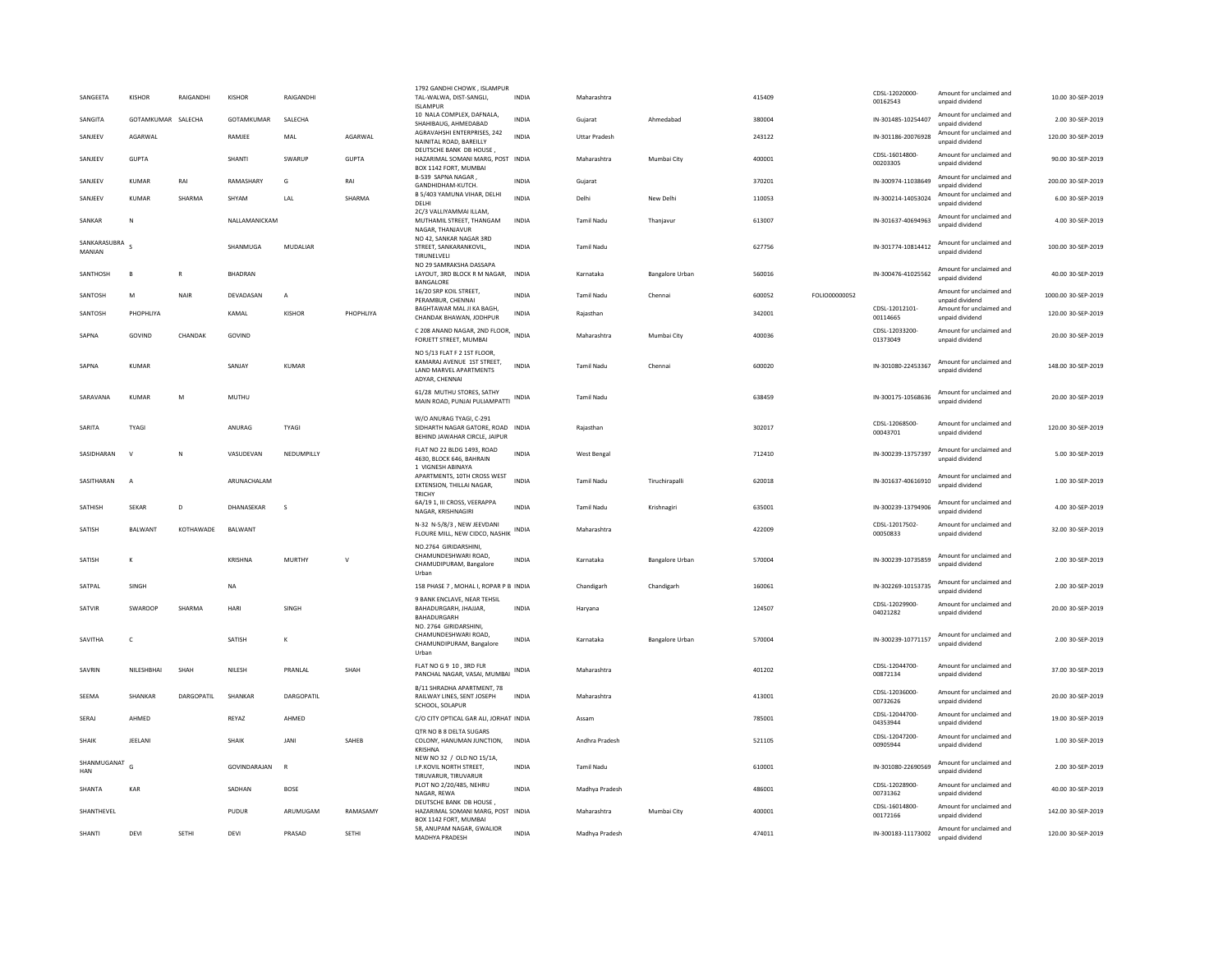| SANGEETA | KISHOR | RAIGANDHI | KISHOR | RAIGANDHI | | 1792 GANDHI CHOWK , ISLAMPUR TAL-WALWA, DIST-SANGLI, ISLAMPUR | INDIA | Maharashtra | | 415409 | | CDSL-12020000-00162543 | Amount for unclaimed and unpaid dividend | 10.00 | 30-SEP-2019 |
|---|---|---|---|---|---|---|---|---|---|---|---|---|---|---|---|
| SANGITA | GOTAMKUMAR | SALECHA | GOTAMKUMAR | SALECHA | | 10 NALA COMPLEX, DAFNALA, SHAHIBAUG, AHMEDABAD | INDIA | Gujarat | Ahmedabad | 380004 | | IN-301485-10254407 | Amount for unclaimed and unpaid dividend | 2.00 | 30-SEP-2019 |
| SANJEEV | AGARWAL | | RAMJEE | MAL | AGARWAL | AGRAVAHSHI ENTERPRISES, 242 NAINITAL ROAD, BAREILLY | INDIA | Uttar Pradesh | | 243122 | | IN-301186-20076928 | Amount for unclaimed and unpaid dividend | 120.00 | 30-SEP-2019 |
| SANJEEV | GUPTA | | SHANTI | SWARUP | GUPTA | DEUTSCHE BANK DB HOUSE , HAZARIMAL SOMANI MARG, POST BOX 1142 FORT, MUMBAI | INDIA | Maharashtra | Mumbai City | 400001 | | CDSL-16014800-00203305 | Amount for unclaimed and unpaid dividend | 90.00 | 30-SEP-2019 |
| SANJEEV | KUMAR | RAI | RAMASHARY | G | RAI | B-539 SAPNA NAGAR , GANDHIDHAM-KUTCH. | INDIA | Gujarat | | 370201 | | IN-300974-11038649 | Amount for unclaimed and unpaid dividend | 200.00 | 30-SEP-2019 |
| SANJEEV | KUMAR | SHARMA | SHYAM | LAL | SHARMA | B 5/403 YAMUNA VIHAR, DELHI DELHI | INDIA | Delhi | New Delhi | 110053 | | IN-300214-14053024 | Amount for unclaimed and unpaid dividend | 6.00 | 30-SEP-2019 |
| SANKAR | N | | NALLAMANICKAM | | | 2C/3 VALLIYAMMAI ILLAM, MUTHAMIL STREET, THANGAM NAGAR, THANJAVUR | INDIA | Tamil Nadu | Thanjavur | 613007 | | IN-301637-40694963 | Amount for unclaimed and unpaid dividend | 4.00 | 30-SEP-2019 |
| SANKARASUBRAMANIAN | S | | SHANMUGA | MUDALIAR | | NO 42, SANKAR NAGAR 3RD STREET, SANKARANKOVIL, TIRUNELVELI | INDIA | Tamil Nadu | | 627756 | | IN-301774-10814412 | Amount for unclaimed and unpaid dividend | 100.00 | 30-SEP-2019 |
| SANTHOSH | B | R | BHADRAN | | | NO 29 SAMRAKSHA DASSAPA LAYOUT, 3RD BLOCK R M NAGAR, BANGALORE | INDIA | Karnataka | Bangalore Urban | 560016 | | IN-300476-41025562 | Amount for unclaimed and unpaid dividend | 40.00 | 30-SEP-2019 |
| SANTOSH | M | NAIR | DEVADASAN | A | | 16/20 SRP KOIL STREET, PERAMBUR, CHENNAI | INDIA | Tamil Nadu | Chennai | 600052 | FOLIO00000052 | | Amount for unclaimed and unpaid dividend | 1000.00 | 30-SEP-2019 |
| SANTOSH | PHOPHLIYA | | KAMAL | KISHOR | PHOPHLIYA | BAGHTAWAR MAL JI KA BAGH, CHANDAK BHAWAN, JODHPUR | INDIA | Rajasthan | | 342001 | | CDSL-12012101-00114665 | Amount for unclaimed and unpaid dividend | 120.00 | 30-SEP-2019 |
| SAPNA | GOVIND | CHANDAK | GOVIND | | | C 208 ANAND NAGAR, 2ND FLOOR, FORJETT STREET, MUMBAI | INDIA | Maharashtra | Mumbai City | 400036 | | CDSL-12033200-01373049 | Amount for unclaimed and unpaid dividend | 20.00 | 30-SEP-2019 |
| SAPNA | KUMAR | | SANJAY | KUMAR | | NO 5/13 FLAT F 2 1ST FLOOR, KAMARAJ AVENUE 1ST STREET, LAND MARVEL APARTMENTS ADYAR, CHENNAI | INDIA | Tamil Nadu | Chennai | 600020 | | IN-301080-22453367 | Amount for unclaimed and unpaid dividend | 148.00 | 30-SEP-2019 |
| SARAVANA | KUMAR | M | MUTHU | | | 61/28 MUTHU STORES, SATHY MAIN ROAD, PUNJAI PULIAMPATTI | INDIA | Tamil Nadu | | 638459 | | IN-300175-10568636 | Amount for unclaimed and unpaid dividend | 20.00 | 30-SEP-2019 |
| SARITA | TYAGI | | ANURAG | TYAGI | | W/O ANURAG TYAGI, C-291 SIDHARTH NAGAR GATORE, ROAD BEHIND JAWAHAR CIRCLE, JAIPUR | INDIA | Rajasthan | | 302017 | | CDSL-12068500-00043701 | Amount for unclaimed and unpaid dividend | 120.00 | 30-SEP-2019 |
| SASIDHARAN | V | N | VASUDEVAN | NEDUMPILLY | | FLAT NO 22 BLDG 1493, ROAD 4630, BLOCK 646, BAHRAIN | INDIA | West Bengal | | 712410 | | IN-300239-13757397 | Amount for unclaimed and unpaid dividend | 5.00 | 30-SEP-2019 |
| SASITHARAN | A | | ARUNACHALAM | | | 1 VIGNESH ABINAYA APARTMENTS, 10TH CROSS WEST EXTENSION, THILLAI NAGAR, TRICHY | INDIA | Tamil Nadu | Tiruchirapalli | 620018 | | IN-301637-40616910 | Amount for unclaimed and unpaid dividend | 1.00 | 30-SEP-2019 |
| SATHISH | SEKAR | D | DHANASEKAR | S | | 6A/19 1, III CROSS, VEERAPPA NAGAR, KRISHNAGIRI | INDIA | Tamil Nadu | Krishnagiri | 635001 | | IN-300239-13794906 | Amount for unclaimed and unpaid dividend | 4.00 | 30-SEP-2019 |
| SATISH | BALWANT | KOTHAWADE | BALWANT | | | N-32 N-5/8/3 , NEW JEEVDANI FLOURE MILL, NEW CIDCO, NASHIK | INDIA | Maharashtra | | 422009 | | CDSL-12017502-00050833 | Amount for unclaimed and unpaid dividend | 32.00 | 30-SEP-2019 |
| SATISH | K | | KRISHNA | MURTHY | V | NO.2764 GIRIDARSHINI, CHAMUNDESHWARI ROAD, CHAMUDIPURAM, Bangalore Urban | INDIA | Karnataka | Bangalore Urban | 570004 | | IN-300239-10735859 | Amount for unclaimed and unpaid dividend | 2.00 | 30-SEP-2019 |
| SATPAL | SINGH | | NA | | | 158 PHASE 7 , MOHAL I, ROPAR P B | INDIA | Chandigarh | Chandigarh | 160061 | | IN-302269-10153735 | Amount for unclaimed and unpaid dividend | 2.00 | 30-SEP-2019 |
| SATVIR | SWAROOP | SHARMA | HARI | SINGH | | 9 BANK ENCLAVE, NEAR TEHSIL BAHADURGARH, JHAJJAR, BAHADURGARH | INDIA | Haryana | | 124507 | | CDSL-12029900-04021282 | Amount for unclaimed and unpaid dividend | 20.00 | 30-SEP-2019 |
| SAVITHA | C | | SATISH | K | | NO. 2764 GIRIDARSHINI, CHAMUNDESHWARI ROAD, CHAMUNDIPURAM, Bangalore Urban | INDIA | Karnataka | Bangalore Urban | 570004 | | IN-300239-10771157 | Amount for unclaimed and unpaid dividend | 2.00 | 30-SEP-2019 |
| SAVRIN | NILESHBHAI | SHAH | NILESH | PRANLAL | SHAH | FLAT NO G 9 10 , 3RD FLR PANCHAL NAGAR, VASAI, MUMBAI | INDIA | Maharashtra | | 401202 | | CDSL-12044700-00872134 | Amount for unclaimed and unpaid dividend | 37.00 | 30-SEP-2019 |
| SEEMA | SHANKAR | DARGOPATIL | SHANKAR | DARGOPATIL | | B/11 SHRADHA APARTMENT, 78 RAILWAY LINES, SENT JOSEPH SCHOOL, SOLAPUR | INDIA | Maharashtra | | 413001 | | CDSL-12036000-00732626 | Amount for unclaimed and unpaid dividend | 20.00 | 30-SEP-2019 |
| SERAJ | AHMED | | REYAZ | AHMED | | C/O CITY OPTICAL GAR ALI, JORHAT | INDIA | Assam | | 785001 | | CDSL-12044700-04353944 | Amount for unclaimed and unpaid dividend | 19.00 | 30-SEP-2019 |
| SHAIK | JEELANI | | SHAIK | JANI | SAHEB | QTR NO B 8 DELTA SUGARS COLONY, HANUMAN JUNCTION, KRISHNA | INDIA | Andhra Pradesh | | 521105 | | CDSL-12047200-00905944 | Amount for unclaimed and unpaid dividend | 1.00 | 30-SEP-2019 |
| SHANMUGANATHAN | G | | GOVINDARAJAN | R | | NEW NO 32 / OLD NO 15/1A, I.P.KOVIL NORTH STREET, TIRUVARUR, TIRUVARUR | INDIA | Tamil Nadu | | 610001 | | IN-301080-22690569 | Amount for unclaimed and unpaid dividend | 2.00 | 30-SEP-2019 |
| SHANTA | KAR | | SADHAN | BOSE | | PLOT NO 2/20/485, NEHRU NAGAR, REWA | INDIA | Madhya Pradesh | | 486001 | | CDSL-12028900-00731362 | Amount for unclaimed and unpaid dividend | 40.00 | 30-SEP-2019 |
| SHANTHEVEL | | | PUDUR | ARUMUGAM | RAMASAMY | DEUTSCHE BANK DB HOUSE , HAZARIMAL SOMANI MARG, POST BOX 1142 FORT, MUMBAI | INDIA | Maharashtra | Mumbai City | 400001 | | CDSL-16014800-00172166 | Amount for unclaimed and unpaid dividend | 142.00 | 30-SEP-2019 |
| SHANTI | DEVI | SETHI | DEVI | PRASAD | SETHI | 58, ANUPAM NAGAR, GWALIOR MADHYA PRADESH | INDIA | Madhya Pradesh | | 474011 | | IN-300183-11173002 | Amount for unclaimed and unpaid dividend | 120.00 | 30-SEP-2019 |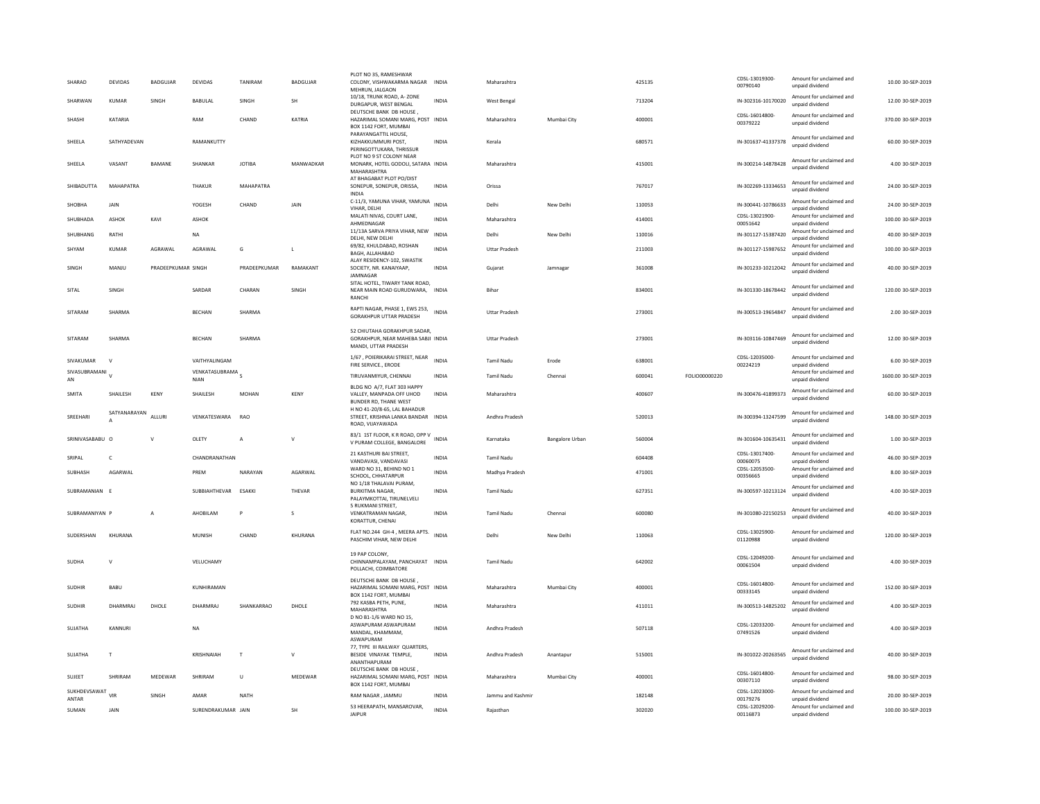| SHARAD | DEVIDAS | BADGUJAR | DEVIDAS | TANIRAM | BADGUJAR | PLOT NO 35, RAMESHWAR COLONY, VISHWAKARMA NAGAR MEHRUN, JALGAON | INDIA | Maharashtra | | 425135 | | CDSL-13019300-00790140 | Amount for unclaimed and unpaid dividend | 10.00 | 30-SEP-2019 |
|---|---|---|---|---|---|---|---|---|---|---|---|---|---|---|---|
| SHARWAN | KUMAR | SINGH | BABULAL | SINGH | SH | 10/18, TRUNK ROAD, A- ZONE DURGAPUR, WEST BENGAL | INDIA | West Bengal | | 713204 | | IN-302316-10170020 | Amount for unclaimed and unpaid dividend | 12.00 | 30-SEP-2019 |
| SHASHI | KATARIA | | RAM | CHAND | KATRIA | DEUTSCHE BANK DB HOUSE , HAZARIMAL SOMANI MARG, POST BOX 1142 FORT, MUMBAI | INDIA | Maharashtra | Mumbai City | 400001 | | CDSL-16014800-00379222 | Amount for unclaimed and unpaid dividend | 370.00 | 30-SEP-2019 |
| SHEELA | SATHYADEVAN | | RAMANKUTTY | | | PARAYANGATTIL HOUSE, KIZHAKKUMMURI POST, PERINGOTTUKARA, THRISSUR | INDIA | Kerala | | 680571 | | IN-301637-41337378 | Amount for unclaimed and unpaid dividend | 60.00 | 30-SEP-2019 |
| SHEELA | VASANT | BAMANE | SHANKAR | JOTIBA | MANWADKAR | PLOT NO 9 ST COLONY NEAR MONARK, HOTEL GODOLI, SATARA MAHARASHTRA | INDIA | Maharashtra | | 415001 | | IN-300214-14878428 | Amount for unclaimed and unpaid dividend | 4.00 | 30-SEP-2019 |
| SHIBADUTTA | MAHAPATRA | | THAKUR | MAHAPATRA | | AT BHAGABAT PLOT PO/DIST SONEPUR, SONEPUR, ORISSA, INDIA | INDIA | Orissa | | 767017 | | IN-302269-13334653 | Amount for unclaimed and unpaid dividend | 24.00 | 30-SEP-2019 |
| SHOBHA | JAIN | | YOGESH | CHAND | JAIN | C-11/3, YAMUNA VIHAR, YAMUNA VIHAR, DELHI | INDIA | Delhi | New Delhi | 110053 | | IN-300441-10786633 | Amount for unclaimed and unpaid dividend | 24.00 | 30-SEP-2019 |
| SHUBHADA | ASHOK | KAVI | ASHOK | | | MALATI NIVAS, COURT LANE, AHMEDNAGAR | INDIA | Maharashtra | | 414001 | | CDSL-13021900-00051642 | Amount for unclaimed and unpaid dividend | 100.00 | 30-SEP-2019 |
| SHUBHANG | RATHI | | NA | | | 11/13A SARVA PRIYA VIHAR, NEW DELHI, NEW DELHI | INDIA | Delhi | New Delhi | 110016 | | IN-301127-15387420 | Amount for unclaimed and unpaid dividend | 40.00 | 30-SEP-2019 |
| SHYAM | KUMAR | AGRAWAL | AGRAWAL | G | L | 69/82, KHULDABAD, ROSHAN BAGH, ALLAHABAD | INDIA | Uttar Pradesh | | 211003 | | IN-301127-15987652 | Amount for unclaimed and unpaid dividend | 100.00 | 30-SEP-2019 |
| SINGH | MANJU | PRADEEPKUMAR | SINGH | PRADEEPKUMAR | RAMAKANT | ALAY RESIDENCY-102, SWASTIK SOCIETY, NR. KANAIYAAP, JAMNAGAR | INDIA | Gujarat | Jamnagar | 361008 | | IN-301233-10212042 | Amount for unclaimed and unpaid dividend | 40.00 | 30-SEP-2019 |
| SITAL | SINGH | | SARDAR | CHARAN | SINGH | SITAL HOTEL, TIWARY TANK ROAD, NEAR MAIN ROAD GURUDWARA, RANCHI | INDIA | Bihar | | 834001 | | IN-301330-18678442 | Amount for unclaimed and unpaid dividend | 120.00 | 30-SEP-2019 |
| SITARAM | SHARMA | | BECHAN | SHARMA | | RAPTI NAGAR, PHASE 1, EWS 253, GORAKHPUR UTTAR PRADESH | INDIA | Uttar Pradesh | | 273001 | | IN-300513-19654847 | Amount for unclaimed and unpaid dividend | 2.00 | 30-SEP-2019 |
| SITARAM | SHARMA | | BECHAN | SHARMA | | 52 CHHUTAHA GORAKHPUR SADAR, GORAKHPUR, NEAR MAHEBA SABJI MANDI, UTTAR PRADESH | INDIA | Uttar Pradesh | | 273001 | | IN-303116-10847469 | Amount for unclaimed and unpaid dividend | 12.00 | 30-SEP-2019 |
| SIVAKUMAR | V | | VAITHYALINGAM | | | 1/67 , POIERIKARAI STREET, NEAR FIRE SERVICE., ERODE | INDIA | Tamil Nadu | Erode | 638001 | | CDSL-12035000-00224219 | Amount for unclaimed and unpaid dividend | 6.00 | 30-SEP-2019 |
| SIVASUBRAMANIAN | V | | VENKATASUBRAMANIAN | S | | TIRUVANMIYUR, CHENNAI | INDIA | Tamil Nadu | Chennai | 600041 | FOLIO00000220 | | Amount for unclaimed and unpaid dividend | 1600.00 | 30-SEP-2019 |
| SMITA | SHAILESH | KENY | SHAILESH | MOHAN | KENY | BLDG NO A/7, FLAT 303 HAPPY VALLEY, MANPADA OFF UHOD BUNDER RD, THANE WEST | INDIA | Maharashtra | | 400607 | | IN-300476-41899373 | Amount for unclaimed and unpaid dividend | 60.00 | 30-SEP-2019 |
| SREEHARI | SATYANARAYANA | ALLURI | VENKATESWARA | RAO | | H NO 41-20/8-65, LAL BAHADUR STREET, KRISHNA LANKA BANDAR ROAD, VIJAYAWADA | INDIA | Andhra Pradesh | | 520013 | | IN-300394-13247599 | Amount for unclaimed and unpaid dividend | 148.00 | 30-SEP-2019 |
| SRINIVASABABU | O | V | OLETY | A | V | 83/1 1ST FLOOR, K R ROAD, OPP V V PURAM COLLEGE, BANGALORE | INDIA | Karnataka | Bangalore Urban | 560004 | | IN-301604-10635431 | Amount for unclaimed and unpaid dividend | 1.00 | 30-SEP-2019 |
| SRIPAL | C | | CHANDRANATHAN | | | 21 KASTHURI BAI STREET, VANDAVASI, VANDAVASI | INDIA | Tamil Nadu | | 604408 | | CDSL-13017400-00060075 | Amount for unclaimed and unpaid dividend | 46.00 | 30-SEP-2019 |
| SUBHASH | AGARWAL | | PREM | NARAYAN | AGARWAL | WARD NO 31, BEHIND NO 1 SCHOOL, CHHATARPUR | INDIA | Madhya Pradesh | | 471001 | | CDSL-12053500-00356665 | Amount for unclaimed and unpaid dividend | 8.00 | 30-SEP-2019 |
| SUBRAMANIAN | E | | SUBBIAHTHEVAR | ESAKKI | THEVAR | NO 1/18 THALAVAI PURAM, BURKITMA NAGAR, PALAYMKOTTAI, TIRUNELVELI | INDIA | Tamil Nadu | | 627351 | | IN-300597-10213124 | Amount for unclaimed and unpaid dividend | 4.00 | 30-SEP-2019 |
| SUBRAMANIYAN | P | A | AHOBILAM | P | S | 5 RUKMANI STREET, VENKATRAMAN NAGAR, KORATTUR, CHENAI | INDIA | Tamil Nadu | Chennai | 600080 | | IN-301080-22150253 | Amount for unclaimed and unpaid dividend | 40.00 | 30-SEP-2019 |
| SUDERSHAN | KHURANA | | MUNISH | CHAND | KHURANA | FLAT NO.244 GH-4 , MEERA APTS. PASCHIM VIHAR, NEW DELHI | INDIA | Delhi | New Delhi | 110063 | | CDSL-13025900-01120988 | Amount for unclaimed and unpaid dividend | 120.00 | 30-SEP-2019 |
| SUDHA | V | | VELUCHAMY | | | 19 PAP COLONY, CHINNAMPALAYAM, PANCHAYAT POLLACHI, COIMBATORE | INDIA | Tamil Nadu | | 642002 | | CDSL-12049200-00061504 | Amount for unclaimed and unpaid dividend | 4.00 | 30-SEP-2019 |
| SUDHIR | BABU | | KUNHIRAMAN | | | DEUTSCHE BANK DB HOUSE , HAZARIMAL SOMANI MARG, POST BOX 1142 FORT, MUMBAI | INDIA | Maharashtra | Mumbai City | 400001 | | CDSL-16014800-00333145 | Amount for unclaimed and unpaid dividend | 152.00 | 30-SEP-2019 |
| SUDHIR | DHARMRAJ | DHOLE | DHARMRAJ | SHANKARRAO | DHOLE | 792 KASBA PETH, PUNE, MAHARASHTRA | INDIA | Maharashtra | | 411011 | | IN-300513-14825202 | Amount for unclaimed and unpaid dividend | 4.00 | 30-SEP-2019 |
| SUJATHA | KANNURI | | NA | | | D NO B1-1/6 WARD NO 15, ASWAPURAM ASWAPURAM MANDAL, KHAMMAM, ASWAPURAM | INDIA | Andhra Pradesh | | 507118 | | CDSL-12033200-07491526 | Amount for unclaimed and unpaid dividend | 4.00 | 30-SEP-2019 |
| SUJATHA | T | | KRISHNAIAH | T | V | 77, TYPE III RAILWAY QUARTERS, BESIDE VINAYAK TEMPLE, ANANTHAPURAM | INDIA | Andhra Pradesh | Anantapur | 515001 | | IN-301022-20263565 | Amount for unclaimed and unpaid dividend | 40.00 | 30-SEP-2019 |
| SUJEET | SHRIRAM | MEDEWAR | SHRIRAM | U | MEDEWAR | DEUTSCHE BANK DB HOUSE , HAZARIMAL SOMANI MARG, POST BOX 1142 FORT, MUMBAI | INDIA | Maharashtra | Mumbai City | 400001 | | CDSL-16014800-00307110 | Amount for unclaimed and unpaid dividend | 98.00 | 30-SEP-2019 |
| SUKHDEVSAWAT ANTAR | VIR | SINGH | AMAR | NATH | | RAM NAGAR , JAMMU | INDIA | Jammu and Kashmir | | 182148 | | CDSL-12023000-00179276 | Amount for unclaimed and unpaid dividend | 20.00 | 30-SEP-2019 |
| SUMAN | JAIN | | SURENDRAKUMAR | JAIN | SH | 53 HEERAPATH, MANSAROVAR, JAIPUR | INDIA | Rajasthan | | 302020 | | CDSL-12029200-00116873 | Amount for unclaimed and unpaid dividend | 100.00 | 30-SEP-2019 |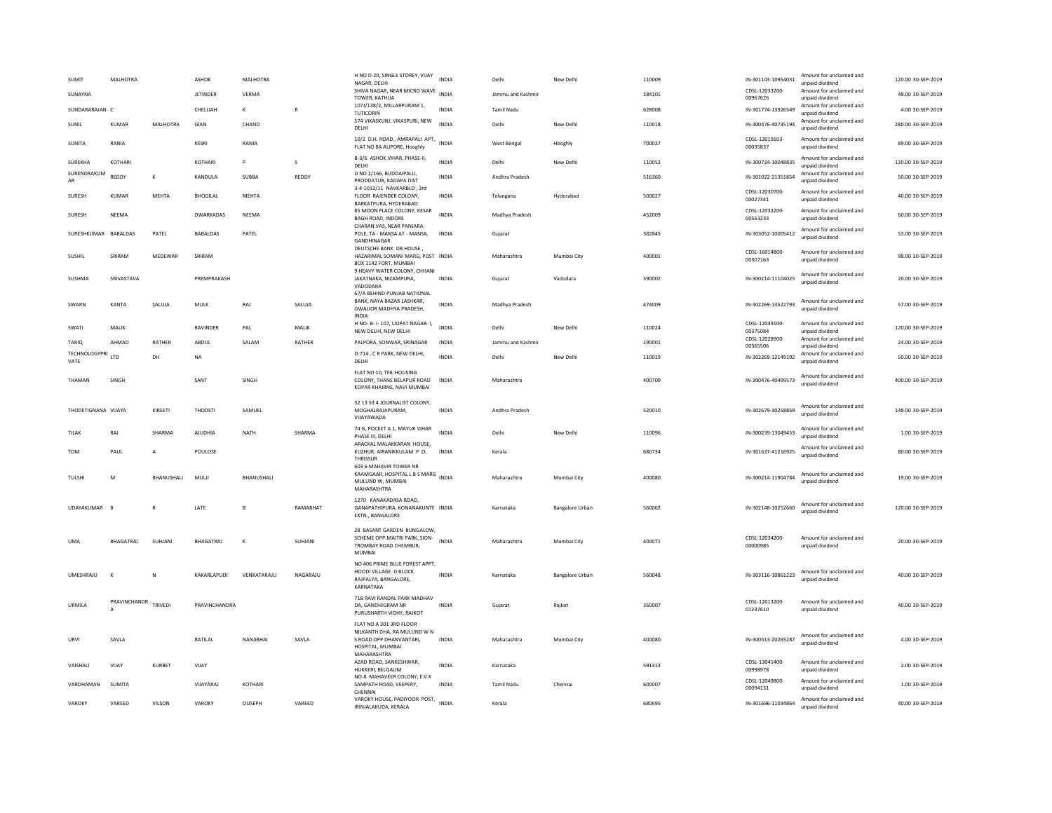| | | | | | | | | | | | | | | |
|---|---|---|---|---|---|---|---|---|---|---|---|---|---|---|
| SUMIT | MALHOTRA | | ASHOK | MALHOTRA | | H NO D-20, SINGLE STOREY, VIJAY NAGAR, DELHI | INDIA | Delhi | New Delhi | 110009 | IN-301143-10954031 | Amount for unclaimed and unpaid dividend | 120.00 | 30-SEP-2019 |
| SUNAYNA | | | JETINDER | VERMA | | SHIVA NAGAR, NEAR MICRO WAVE TOWER, KATHUA | INDIA | Jammu and Kashmir | | 184101 | CDSL-12033200-00967626 | Amount for unclaimed and unpaid dividend | 48.00 | 30-SEP-2019 |
| SUNDARARAJAN | C | | CHELLIAH | K | R | 107J/138/2, MILLARPURAM 1, TUTICORIN | INDIA | Tamil Nadu | | 628008 | IN-301774-13326549 | Amount for unclaimed and unpaid dividend | 4.00 | 30-SEP-2019 |
| SUNIL | KUMAR | MALHOTRA | GIAN | CHAND | | 574 VIKASKUNJ, VIKASPURI, NEW DELHI | INDIA | Delhi | New Delhi | 110018 | IN-300476-40735194 | Amount for unclaimed and unpaid dividend | 280.00 | 30-SEP-2019 |
| SUNITA | RANIA | | KESRI | RANIA | | 10/2 D.H. ROAD., AMRAPALI APT, FLAT NO 8A ALIPORE, Hooghly | INDIA | West Bengal | Hooghly | 700027 | CDSL-12019103-00035837 | Amount for unclaimed and unpaid dividend | 89.00 | 30-SEP-2019 |
| SUREKHA | KOTHARI | | KOTHARI | P | S | B-3/6 ASHOK VIHAR, PHASE-II, DELHI | INDIA | Delhi | New Delhi | 110052 | IN-300724-10048835 | Amount for unclaimed and unpaid dividend | 120.00 | 30-SEP-2019 |
| SURENDRAKUMAR | REDDY | K | KANDULA | SUBBA | REDDY | D NO 2/166, BUDDAIPALLI, PRODDATUR, KADAPA DIST | INDIA | Andhra Pradesh | | 516360 | IN-301022-21351854 | Amount for unclaimed and unpaid dividend | 50.00 | 30-SEP-2019 |
| SURESH | KUMAR | MEHTA | BHOGILAL | MEHTA | | 3-4-1013/11 NAVKARBLD , 3rd FLOOR RAJENDER COLONY, BARKATPURA, HYDERABAD | INDIA | Telangana | Hyderabad | 500027 | CDSL-12030700-00027341 | Amount for unclaimed and unpaid dividend | 40.00 | 30-SEP-2019 |
| SURESH | NEEMA | | DWARKADAS | NEEMA | | 85 MOON PLACE COLONY, KESAR BAGH ROAD, INDORE | INDIA | Madhya Pradesh | | 452009 | CDSL-12033200-00563233 | Amount for unclaimed and unpaid dividend | 60.00 | 30-SEP-2019 |
| SURESHKUMAR | BABALDAS | PATEL | BABALDAS | PATEL | | CHARAN VAS, NEAR PANJARA POLE, TA - MANSA AT - MANSA, GANDHINAGAR | INDIA | Gujarat | | 382845 | IN-303052-10005412 | Amount for unclaimed and unpaid dividend | 53.00 | 30-SEP-2019 |
| SUSHIL | SRIRAM | MEDEWAR | SRIRAM | | | DEUTSCHE BANK DB HOUSE , HAZARIMAL SOMANI MARG, POST BOX 1142 FORT, MUMBAI | INDIA | Maharashtra | Mumbai City | 400001 | CDSL-16014800-00307163 | Amount for unclaimed and unpaid dividend | 98.00 | 30-SEP-2019 |
| SUSHMA | SRIVASTAVA | | PREMPRAKASH | | | 9 HEAVY WATER COLONY, CHHANI JAKATNAKA, NIZAMPURA, VADODARA | INDIA | Gujarat | Vadodara | 390002 | IN-300214-11104025 | Amount for unclaimed and unpaid dividend | 20.00 | 30-SEP-2019 |
| SWARN | KANTA | SALUJA | MULK | RAJ | SALUJA | 67/A BEHIND PUNJAB NATIONAL BANK, NAYA BAZAR LASHKAR, GWALIOR MADHYA PRADESH, INDIA | INDIA | Madhya Pradesh | | 474009 | IN-302269-13522793 | Amount for unclaimed and unpaid dividend | 57.00 | 30-SEP-2019 |
| SWATI | MALIK | | RAVINDER | PAL | MALIK | H NO- B- I- 107, LAJPAT NAGAR- I, NEW DELHI, NEW DELHI | INDIA | Delhi | New Delhi | 110024 | CDSL-12049100-00375084 | Amount for unclaimed and unpaid dividend | 120.00 | 30-SEP-2019 |
| TARIQ | AHMAD | RATHER | ABDUL | SALAM | RATHER | PALPORA, SONWAR, SRINAGAR | INDIA | Jammu and Kashmir | | 190001 | CDSL-12028900-00365506 | Amount for unclaimed and unpaid dividend | 24.00 | 30-SEP-2019 |
| TECHNOLOGYPRIVATE | LTD | DH | NA | | | D-714 , C R PARK, NEW DELHI, DELHI | INDIA | Delhi | New Delhi | 110019 | IN-302269-12149192 | Amount for unclaimed and unpaid dividend | 50.00 | 30-SEP-2019 |
| THAMAN | SINGH | | SANT | SINGH | | FLAT NO 10, TFIL HOUSING COLONY, THANE BELAPUR ROAD KOPAR KHAIRNE, NAVI MUMBAI | INDIA | Maharashtra | | 400709 | IN-300476-40499573 | Amount for unclaimed and unpaid dividend | 400.00 | 30-SEP-2019 |
| THODETIGNANA | VIJAYA | KIREETI | THODETI | SAMUEL | | 32 13 53 4 JOURNALIST COLONY, MOGHALRAJAPURAM, VIJAYAWADA | INDIA | Andhra Pradesh | | 520010 | IN-302679-30258859 | Amount for unclaimed and unpaid dividend | 148.00 | 30-SEP-2019 |
| TILAK | RAJ | SHARMA | AJUDHIA | NATH | SHARMA | 74 G, POCKET A 1, MAYUR VIHAR PHASE III, DELHI | INDIA | Delhi | New Delhi | 110096 | IN-300239-13049453 | Amount for unclaimed and unpaid dividend | 1.00 | 30-SEP-2019 |
| TOM | PAUL | A | POULOSE | | | ARACKAL MALAKKARAN HOUSE, KUZHUR, AIRANIKKULAM P O, THRISSUR | INDIA | Kerala | | 680734 | IN-301637-41216925 | Amount for unclaimed and unpaid dividend | 80.00 | 30-SEP-2019 |
| TULSHI | M | BHANUSHALI | MULJI | BHANUSHALI | | 603 6 MAHAVIR TOWER NR KAAMGAAR, HOSPITAL L B S MARG MULUND W, MUMBAI MAHARASHTRA | INDIA | Maharashtra | Mumbai City | 400080 | IN-300214-11904784 | Amount for unclaimed and unpaid dividend | 19.00 | 30-SEP-2019 |
| UDAYAKUMAR | B | R | LATE | B | RAMABHAT | 1270 KANAKADASA ROAD, GANAPATHIPURA, KONANAKUNTE EXTN., BANGALORE | INDIA | Karnataka | Bangalore Urban | 560062 | IN-302148-10252660 | Amount for unclaimed and unpaid dividend | 120.00 | 30-SEP-2019 |
| UMA | BHAGATRAJ | SUHJANI | BHAGATRAJ | K | SUHJANI | 28 BASANT GARDEN BUNGALOW, SCHEME OPP.MAITRI PARK, SION-TROMBAY ROAD CHEMBUR, MUMBAI | INDIA | Maharashtra | Mumbai City | 400071 | CDSL-12034200-00000985 | Amount for unclaimed and unpaid dividend | 20.00 | 30-SEP-2019 |
| UMESHRAJU | K | N | KAKARLAPUDI | VENKATARAJU | NAGARAJU | NO 406 PRIME BLUE FOREST APPT, HOODI VILLAGE D BLOCK RAJPALYA, BANGALORE, KARNATAKA | INDIA | Karnataka | Bangalore Urban | 560048 | IN-303116-10861223 | Amount for unclaimed and unpaid dividend | 40.00 | 30-SEP-2019 |
| URMILA | PRAVINCHANDRA A | TRIVEDI | PRAVINCHANDRA | | | 71B RAVI RANDAL PARK MADHAV DA, GANDHIGRAM NR PURUSHARTH VIDHY, RAJKOT | INDIA | Gujarat | Rajkot | 360007 | CDSL-12013200-01237610 | Amount for unclaimed and unpaid dividend | 40.00 | 30-SEP-2019 |
| URVI | SAVLA | | RATILAL | NANJIBHAI | SAVLA | FLAT NO A 301 3RD FLOOR NILKANTH DHA, RA MULUND W N S ROAD OPP DHANVANTARI, HOSPITAL, MUMBAI MAHARASHTRA | INDIA | Maharashtra | Mumbai City | 400080 | IN-300513-20265287 | Amount for unclaimed and unpaid dividend | 4.00 | 30-SEP-2019 |
| VAISHALI | VIJAY | KURBET | VIJAY | | | AZAD ROAD, SANKESHWAR, HUKKERI, BELGAUM | INDIA | Karnataka | | 591313 | CDSL-13041400-00998978 | Amount for unclaimed and unpaid dividend | 2.00 | 30-SEP-2019 |
| VARDHAMAN | SUMITA | | VIJAYARAJ | KOTHARI | | NO-8 MAHAVEER COLONY, E.V.K SAMPATH ROAD, VEEPERY, CHENNAI | INDIA | Tamil Nadu | Chennai | 600007 | CDSL-12049800-00094131 | Amount for unclaimed and unpaid dividend | 1.00 | 30-SEP-2019 |
| VAROKY | VAREED | VILSON | VAROKY | OUSEPH | VAREED | VAROKY HOUSE, PADIYOOR POST, IRINJALAKUDA, KERALA | INDIA | Kerala | | 680695 | IN-301696-11034864 | Amount for unclaimed and unpaid dividend | 40.00 | 30-SEP-2019 |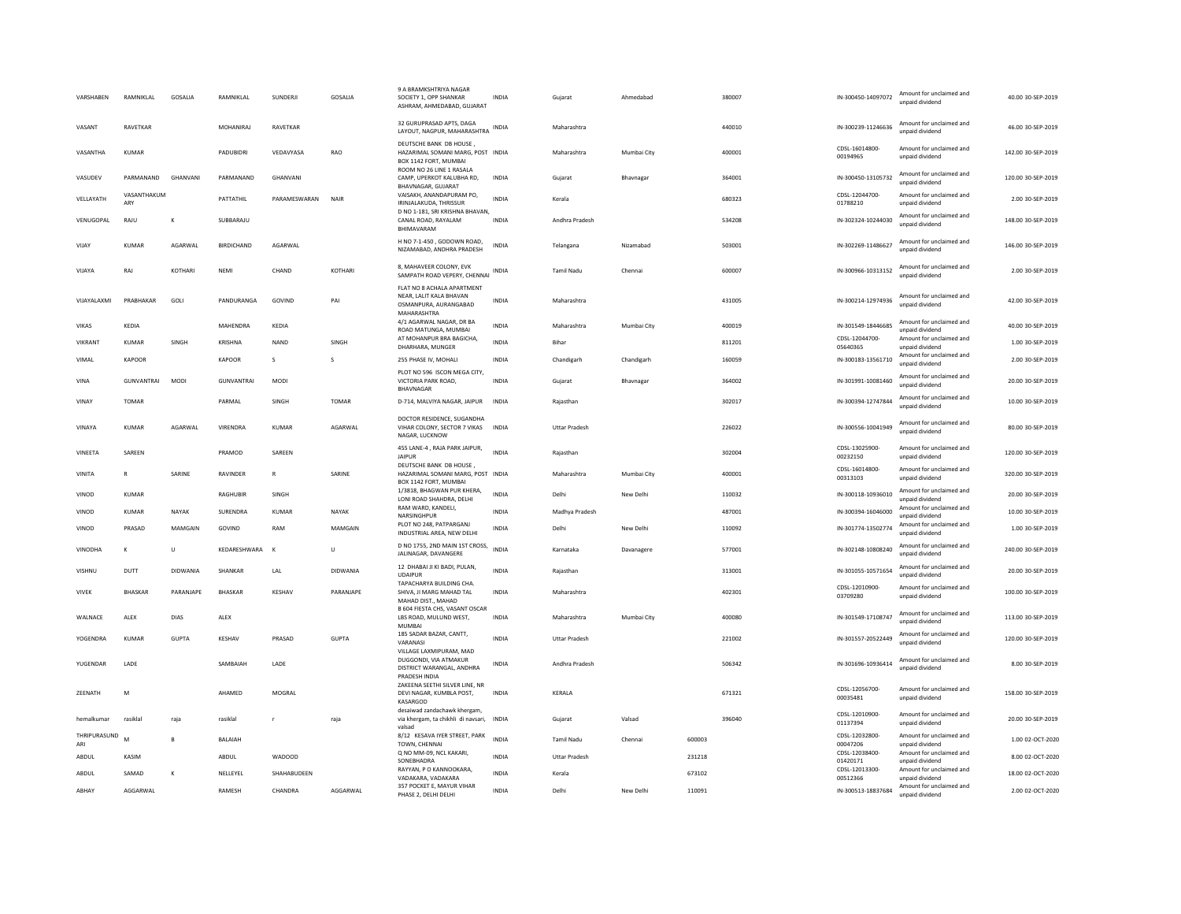| | | | | | | | | | | | | | | | |
|---|---|---|---|---|---|---|---|---|---|---|---|---|---|---|---|
| VARSHABEN | RAMNIKLAL | GOSALIA | RAMNIKLAL | SUNDERJI | GOSALIA | 9 A BRAMKSHTRIYA NAGAR SOCIETY 1, OPP SHANKAR ASHRAM, AHMEDABAD, GUJARAT | INDIA | Gujarat | Ahmedabad | | 380007 | IN-300450-14097072 | Amount for unclaimed and unpaid dividend | 40.00 | 30-SEP-2019 |
| VASANT | RAVETKAR | | MOHANIRAJ | RAVETKAR | | 32 GURUPRASAD APTS, DAGA LAYOUT, NAGPUR, MAHARASHTRA | INDIA | Maharashtra | | | 440010 | IN-300239-11246636 | Amount for unclaimed and unpaid dividend | 46.00 | 30-SEP-2019 |
| VASANTHA | KUMAR | | PADUBIDRI | VEDAVYASA | RAO | DEUTSCHE BANK DB HOUSE , HAZARIMAL SOMANI MARG, POST BOX 1142 FORT, MUMBAI | INDIA | Maharashtra | Mumbai City | | 400001 | CDSL-16014800-00194965 | Amount for unclaimed and unpaid dividend | 142.00 | 30-SEP-2019 |
| VASUDEV | PARMANAND | GHANVANI | PARMANAND | GHANVANI | | ROOM NO 26 LINE 1 RASALA CAMP, UPERKOT KALUBHA RD, BHAVNAGAR, GUJARAT | INDIA | Gujarat | Bhavnagar | | 364001 | IN-300450-13105732 | Amount for unclaimed and unpaid dividend | 120.00 | 30-SEP-2019 |
| VELLAYATH | VASANTHAKUMARY | | PATTATHIL | PARAMESWARAN | NAIR | VAISAKH, ANANDAPURAM PO, IRINJALAKUDA, THRISSUR | INDIA | Kerala | | | 680323 | CDSL-12044700-01788210 | Amount for unclaimed and unpaid dividend | 2.00 | 30-SEP-2019 |
| VENUGOPAL | RAJU | K | SUBBARAJU | | | D NO 1-181, SRI KRISHNA BHAVAN, CANAL ROAD, RAYALAM BHIMAVARAM | INDIA | Andhra Pradesh | | | 534208 | IN-302324-10244030 | Amount for unclaimed and unpaid dividend | 148.00 | 30-SEP-2019 |
| VIJAY | KUMAR | AGARWAL | BIRDICHAND | AGARWAL | | H NO 7-1-450 , GODOWN ROAD, NIZAMABAD, ANDHRA PRADESH | INDIA | Telangana | Nizamabad | | 503001 | IN-302269-11486627 | Amount for unclaimed and unpaid dividend | 146.00 | 30-SEP-2019 |
| VIJAYA | RAJ | KOTHARI | NEMI | CHAND | KOTHARI | 8, MAHAVEER COLONY, EVK SAMPATH ROAD VEPERY, CHENNAI | INDIA | Tamil Nadu | Chennai | | 600007 | IN-300966-10313152 | Amount for unclaimed and unpaid dividend | 2.00 | 30-SEP-2019 |
| VIJAYALAXMI | PRABHAKAR | GOLI | PANDURANGA | GOVIND | PAI | FLAT NO 8 ACHALA APARTMENT NEAR, LALIT KALA BHAVAN OSMANPURA, AURANGABAD MAHARASHTRA | INDIA | Maharashtra | | | 431005 | IN-300214-12974936 | Amount for unclaimed and unpaid dividend | 42.00 | 30-SEP-2019 |
| VIKAS | KEDIA | | MAHENDRA | KEDIA | | 4/1 AGARWAL NAGAR, DR BA ROAD MATUNGA, MUMBAI | INDIA | Maharashtra | Mumbai City | | 400019 | IN-301549-18446685 | Amount for unclaimed and unpaid dividend | 40.00 | 30-SEP-2019 |
| VIKRANT | KUMAR | SINGH | KRISHNA | NAND | SINGH | AT MOHANPUR BRA BAGICHA, DHARHARA, MUNGER | INDIA | Bihar | | | 811201 | CDSL-12044700-05640365 | Amount for unclaimed and unpaid dividend | 1.00 | 30-SEP-2019 |
| VIMAL | KAPOOR | | KAPOOR | S | S | 255 PHASE IV, MOHALI | INDIA | Chandigarh | Chandigarh | | 160059 | IN-300183-13561710 | Amount for unclaimed and unpaid dividend | 2.00 | 30-SEP-2019 |
| VINA | GUNVANTRAI | MODI | GUNVANTRAI | MODI | | PLOT NO 596 ISCON MEGA CITY, VICTORIA PARK ROAD, BHAVNAGAR | INDIA | Gujarat | Bhavnagar | | 364002 | IN-301991-10081460 | Amount for unclaimed and unpaid dividend | 20.00 | 30-SEP-2019 |
| VINAY | TOMAR | | PARMAL | SINGH | TOMAR | D-714, MALVIYA NAGAR, JAIPUR | INDIA | Rajasthan | | | 302017 | IN-300394-12747844 | Amount for unclaimed and unpaid dividend | 10.00 | 30-SEP-2019 |
| VINAYA | KUMAR | AGARWAL | VIRENDRA | KUMAR | AGARWAL | DOCTOR RESIDENCE, SUGANDHA VIHAR COLONY, SECTOR 7 VIKAS NAGAR, LUCKNOW | INDIA | Uttar Pradesh | | | 226022 | IN-300556-10041949 | Amount for unclaimed and unpaid dividend | 80.00 | 30-SEP-2019 |
| VINEETA | SAREEN | | PRAMOD | SAREEN | | 455 LANE-4 , RAJA PARK JAIPUR, JAIPUR | INDIA | Rajasthan | | | 302004 | CDSL-13025900-00232150 | Amount for unclaimed and unpaid dividend | 120.00 | 30-SEP-2019 |
| VINITA | R | SARINE | RAVINDER | R | SARINE | DEUTSCHE BANK DB HOUSE , HAZARIMAL SOMANI MARG, POST BOX 1142 FORT, MUMBAI | INDIA | Maharashtra | Mumbai City | | 400001 | CDSL-16014800-00313103 | Amount for unclaimed and unpaid dividend | 320.00 | 30-SEP-2019 |
| VINOD | KUMAR | | RAGHUBIR | SINGH | | 1/3818, BHAGWAN PUR KHERA, LONI ROAD SHADHRA, DELHI | INDIA | Delhi | New Delhi | | 110032 | IN-300118-10936010 | Amount for unclaimed and unpaid dividend | 20.00 | 30-SEP-2019 |
| VINOD | KUMAR | NAYAK | SURENDRA | KUMAR | NAYAK | RAM WARD, KANDELI, NARSINGHPUR | INDIA | Madhya Pradesh | | | 487001 | IN-300394-16046000 | Amount for unclaimed and unpaid dividend | 10.00 | 30-SEP-2019 |
| VINOD | PRASAD | MAMGAIN | GOVIND | RAM | MAMGAIN | PLOT NO 248, PATPARGANJ INDUSTRIAL AREA, NEW DELHI | INDIA | Delhi | New Delhi | | 110092 | IN-301774-13502774 | Amount for unclaimed and unpaid dividend | 1.00 | 30-SEP-2019 |
| VINODHA | K | U | KEDARESHWARA | K | U | D NO 1755, 2ND MAIN 1ST CROSS, JALINAGAR, DAVANGERE | INDIA | Karnataka | Davanagere | | 577001 | IN-302148-10808240 | Amount for unclaimed and unpaid dividend | 240.00 | 30-SEP-2019 |
| VISHNU | DUTT | DIDWANIA | SHANKAR | LAL | DIDWANIA | 12 DHABAI JI KI BADI, PULAN, UDAIPUR | INDIA | Rajasthan | | | 313001 | IN-301055-10571654 | Amount for unclaimed and unpaid dividend | 20.00 | 30-SEP-2019 |
| VIVEK | BHASKAR | PARANJAPE | BHASKAR | KESHAV | PARANJAPE | TAPACHARYA BUILDING CHA. SHIVA, JI MARG MAHAD TAL MAHAD DIST., MAHAD | INDIA | Maharashtra | | | 402301 | CDSL-12010900-03709280 | Amount for unclaimed and unpaid dividend | 100.00 | 30-SEP-2019 |
| WALNACE | ALEX | DIAS | ALEX | | | B 604 FIESTA CHS, VASANT OSCAR LBS ROAD, MULUND WEST, MUMBAI | INDIA | Maharashtra | Mumbai City | | 400080 | IN-301549-17108747 | Amount for unclaimed and unpaid dividend | 113.00 | 30-SEP-2019 |
| YOGENDRA | KUMAR | GUPTA | KESHAV | PRASAD | GUPTA | 185 SADAR BAZAR, CANTT, VARANASI | INDIA | Uttar Pradesh | | | 221002 | IN-301557-20522449 | Amount for unclaimed and unpaid dividend | 120.00 | 30-SEP-2019 |
| YUGENDAR | LADE | | SAMBAIAH | LADE | | VILLAGE LAXMIPURAM, MAD DUGGONDI, VIA ATMAKUR DISTRICT WARANGAL, ANDHRA PRADESH INDIA | INDIA | Andhra Pradesh | | | 506342 | IN-301696-10936414 | Amount for unclaimed and unpaid dividend | 8.00 | 30-SEP-2019 |
| ZEENATH | M | | AHAMED | MOGRAL | | ZAKEENA SEETHI SILVER LINE, NR DEVI NAGAR, KUMBLA POST, KASARGOD | INDIA | KERALA | | | 671321 | CDSL-12056700-00035481 | Amount for unclaimed and unpaid dividend | 158.00 | 30-SEP-2019 |
| hemalkumar | rasiklal | raja | rasiklal | r | raja | desaiwad zandachawk khergam, via khergam, ta chikhli di navsari, valsad | INDIA | Gujarat | Valsad | | 396040 | CDSL-12010900-01137394 | Amount for unclaimed and unpaid dividend | 20.00 | 30-SEP-2019 |
| THRIPURASUNDARI | M | B | BALAIAH | | | 8/12 KESAVA IYER STREET, PARK TOWN, CHENNAI | INDIA | Tamil Nadu | Chennai | 600003 | | CDSL-12032800-00047206 | Amount for unclaimed and unpaid dividend | 1.00 | 02-OCT-2020 |
| ABDUL | KASIM | | ABDUL | WADOOD | | Q NO MM-09, NCL KAKARI, SONEBHADRA | INDIA | Uttar Pradesh | | 231218 | | CDSL-12038400-01420171 | Amount for unclaimed and unpaid dividend | 8.00 | 02-OCT-2020 |
| ABDUL | SAMAD | K | NELLEYEL | SHAHABUDEEN | | RAYYAN, P O KANNOOKARA, VADAKARA, VADAKARA | INDIA | Kerala | | 673102 | | CDSL-12013300-00512366 | Amount for unclaimed and unpaid dividend | 18.00 | 02-OCT-2020 |
| ABHAY | AGGARWAL | | RAMESH | CHANDRA | AGGARWAL | 357 POCKET E, MAYUR VIHAR PHASE 2, DELHI DELHI | INDIA | Delhi | New Delhi | 110091 | | IN-300513-18837684 | Amount for unclaimed and unpaid dividend | 2.00 | 02-OCT-2020 |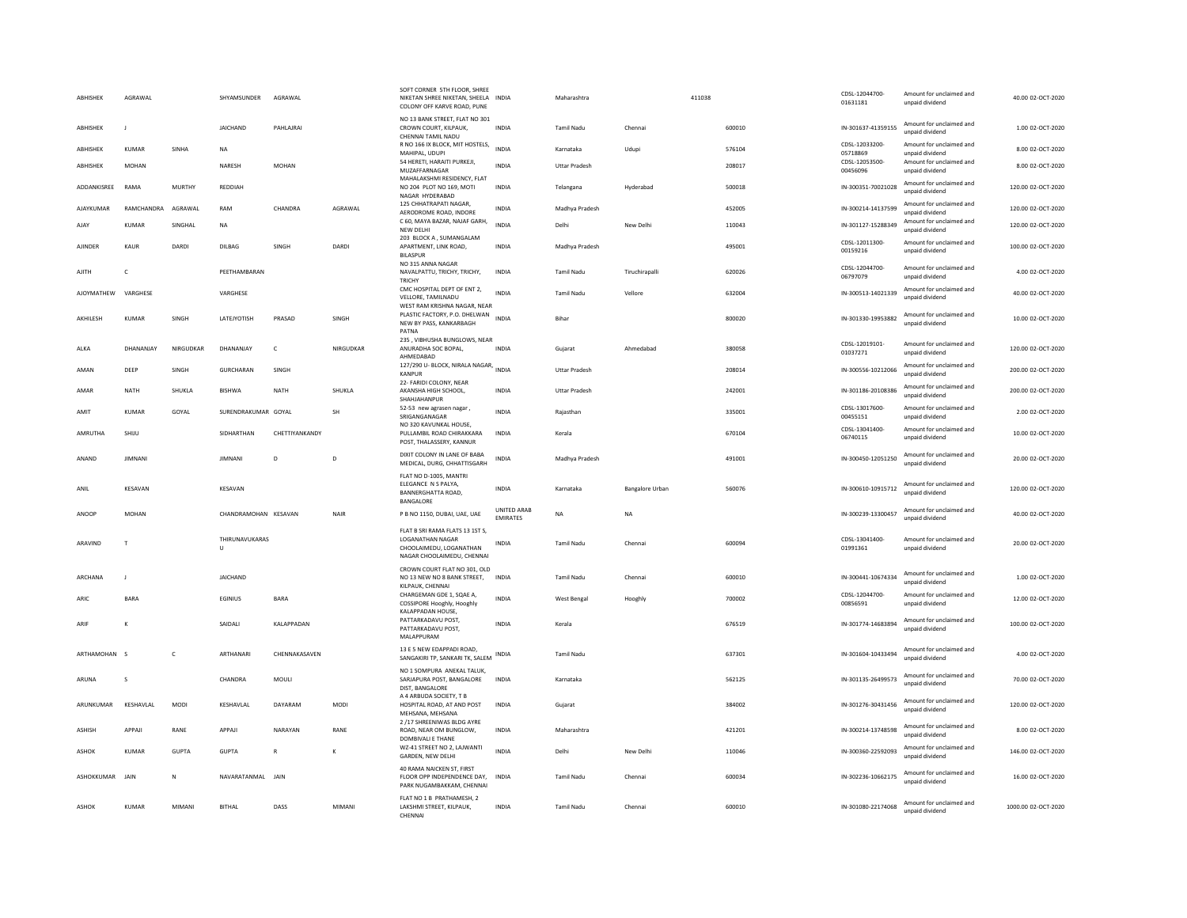| | | | | | | | | | | | | | | |
|---|---|---|---|---|---|---|---|---|---|---|---|---|---|---|
| ABHISHEK | AGRAWAL | | SHYAMSUNDER | AGRAWAL | | SOFT CORNER 5TH FLOOR, SHREE NIKETAN SHREE NIKETAN, SHEELA COLONY OFF KARVE ROAD, PUNE | INDIA | Maharashtra | | 411038 | CDSL-12044700-01631181 | Amount for unclaimed and unpaid dividend | 40.00 | 02-OCT-2020 |
| ABHISHEK | J | | JAICHAND | PAHLAJRAI | | NO 13 BANK STREET, FLAT NO 301 CROWN COURT, KILPAUK, CHENNAI TAMIL NADU | INDIA | Tamil Nadu | Chennai | 600010 | IN-301637-41359155 | Amount for unclaimed and unpaid dividend | 1.00 | 02-OCT-2020 |
| ABHISHEK | KUMAR | SINHA | NA | | | R NO 166 IX BLOCK, MIT HOSTELS, MAHIPAL, UDUPI | INDIA | Karnataka | Udupi | 576104 | CDSL-12033200-05718869 | Amount for unclaimed and unpaid dividend | 8.00 | 02-OCT-2020 |
| ABHISHEK | MOHAN | | NARESH | MOHAN | | 54 HERETI, HARAITI PURKEJI, MUZAFFARNAGAR | INDIA | Uttar Pradesh | | 208017 | CDSL-12053500-00456096 | Amount for unclaimed and unpaid dividend | 8.00 | 02-OCT-2020 |
| ADDANKISREE | RAMA | MURTHY | REDDIAH | | | MAHALAKSHMI RESIDENCY, FLAT NO 204 PLOT NO 169, MOTI NAGAR HYDERABAD | INDIA | Telangana | Hyderabad | 500018 | IN-300351-70021028 | Amount for unclaimed and unpaid dividend | 120.00 | 02-OCT-2020 |
| AJAYKUMAR | RAMCHANDRA | AGRAWAL | RAM | CHANDRA | AGRAWAL | 125 CHHATRAPATI NAGAR, AERODROME ROAD, INDORE | INDIA | Madhya Pradesh | | 452005 | IN-300214-14137599 | Amount for unclaimed and unpaid dividend | 120.00 | 02-OCT-2020 |
| AJAY | KUMAR | SINGHAL | NA | | | C 60, MAYA BAZAR, NAJAF GARH, NEW DELHI | INDIA | Delhi | New Delhi | 110043 | IN-301127-15288349 | Amount for unclaimed and unpaid dividend | 120.00 | 02-OCT-2020 |
| AJINDER | KAUR | DARDI | DILBAG | SINGH | DARDI | 203 BLOCK A , SUMANGALAM APARTMENT, LINK ROAD, BILASPUR | INDIA | Madhya Pradesh | | 495001 | CDSL-12011300-00159216 | Amount for unclaimed and unpaid dividend | 100.00 | 02-OCT-2020 |
| AJITH | C | | PEETHAMBARAN | | | NO 315 ANNA NAGAR NAVALPATTU, TRICHY, TRICHY, TRICHY | INDIA | Tamil Nadu | Tiruchirapalli | 620026 | CDSL-12044700-06797079 | Amount for unclaimed and unpaid dividend | 4.00 | 02-OCT-2020 |
| AJOYMATHEW | VARGHESE | | VARGHESE | | | CMC HOSPITAL DEPT OF ENT 2, VELLORE, TAMILNADU | INDIA | Tamil Nadu | Vellore | 632004 | IN-300513-14021339 | Amount for unclaimed and unpaid dividend | 40.00 | 02-OCT-2020 |
| AKHILESH | KUMAR | SINGH | LATEJYOTISH | PRASAD | SINGH | WEST RAM KRISHNA NAGAR, NEAR PLASTIC FACTORY, P.O. DHELWAN NEW BY PASS, KANKARBAGH PATNA | INDIA | Bihar | | 800020 | IN-301330-19953882 | Amount for unclaimed and unpaid dividend | 10.00 | 02-OCT-2020 |
| ALKA | DHANANJAY | NIRGUDKAR | DHANANJAY | C | NIRGUDKAR | 235 , VIBHUSHA BUNGLOWS, NEAR ANURADHA SOC BOPAL, AHMEDABAD | INDIA | Gujarat | Ahmedabad | 380058 | CDSL-12019101-01037271 | Amount for unclaimed and unpaid dividend | 120.00 | 02-OCT-2020 |
| AMAN | DEEP | SINGH | GURCHARAN | SINGH | | 127/290 U- BLOCK, NIRALA NAGAR, KANPUR | INDIA | Uttar Pradesh | | 208014 | IN-300556-10212066 | Amount for unclaimed and unpaid dividend | 200.00 | 02-OCT-2020 |
| AMAR | NATH | SHUKLA | BISHWA | NATH | SHUKLA | 22- FARIDI COLONY, NEAR AKANSHA HIGH SCHOOL, SHAHJAHANPUR | INDIA | Uttar Pradesh | | 242001 | IN-301186-20108386 | Amount for unclaimed and unpaid dividend | 200.00 | 02-OCT-2020 |
| AMIT | KUMAR | GOYAL | SURENDRAKUMAR | GOYAL | SH | 52-53 new agrasen nagar , SRIGANGANAGAR | INDIA | Rajasthan | | 335001 | CDSL-13017600-00455151 | Amount for unclaimed and unpaid dividend | 2.00 | 02-OCT-2020 |
| AMRUTHA | SHIJU | | SIDHARTHAN | CHETTIYANKANDY | | NO 320 KAVUNKAL HOUSE, PULLAMBIL ROAD CHIRAKKARA POST, THALASSERY, KANNUR | INDIA | Kerala | | 670104 | CDSL-13041400-06740115 | Amount for unclaimed and unpaid dividend | 10.00 | 02-OCT-2020 |
| ANAND | JIMNANI | | JIMNANI | D | D | DIXIT COLONY IN LANE OF BABA MEDICAL, DURG, CHHATTISGARH | INDIA | Madhya Pradesh | | 491001 | IN-300450-12051250 | Amount for unclaimed and unpaid dividend | 20.00 | 02-OCT-2020 |
| ANIL | KESAVAN | | KESAVAN | | | FLAT NO D-1005, MANTRI ELEGANCE N S PALYA, BANNERGHATTA ROAD, BANGALORE | INDIA | Karnataka | Bangalore Urban | 560076 | IN-300610-10915712 | Amount for unclaimed and unpaid dividend | 120.00 | 02-OCT-2020 |
| ANOOP | MOHAN | | CHANDRAMOHAN | KESAVAN | NAIR | P B NO 1150, DUBAI, UAE, UAE | UNITED ARAB EMIRATES | NA | NA | | IN-300239-13300457 | Amount for unclaimed and unpaid dividend | 40.00 | 02-OCT-2020 |
| ARAVIND | T | | THIRUNAVUKARAS U | | | FLAT B SRI RAMA FLATS 13 1ST S, LOGANATHAN NAGAR CHOOLAIMEDU, LOGANATHAN NAGAR CHOOLAIMEDU, CHENNAI | INDIA | Tamil Nadu | Chennai | 600094 | CDSL-13041400-01991361 | Amount for unclaimed and unpaid dividend | 20.00 | 02-OCT-2020 |
| ARCHANA | J | | JAICHAND | | | CROWN COURT FLAT NO 301, OLD NO 13 NEW NO 8 BANK STREET, KILPAUK, CHENNAI | INDIA | Tamil Nadu | Chennai | 600010 | IN-300441-10674334 | Amount for unclaimed and unpaid dividend | 1.00 | 02-OCT-2020 |
| ARIC | BARA | | EGINIUS | BARA | | CHARGEMAN GDE 1, SQAE A, COSSIPORE Hooghly, Hooghly | INDIA | West Bengal | Hooghly | 700002 | CDSL-12044700-00856591 | Amount for unclaimed and unpaid dividend | 12.00 | 02-OCT-2020 |
| ARIF | K | | SAIDALI | KALAPPADAN | | KALAPPADAN HOUSE, PATTARKADAVU POST, PATTARKADAVU POST, MALAPPURAM | INDIA | Kerala | | 676519 | IN-301774-14683894 | Amount for unclaimed and unpaid dividend | 100.00 | 02-OCT-2020 |
| ARTHAMOHAN | S | C | ARTHANARI | CHENNAKASAVEN | | 13 E 5 NEW EDAPPADI ROAD, SANGAKIRI TP, SANKARI TK, SALEM | INDIA | Tamil Nadu | | 637301 | IN-301604-10433494 | Amount for unclaimed and unpaid dividend | 4.00 | 02-OCT-2020 |
| ARUNA | S | | CHANDRA | MOULI | | NO 1 SOMPURA ANEKAL TALUK, SARJAPURA POST, BANGALORE DIST, BANGALORE | INDIA | Karnataka | | 562125 | IN-301135-26499573 | Amount for unclaimed and unpaid dividend | 70.00 | 02-OCT-2020 |
| ARUNKUMAR | KESHAVLAL | MODI | KESHAVLAL | DAYARAM | MODI | A 4 ARBUDA SOCIETY, T B HOSPITAL ROAD, AT AND POST MEHSANA, MEHSANA | INDIA | Gujarat | | 384002 | IN-301276-30431456 | Amount for unclaimed and unpaid dividend | 120.00 | 02-OCT-2020 |
| ASHISH | APPAJI | RANE | APPAJI | NARAYAN | RANE | 2 /17 SHREENIWAS BLDG AYRE ROAD, NEAR OM BUNGLOW, DOMBIVALI E THANE | INDIA | Maharashtra | | 421201 | IN-300214-13748598 | Amount for unclaimed and unpaid dividend | 8.00 | 02-OCT-2020 |
| ASHOK | KUMAR | GUPTA | GUPTA | R | K | WZ-41 STREET NO 2, LAJWANTI GARDEN, NEW DELHI | INDIA | Delhi | New Delhi | 110046 | IN-300360-22592093 | Amount for unclaimed and unpaid dividend | 146.00 | 02-OCT-2020 |
| ASHOKKUMAR | JAIN | N | NAVARATANMAL | JAIN | | 40 RAMA NAICKEN ST, FIRST FLOOR OPP INDEPENDENCE DAY, PARK NUGAMBAKKAM, CHENNAI | INDIA | Tamil Nadu | Chennai | 600034 | IN-302236-10662175 | Amount for unclaimed and unpaid dividend | 16.00 | 02-OCT-2020 |
| ASHOK | KUMAR | MIMANI | BITHAL | DASS | MIMANI | FLAT NO 1 B PRATHAMESH, 2 LAKSHMI STREET, KILPAUK, CHENNAI | INDIA | Tamil Nadu | Chennai | 600010 | IN-301080-22174068 | Amount for unclaimed and unpaid dividend | 1000.00 | 02-OCT-2020 |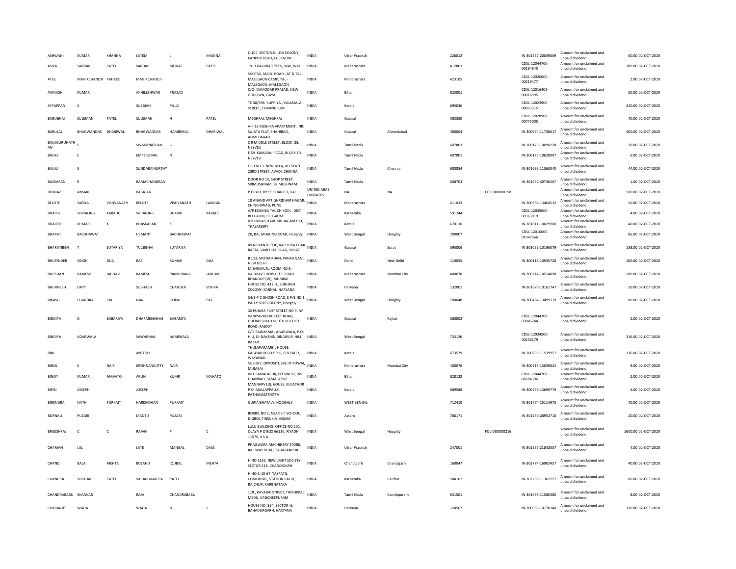| | | | | | | | | | | | | | | | |
|---|---|---|---|---|---|---|---|---|---|---|---|---|---|---|---|
| ASHWANI | KUMAR | KHANNA | LATEM | L | KHANNA | C-104 SECTOR-D LDA COLONY, KANPUR ROAD, LUCKNOW | INDIA | Uttar Pradesh | | 226012 | | IN-301557-20049809 | Amount for unclaimed and unpaid dividend | 60.00 | 02-OCT-2020 |
| ASIYA | SARDAR | PATEL | SARDAR | MUNAF | PATEL | 1913 RAVIWAR PETH, WAI, WAI | INDIA | Maharashtra | | 412803 | | CDSL-12044700-00294845 | Amount for unclaimed and unpaid dividend | 180.00 | 02-OCT-2020 |
| ATUL | MANIKCHANDJI | PAHADE | MANIKCHANDJI | | | SHEETAL MAIN ROAD , AT & TAL-MALEGAON CAMP, TAL - MALEGAON, MALEGAON | INDIA | Maharashtra | | 423105 | | CDSL-12020000-00219477 | Amount for unclaimed and unpaid dividend | 2.00 | 02-OCT-2020 |
| AVINASH | KUMAR | | AKHILESHWAR | PRASAD | | C/O- DAMODAR PRASAD, NEW GODOWN, GAYA | INDIA | Bihar | | 823001 | | CDSL-12016403-00016995 | Amount for unclaimed and unpaid dividend | 50.00 | 02-OCT-2020 |
| AYYAPPAN | S | | SUBBIAH | PILLAI | | TC 38/396 `SUPRIYA`, VALIASALA STREET, TRIVANDRUM | INDIA | Kerala | | 695036 | | CDSL-12023900-00073315 | Amount for unclaimed and unpaid dividend | 220.00 | 02-OCT-2020 |
| BABUBHAI | SULEMAN | PATEL | SULEMAN | H | PATEL | MEGHRAJ, MEGHRAJ | INDIA | Gujarat | | 383350 | | CDSL-12028900-00775005 | Amount for unclaimed and unpaid dividend | 40.00 | 02-OCT-2020 |
| BABULAL | BHAGWANDAS | DHARIWAL | BHAGWANDAS | HAMIRMAL | DHARIWAL | A-F-15 RUSHIKA APARTMENT , NR. SUJATA FLAT, SHAHIBAG, AHMEDABAD | INDIA | Gujarat | Ahmedabad | 380004 | | IN-300974-11738617 | Amount for unclaimed and unpaid dividend | 400.00 | 02-OCT-2020 |
| BALAGURUNATHAN | S | | SWAMINATHAN | G | | C 9 MIDDLE STREET, BLOCK 25, NEYVELI | INDIA | Tamil Nadu | | 607803 | | IN-300175-10090228 | Amount for unclaimed and unpaid dividend | 20.00 | 02-OCT-2020 |
| BALAJI | E | | EMPERUMAL | N | | E 69 KAMARAJ ROAD, BLOCK 10, NEYVELI | INDIA | Tamil Nadu | | 607801 | | IN-300175-10628907 | Amount for unclaimed and unpaid dividend | 6.00 | 02-OCT-2020 |
| BALAJI | S | | SUNDARAMURTHY | | | OLD NO 3 NEW NO 4, JB ESTATE 23RD STREET, AVADI, CHENNAI | INDIA | Tamil Nadu | Chennai | 600054 | | IN-301696-11363040 | Amount for unclaimed and unpaid dividend | 44.00 | 02-OCT-2020 |
| BASKARAN | R | | RAMACHANDRAN | | | DOOR NO 14, SHOP STREET, SRIMUSHNAM, SRIMUSHNAM | INDIA | Tamil Nadu | | 608703 | | IN-301637-40736267 | Amount for unclaimed and unpaid dividend | 1.00 | 02-OCT-2020 |
| BEHNAZ | ANSARI | | BABAJAN | | | P O BOX 38959 SHARJEH, UAE | UNITED ARAB EMIRATES | NA | NA | | FOLIO00000158 | | Amount for unclaimed and unpaid dividend | 500.00 | 02-OCT-2020 |
| BELOTE | SARIKA | VISHVANATH | BELOTE | VISHVANATH | LAXMAN | 10 ANAND APT, SHRIDHAR NAGAR, CHINCHWAD, PUNE | INDIA | Maharashtra | | 411033 | | IN-300394-13464532 | Amount for unclaimed and unpaid dividend | 50.00 | 02-OCT-2020 |
| BHAIRU | SHIDALING | KABADE | SHIDALING | BHAIRU | KABADE | A/P EXAMBA TAL CHIKODI , DIST BELGAUM, BELGAUM | INDIA | Karnataka | | 591244 | | CDSL-12035000-00363019 | Amount for unclaimed and unpaid dividend | 4.00 | 02-OCT-2020 |
| BHAJITH | KUMAR | K | BHASKARAN | K | | JITH NIVAS, KAVUMBHAGAM P.O, THALASSERY | INDIA | Kerala | | 670110 | | IN-301811-10029900 | Amount for unclaimed and unpaid dividend | 40.00 | 02-OCT-2020 |
| BHARAT | BACHHAWAT | | HEMANT | BACHHAWAT | | 20, BAL MUKUND ROAD, Hooghly | INDIA | West Bengal | Hooghly | 700007 | | CDSL-12010600-01047666 | Amount for unclaimed and unpaid dividend | 86.00 | 02-OCT-2020 |
| BHARATIBEN | T | SUTARIYA | TULSIBHAI | SUTARIYA | | 49 NILKANTH SOC, KAPODRA CHAR RASTA, VARCHHA ROAD, SURAT | INDIA | Gujarat | Surat | 395006 | | IN-303052-10196079 | Amount for unclaimed and unpaid dividend | 138.00 | 02-OCT-2020 |
| BHUPINDER | SINGH | DUA | RAJ | KUMAR | DUA | B 112, MOTIA KHAN, PAHAR GANJ, NEW DELHI | INDIA | Delhi | New Delhi | 110055 | | IN-300118-10935726 | Amount for unclaimed and unpaid dividend | 100.00 | 02-OCT-2020 |
| BHUSHAN | RAMESH | JADHAV | RAMESH | PANDURANG | JADHAV | MISHRAKUNJ ROOM NO 9, VAIBHAV CHOWK, T P ROAD BHANDUP (W), MUMBAI | INDIA | Maharashtra | Mumbai City | 400078 | | IN-300214-10514098 | Amount for unclaimed and unpaid dividend | 200.00 | 02-OCT-2020 |
| BHUVNESH | DATT | | SUBHASH | CHANDER | VOHRA | HOUSE NO. 412 -E, SUBHASH COLONY, KARNAL, HARYANA | INDIA | Haryana | | 132001 | | IN-301670-10161747 | Amount for unclaimed and unpaid dividend | 50.00 | 02-OCT-2020 |
| BIKASH | CHANDRA | PAL | NANI | GOPAL | PAL | 34/8 P C GHOSH ROAD, E P/8 NO 1, PALLY SREE COLONY, Hooghly | INDIA | West Bengal | Hooghly | 700048 | | IN-300484-13499119 | Amount for unclaimed and unpaid dividend | 80.00 | 02-OCT-2020 |
| BINDITA | D | BABARIYA | DHARMESHBHAI | BABARIYA | | 32 PUJARA PLOT STREET NO 9, NR VANIYAVADI 80 FEET ROAD, DHEBAR ROAD SOUTH 80 FOOT ROAD, RAJKOT | INDIA | Gujarat | Rajkot | 360002 | | CDSL-12044700-03845744 | Amount for unclaimed and unpaid dividend | 2.00 | 02-OCT-2020 |
| BINDIYA | AGARWALA | | SAWARMAL | AGARWALA | | C/O-SAWARMAL AGARWALA, P.O-HILI, DI-DAKSHIN DINAJPUR, HILI BAZAR | INDIA | West Bengal | | 733126 | | CDSL-12034500-00236179 | Amount for unclaimed and unpaid dividend | 316.00 | 02-OCT-2020 |
| BINI | | | ANTONY | | | THULAPARAMBIL HOUSE, KALANADIKOLLY P O, PULPALLY, WAYANAD | INDIA | Kerala | | 673579 | | IN-300239-11539957 | Amount for unclaimed and unpaid dividend | 116.00 | 02-OCT-2020 |
| BINOJ | K | NAIR | KRISHNANKUTTY | NAIR | | SUBIBI 7, OPPOSITE SBI, IIT POWAI, MUMBAI | INDIA | Maharashtra | Mumbai City | 400076 | | IN-300513-13039824 | Amount for unclaimed and unpaid dividend | 9.00 | 02-OCT-2020 |
| BINOY | KUMAR | MAHATO | ARUN | KUMR | MAHATO | VILL SAMALAPUR, PO SINDRI, DIST DHANBAD, SAMALAPUR | INDIA | Bihar | | 828122 | | CDSL-12044700-06684396 | Amount for unclaimed and unpaid dividend | 2.00 | 02-OCT-2020 |
| BIPIN | JOSEPH | | JOSEPH | | | MANNARVELIL HOUSE, KULATHUR P O, MALLAPPALLY, PATHANAMTHITTA | INDIA | Kerala | | 689588 | | IN-300239-13699779 | Amount for unclaimed and unpaid dividend | 4.00 | 02-OCT-2020 |
| BIRENDRA | NATH | PURKAIT | HARISADHAN | PURKAIT | | GURIA BHATALY, HOOGHLY | INDIA | WEST BENGAL | | 712410 | | IN-301774-15114975 | Amount for unclaimed and unpaid dividend | 40.00 | 02-OCT-2020 |
| BORNALI | PUZARI | | MANTU | PUZARI | | BORBIL NO 2, NEAR L P SCHOOL, DIGBOI, TINSUKIA ASSAM | INDIA | Assam | | 786171 | | IN-301250-28952710 | Amount for unclaimed and unpaid dividend | 20.00 | 02-OCT-2020 |
| BRIJESHRAJ | C | C | RAJAN | P | C | LULU BUILDING OFFICE NO.201, OLAYA P O BOX 66120, RIYADH 11576, K S A | INDIA | West Bengal | Hooghly | | FOLIO00000216 | | Amount for unclaimed and unpaid dividend | 1600.00 | 02-OCT-2020 |
| CHAMAN | LAL | | LATE | MANGAL | DASS | PHAGWARA MACHINERY STORE, RAILWAY ROAD, SAHARANPUR | INDIA | Uttar Pradesh | | 247001 | | IN-301557-21842057 | Amount for unclaimed and unpaid dividend | 4.00 | 02-OCT-2020 |
| CHAND | BALA | MEHTA | BULAND | IQUBAL | MEHTA | H NO 1262, NEW LIGHT SOCIETY, SECTOR 51B, CHANDIGARH | INDIA | Chandigarh | Chandigarh | 160047 | | IN-301774-16903457 | Amount for unclaimed and unpaid dividend | 40.00 | 02-OCT-2020 |
| CHANDRA | SHEKHAR | PATEL | SIDDARAMAPPA | PATEL | | H NO-1-10-67 YASPATIL COMOUND , STATION RAOD, RAICHUR, KARBNATAKA | INDIA | Karnataka | Raichur | 584102 | | IN-302269-11362257 | Amount for unclaimed and unpaid dividend | 80.00 | 02-OCT-2020 |
| CHANDRABABU | SHANKAR | | RAJA | CHANDRABABU | | 118 , KAVARAI STREET, THIRUKKALI MEDU, KANCHEEPURAM | INDIA | Tamil Nadu | Kanchipuram | 631501 | | IN-301696-11580380 | Amount for unclaimed and unpaid dividend | 8.00 | 02-OCT-2020 |
| CHARANJIT | WALIA | | WALIA | N | S | HOUSE NO. 594, SECTOR -6, BAHADURGARH, HARYANA | INDIA | Haryana | | 124507 | | IN-300966-10170140 | Amount for unclaimed and unpaid dividend | 120.00 | 02-OCT-2020 |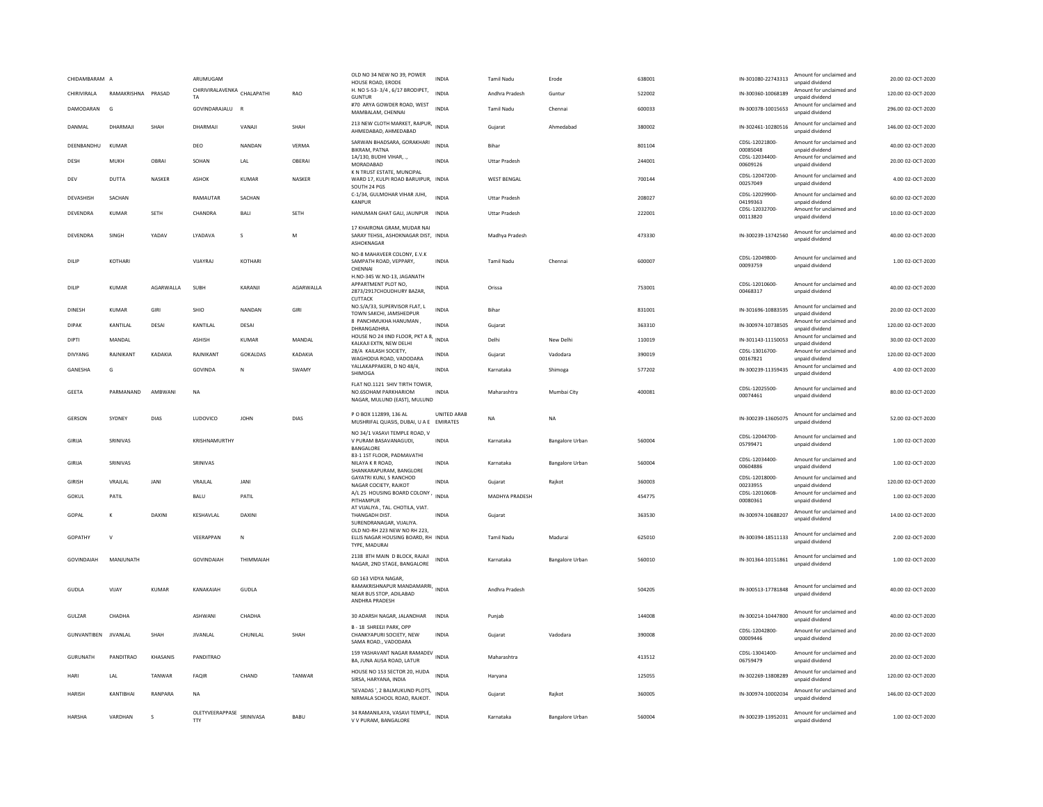| CHIDAMBARAM | A | | ARUMUGAM | | | OLD NO 34 NEW NO 39, POWER HOUSE ROAD, ERODE | INDIA | Tamil Nadu | Erode | 638001 | IN-301080-22743313 | Amount for unclaimed and unpaid dividend | 20.00 | 02-OCT-2020 |
|---|---|---|---|---|---|---|---|---|---|---|---|---|---|---|
| CHIRIVIRALA | RAMAKRISHNA | PRASAD | CHIRIVIRALAVENKATA | CHALAPATHI | RAO | H. NO 5-53- 3/4 , 6/17 BRODIPET, GUNTUR | INDIA | Andhra Pradesh | Guntur | 522002 | IN-300360-10068189 | Amount for unclaimed and unpaid dividend | 120.00 | 02-OCT-2020 |
| DAMODARAN | G | | GOVINDARAJALU | R | | #70 ARYA GOWDER ROAD, WEST MAMBALAM, CHENNAI | INDIA | Tamil Nadu | Chennai | 600033 | IN-300378-10015653 | Amount for unclaimed and unpaid dividend | 296.00 | 02-OCT-2020 |
| DANMAL | DHARMAJI | SHAH | DHARMAJI | VANAJI | SHAH | 213 NEW CLOTH MARKET, RAIPUR, AHMEDABAD, AHMEDABAD | INDIA | Gujarat | Ahmedabad | 380002 | IN-302461-10280516 | Amount for unclaimed and unpaid dividend | 146.00 | 02-OCT-2020 |
| DEENBANDHU | KUMAR | | DEO | NANDAN | VERMA | SARWAN BHADSARA, GORAKHARI BIKRAM, PATNA | INDIA | Bihar | | 801104 | CDSL-12021800-00085048 | Amount for unclaimed and unpaid dividend | 40.00 | 02-OCT-2020 |
| DESH | MUKH | OBRAI | SOHAN | LAL | OBERAI | 1A/130, BUDHI VIHAR, ., MORADABAD | INDIA | Uttar Pradesh | | 244001 | CDSL-12034400-00609126 | Amount for unclaimed and unpaid dividend | 20.00 | 02-OCT-2020 |
| DEV | DUTTA | NASKER | ASHOK | KUMAR | NASKER | K N TRUST ESTATE, MUNCIPAL WARD 17, KULPI ROAD BARUIPUR, SOUTH 24 PGS | INDIA | WEST BENGAL | | 700144 | CDSL-12047200-00257049 | Amount for unclaimed and unpaid dividend | 4.00 | 02-OCT-2020 |
| DEVASHISH | SACHAN | | RAMAUTAR | SACHAN | | C-1/34, GULMOHAR VIHAR JUHI, KANPUR | INDIA | Uttar Pradesh | | 208027 | CDSL-12029900-04199363 | Amount for unclaimed and unpaid dividend | 60.00 | 02-OCT-2020 |
| DEVENDRA | KUMAR | SETH | CHANDRA | BALI | SETH | HANUMAN GHAT GALI, JAUNPUR | INDIA | Uttar Pradesh | | 222001 | CDSL-12032700-00113820 | Amount for unclaimed and unpaid dividend | 10.00 | 02-OCT-2020 |
| DEVENDRA | SINGH | YADAV | LYADAVA | S | M | 17 KHAIRONA GRAM, MUDAR NAI SARAY TEHSIL, ASHOKNAGAR DIST, ASHOKNAGAR | INDIA | Madhya Pradesh | | 473330 | IN-300239-13742560 | Amount for unclaimed and unpaid dividend | 40.00 | 02-OCT-2020 |
| DILIP | KOTHARI | | VIJAYRAJ | KOTHARI | | NO-8 MAHAVEER COLONY, E.V.K SAMPATH ROAD, VEPPARY, CHENNAI | INDIA | Tamil Nadu | Chennai | 600007 | CDSL-12049800-00093759 | Amount for unclaimed and unpaid dividend | 1.00 | 02-OCT-2020 |
| DILIP | KUMAR | AGARWALLA | SUBH | KARANJI | AGARWALLA | H.NO-345 W.NO-13, JAGANATH APPARTMENT PLOT NO, 2873/2917CHOUDHURY BAZAR, CUTTACK | INDIA | Orissa | | 753001 | CDSL-12010600-00468317 | Amount for unclaimed and unpaid dividend | 40.00 | 02-OCT-2020 |
| DINESH | KUMAR | GIRI | SHIO | NANDAN | GIRI | NO.S/A/33, SUPERVISOR FLAT, L TOWN SAKCHI, JAMSHEDPUR | INDIA | Bihar | | 831001 | IN-301696-10883595 | Amount for unclaimed and unpaid dividend | 20.00 | 02-OCT-2020 |
| DIPAK | KANTILAL | DESAI | KANTILAL | DESAI | | 8 PANCHMUKHA HANUMAN , DHRANGADHRA. | INDIA | Gujarat | | 363310 | IN-300974-10738505 | Amount for unclaimed and unpaid dividend | 120.00 | 02-OCT-2020 |
| DIPTI | MANDAL | | ASHISH | KUMAR | MANDAL | HOUSE NO 24 IIND FLOOR, PKT A 8, KALKAJI EXTN, NEW DELHI | INDIA | Delhi | New Delhi | 110019 | IN-301143-11150053 | Amount for unclaimed and unpaid dividend | 30.00 | 02-OCT-2020 |
| DIVYANG | RAJNIKANT | KADAKIA | RAJNIKANT | GOKALDAS | KADAKIA | 28/A KAILASH SOCIETY, WAGHODIA ROAD, VADODARA | INDIA | Gujarat | Vadodara | 390019 | CDSL-13016700-00167821 | Amount for unclaimed and unpaid dividend | 120.00 | 02-OCT-2020 |
| GANESHA | G | | GOVINDA | N | SWAMY | YALLAKAPPAKERI, D NO 48/4, SHIMOGA | INDIA | Karnataka | Shimoga | 577202 | IN-300239-11359435 | Amount for unclaimed and unpaid dividend | 4.00 | 02-OCT-2020 |
| GEETA | PARMANAND | AMBWANI | NA | | | FLAT NO.1121 SHIV TIRTH TOWER, NO.6SOHAM PARKHARIOM NAGAR, MULUND (EAST), MULUND | INDIA | Maharashtra | Mumbai City | 400081 | CDSL-12025500-00074461 | Amount for unclaimed and unpaid dividend | 80.00 | 02-OCT-2020 |
| GERSON | SYDNEY | DIAS | LUDOVICO | JOHN | DIAS | P O BOX 112899, 136 AL MUSHRIFAL QUASIS, DUBAI, U A E | UNITED ARAB EMIRATES | NA | NA | | IN-300239-13605075 | Amount for unclaimed and unpaid dividend | 52.00 | 02-OCT-2020 |
| GIRIJA | SRINIVAS | | KRISHNAMURTHY | | | NO 34/1 VASAVI TEMPLE ROAD, V V PURAM BASAVANAGUDI, BANGALORE | INDIA | Karnataka | Bangalore Urban | 560004 | CDSL-12044700-05799471 | Amount for unclaimed and unpaid dividend | 1.00 | 02-OCT-2020 |
| GIRIJA | SRINIVAS | | SRINIVAS | | | 83-1 1ST FLOOR, PADMAVATHI NILAYA K R ROAD, SHANKARAPURAM, BANGLORE | INDIA | Karnataka | Bangalore Urban | 560004 | CDSL-12034400-00604886 | Amount for unclaimed and unpaid dividend | 1.00 | 02-OCT-2020 |
| GIRISH | VRAJLAL | JANI | VRAJLAL | JANI | | GAYATRI KUNJ, 5 RANCHOD NAGAR COCIETY, RAJKOT | INDIA | Gujarat | Rajkot | 360003 | CDSL-12018000-00233955 | Amount for unclaimed and unpaid dividend | 120.00 | 02-OCT-2020 |
| GOKUL | PATIL | | BALU | PATIL | | A/L 25 HOUSING BOARD COLONY , PITHAMPUR | INDIA | MADHYA PRADESH | | 454775 | CDSL-12010608-00080361 | Amount for unclaimed and unpaid dividend | 1.00 | 02-OCT-2020 |
| GOPAL | K | DAXINI | KESHAVLAL | DAXINI | | AT VIJALIYA , TAL. CHOTILA, VIAT. THANGADH DIST. SURENDRANAGAR, VIJALIYA. | INDIA | Gujarat | | 363530 | IN-300974-10688207 | Amount for unclaimed and unpaid dividend | 14.00 | 02-OCT-2020 |
| GOPATHY | V | | VEERAPPAN | N | | OLD NO-RH 223 NEW NO RH 223, ELLIS NAGAR HOUSING BOARD, RH TYPE, MADURAI | INDIA | Tamil Nadu | Madurai | 625010 | IN-300394-18511133 | Amount for unclaimed and unpaid dividend | 2.00 | 02-OCT-2020 |
| GOVINDAIAH | MANJUNATH | | GOVINDAIAH | THIMMAIAH | | 2138 8TH MAIN D BLOCK, RAJAJI NAGAR, 2ND STAGE, BANGALORE | INDIA | Karnataka | Bangalore Urban | 560010 | IN-301364-10151861 | Amount for unclaimed and unpaid dividend | 1.00 | 02-OCT-2020 |
| GUDLA | VIJAY | KUMAR | KANAKAIAH | GUDLA | | GD 163 VIDYA NAGAR, RAMAKRISHNAPUR MANDAMARRI, NEAR BUS STOP, ADILABAD ANDHRA PRADESH | INDIA | Andhra Pradesh | | 504205 | IN-300513-17781848 | Amount for unclaimed and unpaid dividend | 40.00 | 02-OCT-2020 |
| GULZAR | CHADHA | | ASHWANI | CHADHA | | 30 ADARSH NAGAR, JALANDHAR | INDIA | Punjab | | 144008 | IN-300214-10447800 | Amount for unclaimed and unpaid dividend | 40.00 | 02-OCT-2020 |
| GUNVANTIBEN | JIVANLAL | SHAH | JIVANLAL | CHUNILAL | SHAH | B - 18 SHREEJI PARK, OPP CHANKYAPURI SOCIETY, NEW SAMA ROAD., VADODARA | INDIA | Gujarat | Vadodara | 390008 | CDSL-12042800-00009446 | Amount for unclaimed and unpaid dividend | 20.00 | 02-OCT-2020 |
| GURUNATH | PANDITRAO | KHASANIS | PANDITRAO | | | 159 YASHAVANT NAGAR RAMADEV BA, JUNA AUSA ROAD, LATUR | INDIA | Maharashtra | | 413512 | CDSL-13041400-06759479 | Amount for unclaimed and unpaid dividend | 20.00 | 02-OCT-2020 |
| HARI | LAL | TANWAR | FAQIR | CHAND | TANWAR | HOUSE NO 153 SECTOR 20, HUDA SIRSA, HARYANA, INDIA | INDIA | Haryana | | 125055 | IN-302269-13808289 | Amount for unclaimed and unpaid dividend | 120.00 | 02-OCT-2020 |
| HARISH | KANTIBHAI | RANPARA | NA | | | 'SEVADAS ', 2 BALMUKUND PLOTS, NIRMALA SCHOOL ROAD, RAJKOT. | INDIA | Gujarat | Rajkot | 360005 | IN-300974-10002034 | Amount for unclaimed and unpaid dividend | 146.00 | 02-OCT-2020 |
| HARSHA | VARDHAN | S | OLETYVEERAPPASETTY | SRINIVASA | BABU | 34 RAMANILAYA, VASAVI TEMPLE, V V PURAM, BANGALORE | INDIA | Karnataka | Bangalore Urban | 560004 | IN-300239-13952031 | Amount for unclaimed and unpaid dividend | 1.00 | 02-OCT-2020 |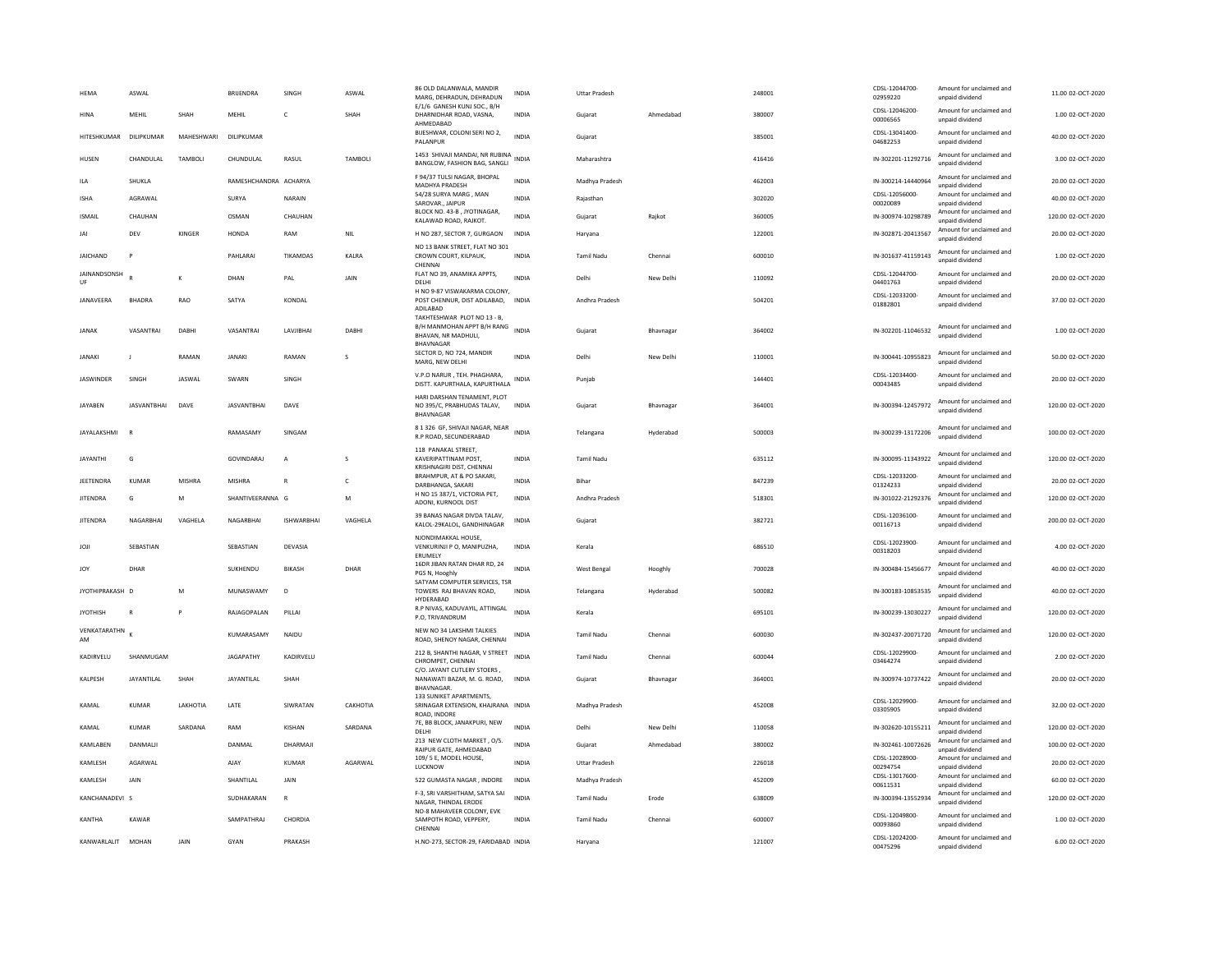| | | | | | | | | | | | | | | |
|---|---|---|---|---|---|---|---|---|---|---|---|---|---|---|
| HEMA | ASWAL | | BRIJENDRA | SINGH | ASWAL | 86 OLD DALANWALA, MANDIR MARG, DEHRADUN, DEHRADUN | INDIA | Uttar Pradesh | | 248001 | CDSL-12044700-02959220 | Amount for unclaimed and unpaid dividend | 11.00 | 02-OCT-2020 |
| HINA | MEHIL | SHAH | MEHIL | C | SHAH | E/1/6 GANESH KUNJ SOC., B/H DHARNIDHAR ROAD, VASNA, AHMEDABAD | INDIA | Gujarat | Ahmedabad | 380007 | CDSL-12046200-00006565 | Amount for unclaimed and unpaid dividend | 1.00 | 02-OCT-2020 |
| HITESHKUMAR | DILIPKUMAR | MAHESHWARI | DILIPKUMAR | | | BIJESHWAR, COLONI SERI NO 2, PALANPUR | INDIA | Gujarat | | 385001 | CDSL-13041400-04682253 | Amount for unclaimed and unpaid dividend | 40.00 | 02-OCT-2020 |
| HUSEN | CHANDULAL | TAMBOLI | CHUNDULAL | RASUL | TAMBOLI | 1453 SHIVAJI MANDAI, NR RUBINA BANGLOW, FASHION BAG, SANGLI | INDIA | Maharashtra | | 416416 | IN-302201-11292716 | Amount for unclaimed and unpaid dividend | 3.00 | 02-OCT-2020 |
| ILA | SHUKLA | | RAMESHCHANDRA | ACHARYA | | F 94/37 TULSI NAGAR, BHOPAL MADHYA PRADESH | INDIA | Madhya Pradesh | | 462003 | IN-300214-14440964 | Amount for unclaimed and unpaid dividend | 20.00 | 02-OCT-2020 |
| ISHA | AGRAWAL | | SURYA | NARAIN | | 54/28 SURYA MARG , MAN SAROVAR,, JAIPUR | INDIA | Rajasthan | | 302020 | CDSL-12056000-00020089 | Amount for unclaimed and unpaid dividend | 40.00 | 02-OCT-2020 |
| ISMAIL | CHAUHAN | | OSMAN | CHAUHAN | | BLOCK NO. 43-B , JYOTINAGAR, KALAWAD ROAD, RAJKOT. | INDIA | Gujarat | Rajkot | 360005 | IN-300974-10298789 | Amount for unclaimed and unpaid dividend | 120.00 | 02-OCT-2020 |
| JAI | DEV | KINGER | HONDA | RAM | NIL | H NO 287, SECTOR 7, GURGAON | INDIA | Haryana | | 122001 | IN-302871-20413567 | Amount for unclaimed and unpaid dividend | 20.00 | 02-OCT-2020 |
| JAICHAND | P | | PAHLARAI | TIKAMDAS | KALRA | NO 13 BANK STREET, FLAT NO 301 CROWN COURT, KILPAUK, CHENNAI | INDIA | Tamil Nadu | Chennai | 600010 | IN-301637-41159143 | Amount for unclaimed and unpaid dividend | 1.00 | 02-OCT-2020 |
| JAINANDSONSHUF | R | K | DHAN | PAL | JAIN | FLAT NO 39, ANAMIKA APPTS, DELHI | INDIA | Delhi | New Delhi | 110092 | CDSL-12044700-04401763 | Amount for unclaimed and unpaid dividend | 20.00 | 02-OCT-2020 |
| JANAVEERA | BHADRA | RAO | SATYA | KONDAL | | H NO 9-87 VISWAKARMA COLONY, POST CHENNUR, DIST ADILABAD, ADILABAD | INDIA | Andhra Pradesh | | 504201 | CDSL-12033200-01882801 | Amount for unclaimed and unpaid dividend | 37.00 | 02-OCT-2020 |
| JANAK | VASANTRAI | DABHI | VASANTRAI | LAVJIBHAI | DABHI | TAKHTESHWAR PLOT NO 13 - B, B/H MANMOHAN APPT B/H RANG BHAVAN, NR MADHULI, BHAVNAGAR | INDIA | Gujarat | Bhavnagar | 364002 | IN-302201-11046532 | Amount for unclaimed and unpaid dividend | 1.00 | 02-OCT-2020 |
| JANAKI | J | RAMAN | JANAKI | RAMAN | S | SECTOR D, NO 724, MANDIR MARG, NEW DELHI | INDIA | Delhi | New Delhi | 110001 | IN-300441-10955823 | Amount for unclaimed and unpaid dividend | 50.00 | 02-OCT-2020 |
| JASWINDER | SINGH | JASWAL | SWARN | SINGH | | V.P.O NARUR , TEH. PHAGHARA, DISTT. KAPURTHALA, KAPURTHALA | INDIA | Punjab | | 144401 | CDSL-12034400-00043485 | Amount for unclaimed and unpaid dividend | 20.00 | 02-OCT-2020 |
| JAYABEN | JASVANTBHAI | DAVE | JASVANTBHAI | DAVE | | HARI DARSHAN TENAMENT, PLOT NO 395/C, PRABHUDAS TALAV, BHAVNAGAR | INDIA | Gujarat | Bhavnagar | 364001 | IN-300394-12457972 | Amount for unclaimed and unpaid dividend | 120.00 | 02-OCT-2020 |
| JAYALAKSHMI | R | | RAMASAMY | SINGAM | | 8 1 326 GF, SHIVAJI NAGAR, NEAR R.P ROAD, SECUNDERABAD | INDIA | Telangana | Hyderabad | 500003 | IN-300239-13172206 | Amount for unclaimed and unpaid dividend | 100.00 | 02-OCT-2020 |
| JAYANTHI | G | | GOVINDARAJ | A | S | 118 PANAKAL STREET, KAVERIPATTINAM POST, KRISHNAGIRI DIST, CHENNAI | INDIA | Tamil Nadu | | 635112 | IN-300095-11343922 | Amount for unclaimed and unpaid dividend | 120.00 | 02-OCT-2020 |
| JEETENDRA | KUMAR | MISHRA | MISHRA | R | C | BRAHMPUR, AT & PO SAKARI, DARBHANGA, SAKARI | INDIA | Bihar | | 847239 | CDSL-12033200-01324233 | Amount for unclaimed and unpaid dividend | 20.00 | 02-OCT-2020 |
| JITENDRA | G | M | SHANTIVEERANNA | G | M | H NO 15 387/1, VICTORIA PET, ADONI, KURNOOL DIST | INDIA | Andhra Pradesh | | 518301 | IN-301022-21292376 | Amount for unclaimed and unpaid dividend | 120.00 | 02-OCT-2020 |
| JITENDRA | NAGARBHAI | VAGHELA | NAGARBHAI | ISHWARBHAI | VAGHELA | 39 BANAS NAGAR DIVDA TALAV, KALOL-29KALOL, GANDHINAGAR | INDIA | Gujarat | | 382721 | CDSL-12036100-00116713 | Amount for unclaimed and unpaid dividend | 200.00 | 02-OCT-2020 |
| JOJI | SEBASTIAN | | SEBASTIAN | DEVASIA | | NJONDIMAKKAL HOUSE, VENKURINJI P O, MANIPUZHA, ERUMELY | INDIA | Kerala | | 686510 | CDSL-12023900-00318203 | Amount for unclaimed and unpaid dividend | 4.00 | 02-OCT-2020 |
| JOY | DHAR | | SUKHENDU | BIKASH | DHAR | 16DR JIBAN RATAN DHAR RD, 24 PGS N, Hooghly | INDIA | West Bengal | Hooghly | 700028 | IN-300484-15456677 | Amount for unclaimed and unpaid dividend | 40.00 | 02-OCT-2020 |
| JYOTHIPRAKASH | D | M | MUNASWAMY | D | | SATYAM COMPUTER SERVICES, TSR TOWERS RAJ BHAVAN ROAD, HYDERABAD | INDIA | Telangana | Hyderabad | 500082 | IN-300183-10853535 | Amount for unclaimed and unpaid dividend | 40.00 | 02-OCT-2020 |
| JYOTHISH | R | P | RAJAGOPALAN | PILLAI | | R.P NIVAS, KADUVAYIL, ATTINGAL P.O, TRIVANDRUM | INDIA | Kerala | | 695101 | IN-300239-13030227 | Amount for unclaimed and unpaid dividend | 120.00 | 02-OCT-2020 |
| VENKATARATHNAM | K | | KUMARASAMY | NAIDU | | NEW NO 34 LAKSHMI TALKIES ROAD, SHENOY NAGAR, CHENNAI | INDIA | Tamil Nadu | Chennai | 600030 | IN-302437-20071720 | Amount for unclaimed and unpaid dividend | 120.00 | 02-OCT-2020 |
| KADIRVELU | SHANMUGAM | | JAGAPATHY | KADIRVELU | | 212 B, SHANTHI NAGAR, V STREET CHROMPET, CHENNAI | INDIA | Tamil Nadu | Chennai | 600044 | CDSL-12029900-03464274 | Amount for unclaimed and unpaid dividend | 2.00 | 02-OCT-2020 |
| KALPESH | JAYANTILAL | SHAH | JAYANTILAL | SHAH | | C/O. JAYANT CUTLERY STOERS , NANAWATI BAZAR, M. G. ROAD, BHAVNAGAR. | INDIA | Gujarat | Bhavnagar | 364001 | IN-300974-10737422 | Amount for unclaimed and unpaid dividend | 20.00 | 02-OCT-2020 |
| KAMAL | KUMAR | LAKHOTIA | LATE | SIWRATAN | CAKHOTIA | 133 SUNIKET APARTMENTS, SRINAGAR EXTENSION, KHAJRANA ROAD, INDORE | INDIA | Madhya Pradesh | | 452008 | CDSL-12029900-03305905 | Amount for unclaimed and unpaid dividend | 32.00 | 02-OCT-2020 |
| KAMAL | KUMAR | SARDANA | RAM | KISHAN | SARDANA | 7E, BB BLOCK, JANAKPURI, NEW DELHI | INDIA | Delhi | New Delhi | 110058 | IN-302620-10155211 | Amount for unclaimed and unpaid dividend | 120.00 | 02-OCT-2020 |
| KAMLABEN | DANMALJI | | DANMAL | DHARMAJI | | 213 NEW CLOTH MARKET , O/S. RAIPUR GATE, AHMEDABAD | INDIA | Gujarat | Ahmedabad | 380002 | IN-302461-10072626 | Amount for unclaimed and unpaid dividend | 100.00 | 02-OCT-2020 |
| KAMLESH | AGARWAL | | AJAY | KUMAR | AGARWAL | 109/ 5 E, MODEL HOUSE, LUCKNOW | INDIA | Uttar Pradesh | | 226018 | CDSL-12028900-00294754 | Amount for unclaimed and unpaid dividend | 20.00 | 02-OCT-2020 |
| KAMLESH | JAIN | | SHANTILAL | JAIN | | 522 GUMASTA NAGAR , INDORE | INDIA | Madhya Pradesh | | 452009 | CDSL-13017600-00611531 | Amount for unclaimed and unpaid dividend | 60.00 | 02-OCT-2020 |
| KANCHANADEVI | S | | SUDHAKARAN | R | | F-3, SRI VARSHITHAM, SATYA SAI NAGAR, THINDAL ERODE | INDIA | Tamil Nadu | Erode | 638009 | IN-300394-13552934 | Amount for unclaimed and unpaid dividend | 120.00 | 02-OCT-2020 |
| KANTHA | KAWAR | | SAMPATHRAJ | CHORDIA | | NO-8 MAHAVEER COLONY, EVK SAMPOTH ROAD, VEPPERY, CHENNAI | INDIA | Tamil Nadu | Chennai | 600007 | CDSL-12049800-00093860 | Amount for unclaimed and unpaid dividend | 1.00 | 02-OCT-2020 |
| KANWARLALIT | MOHAN | JAIN | GYAN | PRAKASH | | H.NO-273, SECTOR-29, FARIDABAD | INDIA | Haryana | | 121007 | CDSL-12024200-00475296 | Amount for unclaimed and unpaid dividend | 6.00 | 02-OCT-2020 |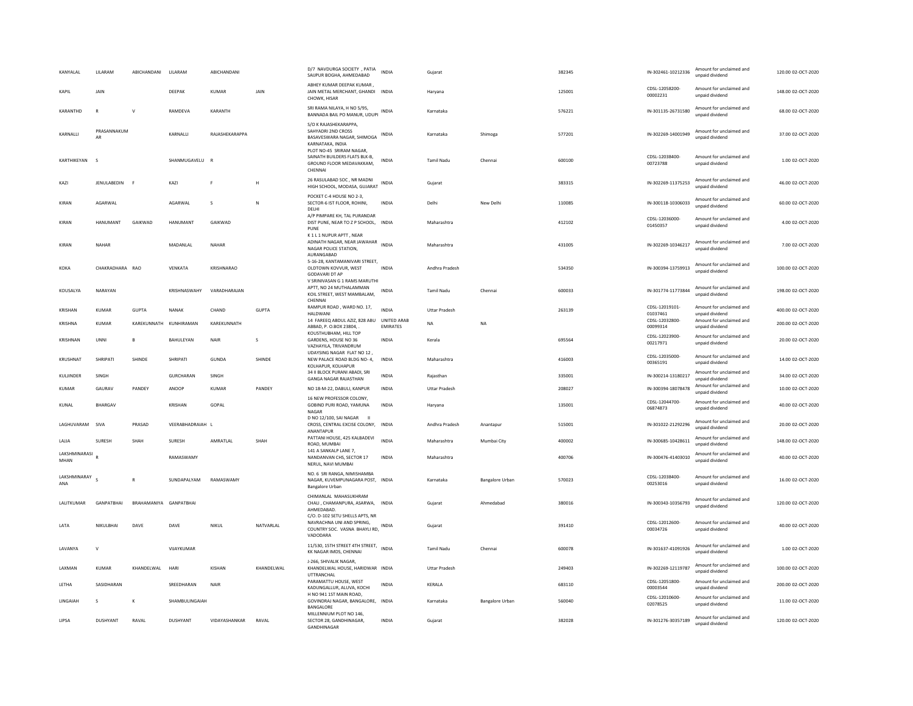| KANYALAL | LILARAM | ABICHANDANI | LILARAM | ABICHANDANI | | D/7 NAVDURGA SOCIETY , PATIA SAIJPUR BOGHA, AHMEDABAD | INDIA | Gujarat | | 382345 | | IN-302461-10212336 | Amount for unclaimed and unpaid dividend | 120.00 | 02-OCT-2020 |
|---|---|---|---|---|---|---|---|---|---|---|---|---|---|---|---|
| KAPIL | JAIN | | DEEPAK | KUMAR | JAIN | ABHEY KUMAR DEEPAK KUMAR , JAIN METAL MERCHANT, GHANDI CHOWK, HISAR | INDIA | Haryana | | 125001 | | CDSL-12058200-00002231 | Amount for unclaimed and unpaid dividend | 148.00 | 02-OCT-2020 |
| KARANTHD | R | V | RAMDEVA | KARANTH | | SRI RAMA NILAYA, H NO 5/95, BANNADA BAIL PO MANUR, UDUPI | INDIA | Karnataka | | 576221 | | IN-301135-26731580 | Amount for unclaimed and unpaid dividend | 68.00 | 02-OCT-2020 |
| KARNALLI | PRASANNAKUMAR | | KARNALLI | RAJASHEKARAPPA | | S/O K RAJASHEKARAPPA, SAHYADRI 2ND CROSS BASAVESWARA NAGAR, SHIMOGA KARNATAKA, INDIA | INDIA | Karnataka | Shimoga | 577201 | | IN-302269-14001949 | Amount for unclaimed and unpaid dividend | 37.00 | 02-OCT-2020 |
| KARTHIKEYAN | S | | SHANMUGAVELU | R | | PLOT NO-45 SRIRAM NAGAR, SAINATH BUILDERS FLATS BLK-B, GROUND FLOOR MEDAVAKKAM, CHENNAI | INDIA | Tamil Nadu | Chennai | 600100 | | CDSL-12038400-00723788 | Amount for unclaimed and unpaid dividend | 1.00 | 02-OCT-2020 |
| KAZI | JENULABEDIN | F | KAZI | F | H | 26 RASULABAD SOC , NR MADNI HIGH SCHOOL, MODASA, GUJARAT | INDIA | Gujarat | | 383315 | | IN-302269-11375253 | Amount for unclaimed and unpaid dividend | 46.00 | 02-OCT-2020 |
| KIRAN | AGARWAL | | AGARWAL | S | N | POCKET C-4 HOUSE NO 2-3, SECTOR-6 IST FLOOR, ROHINI, DELHI | INDIA | Delhi | New Delhi | 110085 | | IN-300118-10306033 | Amount for unclaimed and unpaid dividend | 60.00 | 02-OCT-2020 |
| KIRAN | HANUMANT | GAIKWAD | HANUMANT | GAIKWAD | | A/P PIMPARE KH, TAL PURANDAR DIST PUNE, NEAR TO Z P SCHOOL, PUNE | INDIA | Maharashtra | | 412102 | | CDSL-12036000-01450357 | Amount for unclaimed and unpaid dividend | 4.00 | 02-OCT-2020 |
| KIRAN | NAHAR | | MADANLAL | NAHAR | | K 1 L 1 NUPUR APTT , NEAR ADINATH NAGAR, NEAR JAWAHAR NAGAR POLICE STATION, AURANGABAD | INDIA | Maharashtra | | 431005 | | IN-302269-10346217 | Amount for unclaimed and unpaid dividend | 7.00 | 02-OCT-2020 |
| KOKA | CHAKRADHARA | RAO | VENKATA | KRISHNARAO | | 5-16-28, KANTAMANIVARI STREET, OLDTOWN KOVVUR, WEST GODAVARI DT AP | INDIA | Andhra Pradesh | | 534350 | | IN-300394-13759913 | Amount for unclaimed and unpaid dividend | 100.00 | 02-OCT-2020 |
| KOUSALYA | NARAYAN | | KRISHNASWAHY | VARADHARAJAN | | V SRINIVASAN G 1 RAMS MARUTHI APTT, NO 24 MUTHALAMMAN KOIL STREET, WEST MAMBALAM, CHENNAI | INDIA | Tamil Nadu | Chennai | 600033 | | IN-301774-11773844 | Amount for unclaimed and unpaid dividend | 198.00 | 02-OCT-2020 |
| KRISHAN | KUMAR | GUPTA | NANAK | CHAND | GUPTA | RAMPUR ROAD , WARD NO. 17, HALDWANI | INDIA | Uttar Pradesh | | 263139 | | CDSL-12019101-01037461 | Amount for unclaimed and unpaid dividend | 400.00 | 02-OCT-2020 |
| KRISHNA | KUMAR | KAREKUNNATH | KUNHIRAMAN | KAREKUNNATH | | 14 FAREEQ ABDUL AZIZ, 828 ABU ABBAD, P. O.BOX 23804, . | UNITED ARAB EMIRATES | NA | NA | | | CDSL-12032800-00099314 | Amount for unclaimed and unpaid dividend | 200.00 | 02-OCT-2020 |
| KRISHNAN | UNNI | B | BAHULEYAN | NAIR | S | KOUSTHUBHAM, HILL TOP GARDENS, HOUSE NO 36 VAZHAYILA, TRIVANDRUM | INDIA | Kerala | | 695564 | | CDSL-12023900-00217971 | Amount for unclaimed and unpaid dividend | 20.00 | 02-OCT-2020 |
| KRUSHNAT | SHRIPATI | SHINDE | SHRIPATI | GUNDA | SHINDE | UDAYSING NAGAR FLAT NO 12 , NEW PALACE ROAD BLDG NO- 4, KOLHAPUR, KOLHAPUR | INDIA | Maharashtra | | 416003 | | CDSL-12035000-00365191 | Amount for unclaimed and unpaid dividend | 14.00 | 02-OCT-2020 |
| KULJINDER | SINGH | | GURCHARAN | SINGH | | 34 II BLOCK PURANI ABADI, SRI GANGA NAGAR RAJASTHAN | INDIA | Rajasthan | | 335001 | | IN-300214-13180217 | Amount for unclaimed and unpaid dividend | 34.00 | 02-OCT-2020 |
| KUMAR | GAURAV | PANDEY | ANOOP | KUMAR | PANDEY | NO 18-M-22, DABULI, KANPUR | INDIA | Uttar Pradesh | | 208027 | | IN-300394-18078478 | Amount for unclaimed and unpaid dividend | 10.00 | 02-OCT-2020 |
| KUNAL | BHARGAV | | KRISHAN | GOPAL | | 16 NEW PROFESSOR COLONY, GOBIND PURI ROAD, YAMUNA NAGAR | INDIA | Haryana | | 135001 | | CDSL-12044700-06874873 | Amount for unclaimed and unpaid dividend | 40.00 | 02-OCT-2020 |
| LAGHUVARAM | SIVA | PRASAD | VEERABHADRAIAH | L | | D NO 12/100, SAI NAGAR II CROSS, CENTRAL EXCISE COLONY, ANANTAPUR | INDIA | Andhra Pradesh | Anantapur | 515001 | | IN-301022-21292296 | Amount for unclaimed and unpaid dividend | 20.00 | 02-OCT-2020 |
| LAJJA | SURESH | SHAH | SURESH | AMRATLAL | SHAH | PATTANI HOUSE, 425 KALBADEVI ROAD, MUMBAI | INDIA | Maharashtra | Mumbai City | 400002 | | IN-300685-10428611 | Amount for unclaimed and unpaid dividend | 148.00 | 02-OCT-2020 |
| LAKSHMINARASIMHAN | R | | RAMASWAMY | | | 141 A SANKALP LANE 7, NANDANVAN CHS, SECTOR 17 NERUL, NAVI MUMBAI | INDIA | Maharashtra | | 400706 | | IN-300476-41403010 | Amount for unclaimed and unpaid dividend | 40.00 | 02-OCT-2020 |
| LAKSHMINARAYANA | S | R | SUNDAPALYAM | RAMASWAMY | | NO. 6 SRI RANGA, NIMISHAMBA NAGAR, KUVEMPUNAGARA POST, Bangalore Urban | INDIA | Karnataka | Bangalore Urban | 570023 | | CDSL-12038400-00253016 | Amount for unclaimed and unpaid dividend | 16.00 | 02-OCT-2020 |
| LALITKUMAR | GANPATBHAI | BRAHAMANIYA | GANPATBHAI | | | CHIMANLAL MAHASUKHRAM CHALI , CHAMANPURA, ASARWA, AHMEDABAD. | INDIA | Gujarat | Ahmedabad | 380016 | | IN-300343-10356793 | Amount for unclaimed and unpaid dividend | 120.00 | 02-OCT-2020 |
| LATA | NIKULBHAI | DAVE | DAVE | NIKUL | NATVARLAL | C/O. D-102 SETU SHELLS APTS, NR NAVRACHNA UNI AND SPRING, COUNTRY SOC. VASNA BHAYLI RD, VADODARA | INDIA | Gujarat | | 391410 | | CDSL-12012600-00034726 | Amount for unclaimed and unpaid dividend | 40.00 | 02-OCT-2020 |
| LAVANYA | V | | VIJAYKUMAR | | | 11/530, 15TH STREET 4TH STREET, KK NAGAR IMDS, CHENNAI | INDIA | Tamil Nadu | Chennai | 600078 | | IN-301637-41091926 | Amount for unclaimed and unpaid dividend | 1.00 | 02-OCT-2020 |
| LAXMAN | KUMAR | KHANDELWAL | HARI | KISHAN | KHANDELWAL | J-266, SHIVALIK NAGAR, KHANDELWAL HOUSE, HARIDWAR UTTRANCHAL | INDIA | Uttar Pradesh | | 249403 | | IN-302269-12119787 | Amount for unclaimed and unpaid dividend | 100.00 | 02-OCT-2020 |
| LETHA | SASIDHARAN | | SREEDHARAN | NAIR | | PARAMATTU HOUSE, WEST KADUNGALLUR, ALUVA, KOCHI | INDIA | KERALA | | 683110 | | CDSL-12051800-00003544 | Amount for unclaimed and unpaid dividend | 200.00 | 02-OCT-2020 |
| LINGAIAH | S | K | SHAMBULINGAIAH | | | H NO 941 1ST MAIN ROAD, GOVINDRAJ NAGAR, BANGALORE, BANGALORE | INDIA | Karnataka | Bangalore Urban | 560040 | | CDSL-12010600-02078525 | Amount for unclaimed and unpaid dividend | 11.00 | 02-OCT-2020 |
| LIPSA | DUSHYANT | RAVAL | DUSHYANT | VIDAYASHANKAR | RAVAL | MILLENNIUM PLOT NO 146, SECTOR 28, GANDHINAGAR, GANDHINAGAR | INDIA | Gujarat | | 382028 | | IN-301276-30357189 | Amount for unclaimed and unpaid dividend | 120.00 | 02-OCT-2020 |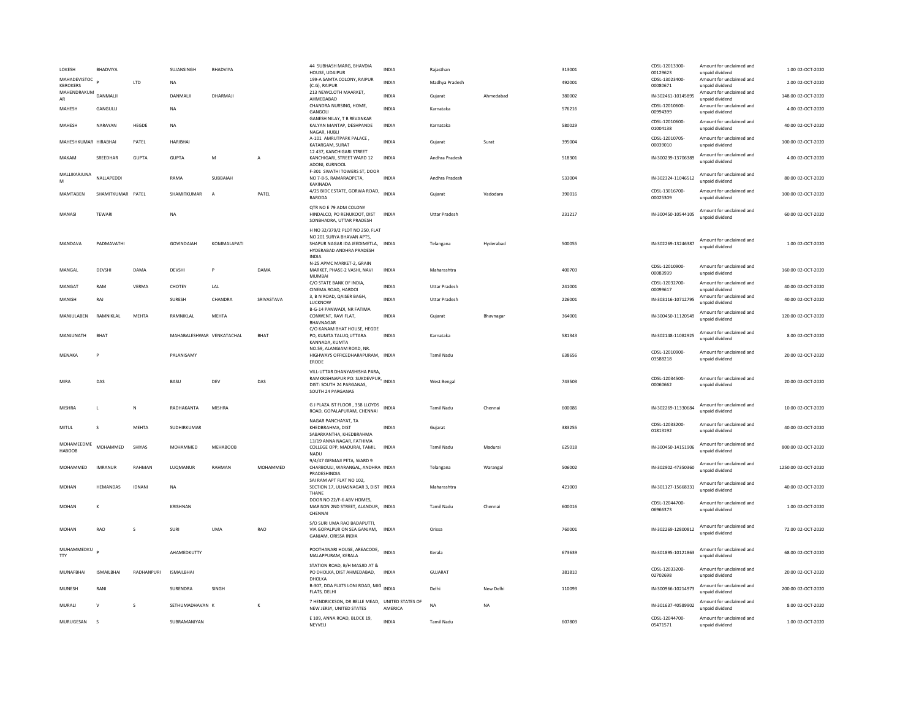| | | | | | | | | | | | | | | | |
|---|---|---|---|---|---|---|---|---|---|---|---|---|---|---|---|
| LOKESH | BHADVIYA | | SUJANSINGH | BHADVIYA | | 44 SUBHASH MARG, BHAVDIA HOUSE, UDAIPUR | INDIA | Rajasthan | | 313001 | | CDSL-12013300-00129623 | Amount for unclaimed and unpaid dividend | 1.00 | 02-OCT-2020 |
| MAHADEVISTOC KBROKERS | P | LTD | NA | | | 199-A SAMTA COLONY, RAIPUR (C.G), RAIPUR | INDIA | Madhya Pradesh | | 492001 | | CDSL-13023400-00080671 | Amount for unclaimed and unpaid dividend | 2.00 | 02-OCT-2020 |
| MAHENDRAKUM AR | DANMALJI | | DANMALJI | DHARMAJI | | 213 NEWCLOTH MAARKET, AHMEDABAD | INDIA | Gujarat | Ahmedabad | 380002 | | IN-302461-10145895 | Amount for unclaimed and unpaid dividend | 148.00 | 02-OCT-2020 |
| MAHESH | GANGULLI | | NA | | | CHANDRA NURSING, HOME, GANGOLI | INDIA | Karnataka | | 576216 | | CDSL-12010600-00994399 | Amount for unclaimed and unpaid dividend | 4.00 | 02-OCT-2020 |
| MAHESH | NARAYAN | HEGDE | NA | | | GANESH NILAY, T B REVANKAR KALYAN MANTAP, DESHPANDE NAGAR, HUBLI | INDIA | Karnataka | | 580029 | | CDSL-12010600-01004138 | Amount for unclaimed and unpaid dividend | 40.00 | 02-OCT-2020 |
| MAHESHKUMAR | HIRABHAI | PATEL | HARIBHAI | | | A-101 AMRUTPARK PALACE , KATARGAM, SURAT | INDIA | Gujarat | Surat | 395004 | | CDSL-12010705-00039010 | Amount for unclaimed and unpaid dividend | 100.00 | 02-OCT-2020 |
| MAKAM | SREEDHAR | GUPTA | GUPTA | M | A | 12 437, KANCHIGARI STREET KANCHIGARI, STREET WARD 12 ADONI, KURNOOL | INDIA | Andhra Pradesh | | 518301 | | IN-300239-13706389 | Amount for unclaimed and unpaid dividend | 4.00 | 02-OCT-2020 |
| MALLIKARJUNA M | NALLAPEDDI | | RAMA | SUBBAIAH | | F-301 SWATHI TOWERS ST, DOOR NO 7-8-5, RAMARAOPETA, KAKINADA | INDIA | Andhra Pradesh | | 533004 | | IN-302324-11046512 | Amount for unclaimed and unpaid dividend | 80.00 | 02-OCT-2020 |
| MAMTABEN | SHAMITKUMAR | PATEL | SHAMITKUMAR | A | PATEL | 4/25 BIDC ESTATE, GORWA ROAD, BARODA | INDIA | Gujarat | Vadodara | 390016 | | CDSL-13016700-00025309 | Amount for unclaimed and unpaid dividend | 100.00 | 02-OCT-2020 |
| MANASI | TEWARI | | NA | | | QTR NO E 79 ADM COLONY HINDALCO, PO RENUKOOT, DIST SONBHADRA, UTTAR PRADESH | INDIA | Uttar Pradesh | | 231217 | | IN-300450-10544105 | Amount for unclaimed and unpaid dividend | 60.00 | 02-OCT-2020 |
| MANDAVA | PADMAVATHI | | GOVINDAIAH | KOMMALAPATI | | H NO 32/379/2 PLOT NO 250, FLAT NO 201 SURYA BHAVAN APTS, SHAPUR NAGAR IDA JEEDIMETLA, HYDERABAD ANDHRA PRADESH INDIA | INDIA | Telangana | Hyderabad | 500055 | | IN-302269-13246387 | Amount for unclaimed and unpaid dividend | 1.00 | 02-OCT-2020 |
| MANGAL | DEVSHI | DAMA | DEVSHI | P | DAMA | N-25 APMC MARKET-2, GRAIN MARKET, PHASE-2 VASHI, NAVI MUMBAI | INDIA | Maharashtra | | 400703 | | CDSL-12010900-00083939 | Amount for unclaimed and unpaid dividend | 160.00 | 02-OCT-2020 |
| MANGAT | RAM | VERMA | CHOTEY | LAL | | C/O STATE BANK OF INDIA, CINEMA ROAD, HARDOI | INDIA | Uttar Pradesh | | 241001 | | CDSL-12032700-00099617 | Amount for unclaimed and unpaid dividend | 40.00 | 02-OCT-2020 |
| MANISH | RAJ | | SURESH | CHANDRA | SRIVASTAVA | 3, B N ROAD, QAISER BAGH, LUCKNOW | INDIA | Uttar Pradesh | | 226001 | | IN-303116-10712795 | Amount for unclaimed and unpaid dividend | 40.00 | 02-OCT-2020 |
| MANJULABEN | RAMNIKLAL | MEHTA | RAMNIKLAL | MEHTA | | B-G-14 PANWADI, NR FATIMA CONWENT, RAVI FLAT, BHAVNAGAR | INDIA | Gujarat | Bhavnagar | 364001 | | IN-300450-11120549 | Amount for unclaimed and unpaid dividend | 120.00 | 02-OCT-2020 |
| MANJUNATH | BHAT | | MAHABALESHWAR | VENKATACHAL | BHAT | C/O KANAM BHAT HOUSE, HEGDE PO, KUMTA TALUQ UTTARA KANNADA, KUMTA | INDIA | Karnataka | | 581343 | | IN-302148-11082925 | Amount for unclaimed and unpaid dividend | 8.00 | 02-OCT-2020 |
| MENAKA | P | | PALANISAMY | | | NO.59, ALANGIAM ROAD, NR. HIGHWAYS OFFICEDHARAPURAM, ERODE | INDIA | Tamil Nadu | | 638656 | | CDSL-12010900-03588218 | Amount for unclaimed and unpaid dividend | 20.00 | 02-OCT-2020 |
| MIRA | DAS | | BASU | DEV | DAS | VILL-UTTAR DHANYASHISHA PARA, RAMKRISHNAPUR PO: SUKDEVPUR, DIST: SOUTH 24 PARGANAS, SOUTH 24 PARGANAS | INDIA | West Bengal | | 743503 | | CDSL-12034500-00060662 | Amount for unclaimed and unpaid dividend | 20.00 | 02-OCT-2020 |
| MISHRA | L | N | RADHAKANTA | MISHRA | | G J PLAZA IST FLOOR , 358 LLOYDS ROAD, GOPALAPURAM, CHENNAI | INDIA | Tamil Nadu | Chennai | 600086 | | IN-302269-11330684 | Amount for unclaimed and unpaid dividend | 10.00 | 02-OCT-2020 |
| MITUL | S | MEHTA | SUDHIRKUMAR | | | NAGAR PANCHAYAT, TA KHEDBRAHMA, DIST SABARKANTHA, KHEDBRAHMA | INDIA | Gujarat | | 383255 | | CDSL-12033200-01813192 | Amount for unclaimed and unpaid dividend | 40.00 | 02-OCT-2020 |
| MOHAMEEDME HABOOB | MOHAMMED | SHIYAS | MOHAMMED | MEHABOOB | | 13/19 ANNA NAGAR, FATHIMA COLLEGE OPP, MADURAI, TAMIL NADU | INDIA | Tamil Nadu | Madurai | 625018 | | IN-300450-14151906 | Amount for unclaimed and unpaid dividend | 800.00 | 02-OCT-2020 |
| MOHAMMED | IMRANUR | RAHMAN | LUQMANUR | RAHMAN | MOHAMMED | 9/4/47 GIRMAJI PETA, WARD 9 CHARBOULI, WARANGAL, ANDHRA PRADESHINDIA | INDIA | Telangana | Warangal | 506002 | | IN-302902-47350360 | Amount for unclaimed and unpaid dividend | 1250.00 | 02-OCT-2020 |
| MOHAN | HEMANDAS | IDNANI | NA | | | SAI RAM APT FLAT NO 102, SECTION 17, ULHASNAGAR 3, DIST THANE | INDIA | Maharashtra | | 421003 | | IN-301127-15668331 | Amount for unclaimed and unpaid dividend | 40.00 | 02-OCT-2020 |
| MOHAN | K | | KRISHNAN | | | DOOR NO 22/F-6 ABV HOMES, MARISON 2ND STREET, ALANDUR, CHENNAI | INDIA | Tamil Nadu | Chennai | 600016 | | CDSL-12044700-06966373 | Amount for unclaimed and unpaid dividend | 1.00 | 02-OCT-2020 |
| MOHAN | RAO | S | SURI | UMA | RAO | S/O SURI UMA RAO BADAPUTTI, VIA GOPALPUR ON SEA GANJAM, GANJAM, ORISSA INDIA | INDIA | Orissa | | 760001 | | IN-302269-12800812 | Amount for unclaimed and unpaid dividend | 72.00 | 02-OCT-2020 |
| MUHAMMEDKU TTY | P | | AHAMEDKUTTY | | | POOTHANARI HOUSE, AREACODE, MALAPPURAM, KERALA | INDIA | Kerala | | 673639 | | IN-301895-10121863 | Amount for unclaimed and unpaid dividend | 68.00 | 02-OCT-2020 |
| MUNAFBHAI | ISMAILBHAI | RADHANPURI | ISMAILBHAI | | | STATION ROAD, B/H MASJID AT & PO DHOLKA, DIST AHMEDABAD, DHOLKA | INDIA | GUJARAT | | 381810 | | CDSL-12033200-02702698 | Amount for unclaimed and unpaid dividend | 20.00 | 02-OCT-2020 |
| MUNESH | RANI | | SURENDRA | SINGH | | B-307, DDA FLATS LONI ROAD, MIG FLATS, DELHI | INDIA | Delhi | New Delhi | 110093 | | IN-300966-10214973 | Amount for unclaimed and unpaid dividend | 200.00 | 02-OCT-2020 |
| MURALI | V | S | SETHUMADHAVAN | K | K | 7 HENDRICKSON, DR BELLE MEAD, NEW JERSEY, UNITED STATES | UNITED STATES OF AMERICA | NA | NA | | | IN-301637-40589902 | Amount for unclaimed and unpaid dividend | 8.00 | 02-OCT-2020 |
| MURUGESAN | S | | SUBRAMANIYAN | | | E 109, ANNA ROAD, BLOCK 19, NEYVELI | INDIA | Tamil Nadu | | 607803 | | CDSL-12044700-05471571 | Amount for unclaimed and unpaid dividend | 1.00 | 02-OCT-2020 |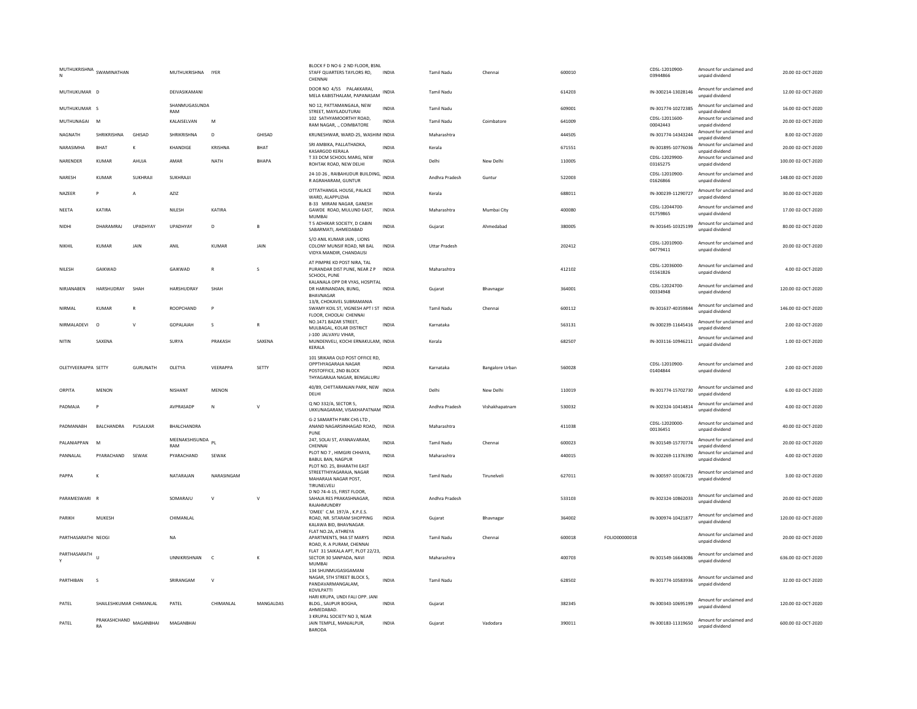| MUTHUKRISHNAN | SWAMINATHAN | | MUTHUKRISHNA | IYER | | BLOCK F D NO 6 2 ND FLOOR, BSNL STAFF QUARTERS TAYLORS RD, CHENNAI | INDIA | Tamil Nadu | Chennai | 600010 | | CDSL-12010900-03944866 | Amount for unclaimed and unpaid dividend | 20.00 | 02-OCT-2020 |
|---|---|---|---|---|---|---|---|---|---|---|---|---|---|---|---|
| MUTHUKUMAR | D | | DEIVASIKAMANI | | | DOOR NO 4/55 PALAKKARAI, MELA KABISTHALAM, PAPANASAM | INDIA | Tamil Nadu | | 614203 | | IN-300214-13028146 | Amount for unclaimed and unpaid dividend | 12.00 | 02-OCT-2020 |
| MUTHUKUMAR | S | | SHANMUGASUNDARAM | | | NO 12, PATTAMANGALA, NEW STREET, MAYILADUTURAI | INDIA | Tamil Nadu | | 609001 | | IN-301774-10272385 | Amount for unclaimed and unpaid dividend | 16.00 | 02-OCT-2020 |
| MUTHUNAGAI | M | | KALAISELVAN | M | | 102 SATHYAMOORTHY ROAD, RAM NAGAR, ., COIMBATORE | INDIA | Tamil Nadu | Coimbatore | 641009 | | CDSL-12011600-00042443 | Amount for unclaimed and unpaid dividend | 20.00 | 02-OCT-2020 |
| NAGNATH | SHRIKRISHNA | GHISAD | SHRIKRISHNA | D | GHISAD | KRUNESHWAR, WARD-25, WASHIM | INDIA | Maharashtra | | 444505 | | IN-301774-14343244 | Amount for unclaimed and unpaid dividend | 8.00 | 02-OCT-2020 |
| NARASIMHA | BHAT | K | KHANDIGE | KRISHNA | BHAT | SRI AMBIKA, PALLATHADKA, KASARGOD KERALA | INDIA | Kerala | | 671551 | | IN-301895-10776036 | Amount for unclaimed and unpaid dividend | 20.00 | 02-OCT-2020 |
| NARENDER | KUMAR | AHUJA | AMAR | NATH | BHAPA | T 33 DCM SCHOOL MARG, NEW ROHTAK ROAD, NEW DELHI | INDIA | Delhi | New Delhi | 110005 | | CDSL-12029900-03165275 | Amount for unclaimed and unpaid dividend | 100.00 | 02-OCT-2020 |
| NARESH | KUMAR | SUKHRAJI | SUKHRAJJI | | | 24-10-26 , RAIBAHUDUR BUILDING, R AGRAHARAM, GUNTUR | INDIA | Andhra Pradesh | Guntur | 522003 | | CDSL-12010900-01626866 | Amount for unclaimed and unpaid dividend | 148.00 | 02-OCT-2020 |
| NAZEER | P | A | AZIZ | | | OTTATHANGIL HOUSE, PALACE WARD, ALAPPUZHA | INDIA | Kerala | | 688011 | | IN-300239-11290727 | Amount for unclaimed and unpaid dividend | 30.00 | 02-OCT-2020 |
| NEETA | KATIRA | | NILESH | KATIRA | | B-33 MIRANI NAGAR, GANESH GAWDE ROAD, MULUND EAST, MUMBAI | INDIA | Maharashtra | Mumbai City | 400080 | | CDSL-12044700-01759865 | Amount for unclaimed and unpaid dividend | 17.00 | 02-OCT-2020 |
| NIDHI | DHARAMRAJ | UPADHYAY | UPADHYAY | D | B | T 5 ADHIKAR SOCIETY, D CABIN SABARMATI, AHMEDABAD | INDIA | Gujarat | Ahmedabad | 380005 | | IN-301645-10325199 | Amount for unclaimed and unpaid dividend | 80.00 | 02-OCT-2020 |
| NIKHIL | KUMAR | JAIN | ANIL | KUMAR | JAIN | S/O ANIL KUMAR JAIN , LIONS COLONY MUNSIF ROAD, NR BAL VIDYA MANDIR, CHANDAUSI | INDIA | Uttar Pradesh | | 202412 | | CDSL-12010900-04779411 | Amount for unclaimed and unpaid dividend | 20.00 | 02-OCT-2020 |
| NILESH | GAIKWAD | | GAIKWAD | R | S | AT PIMPRE KD POST NIRA, TAL PURANDAR DIST PUNE, NEAR Z P SCHOOL, PUNE | INDIA | Maharashtra | | 412102 | | CDSL-12036000-01561826 | Amount for unclaimed and unpaid dividend | 4.00 | 02-OCT-2020 |
| NIRJANABEN | HARSHUDRAY | SHAH | HARSHUDRAY | SHAH | | KALANALA OPP DR VYAS, HOSPITAL DR HARINANDAN, BUNG, BHAVNAGAR | INDIA | Gujarat | Bhavnagar | 364001 | | CDSL-12024700-00334948 | Amount for unclaimed and unpaid dividend | 120.00 | 02-OCT-2020 |
| NIRMAL | KUMAR | R | ROOPCHAND | P | | 13/8, CHOKAVEL SUBRAMANIA SWAMY KOIL ST, VIGNESH APT I ST FLOOR, CHOOLAI CHENNAI | INDIA | Tamil Nadu | Chennai | 600112 | | IN-301637-40359844 | Amount for unclaimed and unpaid dividend | 146.00 | 02-OCT-2020 |
| NIRMALADEVI | O | V | GOPALAIAH | S | R | NO.1471 BAZAR STREET, MULBAGAL, KOLAR DISTRICT | INDIA | Karnataka | | 563131 | | IN-300239-11645416 | Amount for unclaimed and unpaid dividend | 2.00 | 02-OCT-2020 |
| NITIN | SAXENA | | SURYA | PRAKASH | SAXENA | J-100 JALVAYU VIHAR, MUNDENVELI, KOCHI ERNAKULAM, KERALA | INDIA | Kerala | | 682507 | | IN-303116-10946211 | Amount for unclaimed and unpaid dividend | 1.00 | 02-OCT-2020 |
| OLETYVEERAPPA | SETTY | GURUNATH | OLETYA | VEERAPPA | SETTY | 101 SRIKARA OLD POST OFFICE RD, OPPTHYAGARAJA NAGAR POSTOFFICE, 2ND BLOCK THYAGARAJA NAGAR, BENGALURU | INDIA | Karnataka | Bangalore Urban | 560028 | | CDSL-12010900-01404844 | Amount for unclaimed and unpaid dividend | 2.00 | 02-OCT-2020 |
| ORPITA | MENON | | NISHANT | MENON | | 40/89, CHITTARANJAN PARK, NEW DELHI | INDIA | Delhi | New Delhi | 110019 | | IN-301774-15702730 | Amount for unclaimed and unpaid dividend | 6.00 | 02-OCT-2020 |
| PADMAJA | P | | AVPRASADP | N | V | Q NO 332/A, SECTOR 5, UKKUNAGARAM, VISAKHAPATNAM | INDIA | Andhra Pradesh | Vishakhapatnam | 530032 | | IN-302324-10414814 | Amount for unclaimed and unpaid dividend | 4.00 | 02-OCT-2020 |
| PADMANABH | BALCHANDRA | PUSALKAR | BHALCHANDRA | | | G-2 SAMARTH PARK CHS LTD , ANAND NAGARSINHAGAD ROAD, PUNE | INDIA | Maharashtra | | 411038 | | CDSL-12020000-00136451 | Amount for unclaimed and unpaid dividend | 40.00 | 02-OCT-2020 |
| PALANIAPPAN | M | | MEENAKSHISUNDARAM | PL | | 247, SOLAI ST, AYANAVARAM, CHENNAI | INDIA | Tamil Nadu | Chennai | 600023 | | IN-301549-15770774 | Amount for unclaimed and unpaid dividend | 20.00 | 02-OCT-2020 |
| PANNALAL | PYARACHAND | SEWAK | PYARACHAND | SEWAK | | PLOT NO 7 , HIMGIRI CHHAYA, BABUL BAN, NAGPUR | INDIA | Maharashtra | | 440015 | | IN-302269-11376390 | Amount for unclaimed and unpaid dividend | 4.00 | 02-OCT-2020 |
| PAPPA | K | | NATARAJAN | NARASINGAM | | PLOT NO. 25, BHARATHI EAST STREETTHIYAGARAJA, NAGAR MAHARAJA NAGAR POST, TIRUNELVELI | INDIA | Tamil Nadu | Tirunelveli | 627011 | | IN-300597-10106723 | Amount for unclaimed and unpaid dividend | 3.00 | 02-OCT-2020 |
| PARAMESWARI | R | | SOMARAJU | V | V | D NO 74-4-15, FIRST FLOOR, SAHAJA RES PRAKASHNAGAR, RAJAHMUNDRY | INDIA | Andhra Pradesh | | 533103 | | IN-302324-10862033 | Amount for unclaimed and unpaid dividend | 20.00 | 02-OCT-2020 |
| PARIKH | MUKESH | | CHIMANLAL | | | 'OMEE' C.M. 197/A , K.P.E.S. ROAD, NR. SITARAM SHOPPING KALAWA BID, BHAVNAGAR. | INDIA | Gujarat | Bhavnagar | 364002 | | IN-300974-10421877 | Amount for unclaimed and unpaid dividend | 120.00 | 02-OCT-2020 |
| PARTHASARATHI | NEOGI | | NA | | | FLAT NO.2A, ATHREYA APARTMENTS, 94A ST MARYS ROAD, R. A PURAM, CHENNAI | INDIA | Tamil Nadu | Chennai | 600018 | FOLIO00000018 | | Amount for unclaimed and unpaid dividend | 20.00 | 02-OCT-2020 |
| PARTHASARATHY | U | | UNNIKRISHNAN | C | K | FLAT 31 SAIKALA APT, PLOT 22/23, SECTOR 30 SANPADA, NAVI MUMBAI | INDIA | Maharashtra | | 400703 | | IN-301549-16643086 | Amount for unclaimed and unpaid dividend | 636.00 | 02-OCT-2020 |
| PARTHIBAN | S | | SRIRANGAM | V | | 134 SHUNMUGASIGAMANI NAGAR, 5TH STREET BLOCK 5, PANDAVARMANGALAM, KOVILPATTI | INDIA | Tamil Nadu | | 628502 | | IN-301774-10583936 | Amount for unclaimed and unpaid dividend | 32.00 | 02-OCT-2020 |
| PATEL | SHAILESHKUMAR | CHIMANLAL | PATEL | CHIMANLAL | MANGALDAS | HARI KRUPA, UNDI FALI OPP. JANI BLDG., SAIJPUR BOGHA, AHMEDABAD. | INDIA | Gujarat | | 382345 | | IN-300343-10695199 | Amount for unclaimed and unpaid dividend | 120.00 | 02-OCT-2020 |
| PATEL | PRAKASHCHANDRA | MAGANBHAI | MAGANBHAI | | | 3 KRUPAL SOCIETY NO 3, NEAR JAIN TEMPLE, MANJALPUR, BARODA | INDIA | Gujarat | Vadodara | 390011 | | IN-300183-11319650 | Amount for unclaimed and unpaid dividend | 600.00 | 02-OCT-2020 |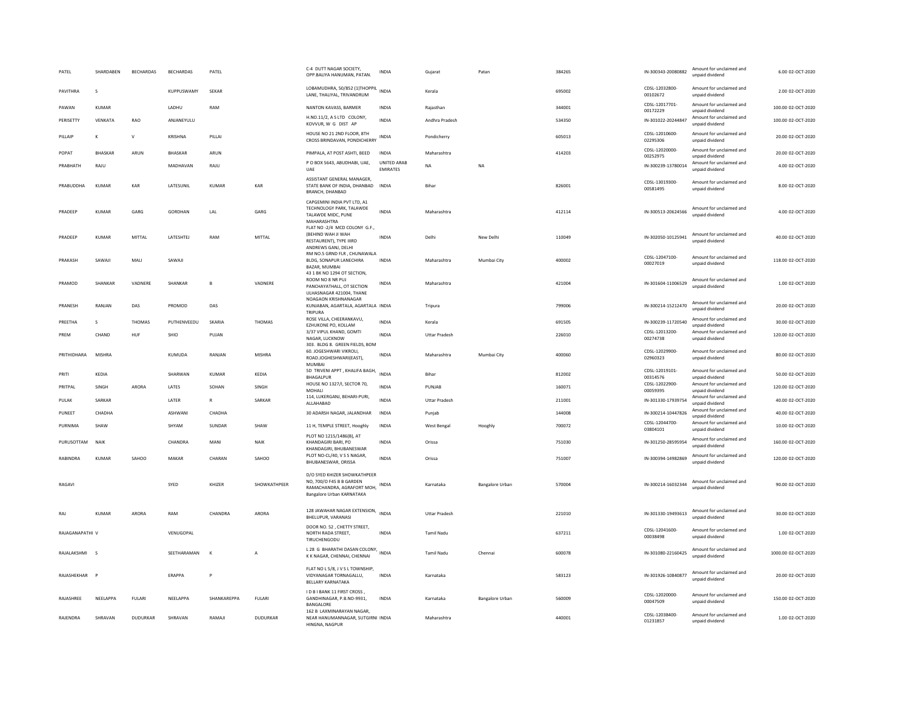| PATEL | SHARDABEN | BECHARDAS | BECHARDAS | PATEL | | C-4 DUTT NAGAR SOCIETY, OPP.BALIYA HANUMAN, PATAN. | INDIA | Gujarat | Patan | 384265 | IN-300343-20080882 | Amount for unclaimed and unpaid dividend | 6.00 | 02-OCT-2020 |
|---|---|---|---|---|---|---|---|---|---|---|---|---|---|---|
| PAVITHRA | S | | KUPPUSWAMY | SEKAR | | LOBAMUDHRA, 50/852 (1)THOPPIL LANE, THALIYAL, TRIVANDRUM | INDIA | Kerala | | 695002 | CDSL-12032800-00102672 | Amount for unclaimed and unpaid dividend | 2.00 | 02-OCT-2020 |
| PAWAN | KUMAR | | LADHU | RAM | | NANTON KAVASS, BARMER | INDIA | Rajasthan | | 344001 | CDSL-12017701-00172229 | Amount for unclaimed and unpaid dividend | 100.00 | 02-OCT-2020 |
| PERISETTY | VENKATA | RAO | ANJANEYULU | | | H.NO.11/2, A S LTD COLONY, KOVVUR, W G DIST AP | INDIA | Andhra Pradesh | | 534350 | IN-301022-20244847 | Amount for unclaimed and unpaid dividend | 100.00 | 02-OCT-2020 |
| PILLAIP | K | V | KRISHNA | PILLAI | | HOUSE NO 21 2ND FLOOR, 8TH CROSS BRINDAVAN, PONDICHERRY | INDIA | Pondicherry | | 605013 | CDSL-12010600-02295306 | Amount for unclaimed and unpaid dividend | 20.00 | 02-OCT-2020 |
| POPAT | BHASKAR | ARUN | BHASKAR | ARUN | | PIMPALA, AT POST ASHTI, BEED | INDIA | Maharashtra | | 414203 | CDSL-12020000-00252975 | Amount for unclaimed and unpaid dividend | 20.00 | 02-OCT-2020 |
| PRABHATH | RAJU | | MADHAVAN | RAJU | | P O BOX 5643, ABUDHABI, UAE, UAE | UNITED ARAB EMIRATES | NA | NA | | IN-300239-13780014 | Amount for unclaimed and unpaid dividend | 4.00 | 02-OCT-2020 |
| PRABUDDHA | KUMAR | KAR | LATESUNIL | KUMAR | KAR | ASSISTANT GENERAL MANAGER, STATE BANK OF INDIA, DHANBAD BRANCH, DHANBAD | INDIA | Bihar | | 826001 | CDSL-13019300-00581495 | Amount for unclaimed and unpaid dividend | 8.00 | 02-OCT-2020 |
| PRADEEP | KUMAR | GARG | GORDHAN | LAL | GARG | CAPGEMINI INDIA PVT LTD, A1 TECHNOLOGY PARK, TALAWDE TALAWDE MIDC, PUNE MAHARASHTRA | INDIA | Maharashtra | | 412114 | IN-300513-20624566 | Amount for unclaimed and unpaid dividend | 4.00 | 02-OCT-2020 |
| PRADEEP | KUMAR | MITTAL | LATESHTEJ | RAM | MITTAL | FLAT NO -2/4 MCD COLONY G.F., (BEHIND WAH JI WAH RESTAURENT), TYPE IIIRD ANDREWS GANJ, DELHI | INDIA | Delhi | New Delhi | 110049 | IN-302050-10125941 | Amount for unclaimed and unpaid dividend | 40.00 | 02-OCT-2020 |
| PRAKASH | SAWAJI | MALI | SAWAJI | | | RM NO.5 GRND FLR , CHUNAWALA BLDG, SONAPUR LANECHIRA BAZAR, MUMBAI | INDIA | Maharashtra | Mumbai City | 400002 | CDSL-12047100-00027019 | Amount for unclaimed and unpaid dividend | 118.00 | 02-OCT-2020 |
| PRAMOD | SHANKAR | VADNERE | SHANKAR | B | VADNERE | 43 1 BK NO 1294 OT SECTION, ROOM NO 8 NR PUJ PANCHAYATHALL, OT SECTION ULHASNAGAR 421004, THANE | INDIA | Maharashtra | | 421004 | IN-301604-11006529 | Amount for unclaimed and unpaid dividend | 1.00 | 02-OCT-2020 |
| PRANESH | RANJAN | DAS | PROMOD | DAS | | NOAGAON KRISHNANAGAR KUNJABAN, AGARTALA, AGARTALA TRIPURA | INDIA | Tripura | | 799006 | IN-300214-15212470 | Amount for unclaimed and unpaid dividend | 20.00 | 02-OCT-2020 |
| PREETHA | S | THOMAS | PUTHENVEEDU | SKARIA | THOMAS | ROSE VILLA, CHEERANKAVU, EZHUKONE PO, KOLLAM | INDIA | Kerala | | 691505 | IN-300239-11720540 | Amount for unclaimed and unpaid dividend | 30.00 | 02-OCT-2020 |
| PREM | CHAND | HUF | SHIO | PUJAN | | 3/37 VIPUL KHAND, GOMTI NAGAR, LUCKNOW | INDIA | Uttar Pradesh | | 226010 | CDSL-12013200-00274738 | Amount for unclaimed and unpaid dividend | 120.00 | 02-OCT-2020 |
| PRITHIDHARA | MISHRA | | KUMUDA | RANJAN | MISHRA | 303. BLDG 8. GREEN FIELDS, BOM 60. JOGESHWARI VIKROLI, ROAD.JOGHESHWARI(EAST), MUMBAI | INDIA | Maharashtra | Mumbai City | 400060 | CDSL-12029900-02960323 | Amount for unclaimed and unpaid dividend | 80.00 | 02-OCT-2020 |
| PRITI | KEDIA | | SHARWAN | KUMAR | KEDIA | 5D TRIVENI APPT , KHALIFA BAGH, BHAGALPUR | INDIA | Bihar | | 812002 | CDSL-12019101-00314576 | Amount for unclaimed and unpaid dividend | 50.00 | 02-OCT-2020 |
| PRITPAL | SINGH | ARORA | LATES | SOHAN | SINGH | HOUSE NO 1327/I, SECTOR 70, MOHALI | INDIA | PUNJAB | | 160071 | CDSL-12022900-00059395 | Amount for unclaimed and unpaid dividend | 120.00 | 02-OCT-2020 |
| PULAK | SARKAR | | LATER | R | SARKAR | 114, LUKERGANJ, BEHARI-PURI, ALLAHABAD | INDIA | Uttar Pradesh | | 211001 | IN-301330-17939754 | Amount for unclaimed and unpaid dividend | 40.00 | 02-OCT-2020 |
| PUNEET | CHADHA | | ASHWANI | CHADHA | | 30 ADARSH NAGAR, JALANDHAR | INDIA | Punjab | | 144008 | IN-300214-10447826 | Amount for unclaimed and unpaid dividend | 40.00 | 02-OCT-2020 |
| PURNIMA | SHAW | | SHYAM | SUNDAR | SHAW | 11 H, TEMPLE STREET, Hooghly | INDIA | West Bengal | Hooghly | 700072 | CDSL-12044700-03804101 | Amount for unclaimed and unpaid dividend | 10.00 | 02-OCT-2020 |
| PURUSOTTAM | NAIK | | CHANDRA | MANI | NAIK | PLOT NO 1215/1486(B), AT KHANDAGIRI BARI, PO KHANDAGIRI, BHUBANESWAR | INDIA | Orissa | | 751030 | IN-301250-28595954 | Amount for unclaimed and unpaid dividend | 160.00 | 02-OCT-2020 |
| RABINDRA | KUMAR | SAHOO | MAKAR | CHARAN | SAHOO | PLOT NO-CL/40, V S S NAGAR, BHUBANESWAR, ORISSA | INDIA | Orissa | | 751007 | IN-300394-14982869 | Amount for unclaimed and unpaid dividend | 120.00 | 02-OCT-2020 |
| RAGAVI | | | SYED | KHIZER | SHOWKATHPEER | D/O SYED KHIZER SHOWKATHPEER NO, 700/O F45 B B GARDEN RAMACHANDRA, AGRAFORT MOH, Bangalore Urban KARNATAKA | INDIA | Karnataka | Bangalore Urban | 570004 | IN-300214-16032344 | Amount for unclaimed and unpaid dividend | 90.00 | 02-OCT-2020 |
| RAJ | KUMAR | ARORA | RAM | CHANDRA | ARORA | 128 JAWAHAR NAGAR EXTENSION, BHELUPUR, VARANASI | INDIA | Uttar Pradesh | | 221010 | IN-301330-19493613 | Amount for unclaimed and unpaid dividend | 30.00 | 02-OCT-2020 |
| RAJAGANAPATHI | V | | VENUGOPAL | | | DOOR NO. 52 , CHETTY STREET, NORTH RADA STREET, TIRUCHENGODU | INDIA | Tamil Nadu | | 637211 | CDSL-12041600-00038498 | Amount for unclaimed and unpaid dividend | 1.00 | 02-OCT-2020 |
| RAJALAKSHMI | S | | SEETHARAMAN | K | A | L 28 G BHARATHI DASAN COLONY, K K NAGAR, CHENNAI, CHENNAI | INDIA | Tamil Nadu | Chennai | 600078 | IN-301080-22160425 | Amount for unclaimed and unpaid dividend | 1000.00 | 02-OCT-2020 |
| RAJASHEKHAR | P | | ERAPPA | P | | FLAT NO L 5/8, J V S L TOWNSHIP, VIDYANAGAR TORNAGALLU, BELLARY KARNATAKA | INDIA | Karnataka | | 583123 | IN-301926-10840877 | Amount for unclaimed and unpaid dividend | 20.00 | 02-OCT-2020 |
| RAJASHREE | NEELAPPA | FULARI | NEELAPPA | SHANKAREPPA | FULARI | I D B I BANK 11 FIRST CROSS , GANDHINAGAR, P.B.NO-9931, BANGALORE | INDIA | Karnataka | Bangalore Urban | 560009 | CDSL-12020000-00047509 | Amount for unclaimed and unpaid dividend | 150.00 | 02-OCT-2020 |
| RAJENDRA | SHRAVAN | DUDURKAR | SHRAVAN | RAMAJI | DUDURKAR | 162 B LAXMINARAYAN NAGAR, NEAR HANUMANNAGAR, SUTGIRNI HINGNA, NAGPUR | INDIA | Maharashtra | | 440001 | CDSL-12038400-01231857 | Amount for unclaimed and unpaid dividend | 1.00 | 02-OCT-2020 |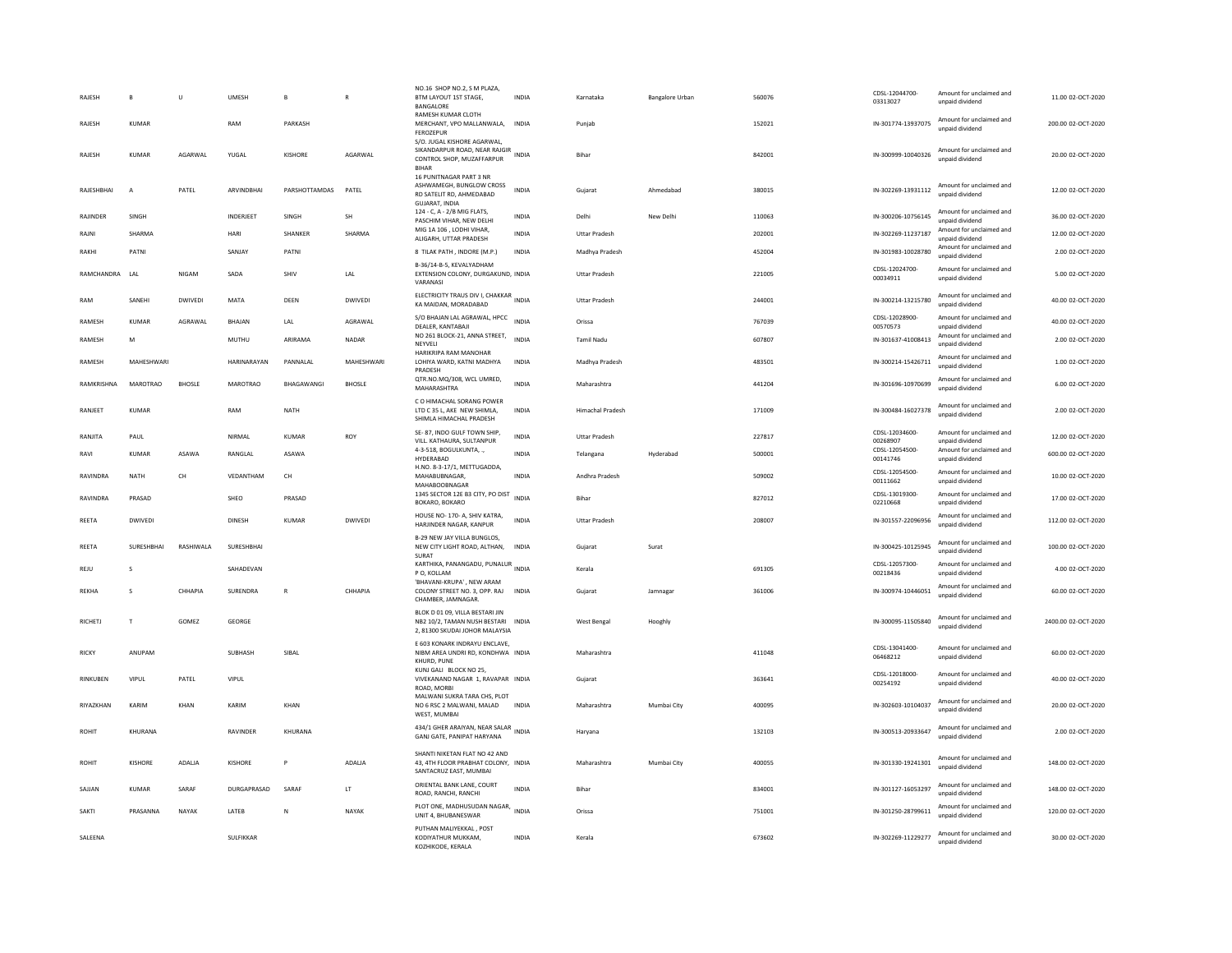| RAJESH | B | U | UMESH | B | R | NO.16 SHOP NO.2, S M PLAZA, BTM LAYOUT 1ST STAGE, BANGALORE | INDIA | Karnataka | Bangalore Urban | 560076 | | CDSL-12044700-03313027 | Amount for unclaimed and unpaid dividend | 11.00 02-OCT-2020 |
|---|---|---|---|---|---|---|---|---|---|---|---|---|---|---|
| RAJESH | KUMAR | | RAM | PARKASH | | RAMESH KUMAR CLOTH MERCHANT, VPO MALLANWALA, FEROZEPUR | INDIA | Punjab | | 152021 | | IN-301774-13937075 | Amount for unclaimed and unpaid dividend | 200.00 02-OCT-2020 |
| RAJESH | KUMAR | AGARWAL | YUGAL | KISHORE | AGARWAL | S/O. JUGAL KISHORE AGARWAL, SIKANDARPUR ROAD, NEAR RAJGIR CONTROL SHOP, MUZAFFARPUR BIHAR | INDIA | Bihar | | 842001 | | IN-300999-10040326 | Amount for unclaimed and unpaid dividend | 20.00 02-OCT-2020 |
| RAJESHBHAI | A | PATEL | ARVINDBHAI | PARSHOTTAMDAS | PATEL | 16 PUNITNAGAR PART 3 NR ASHWAMEGH, BUNGLOW CROSS RD SATELIT RD, AHMEDABAD GUJARAT, INDIA | INDIA | Gujarat | Ahmedabad | 380015 | | IN-302269-13931112 | Amount for unclaimed and unpaid dividend | 12.00 02-OCT-2020 |
| RAJINDER | SINGH | | INDERJEET | SINGH | SH | 124 - C, A - 2/B MIG FLATS, PASCHIM VIHAR, NEW DELHI | INDIA | Delhi | New Delhi | 110063 | | IN-300206-10756145 | Amount for unclaimed and unpaid dividend | 36.00 02-OCT-2020 |
| RAJNI | SHARMA | | HARI | SHANKER | SHARMA | MIG 1A 106 , LODHI VIHAR, ALIGARH, UTTAR PRADESH | INDIA | Uttar Pradesh | | 202001 | | IN-302269-11237187 | Amount for unclaimed and unpaid dividend | 12.00 02-OCT-2020 |
| RAKHI | PATNI | | SANJAY | PATNI | | 8 TILAK PATH , INDORE (M.P.) | INDIA | Madhya Pradesh | | 452004 | | IN-301983-10028780 | Amount for unclaimed and unpaid dividend | 2.00 02-OCT-2020 |
| RAMCHANDRA | LAL | NIGAM | SADA | SHIV | LAL | B-36/14-B-5, KEVALYADHAM EXTENSION COLONY, DURGAKUND, VARANASI | INDIA | Uttar Pradesh | | 221005 | | CDSL-12024700-00034911 | Amount for unclaimed and unpaid dividend | 5.00 02-OCT-2020 |
| RAM | SANEHI | DWIVEDI | MATA | DEEN | DWIVEDI | ELECTRICITY TRAUS DIV I, CHAKKAR KA MAIDAN, MORADABAD | INDIA | Uttar Pradesh | | 244001 | | IN-300214-13215780 | Amount for unclaimed and unpaid dividend | 40.00 02-OCT-2020 |
| RAMESH | KUMAR | AGRAWAL | BHAJAN | LAL | AGRAWAL | S/O BHAJAN LAL AGRAWAL, HPCC DEALER, KANTABAJI | INDIA | Orissa | | 767039 | | CDSL-12028900-00570573 | Amount for unclaimed and unpaid dividend | 40.00 02-OCT-2020 |
| RAMESH | M | | MUTHU | ARIRAMA | NADAR | NO 261 BLOCK-21, ANNA STREET, NEYVELI | INDIA | Tamil Nadu | | 607807 | | IN-301637-41008413 | Amount for unclaimed and unpaid dividend | 2.00 02-OCT-2020 |
| RAMESH | MAHESHWARI | | HARINARAYAN | PANNALAL | MAHESHWARI | HARIKRIPA RAM MANOHAR LOHIYA WARD, KATNI MADHYA PRADESH | INDIA | Madhya Pradesh | | 483501 | | IN-300214-15426711 | Amount for unclaimed and unpaid dividend | 1.00 02-OCT-2020 |
| RAMKRISHNA | MAROTRAO | BHOSLE | MAROTRAO | BHAGAWANGI | BHOSLE | QTR.NO.MQ/308, WCL UMRED, MAHARASHTRA | INDIA | Maharashtra | | 441204 | | IN-301696-10970699 | Amount for unclaimed and unpaid dividend | 6.00 02-OCT-2020 |
| RANJEET | KUMAR | | RAM | NATH | | C O HIMACHAL SORANG POWER LTD C 35 L, AKE NEW SHIMLA, SHIMLA HIMACHAL PRADESH | INDIA | Himachal Pradesh | | 171009 | | IN-300484-16027378 | Amount for unclaimed and unpaid dividend | 2.00 02-OCT-2020 |
| RANJITA | PAUL | | NIRMAL | KUMAR | ROY | SE- 87, INDO GULF TOWN SHIP, VILL. KATHAURA, SULTANPUR | INDIA | Uttar Pradesh | | 227817 | | CDSL-12034600-00268907 | Amount for unclaimed and unpaid dividend | 12.00 02-OCT-2020 |
| RAVI | KUMAR | ASAWA | RANGLAL | ASAWA | | 4-3-518, BOGULKUNTA, ., HYDERABAD | INDIA | Telangana | Hyderabad | 500001 | | CDSL-12054500-00141746 | Amount for unclaimed and unpaid dividend | 600.00 02-OCT-2020 |
| RAVINDRA | NATH | CH | VEDANTHAM | CH | | H.NO. 8-3-17/1, METTUGADDA, MAHABUBNAGAR, MAHABOOBNAGAR | INDIA | Andhra Pradesh | | 509002 | | CDSL-12054500-00111662 | Amount for unclaimed and unpaid dividend | 10.00 02-OCT-2020 |
| RAVINDRA | PRASAD | | SHEO | PRASAD | | 1345 SECTOR 12E B3 CITY, PO DIST BOKARO, BOKARO | INDIA | Bihar | | 827012 | | CDSL-13019300-02210668 | Amount for unclaimed and unpaid dividend | 17.00 02-OCT-2020 |
| REETA | DWIVEDI | | DINESH | KUMAR | DWIVEDI | HOUSE NO- 170- A, SHIV KATRA, HARJINDER NAGAR, KANPUR | INDIA | Uttar Pradesh | | 208007 | | IN-301557-22096956 | Amount for unclaimed and unpaid dividend | 112.00 02-OCT-2020 |
| REETA | SURESHBHAI | RASHIWALA | SURESHBHAI | | | B-29 NEW JAY VILLA BUNGLOS, NEW CITY LIGHT ROAD, ALTHAN, SURAT | INDIA | Gujarat | Surat | | | IN-300425-10125945 | Amount for unclaimed and unpaid dividend | 100.00 02-OCT-2020 |
| REJU | S | | SAHADEVAN | | | KARTHIKA, PANANGADU, PUNALUR P O, KOLLAM | INDIA | Kerala | | 691305 | | CDSL-12057300-00218436 | Amount for unclaimed and unpaid dividend | 4.00 02-OCT-2020 |
| REKHA | S | CHHAPIA | SURENDRA | R | CHHAPIA | 'BHAVANI-KRUPA' , NEW ARAM COLONY STREET NO. 3, OPP. RAJ CHAMBER, JAMNAGAR. | INDIA | Gujarat | Jamnagar | 361006 | | IN-300974-10446051 | Amount for unclaimed and unpaid dividend | 60.00 02-OCT-2020 |
| RICHETJ | T | GOMEZ | GEORGE | | | BLOK D 01 09, VILLA BESTARI JIN NB2 10/2, TAMAN NUSH BESTARI 2, 81300 SKUDAI JOHOR MALAYSIA | INDIA | West Bengal | Hooghly | | | IN-300095-11505840 | Amount for unclaimed and unpaid dividend | 2400.00 02-OCT-2020 |
| RICKY | ANUPAM | | SUBHASH | SIBAL | | E 603 KONARK INDRAYU ENCLAVE, NIBM AREA UNDRI RD, KONDHWA KHURD, PUNE | INDIA | Maharashtra | | 411048 | | CDSL-13041400-06468212 | Amount for unclaimed and unpaid dividend | 60.00 02-OCT-2020 |
| RINKUBEN | VIPUL | PATEL | VIPUL | | | KUNJ GALI BLOCK NO 25, VIVEKANAND NAGAR 1, RAVAPAR ROAD, MORBI | INDIA | Gujarat | | 363641 | | CDSL-12018000-00254192 | Amount for unclaimed and unpaid dividend | 40.00 02-OCT-2020 |
| RIYAZKHAN | KARIM | KHAN | KARIM | KHAN | | MALWANI SUKRA TARA CHS, PLOT NO 6 RSC 2 MALWANI, MALAD WEST, MUMBAI | INDIA | Maharashtra | Mumbai City | 400095 | | IN-302603-10104037 | Amount for unclaimed and unpaid dividend | 20.00 02-OCT-2020 |
| ROHIT | KHURANA | | RAVINDER | KHURANA | | 434/1 GHER ARAIYAN, NEAR SALAR GANJ GATE, PANIPAT HARYANA | INDIA | Haryana | | 132103 | | IN-300513-20933647 | Amount for unclaimed and unpaid dividend | 2.00 02-OCT-2020 |
| ROHIT | KISHORE | ADALJA | KISHORE | P | ADALJA | SHANTI NIKETAN FLAT NO 42 AND 43, 4TH FLOOR PRABHAT COLONY, SANTACRUZ EAST, MUMBAI | INDIA | Maharashtra | Mumbai City | 400055 | | IN-301330-19241301 | Amount for unclaimed and unpaid dividend | 148.00 02-OCT-2020 |
| SAJJAN | KUMAR | SARAF | DURGAPRASAD | SARAF | LT | ORIENTAL BANK LANE, COURT ROAD, RANCHI, RANCHI | INDIA | Bihar | | 834001 | | IN-301127-16053297 | Amount for unclaimed and unpaid dividend | 148.00 02-OCT-2020 |
| SAKTI | PRASANNA | NAYAK | LATEB | N | NAYAK | PLOT ONE, MADHUSUDAN NAGAR, UNIT 4, BHUBANESWAR | INDIA | Orissa | | 751001 | | IN-301250-28799611 | Amount for unclaimed and unpaid dividend | 120.00 02-OCT-2020 |
| SALEENA | | | SULFIKKAR | | | PUTHAN MALIYEKKAL , POST KODIYATHUR MUKKAM, KOZHIKODE, KERALA | INDIA | Kerala | | 673602 | | IN-302269-11229277 | Amount for unclaimed and unpaid dividend | 30.00 02-OCT-2020 |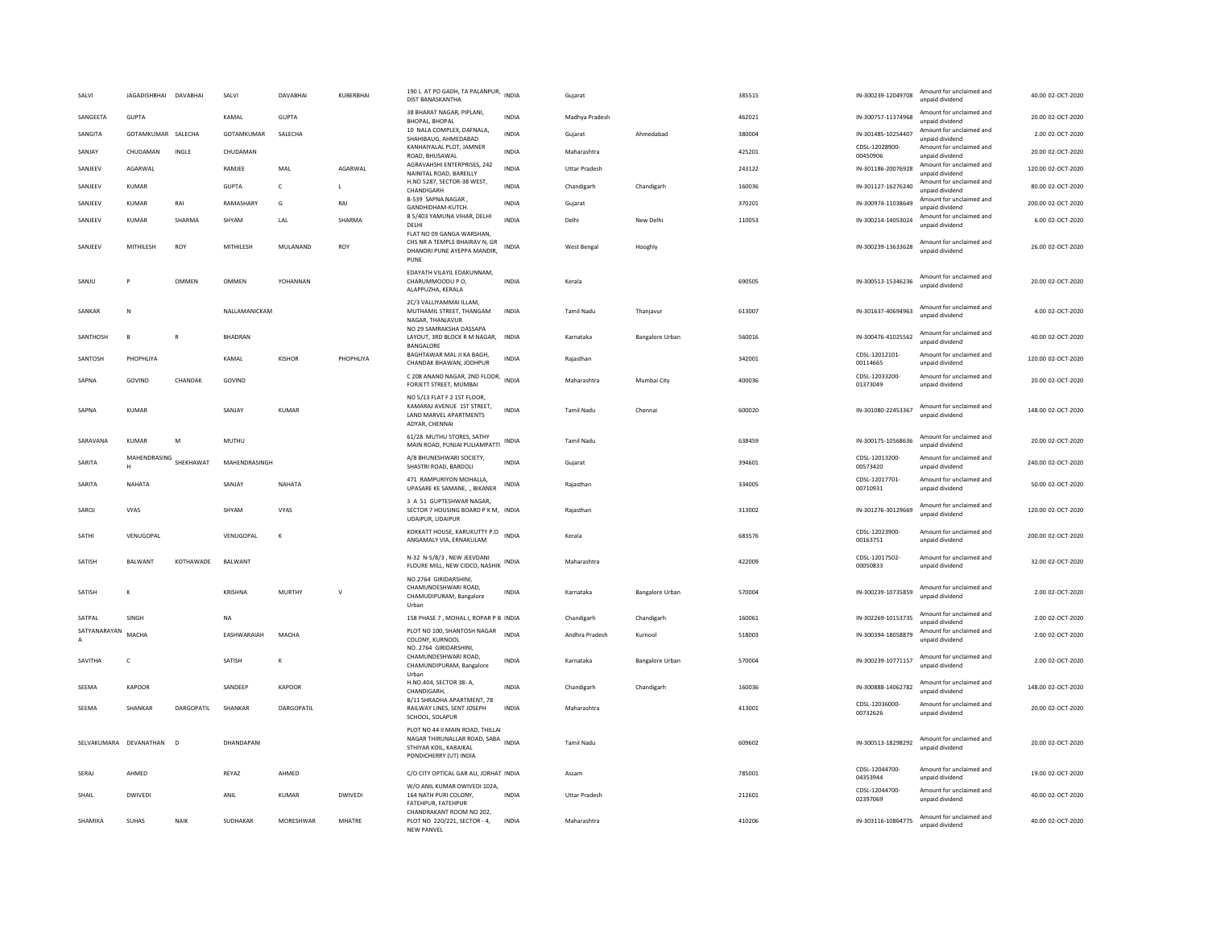| SALVI | JAGADISHBHAI | DAVABHAI | SALVI | DAVABHAI | KUBERBHAI | 190 L AT PO GADH, TA PALANPUR, DIST BANASKANTHA | INDIA | Gujarat | | 385515 | IN-300239-12049708 | Amount for unclaimed and unpaid dividend | 40.00 | 02-OCT-2020 |
|---|---|---|---|---|---|---|---|---|---|---|---|---|---|---|
| SANGEETA | GUPTA | | KAMAL | GUPTA | | 38 BHARAT NAGAR, PIPLANI, BHOPAL, BHOPAL | INDIA | Madhya Pradesh | | 462021 | IN-300757-11374968 | Amount for unclaimed and unpaid dividend | 20.00 | 02-OCT-2020 |
| SANGITA | GOTAMKUMAR | SALECHA | GOTAMKUMAR | SALECHA | | 10 NALA COMPLEX, DAFNALA, SHAHIBAUG, AHMEDABAD | INDIA | Gujarat | Ahmedabad | 380004 | IN-301485-10254407 | Amount for unclaimed and unpaid dividend | 2.00 | 02-OCT-2020 |
| SANJAY | CHUDAMAN | INGLE | CHUDAMAN | | | KANHAIYALAL PLOT, JAMNER ROAD, BHUSAWAL | INDIA | Maharashtra | | 425201 | CDSL-12028900-00450906 | Amount for unclaimed and unpaid dividend | 20.00 | 02-OCT-2020 |
| SANJEEV | AGARWAL | | RAMJEE | MAL | AGARWAL | AGRAVAHSHI ENTERPRISES, 242 NAINITAL ROAD, BAREILLY | INDIA | Uttar Pradesh | | 243122 | IN-301186-20076928 | Amount for unclaimed and unpaid dividend | 120.00 | 02-OCT-2020 |
| SANJEEV | KUMAR | | GUPTA | C | L | H.NO 5287, SECTOR-38 WEST, CHANDIGARH | INDIA | Chandigarh | Chandigarh | 160036 | IN-301127-16276240 | Amount for unclaimed and unpaid dividend | 80.00 | 02-OCT-2020 |
| SANJEEV | KUMAR | RAI | RAMASHARY | G | RAI | B-539 SAPNA NAGAR , GANDHIDHAM-KUTCH. | INDIA | Gujarat | | 370201 | IN-300974-11038649 | Amount for unclaimed and unpaid dividend | 200.00 | 02-OCT-2020 |
| SANJEEV | KUMAR | SHARMA | SHYAM | LAL | SHARMA | B 5/403 YAMUNA VIHAR, DELHI DELHI | INDIA | Delhi | New Delhi | 110053 | IN-300214-14053024 | Amount for unclaimed and unpaid dividend | 6.00 | 02-OCT-2020 |
| SANJEEV | MITHILESH | ROY | MITHILESH | MULANAND | ROY | FLAT NO 09 GANGA WARSHAN, CHS NR A TEMPLE BHAIRAV N, GR DHANORI PUNE AYEPPA MANDIR, PUNE | INDIA | West Bengal | Hooghly | | IN-300239-13633628 | Amount for unclaimed and unpaid dividend | 26.00 | 02-OCT-2020 |
| SANJU | P | OMMEN | OMMEN | YOHANNAN | | EDAYATH VILAYIL EDAKUNNAM, CHARUMMOODU P O, ALAPPUZHA, KERALA | INDIA | Kerala | | 690505 | IN-300513-15346236 | Amount for unclaimed and unpaid dividend | 20.00 | 02-OCT-2020 |
| SANKAR | N | | NALLAMANICKAM | | | 2C/3 VALLIYAMMAI ILLAM, MUTHAMIL STREET, THANGAM NAGAR, THANJAVUR | INDIA | Tamil Nadu | Thanjavur | 613007 | IN-301637-40694963 | Amount for unclaimed and unpaid dividend | 4.00 | 02-OCT-2020 |
| SANTHOSH | B | R | BHADRAN | | | NO 29 SAMRAKSHA DASSAPA LAYOUT, 3RD BLOCK R M NAGAR, BANGALORE | INDIA | Karnataka | Bangalore Urban | 560016 | IN-300476-41025562 | Amount for unclaimed and unpaid dividend | 40.00 | 02-OCT-2020 |
| SANTOSH | PHOPHLIYA | | KAMAL | KISHOR | PHOPHLIYA | BAGHTAWAR MAL JI KA BAGH, CHANDAK BHAWAN, JODHPUR | INDIA | Rajasthan | | 342001 | CDSL-12012101-00114665 | Amount for unclaimed and unpaid dividend | 120.00 | 02-OCT-2020 |
| SAPNA | GOVIND | CHANDAK | GOVIND | | | C 208 ANAND NAGAR, 2ND FLOOR, FORJETT STREET, MUMBAI | INDIA | Maharashtra | Mumbai City | 400036 | CDSL-12033200-01373049 | Amount for unclaimed and unpaid dividend | 20.00 | 02-OCT-2020 |
| SAPNA | KUMAR | | SANJAY | KUMAR | | NO 5/13 FLAT F 2 1ST FLOOR, KAMARAJ AVENUE 1ST STREET, LAND MARVEL APARTMENTS ADYAR, CHENNAI | INDIA | Tamil Nadu | Chennai | 600020 | IN-301080-22453367 | Amount for unclaimed and unpaid dividend | 148.00 | 02-OCT-2020 |
| SARAVANA | KUMAR | M | MUTHU | | | 61/28 MUTHU STORES, SATHY MAIN ROAD, PUNJAI PULIAMPATTI | INDIA | Tamil Nadu | | 638459 | IN-300175-10568636 | Amount for unclaimed and unpaid dividend | 20.00 | 02-OCT-2020 |
| SARITA | MAHENDRASING H | SHEKHAWAT | MAHENDRASINGH | | | A/8 BHUNESHWARI SOCIETY, SHASTRI ROAD, BARDOLI | INDIA | Gujarat | | 394601 | CDSL-12013200-00573420 | Amount for unclaimed and unpaid dividend | 240.00 | 02-OCT-2020 |
| SARITA | NAHATA | | SANJAY | NAHATA | | 471 RAMPURIYON MOHALLA, UPASARE KE SAMANE, ., BIKANER | INDIA | Rajasthan | | 334005 | CDSL-12017701-00710931 | Amount for unclaimed and unpaid dividend | 50.00 | 02-OCT-2020 |
| SAROJ | VYAS | | SHYAM | VYAS | | 3 A 51 GUPTESHWAR NAGAR, SECTOR 7 HOUSING BOARD P K M, UDAIPUR, UDAIPUR | INDIA | Rajasthan | | 313002 | IN-301276-30129669 | Amount for unclaimed and unpaid dividend | 120.00 | 02-OCT-2020 |
| SATHI | VENUGOPAL | | VENUGOPAL | K | | KOKKATT HOUSE, KARUKUTTY P.O ANGAMALY VIA, ERNAKULAM | INDIA | Kerala | | 683576 | CDSL-12023900-00163751 | Amount for unclaimed and unpaid dividend | 200.00 | 02-OCT-2020 |
| SATISH | BALWANT | KOTHAWADE | BALWANT | | | N-32 N-5/8/3 , NEW JEEVDANI FLOURE MILL, NEW CIDCO, NASHIK | INDIA | Maharashtra | | 422009 | CDSL-12017502-00050833 | Amount for unclaimed and unpaid dividend | 32.00 | 02-OCT-2020 |
| SATISH | K | | KRISHNA | MURTHY | V | NO.2764 GIRIDARSHINI, CHAMUNDESHWARI ROAD, CHAMUDIPURAM, Bangalore Urban | INDIA | Karnataka | Bangalore Urban | 570004 | IN-300239-10735859 | Amount for unclaimed and unpaid dividend | 2.00 | 02-OCT-2020 |
| SATPAL | SINGH | | NA | | | 158 PHASE 7 , MOHAL I, ROPAR P B | INDIA | Chandigarh | Chandigarh | 160061 | IN-302269-10153735 | Amount for unclaimed and unpaid dividend | 2.00 | 02-OCT-2020 |
| SATYANARAYAN A | MACHA | | EASHWARAIAH | MACHA | | PLOT NO 100, SHANTOSH NAGAR COLONY, KURNOOL | INDIA | Andhra Pradesh | Kurnool | 518003 | IN-300394-18058879 | Amount for unclaimed and unpaid dividend | 2.00 | 02-OCT-2020 |
| SAVITHA | C | | SATISH | K | | NO. 2764 GIRIDARSHINI, CHAMUNDESHWARI ROAD, CHAMUNDIPURAM, Bangalore Urban | INDIA | Karnataka | Bangalore Urban | 570004 | IN-300239-10771157 | Amount for unclaimed and unpaid dividend | 2.00 | 02-OCT-2020 |
| SEEMA | KAPOOR | | SANDEEP | KAPOOR | | H.NO.404, SECTOR 38- A, CHANDIGARH, . | INDIA | Chandigarh | Chandigarh | 160036 | IN-300888-14062782 | Amount for unclaimed and unpaid dividend | 148.00 | 02-OCT-2020 |
| SEEMA | SHANKAR | DARGOPATIL | SHANKAR | DARGOPATIL | | B/11 SHRADHA APARTMENT, 78 RAILWAY LINES, SENT JOSEPH SCHOOL, SOLAPUR | INDIA | Maharashtra | | 413001 | CDSL-12036000-00732626 | Amount for unclaimed and unpaid dividend | 20.00 | 02-OCT-2020 |
| SELVAKUMARA | DEVANATHAN | D | DHANDAPANI | | | PLOT NO 44 II MAIN ROAD, THILLAI NAGAR THIRUNALLAR ROAD, SABA STHIYAR KOIL, KARAIKAL PONDICHERRY (UT) INDIA | INDIA | Tamil Nadu | | 609602 | IN-300513-18298292 | Amount for unclaimed and unpaid dividend | 20.00 | 02-OCT-2020 |
| SERAJ | AHMED | | REYAZ | AHMED | | C/O CITY OPTICAL GAR ALI, JORHAT | INDIA | Assam | | 785001 | CDSL-12044700-04353944 | Amount for unclaimed and unpaid dividend | 19.00 | 02-OCT-2020 |
| SHAIL | DWIVEDI | | ANIL | KUMAR | DWIVEDI | W/O ANIL KUMAR DWIVEDI 102A, 164 NATH PURI COLONY, FATEHPUR, FATEHPUR | INDIA | Uttar Pradesh | | 212601 | CDSL-12044700-02397069 | Amount for unclaimed and unpaid dividend | 40.00 | 02-OCT-2020 |
| SHAMIKA | SUHAS | NAIK | SUDHAKAR | MORESHWAR | MHATRE | CHANDRAKANT ROOM NO 202, PLOT NO 220/221, SECTOR - 4, NEW PANVEL | INDIA | Maharashtra | | 410206 | IN-303116-10864775 | Amount for unclaimed and unpaid dividend | 40.00 | 02-OCT-2020 |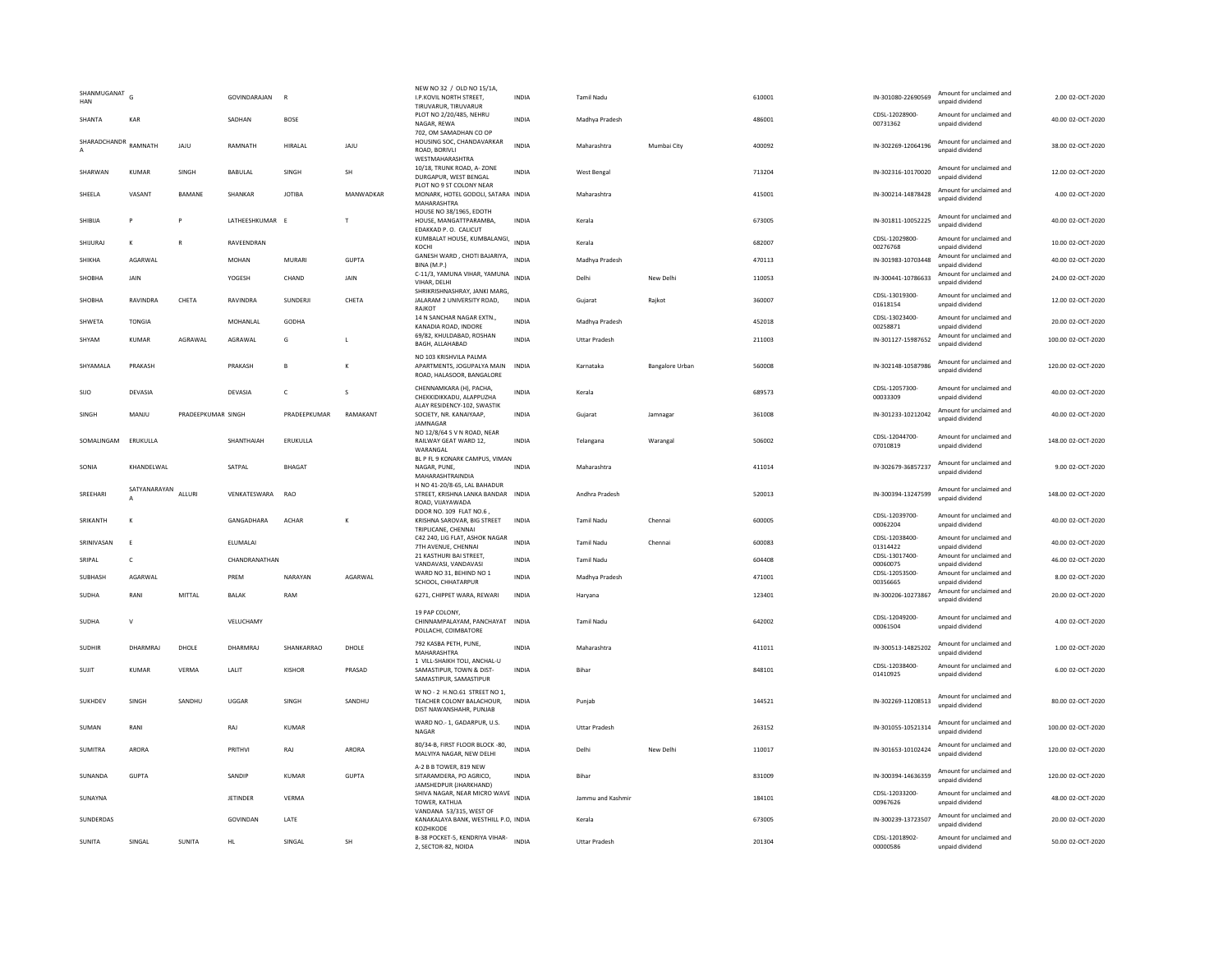| | | | | | | | | | | | | | | | |
|---|---|---|---|---|---|---|---|---|---|---|---|---|---|---|---|
| SHANMUGANATHAN | G | | GOVINDARAJAN | R | | NEW NO 32 / OLD NO 15/1A, I.P.KOVIL NORTH STREET, TIRUVARUR, TIRUVARUR | INDIA | Tamil Nadu | | 610001 | | IN-301080-22690569 | Amount for unclaimed and unpaid dividend | 2.00 | 02-OCT-2020 |
| SHANTA | KAR | | SADHAN | BOSE | | PLOT NO 2/20/485, NEHRU NAGAR, REWA | INDIA | Madhya Pradesh | | 486001 | | CDSL-12028900-00731362 | Amount for unclaimed and unpaid dividend | 40.00 | 02-OCT-2020 |
| SHARADCHANDRA | RAMNATH | JAJU | RAMNATH | HIRALAL | JAJU | 702, OM SAMADHAN CO OP HOUSING SOC, CHANDAVARKAR ROAD, BORIVLI WESTMAHARASHTRA | INDIA | Maharashtra | Mumbai City | 400092 | | IN-302269-12064196 | Amount for unclaimed and unpaid dividend | 38.00 | 02-OCT-2020 |
| SHARWAN | KUMAR | SINGH | BABULAL | SINGH | SH | 10/18, TRUNK ROAD, A- ZONE DURGAPUR, WEST BENGAL | INDIA | West Bengal | | 713204 | | IN-302316-10170020 | Amount for unclaimed and unpaid dividend | 12.00 | 02-OCT-2020 |
| SHEELA | VASANT | BAMANE | SHANKAR | JOTIBA | MANWADKAR | PLOT NO 9 ST COLONY NEAR MONARK, HOTEL GODOLI, SATARA MAHARASHTRA | INDIA | Maharashtra | | 415001 | | IN-300214-14878428 | Amount for unclaimed and unpaid dividend | 4.00 | 02-OCT-2020 |
| SHIBIJA | P | P | LATHEESHKUMAR | E | T | HOUSE NO 38/1965, EDOTH HOUSE, MANGATTPARAMBA, EDAKKAD P. O. CALICUT | INDIA | Kerala | | 673005 | | IN-301811-10052225 | Amount for unclaimed and unpaid dividend | 40.00 | 02-OCT-2020 |
| SHIJURAJ | K | R | RAVEENDRAN | | | KUMBALAT HOUSE, KUMBALANGI, KOCHI | INDIA | Kerala | | 682007 | | CDSL-12029800-00276768 | Amount for unclaimed and unpaid dividend | 10.00 | 02-OCT-2020 |
| SHIKHA | AGARWAL | | MOHAN | MURARI | GUPTA | GANESH WARD , CHOTI BAJARIYA, BINA (M.P.) | INDIA | Madhya Pradesh | | 470113 | | IN-301983-10703448 | Amount for unclaimed and unpaid dividend | 40.00 | 02-OCT-2020 |
| SHOBHA | JAIN | | YOGESH | CHAND | JAIN | C-11/3, YAMUNA VIHAR, YAMUNA VIHAR, DELHI | INDIA | Delhi | New Delhi | 110053 | | IN-300441-10786633 | Amount for unclaimed and unpaid dividend | 24.00 | 02-OCT-2020 |
| SHOBHA | RAVINDRA | CHETA | RAVINDRA | SUNDERJI | CHETA | SHRIKRISHNASHRAY, JANKI MARG, JALARAM 2 UNIVERSITY ROAD, RAJKOT | INDIA | Gujarat | Rajkot | 360007 | | CDSL-13019300-01618154 | Amount for unclaimed and unpaid dividend | 12.00 | 02-OCT-2020 |
| SHWETA | TONGIA | | MOHANLAL | GODHA | | 14 N SANCHAR NAGAR EXTN., KANADIA ROAD, INDORE | INDIA | Madhya Pradesh | | 452018 | | CDSL-13023400-00258871 | Amount for unclaimed and unpaid dividend | 20.00 | 02-OCT-2020 |
| SHYAM | KUMAR | AGRAWAL | AGRAWAL | G | L | 69/82, KHULDABAD, ROSHAN BAGH, ALLAHABAD | INDIA | Uttar Pradesh | | 211003 | | IN-301127-15987652 | Amount for unclaimed and unpaid dividend | 100.00 | 02-OCT-2020 |
| SHYAMALA | PRAKASH | | PRAKASH | B | K | NO 103 KRISHVILA PALMA APARTMENTS, JOGUPALYA MAIN ROAD, HALASOOR, BANGALORE | INDIA | Karnataka | Bangalore Urban | 560008 | | IN-302148-10587986 | Amount for unclaimed and unpaid dividend | 120.00 | 02-OCT-2020 |
| SIJO | DEVASIA | | DEVASIA | C | S | CHENNAMKARA (H), PACHA, CHEKKIDIKKADU, ALAPPUZHA | INDIA | Kerala | | 689573 | | CDSL-12057300-00033309 | Amount for unclaimed and unpaid dividend | 40.00 | 02-OCT-2020 |
| SINGH | MANJU | PRADEEPKUMAR | SINGH | PRADEEPKUMAR | RAMAKANT | ALAY RESIDENCY-102, SWASTIK SOCIETY, NR. KANAIYAAP, JAMNAGAR | INDIA | Gujarat | Jamnagar | 361008 | | IN-301233-10212042 | Amount for unclaimed and unpaid dividend | 40.00 | 02-OCT-2020 |
| SOMALINGAM | ERUKULLA | | SHANTHAIAH | ERUKULLA | | NO 12/8/64 S V N ROAD, NEAR RAILWAY GEAT WARD 12, WARANGAL | INDIA | Telangana | Warangal | 506002 | | CDSL-12044700-07010819 | Amount for unclaimed and unpaid dividend | 148.00 | 02-OCT-2020 |
| SONIA | KHANDELWAL | | SATPAL | BHAGAT | | BL P FL 9 KONARK CAMPUS, VIMAN NAGAR, PUNE, MAHARASHTRAINDIA | INDIA | Maharashtra | | 411014 | | IN-302679-36857237 | Amount for unclaimed and unpaid dividend | 9.00 | 02-OCT-2020 |
| SREEHARI | SATYANARAYANA | ALLURI | VENKATESWARA | RAO | | H NO 41-20/8-65, LAL BAHADUR STREET, KRISHNA LANKA BANDAR ROAD, VIJAYAWADA | INDIA | Andhra Pradesh | | 520013 | | IN-300394-13247599 | Amount for unclaimed and unpaid dividend | 148.00 | 02-OCT-2020 |
| SRIKANTH | K | | GANGADHARA | ACHAR | K | DOOR NO. 109 FLAT NO.6 , KRISHNA SAROVAR, BIG STREET TRIPLICANE, CHENNAI | INDIA | Tamil Nadu | Chennai | 600005 | | CDSL-12039700-00062204 | Amount for unclaimed and unpaid dividend | 40.00 | 02-OCT-2020 |
| SRINIVASAN | E | | ELUMALAI | | | C42 240, LIG FLAT, ASHOK NAGAR 7TH AVENUE, CHENNAI | INDIA | Tamil Nadu | Chennai | 600083 | | CDSL-12038400-01314422 | Amount for unclaimed and unpaid dividend | 40.00 | 02-OCT-2020 |
| SRIPAL | C | | CHANDRANATHAN | | | 21 KASTHURI BAI STREET, VANDAVASI, VANDAVASI | INDIA | Tamil Nadu | | 604408 | | CDSL-13017400-00060075 | Amount for unclaimed and unpaid dividend | 46.00 | 02-OCT-2020 |
| SUBHASH | AGARWAL | | PREM | NARAYAN | AGARWAL | WARD NO 31, BEHIND NO 1 SCHOOL, CHHATARPUR | INDIA | Madhya Pradesh | | 471001 | | CDSL-12053500-00356665 | Amount for unclaimed and unpaid dividend | 8.00 | 02-OCT-2020 |
| SUDHA | RANI | MITTAL | BALAK | RAM | | 6271, CHIPPET WARA, REWARI | INDIA | Haryana | | 123401 | | IN-300206-10273867 | Amount for unclaimed and unpaid dividend | 20.00 | 02-OCT-2020 |
| SUDHA | V | | VELUCHAMY | | | 19 PAP COLONY, CHINNAMPALAYAM, PANCHAYAT POLLACHI, COIMBATORE | INDIA | Tamil Nadu | | 642002 | | CDSL-12049200-00061504 | Amount for unclaimed and unpaid dividend | 4.00 | 02-OCT-2020 |
| SUDHIR | DHARMRAJ | DHOLE | DHARMRAJ | SHANKARRAO | DHOLE | 792 KASBA PETH, PUNE, MAHARASHTRA | INDIA | Maharashtra | | 411011 | | IN-300513-14825202 | Amount for unclaimed and unpaid dividend | 1.00 | 02-OCT-2020 |
| SUJIT | KUMAR | VERMA | LALIT | KISHOR | PRASAD | 1 VILL-SHAIKH TOLI, ANCHAL-U SAMASTIPUR, TOWN & DIST-SAMASTIPUR, SAMASTIPUR | INDIA | Bihar | | 848101 | | CDSL-12038400-01410925 | Amount for unclaimed and unpaid dividend | 6.00 | 02-OCT-2020 |
| SUKHDEV | SINGH | SANDHU | UGGAR | SINGH | SANDHU | W NO - 2 H.NO.61 STREET NO 1, TEACHER COLONY BALACHOUR, DIST NAWANSHAHR, PUNJAB | INDIA | Punjab | | 144521 | | IN-302269-11208513 | Amount for unclaimed and unpaid dividend | 80.00 | 02-OCT-2020 |
| SUMAN | RANI | | RAJ | KUMAR | | WARD NO.- 1, GADARPUR, U.S. NAGAR | INDIA | Uttar Pradesh | | 263152 | | IN-301055-10521314 | Amount for unclaimed and unpaid dividend | 100.00 | 02-OCT-2020 |
| SUMITRA | ARORA | | PRITHVI | RAJ | ARORA | 80/34-B, FIRST FLOOR BLOCK -80, MALVIYA NAGAR, NEW DELHI | INDIA | Delhi | New Delhi | 110017 | | IN-301653-10102424 | Amount for unclaimed and unpaid dividend | 120.00 | 02-OCT-2020 |
| SUNANDA | GUPTA | | SANDIP | KUMAR | GUPTA | A-2 B B TOWER, 819 NEW SITARAMDERA, PO AGRICO, JAMSHEDPUR (JHARKHAND) | INDIA | Bihar | | 831009 | | IN-300394-14636359 | Amount for unclaimed and unpaid dividend | 120.00 | 02-OCT-2020 |
| SUNAYNA | | | JETINDER | VERMA | | SHIVA NAGAR, NEAR MICRO WAVE TOWER, KATHUA | INDIA | Jammu and Kashmir | | 184101 | | CDSL-12033200-00967626 | Amount for unclaimed and unpaid dividend | 48.00 | 02-OCT-2020 |
| SUNDERDAS | | | GOVINDAN | LATE | | VANDANA 53/315, WEST OF KANAKALAYA BANK, WESTHILL P.O, KOZHIKODE | INDIA | Kerala | | 673005 | | IN-300239-13723507 | Amount for unclaimed and unpaid dividend | 20.00 | 02-OCT-2020 |
| SUNITA | SINGAL | SUNITA | HL | SINGAL | SH | B-38 POCKET-5, KENDRIYA VIHAR-2, SECTOR-82, NOIDA | INDIA | Uttar Pradesh | | 201304 | | CDSL-12018902-00000586 | Amount for unclaimed and unpaid dividend | 50.00 | 02-OCT-2020 |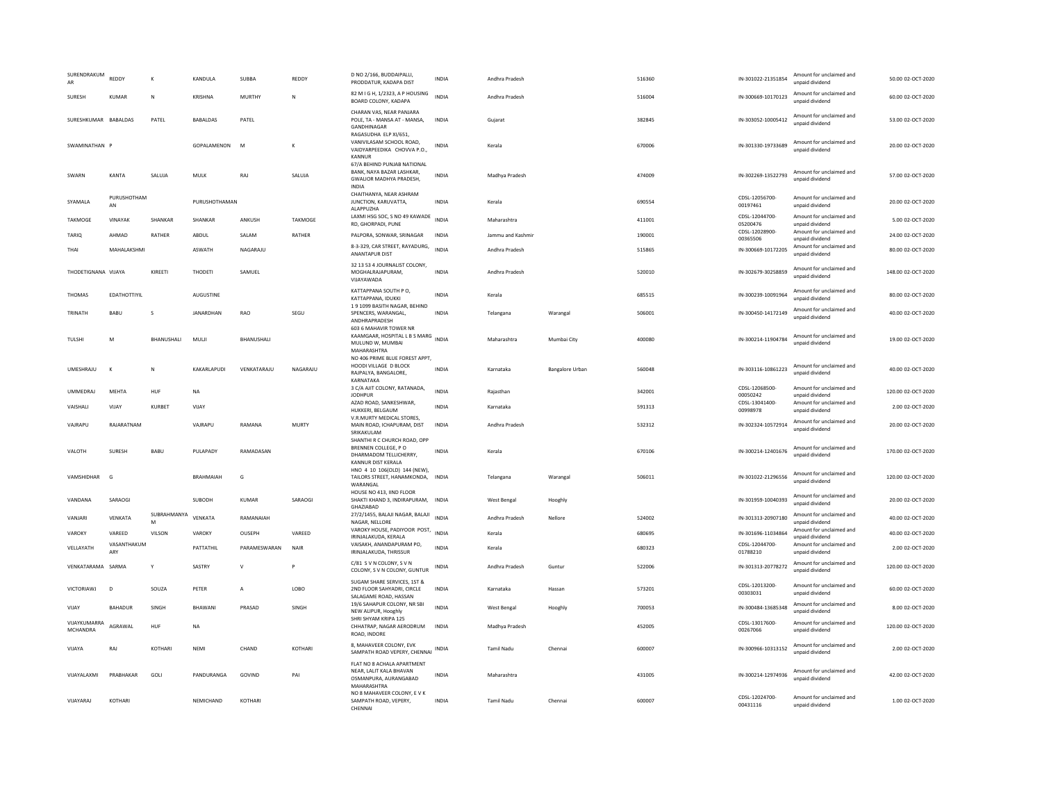| | | | | | | | | | | | | | | |
|---|---|---|---|---|---|---|---|---|---|---|---|---|---|---|
| SURENDRAKUMAR | REDDY | K | KANDULA | SUBBA | REDDY | D NO 2/166, BUDDAIPALLI, PRODDATUR, KADAPA DIST | INDIA | Andhra Pradesh | | 516360 | IN-301022-21351854 | Amount for unclaimed and unpaid dividend | 50.00 | 02-OCT-2020 |
| SURESH | KUMAR | N | KRISHNA | MURTHY | N | 82 M I G H, 1/2323, A P HOUSING BOARD COLONY, KADAPA | INDIA | Andhra Pradesh | | 516004 | IN-300669-10170123 | Amount for unclaimed and unpaid dividend | 60.00 | 02-OCT-2020 |
| SURESHKUMAR | BABALDAS | PATEL | BABALDAS | PATEL | | CHARAN VAS, NEAR PANJARA POLE, TA - MANSA AT - MANSA, GANDHINAGAR | INDIA | Gujarat | | 382845 | IN-303052-10005412 | Amount for unclaimed and unpaid dividend | 53.00 | 02-OCT-2020 |
| SWAMINATHAN | P | | GOPALAMENON | M | K | RAGASUDHA ELP XI/651, VANIVILASAM SCHOOL ROAD, VAIDYARPEEDIKA CHOVVA P.O., KANNUR | INDIA | Kerala | | 670006 | IN-301330-19733689 | Amount for unclaimed and unpaid dividend | 20.00 | 02-OCT-2020 |
| SWARN | KANTA | SALUJA | MULK | RAJ | SALUJA | 67/A BEHIND PUNJAB NATIONAL BANK, NAYA BAZAR LASHKAR, GWALIOR MADHYA PRADESH, INDIA | INDIA | Madhya Pradesh | | 474009 | IN-302269-13522793 | Amount for unclaimed and unpaid dividend | 57.00 | 02-OCT-2020 |
| SYAMALA | PURUSHOTHAMAN | | PURUSHOTHAMAN | | | CHAITHANYA, NEAR ASHRAM JUNCTION, KARUVATTA, ALAPPUZHA | INDIA | Kerala | | 690554 | CDSL-12056700-00197461 | Amount for unclaimed and unpaid dividend | 20.00 | 02-OCT-2020 |
| TAKMOGE | VINAYAK | SHANKAR | SHANKAR | ANKUSH | TAKMOGE | LAXMI HSG SOC, S NO 49 KAWADE RD, GHORPADI, PUNE | INDIA | Maharashtra | | 411001 | CDSL-12044700-05200476 | Amount for unclaimed and unpaid dividend | 5.00 | 02-OCT-2020 |
| TARIQ | AHMAD | RATHER | ABDUL | SALAM | RATHER | PALPORA, SONWAR, SRINAGAR | INDIA | Jammu and Kashmir | | 190001 | CDSL-12028900-00365506 | Amount for unclaimed and unpaid dividend | 24.00 | 02-OCT-2020 |
| THAI | MAHALAKSHMI | | ASWATH | NAGARAJU | | 8-3-329, CAR STREET, RAYADURG, ANANTAPUR DIST | INDIA | Andhra Pradesh | | 515865 | IN-300669-10172205 | Amount for unclaimed and unpaid dividend | 80.00 | 02-OCT-2020 |
| THODETIGNANA | VIJAYA | KIREETI | THODETI | SAMUEL | | 32 13 53 4 JOURNALIST COLONY, MOGHALRAJAPURAM, VIJAYAWADA | INDIA | Andhra Pradesh | | 520010 | IN-302679-30258859 | Amount for unclaimed and unpaid dividend | 148.00 | 02-OCT-2020 |
| THOMAS | EDATHOTTIYIL | | AUGUSTINE | | | KATTAPPANA SOUTH P O, KATTAPPANA, IDUKKI | INDIA | Kerala | | 685515 | IN-300239-10091964 | Amount for unclaimed and unpaid dividend | 80.00 | 02-OCT-2020 |
| TRINATH | BABU | S | JANARDHAN | RAO | SEGU | 1 9 1099 BASITH NAGAR, BEHIND SPENCERS, WARANGAL, ANDHRAPRADESH | INDIA | Telangana | Warangal | 506001 | IN-300450-14172149 | Amount for unclaimed and unpaid dividend | 40.00 | 02-OCT-2020 |
| TULSHI | M | BHANUSHALI | MULJI | BHANUSHALI | | 603 6 MAHAVIR TOWER NR KAAMGAAR, HOSPITAL L B S MARG MULUND W, MUMBAI MAHARASHTRA | INDIA | Maharashtra | Mumbai City | 400080 | IN-300214-11904784 | Amount for unclaimed and unpaid dividend | 19.00 | 02-OCT-2020 |
| UMESHRAJU | K | N | KAKARLAPUDI | VENKATARAJU | NAGARAJU | NO 406 PRIME BLUE FOREST APPT, HOODI VILLAGE D BLOCK RAJPALYA, BANGALORE, KARNATAKA | INDIA | Karnataka | Bangalore Urban | 560048 | IN-303116-10861223 | Amount for unclaimed and unpaid dividend | 40.00 | 02-OCT-2020 |
| UMMEDRAJ | MEHTA | HUF | NA | | | 3 C/A AJIT COLONY, RATANADA, JODHPUR | INDIA | Rajasthan | | 342001 | CDSL-12068500-00050242 | Amount for unclaimed and unpaid dividend | 120.00 | 02-OCT-2020 |
| VAISHALI | VIJAY | KURBET | VIJAY | | | AZAD ROAD, SANKESHWAR, HUKKERI, BELGAUM | INDIA | Karnataka | | 591313 | CDSL-13041400-00998978 | Amount for unclaimed and unpaid dividend | 2.00 | 02-OCT-2020 |
| VAJRAPU | RAJARATNAM | | VAJRAPU | RAMANA | MURTY | V.R.MURTY MEDICAL STORES, MAIN ROAD, ICHAPURAM, DIST SRIKAKULAM | INDIA | Andhra Pradesh | | 532312 | IN-302324-10572914 | Amount for unclaimed and unpaid dividend | 20.00 | 02-OCT-2020 |
| VALOTH | SURESH | BABU | PULAPADY | RAMADASAN | | SHANTHI R C CHURCH ROAD, OPP BRENNEN COLLEGE, P O DHARMADOM TELLICHERRY, KANNUR DIST KERALA | INDIA | Kerala | | 670106 | IN-300214-12401676 | Amount for unclaimed and unpaid dividend | 170.00 | 02-OCT-2020 |
| VAMSHIDHAR | G | | BRAHMAIAH | G | | HNO 4 10 106(OLD) 144 (NEW), TAILORS STREET, HANAMKONDA, WARANGAL | INDIA | Telangana | Warangal | 506011 | IN-301022-21296556 | Amount for unclaimed and unpaid dividend | 120.00 | 02-OCT-2020 |
| VANDANA | SARAOGI | | SUBODH | KUMAR | SARAOGI | HOUSE NO 413, IIND FLOOR SHAKTI KHAND 3, INDIRAPURAM, GHAZIABAD | INDIA | West Bengal | Hooghly | | IN-301959-10040393 | Amount for unclaimed and unpaid dividend | 20.00 | 02-OCT-2020 |
| VANJARI | VENKATA | SUBRAHMANYAM | VENKATA | RAMANAIAH | | 27/2/1455, BALAJI NAGAR, BALAJI NAGAR, NELLORE | INDIA | Andhra Pradesh | Nellore | 524002 | IN-301313-20907180 | Amount for unclaimed and unpaid dividend | 40.00 | 02-OCT-2020 |
| VAROKY | VAREED | VILSON | VAROKY | OUSEPH | VAREED | VAROKY HOUSE, PADIYOOR POST, IRINJALAKUDA, KERALA | INDIA | Kerala | | 680695 | IN-301696-11034864 | Amount for unclaimed and unpaid dividend | 40.00 | 02-OCT-2020 |
| VELLAYATH | VASANTHAKUMARY | | PATTATHIL | PARAMESWARAN | NAIR | VAISAKH, ANANDAPURAM PO, IRINJALAKUDA, THRISSUR | INDIA | Kerala | | 680323 | CDSL-12044700-01788210 | Amount for unclaimed and unpaid dividend | 2.00 | 02-OCT-2020 |
| VENKATARAMA | SARMA | Y | SASTRY | V | P | C/81 S V N COLONY, S V N COLONY, GUNTUR | INDIA | Andhra Pradesh | Guntur | 522006 | IN-301313-20778272 | Amount for unclaimed and unpaid dividend | 120.00 | 02-OCT-2020 |
| VICTORIAWJ | D | SOUZA | PETER | A | LOBO | SUGAM SHARE SERVICES, 1ST & 2ND FLOOR SAHYADRI, CIRCLE SALAGAME ROAD, HASSAN | INDIA | Karnataka | Hassan | 573201 | CDSL-12013200-00303031 | Amount for unclaimed and unpaid dividend | 60.00 | 02-OCT-2020 |
| VIJAY | BAHADUR | SINGH | BHAWANI | PRASAD | SINGH | 19/6 SAHAPUR COLONY, NR SBI NEW ALIPUR, Hooghly | INDIA | West Bengal | Hooghly | 700053 | IN-300484-13685348 | Amount for unclaimed and unpaid dividend | 8.00 | 02-OCT-2020 |
| VIJAYKUMARRAMCHANDRA | AGRAWAL | HUF | NA | | | SHRI SHYAM KRIPA 125 CHHATRAP, NAGAR AERODRUM ROAD, INDORE | INDIA | Madhya Pradesh | | 452005 | CDSL-13017600-00267066 | Amount for unclaimed and unpaid dividend | 120.00 | 02-OCT-2020 |
| VIJAYA | RAJ | KOTHARI | NEMI | CHAND | KOTHARI | 8, MAHAVEER COLONY, EVK SAMPATH ROAD VEPERY, CHENNAI | INDIA | Tamil Nadu | Chennai | 600007 | IN-300966-10313152 | Amount for unclaimed and unpaid dividend | 2.00 | 02-OCT-2020 |
| VIJAYALAXMI | PRABHAKAR | GOLI | PANDURANGA | GOVIND | PAI | FLAT NO 8 ACHALA APARTMENT NEAR, LALIT KALA BHAVAN OSMANPURA, AURANGABAD MAHARASHTRA | INDIA | Maharashtra | | 431005 | IN-300214-12974936 | Amount for unclaimed and unpaid dividend | 42.00 | 02-OCT-2020 |
| VIJAYARAJ | KOTHARI | | NEMICHAND | KOTHARI | | NO 8 MAHAVEER COLONY, E V K SAMPATH ROAD, VEPERY, CHENNAI | INDIA | Tamil Nadu | Chennai | 600007 | CDSL-12024700-00431116 | Amount for unclaimed and unpaid dividend | 1.00 | 02-OCT-2020 |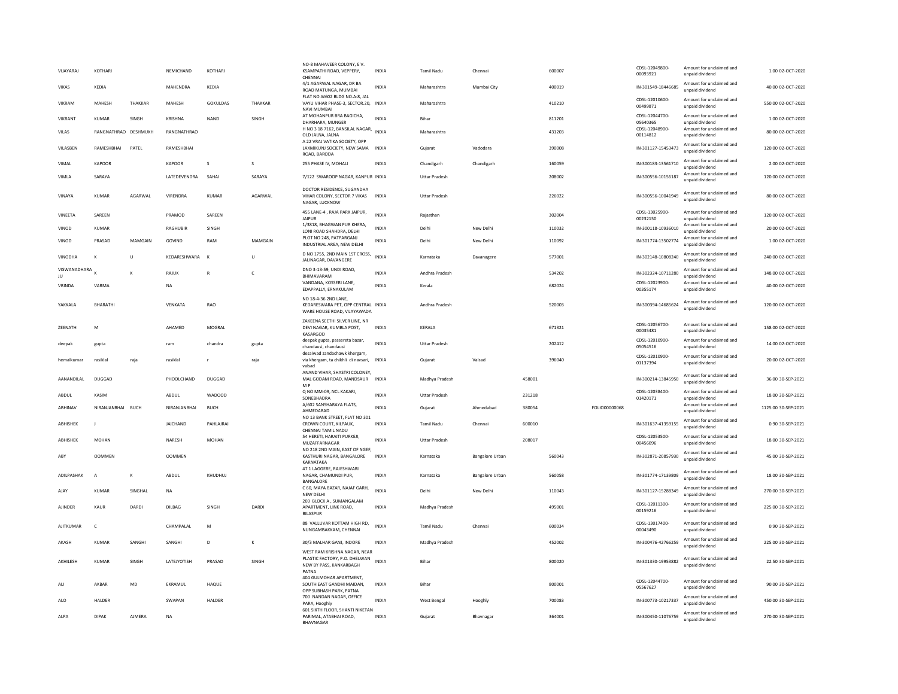| | | | | | | | | | | | | | | | | |
|---|---|---|---|---|---|---|---|---|---|---|---|---|---|---|---|---|
| VIJAYARAJ | KOTHARI | | NEMICHAND | KOTHARI | | NO-8 MAHAVEER COLONY, E V. KSAMPATHI ROAD, VEPPERY, CHENNAI | INDIA | Tamil Nadu | Chennai | | 600007 | | CDSL-12049800-00093921 | Amount for unclaimed and unpaid dividend | 1.00 | 02-OCT-2020 |
| VIKAS | KEDIA | | MAHENDRA | KEDIA | | 4/1 AGARWAL NAGAR, DR BA ROAD MATUNGA, MUMBAI | INDIA | Maharashtra | Mumbai City | | 400019 | | IN-301549-18446685 | Amount for unclaimed and unpaid dividend | 40.00 | 02-OCT-2020 |
| VIKRAM | MAHESH | THAKKAR | MAHESH | GOKULDAS | THAKKAR | FLAT NO.W602 BLDG NO.A-8, JAL VAYU VIHAR PHASE-3, SECTOR.20, NAVI MUMBAI | INDIA | Maharashtra | | | 410210 | | CDSL-12010600-00499871 | Amount for unclaimed and unpaid dividend | 550.00 | 02-OCT-2020 |
| VIKRANT | KUMAR | SINGH | KRISHNA | NAND | SINGH | AT MOHANPUR BRA BAGICHA, DHARHARA, MUNGER | INDIA | Bihar | | | 811201 | | CDSL-12044700-05640365 | Amount for unclaimed and unpaid dividend | 1.00 | 02-OCT-2020 |
| VILAS | RANGNATHRAO | DESHMUKH | RANGNATHRAO | | | H NO 3 18 7162, BANSILAL NAGAR, OLD JALNA, JALNA | INDIA | Maharashtra | | | 431203 | | CDSL-12048900-00114812 | Amount for unclaimed and unpaid dividend | 80.00 | 02-OCT-2020 |
| VILASBEN | RAMESHBHAI | PATEL | RAMESHBHAI | | | A 22 VRAJ VATIKA SOCIETY, OPP LAXMIKUNJ SOCIETY, NEW SAMA ROAD, BARODA | INDIA | Gujarat | Vadodara | | 390008 | | IN-301127-15453473 | Amount for unclaimed and unpaid dividend | 120.00 | 02-OCT-2020 |
| VIMAL | KAPOOR | | KAPOOR | S | S | 255 PHASE IV, MOHALI | INDIA | Chandigarh | Chandigarh | | 160059 | | IN-300183-13561710 | Amount for unclaimed and unpaid dividend | 2.00 | 02-OCT-2020 |
| VIMLA | SARAYA | | LATEDEVENDRA | SAHAI | SARAYA | 7/122 SWAROOP NAGAR, KANPUR | INDIA | Uttar Pradesh | | | 208002 | | IN-300556-10156187 | Amount for unclaimed and unpaid dividend | 120.00 | 02-OCT-2020 |
| VINAYA | KUMAR | AGARWAL | VIRENDRA | KUMAR | AGARWAL | DOCTOR RESIDENCE, SUGANDHA VIHAR COLONY, SECTOR 7 VIKAS NAGAR, LUCKNOW | INDIA | Uttar Pradesh | | | 226022 | | IN-300556-10041949 | Amount for unclaimed and unpaid dividend | 80.00 | 02-OCT-2020 |
| VINEETA | SAREEN | | PRAMOD | SAREEN | | 455 LANE-4 , RAJA PARK JAIPUR, JAIPUR | INDIA | Rajasthan | | | 302004 | | CDSL-13025900-00232150 | Amount for unclaimed and unpaid dividend | 120.00 | 02-OCT-2020 |
| VINOD | KUMAR | | RAGHUBIR | SINGH | | 1/3818, BHAGWAN PUR KHERA, LONI ROAD SHAHDRA, DELHI | INDIA | Delhi | New Delhi | | 110032 | | IN-300118-10936010 | Amount for unclaimed and unpaid dividend | 20.00 | 02-OCT-2020 |
| VINOD | PRASAD | MAMGAIN | GOVIND | RAM | MAMGAIN | PLOT NO 248, PATPARGANJ INDUSTRIAL AREA, NEW DELHI | INDIA | Delhi | New Delhi | | 110092 | | IN-301774-13502774 | Amount for unclaimed and unpaid dividend | 1.00 | 02-OCT-2020 |
| VINODHA | K | U | KEDARESHWARA | K | U | D NO 1755, 2ND MAIN 1ST CROSS, JALINAGAR, DAVANGERE | INDIA | Karnataka | Davanagere | | 577001 | | IN-302148-10808240 | Amount for unclaimed and unpaid dividend | 240.00 | 02-OCT-2020 |
| VISWANADHARAJU | K | K | RAJUK | R | C | DNO 3-13-59, UNDI ROAD, BHIMAVARAM | INDIA | Andhra Pradesh | | | 534202 | | IN-302324-10711280 | Amount for unclaimed and unpaid dividend | 148.00 | 02-OCT-2020 |
| VRINDA | VARMA | | NA | | | VANDANA, KOSSERI LANE, EDAPPALLY, ERNAKULAM | INDIA | Kerala | | | 682024 | | CDSL-12023900-00355174 | Amount for unclaimed and unpaid dividend | 40.00 | 02-OCT-2020 |
| YAKKALA | BHARATHI | | VENKATA | RAO | | NO 18-4-36 2ND LANE, KEDARESWARA PET, OPP CENTRAL WARE HOUSE ROAD, VIJAYAWADA | INDIA | Andhra Pradesh | | | 520003 | | IN-300394-14685624 | Amount for unclaimed and unpaid dividend | 120.00 | 02-OCT-2020 |
| ZEENATH | M | | AHAMED | MOGRAL | | ZAKEENA SEETHI SILVER LINE, NR DEVI NAGAR, KUMBLA POST, KASARGOD | INDIA | KERALA | | | 671321 | | CDSL-12056700-00035481 | Amount for unclaimed and unpaid dividend | 158.00 | 02-OCT-2020 |
| deepak | gupta | | ram | chandra | gupta | deepak gupta, passereta bazar, chandausi, chandausi | INDIA | Uttar Pradesh | | | 202412 | | CDSL-12010900-05054516 | Amount for unclaimed and unpaid dividend | 14.00 | 02-OCT-2020 |
| hemalkumar | rasiklal | raja | rasiklal | r | raja | desaiwad zandachawk khergam, via khergam, ta chikhli di navsari, valsad | INDIA | Gujarat | Valsad | | 396040 | | CDSL-12010900-01137394 | Amount for unclaimed and unpaid dividend | 20.00 | 02-OCT-2020 |
| AANANDILAL | DUGGAD | | PHOOLCHAND | DUGGAD | | ANAND VIHAR, SHASTRI COLONEY, MAL GODAM ROAD, MANDSAUR M P | INDIA | Madhya Pradesh | | 458001 | | | IN-300214-13845950 | Amount for unclaimed and unpaid dividend | 36.00 | 30-SEP-2021 |
| ABDUL | KASIM | | ABDUL | WADOOD | | Q NO MM-09, NCL KAKARI, SONEBHADRA | INDIA | Uttar Pradesh | | 231218 | | | CDSL-12038400-01420171 | Amount for unclaimed and unpaid dividend | 18.00 | 30-SEP-2021 |
| ABHINAV | NIRANJANBHAI | BUCH | NIRANJANBHAI | BUCH | | A/602 SANSHARAYA FLATS, AHMEDABAD | INDIA | Gujarat | Ahmedabad | 380054 | | FOLIO00000068 | | Amount for unclaimed and unpaid dividend | 1125.00 | 30-SEP-2021 |
| ABHISHEK | J | | JAICHAND | PAHLAJRAI | | NO 13 BANK STREET, FLAT NO 301 CROWN COURT, KILPAUK, CHENNAI TAMIL NADU | INDIA | Tamil Nadu | Chennai | 600010 | | | IN-301637-41359155 | Amount for unclaimed and unpaid dividend | 0.90 | 30-SEP-2021 |
| ABHISHEK | MOHAN | | NARESH | MOHAN | | 54 HERETI, HARAITI PURKEJI, MUZAFFARNAGAR | INDIA | Uttar Pradesh | | 208017 | | | CDSL-12053500-00456096 | Amount for unclaimed and unpaid dividend | 18.00 | 30-SEP-2021 |
| ABY | OOMMEN | | OOMMEN | | | NO 218 2ND MAIN, EAST OF NGEF, KASTHURI NAGAR, BANGALORE KARNATAKA | INDIA | Karnataka | Bangalore Urban | | 560043 | | IN-302871-20857930 | Amount for unclaimed and unpaid dividend | 45.00 | 30-SEP-2021 |
| ADILPASHAK | A | K | ABDUL | KHUDHUJ | | 47 1 LAGGERE, RAJESHWARI NAGAR, CHAMUNDI PUR, BANGALORE | INDIA | Karnataka | Bangalore Urban | | 560058 | | IN-301774-17139809 | Amount for unclaimed and unpaid dividend | 18.00 | 30-SEP-2021 |
| AJAY | KUMAR | SINGHAL | NA | | | C 60, MAYA BAZAR, NAJAF GARH, NEW DELHI | INDIA | Delhi | New Delhi | | 110043 | | IN-301127-15288349 | Amount for unclaimed and unpaid dividend | 270.00 | 30-SEP-2021 |
| AJINDER | KAUR | DARDI | DILBAG | SINGH | DARDI | 203 BLOCK A , SUMANGALAM APARTMENT, LINK ROAD, BILASPUR | INDIA | Madhya Pradesh | | | 495001 | | CDSL-12011300-00159216 | Amount for unclaimed and unpaid dividend | 225.00 | 30-SEP-2021 |
| AJITKUMAR | C | | CHAMPALAL | M | | 88 VALLUVAR KOTTAM HIGH RD, NUNGAMBAKKAM, CHENNAI | INDIA | Tamil Nadu | Chennai | | 600034 | | CDSL-13017400-00043490 | Amount for unclaimed and unpaid dividend | 0.90 | 30-SEP-2021 |
| AKASH | KUMAR | SANGHI | SANGHI | D | K | 30/3 MALHAR GANJ, INDORE | INDIA | Madhya Pradesh | | | 452002 | | IN-300476-42766259 | Amount for unclaimed and unpaid dividend | 225.00 | 30-SEP-2021 |
| AKHILESH | KUMAR | SINGH | LATEJYOTISH | PRASAD | SINGH | WEST RAM KRISHNA NAGAR, NEAR PLASTIC FACTORY, P.O. DHELWAN NEW BY PASS, KANKARBAGH PATNA | INDIA | Bihar | | | 800020 | | IN-301330-19953882 | Amount for unclaimed and unpaid dividend | 22.50 | 30-SEP-2021 |
| ALI | AKBAR | MD | EKRAMUL | HAQUE | | 404 GULMOHAR APARTMENT, SOUTH EAST GANDHI MAIDAN, OPP SUBHASH PARK, PATNA | INDIA | Bihar | | | 800001 | | CDSL-12044700-05567627 | Amount for unclaimed and unpaid dividend | 90.00 | 30-SEP-2021 |
| ALO | HALDER | | SWAPAN | HALDER | | 700 NANDAN NAGAR, OFFICE PARA, Hooghly | INDIA | West Bengal | Hooghly | | 700083 | | IN-300773-10217337 | Amount for unclaimed and unpaid dividend | 450.00 | 30-SEP-2021 |
| ALPA | DIPAK | AJMERA | NA | | | 601 SIXTH FLOOR, SHANTI NIKETAN PARIMAL, ATABHAI ROAD, BHAVNAGAR | INDIA | Gujarat | Bhavnagar | | 364001 | | IN-300450-11076759 | Amount for unclaimed and unpaid dividend | 270.00 | 30-SEP-2021 |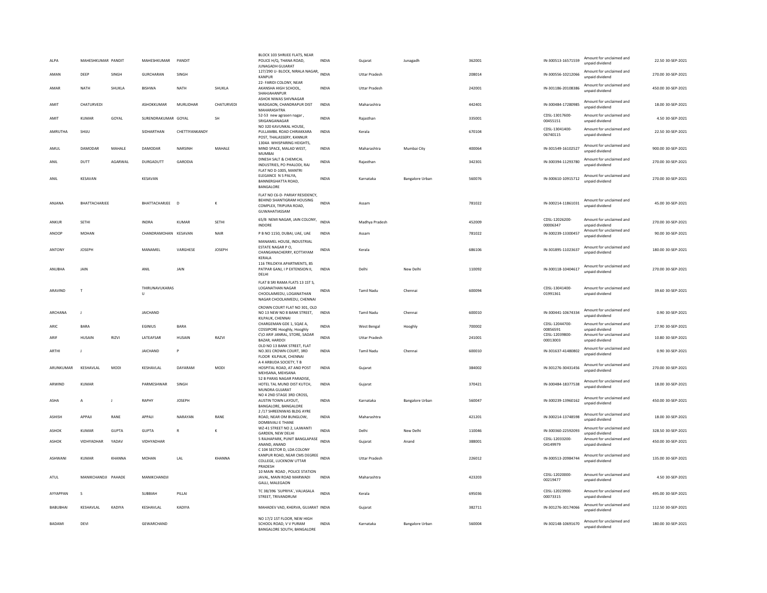| | | | | | | | | | | | | | | |
|---|---|---|---|---|---|---|---|---|---|---|---|---|---|---|
| ALPA | MAHESHKUMAR | PANDIT | MAHESHKUMAR | PANDIT | | BLOCK 103 SHRIJEE FLATS, NEAR POLICE H/Q, THANA ROAD, JUNAGADH GUJARAT | INDIA | Gujarat | Junagadh | 362001 | IN-300513-16571559 | Amount for unclaimed and unpaid dividend | 22.50 | 30-SEP-2021 |
| AMAN | DEEP | SINGH | GURCHARAN | SINGH | | 127/290 U- BLOCK, NIRALA NAGAR, KANPUR | INDIA | Uttar Pradesh | | 208014 | IN-300556-10212066 | Amount for unclaimed and unpaid dividend | 270.00 | 30-SEP-2021 |
| AMAR | NATH | SHUKLA | BISHWA | NATH | SHUKLA | 22- FARIDI COLONY, NEAR AKANSHA HIGH SCHOOL, SHAHJAHANPUR | INDIA | Uttar Pradesh | | 242001 | IN-301186-20108386 | Amount for unclaimed and unpaid dividend | 450.00 | 30-SEP-2021 |
| AMIT | CHATURVEDI | | ASHOKKUMAR | MURLIDHAR | CHATURVEDI | ASHOK NIWAS SHIVNAGAR WADGAON, CHANDRAPUR DIST MAHARASHTRA | INDIA | Maharashtra | | 442401 | IN-300484-17280985 | Amount for unclaimed and unpaid dividend | 18.00 | 30-SEP-2021 |
| AMIT | KUMAR | GOYAL | SURENDRAKUMAR | GOYAL | SH | 52-53 new agrasen nagar , SRIGANGANAGAR | INDIA | Rajasthan | | 335001 | CDSL-13017600-00455151 | Amount for unclaimed and unpaid dividend | 4.50 | 30-SEP-2021 |
| AMRUTHA | SHIJU | | SIDHARTHAN | CHETTIYANKANDY | | NO 320 KAVUNKAL HOUSE, PULLAMBIL ROAD CHIRAKKARA POST, THALASSERY, KANNUR | INDIA | Kerala | | 670104 | CDSL-13041400-06740115 | Amount for unclaimed and unpaid dividend | 22.50 | 30-SEP-2021 |
| AMUL | DAMODAR | MAHALE | DAMODAR | NARSINH | MAHALE | 1304A WHISPARING HEIGHTS, MIND SPACE, MALAD WEST, MUMBAI | INDIA | Maharashtra | Mumbai City | 400064 | IN-301549-16102527 | Amount for unclaimed and unpaid dividend | 900.00 | 30-SEP-2021 |
| ANIL | DUTT | AGARWAL | DURGADUTT | GARODIA | | DINESH SALT & CHEMICAL INDUSTRIES, PO PHALODI, RAJ | INDIA | Rajasthan | | 342301 | IN-300394-11293780 | Amount for unclaimed and unpaid dividend | 270.00 | 30-SEP-2021 |
| ANIL | KESAVAN | | KESAVAN | | | FLAT NO D-1005, MANTRI ELEGANCE N S PALYA, BANNERGHATTA ROAD, BANGALORE | INDIA | Karnataka | Bangalore Urban | 560076 | IN-300610-10915712 | Amount for unclaimed and unpaid dividend | 270.00 | 30-SEP-2021 |
| ANJANA | BHATTACHARJEE | | BHATTACHARJEE | D | K | FLAT NO C6-D- PARIAY RESIDENCY, BEHIND SHANTIGRAM HOUSING COMPLEX, TRIPURA ROAD, GUWAHATIASSAM | INDIA | Assam | | 781022 | IN-300214-11861031 | Amount for unclaimed and unpaid dividend | 45.00 | 30-SEP-2021 |
| ANKUR | SETHI | | INDRA | KUMAR | SETHI | 65/B NEMI NAGAR, JAIN COLONY, INDORE | INDIA | Madhya Pradesh | | 452009 | CDSL-12026200-00006347 | Amount for unclaimed and unpaid dividend | 270.00 | 30-SEP-2021 |
| ANOOP | MOHAN | | CHANDRAMOHAN | KESAVAN | NAIR | P B NO 1150, DUBAI, UAE, UAE | INDIA | Assam | | 781022 | IN-300239-13300457 | Amount for unclaimed and unpaid dividend | 90.00 | 30-SEP-2021 |
| ANTONY | JOSEPH | | MANAMEL | VARGHESE | JOSEPH | MANAMEL HOUSE, INDUSTRIAL ESTATE NAGAR P O, CHANGANACHERRY, KOTTAYAM KERALA | INDIA | Kerala | | 686106 | IN-301895-11023637 | Amount for unclaimed and unpaid dividend | 180.00 | 30-SEP-2021 |
| ANUBHA | JAIN | | ANIL | JAIN | | 116 TRILOKYA APARTMENTS, 85 PATPAR GANJ, I P EXTENSION II, DELHI | INDIA | Delhi | New Delhi | 110092 | IN-300118-10404617 | Amount for unclaimed and unpaid dividend | 270.00 | 30-SEP-2021 |
| ARAVIND | T | | THIRUNAVUKARASU | | | FLAT B SRI RAMA FLATS 13 1ST S, LOGANATHAN NAGAR CHOOLAIMEDU, LOGANATHAN NAGAR CHOOLAIMEDU, CHENNAI | INDIA | Tamil Nadu | Chennai | 600094 | CDSL-13041400-01991361 | Amount for unclaimed and unpaid dividend | 39.60 | 30-SEP-2021 |
| ARCHANA | J | | JAICHAND | | | CROWN COURT FLAT NO 301, OLD NO 13 NEW NO 8 BANK STREET, KILPAUK, CHENNAI | INDIA | Tamil Nadu | Chennai | 600010 | IN-300441-10674334 | Amount for unclaimed and unpaid dividend | 0.90 | 30-SEP-2021 |
| ARIC | BARA | | EGINIUS | BARA | | CHARGEMAN GDE 1, SQAE A, COSSIPORE Hooghly, Hooghly | INDIA | West Bengal | Hooghly | 700002 | CDSL-12044700-00856591 | Amount for unclaimed and unpaid dividend | 27.90 | 30-SEP-2021 |
| ARIF | HUSAIN | RIZVI | LATEAFSAR | HUSAIN | RAZVI | C\O ARIF JANRAL, STORE, SADAR BAZAR, HARDOI | INDIA | Uttar Pradesh | | 241001 | CDSL-12039800-00013003 | Amount for unclaimed and unpaid dividend | 10.80 | 30-SEP-2021 |
| ARTHI | J | | JAICHAND | P | | OLD NO 13 BANK STREET, FLAT NO.301 CROWN COURT, 3RD FLOOR KILPAUK, CHENNAI | INDIA | Tamil Nadu | Chennai | 600010 | IN-301637-41480802 | Amount for unclaimed and unpaid dividend | 0.90 | 30-SEP-2021 |
| ARUNKUMAR | KESHAVLAL | MODI | KESHAVLAL | DAYARAM | MODI | A 4 ARBUDA SOCIETY, T B HOSPITAL ROAD, AT AND POST MEHSANA, MEHSANA | INDIA | Gujarat | | 384002 | IN-301276-30431456 | Amount for unclaimed and unpaid dividend | 270.00 | 30-SEP-2021 |
| ARWIND | KUMAR | | PARMESHWAR | SINGH | | 52 B PARAS NAGAR PARADISE, HOTEL TAL MUND DIST KUTCH, MUNDRA GUJARAT | INDIA | Gujarat | | 370421 | IN-300484-18377538 | Amount for unclaimed and unpaid dividend | 18.00 | 30-SEP-2021 |
| ASHA | A | J | RAPHY | JOSEPH | | NO 4 2ND STAGE 3RD CROSS, AUSTIN TOWN LAYOUT, BANGALORE, BANGALORE | INDIA | Karnataka | Bangalore Urban | 560047 | IN-300239-13960162 | Amount for unclaimed and unpaid dividend | 450.00 | 30-SEP-2021 |
| ASHISH | APPAJI | RANE | APPAJI | NARAYAN | RANE | 2 /17 SHREENIWAS BLDG AYRE ROAD, NEAR OM BUNGLOW, DOMBIVALI E THANE | INDIA | Maharashtra | | 421201 | IN-300214-13748598 | Amount for unclaimed and unpaid dividend | 18.00 | 30-SEP-2021 |
| ASHOK | KUMAR | GUPTA | GUPTA | R | K | WZ-41 STREET NO 2, LAJWANTI GARDEN, NEW DELHI | INDIA | Delhi | New Delhi | 110046 | IN-300360-22592093 | Amount for unclaimed and unpaid dividend | 328.50 | 30-SEP-2021 |
| ASHOK | VIDHYADHAR | YADAV | VIDHYADHAR | | | 5 RAJHAPARK, PUNIT BANGLAPASE ANAND, ANAND | INDIA | Gujarat | Anand | 388001 | CDSL-12033200-04149979 | Amount for unclaimed and unpaid dividend | 450.00 | 30-SEP-2021 |
| ASHWANI | KUMAR | KHANNA | MOHAN | LAL | KHANNA | C 104 SECTOR D, LDA COLONY KANPUR ROAD, NEAR CMS DEGREE COLLEGE, LUCKNOW UTTAR PRADESH | INDIA | Uttar Pradesh | | 226012 | IN-300513-20984744 | Amount for unclaimed and unpaid dividend | 135.00 | 30-SEP-2021 |
| ATUL | MANIKCHANDJI | PAHADE | MANIKCHANDJI | | | 10 MAIN ROAD , POLICE STATION JAVAL, MAIN ROAD MARWADI GALLI, MALEGAON | INDIA | Maharashtra | | 423203 | CDSL-12020000-00219477 | Amount for unclaimed and unpaid dividend | 4.50 | 30-SEP-2021 |
| AYYAPPAN | S | | SUBBIAH | PILLAI | | TC 38/396 `SUPRIYA`, VALIASALA STREET, TRIVANDRUM | INDIA | Kerala | | 695036 | CDSL-12023900-00073315 | Amount for unclaimed and unpaid dividend | 495.00 | 30-SEP-2021 |
| BABUBHAI | KESHAVLAL | KADIYA | KESHAVLAL | KADIYA | | MAHADEV VAD, KHERVA, GUJARAT | INDIA | Gujarat | | 382711 | IN-301276-30174066 | Amount for unclaimed and unpaid dividend | 112.50 | 30-SEP-2021 |
| BADAMI | DEVI | | GEWARCHAND | | | NO 17/2 1ST FLOOR, NEW HIGH SCHOOL ROAD, V V PURAM BANGALORE SOUTH, BANGALORE | INDIA | Karnataka | Bangalore Urban | 560004 | IN-302148-10691670 | Amount for unclaimed and unpaid dividend | 180.00 | 30-SEP-2021 |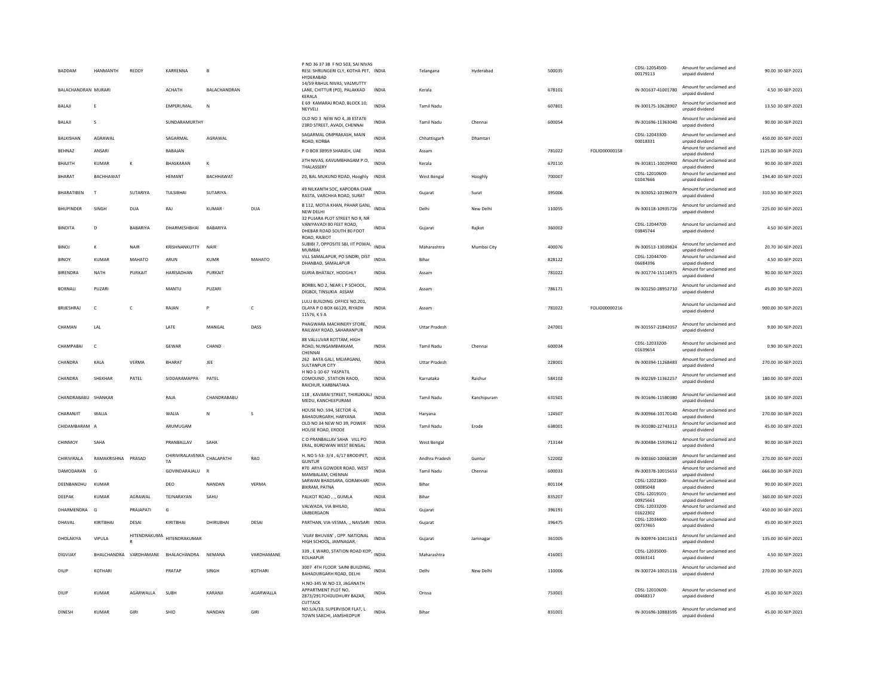| BADDAM | HANMANTH | REDDY | KARRENNA | B | | P NO 36 37 38 F NO 503, SAI NIVAS RESI. SHRUNGERI CLY, KOTHA PET, HYDERABAD | INDIA | Telangana | Hyderabad | 500035 | | CDSL-12054500-00179113 | Amount for unclaimed and unpaid dividend | 90.00 | 30-SEP-2021 |
|---|---|---|---|---|---|---|---|---|---|---|---|---|---|---|---|
| BALACHANDRAN | MURARI | | ACHATH | BALACHANDRAN | | 14/59 RAHUL NIVAS, VALMUTTY LANE, CHITTUR (PO), PALAKKAD KERALA | INDIA | Kerala | | 678101 | | IN-301637-41001780 | Amount for unclaimed and unpaid dividend | 4.50 | 30-SEP-2021 |
| BALAJI | E | | EMPERUMAL | N | | E 69 KAMARAJ ROAD, BLOCK 10, NEYVELI | INDIA | Tamil Nadu | | 607801 | | IN-300175-10628907 | Amount for unclaimed and unpaid dividend | 13.50 | 30-SEP-2021 |
| BALAJI | S | | SUNDARAMURTHY | | | OLD NO 3 NEW NO 4, JB ESTATE 23RD STREET, AVADI, CHENNAI | INDIA | Tamil Nadu | Chennai | 600054 | | IN-301696-11363040 | Amount for unclaimed and unpaid dividend | 90.00 | 30-SEP-2021 |
| BALKISHAN | AGRAWAL | | SAGARMAL | AGRAWAL | | SAGARMAL OMPRAKASH, MAIN ROAD, KORBA | INDIA | Chhattisgarh | Dhamtari | | | CDSL-12043300-00018331 | Amount for unclaimed and unpaid dividend | 450.00 | 30-SEP-2021 |
| BEHNAZ | ANSARI | | BABAJAN | | | P O BOX 38959 SHARJEH, UAE | INDIA | Assam | | 781022 | FOLIO00000158 | | Amount for unclaimed and unpaid dividend | 1125.00 | 30-SEP-2021 |
| BHAJITH | KUMAR | K | BHASKARAN | K | | JITH NIVAS, KAVUMBHAGAM P.O, THALASSERY | INDIA | Kerala | | 670110 | | IN-301811-10029900 | Amount for unclaimed and unpaid dividend | 90.00 | 30-SEP-2021 |
| BHARAT | BACHHAWAT | | HEMANT | BACHHAWAT | | 20, BAL MUKUND ROAD, Hooghly | INDIA | West Bengal | Hooghly | 700007 | | CDSL-12010600-01047666 | Amount for unclaimed and unpaid dividend | 194.40 | 30-SEP-2021 |
| BHARATIBEN | T | SUTARIYA | TULSIBHAI | SUTARIYA | | 49 NILKANTH SOC, KAPODRA CHAR RASTA, VARCHHA ROAD, SURAT | INDIA | Gujarat | Surat | 395006 | | IN-303052-10196079 | Amount for unclaimed and unpaid dividend | 310.50 | 30-SEP-2021 |
| BHUPINDER | SINGH | DUA | RAJ | KUMAR | DUA | B 112, MOTIA KHAN, PAHAR GANJ, NEW DELHI | INDIA | Delhi | New Delhi | 110055 | | IN-300118-10935726 | Amount for unclaimed and unpaid dividend | 225.00 | 30-SEP-2021 |
| BINDITA | D | BABARIYA | DHARMESHBHAI | BABARIYA | | 32 PUJARA PLOT STREET NO 9, NR VANIYAVADI 80 FEET ROAD, DHEBAR ROAD SOUTH 80 FOOT ROAD, RAJKOT | INDIA | Gujarat | Rajkot | 360002 | | CDSL-12044700-03845744 | Amount for unclaimed and unpaid dividend | 4.50 | 30-SEP-2021 |
| BINOJ | K | NAIR | KRISHNANKUTTY | NAIR | | SUBIBI 7, OPPOSITE SBI, IIT POWAI, MUMBAI | INDIA | Maharashtra | Mumbai City | 400076 | | IN-300513-13039824 | Amount for unclaimed and unpaid dividend | 20.70 | 30-SEP-2021 |
| BINOY | KUMAR | MAHATO | ARUN | KUMR | MAHATO | VILL SAMALAPUR, PO SINDRI, DIST DHANBAD, SAMALAPUR | INDIA | Bihar | | 828122 | | CDSL-12044700-06684396 | Amount for unclaimed and unpaid dividend | 4.50 | 30-SEP-2021 |
| BIRENDRA | NATH | PURKAIT | HARISADHAN | PURKAIT | | GURIA BHATALY, HOOGHLY | INDIA | Assam | | 781022 | | IN-301774-15114975 | Amount for unclaimed and unpaid dividend | 90.00 | 30-SEP-2021 |
| BORNALI | PUZARI | | MANTU | PUZARI | | BORBIL NO 2, NEAR L P SCHOOL, DIGBOI, TINSUKIA ASSAM | INDIA | Assam | | 786171 | | IN-301250-28952710 | Amount for unclaimed and unpaid dividend | 45.00 | 30-SEP-2021 |
| BRIJESHRAJ | C | C | RAJAN | P | C | LULU BUILDING OFFICE NO.201, OLAYA P O BOX 66120, RIYADH 11576, K S A | INDIA | Assam | | 781022 | FOLIO00000216 | | Amount for unclaimed and unpaid dividend | 900.00 | 30-SEP-2021 |
| CHAMAN | LAL | | LATE | MANGAL | DASS | PHAGWARA MACHINERY STORE, RAILWAY ROAD, SAHARANPUR | INDIA | Uttar Pradesh | | 247001 | | IN-301557-21842057 | Amount for unclaimed and unpaid dividend | 9.00 | 30-SEP-2021 |
| CHAMPABAI | C | | GEWAR | CHAND | | 88 VALLUVAR KOTTAM, HIGH ROAD, NUNGAMBAKKAM, CHENNAI | INDIA | Tamil Nadu | Chennai | 600034 | | CDSL-12033200-01639654 | Amount for unclaimed and unpaid dividend | 0.90 | 30-SEP-2021 |
| CHANDRA | KALA | VERMA | BHARAT | JEE | | 262 BATA GALI, MEJARGANJ, SULTANPUR CITY | INDIA | Uttar Pradesh | | 228001 | | IN-300394-11268483 | Amount for unclaimed and unpaid dividend | 270.00 | 30-SEP-2021 |
| CHANDRA | SHEKHAR | PATEL | SIDDARAMAPPA | PATEL | | H NO-1-10-67 YASPATIL COMOUND , STATION RAOD, RAICHUR, KARBNATAKA | INDIA | Karnataka | Raichur | 584102 | | IN-302269-11362257 | Amount for unclaimed and unpaid dividend | 180.00 | 30-SEP-2021 |
| CHANDRABABU | SHANKAR | | RAJA | CHANDRABABU | | 118 , KAVARAI STREET, THIRUKKALI MEDU, KANCHEEPURAM | INDIA | Tamil Nadu | Kanchipuram | 631501 | | IN-301696-11580380 | Amount for unclaimed and unpaid dividend | 18.00 | 30-SEP-2021 |
| CHARANJIT | WALIA | | WALIA | N | S | HOUSE NO. 594, SECTOR -6, BAHADURGARH, HARYANA | INDIA | Haryana | | 124507 | | IN-300966-10170140 | Amount for unclaimed and unpaid dividend | 270.00 | 30-SEP-2021 |
| CHIDAMBARAM | A | | ARUMUGAM | | | OLD NO 34 NEW NO 39, POWER HOUSE ROAD, ERODE | INDIA | Tamil Nadu | Erode | 638001 | | IN-301080-22743313 | Amount for unclaimed and unpaid dividend | 45.00 | 30-SEP-2021 |
| CHINMOY | SAHA | | PRANBALLAV | SAHA | | C O PRANBALLAV SAHA VILL PO ERAL, BURDWAN WEST BENGAL | INDIA | West Bengal | | 713144 | | IN-300484-15939612 | Amount for unclaimed and unpaid dividend | 90.00 | 30-SEP-2021 |
| CHIRIVIRALA | RAMAKRISHNA | PRASAD | CHIRIVIRALAVENKATA | CHALAPATHI | RAO | H. NO 5-53- 3/4 , 6/17 BRODIPET, GUNTUR | INDIA | Andhra Pradesh | Guntur | 522002 | | IN-300360-10068189 | Amount for unclaimed and unpaid dividend | 270.00 | 30-SEP-2021 |
| DAMODARAN | G | | GOVINDARAJALU | R | | #70 ARYA GOWDER ROAD, WEST MAMBALAM, CHENNAI | INDIA | Tamil Nadu | Chennai | 600033 | | IN-300378-10015653 | Amount for unclaimed and unpaid dividend | 666.00 | 30-SEP-2021 |
| DEENBANDHU | KUMAR | | DEO | NANDAN | VERMA | SARWAN BHADSARA, GORAKHARI BIKRAM, PATNA | INDIA | Bihar | | 801104 | | CDSL-12021800-00085048 | Amount for unclaimed and unpaid dividend | 90.00 | 30-SEP-2021 |
| DEEPAK | KUMAR | AGRAWAL | TEJNARAYAN | SAHU | | PALKOT ROAD , ., GUMLA | INDIA | Bihar | | 835207 | | CDSL-12019101-00925661 | Amount for unclaimed and unpaid dividend | 360.00 | 30-SEP-2021 |
| DHARMENDRA | G | PRAJAPATI | G | | | VALWADA, VIA BHILAD, UMBERGAON | INDIA | Gujarat | | 396191 | | CDSL-12033200-01622302 | Amount for unclaimed and unpaid dividend | 450.00 | 30-SEP-2021 |
| DHAVAL | KIRITBHAI | DESAI | KIRITBHAI | DHIRUBHAI | DESAI | PARTHAN, VIA-VESMA, ., NAVSARI | INDIA | Gujarat | | 396475 | | CDSL-12034400-00737465 | Amount for unclaimed and unpaid dividend | 45.00 | 30-SEP-2021 |
| DHOLAKIYA | VIPULA | HITENDRAKUMAR | HITENDRAKUMAR | | | `VIJAY BHUVAN' , OPP. NATIONAL HIGH SCHOOL, JAMNAGAR. | INDIA | Gujarat | Jamnagar | 361005 | | IN-300974-10411613 | Amount for unclaimed and unpaid dividend | 135.00 | 30-SEP-2021 |
| DIGVIJAY | BHALCHANDRA | VARDHAMANE | BHALACHANDRA | NEMANA | VARDHAMANE | 339 , E WARD, STATION ROAD KOP, KOLHAPUR | INDIA | Maharashtra | | 416001 | | CDSL-12035000-00363141 | Amount for unclaimed and unpaid dividend | 4.50 | 30-SEP-2021 |
| DILIP | KOTHARI | | PRATAP | SINGH | KOTHARI | 3007 4TH FLOOR SAINI BUILDING, BAHADURGARH ROAD, DELHI | INDIA | Delhi | New Delhi | 110006 | | IN-300724-10025116 | Amount for unclaimed and unpaid dividend | 270.00 | 30-SEP-2021 |
| DILIP | KUMAR | AGARWALLA | SUBH | KARANJI | AGARWALLA | H.NO-345 W.NO-13, JAGANATH APPARTMENT PLOT NO, 2873/2917CHOUDHURY BAZAR, CUTTACK | INDIA | Orissa | | 753001 | | CDSL-12010600-00468317 | Amount for unclaimed and unpaid dividend | 45.00 | 30-SEP-2021 |
| DINESH | KUMAR | GIRI | SHIO | NANDAN | GIRI | NO.5/A/33, SUPERVISOR FLAT, L TOWN SAKCHI, JAMSHEDPUR | INDIA | Bihar | | 831001 | | IN-301696-10883595 | Amount for unclaimed and unpaid dividend | 45.00 | 30-SEP-2021 |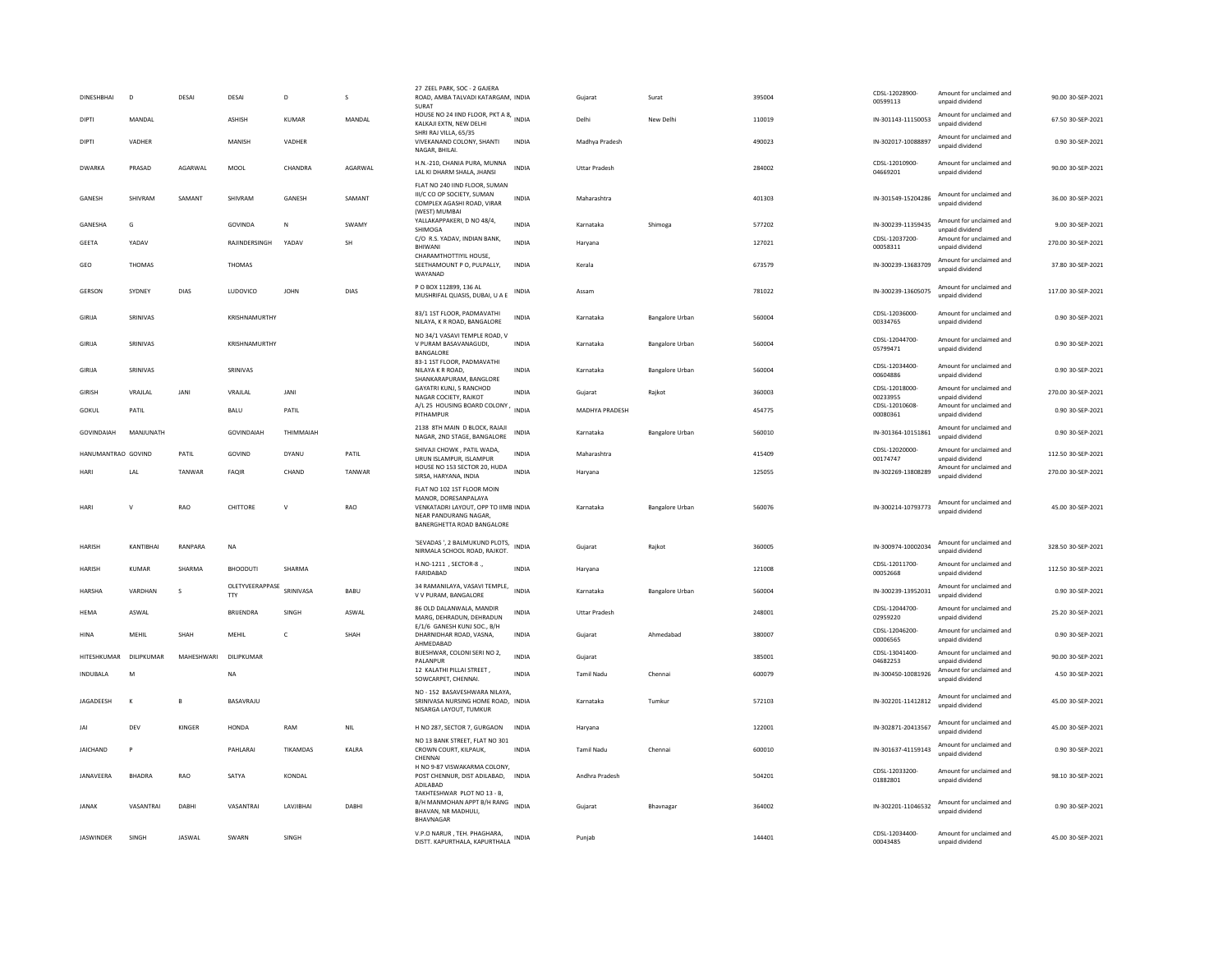| DINESHBHAI | D | DESAI | DESAI | D | S | 27 ZEEL PARK, SOC - 2 GAJERA ROAD, AMBA TALVADI KATARGAM, SURAT | INDIA | Gujarat | Surat | 395004 | CDSL-12028900-00599113 | Amount for unclaimed and unpaid dividend | 90.00 | 30-SEP-2021 |
|---|---|---|---|---|---|---|---|---|---|---|---|---|---|---|
| DIPTI | MANDAL | | ASHISH | KUMAR | MANDAL | HOUSE NO 24 IIND FLOOR, PKT A 8, KALKAJI EXTN, NEW DELHI | INDIA | Delhi | New Delhi | 110019 | IN-301143-11150053 | Amount for unclaimed and unpaid dividend | 67.50 | 30-SEP-2021 |
| DIPTI | VADHER | | MANISH | VADHER | | SHRI RAJ VILLA, 65/35 VIVEKANAND COLONY, SHANTI NAGAR, BHILAI. | INDIA | Madhya Pradesh | | 490023 | IN-302017-10088897 | Amount for unclaimed and unpaid dividend | 0.90 | 30-SEP-2021 |
| DWARKA | PRASAD | AGARWAL | MOOL | CHANDRA | AGARWAL | H.N.-210, CHANIA PURA, MUNNA LAL KI DHARM SHALA, JHANSI | INDIA | Uttar Pradesh | | 284002 | CDSL-12010900-04669201 | Amount for unclaimed and unpaid dividend | 90.00 | 30-SEP-2021 |
| GANESH | SHIVRAM | SAMANT | SHIVRAM | GANESH | SAMANT | FLAT NO 240 IIND FLOOR, SUMAN III/C CO OP SOCIETY, SUMAN COMPLEX AGASHI ROAD, VIRAR (WEST) MUMBAI | INDIA | Maharashtra | | 401303 | IN-301549-15204286 | Amount for unclaimed and unpaid dividend | 36.00 | 30-SEP-2021 |
| GANESHA | G | | GOVINDA | N | SWAMY | YALLAKAPPAKERI, D NO 48/4, SHIMOGA | INDIA | Karnataka | Shimoga | 577202 | IN-300239-11359435 | Amount for unclaimed and unpaid dividend | 9.00 | 30-SEP-2021 |
| GEETA | YADAV | | RAJINDERSINGH | YADAV | SH | C/O R.S. YADAV, INDIAN BANK, BHIWANI | INDIA | Haryana | | 127021 | CDSL-12037200-00058311 | Amount for unclaimed and unpaid dividend | 270.00 | 30-SEP-2021 |
| GEO | THOMAS | | THOMAS | | | CHARAMTHOTTIYIL HOUSE, SEETHAMOUNT P O, PULPALLY, WAYANAD | INDIA | Kerala | | 673579 | IN-300239-13683709 | Amount for unclaimed and unpaid dividend | 37.80 | 30-SEP-2021 |
| GERSON | SYDNEY | DIAS | LUDOVICO | JOHN | DIAS | P O BOX 112899, 136 AL MUSHRIFAL QUASIS, DUBAI, U A E | INDIA | Assam | | 781022 | IN-300239-13605075 | Amount for unclaimed and unpaid dividend | 117.00 | 30-SEP-2021 |
| GIRIJA | SRINIVAS | | KRISHNAMURTHY | | | 83/1 1ST FLOOR, PADMAVATHI NILAYA, K R ROAD, BANGALORE | INDIA | Karnataka | Bangalore Urban | 560004 | CDSL-12036000-00334765 | Amount for unclaimed and unpaid dividend | 0.90 | 30-SEP-2021 |
| GIRIJA | SRINIVAS | | KRISHNAMURTHY | | | NO 34/1 VASAVI TEMPLE ROAD, V V PURAM BASAVANAGUDI, BANGALORE | INDIA | Karnataka | Bangalore Urban | 560004 | CDSL-12044700-05799471 | Amount for unclaimed and unpaid dividend | 0.90 | 30-SEP-2021 |
| GIRIJA | SRINIVAS | | SRINIVAS | | | 83-1 1ST FLOOR, PADMAVATHI NILAYA K R ROAD, SHANKARAPURAM, BANGLORE | INDIA | Karnataka | Bangalore Urban | 560004 | CDSL-12034400-00604886 | Amount for unclaimed and unpaid dividend | 0.90 | 30-SEP-2021 |
| GIRISH | VRAJLAL | JANI | VRAJLAL | JANI | | GAYATRI KUNJ, 5 RANCHOD NAGAR COCIETY, RAJKOT | INDIA | Gujarat | Rajkot | 360003 | CDSL-12018000-00233955 | Amount for unclaimed and unpaid dividend | 270.00 | 30-SEP-2021 |
| GOKUL | PATIL | | BALU | PATIL | | A/L 25 HOUSING BOARD COLONY , PITHAMPUR | INDIA | MADHYA PRADESH | | 454775 | CDSL-12010608-00080361 | Amount for unclaimed and unpaid dividend | 0.90 | 30-SEP-2021 |
| GOVINDAIAH | MANJUNATH | | GOVINDAIAH | THIMMAIAH | | 2138 8TH MAIN D BLOCK, RAJAJI NAGAR, 2ND STAGE, BANGALORE | INDIA | Karnataka | Bangalore Urban | 560010 | IN-301364-10151861 | Amount for unclaimed and unpaid dividend | 0.90 | 30-SEP-2021 |
| HANUMANTRAO | GOVIND | PATIL | GOVIND | DYANU | PATIL | SHIVAJI CHOWK , PATIL WADA, URUN ISLAMPUR, ISLAMPUR | INDIA | Maharashtra | | 415409 | CDSL-12020000-00174747 | Amount for unclaimed and unpaid dividend | 112.50 | 30-SEP-2021 |
| HARI | LAL | TANWAR | FAQIR | CHAND | TANWAR | HOUSE NO 153 SECTOR 20, HUDA SIRSA, HARYANA, INDIA | INDIA | Haryana | | 125055 | IN-302269-13808289 | Amount for unclaimed and unpaid dividend | 270.00 | 30-SEP-2021 |
| HARI | V | RAO | CHITTORE | V | RAO | FLAT NO 102 1ST FLOOR MOIN MANOR, DORESANPALAYA VENKATADRI LAYOUT, OPP TO IIMB NEAR PANDURANG NAGAR, BANERGHETTA ROAD BANGALORE | INDIA | Karnataka | Bangalore Urban | 560076 | IN-300214-10793773 | Amount for unclaimed and unpaid dividend | 45.00 | 30-SEP-2021 |
| HARISH | KANTIBHAI | RANPARA | NA | | | 'SEVADAS ', 2 BALMUKUND PLOTS, NIRMALA SCHOOL ROAD, RAJKOT. | INDIA | Gujarat | Rajkot | 360005 | IN-300974-10002034 | Amount for unclaimed and unpaid dividend | 328.50 | 30-SEP-2021 |
| HARISH | KUMAR | SHARMA | BHOODUTI | SHARMA | | H.NO-1211 , SECTOR-8 ., FARIDABAD | INDIA | Haryana | | 121008 | CDSL-12011700-00052668 | Amount for unclaimed and unpaid dividend | 112.50 | 30-SEP-2021 |
| HARSHA | VARDHAN | S | OLETYVEERAPPASETTY | SRINIVASA | BABU | 34 RAMANILAYA, VASAVI TEMPLE, V V PURAM, BANGALORE | INDIA | Karnataka | Bangalore Urban | 560004 | IN-300239-13952031 | Amount for unclaimed and unpaid dividend | 0.90 | 30-SEP-2021 |
| HEMA | ASWAL | | BRIJENDRA | SINGH | ASWAL | 86 OLD DALANWALA, MANDIR MARG, DEHRADUN, DEHRADUN | INDIA | Uttar Pradesh | | 248001 | CDSL-12044700-02959220 | Amount for unclaimed and unpaid dividend | 25.20 | 30-SEP-2021 |
| HINA | MEHIL | SHAH | MEHIL | C | SHAH | E/1/6 GANESH KUNJ SOC., B/H DHARNIDHAR ROAD, VASNA, AHMEDABAD | INDIA | Gujarat | Ahmedabad | 380007 | CDSL-12046200-00006565 | Amount for unclaimed and unpaid dividend | 0.90 | 30-SEP-2021 |
| HITESHKUMAR | DILIPKUMAR | MAHESHWARI | DILIPKUMAR | | | BIJESHWAR, COLONI SERI NO 2, PALANPUR | INDIA | Gujarat | | 385001 | CDSL-13041400-04682253 | Amount for unclaimed and unpaid dividend | 90.00 | 30-SEP-2021 |
| INDUBALA | M | | NA | | | 12 KALATHI PILLAI STREET , SOWCARPET, CHENNAI. | INDIA | Tamil Nadu | Chennai | 600079 | IN-300450-10081926 | Amount for unclaimed and unpaid dividend | 4.50 | 30-SEP-2021 |
| JAGADEESH | K | B | BASAVRAJU | | | NO - 152 BASAVESHWARA NILAYA, SRINIVASA NURSING HOME ROAD, NISARGA LAYOUT, TUMKUR | INDIA | Karnataka | Tumkur | 572103 | IN-302201-11412812 | Amount for unclaimed and unpaid dividend | 45.00 | 30-SEP-2021 |
| JAI | DEV | KINGER | HONDA | RAM | NIL | H NO 287, SECTOR 7, GURGAON | INDIA | Haryana | | 122001 | IN-302871-20413567 | Amount for unclaimed and unpaid dividend | 45.00 | 30-SEP-2021 |
| JAICHAND | P | | PAHLARAI | TIKAMDAS | KALRA | NO 13 BANK STREET, FLAT NO 301 CROWN COURT, KILPAUK, CHENNAI | INDIA | Tamil Nadu | Chennai | 600010 | IN-301637-41159143 | Amount for unclaimed and unpaid dividend | 0.90 | 30-SEP-2021 |
| JANAVEERA | BHADRA | RAO | SATYA | KONDAL | | H NO 9-87 VISWAKARMA COLONY, POST CHENNUR, DIST ADILABAD, ADILABAD | INDIA | Andhra Pradesh | | 504201 | CDSL-12033200-01882801 | Amount for unclaimed and unpaid dividend | 98.10 | 30-SEP-2021 |
| JANAK | VASANTRAI | DABHI | VASANTRAI | LAVJIBHAI | DABHI | TAKHTESHWAR PLOT NO 13 - B, B/H MANMOHAN APPT B/H RANG BHAVAN, NR MADHULI, BHAVNAGAR | INDIA | Gujarat | Bhavnagar | 364002 | IN-302201-11046532 | Amount for unclaimed and unpaid dividend | 0.90 | 30-SEP-2021 |
| JASWINDER | SINGH | JASWAL | SWARN | SINGH | | V.P.O NARUR , TEH. PHAGHARA, DISTT. KAPURTHALA, KAPURTHALA | INDIA | Punjab | | 144401 | CDSL-12034400-00043485 | Amount for unclaimed and unpaid dividend | 45.00 | 30-SEP-2021 |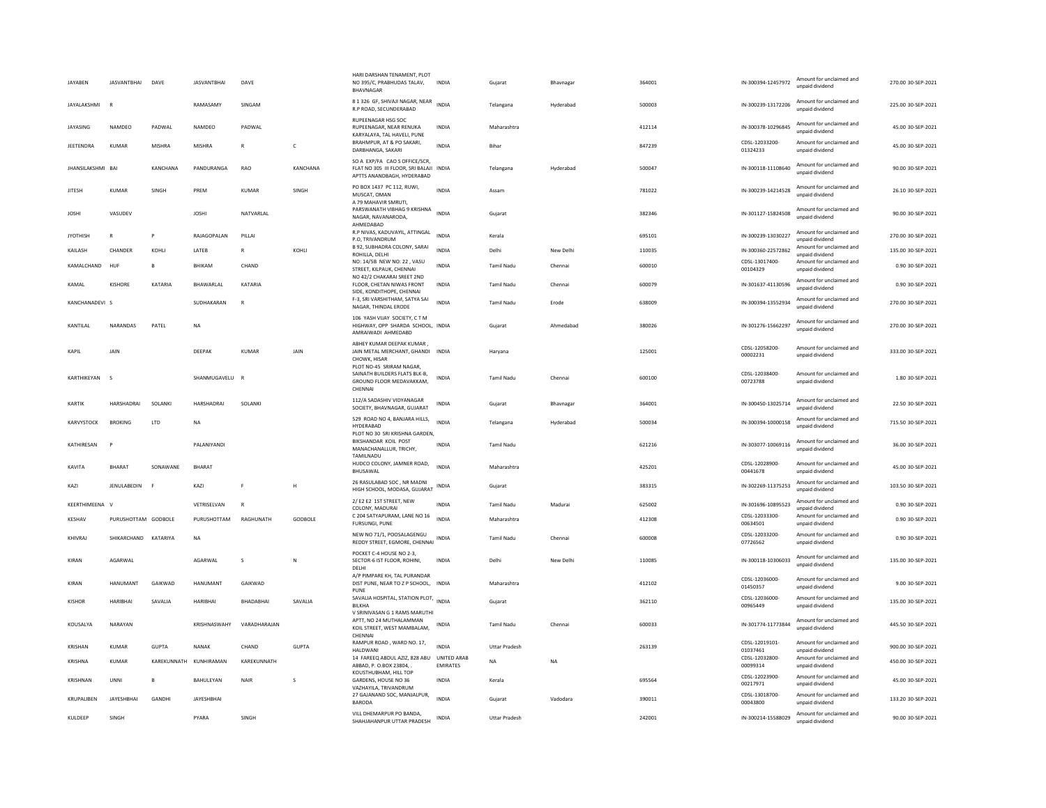| | | | | | | | | | | | | | | |
|---|---|---|---|---|---|---|---|---|---|---|---|---|---|---|
| JAYABEN | JASVANTBHAI | DAVE | JASVANTBHAI | DAVE | | HARI DARSHAN TENAMENT, PLOT NO 395/C, PRABHUDAS TALAV, BHAVNAGAR | INDIA | Gujarat | Bhavnagar | 364001 | IN-300394-12457972 | Amount for unclaimed and unpaid dividend | 270.00 | 30-SEP-2021 |
| JAYALAKSHMI | R | | RAMASAMY | SINGAM | | 8 1 326 GF, SHIVAJI NAGAR, NEAR R.P ROAD, SECUNDERABAD | INDIA | Telangana | Hyderabad | 500003 | IN-300239-13172206 | Amount for unclaimed and unpaid dividend | 225.00 | 30-SEP-2021 |
| JAYASING | NAMDEO | PADWAL | NAMDEO | PADWAL | | RUPEENAGAR HSG SOC RUPEENAGAR, NEAR RENUKA KARYALAYA, TAL HAVELI, PUNE | INDIA | Maharashtra | | 412114 | IN-300378-10296845 | Amount for unclaimed and unpaid dividend | 45.00 | 30-SEP-2021 |
| JEETENDRA | KUMAR | MISHRA | MISHRA | R | C | BRAHMPUR, AT & PO SAKARI, DARBHANGA, SAKARI | INDIA | Bihar | | 847239 | CDSL-12033200-01324233 | Amount for unclaimed and unpaid dividend | 45.00 | 30-SEP-2021 |
| JHANSILAKSHMI | BAI | KANCHANA | PANDURANGA | RAO | KANCHANA | SO A EXP/FA CAO S OFFICE/SCR, FLAT NO 305 III FLOOR, SRI BALAJI APTTS ANANDBAGH, HYDERABAD | INDIA | Telangana | Hyderabad | 500047 | IN-300118-11108640 | Amount for unclaimed and unpaid dividend | 90.00 | 30-SEP-2021 |
| JITESH | KUMAR | SINGH | PREM | KUMAR | SINGH | PO BOX 1437 PC 112, RUWI, MUSCAT, OMAN | INDIA | Assam | | 781022 | IN-300239-14214528 | Amount for unclaimed and unpaid dividend | 26.10 | 30-SEP-2021 |
| JOSHI | VASUDEV | | JOSHI | NATVARLAL | | A 79 MAHAVIR SMRUTI, PARSWANATH VIBHAG 9 KRISHNA NAGAR, NAVANARODA, AHMEDABAD | INDIA | Gujarat | | 382346 | IN-301127-15824508 | Amount for unclaimed and unpaid dividend | 90.00 | 30-SEP-2021 |
| JYOTHISH | R | P | RAJAGOPALAN | PILLAI | | R.P NIVAS, KADUVAYIL, ATTINGAL P.O, TRIVANDRUM | INDIA | Kerala | | 695101 | IN-300239-13030227 | Amount for unclaimed and unpaid dividend | 270.00 | 30-SEP-2021 |
| KAILASH | CHANDER | KOHLI | LATEB | R | KOHLI | B 92, SUBHADRA COLONY, SARAI ROHILLA, DELHI | INDIA | Delhi | New Delhi | 110035 | IN-300360-22572862 | Amount for unclaimed and unpaid dividend | 135.00 | 30-SEP-2021 |
| KAMALCHAND | HUF | B | BHIKAM | CHAND | | NO: 14/5B NEW NO: 22 , VASU STREET, KILPAUK, CHENNAI | INDIA | Tamil Nadu | Chennai | 600010 | CDSL-13017400-00104329 | Amount for unclaimed and unpaid dividend | 0.90 | 30-SEP-2021 |
| KAMAL | KISHORE | KATARIA | BHAWARLAL | KATARIA | | NO 42/2 CHAKARAI SREET 2ND FLOOR, CHETAN NIWAS FRONT SIDE, KONDITHOPE, CHENNAI | INDIA | Tamil Nadu | Chennai | 600079 | IN-301637-41130596 | Amount for unclaimed and unpaid dividend | 0.90 | 30-SEP-2021 |
| KANCHANADEVI | S | | SUDHAKARAN | R | | F-3, SRI VARSHITHAM, SATYA SAI NAGAR, THINDAL ERODE | INDIA | Tamil Nadu | Erode | 638009 | IN-300394-13552934 | Amount for unclaimed and unpaid dividend | 270.00 | 30-SEP-2021 |
| KANTILAL | NARANDAS | PATEL | NA | | | 106 YASH VIJAY SOCIETY, C T M HIGHWAY, OPP SHARDA SCHOOL, AMRAIWADI AHMEDABAD | INDIA | Gujarat | Ahmedabad | 380026 | IN-301276-15662297 | Amount for unclaimed and unpaid dividend | 270.00 | 30-SEP-2021 |
| KAPIL | JAIN | | DEEPAK | KUMAR | JAIN | ABHEY KUMAR DEEPAK KUMAR , JAIN METAL MERCHANT, GHANDI CHOWK, HISAR | INDIA | Haryana | | 125001 | CDSL-12058200-00002231 | Amount for unclaimed and unpaid dividend | 333.00 | 30-SEP-2021 |
| KARTHIKEYAN | S | | SHANMUGAVELU | R | | PLOT NO-45 SRIRAM NAGAR, SAINATH BUILDERS FLATS BLK-B, GROUND FLOOR MEDAVAKKAM, CHENNAI | INDIA | Tamil Nadu | Chennai | 600100 | CDSL-12038400-00723788 | Amount for unclaimed and unpaid dividend | 1.80 | 30-SEP-2021 |
| KARTIK | HARSHADRAI | SOLANKI | HARSHADRAI | SOLANKI | | 112/A SADASHIV VIDYANAGAR SOCIETY, BHAVNAGAR, GUJARAT | INDIA | Gujarat | Bhavnagar | 364001 | IN-300450-13025714 | Amount for unclaimed and unpaid dividend | 22.50 | 30-SEP-2021 |
| KARVYSTOCK | BROKING | LTD | NA | | | 529 ROAD NO 4, BANJARA HILLS, HYDERABAD | INDIA | Telangana | Hyderabad | 500034 | IN-300394-10000158 | Amount for unclaimed and unpaid dividend | 715.50 | 30-SEP-2021 |
| KATHIRESAN | P | | PALANIYANDI | | | PLOT NO 30 SRI KRISHNA GARDEN, BIKSHANDAR KOIL POST MANACHANALLUR, TRICHY, TAMILNADU | INDIA | Tamil Nadu | | 621216 | IN-303077-10069116 | Amount for unclaimed and unpaid dividend | 36.00 | 30-SEP-2021 |
| KAVITA | BHARAT | SONAWANE | BHARAT | | | HUDCO COLONY, JAMNER ROAD, BHUSAWAL | INDIA | Maharashtra | | 425201 | CDSL-12028900-00441678 | Amount for unclaimed and unpaid dividend | 45.00 | 30-SEP-2021 |
| KAZI | JENULABEDIN | F | KAZI | F | H | 26 RASULABAD SOC , NR MADNI HIGH SCHOOL, MODASA, GUJARAT | INDIA | Gujarat | | 383315 | IN-302269-11375253 | Amount for unclaimed and unpaid dividend | 103.50 | 30-SEP-2021 |
| KEERTHIMEENA | V | | VETRISELVAN | R | | 2/ E2 E2 1ST STREET, NEW COLONY, MADURAI | INDIA | Tamil Nadu | Madurai | 625002 | IN-301696-10895523 | Amount for unclaimed and unpaid dividend | 0.90 | 30-SEP-2021 |
| KESHAV | PURUSHOTTAM | GODBOLE | PURUSHOTTAM | RAGHUNATH | GODBOLE | C 204 SATYAPURAM, LANE NO 16 FURSUNGI, PUNE | INDIA | Maharashtra | | 412308 | CDSL-12033300-00634501 | Amount for unclaimed and unpaid dividend | 0.90 | 30-SEP-2021 |
| KHIVRAJ | SHIKARCHAND | KATARIYA | NA | | | NEW NO 71/1, POOSALAGENGU REDDY STREET, EGMORE, CHENNAI | INDIA | Tamil Nadu | Chennai | 600008 | CDSL-12033200-07726562 | Amount for unclaimed and unpaid dividend | 0.90 | 30-SEP-2021 |
| KIRAN | AGARWAL | | AGARWAL | S | N | POCKET C-4 HOUSE NO 2-3, SECTOR-6 IST FLOOR, ROHINI, DELHI | INDIA | Delhi | New Delhi | 110085 | IN-300118-10306033 | Amount for unclaimed and unpaid dividend | 135.00 | 30-SEP-2021 |
| KIRAN | HANUMANT | GAIKWAD | HANUMANT | GAIKWAD | | A/P PIMPARE KH, TAL PURANDAR DIST PUNE, NEAR TO Z P SCHOOL, PUNE | INDIA | Maharashtra | | 412102 | CDSL-12036000-01450357 | Amount for unclaimed and unpaid dividend | 9.00 | 30-SEP-2021 |
| KISHOR | HARIBHAI | SAVALIA | HARIBHAI | BHADABHAI | SAVALIA | SAVALIA HOSPITAL, STATION PLOT, BILKHA | INDIA | Gujarat | | 362110 | CDSL-12036000-00965449 | Amount for unclaimed and unpaid dividend | 135.00 | 30-SEP-2021 |
| KOUSALYA | NARAYAN | | KRISHNASWAHY | VARADHARAJAN | | V SRINIVASAN G 1 RAMS MARUTHI APTT, NO 24 MUTHALAMMAN KOIL STREET, WEST MAMBALAM, CHENNAI | INDIA | Tamil Nadu | Chennai | 600033 | IN-301774-11773844 | Amount for unclaimed and unpaid dividend | 445.50 | 30-SEP-2021 |
| KRISHAN | KUMAR | GUPTA | NANAK | CHAND | GUPTA | RAMPUR ROAD , WARD NO. 17, HALDWANI | INDIA | Uttar Pradesh | | 263139 | CDSL-12019101-01037461 | Amount for unclaimed and unpaid dividend | 900.00 | 30-SEP-2021 |
| KRISHNA | KUMAR | KAREKUNNATH | KUNHIRAMAN | KAREKUNNATH | | 14 FAREEQ ABDUL AZIZ, 828 ABU ABBAD, P. O.BOX 23804, . | UNITED ARAB EMIRATES | NA | NA | | CDSL-12032800-00099314 | Amount for unclaimed and unpaid dividend | 450.00 | 30-SEP-2021 |
| KRISHNAN | UNNI | B | BAHULEYAN | NAIR | S | KOUSTHUBHAM, HILL TOP GARDENS, HOUSE NO 36 VAZHAYILA, TRIVANDRUM | INDIA | Kerala | | 695564 | CDSL-12023900-00217971 | Amount for unclaimed and unpaid dividend | 45.00 | 30-SEP-2021 |
| KRUPALIBEN | JAYESHBHAI | GANDHI | JAYESHBHAI | | | 27 GAJANAND SOC, MANJALPUR, BARODA | INDIA | Gujarat | Vadodara | 390011 | CDSL-13018700-00043800 | Amount for unclaimed and unpaid dividend | 133.20 | 30-SEP-2021 |
| KULDEEP | SINGH | | PYARA | SINGH | | VILL DHEMARPUR PO BANDA, SHAHJAHANPUR UTTAR PRADESH | INDIA | Uttar Pradesh | | 242001 | IN-300214-15588029 | Amount for unclaimed and unpaid dividend | 90.00 | 30-SEP-2021 |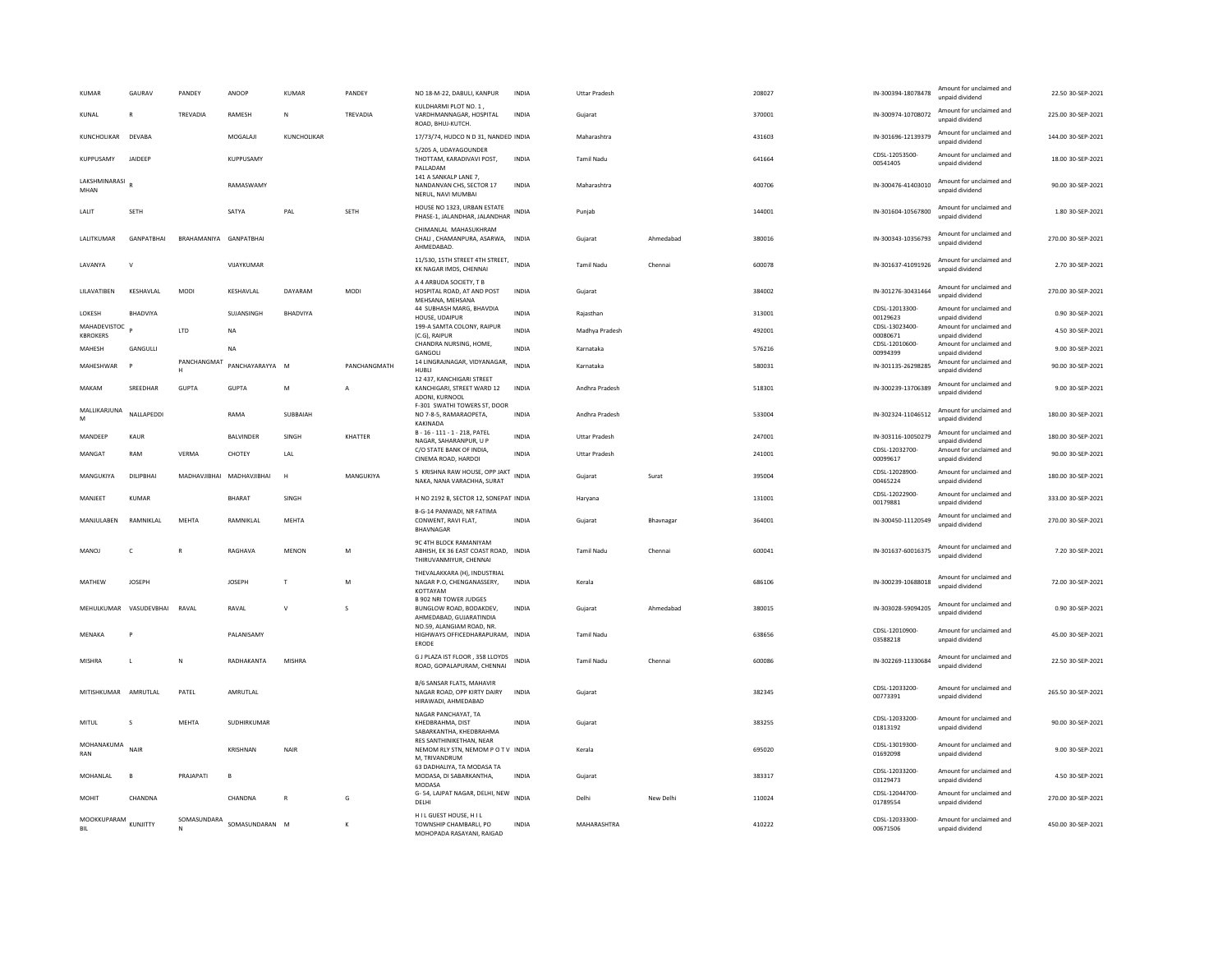| | | | | | | | | | | | | | | | |
|---|---|---|---|---|---|---|---|---|---|---|---|---|---|---|---|
| KUMAR | GAURAV | PANDEY | ANOOP | KUMAR | PANDEY | NO 18-M-22, DABULI, KANPUR | INDIA | Uttar Pradesh | | 208027 | | IN-300394-18078478 | Amount for unclaimed and unpaid dividend | 22.50 | 30-SEP-2021 |
| KUNAL | R | TREVADIA | RAMESH | N | TREVADIA | KULDHARMI PLOT NO. 1 , VARDHMANNAGAR, HOSPITAL ROAD, BHUJ-KUTCH. | INDIA | Gujarat | | 370001 | | IN-300974-10708072 | Amount for unclaimed and unpaid dividend | 225.00 | 30-SEP-2021 |
| KUNCHOLIKAR | DEVABA | | MOGALAJI | KUNCHOLIKAR | | 17/73/74, HUDCO N D 31, NANDED | INDIA | Maharashtra | | 431603 | | IN-301696-12139379 | Amount for unclaimed and unpaid dividend | 144.00 | 30-SEP-2021 |
| KUPPUSAMY | JAIDEEP | | KUPPUSAMY | | | 5/205 A, UDAYAGOUNDER THOTTAM, KARADIVAVI POST, PALLADAM | INDIA | Tamil Nadu | | 641664 | | CDSL-12053500-00541405 | Amount for unclaimed and unpaid dividend | 18.00 | 30-SEP-2021 |
| LAKSHMINARASIMHAN | R | | RAMASWAMY | | | 141 A SANKALP LANE 7, NANDANVAN CHS, SECTOR 17 NERUL, NAVI MUMBAI | INDIA | Maharashtra | | 400706 | | IN-300476-41403010 | Amount for unclaimed and unpaid dividend | 90.00 | 30-SEP-2021 |
| LALIT | SETH | | SATYA | PAL | SETH | HOUSE NO 1323, URBAN ESTATE PHASE-1, JALANDHAR, JALANDHAR | INDIA | Punjab | | 144001 | | IN-301604-10567800 | Amount for unclaimed and unpaid dividend | 1.80 | 30-SEP-2021 |
| LALITKUMAR | GANPATBHAI | BRAHAMANIYA | GANPATBHAI | | | CHIMANLAL MAHASUKHRAM CHALI , CHAMANPURA, ASARWA, AHMEDABAD. | INDIA | Gujarat | Ahmedabad | 380016 | | IN-300343-10356793 | Amount for unclaimed and unpaid dividend | 270.00 | 30-SEP-2021 |
| LAVANYA | V | | VIJAYKUMAR | | | 11/530, 15TH STREET 4TH STREET, KK NAGAR IMDS, CHENNAI | INDIA | Tamil Nadu | Chennai | 600078 | | IN-301637-41091926 | Amount for unclaimed and unpaid dividend | 2.70 | 30-SEP-2021 |
| LILAVATIBEN | KESHAVLAL | MODI | KESHAVLAL | DAYARAM | MODI | A 4 ARBUDA SOCIETY, T B HOSPITAL ROAD, AT AND POST MEHSANA, MEHSANA | INDIA | Gujarat | | 384002 | | IN-301276-30431464 | Amount for unclaimed and unpaid dividend | 270.00 | 30-SEP-2021 |
| LOKESH | BHADVIYA | | SUJANSINGH | BHADVIYA | | 44 SUBHASH MARG, BHAVDIA HOUSE, UDAIPUR | INDIA | Rajasthan | | 313001 | | CDSL-12013300-00129623 | Amount for unclaimed and unpaid dividend | 0.90 | 30-SEP-2021 |
| MAHADEVISTOCKBROKERS | P | LTD | NA | | | 199-A SAMTA COLONY, RAIPUR (C.G), RAIPUR | INDIA | Madhya Pradesh | | 492001 | | CDSL-13023400-00080671 | Amount for unclaimed and unpaid dividend | 4.50 | 30-SEP-2021 |
| MAHESH | GANGULLI | | NA | | | CHANDRA NURSING, HOME, GANGOLI | INDIA | Karnataka | | 576216 | | CDSL-12010600-00994399 | Amount for unclaimed and unpaid dividend | 9.00 | 30-SEP-2021 |
| MAHESHWAR | P | PANCHANGMATH | PANCHAYARAYYA | M | PANCHANGMATH | 14 LINGRAJNAGAR, VIDYANAGAR, HUBLI | INDIA | Karnataka | | 580031 | | IN-301135-26298285 | Amount for unclaimed and unpaid dividend | 90.00 | 30-SEP-2021 |
| MAKAM | SREEDHAR | GUPTA | GUPTA | M | A | 12 437, KANCHIGARI STREET KANCHIGARI, STREET WARD 12 ADONI, KURNOOL | INDIA | Andhra Pradesh | | 518301 | | IN-300239-13706389 | Amount for unclaimed and unpaid dividend | 9.00 | 30-SEP-2021 |
| MALLIKARJUNA M | NALLAPEDDI | | RAMA | SUBBAIAH | | F-301 SWATHI TOWERS ST, DOOR NO 7-8-5, RAMARAOPETA, KAKINADA | INDIA | Andhra Pradesh | | 533004 | | IN-302324-11046512 | Amount for unclaimed and unpaid dividend | 180.00 | 30-SEP-2021 |
| MANDEEP | KAUR | | BALVINDER | SINGH | KHATTER | B - 16 - 111 - 1 - 218, PATEL NAGAR, SAHARANPUR, U P | INDIA | Uttar Pradesh | | 247001 | | IN-303116-10050279 | Amount for unclaimed and unpaid dividend | 180.00 | 30-SEP-2021 |
| MANGAT | RAM | VERMA | CHOTEY | LAL | | C/O STATE BANK OF INDIA, CINEMA ROAD, HARDOI | INDIA | Uttar Pradesh | | 241001 | | CDSL-12032700-00099617 | Amount for unclaimed and unpaid dividend | 90.00 | 30-SEP-2021 |
| MANGUKIYA | DILIPBHAI | MADHAVJIBHAI | MADHAVJIBHAI | H | MANGUKIYA | 5 KRISHNA RAW HOUSE, OPP JAKT NAKA, NANA VARACHHA, SURAT | INDIA | Gujarat | Surat | 395004 | | CDSL-12028900-00465224 | Amount for unclaimed and unpaid dividend | 180.00 | 30-SEP-2021 |
| MANJEET | KUMAR | | BHARAT | SINGH | | H NO 2192 B, SECTOR 12, SONEPAT | INDIA | Haryana | | 131001 | | CDSL-12022900-00179881 | Amount for unclaimed and unpaid dividend | 333.00 | 30-SEP-2021 |
| MANJULABEN | RAMNIKLAL | MEHTA | RAMNIKLAL | MEHTA | | B-G-14 PANWADI, NR FATIMA CONWENT, RAVI FLAT, BHAVNAGAR | INDIA | Gujarat | Bhavnagar | 364001 | | IN-300450-11120549 | Amount for unclaimed and unpaid dividend | 270.00 | 30-SEP-2021 |
| MANOJ | C | R | RAGHAVA | MENON | M | 9C 4TH BLOCK RAMANIYAM ABHISH, EK 36 EAST COAST ROAD, THIRUVANMIYUR, CHENNAI | INDIA | Tamil Nadu | Chennai | 600041 | | IN-301637-60016375 | Amount for unclaimed and unpaid dividend | 7.20 | 30-SEP-2021 |
| MATHEW | JOSEPH | | JOSEPH | T | M | THEVALAKKARA (H), INDUSTRIAL NAGAR P.O, CHENGANASSERY, KOTTAYAM | INDIA | Kerala | | 686106 | | IN-300239-10688018 | Amount for unclaimed and unpaid dividend | 72.00 | 30-SEP-2021 |
| MEHULKUMAR | VASUDEVBHAI | RAVAL | RAVAL | V | S | B 902 NRI TOWER JUDGES BUNGLOW ROAD, BODAKDEV, AHMEDABAD, GUJARATINDIA | INDIA | Gujarat | Ahmedabad | 380015 | | IN-303028-59094205 | Amount for unclaimed and unpaid dividend | 0.90 | 30-SEP-2021 |
| MENAKA | P | | PALANISAMY | | | NO.59, ALANGIAM ROAD, NR. HIGHWAYS OFFICEDHARAPURAM, ERODE | INDIA | Tamil Nadu | | 638656 | | CDSL-12010900-03588218 | Amount for unclaimed and unpaid dividend | 45.00 | 30-SEP-2021 |
| MISHRA | L | N | RADHAKANTA | MISHRA | | G J PLAZA IST FLOOR , 358 LLOYDS ROAD, GOPALAPURAM, CHENNAI | INDIA | Tamil Nadu | Chennai | 600086 | | IN-302269-11330684 | Amount for unclaimed and unpaid dividend | 22.50 | 30-SEP-2021 |
| MITISHKUMAR | AMRUTLAL | PATEL | AMRUTLAL | | | B/6 SANSAR FLATS, MAHAVIR NAGAR ROAD, OPP KIRTY DAIRY HIRAWADI, AHMEDABAD | INDIA | Gujarat | | 382345 | | CDSL-12033200-00773391 | Amount for unclaimed and unpaid dividend | 265.50 | 30-SEP-2021 |
| MITUL | S | MEHTA | SUDHIRKUMAR | | | NAGAR PANCHAYAT, TA KHEDBRAHMA, DIST SABARKANTHA, KHEDBRAHMA | INDIA | Gujarat | | 383255 | | CDSL-12033200-01813192 | Amount for unclaimed and unpaid dividend | 90.00 | 30-SEP-2021 |
| MOHANAKUMARAN | NAIR | | KRISHNAN | NAIR | | RES SANTHINIKETHAN, NEAR NEMOM RLY STN, NEMOM P O T V M, TRIVANDRUM | INDIA | Kerala | | 695020 | | CDSL-13019300-01692098 | Amount for unclaimed and unpaid dividend | 9.00 | 30-SEP-2021 |
| MOHANLAL | B | PRAJAPATI | B | | | 63 DADHALIYA, TA MODASA TA MODASA, DI SABARKANTHA, MODASA | INDIA | Gujarat | | 383317 | | CDSL-12033200-03129473 | Amount for unclaimed and unpaid dividend | 4.50 | 30-SEP-2021 |
| MOHIT | CHANDNA | | CHANDNA | R | G | G- 54, LAJPAT NAGAR, DELHI, NEW DELHI | INDIA | Delhi | New Delhi | 110024 | | CDSL-12044700-01789554 | Amount for unclaimed and unpaid dividend | 270.00 | 30-SEP-2021 |
| MOOKKUPARAMBIL | KUNJITTY | SOMASUNDARAN | SOMASUNDARAN | M | K | H I L GUEST HOUSE, H I L TOWNSHIP CHAMBARLI, PO MOHOPADA RASAYANI, RAIGAD | INDIA | MAHARASHTRA | | 410222 | | CDSL-12033300-00671506 | Amount for unclaimed and unpaid dividend | 450.00 | 30-SEP-2021 |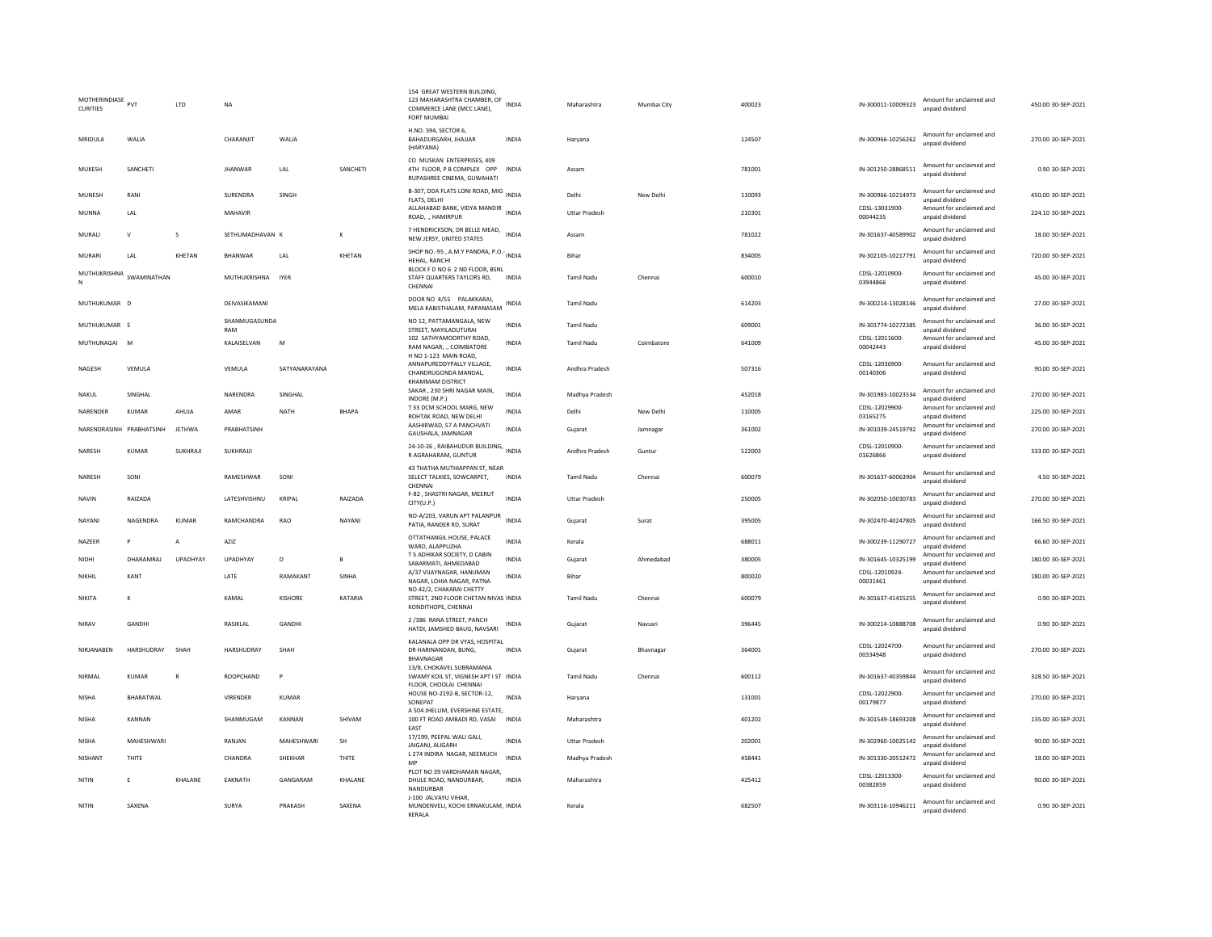| | | | | | | | | | | | | | | |
|---|---|---|---|---|---|---|---|---|---|---|---|---|---|---|
| MOTHERINDIASECURITIES | PVT | LTD | NA | | | 154 GREAT WESTERN BUILDING, 123 MAHARASHTRA CHAMBER, OF COMMERCE LANE (MCC LANE), FORT MUMBAI | INDIA | Maharashtra | Mumbai City | 400023 | IN-300011-10009323 | Amount for unclaimed and unpaid dividend | 450.00 | 30-SEP-2021 |
| MRIDULA | WALIA | | CHARANJIT | WALIA | | H.NO. 594, SECTOR 6, BAHADURGARH, JHAJJAR (HARYANA) | INDIA | Haryana | | 124507 | IN-300966-10256262 | Amount for unclaimed and unpaid dividend | 270.00 | 30-SEP-2021 |
| MUKESH | SANCHETI | | JHANWAR | LAL | SANCHETI | CO MUSKAN ENTERPRISES, 409 4TH FLOOR, P B COMPLEX OPP RUPASHREE CINEMA, GUWAHATI | INDIA | Assam | | 781001 | IN-301250-28868511 | Amount for unclaimed and unpaid dividend | 0.90 | 30-SEP-2021 |
| MUNESH | RANI | | SURENDRA | SINGH | | B-307, DDA FLATS LONI ROAD, MIG FLATS, DELHI | INDIA | Delhi | New Delhi | 110093 | IN-300966-10214973 | Amount for unclaimed and unpaid dividend | 450.00 | 30-SEP-2021 |
| MUNNA | LAL | | MAHAVIR | | | ALLAHABAD BANK, VIDYA MANDIR ROAD, ., HAMIRPUR | INDIA | Uttar Pradesh | | 210301 | CDSL-13031900-00044235 | Amount for unclaimed and unpaid dividend | 224.10 | 30-SEP-2021 |
| MURALI | V | S | SETHUMADHAVAN | K | K | 7 HENDRICKSON, DR BELLE MEAD, NEW JERSY, UNITED STATES | INDIA | Assam | | 781022 | IN-301637-40589902 | Amount for unclaimed and unpaid dividend | 18.00 | 30-SEP-2021 |
| MURARI | LAL | KHETAN | BHANWAR | LAL | KHETAN | SHOP NO.-95 , A.M.Y PANDRA, P.O.-HEHAL, RANCHI | INDIA | Bihar | | 834005 | IN-302105-10217791 | Amount for unclaimed and unpaid dividend | 720.00 | 30-SEP-2021 |
| MUTHUKRISHNAN | SWAMINATHAN | | MUTHUKRISHNA | IYER | | BLOCK F D NO 6 2 ND FLOOR, BSNL STAFF QUARTERS TAYLORS RD, CHENNAI | INDIA | Tamil Nadu | Chennai | 600010 | CDSL-12010900-03944866 | Amount for unclaimed and unpaid dividend | 45.00 | 30-SEP-2021 |
| MUTHUKUMAR | D | | DEIVASIKAMANI | | | DOOR NO 4/55 PALAKKARAI, MELA KABISTHALAM, PAPANASAM | INDIA | Tamil Nadu | | 614203 | IN-300214-13028146 | Amount for unclaimed and unpaid dividend | 27.00 | 30-SEP-2021 |
| MUTHUKUMAR | S | | SHANMUGASUNDARAM | | | NO 12, PATTAMANGALA, NEW STREET, MAYILADUTURAI | INDIA | Tamil Nadu | | 609001 | IN-301774-10272385 | Amount for unclaimed and unpaid dividend | 36.00 | 30-SEP-2021 |
| MUTHUNAGAI | M | | KALAISELVAN | M | | 102 SATHYAMOORTHY ROAD, RAM NAGAR, ., COIMBATORE | INDIA | Tamil Nadu | Coimbatore | 641009 | CDSL-12011600-00042443 | Amount for unclaimed and unpaid dividend | 45.00 | 30-SEP-2021 |
| NAGESH | VEMULA | | VEMULA | SATYANARAYANA | | H NO 1-123 MAIN ROAD, ANNAPUREDDYPALLY VILLAGE, CHANDRUGONDA MANDAL, KHAMMAM DISTRICT | INDIA | Andhra Pradesh | | 507316 | CDSL-12036900-00140306 | Amount for unclaimed and unpaid dividend | 90.00 | 30-SEP-2021 |
| NAKUL | SINGHAL | | NARENDRA | SINGHAL | | SAKAR , 230 SHRI NAGAR MAIN, INDORE (M.P.) | INDIA | Madhya Pradesh | | 452018 | IN-301983-10023534 | Amount for unclaimed and unpaid dividend | 270.00 | 30-SEP-2021 |
| NARENDER | KUMAR | AHUJA | AMAR | NATH | BHAPA | T 33 DCM SCHOOL MARG, NEW ROHTAK ROAD, NEW DELHI | INDIA | Delhi | New Delhi | 110005 | CDSL-12029900-03165275 | Amount for unclaimed and unpaid dividend | 225.00 | 30-SEP-2021 |
| NARENDRASINH | PRABHATSINH | JETHWA | PRABHATSINH | | | AASHIRWAD, 57 A PANCHVATI GAUSHALA, JAMNAGAR | INDIA | Gujarat | Jamnagar | 361002 | IN-301039-24519792 | Amount for unclaimed and unpaid dividend | 270.00 | 30-SEP-2021 |
| NARESH | KUMAR | SUKHRAJI | SUKHRAJJI | | | 24-10-26 , RAIBAHUDUR BUILDING, R AGRAHARAM, GUNTUR | INDIA | Andhra Pradesh | Guntur | 522003 | CDSL-12010900-01626866 | Amount for unclaimed and unpaid dividend | 333.00 | 30-SEP-2021 |
| NARESH | SONI | | RAMESHWAR | SONI | | 43 THATHA MUTHIAPPAN ST, NEAR SELECT TALKIES, SOWCARPET, CHENNAI | INDIA | Tamil Nadu | Chennai | 600079 | IN-301637-60063904 | Amount for unclaimed and unpaid dividend | 4.50 | 30-SEP-2021 |
| NAVIN | RAIZADA | | LATESHVISHNU | KRIPAL | RAIZADA | F-82 , SHASTRI NAGAR, MEERUT CITY(U.P.) | INDIA | Uttar Pradesh | | 250005 | IN-302050-10030783 | Amount for unclaimed and unpaid dividend | 270.00 | 30-SEP-2021 |
| NAYANI | NAGENDRA | KUMAR | RAMCHANDRA | RAO | NAYANI | NO-A/203, VARUN APT PALANPUR PATIA, RANDER RD, SURAT | INDIA | Gujarat | Surat | 395005 | IN-302470-40247805 | Amount for unclaimed and unpaid dividend | 166.50 | 30-SEP-2021 |
| NAZEER | P | A | AZIZ | | | OTTATHANGIL HOUSE, PALACE WARD, ALAPPUZHA | INDIA | Kerala | | 688011 | IN-300239-11290727 | Amount for unclaimed and unpaid dividend | 66.60 | 30-SEP-2021 |
| NIDHI | DHARAMRAJ | UPADHYAY | UPADHYAY | D | B | T 5 ADHIKAR SOCIETY, D CABIN SABARMATI, AHMEDABAD | INDIA | Gujarat | Ahmedabad | 380005 | IN-301645-10325199 | Amount for unclaimed and unpaid dividend | 180.00 | 30-SEP-2021 |
| NIKHIL | KANT | | LATE | RAMAKANT | SINHA | A/37 VIJAYNAGAR, HANUMAN NAGAR, LOHIA NAGAR, PATNA | INDIA | Bihar | | 800020 | CDSL-12010924-00031461 | Amount for unclaimed and unpaid dividend | 180.00 | 30-SEP-2021 |
| NIKITA | K | | KAMAL | KISHORE | KATARIA | NO.42/2, CHAKARAI CHETTY STREET, 2ND FLOOR CHETAN NIVAS KONDITHOPE, CHENNAI | INDIA | Tamil Nadu | Chennai | 600079 | IN-301637-41415255 | Amount for unclaimed and unpaid dividend | 0.90 | 30-SEP-2021 |
| NIRAV | GANDHI | | RASIKLAL | GANDHI | | 2 /386 RANA STREET, PANCH HATDI, JAMSHED BAUG, NAVSARI | INDIA | Gujarat | Navsari | 396445 | IN-300214-10888708 | Amount for unclaimed and unpaid dividend | 0.90 | 30-SEP-2021 |
| NIRJANABEN | HARSHUDRAY | SHAH | HARSHUDRAY | SHAH | | KALANALA OPP DR VYAS, HOSPITAL DR HARINANDAN, BUNG, BHAVNAGAR | INDIA | Gujarat | Bhavnagar | 364001 | CDSL-12024700-00334948 | Amount for unclaimed and unpaid dividend | 270.00 | 30-SEP-2021 |
| NIRMAL | KUMAR | R | ROOPCHAND | P | | 13/8, CHOKAVEL SUBRAMANIA SWAMY KOIL ST, VIGNESH APT I ST FLOOR, CHOOLAI CHENNAI | INDIA | Tamil Nadu | Chennai | 600112 | IN-301637-40359844 | Amount for unclaimed and unpaid dividend | 328.50 | 30-SEP-2021 |
| NISHA | BHARATWAL | | VIRENDER | KUMAR | | HOUSE NO-2192-B, SECTOR-12, SONEPAT | INDIA | Haryana | | 131001 | CDSL-12022900-00179877 | Amount for unclaimed and unpaid dividend | 270.00 | 30-SEP-2021 |
| NISHA | KANNAN | | SHANMUGAM | KANNAN | SHIVAM | A 504 JHELUM, EVERSHINE ESTATE, 100 FT ROAD AMBADI RD, VASAI EAST | INDIA | Maharashtra | | 401202 | IN-301549-18693208 | Amount for unclaimed and unpaid dividend | 135.00 | 30-SEP-2021 |
| NISHA | MAHESHWARI | | RANJAN | MAHESHWARI | SH | 17/199, PEEPAL WALI GALI, JAIGANJ, ALIGARH | INDIA | Uttar Pradesh | | 202001 | IN-302960-10025142 | Amount for unclaimed and unpaid dividend | 90.00 | 30-SEP-2021 |
| NISHANT | THITE | | CHANDRA | SHEKHAR | THITE | L 274 INDIRA NAGAR, NEEMUCH MP | INDIA | Madhya Pradesh | | 458441 | IN-301330-20512472 | Amount for unclaimed and unpaid dividend | 18.00 | 30-SEP-2021 |
| NITIN | E | KHALANE | EAKNATH | GANGARAM | KHALANE | PLOT NO 39 VARDHAMAN NAGAR, DHULE ROAD, NANDURBAR, NANDURBAR | INDIA | Maharashtra | | 425412 | CDSL-12013300-00382859 | Amount for unclaimed and unpaid dividend | 90.00 | 30-SEP-2021 |
| NITIN | SAXENA | | SURYA | PRAKASH | SAXENA | J-100 JALVAYU VIHAR, MUNDENVELI, KOCHI ERNAKULAM, KERALA | INDIA | Kerala | | 682507 | IN-303116-10946211 | Amount for unclaimed and unpaid dividend | 0.90 | 30-SEP-2021 |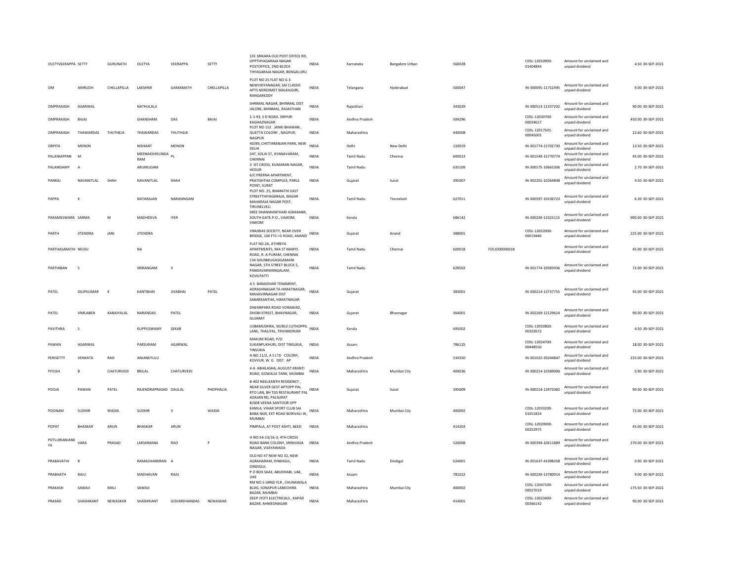| | | | | | | | | | | | | | | | |
|---|---|---|---|---|---|---|---|---|---|---|---|---|---|---|---|
| OLETYVEERAPPA | SETTY | | GURUNATH | OLETYA | VEERAPPA | SETTY | 101 SRIKARA OLD POST OFFICE RD, OPPTHYAGARAJA NAGAR POSTOFFICE, 2ND BLOCK THYAGARAJA NAGAR, BENGALURU | INDIA | Karnataka | Bangalore Urban | 560028 | | CDSL-12010900-01404844 | Amount for unclaimed and unpaid dividend | 4.50 30-SEP-2021 |
| OM | ANIRUDH | CHELLAPILLA | LAKSHMI | GAMAMATH | CHELLAPILLA | | PLOT NO 25 FLAT NO G 3 NEWVIDYANAGAR, SAI CLASSIC APTS NEREDMET MALKAJGIRI, RANGAREDDY | INDIA | Telangana | Hyderabad | 500047 | | IN-300095-11752495 | Amount for unclaimed and unpaid dividend | 9.00 30-SEP-2021 |
| OMPRAKASH | AGARWAL | | NATHULALJI | | | | SHRIMAL NAGAR, BHINMAL DIST JALORE, BHINMAL, RAJASTHAN | INDIA | Rajasthan | | 343029 | | IN-300513-11337202 | Amount for unclaimed and unpaid dividend | 90.00 30-SEP-2021 |
| OMPRAKASH | BAJAJ | | GHANSHAM | DAS | BAJAJ | | 1-1-93, S D ROAD, SIRPUR-KAGHAZNAGAR | INDIA | Andhra Pradesh | | 504296 | | CDSL-12030700-00024617 | Amount for unclaimed and unpaid dividend | 450.00 30-SEP-2021 |
| OMPRAKASH | THAWARDAS | THUTHEJA | THAWARDAS | THUTHEJA | | | PLOT NO 152 JANKI BHAWAN , QUETTA COLONY , NAGPUR, NAGPUR | INDIA | Maharashtra | | 440008 | | CDSL-12017501-00045001 | Amount for unclaimed and unpaid dividend | 12.60 30-SEP-2021 |
| ORPITA | MENON | | NISHANT | MENON | | | 40/89, CHITTARANJAN PARK, NEW DELHI | INDIA | Delhi | New Delhi | 110019 | | IN-301774-15702730 | Amount for unclaimed and unpaid dividend | 13.50 30-SEP-2021 |
| PALANIAPPAN | M | | MEENAKSHISUNDARAM | PL | | | 247, SOLAI ST, AYANAVARAM, CHENNAI | INDIA | Tamil Nadu | Chennai | 600023 | | IN-301549-15770774 | Amount for unclaimed and unpaid dividend | 45.00 30-SEP-2021 |
| PALANISAMY | A | | ARUMUGAM | | | | 3 IST CROSS, KUMARAN NAGAR, HOSUR | INDIA | Tamil Nadu | | 635109 | | IN-300175-10665306 | Amount for unclaimed and unpaid dividend | 2.70 30-SEP-2021 |
| PANKAJ | NAVANITLAL | SHAH | NAVANITLAL | SHAH | | | 6/C PRERNA APARTMENT, PRATISHTHA COMPLEX, PARLE POINT, SURAT | INDIA | Gujarat | Surat | 395007 | | IN-302201-10264848 | Amount for unclaimed and unpaid dividend | 4.50 30-SEP-2021 |
| PAPPA | K | | NATARAJAN | NARASINGAM | | | PLOT NO. 25, BHARATHI EAST STREETTHIYAGARAJA, NAGAR MAHARAJA NAGAR POST, TIRUNELVELI | INDIA | Tamil Nadu | Tirunelveli | 627011 | | IN-300597-10106723 | Amount for unclaimed and unpaid dividend | 6.30 30-SEP-2021 |
| PARAMESWARA | SARMA | | M | MADHDEVA | IYER | | SREE DHANWANTHARI ASRAMAM, SOUTH GATE.P.O., VAIKOM, VAIKOM | INDIA | Kerala | | 686142 | | IN-300239-13323115 | Amount for unclaimed and unpaid dividend | 900.00 30-SEP-2021 |
| PARTH | JITENDRA | JANI | JITENDRA | | | | VRAJWAS SOCIETY, NEAR OVER BRIDGE, 100 FTS I G ROAD, ANAND | INDIA | Gujarat | Anand | 388001 | | CDSL-12022000-00019440 | Amount for unclaimed and unpaid dividend | 225.00 30-SEP-2021 |
| PARTHASARATHI | NEOGI | | NA | | | | FLAT NO.2A, ATHREYA APARTMENTS, 94A ST MARYS ROAD, R. A PURAM, CHENNAI | INDIA | Tamil Nadu | Chennai | 600018 | FOLIO00000018 | | Amount for unclaimed and unpaid dividend | 45.00 30-SEP-2021 |
| PARTHIBAN | S | | SRIRANGAM | V | | | 134 SHUNMUGASIGAMANI NAGAR, 5TH STREET BLOCK 5, PANDAVARMANGALAM, KOVILPATTI | INDIA | Tamil Nadu | | 628502 | | IN-301774-10583936 | Amount for unclaimed and unpaid dividend | 72.00 30-SEP-2021 |
| PATEL | DILIPKUMAR | K | KANTIBHAI | JIVABHAI | PATEL | | A 5 BANSIDHAR TENAMENT, ADRASHNAGAR TA HIMATNAGAR, MAHAVIRNAGAR DIST SABARKANTHA, HIMATNAGAR | INDIA | Gujarat | | 383001 | | IN-300214-13737755 | Amount for unclaimed and unpaid dividend | 45.00 30-SEP-2021 |
| PATEL | VIMLABEN | KANAIYALAL | NARANDAS | PATEL | | | DIWANPARA ROAD VORAWAD, DHOBI STREET, BHAVNAGAR, GUJARAT | INDIA | Gujarat | Bhavnagar | 364001 | | IN-302269-12129614 | Amount for unclaimed and unpaid dividend | 90.00 30-SEP-2021 |
| PAVITHRA | S | | KUPPUSWAMY | SEKAR | | | LOBAMUDHRA, 50/852 (1)THOPPIL LANE, THALIYAL, TRIVANDRUM | INDIA | Kerala | | 695002 | | CDSL-12032800-00102672 | Amount for unclaimed and unpaid dividend | 4.50 30-SEP-2021 |
| PAWAN | AGARWAL | | PARSURAM | AGARWAL | | | MAKUM ROAD, P/O SUKANPUKHURI, DIST TINSUKIA, TINSUKIA | INDIA | Assam | | 786125 | | CDSL-12024700-00448550 | Amount for unclaimed and unpaid dividend | 18.00 30-SEP-2021 |
| PERISETTY | VENKATA | RAO | ANJANEYULU | | | | H.NO.11/2, A S LTD COLONY, KOVVUR, W G DIST AP | INDIA | Andhra Pradesh | | 534350 | | IN-301022-20244847 | Amount for unclaimed and unpaid dividend | 225.00 30-SEP-2021 |
| PIYUSH | B | CHATURVEDI | BRIJLAL | CHATURVEDI | | | 4-A ABHILASHA, AUGUST KRANTI ROAD, GOWALIA TANK, MUMBAI | INDIA | Maharashtra | Mumbai City | 400036 | | IN-300214-10589006 | Amount for unclaimed and unpaid dividend | 0.90 30-SEP-2021 |
| POOJA | PAWAN | PATEL | RAJENDRAPRASAD | DAULAL | PHOPHALIA | | B-402 NEELKANTH RESIDENCY , NEAR SILVER GEST APTOPP PAL RTO LAN, BH TGS RESTAURANT PAL ADAJAN RD, PALSURAT | INDIA | Gujarat | Surat | 395009 | | IN-300214-13972082 | Amount for unclaimed and unpaid dividend | 90.00 30-SEP-2021 |
| POONAM | SUDHIR | WADIA | SUDHIR | V | WADIA | | B/608 VEENA SANTOOR OPP KAMLA, VIHAR SPORT CLUB SAI BABA NGR, EXT ROAD BORIVALI W, MUMBAI | INDIA | Maharashtra | Mumbai City | 400092 | | CDSL-12033200-01051824 | Amount for unclaimed and unpaid dividend | 72.00 30-SEP-2021 |
| POPAT | BHASKAR | ARUN | BHASKAR | ARUN | | | PIMPALA, AT POST ASHTI, BEED | INDIA | Maharashtra | | 414203 | | CDSL-12020000-00252975 | Amount for unclaimed and unpaid dividend | 45.00 30-SEP-2021 |
| POTLURIANJANEYA | VARA | PRASAD | LAKSHMANA | RAO | P | | H NO-54-13/16-3, 4TH CROSS ROAD BANK COLONY, SRINIVASA NAGAR, VIJAYAWADA | INDIA | Andhra Pradesh | | 520008 | | IN-300394-10611889 | Amount for unclaimed and unpaid dividend | 270.00 30-SEP-2021 |
| PRABAVATHI | R | | RAMACHANDRAN | A | | | OLD NO 47 NEW NO 32, NEW AGRAHARAM, DINDIGUL, DINDIGUL | INDIA | Tamil Nadu | Dindigul | 624001 | | IN-301637-41098358 | Amount for unclaimed and unpaid dividend | 0.90 30-SEP-2021 |
| PRABHATH | RAJU | | MADHAVAN | RAJU | | | P O BOX 5643, ABUDHABI, UAE, UAE | INDIA | Assam | | 781022 | | IN-300239-13780014 | Amount for unclaimed and unpaid dividend | 9.00 30-SEP-2021 |
| PRAKASH | SAWAJI | MALI | SAWAJI | | | | RM NO.5 GRND FLR , CHUNAWALA BLDG, SONAPUR LANECHIRA BAZAR, MUMBAI | INDIA | Maharashtra | Mumbai City | 400002 | | CDSL-12047100-00027019 | Amount for unclaimed and unpaid dividend | 175.50 30-SEP-2021 |
| PRASAD | SHASHIKANT | NEWASKAR | SHASHIKANT | GOVARDHANDAS | NEWASKAR | | DEEP JYOTI ELECTRICALS , KAPAD BAZAR, AHMEDNAGAR | INDIA | Maharashtra | | 414001 | | CDSL-13023400-00366142 | Amount for unclaimed and unpaid dividend | 90.00 30-SEP-2021 |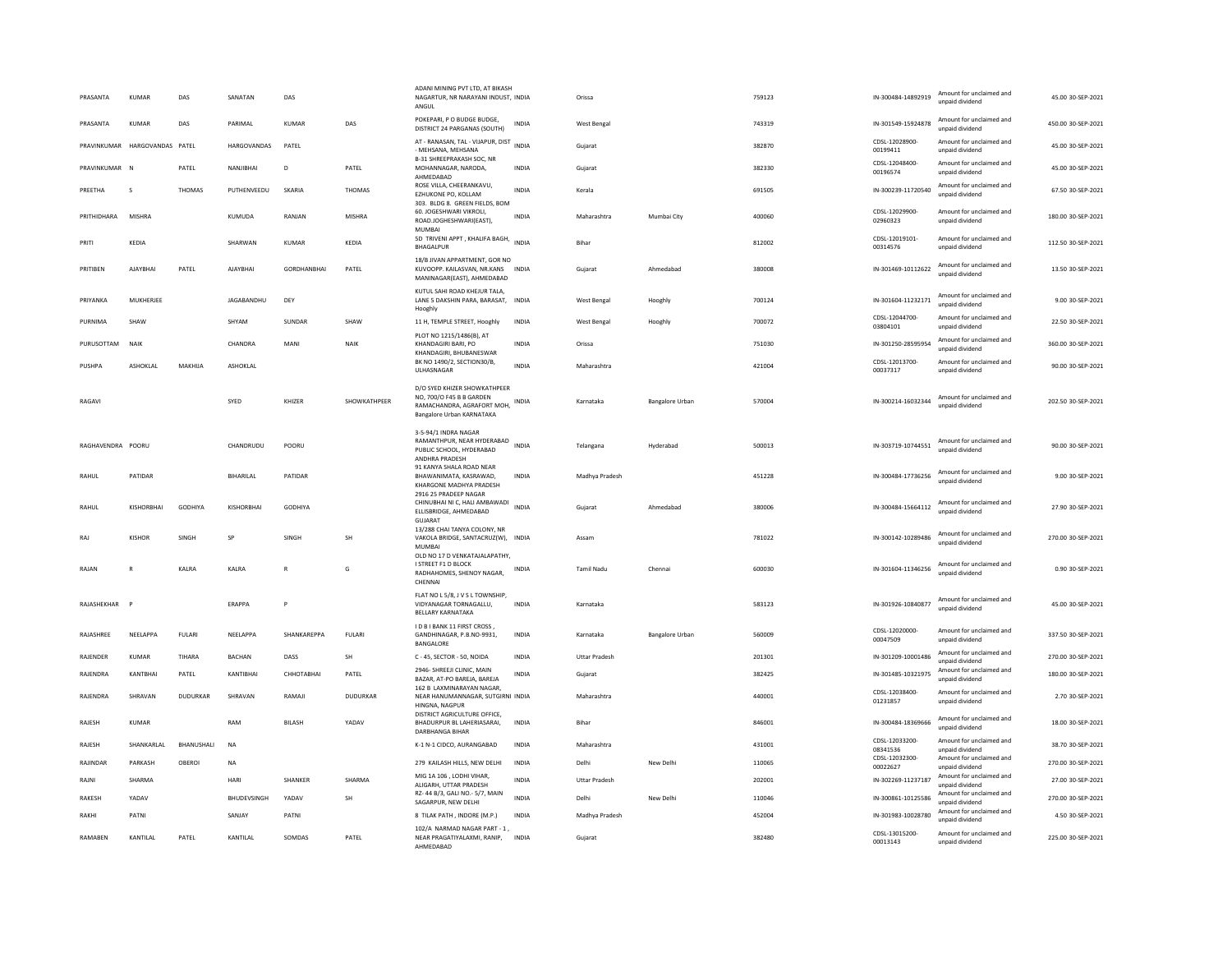| | | | | | | | | | | | | | | | |
|---|---|---|---|---|---|---|---|---|---|---|---|---|---|---|---|
| PRASANTA | KUMAR | DAS | SANATAN | DAS | | ADANI MINING PVT LTD, AT BIKASH NAGARTUR, NR NARAYANI INDUST, ANGUL | INDIA | Orissa | | 759123 | | IN-300484-14892919 | Amount for unclaimed and unpaid dividend | 45.00 | 30-SEP-2021 |
| PRASANTA | KUMAR | DAS | PARIMAL | KUMAR | DAS | POKEPARI, P O BUDGE BUDGE, DISTRICT 24 PARGANAS (SOUTH) | INDIA | West Bengal | | 743319 | | IN-301549-15924878 | Amount for unclaimed and unpaid dividend | 450.00 | 30-SEP-2021 |
| PRAVINKUMAR | HARGOVANDAS | PATEL | HARGOVANDAS | PATEL | | AT - RANASAN, TAL - VIJAPUR, DIST - MEHSANA, MEHSANA | INDIA | Gujarat | | 382870 | | CDSL-12028900-00199411 | Amount for unclaimed and unpaid dividend | 45.00 | 30-SEP-2021 |
| PRAVINKUMAR | N | PATEL | NANJIBHAI | D | PATEL | B-31 SHREEPRAKASH SOC, NR MOHANNAGAR, NARODA, AHMEDABAD | INDIA | Gujarat | | 382330 | | CDSL-12048400-00196574 | Amount for unclaimed and unpaid dividend | 45.00 | 30-SEP-2021 |
| PREETHA | S | THOMAS | PUTHENVEEDU | SKARIA | THOMAS | ROSE VILLA, CHEERANKAVU, EZHUKONE PO, KOLLAM | INDIA | Kerala | | 691505 | | IN-300239-11720540 | Amount for unclaimed and unpaid dividend | 67.50 | 30-SEP-2021 |
| PRITHIDHARA | MISHRA | | KUMUDA | RANJAN | MISHRA | 303. BLDG 8. GREEN FIELDS, BOM 60. JOGESHWARI VIKROLI, ROAD.JOGHESHWARI(EAST), MUMBAI | INDIA | Maharashtra | Mumbai City | 400060 | | CDSL-12029900-02960323 | Amount for unclaimed and unpaid dividend | 180.00 | 30-SEP-2021 |
| PRITI | KEDIA | | SHARWAN | KUMAR | KEDIA | 5D TRIVENI APPT , KHALIFA BAGH, BHAGALPUR | INDIA | Bihar | | 812002 | | CDSL-12019101-00314576 | Amount for unclaimed and unpaid dividend | 112.50 | 30-SEP-2021 |
| PRITIBEN | AJAYBHAI | PATEL | AJAYBHAI | GORDHANBHAI | PATEL | 18/B JIVAN APPARTMENT, GOR NO KUVOOPP. KAILASVAN, NR.KANS MANINAGAR(EAST), AHMEDABAD | INDIA | Gujarat | Ahmedabad | 380008 | | IN-301469-10112622 | Amount for unclaimed and unpaid dividend | 13.50 | 30-SEP-2021 |
| PRIYANKA | MUKHERJEE | | JAGABANDHU | DEY | | KUTUL SAHI ROAD KHEJUR TALA, LANE 5 DAKSHIN PARA, BARASAT, Hooghly | INDIA | West Bengal | Hooghly | 700124 | | IN-301604-11232171 | Amount for unclaimed and unpaid dividend | 9.00 | 30-SEP-2021 |
| PURNIMA | SHAW | | SHYAM | SUNDAR | SHAW | 11 H, TEMPLE STREET, Hooghly | INDIA | West Bengal | Hooghly | 700072 | | CDSL-12044700-03804101 | Amount for unclaimed and unpaid dividend | 22.50 | 30-SEP-2021 |
| PURUSOTTAM | NAIK | | CHANDRA | MANI | NAIK | PLOT NO 1215/1486(B), AT KHANDAGIRI BARI, PO KHANDAGIRI, BHUBANESWAR | INDIA | Orissa | | 751030 | | IN-301250-28595954 | Amount for unclaimed and unpaid dividend | 360.00 | 30-SEP-2021 |
| PUSHPA | ASHOKLAL | MAKHIJA | ASHOKLAL | | | BK NO 1490/2, SECTION30/B, ULHASNAGAR | INDIA | Maharashtra | | 421004 | | CDSL-12013700-00037317 | Amount for unclaimed and unpaid dividend | 90.00 | 30-SEP-2021 |
| RAGAVI | | | SYED | KHIZER | SHOWKATHPEER | D/O SYED KHIZER SHOWKATHPEER NO, 700/O F45 B B GARDEN RAMACHANDRA, AGRAFORT MOH, Bangalore Urban KARNATAKA | INDIA | Karnataka | Bangalore Urban | 570004 | | IN-300214-16032344 | Amount for unclaimed and unpaid dividend | 202.50 | 30-SEP-2021 |
| RAGHAVENDRA | POORU | | CHANDRUDU | POORU | | 3-5-94/1 INDRA NAGAR RAMANTHPUR, NEAR HYDERABAD PUBLIC SCHOOL, HYDERABAD ANDHRA PRADESH | INDIA | Telangana | Hyderabad | 500013 | | IN-303719-10744551 | Amount for unclaimed and unpaid dividend | 90.00 | 30-SEP-2021 |
| RAHUL | PATIDAR | | BIHARILAL | PATIDAR | | 91 KANYA SHALA ROAD NEAR BHAWANIMATA, KASRAWAD, KHARGONE MADHYA PRADESH | INDIA | Madhya Pradesh | | 451228 | | IN-300484-17736256 | Amount for unclaimed and unpaid dividend | 9.00 | 30-SEP-2021 |
| RAHUL | KISHORBHAI | GODHIYA | KISHORBHAI | GODHIYA | | 2916 25 PRADEEP NAGAR CHINUBHAI NI C, HALI AMBAWADI ELLISBRIDGE, AHMEDABAD GUJARAT | INDIA | Gujarat | Ahmedabad | 380006 | | IN-300484-15664112 | Amount for unclaimed and unpaid dividend | 27.90 | 30-SEP-2021 |
| RAJ | KISHOR | SINGH | SP | SINGH | SH | 13/288 CHAI TANYA COLONY, NR VAKOLA BRIDGE, SANTACRUZ(W), MUMBAI | INDIA | Assam | | 781022 | | IN-300142-10289486 | Amount for unclaimed and unpaid dividend | 270.00 | 30-SEP-2021 |
| RAJAN | R | KALRA | KALRA | R | G | OLD NO 17 D VENKATAJALAPATHY, I STREET F1 D BLOCK RADHAHOMES, SHENOY NAGAR, CHENNAI | INDIA | Tamil Nadu | Chennai | 600030 | | IN-301604-11346256 | Amount for unclaimed and unpaid dividend | 0.90 | 30-SEP-2021 |
| RAJASHEKHAR | P | | ERAPPA | P | | FLAT NO L 5/8, J V S L TOWNSHIP, VIDYANAGAR TORNAGALLU, BELLARY KARNATAKA | INDIA | Karnataka | | 583123 | | IN-301926-10840877 | Amount for unclaimed and unpaid dividend | 45.00 | 30-SEP-2021 |
| RAJASHREE | NEELAPPA | FULARI | NEELAPPA | SHANKAREPPA | FULARI | I D B I BANK 11 FIRST CROSS , GANDHINAGAR, P.B.NO-9931, BANGALORE | INDIA | Karnataka | Bangalore Urban | 560009 | | CDSL-12020000-00047509 | Amount for unclaimed and unpaid dividend | 337.50 | 30-SEP-2021 |
| RAJENDER | KUMAR | TIHARA | BACHAN | DASS | SH | C - 45, SECTOR - 50, NOIDA | INDIA | Uttar Pradesh | | 201301 | | IN-301209-10001486 | Amount for unclaimed and unpaid dividend | 270.00 | 30-SEP-2021 |
| RAJENDRA | KANTBHAI | PATEL | KANTIBHAI | CHHOTABHAI | PATEL | 2946- SHREEJI CLINIC, MAIN BAZAR, AT-PO BAREJA, BAREJA | INDIA | Gujarat | | 382425 | | IN-301485-10321975 | Amount for unclaimed and unpaid dividend | 180.00 | 30-SEP-2021 |
| RAJENDRA | SHRAVAN | DUDURKAR | SHRAVAN | RAMAJI | DUDURKAR | 162 B LAXMINARAYAN NAGAR, NEAR HANUMANNAGAR, SUTGIRNI HINGNA, NAGPUR | INDIA | Maharashtra | | 440001 | | CDSL-12038400-01231857 | Amount for unclaimed and unpaid dividend | 2.70 | 30-SEP-2021 |
| RAJESH | KUMAR | | RAM | BILASH | YADAV | DISTRICT AGRICULTURE OFFICE, BHADURPUR BL LAHERIASARAI, DARBHANGA BIHAR | INDIA | Bihar | | 846001 | | IN-300484-18369666 | Amount for unclaimed and unpaid dividend | 18.00 | 30-SEP-2021 |
| RAJESH | SHANKARLAL | BHANUSHALI | NA | | | K-1 N-1 CIDCO, AURANGABAD | INDIA | Maharashtra | | 431001 | | CDSL-12033200-08341536 | Amount for unclaimed and unpaid dividend | 38.70 | 30-SEP-2021 |
| RAJINDAR | PARKASH | OBEROI | NA | | | 279 KAILASH HILLS, NEW DELHI | INDIA | Delhi | New Delhi | 110065 | | CDSL-12032300-00022627 | Amount for unclaimed and unpaid dividend | 270.00 | 30-SEP-2021 |
| RAJNI | SHARMA | | HARI | SHANKER | SHARMA | MIG 1A 106 , LODHI VIHAR, ALIGARH, UTTAR PRADESH | INDIA | Uttar Pradesh | | 202001 | | IN-302269-11237187 | Amount for unclaimed and unpaid dividend | 27.00 | 30-SEP-2021 |
| RAKESH | YADAV | | BHUDEVSINGH | YADAV | SH | RZ- 44 B/3, GALI NO.- 5/7, MAIN SAGARPUR, NEW DELHI | INDIA | Delhi | New Delhi | 110046 | | IN-300861-10125586 | Amount for unclaimed and unpaid dividend | 270.00 | 30-SEP-2021 |
| RAKHI | PATNI | | SANJAY | PATNI | | 8 TILAK PATH , INDORE (M.P.) | INDIA | Madhya Pradesh | | 452004 | | IN-301983-10028780 | Amount for unclaimed and unpaid dividend | 4.50 | 30-SEP-2021 |
| RAMABEN | KANTILAL | PATEL | KANTILAL | SOMDAS | PATEL | 102/A NARMAD NAGAR PART - 1 , NEAR PRAGATIYALAXMI, RANIP, AHMEDABAD | INDIA | Gujarat | | 382480 | | CDSL-13015200-00013143 | Amount for unclaimed and unpaid dividend | 225.00 | 30-SEP-2021 |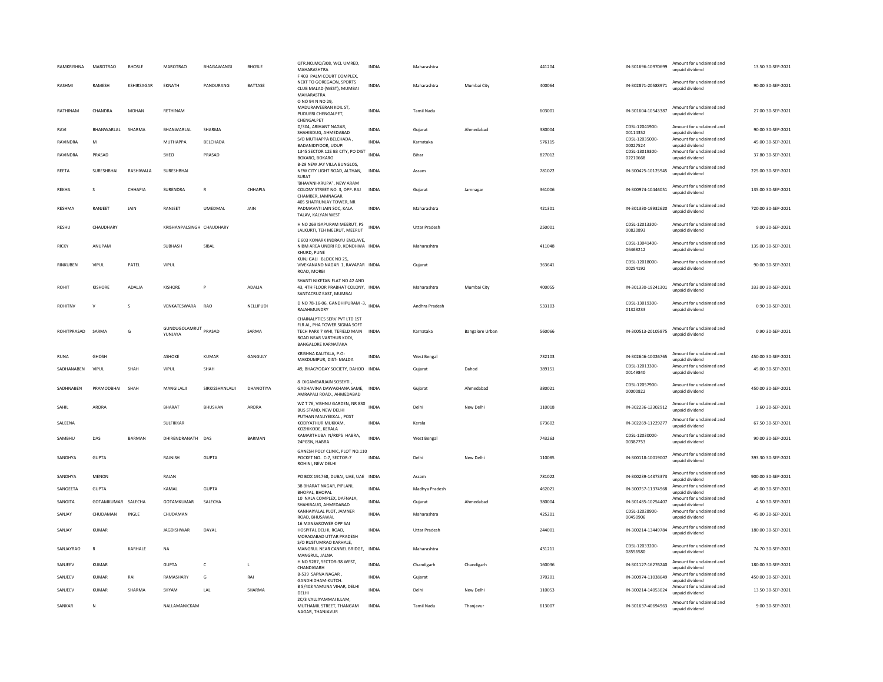| RAMKRISHNA | MAROTRAO | BHOSLE | MAROTRAO | BHAGAWANGI | BHOSLE | QTR.NO.MQ/308, WCL UMRED, MAHARASHTRA | INDIA | Maharashtra | | 441204 | IN-301696-10970699 | Amount for unclaimed and unpaid dividend | 13.50 | 30-SEP-2021 |
|---|---|---|---|---|---|---|---|---|---|---|---|---|---|---|
| RASHMI | RAMESH | KSHIRSAGAR | EKNATH | PANDURANG | BATTASE | F 403 PALM COURT COMPLEX, NEXT TO GOREGAON, SPORTS CLUB MALAD (WEST), MUMBAI MAHARASTRA | INDIA | Maharashtra | Mumbai City | 400064 | IN-302871-20588971 | Amount for unclaimed and unpaid dividend | 90.00 | 30-SEP-2021 |
| RATHINAM | CHANDRA | MOHAN | RETHINAM | | | O NO 94 N NO 29, MADURAIVEERAN KOIL ST, PUDUERI CHENGALPET, CHENGALPET | INDIA | Tamil Nadu | | 603001 | IN-301604-10543387 | Amount for unclaimed and unpaid dividend | 27.00 | 30-SEP-2021 |
| RAVI | BHANWARLAL | SHARMA | BHANWARLAL | SHARMA | | D/304, ARIHANT NAGAR, SHAHIBDUG, AHMEDABAD | INDIA | Gujarat | Ahmedabad | 380004 | CDSL-12041900-00114352 | Amount for unclaimed and unpaid dividend | 90.00 | 30-SEP-2021 |
| RAVINDRA | M | | MUTHAPPA | BELCHADA | | S/O MUTHAPPA BELCHADA , BADANIDIYOOR, UDUPI | INDIA | Karnataka | | 576115 | CDSL-12035000-00027524 | Amount for unclaimed and unpaid dividend | 45.00 | 30-SEP-2021 |
| RAVINDRA | PRASAD | | SHEO | PRASAD | | 1345 SECTOR 12E B3 CITY, PO DIST BOKARO, BOKARO | INDIA | Bihar | | 827012 | CDSL-13019300-02210668 | Amount for unclaimed and unpaid dividend | 37.80 | 30-SEP-2021 |
| REETA | SURESHBHAI | RASHIWALA | SURESHBHAI | | | B-29 NEW JAY VILLA BUNGLOS, NEW CITY LIGHT ROAD, ALTHAN, SURAT | INDIA | Assam | | 781022 | IN-300425-10125945 | Amount for unclaimed and unpaid dividend | 225.00 | 30-SEP-2021 |
| REKHA | S | CHHAPIA | SURENDRA | R | CHHAPIA | 'BHAVANI-KRUPA' , NEW ARAM COLONY STREET NO. 3, OPP. RAJ CHAMBER, JAMNAGAR. | INDIA | Gujarat | Jamnagar | 361006 | IN-300974-10446051 | Amount for unclaimed and unpaid dividend | 135.00 | 30-SEP-2021 |
| RESHMA | RANJEET | JAIN | RANJEET | UMEDMAL | JAIN | 405 SHATRUNJAY TOWER, NR PADMAVATI JAIN SOC, KALA TALAV, KALYAN WEST | INDIA | Maharashtra | | 421301 | IN-301330-19932620 | Amount for unclaimed and unpaid dividend | 720.00 | 30-SEP-2021 |
| RESHU | CHAUDHARY | | KRISHANPALSINGH | CHAUDHARY | | H NO 269 ISAPURAM MEERUT, PS LALKURTI, TEH MEERUT, MEERUT | INDIA | Uttar Pradesh | | 250001 | CDSL-12013300-00820893 | Amount for unclaimed and unpaid dividend | 9.00 | 30-SEP-2021 |
| RICKY | ANUPAM | | SUBHASH | SIBAL | | E 603 KONARK INDRAYU ENCLAVE, NIBM AREA UNDRI RD, KONDHWA KHURD, PUNE | INDIA | Maharashtra | | 411048 | CDSL-13041400-06468212 | Amount for unclaimed and unpaid dividend | 135.00 | 30-SEP-2021 |
| RINKUBEN | VIPUL | PATEL | VIPUL | | | KUNJ GALI BLOCK NO 25, VIVEKANAND NAGAR 1, RAVAPAR ROAD, MORBI | INDIA | Gujarat | | 363641 | CDSL-12018000-00254192 | Amount for unclaimed and unpaid dividend | 90.00 | 30-SEP-2021 |
| ROHIT | KISHORE | ADALJA | KISHORE | P | ADALJA | SHANTI NIKETAN FLAT NO 42 AND 43, 4TH FLOOR PRABHAT COLONY, SANTACRUZ EAST, MUMBAI | INDIA | Maharashtra | Mumbai City | 400055 | IN-301330-19241301 | Amount for unclaimed and unpaid dividend | 333.00 | 30-SEP-2021 |
| ROHITNV | V | S | VENKATESWARA | RAO | NELLIPUDI | D NO 78-16-06, GANDHIPURAM -3, RAJAHMUNDRY | INDIA | Andhra Pradesh | | 533103 | CDSL-13019300-01323233 | Amount for unclaimed and unpaid dividend | 0.90 | 30-SEP-2021 |
| ROHITPRASAD | SARMA | G | GUNDUGOLAMRUT YUNJAYA | PRASAD | SARMA | CHAINALYTICS SERV PVT LTD 1ST FLR AL, PHA TOWER SIGMA SOFT TECH PARK 7 WHI, TEFIELD MAIN ROAD NEAR VARTHUR KODI, BANGALORE KARNATAKA | INDIA | Karnataka | Bangalore Urban | 560066 | IN-300513-20105875 | Amount for unclaimed and unpaid dividend | 0.90 | 30-SEP-2021 |
| RUNA | GHOSH | | ASHOKE | KUMAR | GANGULY | KRISHNA KALITALA, P.O-MAKDUMPUR, DIST- MALDA | INDIA | West Bengal | | 732103 | IN-302646-10026765 | Amount for unclaimed and unpaid dividend | 450.00 | 30-SEP-2021 |
| SADHANABEN | VIPUL | SHAH | VIPUL | SHAH | | 49, BHAGYODAY SOCIETY, DAHOD | INDIA | Gujarat | Dahod | 389151 | CDSL-12013300-00149840 | Amount for unclaimed and unpaid dividend | 45.00 | 30-SEP-2021 |
| SADHNABEN | PRAMODBHAI | SHAH | MANGILALJI | SIRKISSHANLALJI | DHANOTIYA | 8 DIGAMBARJAIN SOSEYTI , GADHAVINA DAWAKHANA SAME, AMRAPALI ROAD., AHMEDABAD | INDIA | Gujarat | Ahmedabad | 380021 | CDSL-12057900-00000822 | Amount for unclaimed and unpaid dividend | 450.00 | 30-SEP-2021 |
| SAHIL | ARORA | | BHARAT | BHUSHAN | ARORA | WZ T 76, VISHNU GARDEN, NR 830 BUS STAND, NEW DELHI | INDIA | Delhi | New Delhi | 110018 | IN-302236-12302912 | Amount for unclaimed and unpaid dividend | 3.60 | 30-SEP-2021 |
| SALEENA | | | SULFIKKAR | | | PUTHAN MALIYEKKAL , POST KODIYATHUR MUKKAM, KOZHIKODE, KERALA | INDIA | Kerala | | 673602 | IN-302269-11229277 | Amount for unclaimed and unpaid dividend | 67.50 | 30-SEP-2021 |
| SAMBHU | DAS | BARMAN | DHIRENDRANATH | DAS | BARMAN | KAMARTHUBA N/RKPS HABRA, 24PGSN, HABRA | INDIA | West Bengal | | 743263 | CDSL-12030000-00387753 | Amount for unclaimed and unpaid dividend | 90.00 | 30-SEP-2021 |
| SANDHYA | GUPTA | | RAJNISH | GUPTA | | GANESH POLY CLINIC, PLOT NO.110 POCKET NO. C-7, SECTOR-7 ROHINI, NEW DELHI | INDIA | Delhi | New Delhi | 110085 | IN-300118-10019007 | Amount for unclaimed and unpaid dividend | 393.30 | 30-SEP-2021 |
| SANDHYA | MENON | | RAJAN | | | PO BOX 191768, DUBAI, UAE, UAE | INDIA | Assam | | 781022 | IN-300239-14373373 | Amount for unclaimed and unpaid dividend | 900.00 | 30-SEP-2021 |
| SANGEETA | GUPTA | | KAMAL | GUPTA | | 38 BHARAT NAGAR, PIPLANI, BHOPAL, BHOPAL | INDIA | Madhya Pradesh | | 462021 | IN-300757-11374968 | Amount for unclaimed and unpaid dividend | 45.00 | 30-SEP-2021 |
| SANGITA | GOTAMKUMAR | SALECHA | GOTAMKUMAR | SALECHA | | 10 NALA COMPLEX, DAFNALA, SHAHIBAUG, AHMEDABAD | INDIA | Gujarat | Ahmedabad | 380004 | IN-301485-10254407 | Amount for unclaimed and unpaid dividend | 4.50 | 30-SEP-2021 |
| SANJAY | CHUDAMAN | INGLE | CHUDAMAN | | | KANHAIYALAL PLOT, JAMNER ROAD, BHUSAWAL | INDIA | Maharashtra | | 425201 | CDSL-12028900-00450906 | Amount for unclaimed and unpaid dividend | 45.00 | 30-SEP-2021 |
| SANJAY | KUMAR | | JAGDISHWAR | DAYAL | | 16 MANSAROWER OPP SAI HOSPITAL DELHI, ROAD, MORADABAD UTTAR PRADESH | INDIA | Uttar Pradesh | | 244001 | IN-300214-13449784 | Amount for unclaimed and unpaid dividend | 180.00 | 30-SEP-2021 |
| SANJAYRAO | R | KARHALE | NA | | | S/O RUSTUMRAO KARHALE, MANGRUL NEAR CANNEL BRIDGE, MANGRUL, JALNA | INDIA | Maharashtra | | 431211 | CDSL-12033200-08556580 | Amount for unclaimed and unpaid dividend | 74.70 | 30-SEP-2021 |
| SANJEEV | KUMAR | | GUPTA | C | L | H.NO 5287, SECTOR-38 WEST, CHANDIGARH | INDIA | Chandigarh | Chandigarh | 160036 | IN-301127-16276240 | Amount for unclaimed and unpaid dividend | 180.00 | 30-SEP-2021 |
| SANJEEV | KUMAR | RAI | RAMASHARY | G | RAI | B-539 SAPNA NAGAR , GANDHIDHAM-KUTCH. | INDIA | Gujarat | | 370201 | IN-300974-11038649 | Amount for unclaimed and unpaid dividend | 450.00 | 30-SEP-2021 |
| SANJEEV | KUMAR | SHARMA | SHYAM | LAL | SHARMA | B 5/403 YAMUNA VIHAR, DELHI DELHI | INDIA | Delhi | New Delhi | 110053 | IN-300214-14053024 | Amount for unclaimed and unpaid dividend | 13.50 | 30-SEP-2021 |
| SANKAR | N | | NALLAMANICKAM | | | 2C/3 VALLIYAMMAI ILLAM, MUTHAMIL STREET, THANGAM NAGAR, THANJAVUR | INDIA | Tamil Nadu | Thanjavur | 613007 | IN-301637-40694963 | Amount for unclaimed and unpaid dividend | 9.00 | 30-SEP-2021 |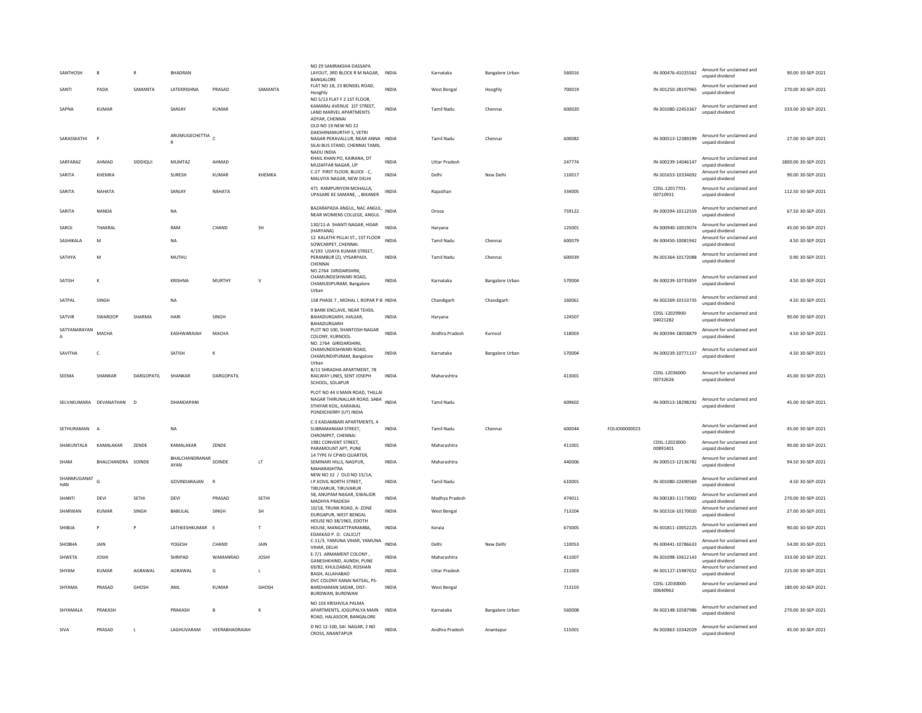| | | | | | | | | | | | | | | | | |
|---|---|---|---|---|---|---|---|---|---|---|---|---|---|---|---|---|
| SANTHOSH | B | R | BHADRAN | | | NO 29 SAMRAKSHA DASSAPA LAYOUT, 3RD BLOCK R M NAGAR, BANGALORE | INDIA | Karnataka | Bangalore Urban | 560016 | | IN-300476-41025562 | Amount for unclaimed and unpaid dividend | 90.00 | 30-SEP-2021 |
| SANTI | PADA | SAMANTA | LATEKRISHNA | PRASAD | SAMANTA | FLAT NO 1B, 23 BONDEL ROAD, Hooghly | INDIA | West Bengal | Hooghly | 700019 | | IN-301250-28197965 | Amount for unclaimed and unpaid dividend | 270.00 | 30-SEP-2021 |
| SAPNA | KUMAR | | SANJAY | KUMAR | | NO 5/13 FLAT F 2 1ST FLOOR, KAMARAJ AVENUE 1ST STREET, LAND MARVEL APARTMENTS ADYAR, CHENNAI | INDIA | Tamil Nadu | Chennai | 600020 | | IN-301080-22453367 | Amount for unclaimed and unpaid dividend | 333.00 | 30-SEP-2021 |
| SARASWATHI | P | | ARUMUGECHETTIA R | C | | OLD NO 19 NEW NO 22 DAKSHINAMURTHY S, VETRI NAGAR PERAVALLUR, NEAR ANNA SILAI BUS STAND, CHENNAI TAMIL NADU INDIA | INDIA | Tamil Nadu | Chennai | 600082 | | IN-300513-12389299 | Amount for unclaimed and unpaid dividend | 27.00 | 30-SEP-2021 |
| SARFARAZ | AHMAD | SIDDIQUI | MUMTAZ | AHMAD | | KHAIL KHAN PO, KAIRANA, DT MUZAFFAR NAGAR, UP | INDIA | Uttar Pradesh | | 247774 | | IN-300239-14046147 | Amount for unclaimed and unpaid dividend | 1800.00 | 30-SEP-2021 |
| SARITA | KHEMKA | | SURESH | KUMAR | KHEMKA | C-27 FIRST FLOOR, BLOCK - C, MALVIYA NAGAR, NEW DELHI | INDIA | Delhi | New Delhi | 110017 | | IN-301653-10334692 | Amount for unclaimed and unpaid dividend | 90.00 | 30-SEP-2021 |
| SARITA | NAHATA | | SANJAY | NAHATA | | 471 RAMPURIYON MOHALLA, UPASARE KE SAMANE, ., BIKANER | INDIA | Rajasthan | | 334005 | | CDSL-12017701-00710931 | Amount for unclaimed and unpaid dividend | 112.50 | 30-SEP-2021 |
| SARITA | NANDA | | NA | | | BAZARAPADA ANGUL, NAC ANGUL, NEAR WOMENS COLLEGE, ANGUL | INDIA | Orissa | | 759122 | | IN-300394-10112559 | Amount for unclaimed and unpaid dividend | 67.50 | 30-SEP-2021 |
| SAROJ | THAKRAL | | RAM | CHAND | SH | 130/11-A SHANTI NAGAR, HISAR (HARYANA) | INDIA | Haryana | | 125001 | | IN-300940-10019074 | Amount for unclaimed and unpaid dividend | 45.00 | 30-SEP-2021 |
| SASHIKALA | M | | NA | | | 12 KALATHI PILLAI ST., 1ST FLOOR SOWCARPET, CHENNAI. | INDIA | Tamil Nadu | Chennai | 600079 | | IN-300450-10081942 | Amount for unclaimed and unpaid dividend | 4.50 | 30-SEP-2021 |
| SATHYA | M | | MUTHU | | | 4/193 UDAYA KUMAR STREET, PERAMBUR (Z), VYSARPADI, CHENNAI | INDIA | Tamil Nadu | Chennai | 600039 | | IN-301364-10172088 | Amount for unclaimed and unpaid dividend | 0.90 | 30-SEP-2021 |
| SATISH | K | | KRISHNA | MURTHY | V | NO.2764 GIRIDARSHINI, CHAMUNDESHWARI ROAD, CHAMUDIPURAM, Bangalore Urban | INDIA | Karnataka | Bangalore Urban | 570004 | | IN-300239-10735859 | Amount for unclaimed and unpaid dividend | 4.50 | 30-SEP-2021 |
| SATPAL | SINGH | | NA | | | 158 PHASE 7 , MOHAL I, ROPAR P B | INDIA | Chandigarh | Chandigarh | 160061 | | IN-302269-10153735 | Amount for unclaimed and unpaid dividend | 4.50 | 30-SEP-2021 |
| SATVIR | SWAROOP | SHARMA | HARI | SINGH | | 9 BANK ENCLAVE, NEAR TEHSIL BAHADURGARH, JHAJJAR, BAHADURGARH | INDIA | Haryana | | 124507 | | CDSL-12029900-04021282 | Amount for unclaimed and unpaid dividend | 90.00 | 30-SEP-2021 |
| SATYANARAYAN A | MACHA | | EASHWARAIAH | MACHA | | PLOT NO 100, SHANTOSH NAGAR COLONY, KURNOOL | INDIA | Andhra Pradesh | Kurnool | 518003 | | IN-300394-18058879 | Amount for unclaimed and unpaid dividend | 4.50 | 30-SEP-2021 |
| SAVITHA | C | | SATISH | K | | NO. 2764 GIRIDARSHINI, CHAMUNDESHWARI ROAD, CHAMUNDIPURAM, Bangalore Urban | INDIA | Karnataka | Bangalore Urban | 570004 | | IN-300239-10771157 | Amount for unclaimed and unpaid dividend | 4.50 | 30-SEP-2021 |
| SEEMA | SHANKAR | DARGOPATIL | SHANKAR | DARGOPATIL | | B/11 SHRADHA APARTMENT, 78 RAILWAY LINES, SENT JOSEPH SCHOOL, SOLAPUR | INDIA | Maharashtra | | 413001 | | CDSL-12036000-00732626 | Amount for unclaimed and unpaid dividend | 45.00 | 30-SEP-2021 |
| SELVAKUMARA | DEVANATHAN | D | DHANDAPANI | | | PLOT NO 44 II MAIN ROAD, THILLAI NAGAR THIRUNALLAR ROAD, SABA STHIYAR KOIL, KARAIKAL PONDICHERRY (UT) INDIA | INDIA | Tamil Nadu | | 609602 | | IN-300513-18298292 | Amount for unclaimed and unpaid dividend | 45.00 | 30-SEP-2021 |
| SETHURAMAN | A | | NA | | | C-3 KADAMBARI APARTMENTS, 4 SUBRAMANIAM STREET, CHROMPET, CHENNAI | INDIA | Tamil Nadu | Chennai | 600044 | FOLIO00000023 | | Amount for unclaimed and unpaid dividend | 45.00 | 30-SEP-2021 |
| SHAKUNTALA | KAMALAKAR | ZENDE | KAMALAKAR | ZENDE | | 1981 CONVENT STREET, PARAMOUNT APT, PUNE | INDIA | Maharashtra | | 411001 | | CDSL-12023000-00891401 | Amount for unclaimed and unpaid dividend | 90.00 | 30-SEP-2021 |
| SHAM | BHALCHANDRA | SOINDE | BHALCHANDRANAR AYAN | SOINDE | LT | 14 TYPE IV CPWD QUARTER, SEMINARI HILLS, NAGPUR, MAHARASHTRA | INDIA | Maharashtra | | 440006 | | IN-300513-12136782 | Amount for unclaimed and unpaid dividend | 94.50 | 30-SEP-2021 |
| SHANMUGANAT HAN | G | | GOVINDARAJAN | R | | NEW NO 32 / OLD NO 15/1A, I.P.KOVIL NORTH STREET, TIRUVARUR, TIRUVARUR | INDIA | Tamil Nadu | | 610001 | | IN-301080-22690569 | Amount for unclaimed and unpaid dividend | 4.50 | 30-SEP-2021 |
| SHANTI | DEVI | SETHI | DEVI | PRASAD | SETHI | 58, ANUPAM NAGAR, GWALIOR MADHYA PRADESH | INDIA | Madhya Pradesh | | 474011 | | IN-300183-11173002 | Amount for unclaimed and unpaid dividend | 270.00 | 30-SEP-2021 |
| SHARWAN | KUMAR | SINGH | BABULAL | SINGH | SH | 10/18, TRUNK ROAD, A- ZONE DURGAPUR, WEST BENGAL | INDIA | West Bengal | | 713204 | | IN-302316-10170020 | Amount for unclaimed and unpaid dividend | 27.00 | 30-SEP-2021 |
| SHIBIJA | P | P | LATHEESHKUMAR | E | T | HOUSE NO 38/1965, EDOTH HOUSE, MANGATTPARAMBA, EDAKKAD P. O. CALICUT | INDIA | Kerala | | 673005 | | IN-301811-10052225 | Amount for unclaimed and unpaid dividend | 90.00 | 30-SEP-2021 |
| SHOBHA | JAIN | | YOGESH | CHAND | JAIN | C-11/3, YAMUNA VIHAR, YAMUNA VIHAR, DELHI | INDIA | Delhi | New Delhi | 110053 | | IN-300441-10786633 | Amount for unclaimed and unpaid dividend | 54.00 | 30-SEP-2021 |
| SHWETA | JOSHI | | SHRIPAD | WAMANRAO | JOSHI | E-7/1 ARMAMENT COLONY , GANESHKHIND, AUNDH, PUNE | INDIA | Maharashtra | | 411007 | | IN-301098-10612143 | Amount for unclaimed and unpaid dividend | 333.00 | 30-SEP-2021 |
| SHYAM | KUMAR | AGRAWAL | AGRAWAL | G | L | 69/82, KHULDABAD, ROSHAN BAGH, ALLAHABAD | INDIA | Uttar Pradesh | | 211003 | | IN-301127-15987652 | Amount for unclaimed and unpaid dividend | 225.00 | 30-SEP-2021 |
| SHYAMA | PRASAD | GHOSH | ANIL | KUMAR | GHOSH | DVC COLONY KANAI NATSAL, PS-BARDHAMAN SADAR, DIST-BURDWAN, BURDWAN | INDIA | West Bengal | | 713103 | | CDSL-12030000-00640962 | Amount for unclaimed and unpaid dividend | 180.00 | 30-SEP-2021 |
| SHYAMALA | PRAKASH | | PRAKASH | B | K | NO 103 KRISHVILA PALMA APARTMENTS, JOGUPALYA MAIN ROAD, HALASOOR, BANGALORE | INDIA | Karnataka | Bangalore Urban | 560008 | | IN-302148-10587986 | Amount for unclaimed and unpaid dividend | 270.00 | 30-SEP-2021 |
| SIVA | PRASAD | L | LAGHUVARAM | VEERABHADRAIAH | | D NO 12-100, SAI NAGAR, 2 ND CROSS, ANANTAPUR | INDIA | Andhra Pradesh | Anantapur | 515001 | | IN-302863-10342029 | Amount for unclaimed and unpaid dividend | 45.00 | 30-SEP-2021 |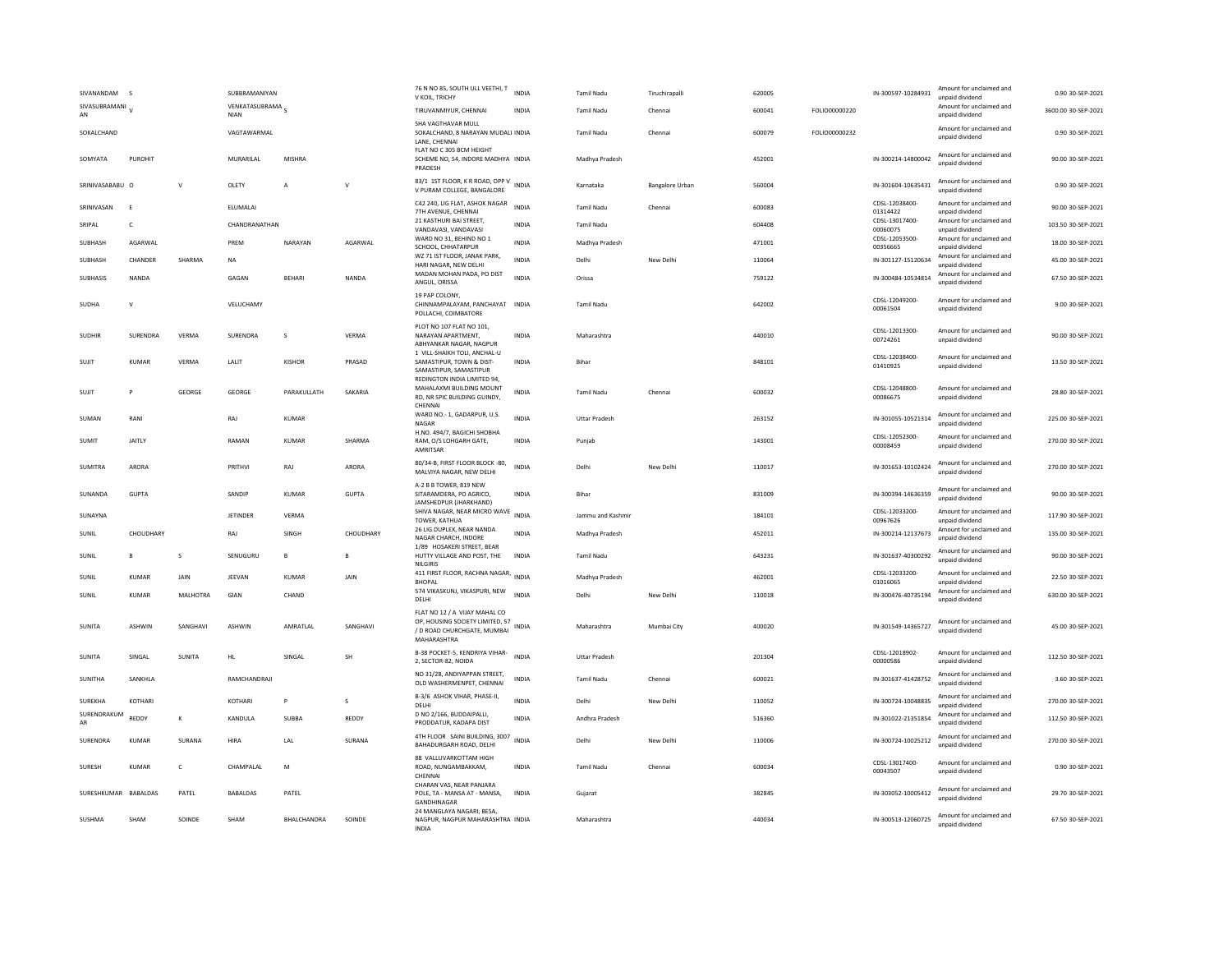| | | | | | | | | | | | | | | | |
|---|---|---|---|---|---|---|---|---|---|---|---|---|---|---|---|
| SIVANANDAM | S | | SUBBRAMANIYAN | | | 76 N NO 85, SOUTH ULL VEETHI, T V KOIL, TRICHY | INDIA | Tamil Nadu | Tiruchirapalli | 620005 | | IN-300597-10284931 | Amount for unclaimed and unpaid dividend | 0.90 | 30-SEP-2021 |
| SIVASUBRAMANIAN | V | | VENKATASUBRAMANIAN | S | | TIRUVANMIYUR, CHENNAI | INDIA | Tamil Nadu | Chennai | 600041 | FOLIO00000220 | | Amount for unclaimed and unpaid dividend | 3600.00 | 30-SEP-2021 |
| SOKALCHAND | | | VAGTAWARMAL | | | SHA VAGTHAVAR MULL SOKALCHAND, 8 NARAYAN MUDALI LANE, CHENNAI | INDIA | Tamil Nadu | Chennai | 600079 | FOLIO00000232 | | Amount for unclaimed and unpaid dividend | 0.90 | 30-SEP-2021 |
| SOMYATA | PUROHIT | | MURARILAL | MISHRA | | FLAT NO C 305 BCM HEIGHT SCHEME NO, 54, INDORE MADHYA PRADESH | INDIA | Madhya Pradesh | | 452001 | | IN-300214-14800042 | Amount for unclaimed and unpaid dividend | 90.00 | 30-SEP-2021 |
| SRINIVASABABU | O | V | OLETY | A | V | 83/1 1ST FLOOR, K R ROAD, OPP V V PURAM COLLEGE, BANGALORE | INDIA | Karnataka | Bangalore Urban | 560004 | | IN-301604-10635431 | Amount for unclaimed and unpaid dividend | 0.90 | 30-SEP-2021 |
| SRINIVASAN | E | | ELUMALAI | | | C42 240, LIG FLAT, ASHOK NAGAR 7TH AVENUE, CHENNAI | INDIA | Tamil Nadu | Chennai | 600083 | | CDSL-12038400-01314422 | Amount for unclaimed and unpaid dividend | 90.00 | 30-SEP-2021 |
| SRIPAL | C | | CHANDRANATHAN | | | 21 KASTHURI BAI STREET, VANDAVASI, VANDAVASI | INDIA | Tamil Nadu | | 604408 | | CDSL-13017400-00060075 | Amount for unclaimed and unpaid dividend | 103.50 | 30-SEP-2021 |
| SUBHASH | AGARWAL | | PREM | NARAYAN | AGARWAL | WARD NO 31, BEHIND NO 1 SCHOOL, CHHATARPUR | INDIA | Madhya Pradesh | | 471001 | | CDSL-12053500-00356665 | Amount for unclaimed and unpaid dividend | 18.00 | 30-SEP-2021 |
| SUBHASH | CHANDER | SHARMA | NA | | | WZ 71 IST FLOOR, JANAK PARK, HARI NAGAR, NEW DELHI | INDIA | Delhi | New Delhi | 110064 | | IN-301127-15120634 | Amount for unclaimed and unpaid dividend | 45.00 | 30-SEP-2021 |
| SUBHASIS | NANDA | | GAGAN | BEHARI | NANDA | MADAN MOHAN PADA, PO DIST ANGUL, ORISSA | INDIA | Orissa | | 759122 | | IN-300484-10534814 | Amount for unclaimed and unpaid dividend | 67.50 | 30-SEP-2021 |
| SUDHA | V | | VELUCHAMY | | | 19 PAP COLONY, CHINNAMPALAYAM, PANCHAYAT POLLACHI, COIMBATORE | INDIA | Tamil Nadu | | 642002 | | CDSL-12049200-00061504 | Amount for unclaimed and unpaid dividend | 9.00 | 30-SEP-2021 |
| SUDHIR | SURENDRA | VERMA | SURENDRA | S | VERMA | PLOT NO 107 FLAT NO 101, NARAYAN APARTMENT, ABHYANKAR NAGAR, NAGPUR | INDIA | Maharashtra | | 440010 | | CDSL-12013300-00724261 | Amount for unclaimed and unpaid dividend | 90.00 | 30-SEP-2021 |
| SUJIT | KUMAR | VERMA | LALIT | KISHOR | PRASAD | 1 VILL-SHAIKH TOLI, ANCHAL-U SAMASTIPUR, TOWN & DIST-SAMASTIPUR, SAMASTIPUR | INDIA | Bihar | | 848101 | | CDSL-12038400-01410925 | Amount for unclaimed and unpaid dividend | 13.50 | 30-SEP-2021 |
| SUJIT | P | GEORGE | GEORGE | PARAKULLATH | SAKARIA | REDINGTON INDIA LIMITED 94, MAHALAXMI BUILDING MOUNT RD, NR SPIC BUILDING GUINDY, CHENNAI | INDIA | Tamil Nadu | Chennai | 600032 | | CDSL-12048800-00086675 | Amount for unclaimed and unpaid dividend | 28.80 | 30-SEP-2021 |
| SUMAN | RANI | | RAJ | KUMAR | | WARD NO.- 1, GADARPUR, U.S. NAGAR | INDIA | Uttar Pradesh | | 263152 | | IN-301055-10521314 | Amount for unclaimed and unpaid dividend | 225.00 | 30-SEP-2021 |
| SUMIT | JAITLY | | RAMAN | KUMAR | SHARMA | H.NO. 494/7, BAGICHI SHOBHA RAM, O/S LOHGARH GATE, AMRITSAR | INDIA | Punjab | | 143001 | | CDSL-12052300-00008459 | Amount for unclaimed and unpaid dividend | 270.00 | 30-SEP-2021 |
| SUMITRA | ARORA | | PRITHVI | RAJ | ARORA | 80/34-B, FIRST FLOOR BLOCK -80, MALVIYA NAGAR, NEW DELHI | INDIA | Delhi | New Delhi | 110017 | | IN-301653-10102424 | Amount for unclaimed and unpaid dividend | 270.00 | 30-SEP-2021 |
| SUNANDA | GUPTA | | SANDIP | KUMAR | GUPTA | A-2 B B TOWER, 819 NEW SITARAMDERA, PO AGRICO, JAMSHEDPUR (JHARKHAND) | INDIA | Bihar | | 831009 | | IN-300394-14636359 | Amount for unclaimed and unpaid dividend | 90.00 | 30-SEP-2021 |
| SUNAYNA | | | JETINDER | VERMA | | SHIVA NAGAR, NEAR MICRO WAVE TOWER, KATHUA | INDIA | Jammu and Kashmir | | 184101 | | CDSL-12033200-00967626 | Amount for unclaimed and unpaid dividend | 117.90 | 30-SEP-2021 |
| SUNIL | CHOUDHARY | | RAJ | SINGH | CHOUDHARY | 26 LIG DUPLEX, NEAR NANDA NAGAR CHARCH, INDORE | INDIA | Madhya Pradesh | | 452011 | | IN-300214-12137673 | Amount for unclaimed and unpaid dividend | 135.00 | 30-SEP-2021 |
| SUNIL | B | S | SENUGURU | B | B | 1/89 HOSAKERI STREET, BEAR HUTTY VILLAGE AND POST, THE NILGIRIS | INDIA | Tamil Nadu | | 643231 | | IN-301637-40300292 | Amount for unclaimed and unpaid dividend | 90.00 | 30-SEP-2021 |
| SUNIL | KUMAR | JAIN | JEEVAN | KUMAR | JAIN | 411 FIRST FLOOR, RACHNA NAGAR, BHOPAL | INDIA | Madhya Pradesh | | 462001 | | CDSL-12033200-01016065 | Amount for unclaimed and unpaid dividend | 22.50 | 30-SEP-2021 |
| SUNIL | KUMAR | MALHOTRA | GIAN | CHAND | | 574 VIKASKUNJ, VIKASPURI, NEW DELHI | INDIA | Delhi | New Delhi | 110018 | | IN-300476-40735194 | Amount for unclaimed and unpaid dividend | 630.00 | 30-SEP-2021 |
| SUNITA | ASHWIN | SANGHAVI | ASHWIN | AMRATLAL | SANGHAVI | FLAT NO 12 / A VIJAY MAHAL CO OP, HOUSING SOCIETY LIMITED, 57 / D ROAD CHURCHGATE, MUMBAI MAHARASHTRA | INDIA | Maharashtra | Mumbai City | 400020 | | IN-301549-14365727 | Amount for unclaimed and unpaid dividend | 45.00 | 30-SEP-2021 |
| SUNITA | SINGAL | SUNITA | HL | SINGAL | SH | B-38 POCKET-5, KENDRIYA VIHAR-2, SECTOR-82, NOIDA | INDIA | Uttar Pradesh | | 201304 | | CDSL-12018902-00000586 | Amount for unclaimed and unpaid dividend | 112.50 | 30-SEP-2021 |
| SUNITHA | SANKHLA | | RAMCHANDRAJI | | | NO 31/28, ANDIYAPPAN STREET, OLD WASHERMENPET, CHENNAI | INDIA | Tamil Nadu | Chennai | 600021 | | IN-301637-41428752 | Amount for unclaimed and unpaid dividend | 3.60 | 30-SEP-2021 |
| SUREKHA | KOTHARI | | KOTHARI | P | S | B-3/6 ASHOK VIHAR, PHASE-II, DELHI | INDIA | Delhi | New Delhi | 110052 | | IN-300724-10048835 | Amount for unclaimed and unpaid dividend | 270.00 | 30-SEP-2021 |
| SURENDRAKUMAR | REDDY | K | KANDULA | SUBBA | REDDY | D NO 2/166, BUDDAIPALLI, PRODDATUR, KADAPA DIST | INDIA | Andhra Pradesh | | 516360 | | IN-301022-21351854 | Amount for unclaimed and unpaid dividend | 112.50 | 30-SEP-2021 |
| SURENDRA | KUMAR | SURANA | HIRA | LAL | SURANA | 4TH FLOOR SAINI BUILDING, 3007 BAHADURGARH ROAD, DELHI | INDIA | Delhi | New Delhi | 110006 | | IN-300724-10025212 | Amount for unclaimed and unpaid dividend | 270.00 | 30-SEP-2021 |
| SURESH | KUMAR | C | CHAMPALAL | M | | 88 VALLUVARKOTTAM HIGH ROAD, NUNGAMBAKKAM, CHENNAI | INDIA | Tamil Nadu | Chennai | 600034 | | CDSL-13017400-00043507 | Amount for unclaimed and unpaid dividend | 0.90 | 30-SEP-2021 |
| SURESHKUMAR | BABALDAS | PATEL | BABALDAS | PATEL | | CHARAN VAS, NEAR PANJARA POLE, TA - MANSA AT - MANSA, GANDHINAGAR | INDIA | Gujarat | | 382845 | | IN-303052-10005412 | Amount for unclaimed and unpaid dividend | 29.70 | 30-SEP-2021 |
| SUSHMA | SHAM | SOINDE | SHAM | BHALCHANDRA | SOINDE | 24 MANGLAYA NAGARI, BESA, NAGPUR, NAGPUR MAHARASHTRA INDIA | INDIA | Maharashtra | | 440034 | | IN-300513-12060725 | Amount for unclaimed and unpaid dividend | 67.50 | 30-SEP-2021 |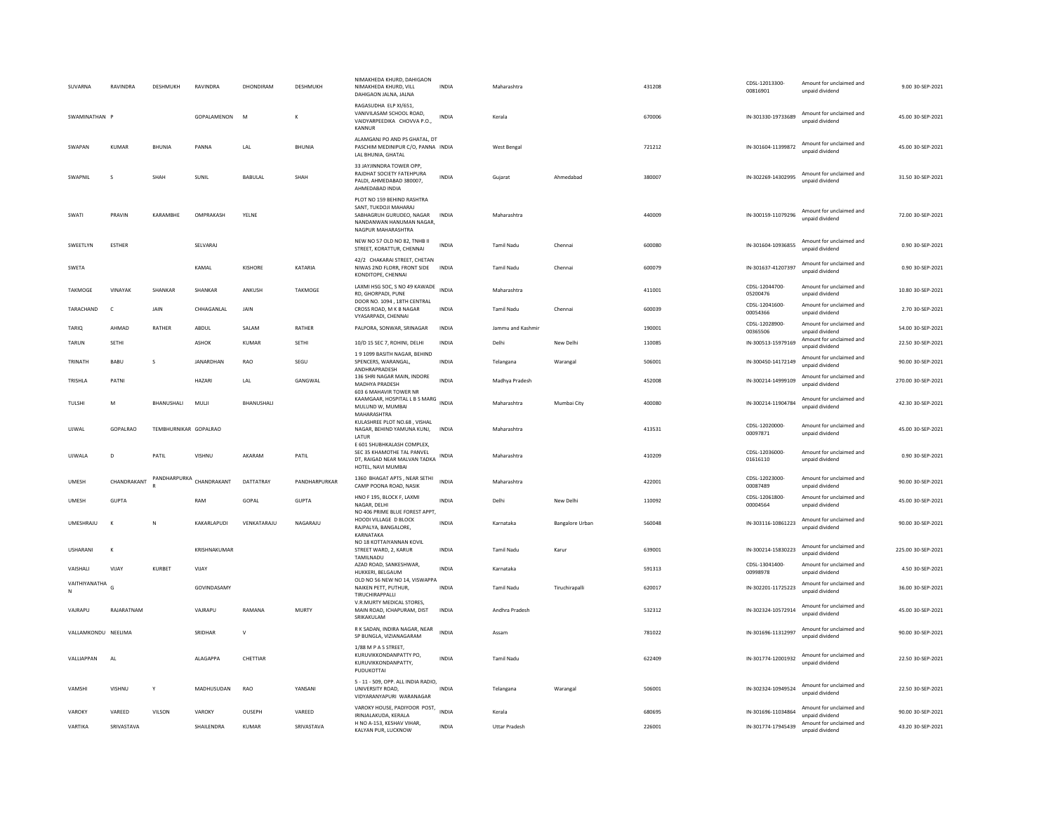| SUVARNA | RAVINDRA | DESHMUKH | RAVINDRA | DHONDIRAM | DESHMUKH | NIMAKHEDA KHURD, DAHIGAON NIMAKHEDA KHURD, VILL DAHIGAON JALNA, JALNA | INDIA | Maharashtra | | 431208 | CDSL-12013300-00816901 | Amount for unclaimed and unpaid dividend | 9.00 | 30-SEP-2021 |
|---|---|---|---|---|---|---|---|---|---|---|---|---|---|---|
| SWAMINATHAN | P | | GOPALAMENON | M | K | RAGASUDHA ELP XI/651, VANIVILASAM SCHOOL ROAD, VAIDYARPEEDIKA CHOVVA P.O., KANNUR | INDIA | Kerala | | 670006 | IN-301330-19733689 | Amount for unclaimed and unpaid dividend | 45.00 | 30-SEP-2021 |
| SWAPAN | KUMAR | BHUNIA | PANNA | LAL | BHUNIA | ALAMGANJ PO AND PS GHATAL, DT PASCHIM MEDINIPUR C/O, PANNA LAL BHUNIA, GHATAL | INDIA | West Bengal | | 721212 | IN-301604-11399872 | Amount for unclaimed and unpaid dividend | 45.00 | 30-SEP-2021 |
| SWAPNIL | S | SHAH | SUNIL | BABULAL | SHAH | 33 JAYJINNDRA TOWER OPP, RAJDHAT SOCIETY FATEHPURA PALDI, AHMEDABAD 380007, AHMEDABAD INDIA | INDIA | Gujarat | Ahmedabad | 380007 | IN-302269-14302995 | Amount for unclaimed and unpaid dividend | 31.50 | 30-SEP-2021 |
| SWATI | PRAVIN | KARAMBHE | OMPRAKASH | YELNE | | PLOT NO 159 BEHIND RASHTRA SANT, TUKDOJI MAHARAJ SABHAGRUH GURUDEO, NAGAR NANDANWAN HANUMAN NAGAR, NAGPUR MAHARASHTRA | INDIA | Maharashtra | | 440009 | IN-300159-11079296 | Amount for unclaimed and unpaid dividend | 72.00 | 30-SEP-2021 |
| SWEETLYN | ESTHER | | SELVARAJ | | | NEW NO 57 OLD NO 82, TNHB II STREET, KORATTUR, CHENNAI | INDIA | Tamil Nadu | Chennai | 600080 | IN-301604-10936855 | Amount for unclaimed and unpaid dividend | 0.90 | 30-SEP-2021 |
| SWETA | | | KAMAL | KISHORE | KATARIA | 42/2 CHAKARAI STREET, CHETAN NIWAS 2ND FLORR, FRONT SIDE KONDITOPE, CHENNAI | INDIA | Tamil Nadu | Chennai | 600079 | IN-301637-41207397 | Amount for unclaimed and unpaid dividend | 0.90 | 30-SEP-2021 |
| TAKMOGE | VINAYAK | SHANKAR | SHANKAR | ANKUSH | TAKMOGE | LAXMI HSG SOC, S NO 49 KAWADE RD, GHORPADI, PUNE | INDIA | Maharashtra | | 411001 | CDSL-12044700-05200476 | Amount for unclaimed and unpaid dividend | 10.80 | 30-SEP-2021 |
| TARACHAND | C | JAIN | CHHAGANLAL | JAIN | | DOOR NO. 1094 , 18TH CENTRAL CROSS ROAD, M K B NAGAR VYASARPADI, CHENNAI | INDIA | Tamil Nadu | Chennai | 600039 | CDSL-12041600-00054366 | Amount for unclaimed and unpaid dividend | 2.70 | 30-SEP-2021 |
| TARIQ | AHMAD | RATHER | ABDUL | SALAM | RATHER | PALPORA, SONWAR, SRINAGAR | INDIA | Jammu and Kashmir | | 190001 | CDSL-12028900-00365506 | Amount for unclaimed and unpaid dividend | 54.00 | 30-SEP-2021 |
| TARUN | SETHI | | ASHOK | KUMAR | SETHI | 10/D 15 SEC 7, ROHINI, DELHI | INDIA | Delhi | New Delhi | 110085 | IN-300513-15979169 | Amount for unclaimed and unpaid dividend | 22.50 | 30-SEP-2021 |
| TRINATH | BABU | S | JANARDHAN | RAO | SEGU | 1 9 1099 BASITH NAGAR, BEHIND SPENCERS, WARANGAL, ANDHRAPRADESH | INDIA | Telangana | Warangal | 506001 | IN-300450-14172149 | Amount for unclaimed and unpaid dividend | 90.00 | 30-SEP-2021 |
| TRISHLA | PATNI | | HAZARI | LAL | GANGWAL | 136 SHRI NAGAR MAIN, INDORE MADHYA PRADESH | INDIA | Madhya Pradesh | | 452008 | IN-300214-14999109 | Amount for unclaimed and unpaid dividend | 270.00 | 30-SEP-2021 |
| TULSHI | M | BHANUSHALI | MULJI | BHANUSHALI | | 603 6 MAHAVIR TOWER NR KAAMGAAR, HOSPITAL L B S MARG MULUND W, MUMBAI MAHARASHTRA | INDIA | Maharashtra | Mumbai City | 400080 | IN-300214-11904784 | Amount for unclaimed and unpaid dividend | 42.30 | 30-SEP-2021 |
| UJWAL | GOPALRAO | TEMBHURNIKAR | GOPALRAO | | | KULASHREE PLOT NO.68 , VISHAL NAGAR, BEHIND YAMUNA KUNJ, LATUR | INDIA | Maharashtra | | 413531 | CDSL-12020000-00097871 | Amount for unclaimed and unpaid dividend | 45.00 | 30-SEP-2021 |
| UJWALA | D | PATIL | VISHNU | AKARAM | PATIL | E 601 SHUBHKALASH COMPLEX, SEC 35 KHAMOTHE TAL PANVEL DT, RAIGAD NEAR MALVAN TADKA HOTEL, NAVI MUMBAI | INDIA | Maharashtra | | 410209 | CDSL-12036000-01616110 | Amount for unclaimed and unpaid dividend | 0.90 | 30-SEP-2021 |
| UMESH | CHANDRAKANT | PANDHARPURKAR | CHANDRAKANT | DATTATRAY | PANDHARPURKAR | 1360 BHAGAT APTS , NEAR SETHI CAMP POONA ROAD, NASIK | INDIA | Maharashtra | | 422001 | CDSL-12023000-00087489 | Amount for unclaimed and unpaid dividend | 90.00 | 30-SEP-2021 |
| UMESH | GUPTA | | RAM | GOPAL | GUPTA | HNO F 195, BLOCK F, LAXMI NAGAR, DELHI | INDIA | Delhi | New Delhi | 110092 | CDSL-12061800-00004564 | Amount for unclaimed and unpaid dividend | 45.00 | 30-SEP-2021 |
| UMESHRAJU | K | N | KAKARLAPUDI | VENKATARAJU | NAGARAJU | NO 406 PRIME BLUE FOREST APPT, HOODI VILLAGE D BLOCK RAJPALYA, BANGALORE, KARNATAKA | INDIA | Karnataka | Bangalore Urban | 560048 | IN-303116-10861223 | Amount for unclaimed and unpaid dividend | 90.00 | 30-SEP-2021 |
| USHARANI | K | | KRISHNAKUMAR | | | NO 18 KOTTAIYANNAN KOVIL STREET WARD, 2, KARUR TAMILNADU | INDIA | Tamil Nadu | Karur | 639001 | IN-300214-15830223 | Amount for unclaimed and unpaid dividend | 225.00 | 30-SEP-2021 |
| VAISHALI | VIJAY | KURBET | VIJAY | | | AZAD ROAD, SANKESHWAR, HUKKERI, BELGAUM | INDIA | Karnataka | | 591313 | CDSL-13041400-00998978 | Amount for unclaimed and unpaid dividend | 4.50 | 30-SEP-2021 |
| VAITHIYANATHA N | G | | GOVINDASAMY | | | OLD NO 56 NEW NO 14, VISWAPPA NAIKEN PETT, PUTHUR, TIRUCHIRAPPALLI | INDIA | Tamil Nadu | Tiruchirapalli | 620017 | IN-302201-11725223 | Amount for unclaimed and unpaid dividend | 36.00 | 30-SEP-2021 |
| VAJRAPU | RAJARATNAM | | VAJRAPU | RAMANA | MURTY | V.R.MURTY MEDICAL STORES, MAIN ROAD, ICHAPURAM, DIST SRIKAKULAM | INDIA | Andhra Pradesh | | 532312 | IN-302324-10572914 | Amount for unclaimed and unpaid dividend | 45.00 | 30-SEP-2021 |
| VALLAMKONDU | NEELIMA | | SRIDHAR | V | | R K SADAN, INDIRA NAGAR, NEAR SP BUNGLA, VIZIANAGARAM | INDIA | Assam | | 781022 | IN-301696-11312997 | Amount for unclaimed and unpaid dividend | 90.00 | 30-SEP-2021 |
| VALLIAPPAN | AL | | ALAGAPPA | CHETTIAR | | 1/88 M P A S STREET, KURUVIKKONDANPATTY PO, KURUVIKKONDANPATTY, PUDUKOTTAI | INDIA | Tamil Nadu | | 622409 | IN-301774-12001932 | Amount for unclaimed and unpaid dividend | 22.50 | 30-SEP-2021 |
| VAMSHI | VISHNU | Y | MADHUSUDAN | RAO | YANSANI | 5 - 11 - 509, OPP. ALL INDIA RADIO, UNIVERSITY ROAD, VIDYARANYAPURI WARANAGAR | INDIA | Telangana | Warangal | 506001 | IN-302324-10949524 | Amount for unclaimed and unpaid dividend | 22.50 | 30-SEP-2021 |
| VAROKY | VAREED | VILSON | VAROKY | OUSEPH | VAREED | VAROKY HOUSE, PADIYOOR POST, IRINJALAKUDA, KERALA | INDIA | Kerala | | 680695 | IN-301696-11034864 | Amount for unclaimed and unpaid dividend | 90.00 | 30-SEP-2021 |
| VARTIKA | SRIVASTAVA | | SHAILENDRA | KUMAR | SRIVASTAVA | H NO A-153, KESHAV VIHAR, KALYAN PUR, LUCKNOW | INDIA | Uttar Pradesh | | 226001 | IN-301774-17945439 | Amount for unclaimed and unpaid dividend | 43.20 | 30-SEP-2021 |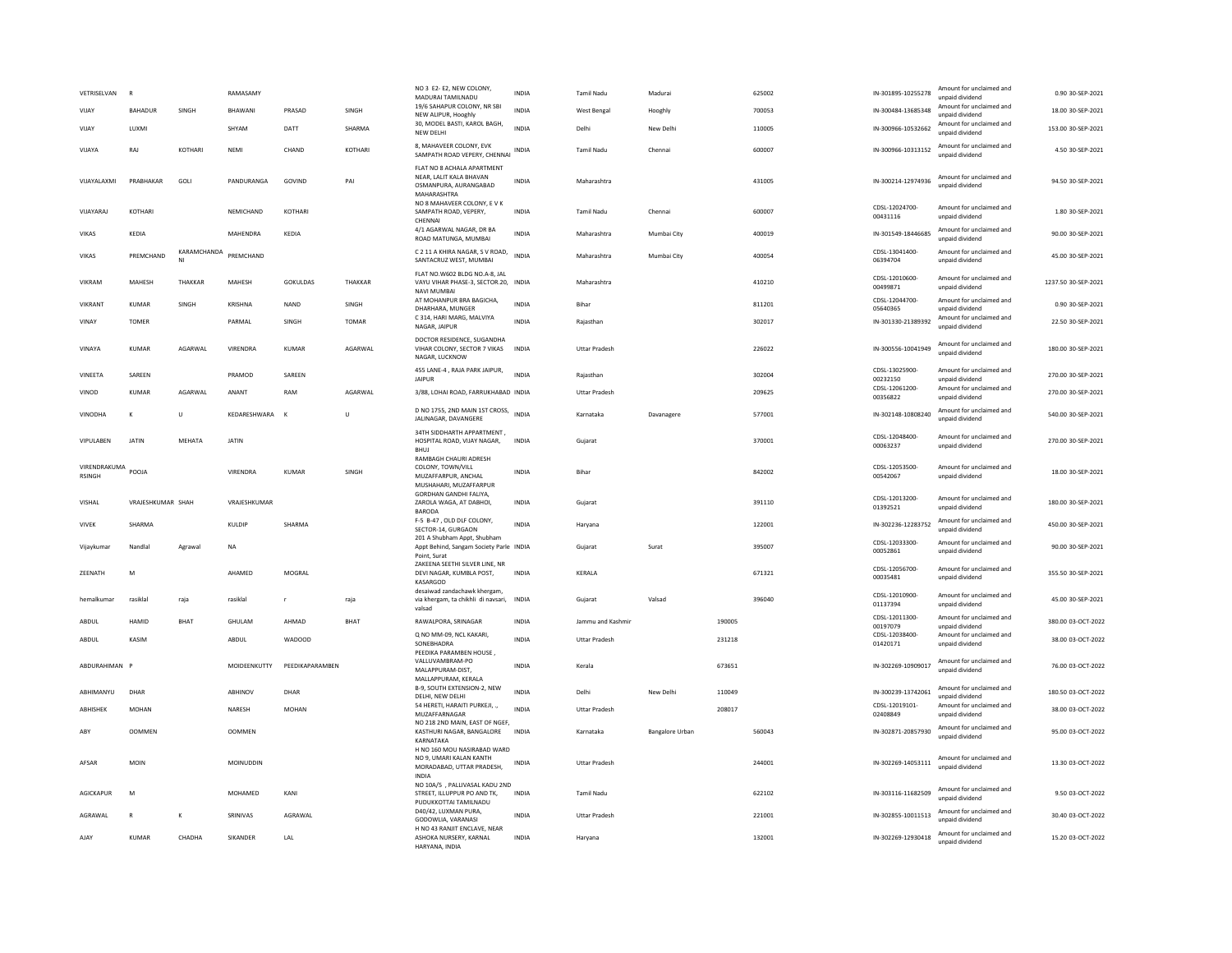| | | | | | | | | | | | | | | | |
|---|---|---|---|---|---|---|---|---|---|---|---|---|---|---|---|
| VETRISELVAN | R | | RAMASAMY | | | NO 3 E2- E2, NEW COLONY, MADURAI TAMILNADU | INDIA | Tamil Nadu | Madurai | | 625002 | IN-301895-10255278 | Amount for unclaimed and unpaid dividend | 0.90 | 30-SEP-2021 |
| VIJAY | BAHADUR | SINGH | BHAWANI | PRASAD | SINGH | 19/6 SAHAPUR COLONY, NR SBI NEW ALIPUR, Hooghly | INDIA | West Bengal | Hooghly | | 700053 | IN-300484-13685348 | Amount for unclaimed and unpaid dividend | 18.00 | 30-SEP-2021 |
| VIJAY | LUXMI | | SHYAM | DATT | SHARMA | 30, MODEL BASTI, KAROL BAGH, NEW DELHI | INDIA | Delhi | New Delhi | | 110005 | IN-300966-10532662 | Amount for unclaimed and unpaid dividend | 153.00 | 30-SEP-2021 |
| VIJAYA | RAJ | KOTHARI | NEMI | CHAND | KOTHARI | 8, MAHAVEER COLONY, EVK SAMPATH ROAD VEPERY, CHENNAI | INDIA | Tamil Nadu | Chennai | | 600007 | IN-300966-10313152 | Amount for unclaimed and unpaid dividend | 4.50 | 30-SEP-2021 |
| VIJAYALAXMI | PRABHAKAR | GOLI | PANDURANGA | GOVIND | PAI | FLAT NO 8 ACHALA APARTMENT NEAR, LALIT KALA BHAVAN OSMANPURA, AURANGABAD MAHARASHTRA | INDIA | Maharashtra | | | 431005 | IN-300214-12974936 | Amount for unclaimed and unpaid dividend | 94.50 | 30-SEP-2021 |
| VIJAYARAJ | KOTHARI | | NEMICHAND | KOTHARI | | NO 8 MAHAVEER COLONY, E V K SAMPATH ROAD, VEPERY, CHENNAI | INDIA | Tamil Nadu | Chennai | | 600007 | CDSL-12024700-00431116 | Amount for unclaimed and unpaid dividend | 1.80 | 30-SEP-2021 |
| VIKAS | KEDIA | | MAHENDRA | KEDIA | | 4/1 AGARWAL NAGAR, DR BA ROAD MATUNGA, MUMBAI | INDIA | Maharashtra | Mumbai City | | 400019 | IN-301549-18446685 | Amount for unclaimed and unpaid dividend | 90.00 | 30-SEP-2021 |
| VIKAS | PREMCHAND | KARAMCHANDANI | PREMCHAND | | | C 2 11 A KHIRA NAGAR, S V ROAD, SANTACRUZ WEST, MUMBAI | INDIA | Maharashtra | Mumbai City | | 400054 | CDSL-13041400-06394704 | Amount for unclaimed and unpaid dividend | 45.00 | 30-SEP-2021 |
| VIKRAM | MAHESH | THAKKAR | MAHESH | GOKULDAS | THAKKAR | FLAT NO.W602 BLDG NO.A-8, JAL VAYU VIHAR PHASE-3, SECTOR.20, NAVI MUMBAI | INDIA | Maharashtra | | | 410210 | CDSL-12010600-00499871 | Amount for unclaimed and unpaid dividend | 1237.50 | 30-SEP-2021 |
| VIKRANT | KUMAR | SINGH | KRISHNA | NAND | SINGH | AT MOHANPUR BRA BAGICHA, DHARHARA, MUNGER | INDIA | Bihar | | | 811201 | CDSL-12044700-05640365 | Amount for unclaimed and unpaid dividend | 0.90 | 30-SEP-2021 |
| VINAY | TOMER | | PARMAL | SINGH | TOMAR | C 314, HARI MARG, MALVIYA NAGAR, JAIPUR | INDIA | Rajasthan | | | 302017 | IN-301330-21389392 | Amount for unclaimed and unpaid dividend | 22.50 | 30-SEP-2021 |
| VINAYA | KUMAR | AGARWAL | VIRENDRA | KUMAR | AGARWAL | DOCTOR RESIDENCE, SUGANDHA VIHAR COLONY, SECTOR 7 VIKAS NAGAR, LUCKNOW | INDIA | Uttar Pradesh | | | 226022 | IN-300556-10041949 | Amount for unclaimed and unpaid dividend | 180.00 | 30-SEP-2021 |
| VINEETA | SAREEN | | PRAMOD | SAREEN | | 455 LANE-4 , RAJA PARK JAIPUR, JAIPUR | INDIA | Rajasthan | | | 302004 | CDSL-13025900-00232150 | Amount for unclaimed and unpaid dividend | 270.00 | 30-SEP-2021 |
| VINOD | KUMAR | AGARWAL | ANANT | RAM | AGARWAL | 3/88, LOHAI ROAD, FARRUKHABAD | INDIA | Uttar Pradesh | | | 209625 | CDSL-12061200-00356822 | Amount for unclaimed and unpaid dividend | 270.00 | 30-SEP-2021 |
| VINODHA | K | U | KEDARESHWARA | K | U | D NO 1755, 2ND MAIN 1ST CROSS, JALINAGAR, DAVANGERE | INDIA | Karnataka | Davanagere | | 577001 | IN-302148-10808240 | Amount for unclaimed and unpaid dividend | 540.00 | 30-SEP-2021 |
| VIPULABEN | JATIN | MEHATA | JATIN | | | 34TH SIDDHARTH APPARTMENT , HOSPITAL ROAD, VIJAY NAGAR, BHUJ | INDIA | Gujarat | | | 370001 | CDSL-12048400-00063237 | Amount for unclaimed and unpaid dividend | 270.00 | 30-SEP-2021 |
| VIRENDRAKUMA RSINGH | POOJA | | VIRENDRA | KUMAR | SINGH | RAMBAGH CHAURI ADRESH COLONY, TOWN/VILL MUZAFFARPUR, ANCHAL MUSHAHARI, MUZAFFARPUR | INDIA | Bihar | | | 842002 | CDSL-12053500-00542067 | Amount for unclaimed and unpaid dividend | 18.00 | 30-SEP-2021 |
| VISHAL | VRAJESHKUMAR | SHAH | VRAJESHKUMAR | | | GORDHAN GANDHI FALIYA, ZAROLA WAGA, AT DABHOI, BARODA | INDIA | Gujarat | | | 391110 | CDSL-12013200-01392521 | Amount for unclaimed and unpaid dividend | 180.00 | 30-SEP-2021 |
| VIVEK | SHARMA | | KULDIP | SHARMA | | F-5 B-47 , OLD DLF COLONY, SECTOR-14, GURGAON | INDIA | Haryana | | | 122001 | IN-302236-12283752 | Amount for unclaimed and unpaid dividend | 450.00 | 30-SEP-2021 |
| Vijaykumar | Nandlal | Agrawal | NA | | | 201 A Shubham Appt, Shubham Appt Behind, Sangam Society Parle Point, Surat | INDIA | Gujarat | Surat | | 395007 | CDSL-12033300-00052861 | Amount for unclaimed and unpaid dividend | 90.00 | 30-SEP-2021 |
| ZEENATH | M | | AHAMED | MOGRAL | | ZAKEENA SEETHI SILVER LINE, NR DEVI NAGAR, KUMBLA POST, KASARGOD | INDIA | KERALA | | | 671321 | CDSL-12056700-00035481 | Amount for unclaimed and unpaid dividend | 355.50 | 30-SEP-2021 |
| hemalkumar | rasiklal | raja | rasiklal | r | raja | desaiwad zandachawk khergam, via khergam, ta chikhli di navsari, valsad | INDIA | Gujarat | Valsad | | 396040 | CDSL-12010900-01137394 | Amount for unclaimed and unpaid dividend | 45.00 | 30-SEP-2021 |
| ABDUL | HAMID | BHAT | GHULAM | AHMAD | BHAT | RAWALPORA, SRINAGAR | INDIA | Jammu and Kashmir | | 190005 | | CDSL-12011300-00197079 | Amount for unclaimed and unpaid dividend | 380.00 | 03-OCT-2022 |
| ABDUL | KASIM | | ABDUL | WADOOD | | Q NO MM-09, NCL KAKARI, SONEBHADRA | INDIA | Uttar Pradesh | | 231218 | | CDSL-12038400-01420171 | Amount for unclaimed and unpaid dividend | 38.00 | 03-OCT-2022 |
| ABDURAHIMAN | P | | MOIDEENKUTTY | PEEDIKAPARAMBEN | | PEEDIKA PARAMBEN HOUSE , VALLUVAMBRAM-PO MALAPPURAM-DIST, MALLAPPURAM, KERALA | INDIA | Kerala | | 673651 | | IN-302269-10909017 | Amount for unclaimed and unpaid dividend | 76.00 | 03-OCT-2022 |
| ABHIMANYU | DHAR | | ABHINOV | DHAR | | B-9, SOUTH EXTENSION-2, NEW DELHI, NEW DELHI | INDIA | Delhi | New Delhi | 110049 | | IN-300239-13742061 | Amount for unclaimed and unpaid dividend | 180.50 | 03-OCT-2022 |
| ABHISHEK | MOHAN | | NARESH | MOHAN | | 54 HERETI, HARAITI PURKEJI, ., MUZAFFARNAGAR | INDIA | Uttar Pradesh | | 208017 | | CDSL-12019101-02408849 | Amount for unclaimed and unpaid dividend | 38.00 | 03-OCT-2022 |
| ABY | OOMMEN | | OOMMEN | | | NO 218 2ND MAIN, EAST OF NGEF, KASTHURI NAGAR, BANGALORE KARNATAKA | INDIA | Karnataka | Bangalore Urban | | 560043 | IN-302871-20857930 | Amount for unclaimed and unpaid dividend | 95.00 | 03-OCT-2022 |
| AFSAR | MOIN | | MOINUDDIN | | | H NO 160 MOU NASIRABAD WARD NO 9, UMARI KALAN KANTH MORADABAD, UTTAR PRADESH, INDIA | INDIA | Uttar Pradesh | | | 244001 | IN-302269-14053111 | Amount for unclaimed and unpaid dividend | 13.30 | 03-OCT-2022 |
| AGICKAPUR | M | | MOHAMED | KANI | | NO 10A/5 , PALLIVASAL KADU 2ND STREET, ILLUPPUR PO AND TK, PUDUKKOTTAI TAMILNADU | INDIA | Tamil Nadu | | | 622102 | IN-303116-11682509 | Amount for unclaimed and unpaid dividend | 9.50 | 03-OCT-2022 |
| AGRAWAL | R | K | SRINIVAS | AGRAWAL | | D40/42, LUXMAN PURA, GODOWLIA, VARANASI | INDIA | Uttar Pradesh | | | 221001 | IN-302855-10011513 | Amount for unclaimed and unpaid dividend | 30.40 | 03-OCT-2022 |
| AJAY | KUMAR | CHADHA | SIKANDER | LAL | | H NO 43 RANJIT ENCLAVE, NEAR ASHOKA NURSERY, KARNAL HARYANA, INDIA | INDIA | Haryana | | | 132001 | IN-302269-12930418 | Amount for unclaimed and unpaid dividend | 15.20 | 03-OCT-2022 |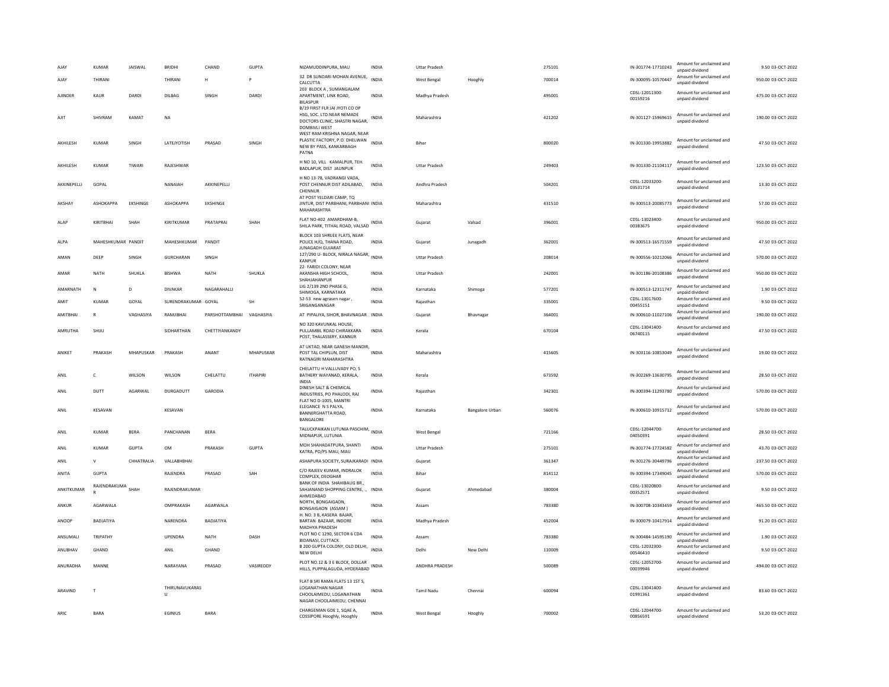| AJAY | KUMAR | JAISWAL | BRIDHI | CHAND | GUPTA | NIZAMUDDINPURA, MAU | INDIA | Uttar Pradesh | | 275101 | IN-301774-17710243 | Amount for unclaimed and unpaid dividend | 9.50 | 03-OCT-2022 |
|---|---|---|---|---|---|---|---|---|---|---|---|---|---|---|
| AJAY | THIRANI | | THIRANI | H | P | 32 DR SUNDARI MOHAN AVENUE, CALCUTTA | INDIA | West Bengal | Hooghly | 700014 | IN-300095-10570447 | Amount for unclaimed and unpaid dividend | 950.00 | 03-OCT-2022 |
| AJINDER | KAUR | DARDI | DILBAG | SINGH | DARDI | 203 BLOCK A , SUMANGALAM APARTMENT, LINK ROAD, BILASPUR | INDIA | Madhya Pradesh | | 495001 | CDSL-12011300-00159216 | Amount for unclaimed and unpaid dividend | 475.00 | 03-OCT-2022 |
| AJIT | SHIVRAM | KAMAT | NA | | | B/19 FIRST FLR JAI JYOTI CO OP HSG, SOC. LTD.NEAR NEMADE DOCTORS CLINIC, SHASTRI NAGAR, DOMBIVLI WEST | INDIA | Maharashtra | | 421202 | IN-301127-15969615 | Amount for unclaimed and unpaid dividend | 190.00 | 03-OCT-2022 |
| AKHILESH | KUMAR | SINGH | LATEJYOTISH | PRASAD | SINGH | WEST RAM KRISHNA NAGAR, NEAR PLASTIC FACTORY, P.O. DHELWAN NEW BY PASS, KANKARBAGH PATNA | INDIA | Bihar | | 800020 | IN-301330-19953882 | Amount for unclaimed and unpaid dividend | 47.50 | 03-OCT-2022 |
| AKHILESH | KUMAR | TIWARI | RAJESHWAR | | | H NO 10, VILL KAMALPUR, TEH. BADLAPUR, DIST JAUNPUR | INDIA | Uttar Pradesh | | 249403 | IN-301330-21104117 | Amount for unclaimed and unpaid dividend | 123.50 | 03-OCT-2022 |
| AKKINEPELLI | GOPAL | | NANAIAH | AKKINEPELLI | | H NO 13-78, VADRANGI VADA, POST CHENNUR DIST ADILABAD, CHENNUR | INDIA | Andhra Pradesh | | 504201 | CDSL-12033200-03531714 | Amount for unclaimed and unpaid dividend | 13.30 | 03-OCT-2022 |
| AKSHAY | ASHOKAPPA | EKSHINGE | ASHOKAPPA | EKSHINGE | | AT POST YELDARI CAMP, TQ JINTUR, DIST PARBHANI, PARBHANI MAHARASHTRA | INDIA | Maharashtra | | 431510 | IN-300513-20085773 | Amount for unclaimed and unpaid dividend | 57.00 | 03-OCT-2022 |
| ALAP | KIRITBHAI | SHAH | KIRITKUMAR | PRATAPRAI | SHAH | FLAT NO-402 AMARDHAM-B, SHILA PARK, TITHAL ROAD, VALSAD | INDIA | Gujarat | Valsad | 396001 | CDSL-13023400-00383675 | Amount for unclaimed and unpaid dividend | 950.00 | 03-OCT-2022 |
| ALPA | MAHESHKUMAR | PANDIT | MAHESHKUMAR | PANDIT | | BLOCK 103 SHRIJEE FLATS, NEAR POLICE H/Q, THANA ROAD, JUNAGADH GUJARAT | INDIA | Gujarat | Junagadh | 362001 | IN-300513-16571559 | Amount for unclaimed and unpaid dividend | 47.50 | 03-OCT-2022 |
| AMAN | DEEP | SINGH | GURCHARAN | SINGH | | 127/290 U- BLOCK, NIRALA NAGAR, KANPUR | INDIA | Uttar Pradesh | | 208014 | IN-300556-10212066 | Amount for unclaimed and unpaid dividend | 570.00 | 03-OCT-2022 |
| AMAR | NATH | SHUKLA | BISHWA | NATH | SHUKLA | 22- FARIDI COLONY, NEAR AKANSHA HIGH SCHOOL, SHAHJAHANPUR | INDIA | Uttar Pradesh | | 242001 | IN-301186-20108386 | Amount for unclaimed and unpaid dividend | 950.00 | 03-OCT-2022 |
| AMARNATH | N | D | DIVAKAR | NAGARAHALLI | | LIG 2/139 2ND PHASE G, SHIMOGA, KARNATAKA | INDIA | Karnataka | Shimoga | 577201 | IN-300513-12311747 | Amount for unclaimed and unpaid dividend | 1.90 | 03-OCT-2022 |
| AMIT | KUMAR | GOYAL | SURENDRAKUMAR | GOYAL | SH | 52-53 new agrasen nagar , SRIGANGANAGAR | INDIA | Rajasthan | | 335001 | CDSL-13017600-00455151 | Amount for unclaimed and unpaid dividend | 9.50 | 03-OCT-2022 |
| AMITBHAI | R | VAGHASIYA | RAMJIBHAI | PARSHOTTAMBHAI | VAGHASIYA | AT PIPALIYA, SIHOR, BHAVNAGAR | INDIA | Gujarat | Bhavnagar | 364001 | IN-300610-11027106 | Amount for unclaimed and unpaid dividend | 190.00 | 03-OCT-2022 |
| AMRUTHA | SHIJU | | SIDHARTHAN | CHETTIYANKANDY | | NO 320 KAVUNKAL HOUSE, PULLAMBIL ROAD CHIRAKKARA POST, THALASSERY, KANNUR | INDIA | Kerala | | 670104 | CDSL-13041400-06740115 | Amount for unclaimed and unpaid dividend | 47.50 | 03-OCT-2022 |
| ANIKET | PRAKASH | MHAPUSKAR | PRAKASH | ANANT | MHAPUSKAR | AT UKTAD, NEAR GANESH MANDIR, POST TAL CHIPLUN, DIST RATNAGIRI MAHARASHTRA | INDIA | Maharashtra | | 415605 | IN-303116-10853049 | Amount for unclaimed and unpaid dividend | 19.00 | 03-OCT-2022 |
| ANIL | C | WILSON | WILSON | CHELATTU | ITHAPIRI | CHELATTU H VALLUVADY PO, S BATHERY WAYANAD, KERALA, INDIA | INDIA | Kerala | | 673592 | IN-302269-13630795 | Amount for unclaimed and unpaid dividend | 28.50 | 03-OCT-2022 |
| ANIL | DUTT | AGARWAL | DURGADUTT | GARODIA | | DINESH SALT & CHEMICAL INDUSTRIES, PO PHALODI, RAJ | INDIA | Rajasthan | | 342301 | IN-300394-11293780 | Amount for unclaimed and unpaid dividend | 570.00 | 03-OCT-2022 |
| ANIL | KESAVAN | | KESAVAN | | | FLAT NO D-1005, MANTRI ELEGANCE N S PALYA, BANNERGHATTA ROAD, BANGALORE | INDIA | Karnataka | Bangalore Urban | 560076 | IN-300610-10915712 | Amount for unclaimed and unpaid dividend | 570.00 | 03-OCT-2022 |
| ANIL | KUMAR | BERA | PANCHANAN | BERA | | TALUCKPAIKAN LUTUNIA PASCHIM, MIDNAPUR, LUTUNIA | INDIA | West Bengal | | 721166 | CDSL-12044700-04050391 | Amount for unclaimed and unpaid dividend | 28.50 | 03-OCT-2022 |
| ANIL | KUMAR | GUPTA | OM | PRAKASH | GUPTA | MOH SHAHADATPURA, SHANTI KATRA, PO/PS MAU, MAU | INDIA | Uttar Pradesh | | 275101 | IN-301774-17724582 | Amount for unclaimed and unpaid dividend | 43.70 | 03-OCT-2022 |
| ANIL | V | CHHATRALIA | VALLABHBHAI | | | ASHAPURA SOCIETY, SURAJKARADI | INDIA | Gujarat | | 361347 | IN-301276-30449796 | Amount for unclaimed and unpaid dividend | 237.50 | 03-OCT-2022 |
| ANITA | GUPTA | | RAJENDRA | PRASAD | SAH | C/O RAJEEV KUMAR, INDRALOK COMPLEX, DEOGHAR | INDIA | Bihar | | 814112 | IN-300394-17349045 | Amount for unclaimed and unpaid dividend | 570.00 | 03-OCT-2022 |
| ANKITKUMAR | RAJENDRAKUMA R | SHAH | RAJENDRAKUMAR | | | BANK OF INDIA SHAHIBAUG BR., SAHJANAND SHOPPING CENTRE, ., AHMEDABAD | INDIA | Gujarat | Ahmedabad | 380004 | CDSL-13020800-00352571 | Amount for unclaimed and unpaid dividend | 9.50 | 03-OCT-2022 |
| ANKUR | AGARWALA | | OMPRAKASH | AGARWALA | | NORTH, BONGAIGAON, BONGAIGAON (ASSAM ) | INDIA | Assam | | 783380 | IN-300708-10343459 | Amount for unclaimed and unpaid dividend | 465.50 | 03-OCT-2022 |
| ANOOP | BADJATIYA | | NARENDRA | BADJATIYA | | H. NO. 3 B, KASERA BAJAR, BARTAN BAZAAR, INDORE MADHYA PRADESH | INDIA | Madhya Pradesh | | 452004 | IN-300079-10417914 | Amount for unclaimed and unpaid dividend | 91.20 | 03-OCT-2022 |
| ANSUMALI | TRIPATHY | | UPENDRA | NATH | DASH | PLOT NO C 1290, SECTOR 6 CDA BIDANASI, CUTTACK | INDIA | Assam | | 783380 | IN-300484-14595190 | Amount for unclaimed and unpaid dividend | 1.90 | 03-OCT-2022 |
| ANUBHAV | GHAND | | ANIL | GHAND | | B 200 GUPTA COLONY, OLD DELHI, NEW DELHI | INDIA | Delhi | New Delhi | 110009 | CDSL-12032300-00546410 | Amount for unclaimed and unpaid dividend | 9.50 | 03-OCT-2022 |
| ANURADHA | MANNE | | NARAYANA | PRASAD | VASIREDDY | PLOT NO.12 & 3 E BLOCK, DOLLAR HILLS, PUPPALAGUDA, HYDERABAD | INDIA | ANDHRA PRADESH | | 500089 | CDSL-12052700-00039946 | Amount for unclaimed and unpaid dividend | 494.00 | 03-OCT-2022 |
| ARAVIND | T | | THIRUNAVUKARAS U | | | FLAT B SRI RAMA FLATS 13 1ST S, LOGANATHAN NAGAR CHOOLAIMEDU, LOGANATHAN NAGAR CHOOLAIMEDU, CHENNAI | INDIA | Tamil Nadu | Chennai | 600094 | CDSL-13041400-01991361 | Amount for unclaimed and unpaid dividend | 83.60 | 03-OCT-2022 |
| ARIC | BARA | | EGINIUS | BARA | | CHARGEMAN GDE 1, SQAE A, COSSIPORE Hooghly, Hooghly | INDIA | West Bengal | Hooghly | 700002 | CDSL-12044700-00856591 | Amount for unclaimed and unpaid dividend | 53.20 | 03-OCT-2022 |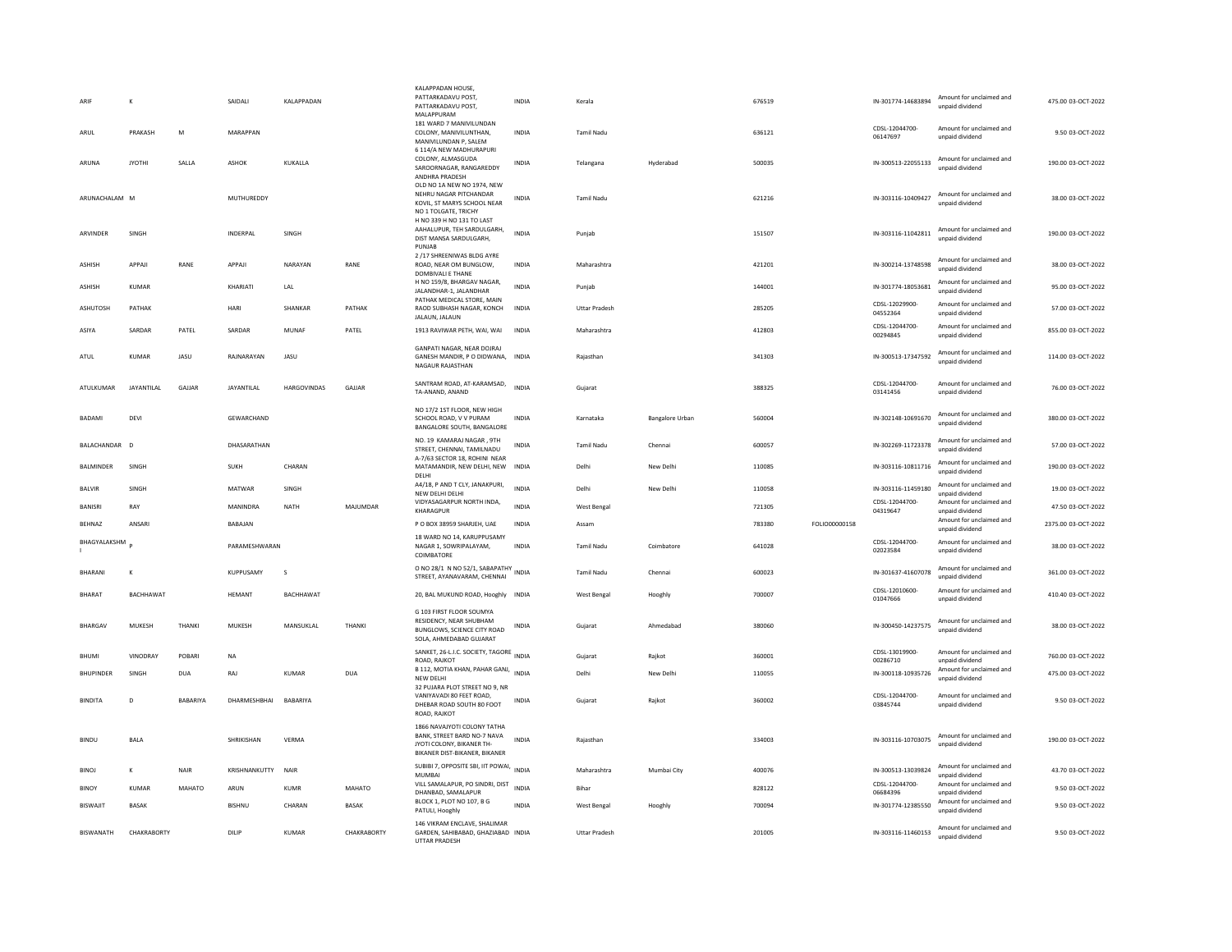| | | | | | | | | | | | | | | | |
|---|---|---|---|---|---|---|---|---|---|---|---|---|---|---|---|
| ARIF | K | | SAIDALI | KALAPPADAN | | KALAPPADAN HOUSE, PATTARKADAVU POST, PATTARKADAVU POST, MALAPPURAM | INDIA | Kerala | | 676519 | | IN-301774-14683894 | Amount for unclaimed and unpaid dividend | 475.00 | 03-OCT-2022 |
| ARUL | PRAKASH | M | MARAPPAN | | | 181 WARD 7 MANIVILUNDAN COLONY, MANIVILUNTHAN, MANIVILUNDAN P, SALEM | INDIA | Tamil Nadu | | 636121 | | CDSL-12044700-06147697 | Amount for unclaimed and unpaid dividend | 9.50 | 03-OCT-2022 |
| ARUNA | JYOTHI | SALLA | ASHOK | KUKALLA | | 6 114/A NEW MADHURAPURI COLONY, ALMASGUDA SAROORNAGAR, RANGAREDDY ANDHRA PRADESH | INDIA | Telangana | Hyderabad | 500035 | | IN-300513-22055133 | Amount for unclaimed and unpaid dividend | 190.00 | 03-OCT-2022 |
| ARUNACHALAM | M | | MUTHUREDDY | | | OLD NO 1A NEW NO 1974, NEW NEHRU NAGAR PITCHANDAR KOVIL, ST MARYS SCHOOL NEAR NO 1 TOLGATE, TRICHY | INDIA | Tamil Nadu | | 621216 | | IN-303116-10409427 | Amount for unclaimed and unpaid dividend | 38.00 | 03-OCT-2022 |
| ARVINDER | SINGH | | INDERPAL | SINGH | | H NO 339 H NO 131 TO LAST AAHALUPUR, TEH SARDULGARH, DIST MANSA SARDULGARH, PUNJAB | INDIA | Punjab | | 151507 | | IN-303116-11042811 | Amount for unclaimed and unpaid dividend | 190.00 | 03-OCT-2022 |
| ASHISH | APPAJI | RANE | APPAJI | NARAYAN | RANE | 2 /17 SHREENIWAS BLDG AYRE ROAD, NEAR OM BUNGLOW, DOMBIVALI E THANE | INDIA | Maharashtra | | 421201 | | IN-300214-13748598 | Amount for unclaimed and unpaid dividend | 38.00 | 03-OCT-2022 |
| ASHISH | KUMAR | | KHARIATI | LAL | | H NO 159/8, BHARGAV NAGAR, JALANDHAR-1, JALANDHAR | INDIA | Punjab | | 144001 | | IN-301774-18053681 | Amount for unclaimed and unpaid dividend | 95.00 | 03-OCT-2022 |
| ASHUTOSH | PATHAK | | HARI | SHANKAR | PATHAK | PATHAK MEDICAL STORE, MAIN RAOD SUBHASH NAGAR, KONCH JALAUN, JALAUN | INDIA | Uttar Pradesh | | 285205 | | CDSL-12029900-04552364 | Amount for unclaimed and unpaid dividend | 57.00 | 03-OCT-2022 |
| ASIYA | SARDAR | PATEL | SARDAR | MUNAF | PATEL | 1913 RAVIWAR PETH, WAI, WAI | INDIA | Maharashtra | | 412803 | | CDSL-12044700-00294845 | Amount for unclaimed and unpaid dividend | 855.00 | 03-OCT-2022 |
| ATUL | KUMAR | JASU | RAJNARAYAN | JASU | | GANPATI NAGAR, NEAR DOJRAJ GANESH MANDIR, P O DIDWANA, NAGAUR RAJASTHAN | INDIA | Rajasthan | | 341303 | | IN-300513-17347592 | Amount for unclaimed and unpaid dividend | 114.00 | 03-OCT-2022 |
| ATULKUMAR | JAYANTILAL | GAJJAR | JAYANTILAL | HARGOVINDAS | GAJJAR | SANTRAM ROAD, AT-KARAMSAD, TA-ANAND, ANAND | INDIA | Gujarat | | 388325 | | CDSL-12044700-03141456 | Amount for unclaimed and unpaid dividend | 76.00 | 03-OCT-2022 |
| BADAMI | DEVI | | GEWARCHAND | | | NO 17/2 1ST FLOOR, NEW HIGH SCHOOL ROAD, V V PURAM BANGALORE SOUTH, BANGALORE | INDIA | Karnataka | Bangalore Urban | 560004 | | IN-302148-10691670 | Amount for unclaimed and unpaid dividend | 380.00 | 03-OCT-2022 |
| BALACHANDAR | D | | DHASARATHAN | | | NO. 19 KAMARAJ NAGAR , 9TH STREET, CHENNAI, TAMILNADU | INDIA | Tamil Nadu | Chennai | 600057 | | IN-302269-11723378 | Amount for unclaimed and unpaid dividend | 57.00 | 03-OCT-2022 |
| BALMINDER | SINGH | | SUKH | CHARAN | | A-7/63 SECTOR 18, ROHINI NEAR MATAMANDIR, NEW DELHI, NEW DELHI | INDIA | Delhi | New Delhi | 110085 | | IN-303116-10811716 | Amount for unclaimed and unpaid dividend | 190.00 | 03-OCT-2022 |
| BALVIR | SINGH | | MATWAR | SINGH | | A4/18, P AND T CLY, JANAKPURI, NEW DELHI DELHI | INDIA | Delhi | New Delhi | 110058 | | IN-303116-11459180 | Amount for unclaimed and unpaid dividend | 19.00 | 03-OCT-2022 |
| BANISRI | RAY | | MANINDRA | NATH | MAJUMDAR | VIDYASAGARPUR NORTH INDA, KHARAGPUR | INDIA | West Bengal | | 721305 | | CDSL-12044700-04319647 | Amount for unclaimed and unpaid dividend | 47.50 | 03-OCT-2022 |
| BEHNAZ | ANSARI | | BABAJAN | | | P O BOX 38959 SHARJEH, UAE | INDIA | Assam | | 783380 | FOLIO00000158 | | Amount for unclaimed and unpaid dividend | 2375.00 | 03-OCT-2022 |
| BHAGYALAKSHMI | P | | PARAMESHWARAN | | | 18 WARD NO 14, KARUPPUSAMY NAGAR 1, SOWRIPALAYAM, COIMBATORE | INDIA | Tamil Nadu | Coimbatore | 641028 | | CDSL-12044700-02023584 | Amount for unclaimed and unpaid dividend | 38.00 | 03-OCT-2022 |
| BHARANI | K | | KUPPUSAMY | S | | O NO 28/1 N NO 52/1, SABAPATHY STREET, AYANAVARAM, CHENNAI | INDIA | Tamil Nadu | Chennai | 600023 | | IN-301637-41607078 | Amount for unclaimed and unpaid dividend | 361.00 | 03-OCT-2022 |
| BHARAT | BACHHAWAT | | HEMANT | BACHHAWAT | | 20, BAL MUKUND ROAD, Hooghly | INDIA | West Bengal | Hooghly | 700007 | | CDSL-12010600-01047666 | Amount for unclaimed and unpaid dividend | 410.40 | 03-OCT-2022 |
| BHARGAV | MUKESH | THANKI | MUKESH | MANSUKLAL | THANKI | G 103 FIRST FLOOR SOUMYA RESIDENCY, NEAR SHUBHAM BUNGLOWS, SCIENCE CITY ROAD SOLA, AHMEDABAD GUJARAT | INDIA | Gujarat | Ahmedabad | 380060 | | IN-300450-14237575 | Amount for unclaimed and unpaid dividend | 38.00 | 03-OCT-2022 |
| BHUMI | VINODRAY | POBARI | NA | | | SANKET, 26-L.I.C. SOCIETY, TAGORE ROAD, RAJKOT | INDIA | Gujarat | Rajkot | 360001 | | CDSL-13019900-00286710 | Amount for unclaimed and unpaid dividend | 760.00 | 03-OCT-2022 |
| BHUPINDER | SINGH | DUA | RAJ | KUMAR | DUA | B 112, MOTIA KHAN, PAHAR GANJ, NEW DELHI | INDIA | Delhi | New Delhi | 110055 | | IN-300118-10935726 | Amount for unclaimed and unpaid dividend | 475.00 | 03-OCT-2022 |
| BINDITA | D | BABARIYA | DHARMESHBHAI | BABARIYA | | 32 PUJARA PLOT STREET NO 9, NR VANIYAVADI 80 FEET ROAD, DHEBAR ROAD SOUTH 80 FOOT ROAD, RAJKOT | INDIA | Gujarat | Rajkot | 360002 | | CDSL-12044700-03845744 | Amount for unclaimed and unpaid dividend | 9.50 | 03-OCT-2022 |
| BINDU | BALA | | SHRIKISHAN | VERMA | | 1866 NAVAJYOTI COLONY TATHA BANK, STREET BARD NO-7 NAVA JYOTI COLONY, BIKANER TH-BIKANER DIST-BIKANER, BIKANER | INDIA | Rajasthan | | 334003 | | IN-303116-10703075 | Amount for unclaimed and unpaid dividend | 190.00 | 03-OCT-2022 |
| BINOJ | K | NAIR | KRISHNANKUTTY | NAIR | | SUBIBI 7, OPPOSITE SBI, IIT POWAI, MUMBAI | INDIA | Maharashtra | Mumbai City | 400076 | | IN-300513-13039824 | Amount for unclaimed and unpaid dividend | 43.70 | 03-OCT-2022 |
| BINOY | KUMAR | MAHATO | ARUN | KUMR | MAHATO | VILL SAMALAPUR, PO SINDRI, DIST DHANBAD, SAMALAPUR | INDIA | Bihar | | 828122 | | CDSL-12044700-06684396 | Amount for unclaimed and unpaid dividend | 9.50 | 03-OCT-2022 |
| BISWAJIT | BASAK | | BISHNU | CHARAN | BASAK | BLOCK 1, PLOT NO 107, B G PATULI, Hooghly | INDIA | West Bengal | Hooghly | 700094 | | IN-301774-12385550 | Amount for unclaimed and unpaid dividend | 9.50 | 03-OCT-2022 |
| BISWANATH | CHAKRABORTY | | DILIP | KUMAR | CHAKRABORTY | 146 VIKRAM ENCLAVE, SHALIMAR GARDEN, SAHIBABAD, GHAZIABAD UTTAR PRADESH | INDIA | Uttar Pradesh | | 201005 | | IN-303116-11460153 | Amount for unclaimed and unpaid dividend | 9.50 | 03-OCT-2022 |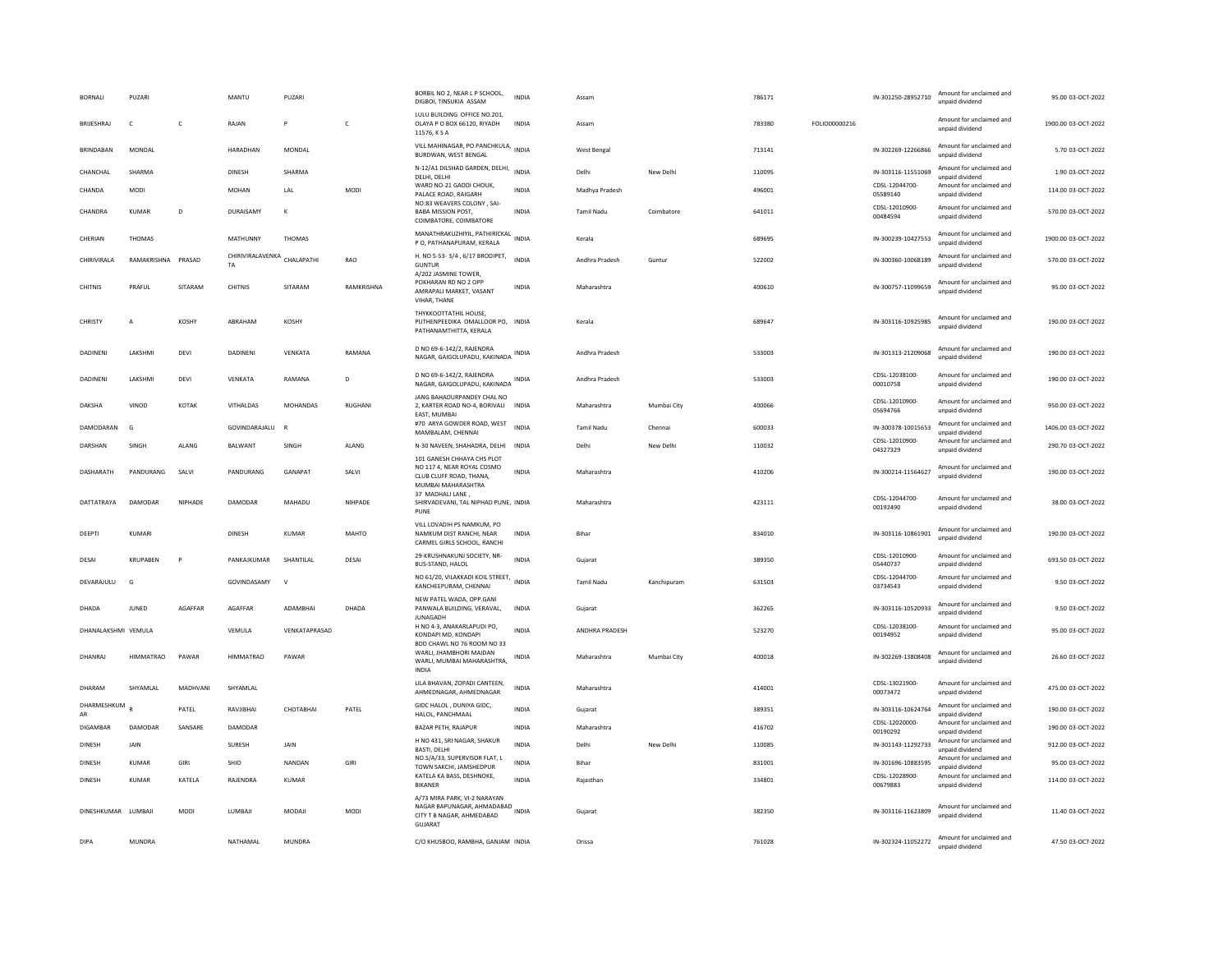| | | | | | | | | | | | | | | | |
|---|---|---|---|---|---|---|---|---|---|---|---|---|---|---|---|
| BORNALI | PUZARI | | MANTU | PUZARI | | BORBIL NO 2, NEAR L P SCHOOL, DIGBOI, TINSUKIA ASSAM | INDIA | Assam | | 786171 | | IN-301250-28952710 | Amount for unclaimed and unpaid dividend | 95.00 | 03-OCT-2022 |
| BRIJESHRAJ | C | C | RAJAN | P | C | LULU BUILDING OFFICE NO.201, OLAYA P O BOX 66120, RIYADH 11576, K S A | INDIA | Assam | | 783380 | FOLIO00000216 | | Amount for unclaimed and unpaid dividend | 1900.00 | 03-OCT-2022 |
| BRINDABAN | MONDAL | | HARADHAN | MONDAL | | VILL MAHINAGAR, PO PANCHKULA, BURDWAN, WEST BENGAL | INDIA | West Bengal | | 713141 | | IN-302269-12266866 | Amount for unclaimed and unpaid dividend | 5.70 | 03-OCT-2022 |
| CHANCHAL | SHARMA | | DINESH | SHARMA | | N-12/A1 DILSHAD GARDEN, DELHI, DELHI, DELHI | INDIA | Delhi | New Delhi | 110095 | | IN-303116-11551069 | Amount for unclaimed and unpaid dividend | 1.90 | 03-OCT-2022 |
| CHANDA | MODI | | MOHAN | LAL | MODI | WARD NO-21 GADDI CHOUK, PALACE ROAD, RAIGARH | INDIA | Madhya Pradesh | | 496001 | | CDSL-12044700-05589140 | Amount for unclaimed and unpaid dividend | 114.00 | 03-OCT-2022 |
| CHANDRA | KUMAR | D | DURAISAMY | K | | NO:83 WEAVERS COLONY , SAI-BABA MISSION POST, COIMBATORE, COIMBATORE | INDIA | Tamil Nadu | Coimbatore | 641011 | | CDSL-12010900-00484594 | Amount for unclaimed and unpaid dividend | 570.00 | 03-OCT-2022 |
| CHERIAN | THOMAS | | MATHUNNY | THOMAS | | MANATHRAKUZHIYIL, PATHIRICKAL P O, PATHANAPURAM, KERALA | INDIA | Kerala | | 689695 | | IN-300239-10427553 | Amount for unclaimed and unpaid dividend | 1900.00 | 03-OCT-2022 |
| CHIRIVIRALA | RAMAKRISHNA | PRASAD | CHIRIVIRALAVENKATA | CHALAPATHI | RAO | H. NO 5-53- 3/4 , 6/17 BRODIPET, GUNTUR | INDIA | Andhra Pradesh | Guntur | 522002 | | IN-300360-10068189 | Amount for unclaimed and unpaid dividend | 570.00 | 03-OCT-2022 |
| CHITNIS | PRAFUL | SITARAM | CHITNIS | SITARAM | RAMKRISHNA | A/202 JASMINE TOWER, POKHARAN RD NO 2 OPP AMRAPALI MARKET, VASANT VIHAR, THANE | INDIA | Maharashtra | | 400610 | | IN-300757-11099659 | Amount for unclaimed and unpaid dividend | 95.00 | 03-OCT-2022 |
| CHRISTY | A | KOSHY | ABRAHAM | KOSHY | | THYKKOOTTATHIL HOUSE, PUTHENPEEDIKA OMALLOOR PO, PATHANAMTHITTA, KERALA | INDIA | Kerala | | 689647 | | IN-303116-10925985 | Amount for unclaimed and unpaid dividend | 190.00 | 03-OCT-2022 |
| DADINENI | LAKSHMI | DEVI | DADINENI | VENKATA | RAMANA | D NO 69-6-142/2, RAJENDRA NAGAR, GAIGOLUPADU, KAKINADA | INDIA | Andhra Pradesh | | 533003 | | IN-301313-21209068 | Amount for unclaimed and unpaid dividend | 190.00 | 03-OCT-2022 |
| DADINENI | LAKSHMI | DEVI | VENKATA | RAMANA | D | D NO 69-6-142/2, RAJENDRA NAGAR, GAIGOLUPADU, KAKINADA | INDIA | Andhra Pradesh | | 533003 | | CDSL-12038100-00010758 | Amount for unclaimed and unpaid dividend | 190.00 | 03-OCT-2022 |
| DAKSHA | VINOD | KOTAK | VITHALDAS | MOHANDAS | RUGHANI | JANG BAHADURPANDEY CHAL NO 2, KARTER ROAD NO-4, BORIVALI EAST, MUMBAI | INDIA | Maharashtra | Mumbai City | 400066 | | CDSL-12010900-05694766 | Amount for unclaimed and unpaid dividend | 950.00 | 03-OCT-2022 |
| DAMODARAN | G | | GOVINDARAJALU | R | | #70 ARYA GOWDER ROAD, WEST MAMBALAM, CHENNAI | INDIA | Tamil Nadu | Chennai | 600033 | | IN-300378-10015653 | Amount for unclaimed and unpaid dividend | 1406.00 | 03-OCT-2022 |
| DARSHAN | SINGH | ALANG | BALWANT | SINGH | ALANG | N-30 NAVEEN, SHAHADRA, DELHI | INDIA | Delhi | New Delhi | 110032 | | CDSL-12010900-04327329 | Amount for unclaimed and unpaid dividend | 290.70 | 03-OCT-2022 |
| DASHARATH | PANDURANG | SALVI | PANDURANG | GANAPAT | SALVI | 101 GANESH CHHAYA CHS PLOT NO 117 4, NEAR ROYAL COSMO CLUB CLUFF ROAD, THANA, MUMBAI MAHARASHTRA | INDIA | Maharashtra | | 410206 | | IN-300214-11564627 | Amount for unclaimed and unpaid dividend | 190.00 | 03-OCT-2022 |
| DATTATRAYA | DAMODAR | NIPHADE | DAMODAR | MAHADU | NIHPADE | 37 MADHALI LANE , SHIRVADEVANI, TAL NIPHAD PUNE, PUNE | INDIA | Maharashtra | | 423111 | | CDSL-12044700-00192490 | Amount for unclaimed and unpaid dividend | 38.00 | 03-OCT-2022 |
| DEEPTI | KUMARI | | DINESH | KUMAR | MAHTO | VILL LOVADIH PS NAMKUM, PO NAMKUM DIST RANCHI, NEAR CARMEL GIRLS SCHOOL, RANCHI | INDIA | Bihar | | 834010 | | IN-303116-10861901 | Amount for unclaimed and unpaid dividend | 190.00 | 03-OCT-2022 |
| DESAI | KRUPABEN | P | PANKAJKUMAR | SHANTILAL | DESAI | 29-KRUSHNAKUNJ SOCIETY, NR-BUS-STAND, HALOL | INDIA | Gujarat | | 389350 | | CDSL-12010900-05440737 | Amount for unclaimed and unpaid dividend | 693.50 | 03-OCT-2022 |
| DEVARAJULU | G | | GOVINDASAMY | V | | NO 61/20, VILAKKADI KOIL STREET, KANCHEEPURAM, CHENNAI | INDIA | Tamil Nadu | Kanchipuram | 631503 | | CDSL-12044700-03734543 | Amount for unclaimed and unpaid dividend | 9.50 | 03-OCT-2022 |
| DHADA | JUNED | AGAFFAR | AGAFFAR | ADAMBHAI | DHADA | NEW PATEL WADA, OPP.GANI PANWALA BUILDING, VERAVAL, JUNAGADH | INDIA | Gujarat | | 362265 | | IN-303116-10520933 | Amount for unclaimed and unpaid dividend | 9.50 | 03-OCT-2022 |
| DHANALAKSHMI | VEMULA | | VEMULA | VENKATAPRASAD | | H NO 4-3, ANAKARLAPUDI PO, KONDAPI MD, KONDAPI | INDIA | ANDHRA PRADESH | | 523270 | | CDSL-12038100-00194952 | Amount for unclaimed and unpaid dividend | 95.00 | 03-OCT-2022 |
| DHANRAJ | HIMMATRAO | PAWAR | HIMMATRAO | PAWAR | | BDD CHAWL NO 76 ROOM NO 33 WARLI, JHAMBHORI MAIDAN WARLI, MUMBAI MAHARASHTRA, INDIA | INDIA | Maharashtra | Mumbai City | 400018 | | IN-302269-13808408 | Amount for unclaimed and unpaid dividend | 26.60 | 03-OCT-2022 |
| DHARAM | SHYAMLAL | MADHVANI | SHYAMLAL | | | LILA BHAVAN, ZOPADI CANTEEN, AHMEDNAGAR, AHMEDNAGAR | INDIA | Maharashtra | | 414001 | | CDSL-13021900-00073472 | Amount for unclaimed and unpaid dividend | 475.00 | 03-OCT-2022 |
| DHARMESHKUMAR | R | PATEL | RAVJIBHAI | CHOTABHAI | PATEL | GIDC HALOL , DUNIYA GIDC, HALOL, PANCHMAAL | INDIA | Gujarat | | 389351 | | IN-303116-10624764 | Amount for unclaimed and unpaid dividend | 190.00 | 03-OCT-2022 |
| DIGAMBAR | DAMODAR | SANSARE | DAMODAR | | | BAZAR PETH, RAJAPUR | INDIA | Maharashtra | | 416702 | | CDSL-12020000-00190292 | Amount for unclaimed and unpaid dividend | 190.00 | 03-OCT-2022 |
| DINESH | JAIN | | SURESH | JAIN | | H NO 431, SRI NAGAR, SHAKUR BASTI, DELHI | INDIA | Delhi | New Delhi | 110085 | | IN-301143-11292733 | Amount for unclaimed and unpaid dividend | 912.00 | 03-OCT-2022 |
| DINESH | KUMAR | GIRI | SHIO | NANDAN | GIRI | NO.S/A/33, SUPERVISOR FLAT, L TOWN SAKCHI, JAMSHEDPUR | INDIA | Bihar | | 831001 | | IN-301696-10883595 | Amount for unclaimed and unpaid dividend | 95.00 | 03-OCT-2022 |
| DINESH | KUMAR | KATELA | RAJENDRA | KUMAR | | KATELA KA BASS, DESHNOKE, BIKANER | INDIA | Rajasthan | | 334801 | | CDSL-12028900-00679883 | Amount for unclaimed and unpaid dividend | 114.00 | 03-OCT-2022 |
| DINESHKUMAR | LUMBAJI | MODI | LUMBAJI | MODAJI | MODI | A/73 MIRA PARK, VI-2 NARAYAN NAGAR BAPUNAGAR, AHMADABAD CITY T B NAGAR, AHMEDABAD GUJARAT | INDIA | Gujarat | | 382350 | | IN-303116-11623809 | Amount for unclaimed and unpaid dividend | 11.40 | 03-OCT-2022 |
| DIPA | MUNDRA | | NATHAMAL | MUNDRA | | C/O KHUSBOO, RAMBHA, GANJAM | INDIA | Orissa | | 761028 | | IN-302324-11052272 | Amount for unclaimed and unpaid dividend | 47.50 | 03-OCT-2022 |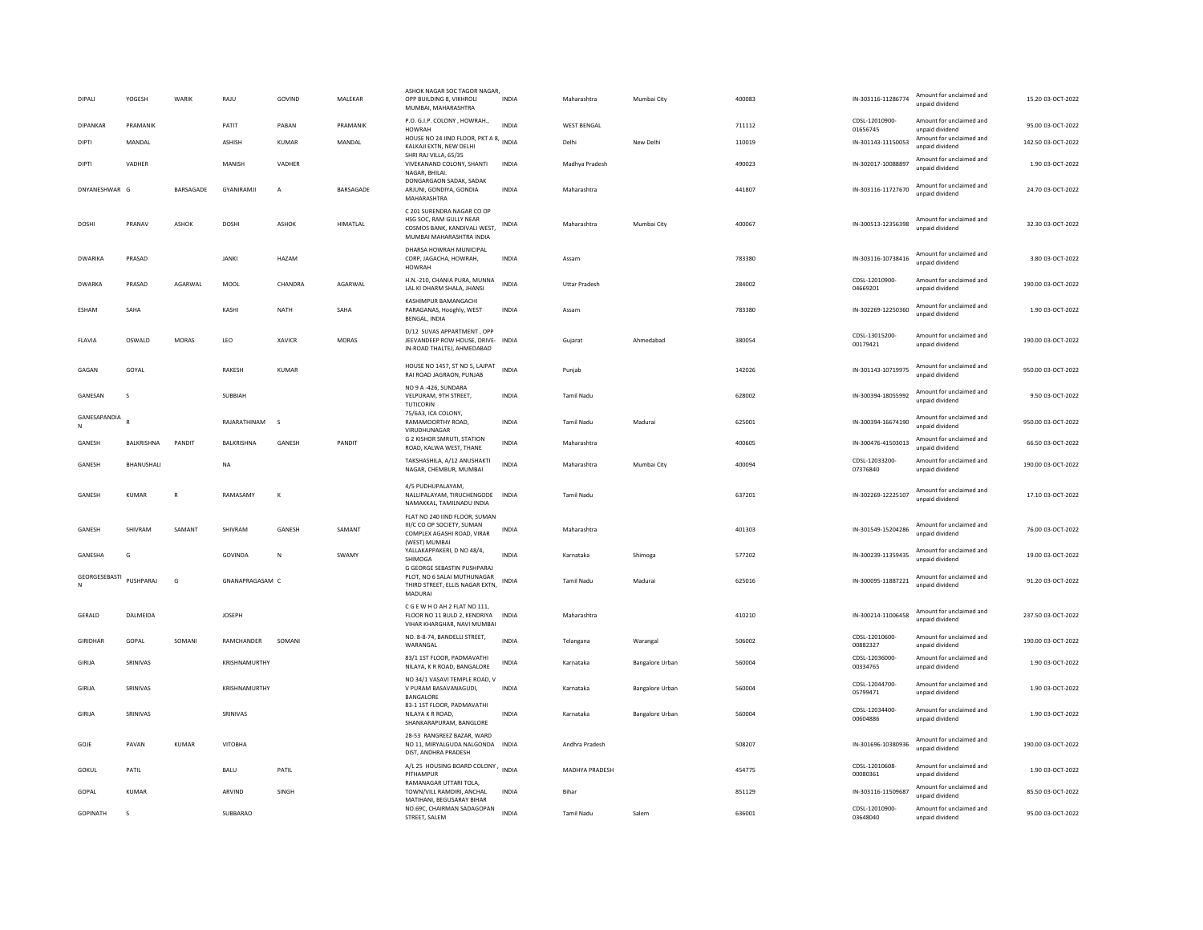| DIPALI | YOGESH | WARIK | RAJU | GOVIND | MALEKAR | ASHOK NAGAR SOC TAGOR NAGAR, OPP BUILDING 8, VIKHROLI MUMBAI, MAHARASHTRA | INDIA | Maharashtra | Mumbai City | 400083 | | IN-303116-11286774 | Amount for unclaimed and unpaid dividend | 15.20 | 03-OCT-2022 |
|---|---|---|---|---|---|---|---|---|---|---|---|---|---|---|---|
| DIPANKAR | PRAMANIK | | PATIT | PABAN | PRAMANIK | P.O. G.I.P. COLONY , HOWRAH., HOWRAH | INDIA | WEST BENGAL | | 711112 | | CDSL-12010900-01656745 | Amount for unclaimed and unpaid dividend | 95.00 | 03-OCT-2022 |
| DIPTI | MANDAL | | ASHISH | KUMAR | MANDAL | HOUSE NO 24 IIND FLOOR, PKT A 8, KALKAJI EXTN, NEW DELHI | INDIA | Delhi | New Delhi | 110019 | | IN-301143-11150053 | Amount for unclaimed and unpaid dividend | 142.50 | 03-OCT-2022 |
| DIPTI | VADHER | | MANISH | VADHER | | SHRI RAJ VILLA, 65/35 VIVEKANAND COLONY, SHANTI NAGAR, BHILAI. | INDIA | Madhya Pradesh | | 490023 | | IN-302017-10088897 | Amount for unclaimed and unpaid dividend | 1.90 | 03-OCT-2022 |
| DNYANESHWAR | G | BARSAGADE | GYANIRAMJI | A | BARSAGADE | DONGARGAON SADAK, SADAK ARJUNI, GONDIYA, GONDIA MAHARASHTRA | INDIA | Maharashtra | | 441807 | | IN-303116-11727670 | Amount for unclaimed and unpaid dividend | 24.70 | 03-OCT-2022 |
| DOSHI | PRANAV | ASHOK | DOSHI | ASHOK | HIMATLAL | C 201 SURENDRA NAGAR CO OP HSG SOC, RAM GULLY NEAR COSMOS BANK, KANDIVALI WEST, MUMBAI MAHARASHTRA INDIA | INDIA | Maharashtra | Mumbai City | 400067 | | IN-300513-12356398 | Amount for unclaimed and unpaid dividend | 32.30 | 03-OCT-2022 |
| DWARIKA | PRASAD | | JANKI | HAZAM | | DHARSA HOWRAH MUNICIPAL CORP, JAGACHA, HOWRAH, HOWRAH | INDIA | Assam | | 783380 | | IN-303116-10738416 | Amount for unclaimed and unpaid dividend | 3.80 | 03-OCT-2022 |
| DWARKA | PRASAD | AGARWAL | MOOL | CHANDRA | AGARWAL | H.N.-210, CHANIA PURA, MUNNA LAL KI DHARM SHALA, JHANSI | INDIA | Uttar Pradesh | | 284002 | | CDSL-12010900-04669201 | Amount for unclaimed and unpaid dividend | 190.00 | 03-OCT-2022 |
| ESHAM | SAHA | | KASHI | NATH | SAHA | KASHIMPUR BAMANGACHI PARAGANAS, Hooghly, WEST BENGAL, INDIA | INDIA | Assam | | 783380 | | IN-302269-12250360 | Amount for unclaimed and unpaid dividend | 1.90 | 03-OCT-2022 |
| FLAVIA | OSWALD | MORAS | LEO | XAVICR | MORAS | D/12 SUVAS APPARTMENT , OPP JEEVANDEEP ROW HOUSE, DRIVE-IN-ROAD THALTEJ, AHMEDABAD | INDIA | Gujarat | Ahmedabad | 380054 | | CDSL-13015200-00179421 | Amount for unclaimed and unpaid dividend | 190.00 | 03-OCT-2022 |
| GAGAN | GOYAL | | RAKESH | KUMAR | | HOUSE NO 1457, ST NO 5, LAJPAT RAI ROAD JAGRAON, PUNJAB | INDIA | Punjab | | 142026 | | IN-301143-10719975 | Amount for unclaimed and unpaid dividend | 950.00 | 03-OCT-2022 |
| GANESAN | S | | SUBBIAH | | | NO 9 A -426, SUNDARA VELPURAM, 9TH STREET, TUTICORIN | INDIA | Tamil Nadu | | 628002 | | IN-300394-18055992 | Amount for unclaimed and unpaid dividend | 9.50 | 03-OCT-2022 |
| GANESAPANDIAN | R | | RAJARATHINAM | S | | 75/6A3, ICA COLONY, RAMAMOORTHY ROAD, VIRUDHUNAGAR | INDIA | Tamil Nadu | Madurai | 625001 | | IN-300394-16674190 | Amount for unclaimed and unpaid dividend | 950.00 | 03-OCT-2022 |
| GANESH | BALKRISHNA | PANDIT | BALKRISHNA | GANESH | PANDIT | G 2 KISHOR SMRUTI, STATION ROAD, KALWA WEST, THANE | INDIA | Maharashtra | | 400605 | | IN-300476-41503013 | Amount for unclaimed and unpaid dividend | 66.50 | 03-OCT-2022 |
| GANESH | BHANUSHALI | | NA | | | TAKSHASHILA, A/12 ANUSHAKTI NAGAR, CHEMBUR, MUMBAI | INDIA | Maharashtra | Mumbai City | 400094 | | CDSL-12033200-07376840 | Amount for unclaimed and unpaid dividend | 190.00 | 03-OCT-2022 |
| GANESH | KUMAR | R | RAMASAMY | K | | 4/5 PUDHUPALAYAM, NALLIPALAYAM, TIRUCHENGODE NAMAKKAL, TAMILNADU INDIA | INDIA | Tamil Nadu | | 637201 | | IN-302269-12225107 | Amount for unclaimed and unpaid dividend | 17.10 | 03-OCT-2022 |
| GANESH | SHIVRAM | SAMANT | SHIVRAM | GANESH | SAMANT | FLAT NO 240 IIND FLOOR, SUMAN III/C CO OP SOCIETY, SUMAN COMPLEX AGASHI ROAD, VIRAR (WEST) MUMBAI | INDIA | Maharashtra | | 401303 | | IN-301549-15204286 | Amount for unclaimed and unpaid dividend | 76.00 | 03-OCT-2022 |
| GANESHA | G | | GOVINDA | N | SWAMY | YALLAKAPPAKERI, D NO 48/4, SHIMOGA | INDIA | Karnataka | Shimoga | 577202 | | IN-300239-11359435 | Amount for unclaimed and unpaid dividend | 19.00 | 03-OCT-2022 |
| GEORGESEBASTIN | PUSHPARAJ | G | GNANAPRAGASAM | C | | G GEORGE SEBASTIN PUSHPARAJ PLOT, NO 6 SALAI MUTHUNAGAR THIRD STREET, ELLIS NAGAR EXTN, MADURAI | INDIA | Tamil Nadu | Madurai | 625016 | | IN-300095-11887221 | Amount for unclaimed and unpaid dividend | 91.20 | 03-OCT-2022 |
| GERALD | DALMEIDA | | JOSEPH | | | C G E W H O AH 2 FLAT NO 111, FLOOR NO 11 BULD 2, KENDRIYA VIHAR KHARGHAR, NAVI MUMBAI | INDIA | Maharashtra | | 410210 | | IN-300214-11006458 | Amount for unclaimed and unpaid dividend | 237.50 | 03-OCT-2022 |
| GIRIDHAR | GOPAL | SOMANI | RAMCHANDER | SOMANI | | NO. 8-8-74, BANDELLI STREET, WARANGAL | INDIA | Telangana | Warangal | 506002 | | CDSL-12010600-00882327 | Amount for unclaimed and unpaid dividend | 190.00 | 03-OCT-2022 |
| GIRIJA | SRINIVAS | | KRISHNAMURTHY | | | 83/1 1ST FLOOR, PADMAVATHI NILAYA, K R ROAD, BANGALORE | INDIA | Karnataka | Bangalore Urban | 560004 | | CDSL-12036000-00334765 | Amount for unclaimed and unpaid dividend | 1.90 | 03-OCT-2022 |
| GIRIJA | SRINIVAS | | KRISHNAMURTHY | | | NO 34/1 VASAVI TEMPLE ROAD, V V PURAM BASAVANAGUDI, BANGALORE | INDIA | Karnataka | Bangalore Urban | 560004 | | CDSL-12044700-05799471 | Amount for unclaimed and unpaid dividend | 1.90 | 03-OCT-2022 |
| GIRIJA | SRINIVAS | | SRINIVAS | | | 83-1 1ST FLOOR, PADMAVATHI NILAYA K R ROAD, SHANKARAPURAM, BANGLORE | INDIA | Karnataka | Bangalore Urban | 560004 | | CDSL-12034400-00604886 | Amount for unclaimed and unpaid dividend | 1.90 | 03-OCT-2022 |
| GOJE | PAVAN | KUMAR | VITOBHA | | | 28-53 RANGREEZ BAZAR, WARD NO 11, MIRYALGUDA NALGONDA DIST, ANDHRA PRADESH | INDIA | Andhra Pradesh | | 508207 | | IN-301696-10380936 | Amount for unclaimed and unpaid dividend | 190.00 | 03-OCT-2022 |
| GOKUL | PATIL | | BALU | PATIL | | A/L 25 HOUSING BOARD COLONY , PITHAMPUR | INDIA | MADHYA PRADESH | | 454775 | | CDSL-12010608-00080361 | Amount for unclaimed and unpaid dividend | 1.90 | 03-OCT-2022 |
| GOPAL | KUMAR | | ARVIND | SINGH | | RAMANAGAR UTTARI TOLA, TOWN/VILL RAMDIRI, ANCHAL MATIHANI, BEGUSARAY BIHAR | INDIA | Bihar | | 851129 | | IN-303116-11509687 | Amount for unclaimed and unpaid dividend | 85.50 | 03-OCT-2022 |
| GOPINATH | S | | SUBBARAO | | | NO.69C, CHAIRMAN SADAGOPAN STREET, SALEM | INDIA | Tamil Nadu | Salem | 636001 | | CDSL-12010900-03648040 | Amount for unclaimed and unpaid dividend | 95.00 | 03-OCT-2022 |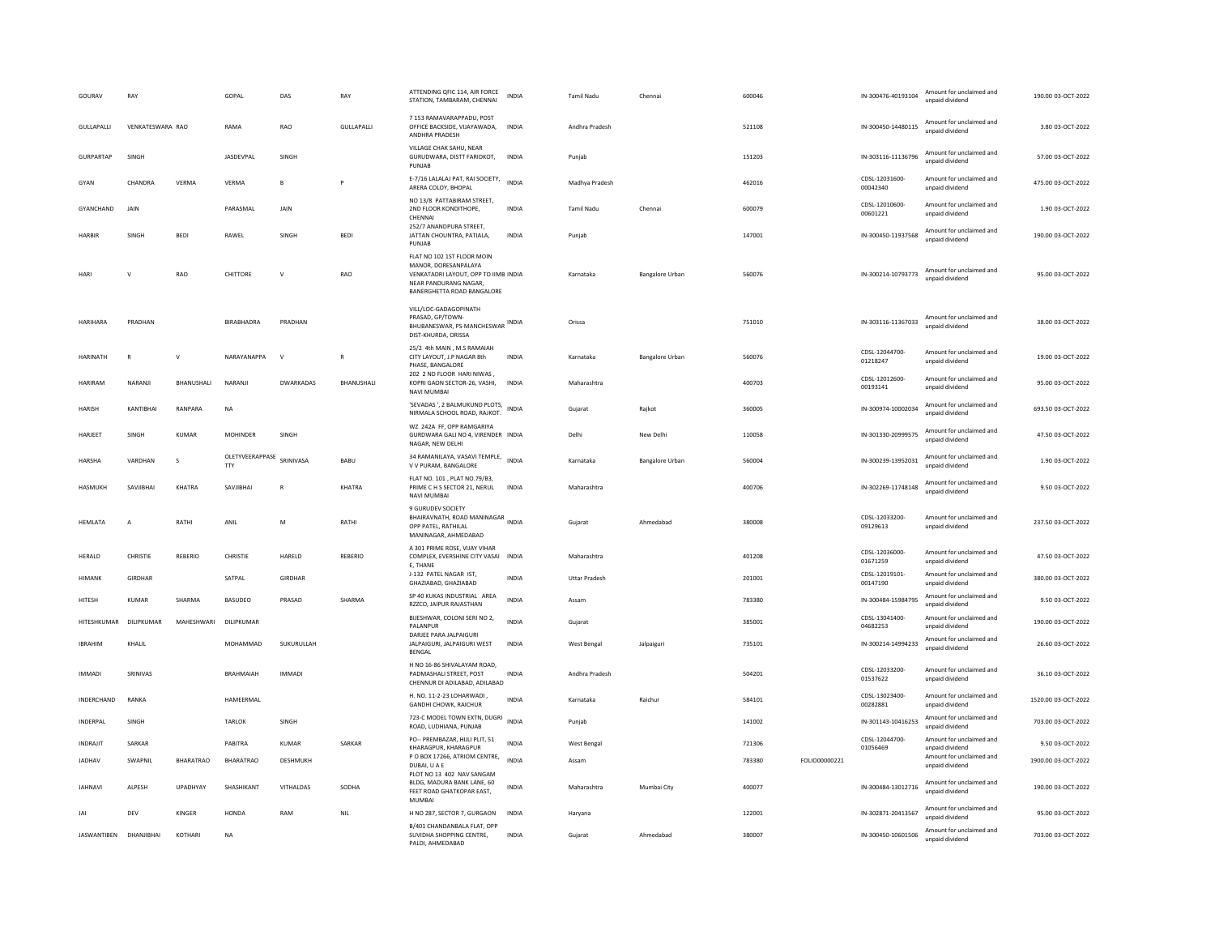| GOURAV | RAY | | GOPAL | DAS | RAY | ATTENDING QFIC 114, AIR FORCE STATION, TAMBARAM, CHENNAI | INDIA | Tamil Nadu | Chennai | 600046 | | IN-300476-40193104 | Amount for unclaimed and unpaid dividend | 190.00 | 03-OCT-2022 |
|---|---|---|---|---|---|---|---|---|---|---|---|---|---|---|---|
| GULLAPALLI | VENKATESWARA | RAO | RAMA | RAO | GULLAPALLI | 7 153 RAMAVARAPPADU, POST OFFICE BACKSIDE, VIJAYAWADA, ANDHRA PRADESH | INDIA | Andhra Pradesh | | 521108 | | IN-300450-14480115 | Amount for unclaimed and unpaid dividend | 3.80 | 03-OCT-2022 |
| GURPARTAP | SINGH | | JASDEVPAL | SINGH | | VILLAGE CHAK SAHU, NEAR GURUDWARA, DISTT FARIDKOT, PUNJAB | INDIA | Punjab | | 151203 | | IN-303116-11136796 | Amount for unclaimed and unpaid dividend | 57.00 | 03-OCT-2022 |
| GYAN | CHANDRA | VERMA | VERMA | B | P | E-7/16 LALALAJ PAT, RAI SOCIETY, ARERA COLOY, BHOPAL | INDIA | Madhya Pradesh | | 462016 | | CDSL-12031600-00042340 | Amount for unclaimed and unpaid dividend | 475.00 | 03-OCT-2022 |
| GYANCHAND | JAIN | | PARASMAL | JAIN | | NO 13/8 PATTABIRAM STREET, 2ND FLOOR KONDITHOPE, CHENNAI | INDIA | Tamil Nadu | Chennai | 600079 | | CDSL-12010600-00601221 | Amount for unclaimed and unpaid dividend | 1.90 | 03-OCT-2022 |
| HARBIR | SINGH | BEDI | RAWEL | SINGH | BEDI | 252/7 ANANDPURA STREET, JATTAN CHOUNTRA, PATIALA, PUNJAB | INDIA | Punjab | | 147001 | | IN-300450-11937568 | Amount for unclaimed and unpaid dividend | 190.00 | 03-OCT-2022 |
| HARI | V | RAO | CHITTORE | V | RAO | FLAT NO 102 1ST FLOOR MOIN MANOR, DORESANPALAYA VENKATADRI LAYOUT, OPP TO IIMB NEAR PANDURANG NAGAR, BANERGHETTA ROAD BANGALORE | INDIA | Karnataka | Bangalore Urban | 560076 | | IN-300214-10793773 | Amount for unclaimed and unpaid dividend | 95.00 | 03-OCT-2022 |
| HARIHARA | PRADHAN | | BIRABHADRA | PRADHAN | | VILL/LOC-GADAGOPINATH PRASAD, GP/TOWN-BHUBANESWAR, PS-MANCHESWAR DIST-KHURDA, ORISSA | INDIA | Orissa | | 751010 | | IN-303116-11367033 | Amount for unclaimed and unpaid dividend | 38.00 | 03-OCT-2022 |
| HARINATH | R | V | NARAYANAPPA | V | R | 25/2 4th MAIN , M.S RAMAIAH CITY LAYOUT, J.P NAGAR 8th PHASE, BANGALORE | INDIA | Karnataka | Bangalore Urban | 560076 | | CDSL-12044700-01218247 | Amount for unclaimed and unpaid dividend | 19.00 | 03-OCT-2022 |
| HARIRAM | NARANJI | BHANUSHALI | NARANJI | DWARKADAS | BHANUSHALI | 202 2 ND FLOOR HARI NIWAS , KOPRI GAON SECTOR-26, VASHI, NAVI MUMBAI | INDIA | Maharashtra | | 400703 | | CDSL-12012600-00193141 | Amount for unclaimed and unpaid dividend | 95.00 | 03-OCT-2022 |
| HARISH | KANTIBHAI | RANPARA | NA | | | 'SEVADAS ', 2 BALMUKUND PLOTS, NIRMALA SCHOOL ROAD, RAJKOT. | INDIA | Gujarat | Rajkot | 360005 | | IN-300974-10002034 | Amount for unclaimed and unpaid dividend | 693.50 | 03-OCT-2022 |
| HARJEET | SINGH | KUMAR | MOHINDER | SINGH | | WZ 242A FF, OPP RAMGARIYA GURDWARA GALI NO 4, VIRENDER NAGAR, NEW DELHI | INDIA | Delhi | New Delhi | 110058 | | IN-301330-20999575 | Amount for unclaimed and unpaid dividend | 47.50 | 03-OCT-2022 |
| HARSHA | VARDHAN | S | OLETYVEERAPPASE TTY | SRINIVASA | BABU | 34 RAMANILAYA, VASAVI TEMPLE, V V PURAM, BANGALORE | INDIA | Karnataka | Bangalore Urban | 560004 | | IN-300239-13952031 | Amount for unclaimed and unpaid dividend | 1.90 | 03-OCT-2022 |
| HASMUKH | SAVJIBHAI | KHATRA | SAVJIBHAI | R | KHATRA | FLAT NO. 101 , PLAT NO.79/B3, PRIME C H S SECTOR 21, NERUL NAVI MUMBAI | INDIA | Maharashtra | | 400706 | | IN-302269-11748148 | Amount for unclaimed and unpaid dividend | 9.50 | 03-OCT-2022 |
| HEMLATA | A | RATHI | ANIL | M | RATHI | 9 GURUDEV SOCIETY BHAIRAVNATH, ROAD MANINAGAR OPP PATEL, RATHILAL MANINAGAR, AHMEDABAD | INDIA | Gujarat | Ahmedabad | 380008 | | CDSL-12033200-09129613 | Amount for unclaimed and unpaid dividend | 237.50 | 03-OCT-2022 |
| HERALD | CHRISTIE | REBERIO | CHRISTIE | HARELD | REBERIO | A 301 PRIME ROSE, VIJAY VIHAR COMPLEX, EVERSHINE CITY VASAI E, THANE | INDIA | Maharashtra | | 401208 | | CDSL-12036000-01671259 | Amount for unclaimed and unpaid dividend | 47.50 | 03-OCT-2022 |
| HIMANK | GIRDHAR | | SATPAL | GIRDHAR | | J-132 PATEL NAGAR IST, GHAZIABAD, GHAZIABAD | INDIA | Uttar Pradesh | | 201001 | | CDSL-12019101-00147190 | Amount for unclaimed and unpaid dividend | 380.00 | 03-OCT-2022 |
| HITESH | KUMAR | SHARMA | BASUDEO | PRASAD | SHARMA | SP 40 KUKAS INDUSTRIAL AREA RZZCO, JAIPUR RAJASTHAN | INDIA | Assam | | 783380 | | IN-300484-15984795 | Amount for unclaimed and unpaid dividend | 9.50 | 03-OCT-2022 |
| HITESHKUMAR | DILIPKUMAR | MAHESHWARI | DILIPKUMAR | | | BIJESHWAR, COLONI SERI NO 2, PALANPUR | INDIA | Gujarat | | 385001 | | CDSL-13041400-04682253 | Amount for unclaimed and unpaid dividend | 190.00 | 03-OCT-2022 |
| IBRAHIM | KHALIL | | MOHAMMAD | SUKURULLAH | | DARJEE PARA JALPAIGURI JALPAIGURI, JALPAIGURI WEST BENGAL | INDIA | West Bengal | Jalpaiguri | 735101 | | IN-300214-14994233 | Amount for unclaimed and unpaid dividend | 26.60 | 03-OCT-2022 |
| IMMADI | SRINIVAS | | BRAHMAIAH | IMMADI | | H NO 16-86 SHIVALAYAM ROAD, PADMASHALI STREET, POST CHENNUR DI ADILABAD, ADILABAD | INDIA | Andhra Pradesh | | 504201 | | CDSL-12033200-01537622 | Amount for unclaimed and unpaid dividend | 36.10 | 03-OCT-2022 |
| INDERCHAND | RANKA | | HAMEERMAL | | | H. NO. 11-2-23 LOHARWADI , GANDHI CHOWK, RAICHUR | INDIA | Karnataka | Raichur | 584101 | | CDSL-13023400-00282881 | Amount for unclaimed and unpaid dividend | 1520.00 | 03-OCT-2022 |
| INDERPAL | SINGH | | TARLOK | SINGH | | 723-C MODEL TOWN EXTN, DUGRI ROAD, LUDHIANA, PUNJAB | INDIA | Punjab | | 141002 | | IN-301143-10416253 | Amount for unclaimed and unpaid dividend | 703.00 | 03-OCT-2022 |
| INDRAJIT | SARKAR | | PABITRA | KUMAR | SARKAR | PO-- PREMBAZAR, HIJLI PLIT, 51 KHARAGPUR, KHARAGPUR | INDIA | West Bengal | | 721306 | | CDSL-12044700-01056469 | Amount for unclaimed and unpaid dividend | 9.50 | 03-OCT-2022 |
| JADHAV | SWAPNIL | BHARATRAO | BHARATRAO | DESHMUKH | | P O BOX 17266, ATRIOM CENTRE, DUBAI, U A E | INDIA | Assam | | 783380 | FOLIO00000221 | | Amount for unclaimed and unpaid dividend | 1900.00 | 03-OCT-2022 |
| JAHNAVI | ALPESH | UPADHYAY | SHASHIKANT | VITHALDAS | SODHA | PLOT NO 13 402 NAV SANGAM BLDG, MADURA BANK LANE, 60 FEET ROAD GHATKOPAR EAST, MUMBAI | INDIA | Maharashtra | Mumbai City | 400077 | | IN-300484-13012716 | Amount for unclaimed and unpaid dividend | 190.00 | 03-OCT-2022 |
| JAI | DEV | KINGER | HONDA | RAM | NIL | H NO 287, SECTOR 7, GURGAON | INDIA | Haryana | | 122001 | | IN-302871-20413567 | Amount for unclaimed and unpaid dividend | 95.00 | 03-OCT-2022 |
| JASWANTIBEN | DHANJIBHAI | KOTHARI | NA | | | B/401 CHANDANBALA FLAT, OPP SUVIDHA SHOPPING CENTRE, PALDI, AHMEDABAD | INDIA | Gujarat | Ahmedabad | 380007 | | IN-300450-10601506 | Amount for unclaimed and unpaid dividend | 703.00 | 03-OCT-2022 |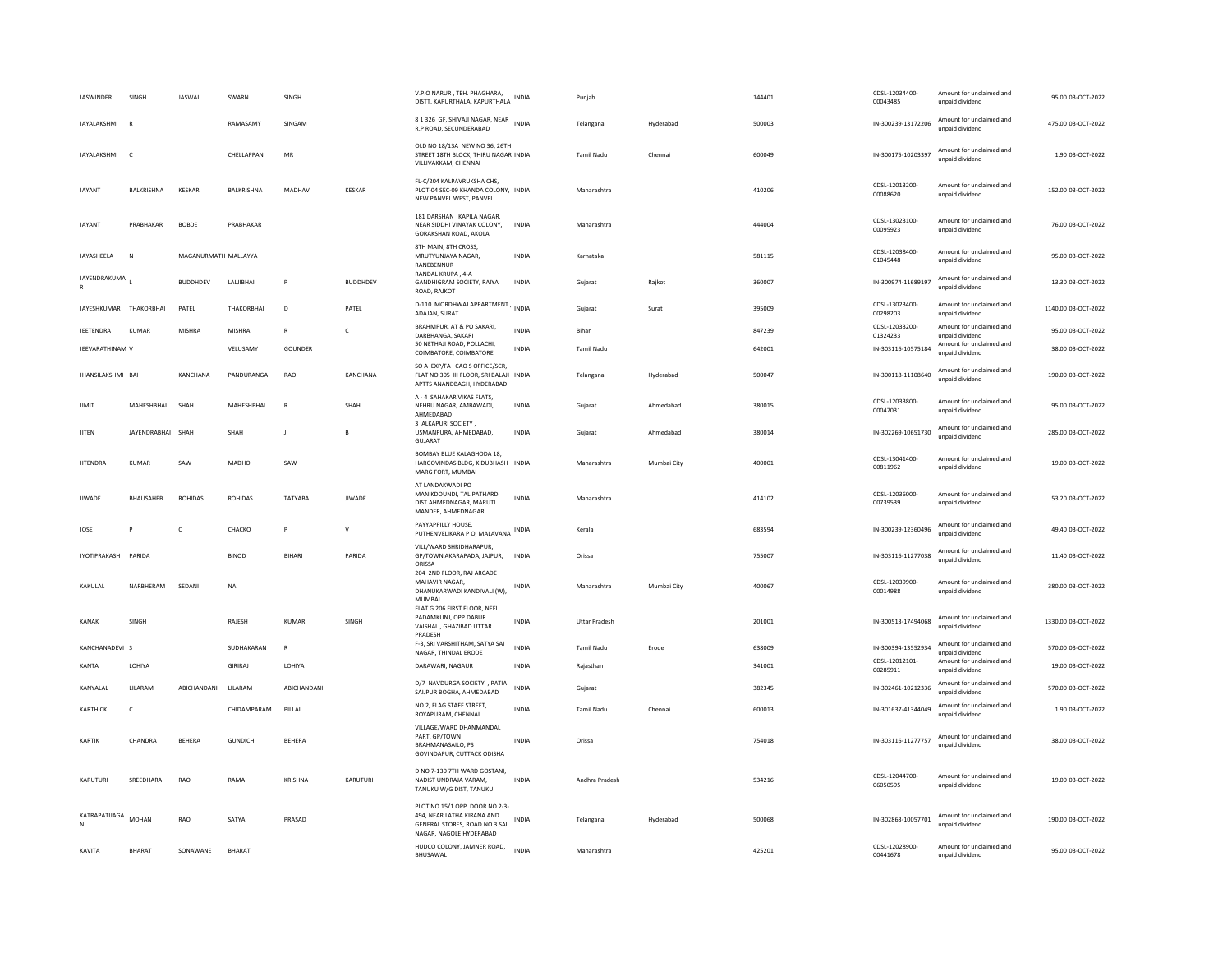| JASWINDER | SINGH | JASWAL | SWARN | SINGH | | V.P.O NARUR , TEH. PHAGHARA, DISTT. KAPURTHALA, KAPURTHALA | INDIA | Punjab | | 144401 | CDSL-12034400-00043485 | Amount for unclaimed and unpaid dividend | 95.00 | 03-OCT-2022 |
|---|---|---|---|---|---|---|---|---|---|---|---|---|---|---|
| JAYALAKSHMI | R | | RAMASAMY | SINGAM | | 8 1 326 GF, SHIVAJI NAGAR, NEAR R.P ROAD, SECUNDERABAD | INDIA | Telangana | Hyderabad | 500003 | IN-300239-13172206 | Amount for unclaimed and unpaid dividend | 475.00 | 03-OCT-2022 |
| JAYALAKSHMI | C | | CHELLAPPAN | MR | | OLD NO 18/13A NEW NO 36, 26TH STREET 18TH BLOCK, THIRU NAGAR VILLIVAKKAM, CHENNAI | INDIA | Tamil Nadu | Chennai | 600049 | IN-300175-10203397 | Amount for unclaimed and unpaid dividend | 1.90 | 03-OCT-2022 |
| JAYANT | BALKRISHNA | KESKAR | BALKRISHNA | MADHAV | KESKAR | FL-C/204 KALPAVRUKSHA CHS, PLOT-04 SEC-09 KHANDA COLONY, NEW PANVEL WEST, PANVEL | INDIA | Maharashtra | | 410206 | CDSL-12013200-00088620 | Amount for unclaimed and unpaid dividend | 152.00 | 03-OCT-2022 |
| JAYANT | PRABHAKAR | BOBDE | PRABHAKAR | | | 181 DARSHAN KAPILA NAGAR, NEAR SIDDHI VINAYAK COLONY, GORAKSHAN ROAD, AKOLA | INDIA | Maharashtra | | 444004 | CDSL-13023100-00095923 | Amount for unclaimed and unpaid dividend | 76.00 | 03-OCT-2022 |
| JAYASHEELA | N | MAGANURMATH MALLAYYA | | | | 8TH MAIN, 8TH CROSS, MRUTYUNJAYA NAGAR, RANEBENNUR | INDIA | Karnataka | | 581115 | CDSL-12038400-01045448 | Amount for unclaimed and unpaid dividend | 95.00 | 03-OCT-2022 |
| JAYENDRAKUMAR | L | BUDDHDEV | LALJIBHAI | P | BUDDHDEV | RANDAL KRUPA , 4-A GANDHIGRAM SOCIETY, RAIYA ROAD, RAJKOT | INDIA | Gujarat | Rajkot | 360007 | IN-300974-11689197 | Amount for unclaimed and unpaid dividend | 13.30 | 03-OCT-2022 |
| JAYESHKUMAR | THAKORBHAI | PATEL | THAKORBHAI | D | PATEL | D-110 MORDHWAJ APPARTMENT , ADAJAN, SURAT | INDIA | Gujarat | Surat | 395009 | CDSL-13023400-00298203 | Amount for unclaimed and unpaid dividend | 1140.00 | 03-OCT-2022 |
| JEETENDRA | KUMAR | MISHRA | MISHRA | R | C | BRAHMPUR, AT & PO SAKARI, DARBHANGA, SAKARI | INDIA | Bihar | | 847239 | CDSL-12033200-01324233 | Amount for unclaimed and unpaid dividend | 95.00 | 03-OCT-2022 |
| JEEVARATHINAM | V | | VELUSAMY | GOUNDER | | 50 NETHAJI ROAD, POLLACHI, COIMBATORE, COIMBATORE | INDIA | Tamil Nadu | | 642001 | IN-303116-10575184 | Amount for unclaimed and unpaid dividend | 38.00 | 03-OCT-2022 |
| JHANSILAKSHMI | BAI | KANCHANA | PANDURANGA | RAO | KANCHANA | SO A EXP/FA CAO S OFFICE/SCR, FLAT NO 305 III FLOOR, SRI BALAJI APTTS ANANDBAGH, HYDERABAD | INDIA | Telangana | Hyderabad | 500047 | IN-300118-11108640 | Amount for unclaimed and unpaid dividend | 190.00 | 03-OCT-2022 |
| JIMIT | MAHESHBHAI | SHAH | MAHESHBHAI | R | SHAH | A - 4 SAHAKAR VIKAS FLATS, NEHRU NAGAR, AMBAWADI, AHMEDABAD | INDIA | Gujarat | Ahmedabad | 380015 | CDSL-12033800-00047031 | Amount for unclaimed and unpaid dividend | 95.00 | 03-OCT-2022 |
| JITEN | JAYENDRABHAI | SHAH | SHAH | J | B | 3 ALKAPURI SOCIETY , USMANPURA, AHMEDABAD, GUJARAT | INDIA | Gujarat | Ahmedabad | 380014 | IN-302269-10651730 | Amount for unclaimed and unpaid dividend | 285.00 | 03-OCT-2022 |
| JITENDRA | KUMAR | SAW | MADHO | SAW | | BOMBAY BLUE KALAGHODA 18, HARGOVINDAS BLDG, K DUBHASH MARG FORT, MUMBAI | INDIA | Maharashtra | Mumbai City | 400001 | CDSL-13041400-00811962 | Amount for unclaimed and unpaid dividend | 19.00 | 03-OCT-2022 |
| JIWADE | BHAUSAHEB | ROHIDAS | ROHIDAS | TATYABA | JIWADE | AT LANDAKWADI PO MANIKDOUNDI, TAL PATHARDI DIST AHMEDNAGAR, MARUTI MANDER, AHMEDNAGAR | INDIA | Maharashtra | | 414102 | CDSL-12036000-00739539 | Amount for unclaimed and unpaid dividend | 53.20 | 03-OCT-2022 |
| JOSE | P | C | CHACKO | P | V | PAYYAPPILLY HOUSE, PUTHENVELIKARA P O, MALAVANA | INDIA | Kerala | | 683594 | IN-300239-12360496 | Amount for unclaimed and unpaid dividend | 49.40 | 03-OCT-2022 |
| JYOTIPRAKASH | PARIDA | | BINOD | BIHARI | PARIDA | VILL/WARD SHRIDHARAPUR, GP/TOWN AKARAPADA, JAJPUR, ORISSA | INDIA | Orissa | | 755007 | IN-303116-11277038 | Amount for unclaimed and unpaid dividend | 11.40 | 03-OCT-2022 |
| KAKULAL | NARBHERAM | SEDANI | NA | | | 204 2ND FLOOR, RAJ ARCADE MAHAVIR NAGAR, DHANUKARWADI KANDIVALI (W), MUMBAI | INDIA | Maharashtra | Mumbai City | 400067 | CDSL-12039900-00014988 | Amount for unclaimed and unpaid dividend | 380.00 | 03-OCT-2022 |
| KANAK | SINGH | | RAJESH | KUMAR | SINGH | FLAT G 206 FIRST FLOOR, NEEL PADAMKUNJ, OPP DABUR VAISHALI, GHAZIBAD UTTAR PRADESH | INDIA | Uttar Pradesh | | 201001 | IN-300513-17494068 | Amount for unclaimed and unpaid dividend | 1330.00 | 03-OCT-2022 |
| KANCHANADEVI | S | | SUDHAKARAN | R | | F-3, SRI VARSHITHAM, SATYA SAI NAGAR, THINDAL ERODE | INDIA | Tamil Nadu | Erode | 638009 | IN-300394-13552934 | Amount for unclaimed and unpaid dividend | 570.00 | 03-OCT-2022 |
| KANTA | LOHIYA | | GIRIRAJ | LOHIYA | | DARAWARI, NAGAUR | INDIA | Rajasthan | | 341001 | CDSL-12012101-00285911 | Amount for unclaimed and unpaid dividend | 19.00 | 03-OCT-2022 |
| KANYALAL | LILARAM | ABICHANDANI | LILARAM | ABICHANDANI | | D/7 NAVDURGA SOCIETY , PATIA SAIJPUR BOGHA, AHMEDABAD | INDIA | Gujarat | | 382345 | IN-302461-10212336 | Amount for unclaimed and unpaid dividend | 570.00 | 03-OCT-2022 |
| KARTHICK | C | | CHIDAMPARAM | PILLAI | | NO.2, FLAG STAFF STREET, ROYAPURAM, CHENNAI | INDIA | Tamil Nadu | Chennai | 600013 | IN-301637-41344049 | Amount for unclaimed and unpaid dividend | 1.90 | 03-OCT-2022 |
| KARTIK | CHANDRA | BEHERA | GUNDICHI | BEHERA | | VILLAGE/WARD DHANMANDAL PART, GP/TOWN BRAHMANASAILO, PS GOVINDAPUR, CUTTACK ODISHA | INDIA | Orissa | | 754018 | IN-303116-11277757 | Amount for unclaimed and unpaid dividend | 38.00 | 03-OCT-2022 |
| KARUTURI | SREEDHARA | RAO | RAMA | KRISHNA | KARUTURI | D NO 7-130 7TH WARD GOSTANI, NADIST UNDRAJA VARAM, TANUKU W/G DIST, TANUKU | INDIA | Andhra Pradesh | | 534216 | CDSL-12044700-06050595 | Amount for unclaimed and unpaid dividend | 19.00 | 03-OCT-2022 |
| KATRAPATIJAGAN | MOHAN | RAO | SATYA | PRASAD | | PLOT NO 15/1 OPP. DOOR NO 2-3-494, NEAR LATHA KIRANA AND GENERAL STORES, ROAD NO 3 SAI NAGAR, NAGOLE HYDERABAD | INDIA | Telangana | Hyderabad | 500068 | IN-302863-10057701 | Amount for unclaimed and unpaid dividend | 190.00 | 03-OCT-2022 |
| KAVITA | BHARAT | SONAWANE | BHARAT | | | HUDCO COLONY, JAMNER ROAD, BHUSAWAL | INDIA | Maharashtra | | 425201 | CDSL-12028900-00441678 | Amount for unclaimed and unpaid dividend | 95.00 | 03-OCT-2022 |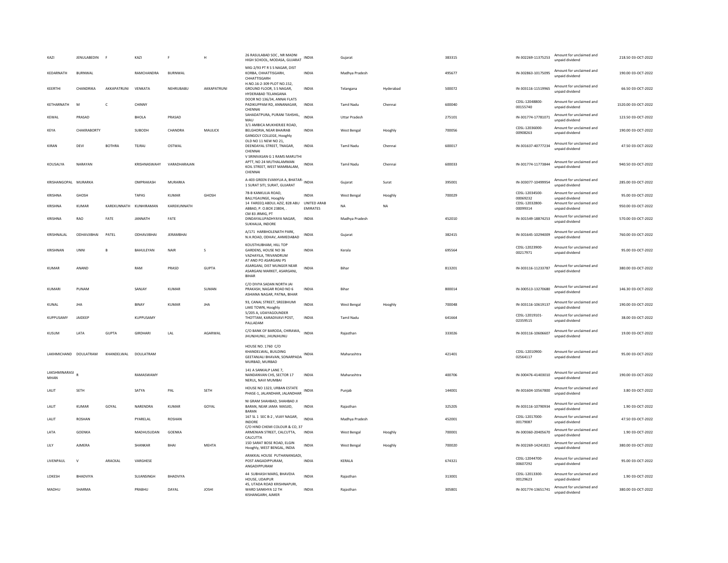| KAZI | JENULABEDIN | F | KAZI | F | H | 26 RASULABAD SOC , NR MADNI HIGH SCHOOL, MODASA, GUJARAT | INDIA | Gujarat | | 383315 | IN-302269-11375253 | Amount for unclaimed and unpaid dividend | 218.50 | 03-OCT-2022 |
|---|---|---|---|---|---|---|---|---|---|---|---|---|---|---|
| KEDARNATH | BURNWAL | | RAMCHANDRA | BURNWAL | | MIG-2/93 PT R S S NAGAR, DIST KORBA, CHHATTISGARH, CHHATTISGARH | INDIA | Madhya Pradesh | | 495677 | IN-302863-10175095 | Amount for unclaimed and unpaid dividend | 190.00 | 03-OCT-2022 |
| KEERTHI | CHANDRIKA | AKKAPATRUNI | VENKATA | NEHRUBABU | AKKAPATRUNI | H.NO.16-2-309 PLOT NO.152, GROUND FLOOR, S S NAGAR, HYDERABAD TELANGANA | INDIA | Telangana | Hyderabad | 500072 | IN-303116-11519965 | Amount for unclaimed and unpaid dividend | 66.50 | 03-OCT-2022 |
| KETHARNATH | M | C | CHINNY | | | DOOR NO 136/34, ANNAI FLATS PADIKUPPAM RD, ANNANAGAR, CHENNAI | INDIA | Tamil Nadu | Chennai | 600040 | CDSL-12048800-00155740 | Amount for unclaimed and unpaid dividend | 1520.00 | 03-OCT-2022 |
| KEWAL | PRASAD | | BHOLA | PRASAD | | SAHADATPURA, PURANI TAHSHIL, MAU | INDIA | Uttar Pradesh | | 275101 | IN-301774-17781071 | Amount for unclaimed and unpaid dividend | 123.50 | 03-OCT-2022 |
| KEYA | CHAKRABORTY | | SUBODH | CHANDRA | MAULICK | 3/1 AMBICA MUKHERJEE ROAD, BELGHORIA, NEAR BHAIRAB GANGOLY COLLEGE, Hooghly | INDIA | West Bengal | Hooghly | 700056 | CDSL-12036000-00908263 | Amount for unclaimed and unpaid dividend | 190.00 | 03-OCT-2022 |
| KIRAN | DEVI | BOTHRA | TEJRAJ | OSTWAL | | OLD NO 11 NEW NO 21, DEENDAYAL STREET, TNAGAR, CHENNAI | INDIA | Tamil Nadu | Chennai | 600017 | IN-301637-40777234 | Amount for unclaimed and unpaid dividend | 47.50 | 03-OCT-2022 |
| KOUSALYA | NARAYAN | | KRISHNASWAHY | VARADHARAJAN | | V SRINIVASAN G 1 RAMS MARUTHI APTT, NO 24 MUTHALAMMAN KOIL STREET, WEST MAMBALAM, CHENNAI | INDIA | Tamil Nadu | Chennai | 600033 | IN-301774-11773844 | Amount for unclaimed and unpaid dividend | 940.50 | 03-OCT-2022 |
| KRISHANGOPAL | MURARKA | | OMPRAKASH | MURARKA | | A-403 GREEN EVANYUA A, BHATAR-1 SURAT SITI, SURAT, GUJARAT | INDIA | Gujarat | Surat | 395001 | IN-303077-10499954 | Amount for unclaimed and unpaid dividend | 285.00 | 03-OCT-2022 |
| KRISHNA | GHOSH | | TAPAS | KUMAR | GHOSH | 78-B KANKULIA ROAD, BALLYGAUNGE, Hooghly | INDIA | West Bengal | Hooghly | 700029 | CDSL-12034500-00069232 | Amount for unclaimed and unpaid dividend | 95.00 | 03-OCT-2022 |
| KRISHNA | KUMAR | KAREKUNNATH | KUNHIRAMAN | KAREKUNNATH | | 14 FAREEQ ABDUL AZIZ, 828 ABU ABBAD, P. O.BOX 23804, . | UNITED ARAB EMIRATES | NA | NA | | CDSL-12032800-00099314 | Amount for unclaimed and unpaid dividend | 950.00 | 03-OCT-2022 |
| KRISHNA | RAO | FATE | JANNATH | FATE | | CM 83 JRMIG, PT DINDAYALUPADHYAYA NAGAR, SUKHALIA, INDORE | INDIA | Madhya Pradesh | | 452010 | IN-301549-18874253 | Amount for unclaimed and unpaid dividend | 570.00 | 03-OCT-2022 |
| KRISHNALAL | ODHAVJIBHAI | PATEL | ODHAVJIBHAI | JERAMBHAI | | A/171 HARBHOLENATH PARK, N.H.ROAD, ODHAV, AHMEDABAD | INDIA | Gujarat | | 382415 | IN-301645-10294009 | Amount for unclaimed and unpaid dividend | 760.00 | 03-OCT-2022 |
| KRISHNAN | UNNI | B | BAHULEYAN | NAIR | S | KOUSTHUBHAM, HILL TOP GARDENS, HOUSE NO 36 VAZHAYILA, TRIVANDRUM | INDIA | Kerala | | 695564 | CDSL-12023900-00217971 | Amount for unclaimed and unpaid dividend | 95.00 | 03-OCT-2022 |
| KUMAR | ANAND | | RAM | PRASD | GUPTA | AT AND PO ASARGANJ PS ASARGANJ, DIST MUNGER NEAR ASARGANJ MARKET, ASARGANJ, BIHAR | INDIA | Bihar | | 813201 | IN-303116-11233787 | Amount for unclaimed and unpaid dividend | 380.00 | 03-OCT-2022 |
| KUMARI | PUNAM | | SANJAY | KUMAR | SUMAN | C/O DIVYA SADAN NORTH JAI PRAKASH, NAGAR ROAD NO 6 ASHIANA NAGAR, PATNA, BIHAR | INDIA | Bihar | | 800014 | IN-300513-13270680 | Amount for unclaimed and unpaid dividend | 146.30 | 03-OCT-2022 |
| KUNAL | JHA | | BINAY | KUMAR | JHA | 93, CANAL STREET, SREEBHUMI LAKE TOWN, Hooghly | INDIA | West Bengal | Hooghly | 700048 | IN-303116-10619137 | Amount for unclaimed and unpaid dividend | 190.00 | 03-OCT-2022 |
| KUPPUSAMY | JAIDEEP | | KUPPUSAMY | | | 5/205 A, UDAYAGOUNDER THOTTAM, KARADIVAVI POST, PALLADAM | INDIA | Tamil Nadu | | 641664 | CDSL-12019101-02359515 | Amount for unclaimed and unpaid dividend | 38.00 | 03-OCT-2022 |
| KUSUM | LATA | GUPTA | GIRDHARI | LAL | AGARWAL | C/O BANK OF BARODA, CHIRAWA, JHUNJHUNU, JHUNJHUNU | INDIA | Rajasthan | | 333026 | IN-303116-10606607 | Amount for unclaimed and unpaid dividend | 19.00 | 03-OCT-2022 |
| LAKHMICHAND | DOULATRAM | KHANDELWAL | DOULATRAM | | | HOUSE NO. 1760 C/O KHANDELWAL, BUILDING GEETANJALI BHAVAN, SONARPADA MURBAD, MURBAD | INDIA | Maharashtra | | 421401 | CDSL-12010900-02564117 | Amount for unclaimed and unpaid dividend | 95.00 | 03-OCT-2022 |
| LAKSHMINARASI MHAN | R | | RAMASWAMY | | | 141 A SANKALP LANE 7, NANDANVAN CHS, SECTOR 17 NERUL, NAVI MUMBAI | INDIA | Maharashtra | | 400706 | IN-300476-41403010 | Amount for unclaimed and unpaid dividend | 190.00 | 03-OCT-2022 |
| LALIT | SETH | | SATYA | PAL | SETH | HOUSE NO 1323, URBAN ESTATE PHASE-1, JALANDHAR, JALANDHAR | INDIA | Punjab | | 144001 | IN-301604-10567800 | Amount for unclaimed and unpaid dividend | 3.80 | 03-OCT-2022 |
| LALIT | KUMAR | GOYAL | NARENDRA | KUMAR | GOYAL | NI GRAM SHAHBAD, SHAHBAD JI BARAN, NEAR JAMA MASJID, BARAN | INDIA | Rajasthan | | 325205 | IN-303116-10790934 | Amount for unclaimed and unpaid dividend | 1.90 | 03-OCT-2022 |
| LALIT | ROSHAN | | PYARELAL | ROSHAN | | 167 SL 1 SEC B-2 , VIJAY NAGAR, INDORE | INDIA | Madhya Pradesh | | 452001 | CDSL-12017000-00179087 | Amount for unclaimed and unpaid dividend | 47.50 | 03-OCT-2022 |
| LATA | GOENKA | | MADHUSUDAN | GOENKA | | C/O HIND CHEMI COLOUR & CO, 37 ARMENIAN STREET, CALCUTTA, CALCUTTA | INDIA | West Bengal | Hooghly | 700001 | IN-300360-20405670 | Amount for unclaimed and unpaid dividend | 1.90 | 03-OCT-2022 |
| LILY | AJMERA | | SHANKAR | BHAI | MEHTA | 15D SARAT BOSE ROAD, ELGIN Hooghly, WEST BENGAL, INDIA | INDIA | West Bengal | Hooghly | 700020 | IN-302269-14241821 | Amount for unclaimed and unpaid dividend | 380.00 | 03-OCT-2022 |
| LIVENPAUL | V | ARACKAL | VARGHESE | | | ARAKKAL HOUSE PUTHANANGADI, POST ANGADIPPURAM, ANGADIPPURAM | INDIA | KERALA | | 674321 | CDSL-12044700-00607292 | Amount for unclaimed and unpaid dividend | 95.00 | 03-OCT-2022 |
| LOKESH | BHADVIYA | | SUJANSINGH | BHADVIYA | | 44 SUBHASH MARG, BHAVDIA HOUSE, UDAIPUR | INDIA | Rajasthan | | 313001 | CDSL-12013300-00129623 | Amount for unclaimed and unpaid dividend | 1.90 | 03-OCT-2022 |
| MADHU | SHARMA | | PRABHU | DAYAL | JOSHI | 45, UTADA ROAD KRISHNAPURI, WARD SANKHYA 12 TH KISHANGARH, AJMER | INDIA | Rajasthan | | 305801 | IN-301774-13651741 | Amount for unclaimed and unpaid dividend | 380.00 | 03-OCT-2022 |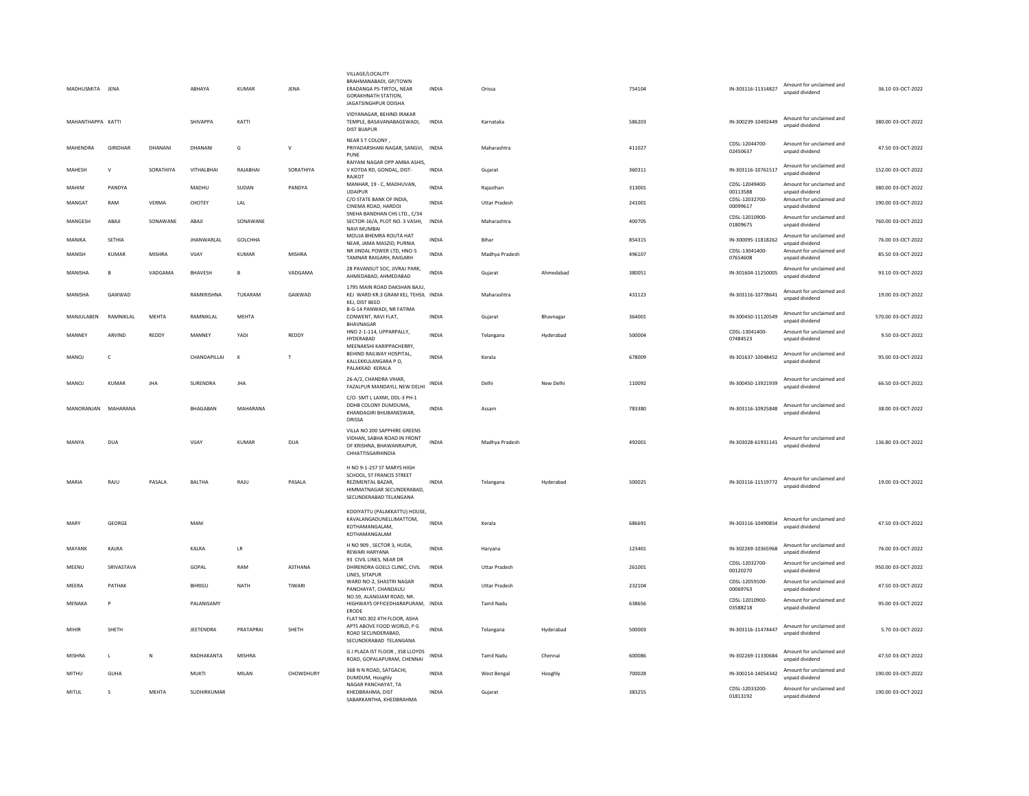| | | | | | | | | | | | | | | |
|---|---|---|---|---|---|---|---|---|---|---|---|---|---|---|
| MADHUSMITA | JENA | | ABHAYA | KUMAR | JENA | VILLAGE/LOCALITY BRAHMANABADI, GP/TOWN ERADANGA PS-TIRTOL, NEAR GORAKHNATH STATION, JAGATSINGHPUR ODISHA | INDIA | Orissa | | 754104 | IN-303116-11314827 | Amount for unclaimed and unpaid dividend | 36.10 | 03-OCT-2022 |
| MAHANTHAPPA | KATTI | | SHIVAPPA | KATTI | | VIDYANAGAR, BEHIND IRAKAR TEMPLE, BASAVANABAGEWADI, DIST BIJAPUR | INDIA | Karnataka | | 586203 | IN-300239-10492449 | Amount for unclaimed and unpaid dividend | 380.00 | 03-OCT-2022 |
| MAHENDRA | GIRIDHAR | DHANANI | DHANANI | G | V | NEAR S T COLONY , PRIYADARSHANI NAGAR, SANGVI, PUNE | INDIA | Maharashtra | | 411027 | CDSL-12044700-02450637 | Amount for unclaimed and unpaid dividend | 47.50 | 03-OCT-2022 |
| MAHESH | V | SORATHIYA | VITHALBHAI | RAJABHAI | SORATHIYA | RAIYANI NAGAR OPP AMBA ASHIS, V KOTDA RD, GONDAL, DIST-RAJKOT | INDIA | Gujarat | | 360311 | IN-303116-10761517 | Amount for unclaimed and unpaid dividend | 152.00 | 03-OCT-2022 |
| MAHIM | PANDYA | | MADHU | SUDAN | PANDYA | MANHAR, 19 - C, MADHUVAN, UDAIPUR | INDIA | Rajasthan | | 313001 | CDSL-12049400-00113588 | Amount for unclaimed and unpaid dividend | 380.00 | 03-OCT-2022 |
| MANGAT | RAM | VERMA | CHOTEY | LAL | | C/O STATE BANK OF INDIA, CINEMA ROAD, HARDOI | INDIA | Uttar Pradesh | | 241001 | CDSL-12032700-00099617 | Amount for unclaimed and unpaid dividend | 190.00 | 03-OCT-2022 |
| MANGESH | ABAJI | SONAWANE | ABAJI | SONAWANE | | SNEHA BANDHAN CHS LTD., C/34 SECTOR-16/A, PLOT NO. 3 VASHI, NAVI MUMBAI | INDIA | Maharashtra | | 400705 | CDSL-12010900-01809675 | Amount for unclaimed and unpaid dividend | 760.00 | 03-OCT-2022 |
| MANIKA | SETHIA | | JHANWARLAL | GOLCHHA | | MOUJA BHEMRA ROUTA HAT NEAR, JAMA MASZID, PURNIA | INDIA | Bihar | | 854315 | IN-300095-11818262 | Amount for unclaimed and unpaid dividend | 76.00 | 03-OCT-2022 |
| MANISH | KUMAR | MISHRA | VIJAY | KUMAR | MISHRA | NR JINDAL POWER LTD, HNO-5 TAMNAR RAIGARH, RAIGARH | INDIA | Madhya Pradesh | | 496107 | CDSL-13041400-07654608 | Amount for unclaimed and unpaid dividend | 85.50 | 03-OCT-2022 |
| MANISHA | B | VADGAMA | BHAVESH | B | VADGAMA | 28 PAVANSUT SOC, JIVRAJ PARK, AHMEDABAD, AHMEDABAD | INDIA | Gujarat | Ahmedabad | 380051 | IN-301604-11250005 | Amount for unclaimed and unpaid dividend | 93.10 | 03-OCT-2022 |
| MANISHA | GAIKWAD | | RAMKRISHNA | TUKARAM | GAIKWAD | 1795 MAIN ROAD DAKSHAN BAJU, KEJ WARD KR.3 GRAM KEJ, TEHSIL KEJ, DIST BEED | INDIA | Maharashtra | | 431123 | IN-303116-10778641 | Amount for unclaimed and unpaid dividend | 19.00 | 03-OCT-2022 |
| MANJULABEN | RAMNIKLAL | MEHTA | RAMNIKLAL | MEHTA | | B-G-14 PANWADI, NR FATIMA CONWENT, RAVI FLAT, BHAVNAGAR | INDIA | Gujarat | Bhavnagar | 364001 | IN-300450-11120549 | Amount for unclaimed and unpaid dividend | 570.00 | 03-OCT-2022 |
| MANNEY | ARVIND | REDDY | MANNEY | YADI | REDDY | HNO 2-1-114, UPPARPALLY, HYDERABAD | INDIA | Telangana | Hyderabad | 500004 | CDSL-13041400-07484523 | Amount for unclaimed and unpaid dividend | 9.50 | 03-OCT-2022 |
| MANOJ | C | | CHANDAPILLAI | K | T | MEENAKSHI KARIPPACHERRY, BEHIND RAILWAY HOSPITAL, KALLEKKULANGARA P O, PALAKKAD KERALA | INDIA | Kerala | | 678009 | IN-301637-10048452 | Amount for unclaimed and unpaid dividend | 95.00 | 03-OCT-2022 |
| MANOJ | KUMAR | JHA | SURENDRA | JHA | | 26-A/2, CHANDRA VIHAR, FAZALPUR MANDAYLI, NEW DELHI | INDIA | Delhi | New Delhi | 110092 | IN-300450-13921939 | Amount for unclaimed and unpaid dividend | 66.50 | 03-OCT-2022 |
| MANORANJAN | MAHARANA | | BHAGABAN | MAHARANA | | C/O- SMT L LAXMI, DDL-3 PH-1 DDHB COLONY DUMDUMA, KHANDAGIRI BHUBANESWAR, ORISSA | INDIA | Assam | | 783380 | IN-303116-10925848 | Amount for unclaimed and unpaid dividend | 38.00 | 03-OCT-2022 |
| MANYA | DUA | | VIJAY | KUMAR | DUA | VILLA NO 200 SAPPHIRE GREENS VIDHAN, SABHA ROAD IN FRONT OF KRISHNA, BHAWANRAIPUR, CHHATTISGARHINDIA | INDIA | Madhya Pradesh | | 492001 | IN-303028-61931141 | Amount for unclaimed and unpaid dividend | 136.80 | 03-OCT-2022 |
| MARIA | RAJU | PASALA | BALTHA | RAJU | PASALA | H NO 9-1-257 ST MARYS HIGH SCHOOL, ST FRANCIS STREET REZIMENTAL BAZAR, HIMMATNAGAR SECUNDERABAD, SECUNDERABAD TELANGANA | INDIA | Telangana | Hyderabad | 500025 | IN-303116-11519772 | Amount for unclaimed and unpaid dividend | 19.00 | 03-OCT-2022 |
| MARY | GEORGE | | MANI | | | KODIYATTU (PALAKKATTU) HOUSE, KAVALANGADUNELLIMATTOM, KOTHAMANGALAM, KOTHAMANGALAM | INDIA | Kerala | | 686691 | IN-303116-10490854 | Amount for unclaimed and unpaid dividend | 47.50 | 03-OCT-2022 |
| MAYANK | KALRA | | KALRA | LR | | H NO 909 , SECTOR 3, HUDA, REWARI HARYANA | INDIA | Haryana | | 123401 | IN-302269-10365968 | Amount for unclaimed and unpaid dividend | 76.00 | 03-OCT-2022 |
| MEENU | SRIVASTAVA | | GOPAL | RAM | ASTHANA | 93 CIVIL LINES, NEAR DR DHIRENDRA GOELS CLINIC, CIVIL LINES, SITAPUR | INDIA | Uttar Pradesh | | 261001 | CDSL-12032700-00120270 | Amount for unclaimed and unpaid dividend | 950.00 | 03-OCT-2022 |
| MEERA | PATHAK | | BHRIGU | NATH | TIWARI | WARD NO-2, SHASTRI NAGAR PANCHAYAT, CHANDAULI | INDIA | Uttar Pradesh | | 232104 | CDSL-12059100-00069763 | Amount for unclaimed and unpaid dividend | 47.50 | 03-OCT-2022 |
| MENAKA | P | | PALANISAMY | | | NO.59, ALANGIAM ROAD, NR. HIGHWAYS OFFICEDHARAPURAM, ERODE | INDIA | Tamil Nadu | | 638656 | CDSL-12010900-03588218 | Amount for unclaimed and unpaid dividend | 95.00 | 03-OCT-2022 |
| MIHIR | SHETH | | JEETENDRA | PRATAPRAI | SHETH | FLAT NO.302 4TH FLOOR, ASHA APTS ABOVE FOOD WORLD, P G ROAD SECUNDERABAD, SECUNDERABAD TELANGANA | INDIA | Telangana | Hyderabad | 500003 | IN-303116-11474447 | Amount for unclaimed and unpaid dividend | 5.70 | 03-OCT-2022 |
| MISHRA | L | N | RADHAKANTA | MISHRA | | G J PLAZA IST FLOOR , 358 LLOYDS ROAD, GOPALAPURAM, CHENNAI | INDIA | Tamil Nadu | Chennai | 600086 | IN-302269-11330684 | Amount for unclaimed and unpaid dividend | 47.50 | 03-OCT-2022 |
| MITHU | GUHA | | MUKTI | MILAN | CHOWDHURY | 368 N N ROAD, SATGACHI, DUMDUM, Hooghly | INDIA | West Bengal | Hooghly | 700028 | IN-300214-14054342 | Amount for unclaimed and unpaid dividend | 190.00 | 03-OCT-2022 |
| MITUL | S | MEHTA | SUDHIRKUMAR | | | NAGAR PANCHAYAT, TA KHEDBRAHMA, DIST SABARKANTHA, KHEDBRAHMA | INDIA | Gujarat | | 383255 | CDSL-12033200-01813192 | Amount for unclaimed and unpaid dividend | 190.00 | 03-OCT-2022 |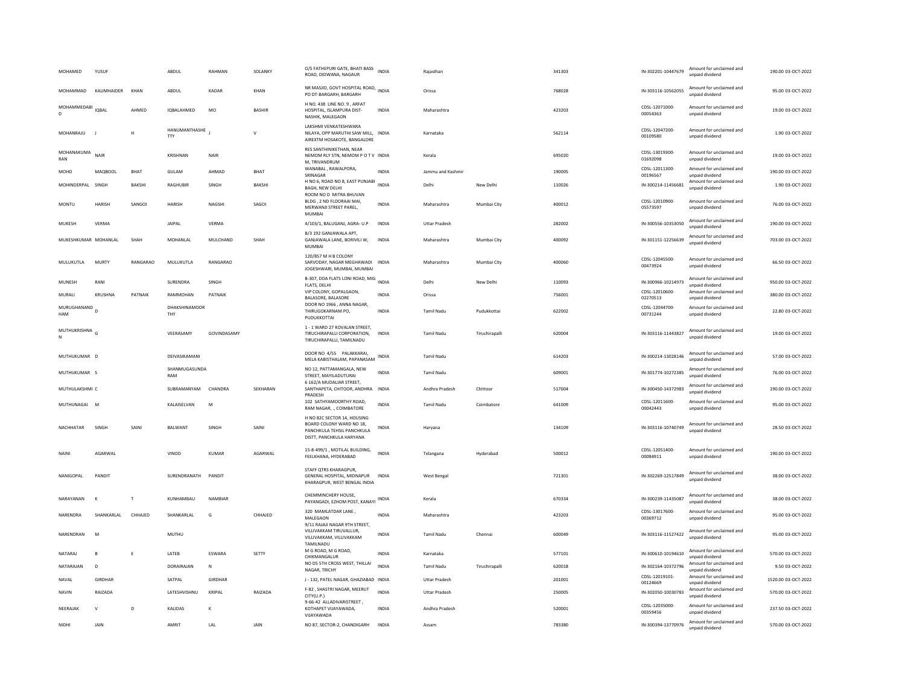| | | | | | | | | | | | | | | |
|---|---|---|---|---|---|---|---|---|---|---|---|---|---|---|
| MOHAMED | YUSUF | | ABDUL | RAHMAN | SOLANKY | O/S FATHEPURI GATE, BHATI BASS ROAD, DIDWANA, NAGAUR | INDIA | Rajasthan | | 341303 | IN-302201-10447679 | Amount for unclaimed and unpaid dividend | 190.00 | 03-OCT-2022 |
| MOHAMMAD | KALIMHAIDER | KHAN | ABDUL | KADAR | KHAN | NR MASJID, GOVT HOSPITAL ROAD, PO DT-BARGARH, BARGARH | INDIA | Orissa | | 768028 | IN-303116-10562055 | Amount for unclaimed and unpaid dividend | 95.00 | 03-OCT-2022 |
| MOHAMMEDABI D | IQBAL | AHMED | IQBALAHMED | MO | BASHIR | H NO. 438 LINE NO. 9 , ARFAT HOSPITAL, ISLAMPURA DIST-NASHIK, MALEGAON | INDIA | Maharashtra | | 423203 | CDSL-12071000-00054363 | Amount for unclaimed and unpaid dividend | 19.00 | 03-OCT-2022 |
| MOHANRAJU | J | H | HANUMANTHASHE TTY | J | V | LAKSHMI VENKATESHWARA NILAYA, OPP MARUTHI SAW MILL, AIREXTM HOSAKOTE, BANGALORE | INDIA | Karnataka | | 562114 | CDSL-12047200-00109580 | Amount for unclaimed and unpaid dividend | 1.90 | 03-OCT-2022 |
| MOHANAKUMA RAN | NAIR | | KRISHNAN | NAIR | | RES SANTHINIKETHAN, NEAR NEMOM RLY STN, NEMOM P O T V M, TRIVANDRUM | INDIA | Kerala | | 695020 | CDSL-13019300-01692098 | Amount for unclaimed and unpaid dividend | 19.00 | 03-OCT-2022 |
| MOHD | MAQBOOL | BHAT | GULAM | AHMAD | BHAT | WANABAL , RAWALPORA, SRINAGAR | INDIA | Jammu and Kashmir | | 190005 | CDSL-12011300-00196567 | Amount for unclaimed and unpaid dividend | 190.00 | 03-OCT-2022 |
| MOHINDERPAL | SINGH | BAKSHI | RAGHUBIR | SINGH | BAKSHI | H NO 6, ROAD NO 8, EAST PUNJABI BAGH, NEW DELHI | INDIA | Delhi | New Delhi | 110026 | IN-300214-11456681 | Amount for unclaimed and unpaid dividend | 1.90 | 03-OCT-2022 |
| MONTU | HARISH | SANGOI | HARISH | NAGSHI | SAGOI | ROOM NO D MITRA BHUVAN BLDG , 2 ND FLOORAAI MAI, MERWANJI STREET PAREL, MUMBAI | INDIA | Maharashtra | Mumbai City | 400012 | CDSL-12010900-05573597 | Amount for unclaimed and unpaid dividend | 76.00 | 03-OCT-2022 |
| MUKESH | VERMA | | JAIPAL | VERMA | | 4/103/1, BALUGANJ, AGRA- U.P | INDIA | Uttar Pradesh | | 282002 | IN-300556-10353050 | Amount for unclaimed and unpaid dividend | 190.00 | 03-OCT-2022 |
| MUKESHKUMAR | MOHANLAL | SHAH | MOHANLAL | MULCHAND | SHAH | B/3 192 GANJAWALA APT, GANJAWALA LANE, BORIVILI W, MUMBAI | INDIA | Maharashtra | Mumbai City | 400092 | IN-301151-12256639 | Amount for unclaimed and unpaid dividend | 703.00 | 03-OCT-2022 |
| MULUKUTLA | MURTY | RANGARAO | MULUKUTLA | RANGARAO | | 120/857 M H B COLONY SARVODAY, NAGAR MEGHAWADI JOGESHWARI, MUMBAI, MUMBAI | INDIA | Maharashtra | Mumbai City | 400060 | CDSL-12045500-00473924 | Amount for unclaimed and unpaid dividend | 66.50 | 03-OCT-2022 |
| MUNESH | RANI | | SURENDRA | SINGH | | B-307, DDA FLATS LONI ROAD, MIG FLATS, DELHI | INDIA | Delhi | New Delhi | 110093 | IN-300966-10214973 | Amount for unclaimed and unpaid dividend | 950.00 | 03-OCT-2022 |
| MURALI | KRUSHNA | PATNAIK | RAMMOHAN | PATNAIK | | VIP COLONY, GOPALGAON, BALASORE, BALASORE | INDIA | Orissa | | 756001 | CDSL-12010600-02270513 | Amount for unclaimed and unpaid dividend | 380.00 | 03-OCT-2022 |
| MURUGHANAND HAM | D | | DHAKSHINAMOOR THY | | | DOOR NO 1966 , ANNA NAGAR, THIRUGOKARNAM PO, PUDUKKOTTAI | INDIA | Tamil Nadu | Pudukkottai | 622002 | CDSL-12044700-00731244 | Amount for unclaimed and unpaid dividend | 22.80 | 03-OCT-2022 |
| MUTHUKRISHNA N | G | | VEERASAMY | GOVINDASAMY | | 1 - 1 WARD 27 KOVALAN STREET, TIRUCHIRAPALLI CORPORATION, TIRUCHIRAPALLI, TAMILNADU | INDIA | Tamil Nadu | Tiruchirapalli | 620004 | IN-303116-11443827 | Amount for unclaimed and unpaid dividend | 19.00 | 03-OCT-2022 |
| MUTHUKUMAR | D | | DEIVASIKAMANI | | | DOOR NO 4/55 PALAKKARAI, MELA KABISTHALAM, PAPANASAM | INDIA | Tamil Nadu | | 614203 | IN-300214-13028146 | Amount for unclaimed and unpaid dividend | 57.00 | 03-OCT-2022 |
| MUTHUKUMAR | S | | SHANMUGASUNDA RAM | | | NO 12, PATTAMANGALA, NEW STREET, MAYILADUTURAI | INDIA | Tamil Nadu | | 609001 | IN-301774-10272385 | Amount for unclaimed and unpaid dividend | 76.00 | 03-OCT-2022 |
| MUTHULAKSHMI | C | | SUBRAMANYAM | CHANDRA | SEKHARAN | 6 162/A MUDALIAR STREET, SANTHAPETA, CHITOOR, ANDHRA PRADESH | INDIA | Andhra Pradesh | Chittoor | 517004 | IN-300450-14372983 | Amount for unclaimed and unpaid dividend | 190.00 | 03-OCT-2022 |
| MUTHUNAGAI | M | | KALAISELVAN | M | | 102 SATHYAMOORTHY ROAD, RAM NAGAR, ., COIMBATORE | INDIA | Tamil Nadu | Coimbatore | 641009 | CDSL-12011600-00042443 | Amount for unclaimed and unpaid dividend | 95.00 | 03-OCT-2022 |
| NACHHATAR | SINGH | SAINI | BALWANT | SINGH | SAINI | H NO 82C SECTOR 14, HOUSING BOARD COLONY WARD NO 18, PANCHKULA TEHSIL PANCHKULA DISTT, PANCHKULA HARYANA | INDIA | Haryana | | 134109 | IN-303116-10740749 | Amount for unclaimed and unpaid dividend | 28.50 | 03-OCT-2022 |
| NAINI | AGARWAL | | VINOD | KUMAR | AGARWAL | 15-8-499/1 , MOTILAL BUILDING, FEELKHANA, HYDERABAD | INDIA | Telangana | Hyderabad | 500012 | CDSL-12051400-00084911 | Amount for unclaimed and unpaid dividend | 190.00 | 03-OCT-2022 |
| NANIGOPAL | PANDIT | | SURENDRANATH | PANDIT | | STAFF QTRS KHARAGPUR, GENERAL HOSPITAL, MIDNAPUR KHARAGPUR, WEST BENGAL INDIA | INDIA | West Bengal | | 721301 | IN-302269-12517849 | Amount for unclaimed and unpaid dividend | 38.00 | 03-OCT-2022 |
| NARAYANAN | K | T | KUNHAMBAU | NAMBIAR | | CHEMMINCHERY HOUSE, PAYANGADI, EZHOM POST, KANAYI | INDIA | Kerala | | 670334 | IN-300239-11435087 | Amount for unclaimed and unpaid dividend | 38.00 | 03-OCT-2022 |
| NARENDRA | SHANKARLAL | CHHAJED | SHANKARLAL | G | CHHAJED | 320 MAMLATDAR LANE , MALEGAON | INDIA | Maharashtra | | 423203 | CDSL-13017600-00369712 | Amount for unclaimed and unpaid dividend | 95.00 | 03-OCT-2022 |
| NARENDRAN | M | | MUTHU | | | 9/11 RAJAJI NAGAR 9TH STREET, VILLIVAKKAM TIRUVALLUR, VILLIVAKKAM, VILLIVAKKAM TAMILNADU | INDIA | Tamil Nadu | Chennai | 600049 | IN-303116-11527422 | Amount for unclaimed and unpaid dividend | 95.00 | 03-OCT-2022 |
| NATARAJ | B | E | LATEB | ESWARA | SETTY | M G ROAD, M G ROAD, CHIKMANGALUR | INDIA | Karnataka | | 577101 | IN-300610-10194610 | Amount for unclaimed and unpaid dividend | 570.00 | 03-OCT-2022 |
| NATARAJAN | D | | DORAIRAJAN | N | | NO D5 5TH CROSS WEST, THILLAI NAGAR, TRICHY | INDIA | Tamil Nadu | Tiruchirapalli | 620018 | IN-302164-10372796 | Amount for unclaimed and unpaid dividend | 9.50 | 03-OCT-2022 |
| NAVAL | GIRDHAR | | SATPAL | GIRDHAR | | J - 132, PATEL NAGAR, GHAZIABAD | INDIA | Uttar Pradesh | | 201001 | CDSL-12019101-00124669 | Amount for unclaimed and unpaid dividend | 1520.00 | 03-OCT-2022 |
| NAVIN | RAIZADA | | LATESHVISHNU | KRIPAL | RAIZADA | F-82 , SHASTRI NAGAR, MEERUT CITY(U.P.) | INDIA | Uttar Pradesh | | 250005 | IN-302050-10030783 | Amount for unclaimed and unpaid dividend | 570.00 | 03-OCT-2022 |
| NEERAJAK | V | D | KALIDAS | K | | 9-66-42 ALLADIVARISTREET , KOTHAPET VIJAYAWADA, VIJAYAWADA | INDIA | Andhra Pradesh | | 520001 | CDSL-12035000-00359456 | Amount for unclaimed and unpaid dividend | 237.50 | 03-OCT-2022 |
| NIDHI | JAIN | | AMRIT | LAL | JAIN | NO 87, SECTOR-2, CHANDIGARH | INDIA | Assam | | 783380 | IN-300394-13770976 | Amount for unclaimed and unpaid dividend | 570.00 | 03-OCT-2022 |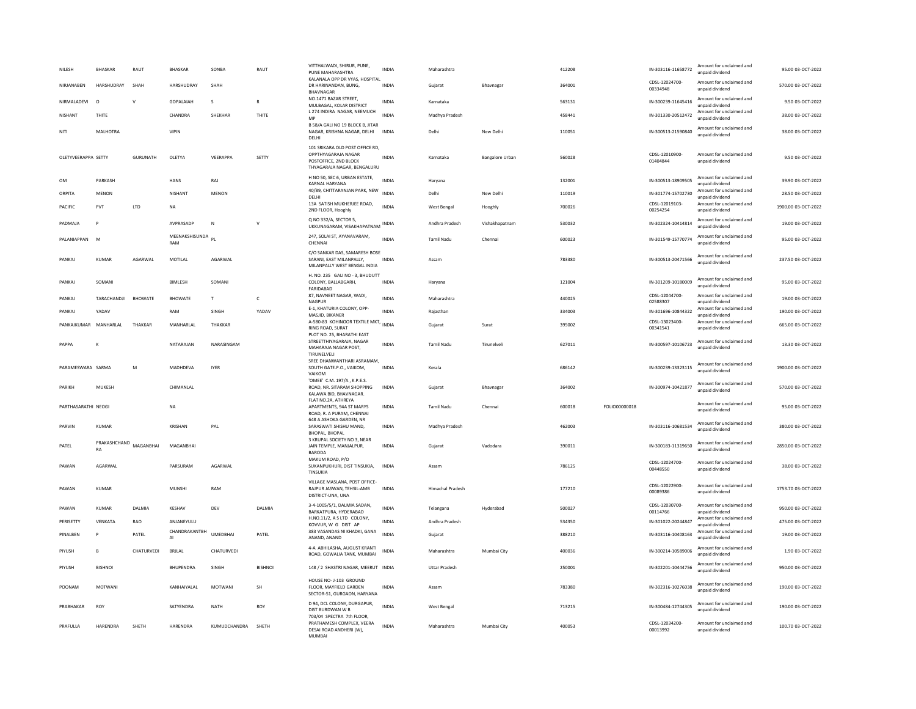| NILESH | BHASKAR | RAUT | BHASKAR | SONBA | RAUT | VITTHALWADI, SHIRUR, PUNE, PUNE MAHARASHTRA | INDIA | Maharashtra | | 412208 | | IN-303116-11658772 | Amount for unclaimed and unpaid dividend | 95.00 | 03-OCT-2022 |
|---|---|---|---|---|---|---|---|---|---|---|---|---|---|---|---|
| NIRJANABEN | HARSHUDRAY | SHAH | HARSHUDRAY | SHAH | | KALANALA OPP DR VYAS, HOSPITAL DR HARINANDAN, BUNG, BHAVNAGAR | INDIA | Gujarat | Bhavnagar | 364001 | | CDSL-12024700-00334948 | Amount for unclaimed and unpaid dividend | 570.00 | 03-OCT-2022 |
| NIRMALADEVI | O | V | GOPALAIAH | S | R | NO.1471 BAZAR STREET, MULBAGAL, KOLAR DISTRICT | INDIA | Karnataka | | 563131 | | IN-300239-11645416 | Amount for unclaimed and unpaid dividend | 9.50 | 03-OCT-2022 |
| NISHANT | THITE | | CHANDRA | SHEKHAR | THITE | L 274 INDIRA NAGAR, NEEMUCH MP | INDIA | Madhya Pradesh | | 458441 | | IN-301330-20512472 | Amount for unclaimed and unpaid dividend | 38.00 | 03-OCT-2022 |
| NITI | MALHOTRA | | VIPIN | | | B 58/A GALI NO 19 BLOCK B, JITAR NAGAR, KRISHNA NAGAR, DELHI DELHI | INDIA | Delhi | New Delhi | 110051 | | IN-300513-21590840 | Amount for unclaimed and unpaid dividend | 38.00 | 03-OCT-2022 |
| OLETYVEERAPPA | SETTY | GURUNATH | OLETYA | VEERAPPA | SETTY | 101 SRIKARA OLD POST OFFICE RD, OPPTHYAGARAJA NAGAR POSTOFFICE, 2ND BLOCK THYAGARAJA NAGAR, BENGALURU | INDIA | Karnataka | Bangalore Urban | 560028 | | CDSL-12010900-01404844 | Amount for unclaimed and unpaid dividend | 9.50 | 03-OCT-2022 |
| OM | PARKASH | | HANS | RAJ | | H NO 50, SEC 6, URBAN ESTATE, KARNAL HARYANA | INDIA | Haryana | | 132001 | | IN-300513-18909505 | Amount for unclaimed and unpaid dividend | 39.90 | 03-OCT-2022 |
| ORPITA | MENON | | NISHANT | MENON | | 40/89, CHITTARANJAN PARK, NEW DELHI | INDIA | Delhi | New Delhi | 110019 | | IN-301774-15702730 | Amount for unclaimed and unpaid dividend | 28.50 | 03-OCT-2022 |
| PACIFIC | PVT | LTD | NA | | | 13A SATISH MUKHERJEE ROAD, 2ND FLOOR, Hooghly | INDIA | West Bengal | Hooghly | 700026 | | CDSL-12019103-00254254 | Amount for unclaimed and unpaid dividend | 1900.00 | 03-OCT-2022 |
| PADMAJA | P | | AVPRASADP | N | V | Q NO 332/A, SECTOR 5, UKKUNAGARAM, VISAKHAPATNAM | INDIA | Andhra Pradesh | Vishakhapatnam | 530032 | | IN-302324-10414814 | Amount for unclaimed and unpaid dividend | 19.00 | 03-OCT-2022 |
| PALANIAPPAN | M | | MEENAKSHISUNDARAM | PL | | 247, SOLAI ST, AYANAVARAM, CHENNAI | INDIA | Tamil Nadu | Chennai | 600023 | | IN-301549-15770774 | Amount for unclaimed and unpaid dividend | 95.00 | 03-OCT-2022 |
| PANKAJ | KUMAR | AGARWAL | MOTILAL | AGARWAL | | C/O SANKAR DAS, SAMARESH BOSE SARANI, EAST MILANPALLY, MILANPALLY WEST BENGAL INDIA | INDIA | Assam | | 783380 | | IN-300513-20471566 | Amount for unclaimed and unpaid dividend | 237.50 | 03-OCT-2022 |
| PANKAJ | SOMANI | | BIMLESH | SOMANI | | H. NO. 235 GALI NO - 3, BHUDUTT COLONY, BALLABGARH, FARIDABAD | INDIA | Haryana | | 121004 | | IN-301209-10180009 | Amount for unclaimed and unpaid dividend | 95.00 | 03-OCT-2022 |
| PANKAJ | TARACHANDJI | BHOWATE | BHOWATE | T | C | 87, NAVNEET NAGAR, WADI, NAGPUR | INDIA | Maharashtra | | 440025 | | CDSL-12044700-02588307 | Amount for unclaimed and unpaid dividend | 19.00 | 03-OCT-2022 |
| PANKAJ | YADAV | | RAM | SINGH | YADAV | E-1, KHATURIA COLONY, OPP-MASJID, BIKANER | INDIA | Rajasthan | | 334003 | | IN-301696-10844322 | Amount for unclaimed and unpaid dividend | 190.00 | 03-OCT-2022 |
| PANKAJKUMAR | MANHARLAL | THAKKAR | MANHARLAL | THAKKAR | | A-580-83 KOHINOOR TEXTILE MKT, RING ROAD, SURAT | INDIA | Gujarat | Surat | 395002 | | CDSL-13023400-00341541 | Amount for unclaimed and unpaid dividend | 665.00 | 03-OCT-2022 |
| PAPPA | K | | NATARAJAN | NARASINGAM | | PLOT NO. 25, BHARATHI EAST STREETTHIYAGARAJA, NAGAR MAHARAJA NAGAR POST, TIRUNELVELI | INDIA | Tamil Nadu | Tirunelveli | 627011 | | IN-300597-10106723 | Amount for unclaimed and unpaid dividend | 13.30 | 03-OCT-2022 |
| PARAMESWARA | SARMA | M | MADHDEVA | IYER | | SREE DHANWANTHARI ASRAMAM, SOUTH GATE.P.O., VAIKOM, VAIKOM | INDIA | Kerala | | 686142 | | IN-300239-13323115 | Amount for unclaimed and unpaid dividend | 1900.00 | 03-OCT-2022 |
| PARIKH | MUKESH | | CHIMANLAL | | | 'OMEE' C.M. 197/A , K.P.E.S. ROAD, NR. SITARAM SHOPPING KALAWA BID, BHAVNAGAR. | INDIA | Gujarat | Bhavnagar | 364002 | | IN-300974-10421877 | Amount for unclaimed and unpaid dividend | 570.00 | 03-OCT-2022 |
| PARTHASARATHI | NEOGI | | NA | | | FLAT NO.2A, ATHREYA APARTMENTS, 94A ST MARYS ROAD, R. A PURAM, CHENNAI | INDIA | Tamil Nadu | Chennai | 600018 | FOLIO00000018 | | Amount for unclaimed and unpaid dividend | 95.00 | 03-OCT-2022 |
| PARVIN | KUMAR | | KRISHAN | PAL | | 648 A ASHOKA GARDEN, NR SARASWATI SHISHU MAND, BHOPAL, BHOPAL | INDIA | Madhya Pradesh | | 462003 | | IN-303116-10681534 | Amount for unclaimed and unpaid dividend | 380.00 | 03-OCT-2022 |
| PATEL | PRAKASHCHANDRA | MAGANBHAI | MAGANBHAI | | | 3 KRUPAL SOCIETY NO 3, NEAR JAIN TEMPLE, MANJALPUR, BARODA | INDIA | Gujarat | Vadodara | 390011 | | IN-300183-11319650 | Amount for unclaimed and unpaid dividend | 2850.00 | 03-OCT-2022 |
| PAWAN | AGARWAL | | PARSURAM | AGARWAL | | MAKUM ROAD, P/O SUKANPUKHURI, DIST TINSUKIA, TINSUKIA | INDIA | Assam | | 786125 | | CDSL-12024700-00448550 | Amount for unclaimed and unpaid dividend | 38.00 | 03-OCT-2022 |
| PAWAN | KUMAR | | MUNSHI | RAM | | VILLAGE MASLANA, POST OFFICE-RAJPUR JASWAN, TEHSIL-AMB DISTRICT-UNA, UNA | INDIA | Himachal Pradesh | | 177210 | | CDSL-12022900-00089386 | Amount for unclaimed and unpaid dividend | 1753.70 | 03-OCT-2022 |
| PAWAN | KUMAR | DALMIA | KESHAV | DEV | DALMIA | 3-4-1005/5/1, DALMIA SADAN, BARKATPURA, HYDERABAD | INDIA | Telangana | Hyderabad | 500027 | | CDSL-12030700-00114766 | Amount for unclaimed and unpaid dividend | 950.00 | 03-OCT-2022 |
| PERISETTY | VENKATA | RAO | ANJANEYULU | | | H.NO.11/2, A S LTD COLONY, KOVVUR, W G DIST AP | INDIA | Andhra Pradesh | | 534350 | | IN-301022-20244847 | Amount for unclaimed and unpaid dividend | 475.00 | 03-OCT-2022 |
| PINALBEN | P | PATEL | CHANDRAKANTBHAI | UMEDBHAI | PATEL | 383 VASANDAS NI KHADKI, GANA ANAND, ANAND | INDIA | Gujarat | | 388210 | | IN-303116-10408163 | Amount for unclaimed and unpaid dividend | 19.00 | 03-OCT-2022 |
| PIYUSH | B | CHATURVEDI | BRIJLAL | CHATURVEDI | | 4-A ABHILASHA, AUGUST KRANTI ROAD, GOWALIA TANK, MUMBAI | INDIA | Maharashtra | Mumbai City | 400036 | | IN-300214-10589006 | Amount for unclaimed and unpaid dividend | 1.90 | 03-OCT-2022 |
| PIYUSH | BISHNOI | | BHUPENDRA | SINGH | BISHNOI | 148 / 2 SHASTRI NAGAR, MEERUT | INDIA | Uttar Pradesh | | 250001 | | IN-302201-10444756 | Amount for unclaimed and unpaid dividend | 950.00 | 03-OCT-2022 |
| POONAM | MOTWANI | | KANHAIYALAL | MOTWANI | SH | HOUSE NO- J-103 GROUND FLOOR, MAYFIELD GARDEN SECTOR-51, GURGAON, HARYANA | INDIA | Assam | | 783380 | | IN-302316-10276038 | Amount for unclaimed and unpaid dividend | 190.00 | 03-OCT-2022 |
| PRABHAKAR | ROY | | SATYENDRA | NATH | ROY | D 94, DCL COLONY, DURGAPUR, DIST BURDWAN W B | INDIA | West Bengal | | 713215 | | IN-300484-12744305 | Amount for unclaimed and unpaid dividend | 190.00 | 03-OCT-2022 |
| PRAFULLA | HARENDRA | SHETH | HARENDRA | KUMUDCHANDRA | SHETH | 703/04 SPECTRA 7th FLOOR, PRATHAMESH COMPLEX, VEERA DESAI ROAD ANDHERI (W), MUMBAI | INDIA | Maharashtra | Mumbai City | 400053 | | CDSL-12034200-00013992 | Amount for unclaimed and unpaid dividend | 100.70 | 03-OCT-2022 |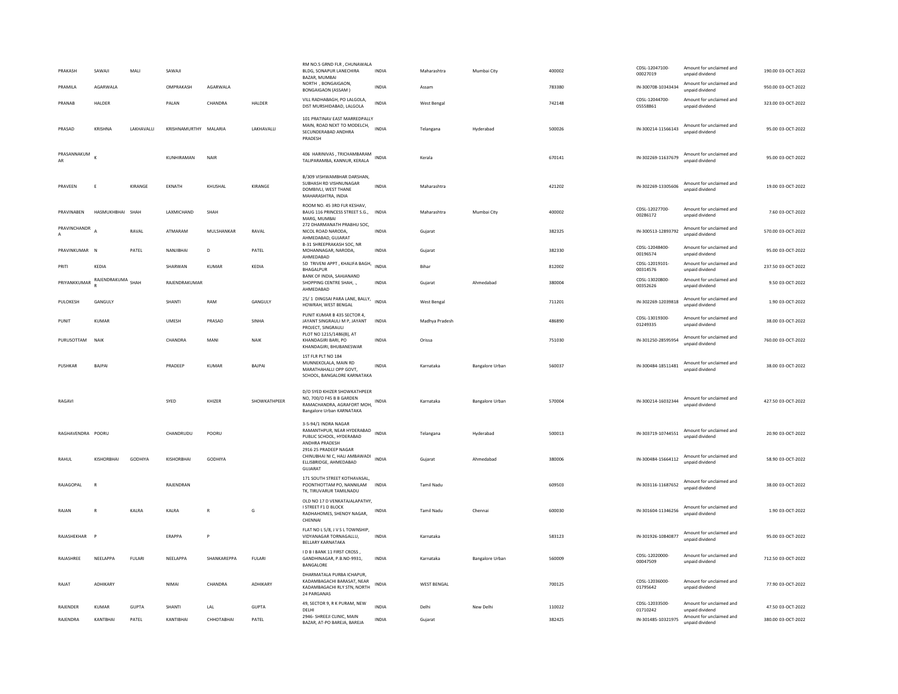| PRAKASH | SAWAJI | MALI | SAWAJI | | | RM NO.5 GRND FLR , CHUNAWALA BLDG, SONAPUR LANECHIRA BAZAR, MUMBAI | INDIA | Maharashtra | Mumbai City | 400002 | CDSL-12047100-00027019 | Amount for unclaimed and unpaid dividend | 190.00 03-OCT-2022 |
|---|---|---|---|---|---|---|---|---|---|---|---|---|---|
| PRAMILA | AGARWALA | | OMPRAKASH | AGARWALA | | NORTH , BONGAIGAON, BONGAIGAON (ASSAM ) | INDIA | Assam | | 783380 | IN-300708-10343434 | Amount for unclaimed and unpaid dividend | 950.00 03-OCT-2022 |
| PRANAB | HALDER | | PALAN | CHANDRA | HALDER | VILL RADHABAGH, PO LALGOLA, DIST MURSHIDABAD, LALGOLA | INDIA | West Bengal | | 742148 | CDSL-12044700-05558861 | Amount for unclaimed and unpaid dividend | 323.00 03-OCT-2022 |
| PRASAD | KRISHNA | LAKHAVALLI | KRISHNAMURTHY | MALARIA | LAKHAVALLI | 101 PRATINAV EAST MARREDPALLY MAIN, ROAD NEXT TO MODELCH, SECUNDERABAD ANDHRA PRADESH | INDIA | Telangana | Hyderabad | 500026 | IN-300214-11566143 | Amount for unclaimed and unpaid dividend | 95.00 03-OCT-2022 |
| PRASANNAKUMAR | K | | KUNHIRAMAN | NAIR | | 406 HARINIVAS , TRICHAMBARAM TALIPARAMBA, KANNUR, KERALA | INDIA | Kerala | | 670141 | IN-302269-11637679 | Amount for unclaimed and unpaid dividend | 95.00 03-OCT-2022 |
| PRAVEEN | E | KIRANGE | EKNATH | KHUSHAL | KIRANGE | B/309 VISHWAMBHAR DARSHAN, SUBHASH RD VISHNUNAGAR DOMBIVLI, WEST THANE MAHARASHTRA, INDIA | INDIA | Maharashtra | | 421202 | IN-302269-13305606 | Amount for unclaimed and unpaid dividend | 19.00 03-OCT-2022 |
| PRAVINABEN | HASMUKHBHAI | SHAH | LAXMICHAND | SHAH | | ROOM NO. 45 3RD FLR KESHAV, BAUG 116 PRINCESS STREET S.G., MARG, MUMBAI | INDIA | Maharashtra | Mumbai City | 400002 | CDSL-12027700-00286172 | Amount for unclaimed and unpaid dividend | 7.60 03-OCT-2022 |
| PRAVINCHANDRA | A | RAVAL | ATMARAM | MULSHANKAR | RAVAL | 272 DHARMANATH PRABHU SOC, NICOL ROAD NARODA, AHMEDABAD, GUJARAT | INDIA | Gujarat | | 382325 | IN-300513-12893792 | Amount for unclaimed and unpaid dividend | 570.00 03-OCT-2022 |
| PRAVINKUMAR | N | PATEL | NANJIBHAI | D | PATEL | B-31 SHREEPRAKASH SOC, NR MOHANNAGAR, NARODA, AHMEDABAD | INDIA | Gujarat | | 382330 | CDSL-12048400-00196574 | Amount for unclaimed and unpaid dividend | 95.00 03-OCT-2022 |
| PRITI | KEDIA | | SHARWAN | KUMAR | KEDIA | 5D TRIVENI APPT , KHALIFA BAGH, BHAGALPUR | INDIA | Bihar | | 812002 | CDSL-12019101-00314576 | Amount for unclaimed and unpaid dividend | 237.50 03-OCT-2022 |
| PRIYANKKUMAR | RAJENDRAKUMAR R | SHAH | RAJENDRAKUMAR | | | BANK OF INDIA, SAHJANAND SHOPPING CENTRE SHAH, ., AHMEDABAD | INDIA | Gujarat | Ahmedabad | 380004 | CDSL-13020800-00352626 | Amount for unclaimed and unpaid dividend | 9.50 03-OCT-2022 |
| PULOKESH | GANGULY | | SHANTI | RAM | GANGULY | 25/ 1 DINGSAI PARA LANE, BALLY, HOWRAH, WEST BENGAL | INDIA | West Bengal | | 711201 | IN-302269-12039818 | Amount for unclaimed and unpaid dividend | 1.90 03-OCT-2022 |
| PUNIT | KUMAR | | UMESH | PRASAD | SINHA | PUNIT KUMAR B 435 SECTOR 4, JAYANT SINGRAULI M P, JAYANT PROJECT, SINGRAULI | INDIA | Madhya Pradesh | | 486890 | CDSL-13019300-01249335 | Amount for unclaimed and unpaid dividend | 38.00 03-OCT-2022 |
| PURUSOTTAM | NAIK | | CHANDRA | MANI | NAIK | PLOT NO 1215/1486(B), AT KHANDAGIRI BARI, PO KHANDAGIRI, BHUBANESWAR | INDIA | Orissa | | 751030 | IN-301250-28595954 | Amount for unclaimed and unpaid dividend | 760.00 03-OCT-2022 |
| PUSHKAR | BAJPAI | | PRADEEP | KUMAR | BAJPAI | 1ST FLR PLT NO 184 MUNNEKOLALA, MAIN RD MARATHAHALLI OPP GOVT, SCHOOL, BANGALORE KARNATAKA | INDIA | Karnataka | Bangalore Urban | 560037 | IN-300484-18511481 | Amount for unclaimed and unpaid dividend | 38.00 03-OCT-2022 |
| RAGAVI | | | SYED | KHIZER | SHOWKATHPEER | D/O SYED KHIZER SHOWKATHPEER NO, 700/O F45 B B GARDEN RAMACHANDRA, AGRAFORT MOH, Bangalore Urban KARNATAKA | INDIA | Karnataka | Bangalore Urban | 570004 | IN-300214-16032344 | Amount for unclaimed and unpaid dividend | 427.50 03-OCT-2022 |
| RAGHAVENDRA | POORU | | CHANDRUDU | POORU | | 3-5-94/1 INDRA NAGAR RAMANTHPUR, NEAR HYDERABAD PUBLIC SCHOOL, HYDERABAD ANDHRA PRADESH | INDIA | Telangana | Hyderabad | 500013 | IN-303719-10744551 | Amount for unclaimed and unpaid dividend | 20.90 03-OCT-2022 |
| RAHUL | KISHORBHAI | GODHIYA | KISHORBHAI | GODHIYA | | 2916 25 PRADEEP NAGAR CHINUBHAI NI C, HALI AMBAWADI ELLISBRIDGE, AHMEDABAD GUJARAT | INDIA | Gujarat | Ahmedabad | 380006 | IN-300484-15664112 | Amount for unclaimed and unpaid dividend | 58.90 03-OCT-2022 |
| RAJAGOPAL | R | | RAJENDRAN | | | 171 SOUTH STREET KOTHAVASAL, POONTHOTTAM PO, NANNILAM TK, TIRUVARUR TAMILNADU | INDIA | Tamil Nadu | | 609503 | IN-303116-11687652 | Amount for unclaimed and unpaid dividend | 38.00 03-OCT-2022 |
| RAJAN | R | KALRA | KALRA | R | G | OLD NO 17 D VENKATAJALAPATHY, I STREET F1 D BLOCK RADHAHOMES, SHENOY NAGAR, CHENNAI | INDIA | Tamil Nadu | Chennai | 600030 | IN-301604-11346256 | Amount for unclaimed and unpaid dividend | 1.90 03-OCT-2022 |
| RAJASHEKHAR | P | | ERAPPA | P | | FLAT NO L 5/8, J V S L TOWNSHIP, VIDYANAGAR TORNAGALLU, BELLARY KARNATAKA | INDIA | Karnataka | | 583123 | IN-301926-10840877 | Amount for unclaimed and unpaid dividend | 95.00 03-OCT-2022 |
| RAJASHREE | NEELAPPA | FULARI | NEELAPPA | SHANKAREPPA | FULARI | I D B I BANK 11 FIRST CROSS , GANDHINAGAR, P.B.NO-9931, BANGALORE | INDIA | Karnataka | Bangalore Urban | 560009 | CDSL-12020000-00047509 | Amount for unclaimed and unpaid dividend | 712.50 03-OCT-2022 |
| RAJAT | ADHIKARY | | NIMAI | CHANDRA | ADHIKARY | DHARMATALA PURBA ICHAPUR, KADAMBAGACHI BARASAT, NEAR KADAMBAGACHI RLY STN, NORTH 24 PARGANAS | INDIA | WEST BENGAL | | 700125 | CDSL-12036000-01795642 | Amount for unclaimed and unpaid dividend | 77.90 03-OCT-2022 |
| RAJENDER | KUMAR | GUPTA | SHANTI | LAL | GUPTA | 49, SECTOR 9, R K PURAM, NEW DELHI | INDIA | Delhi | New Delhi | 110022 | CDSL-12033500-01710242 | Amount for unclaimed and unpaid dividend | 47.50 03-OCT-2022 |
| RAJENDRA | KANTBHAI | PATEL | KANTIBHAI | CHHOTABHAI | PATEL | 2946- SHREEJI CLINIC, MAIN BAZAR, AT-PO BAREJA, BAREJA | INDIA | Gujarat | | 382425 | IN-301485-10321975 | Amount for unclaimed and unpaid dividend | 380.00 03-OCT-2022 |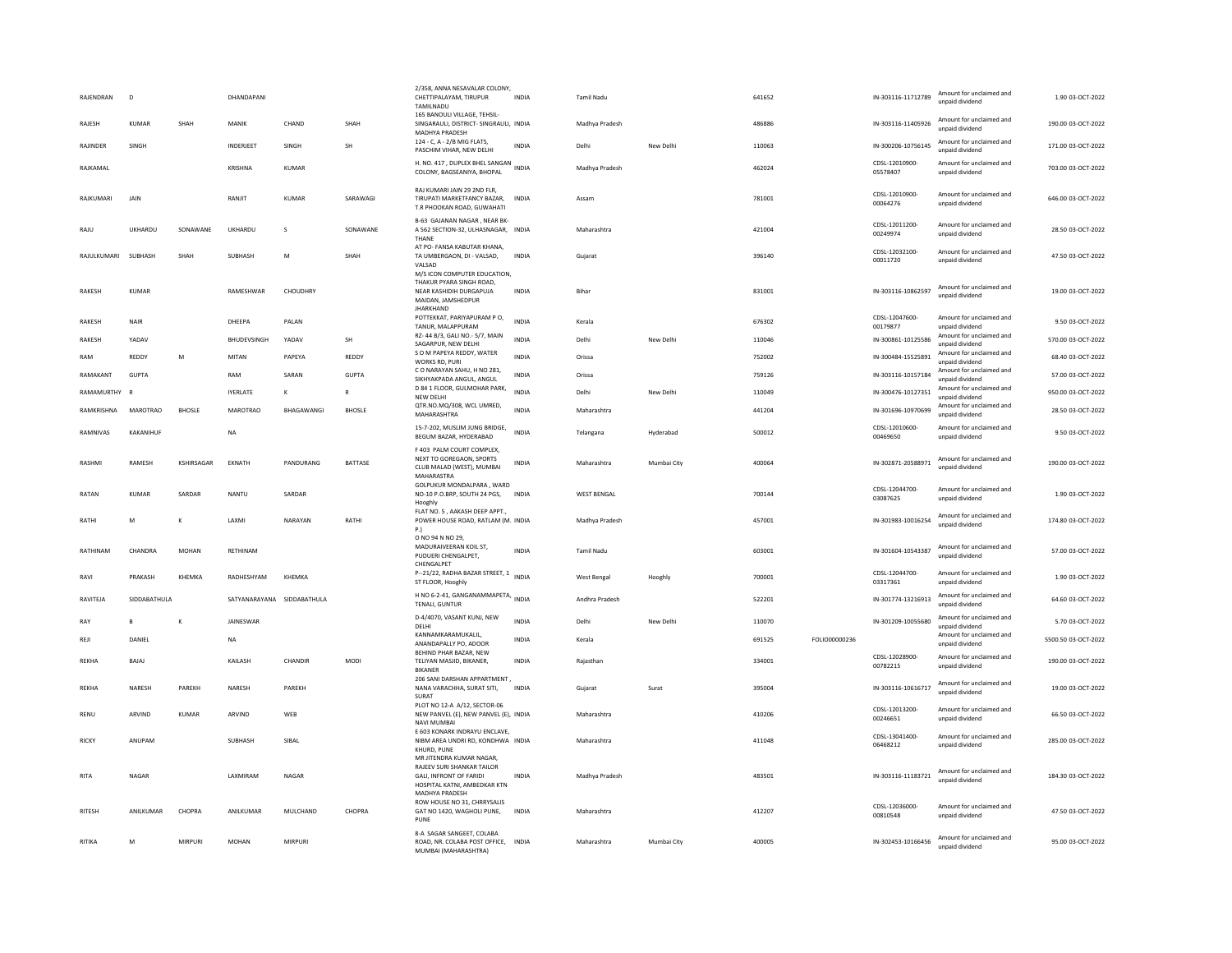| | | | | | | | | | | | | | | | |
|---|---|---|---|---|---|---|---|---|---|---|---|---|---|---|---|
| RAJENDRAN | D | | DHANDAPANI | | | 2/358, ANNA NESAVALAR COLONY, CHETTIPALAYAM, TIRUPUR TAMILNADU | INDIA | Tamil Nadu | | 641652 | | IN-303116-11712789 | Amount for unclaimed and unpaid dividend | 1.90 | 03-OCT-2022 |
| RAJESH | KUMAR | SHAH | MANIK | CHAND | SHAH | 165 BANOULI VILLAGE, TEHSIL-SINGARAULI, DISTRICT- SINGRAULI, MADHYA PRADESH | INDIA | Madhya Pradesh | | 486886 | | IN-303116-11405926 | Amount for unclaimed and unpaid dividend | 190.00 | 03-OCT-2022 |
| RAJINDER | SINGH | | INDERJEET | SINGH | SH | 124 - C, A - 2/B MIG FLATS, PASCHIM VIHAR, NEW DELHI | INDIA | Delhi | New Delhi | 110063 | | IN-300206-10756145 | Amount for unclaimed and unpaid dividend | 171.00 | 03-OCT-2022 |
| RAJKAMAL | | | KRISHNA | KUMAR | | H. NO. 417 , DUPLEX BHEL SANGAN COLONY, BAGSEANIYA, BHOPAL | INDIA | Madhya Pradesh | | 462024 | | CDSL-12010900-05578407 | Amount for unclaimed and unpaid dividend | 703.00 | 03-OCT-2022 |
| RAJKUMARI | JAIN | | RANJIT | KUMAR | SARAWAGI | RAJ KUMARI JAIN 29 2ND FLR, TIRUPATI MARKETFANCY BAZAR, T.R PHOOKAN ROAD, GUWAHATI | INDIA | Assam | | 781001 | | CDSL-12010900-00064276 | Amount for unclaimed and unpaid dividend | 646.00 | 03-OCT-2022 |
| RAJU | UKHARDU | SONAWANE | UKHARDU | S | SONAWANE | B-63 GAJANAN NAGAR , NEAR BK-A 562 SECTION-32, ULHASNAGAR, THANE | INDIA | Maharashtra | | 421004 | | CDSL-12011200-00249974 | Amount for unclaimed and unpaid dividend | 28.50 | 03-OCT-2022 |
| RAJULKUMARI | SUBHASH | SHAH | SUBHASH | M | SHAH | AT PO- FANSA KABUTAR KHANA, TA UMBERGAON, DI - VALSAD, VALSAD | INDIA | Gujarat | | 396140 | | CDSL-12032100-00011720 | Amount for unclaimed and unpaid dividend | 47.50 | 03-OCT-2022 |
| RAKESH | KUMAR | | RAMESHWAR | CHOUDHRY | | M/S ICON COMPUTER EDUCATION, THAKUR PYARA SINGH ROAD, NEAR KASHIDIH DURGAPUJA MAIDAN, JAMSHEDPUR JHARKHAND | INDIA | Bihar | | 831001 | | IN-303116-10862597 | Amount for unclaimed and unpaid dividend | 19.00 | 03-OCT-2022 |
| RAKESH | NAIR | | DHEEPA | PALAN | | POTTEKKAT, PARIYAPURAM P O, TANUR, MALAPPURAM | INDIA | Kerala | | 676302 | | CDSL-12047600-00179877 | Amount for unclaimed and unpaid dividend | 9.50 | 03-OCT-2022 |
| RAKESH | YADAV | | BHUDEVSINGH | YADAV | SH | RZ- 44 B/3, GALI NO.- 5/7, MAIN SAGARPUR, NEW DELHI | INDIA | Delhi | New Delhi | 110046 | | IN-300861-10125586 | Amount for unclaimed and unpaid dividend | 570.00 | 03-OCT-2022 |
| RAM | REDDY | M | MITAN | PAPEYA | REDDY | S O M PAPEYA REDDY, WATER WORKS RD, PURI | INDIA | Orissa | | 752002 | | IN-300484-15525891 | Amount for unclaimed and unpaid dividend | 68.40 | 03-OCT-2022 |
| RAMAKANT | GUPTA | | RAM | SARAN | GUPTA | C O NARAYAN SAHU, H NO 281, SIKHYAKPADA ANGUL, ANGUL | INDIA | Orissa | | 759126 | | IN-303116-10157184 | Amount for unclaimed and unpaid dividend | 57.00 | 03-OCT-2022 |
| RAMAMURTHY | R | | IYERLATE | K | R | D 84 1 FLOOR, GULMOHAR PARK, NEW DELHI | INDIA | Delhi | New Delhi | 110049 | | IN-300476-10127351 | Amount for unclaimed and unpaid dividend | 950.00 | 03-OCT-2022 |
| RAMKRISHNA | MAROTRAO | BHOSLE | MAROTRAO | BHAGAWANGI | BHOSLE | QTR.NO.MQ/308, WCL UMRED, MAHARASHTRA | INDIA | Maharashtra | | 441204 | | IN-301696-10970699 | Amount for unclaimed and unpaid dividend | 28.50 | 03-OCT-2022 |
| RAMNIVAS | KAKANIHUF | | NA | | | 15-7-202, MUSLIM JUNG BRIDGE, BEGUM BAZAR, HYDERABAD | INDIA | Telangana | Hyderabad | 500012 | | CDSL-12010600-00469650 | Amount for unclaimed and unpaid dividend | 9.50 | 03-OCT-2022 |
| RASHMI | RAMESH | KSHIRSAGAR | EKNATH | PANDURANG | BATTASE | F 403 PALM COURT COMPLEX, NEXT TO GOREGAON, SPORTS CLUB MALAD (WEST), MUMBAI MAHARASTRA | INDIA | Maharashtra | Mumbai City | 400064 | | IN-302871-20588971 | Amount for unclaimed and unpaid dividend | 190.00 | 03-OCT-2022 |
| RATAN | KUMAR | SARDAR | NANTU | SARDAR | | GOLPUKUR MONDALPARA , WARD NO-10 P.O.BRP, SOUTH 24 PGS, Hooghly | INDIA | WEST BENGAL | | 700144 | | CDSL-12044700-03087625 | Amount for unclaimed and unpaid dividend | 1.90 | 03-OCT-2022 |
| RATHI | M | K | LAXMI | NARAYAN | RATHI | FLAT NO. 5 , AAKASH DEEP APPT., POWER HOUSE ROAD, RATLAM (M. P.) | INDIA | Madhya Pradesh | | 457001 | | IN-301983-10016254 | Amount for unclaimed and unpaid dividend | 174.80 | 03-OCT-2022 |
| RATHINAM | CHANDRA | MOHAN | RETHINAM | | | O NO 94 N NO 29, MADURAIVEERAN KOIL ST, PUDUERI CHENGALPET, CHENGALPET | INDIA | Tamil Nadu | | 603001 | | IN-301604-10543387 | Amount for unclaimed and unpaid dividend | 57.00 | 03-OCT-2022 |
| RAVI | PRAKASH | KHEMKA | RADHESHYAM | KHEMKA | | P--21/22, RADHA BAZAR STREET, 1 ST FLOOR, Hooghly | INDIA | West Bengal | Hooghly | 700001 | | CDSL-12044700-03317361 | Amount for unclaimed and unpaid dividend | 1.90 | 03-OCT-2022 |
| RAVITEJA | SIDDABATHULA | | SATYANARAYANA | SIDDABATHULA | | H NO 6-2-41, GANGANAMMAPETA, TENALI, GUNTUR | INDIA | Andhra Pradesh | | 522201 | | IN-301774-13216913 | Amount for unclaimed and unpaid dividend | 64.60 | 03-OCT-2022 |
| RAY | B | K | JAINESWAR | | | D-4/4070, VASANT KUNJ, NEW DELHI | INDIA | Delhi | New Delhi | 110070 | | IN-301209-10055680 | Amount for unclaimed and unpaid dividend | 5.70 | 03-OCT-2022 |
| REJI | DANIEL | | NA | | | KANNAMKARAMUKALIL, ANANDAPALLY PO, ADOOR | INDIA | Kerala | | 691525 | FOLIO00000236 | | Amount for unclaimed and unpaid dividend | 5500.50 | 03-OCT-2022 |
| REKHA | BAJAJ | | KAILASH | CHANDIR | MODI | BEHIND PHAR BAZAR, NEW TELIYAN MASJID, BIKANER, BIKANER | INDIA | Rajasthan | | 334001 | | CDSL-12028900-00782215 | Amount for unclaimed and unpaid dividend | 190.00 | 03-OCT-2022 |
| REKHA | NARESH | PAREKH | NARESH | PAREKH | | 206 SANI DARSHAN APPARTMENT , NANA VARACHHA, SURAT SITI, SURAT | INDIA | Gujarat | Surat | 395004 | | IN-303116-10616717 | Amount for unclaimed and unpaid dividend | 19.00 | 03-OCT-2022 |
| RENU | ARVIND | KUMAR | ARVIND | WEB | | PLOT NO 12-A A/12, SECTOR-06 NEW PANVEL (E), NEW PANVEL (E), NAVI MUMBAI | INDIA | Maharashtra | | 410206 | | CDSL-12013200-00246651 | Amount for unclaimed and unpaid dividend | 66.50 | 03-OCT-2022 |
| RICKY | ANUPAM | | SUBHASH | SIBAL | | E 603 KONARK INDRAYU ENCLAVE, NIBM AREA UNDRI RD, KONDHWA KHURD, PUNE | INDIA | Maharashtra | | 411048 | | CDSL-13041400-06468212 | Amount for unclaimed and unpaid dividend | 285.00 | 03-OCT-2022 |
| RITA | NAGAR | | LAXMIRAM | NAGAR | | MR JITENDRA KUMAR NAGAR, RAJEEV SURI SHANKAR TAILOR GALI, INFRONT OF FARIDI HOSPITAL KATNI, AMBEDKAR KTN MADHYA PRADESH | INDIA | Madhya Pradesh | | 483501 | | IN-303116-11183721 | Amount for unclaimed and unpaid dividend | 184.30 | 03-OCT-2022 |
| RITESH | ANILKUMAR | CHOPRA | ANILKUMAR | MULCHAND | CHOPRA | ROW HOUSE NO 31, CHRRYSALIS GAT NO 1420, WAGHOLI PUNE, PUNE | INDIA | Maharashtra | | 412207 | | CDSL-12036000-00810548 | Amount for unclaimed and unpaid dividend | 47.50 | 03-OCT-2022 |
| RITIKA | M | MIRPURI | MOHAN | MIRPURI | | 8-A SAGAR SANGEET, COLABA ROAD, NR. COLABA POST OFFICE, MUMBAI (MAHARASHTRA) | INDIA | Maharashtra | Mumbai City | 400005 | | IN-302453-10166456 | Amount for unclaimed and unpaid dividend | 95.00 | 03-OCT-2022 |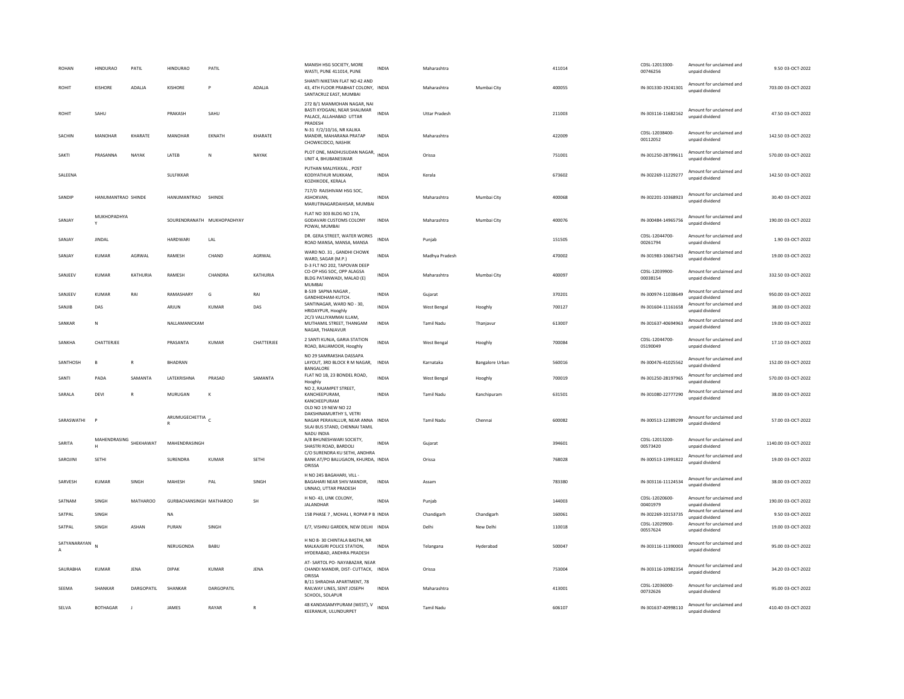| | | | | | | | | | | | | | | |
|---|---|---|---|---|---|---|---|---|---|---|---|---|---|---|
| ROHAN | HINDURAO | PATIL | HINDURAO | PATIL | | MANISH HSG SOCIETY, MORE WASTI, PUNE 411014, PUNE | INDIA | Maharashtra | | 411014 | CDSL-12013300-00746256 | Amount for unclaimed and unpaid dividend | 9.50 | 03-OCT-2022 |
| ROHIT | KISHORE | ADALJA | KISHORE | P | ADALJA | SHANTI NIKETAN FLAT NO 42 AND 43, 4TH FLOOR PRABHAT COLONY, SANTACRUZ EAST, MUMBAI | INDIA | Maharashtra | Mumbai City | 400055 | IN-301330-19241301 | Amount for unclaimed and unpaid dividend | 703.00 | 03-OCT-2022 |
| ROHIT | SAHU | | PRAKASH | SAHU | | 272 B/1 MANMOHAN NAGAR, NAI BASTI KYDGANJ, NEAR SHALIMAR PALACE, ALLAHABAD UTTAR PRADESH | INDIA | Uttar Pradesh | | 211003 | IN-303116-11682162 | Amount for unclaimed and unpaid dividend | 47.50 | 03-OCT-2022 |
| SACHIN | MANOHAR | KHARATE | MANOHAR | EKNATH | KHARATE | N-31 F/2/10/16, NR KALIKA MANDIR, MAHARANA PRATAP CHOWKCIDCO, NASHIK | INDIA | Maharashtra | | 422009 | CDSL-12038400-00112052 | Amount for unclaimed and unpaid dividend | 142.50 | 03-OCT-2022 |
| SAKTI | PRASANNA | NAYAK | LATEB | N | NAYAK | PLOT ONE, MADHUSUDAN NAGAR, UNIT 4, BHUBANESWAR | INDIA | Orissa | | 751001 | IN-301250-28799611 | Amount for unclaimed and unpaid dividend | 570.00 | 03-OCT-2022 |
| SALEENA | | | SULFIKKAR | | | PUTHAN MALIYEKKAL , POST KODIYATHUR MUKKAM, KOZHIKODE, KERALA | INDIA | Kerala | | 673602 | IN-302269-11229277 | Amount for unclaimed and unpaid dividend | 142.50 | 03-OCT-2022 |
| SANDIP | HANUMANTRAO | SHINDE | HANUMANTRAO | SHINDE | | 717/D RAJSHIVAM HSG SOC, ASHOKVAN, MARUTINAGARDAHISAR, MUMBAI | INDIA | Maharashtra | Mumbai City | 400068 | IN-302201-10368923 | Amount for unclaimed and unpaid dividend | 30.40 | 03-OCT-2022 |
| SANJAY | MUKHOPADHYAY | | SOURENDRANATH | MUKHOPADHYAY | | FLAT NO 303 BLDG NO 17A, GODAVARI CUSTOMS COLONY POWAI, MUMBAI | INDIA | Maharashtra | Mumbai City | 400076 | IN-300484-14965756 | Amount for unclaimed and unpaid dividend | 190.00 | 03-OCT-2022 |
| SANJAY | JINDAL | | HARDWARI | LAL | | DR. GERA STREET, WATER WORKS ROAD MANSA, MANSA, MANSA | INDIA | Punjab | | 151505 | CDSL-12044700-00261794 | Amount for unclaimed and unpaid dividend | 1.90 | 03-OCT-2022 |
| SANJAY | KUMAR | AGRWAL | RAMESH | CHAND | AGRWAL | WARD NO. 31 , GANDHI CHOWK WARD, SAGAR (M.P.) | INDIA | Madhya Pradesh | | 470002 | IN-301983-10667343 | Amount for unclaimed and unpaid dividend | 19.00 | 03-OCT-2022 |
| SANJEEV | KUMAR | KATHURIA | RAMESH | CHANDRA | KATHURIA | D-3 FLT NO 202, TAPOVAN DEEP CO-OP HSG SOC, OPP ALAGSA BLDG PATANWADI, MALAD (E) MUMBAI | INDIA | Maharashtra | Mumbai City | 400097 | CDSL-12039900-00038154 | Amount for unclaimed and unpaid dividend | 332.50 | 03-OCT-2022 |
| SANJEEV | KUMAR | RAI | RAMASHARY | G | RAI | B-539 SAPNA NAGAR , GANDHIDHAM-KUTCH. | INDIA | Gujarat | | 370201 | IN-300974-11038649 | Amount for unclaimed and unpaid dividend | 950.00 | 03-OCT-2022 |
| SANJIB | DAS | | ARJUN | KUMAR | DAS | SANTINAGAR, WARD NO - 30, HRIDAYPUR, Hooghly | INDIA | West Bengal | Hooghly | 700127 | IN-301604-11161658 | Amount for unclaimed and unpaid dividend | 38.00 | 03-OCT-2022 |
| SANKAR | N | | NALLAMANICKAM | | | 2C/3 VALLIYAMMAI ILLAM, MUTHAMIL STREET, THANGAM NAGAR, THANJAVUR | INDIA | Tamil Nadu | Thanjavur | 613007 | IN-301637-40694963 | Amount for unclaimed and unpaid dividend | 19.00 | 03-OCT-2022 |
| SANKHA | CHATTERJEE | | PRASANTA | KUMAR | CHATTERJEE | 2 SANTI KUNJA, GARIA STATION ROAD, BALIAMOOR, Hooghly | INDIA | West Bengal | Hooghly | 700084 | CDSL-12044700-05190049 | Amount for unclaimed and unpaid dividend | 17.10 | 03-OCT-2022 |
| SANTHOSH | B | R | BHADRAN | | | NO 29 SAMRAKSHA DASSAPA LAYOUT, 3RD BLOCK R M NAGAR, BANGALORE | INDIA | Karnataka | Bangalore Urban | 560016 | IN-300476-41025562 | Amount for unclaimed and unpaid dividend | 152.00 | 03-OCT-2022 |
| SANTI | PADA | SAMANTA | LATEKRISHNA | PRASAD | SAMANTA | FLAT NO 1B, 23 BONDEL ROAD, Hooghly | INDIA | West Bengal | Hooghly | 700019 | IN-301250-28197965 | Amount for unclaimed and unpaid dividend | 570.00 | 03-OCT-2022 |
| SARALA | DEVI | R | MURUGAN | K | | NO 2, RAJAMPET STREET, KANCHEEPURAM, KANCHEEPURAM | INDIA | Tamil Nadu | Kanchipuram | 631501 | IN-301080-22777290 | Amount for unclaimed and unpaid dividend | 38.00 | 03-OCT-2022 |
| SARASWATHI | P | | ARUMUGECHETTIAR | C | | OLD NO 19 NEW NO 22 DAKSHINAMURTHY S, VETRI NAGAR PERAVALLUR, NEAR ANNA SILAI BUS STAND, CHENNAI TAMIL NADU INDIA | INDIA | Tamil Nadu | Chennai | 600082 | IN-300513-12389299 | Amount for unclaimed and unpaid dividend | 57.00 | 03-OCT-2022 |
| SARITA | MAHENDRASINGH | SHEKHAWAT | MAHENDRASINGH | | | A/8 BHUNESHWARI SOCIETY, SHASTRI ROAD, BARDOLI | INDIA | Gujarat | | 394601 | CDSL-12013200-00573420 | Amount for unclaimed and unpaid dividend | 1140.00 | 03-OCT-2022 |
| SAROJINI | SETHI | | SURENDRA | KUMAR | SETHI | C/O SURENDRA KU SETHI, ANDHRA BANK AT/PO BALUGAON, KHURDA, ORISSA | INDIA | Orissa | | 768028 | IN-300513-13991822 | Amount for unclaimed and unpaid dividend | 19.00 | 03-OCT-2022 |
| SARVESH | KUMAR | SINGH | MAHESH | PAL | SINGH | H NO 245 BAGAHARI, VILL - BAGAHARI NEAR SHIV MANDIR, UNNAO, UTTAR PRADESH | INDIA | Assam | | 783380 | IN-303116-11124534 | Amount for unclaimed and unpaid dividend | 38.00 | 03-OCT-2022 |
| SATNAM | SINGH | MATHAROO | GURBACHANSINGH | MATHAROO | SH | H NO- 43, LINK COLONY, JALANDHAR | INDIA | Punjab | | 144003 | CDSL-12020600-00401979 | Amount for unclaimed and unpaid dividend | 190.00 | 03-OCT-2022 |
| SATPAL | SINGH | | NA | | | 158 PHASE 7 , MOHAL I, ROPAR P B | INDIA | Chandigarh | Chandigarh | 160061 | IN-302269-10153735 | Amount for unclaimed and unpaid dividend | 9.50 | 03-OCT-2022 |
| SATPAL | SINGH | ASHAN | PURAN | SINGH | | E/7, VISHNU GARDEN, NEW DELHI | INDIA | Delhi | New Delhi | 110018 | CDSL-12029900-00557624 | Amount for unclaimed and unpaid dividend | 19.00 | 03-OCT-2022 |
| SATYANARAYANA | N | | NERUGONDA | BABU | | H NO 8- 30 CHINTALA BASTHI, NR MALKAJGIRI POLICE STATION, HYDERABAD, ANDHRA PRADESH | INDIA | Telangana | Hyderabad | 500047 | IN-303116-11390003 | Amount for unclaimed and unpaid dividend | 95.00 | 03-OCT-2022 |
| SAURABHA | KUMAR | JENA | DIPAK | KUMAR | JENA | AT- SARTOL PO- NAYABAZAR, NEAR CHANDI MANDIR, DIST- CUTTACK, ORISSA | INDIA | Orissa | | 753004 | IN-303116-10982354 | Amount for unclaimed and unpaid dividend | 34.20 | 03-OCT-2022 |
| SEEMA | SHANKAR | DARGOPATIL | SHANKAR | DARGOPATIL | | B/11 SHRADHA APARTMENT, 78 RAILWAY LINES, SENT JOSEPH SCHOOL, SOLAPUR | INDIA | Maharashtra | | 413001 | CDSL-12036000-00732626 | Amount for unclaimed and unpaid dividend | 95.00 | 03-OCT-2022 |
| SELVA | BOTHAGAR | J | JAMES | RAYAR | R | 48 KANDASAMYPURAM (WEST), V KEERANUR, ULUNDURPET | INDIA | Tamil Nadu | | 606107 | IN-301637-40998110 | Amount for unclaimed and unpaid dividend | 410.40 | 03-OCT-2022 |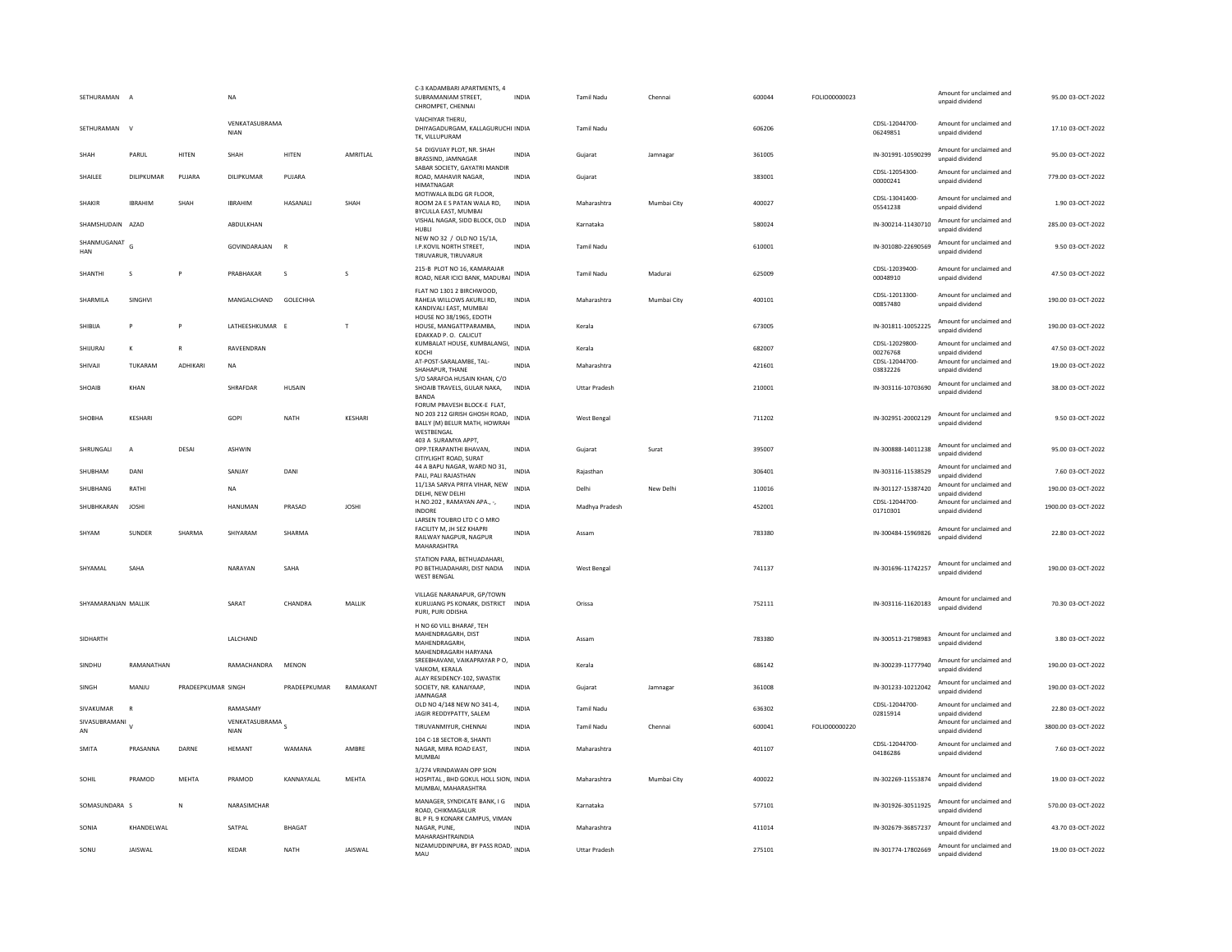| | | | | | | | | | | | | | | | |
|---|---|---|---|---|---|---|---|---|---|---|---|---|---|---|---|
| SETHURAMAN | A | | NA | | | C-3 KADAMBARI APARTMENTS, 4 SUBRAMANIAM STREET, CHROMPET, CHENNAI | INDIA | Tamil Nadu | Chennai | 600044 | FOLIO00000023 | | Amount for unclaimed and unpaid dividend | 95.00 | 03-OCT-2022 |
| SETHURAMAN | V | | VENKATASUBRAMANIAN | | | VAICHIYAR THERU, DHIYAGADURGAM, KALLAGURUCHI TK, VILLUPURAM | INDIA | Tamil Nadu | | 606206 | | CDSL-12044700-06249851 | Amount for unclaimed and unpaid dividend | 17.10 | 03-OCT-2022 |
| SHAH | PARUL | HITEN | SHAH | HITEN | AMRITLAL | 54 DIGVIJAY PLOT, NR. SHAH BRASSIND, JAMNAGAR | INDIA | Gujarat | Jamnagar | 361005 | | IN-301991-10590299 | Amount for unclaimed and unpaid dividend | 95.00 | 03-OCT-2022 |
| SHAILEE | DILIPKUMAR | PUJARA | DILIPKUMAR | PUJARA | | SABAR SOCIETY, GAYATRI MANDIR ROAD, MAHAVIR NAGAR, HIMATNAGAR | INDIA | Gujarat | | 383001 | | CDSL-12054300-00000241 | Amount for unclaimed and unpaid dividend | 779.00 | 03-OCT-2022 |
| SHAKIR | IBRAHIM | SHAH | IBRAHIM | HASANALI | SHAH | MOTIWALA BLDG GR FLOOR, ROOM 2A E S PATAN WALA RD, BYCULLA EAST, MUMBAI | INDIA | Maharashtra | Mumbai City | 400027 | | CDSL-13041400-05541238 | Amount for unclaimed and unpaid dividend | 1.90 | 03-OCT-2022 |
| SHAMSHUDAIN | AZAD | | ABDULKHAN | | | VISHAL NAGAR, SIDD BLOCK, OLD HUBLI | INDIA | Karnataka | | 580024 | | IN-300214-11430710 | Amount for unclaimed and unpaid dividend | 285.00 | 03-OCT-2022 |
| SHANMUGANATHAN | G | | GOVINDARAJAN | R | | NEW NO 32 / OLD NO 15/1A, I.P.KOVIL NORTH STREET, TIRUVARUR, TIRUVARUR | INDIA | Tamil Nadu | | 610001 | | IN-301080-22690569 | Amount for unclaimed and unpaid dividend | 9.50 | 03-OCT-2022 |
| SHANTHI | S | P | PRABHAKAR | S | S | 215-B PLOT NO 16, KAMARAJAR ROAD, NEAR ICICI BANK, MADURAI | INDIA | Tamil Nadu | Madurai | 625009 | | CDSL-12039400-00048910 | Amount for unclaimed and unpaid dividend | 47.50 | 03-OCT-2022 |
| SHARMILA | SINGHVI | | MANGALCHAND | GOLECHHA | | FLAT NO 1301 2 BIRCHWOOD, RAHEJA WILLOWS AKURLI RD, KANDIVALI EAST, MUMBAI | INDIA | Maharashtra | Mumbai City | 400101 | | CDSL-12013300-00857480 | Amount for unclaimed and unpaid dividend | 190.00 | 03-OCT-2022 |
| SHIBIJA | P | P | LATHEESHKUMAR | E | T | HOUSE NO 38/1965, EDOTH HOUSE, MANGATTPARAMBA, EDAKKAD P. O. CALICUT | INDIA | Kerala | | 673005 | | IN-301811-10052225 | Amount for unclaimed and unpaid dividend | 190.00 | 03-OCT-2022 |
| SHIJURAJ | K | R | RAVEENDRAN | | | KUMBALAT HOUSE, KUMBALANGI, KOCHI | INDIA | Kerala | | 682007 | | CDSL-12029800-00276768 | Amount for unclaimed and unpaid dividend | 47.50 | 03-OCT-2022 |
| SHIVAJI | TUKARAM | ADHIKARI | NA | | | AT-POST-SARALAMBE, TAL-SHAHAPUR, THANE | INDIA | Maharashtra | | 421601 | | CDSL-12044700-03832226 | Amount for unclaimed and unpaid dividend | 19.00 | 03-OCT-2022 |
| SHOAIB | KHAN | | SHRAFDAR | HUSAIN | | S/O SARAFOA HUSAIN KHAN, C/O SHOAIB TRAVELS, GULAR NAKA, BANDA | INDIA | Uttar Pradesh | | 210001 | | IN-303116-10703690 | Amount for unclaimed and unpaid dividend | 38.00 | 03-OCT-2022 |
| SHOBHA | KESHARI | | GOPI | NATH | KESHARI | FORUM PRAVESH BLOCK-E FLAT, NO 203 212 GIRISH GHOSH ROAD, BALLY (M) BELUR MATH, HOWRAH WESTBENGAL | INDIA | West Bengal | | 711202 | | IN-302951-20002129 | Amount for unclaimed and unpaid dividend | 9.50 | 03-OCT-2022 |
| SHRUNGALI | A | DESAI | ASHWIN | | | 403 A SURAMYA APPT, OPP.TERAPANTHI BHAVAN, CITIYLIGHT ROAD, SURAT | INDIA | Gujarat | Surat | 395007 | | IN-300888-14011238 | Amount for unclaimed and unpaid dividend | 95.00 | 03-OCT-2022 |
| SHUBHAM | DANI | | SANJAY | DANI | | 44 A BAPU NAGAR, WARD NO 31, PALI, PALI RAJASTHAN | INDIA | Rajasthan | | 306401 | | IN-303116-11538529 | Amount for unclaimed and unpaid dividend | 7.60 | 03-OCT-2022 |
| SHUBHANG | RATHI | | NA | | | 11/13A SARVA PRIYA VIHAR, NEW DELHI, NEW DELHI | INDIA | Delhi | New Delhi | 110016 | | IN-301127-15387420 | Amount for unclaimed and unpaid dividend | 190.00 | 03-OCT-2022 |
| SHUBHKARAN | JOSHI | | HANUMAN | PRASAD | JOSHI | H.NO.202 , RAMAYAN APA., -, INDORE | INDIA | Madhya Pradesh | | 452001 | | CDSL-12044700-01710301 | Amount for unclaimed and unpaid dividend | 1900.00 | 03-OCT-2022 |
| SHYAM | SUNDER | SHARMA | SHIYARAM | SHARMA | | LARSEN TOUBRO LTD C O MRO FACILITY M, JH SEZ KHAPRI RAILWAY NAGPUR, NAGPUR MAHARASHTRA | INDIA | Assam | | 783380 | | IN-300484-15969826 | Amount for unclaimed and unpaid dividend | 22.80 | 03-OCT-2022 |
| SHYAMAL | SAHA | | NARAYAN | SAHA | | STATION PARA, BETHUADAHARI, PO BETHUADAHARI, DIST NADIA WEST BENGAL | INDIA | West Bengal | | 741137 | | IN-301696-11742257 | Amount for unclaimed and unpaid dividend | 190.00 | 03-OCT-2022 |
| SHYAMARANJAN | MALLIK | | SARAT | CHANDRA | MALLIK | VILLAGE NARANAPUR, GP/TOWN KURUJANG PS KONARK, DISTRICT PURI, PURI ODISHA | INDIA | Orissa | | 752111 | | IN-303116-11620183 | Amount for unclaimed and unpaid dividend | 70.30 | 03-OCT-2022 |
| SIDHARTH | | | LALCHAND | | | H NO 60 VILL BHARAF, TEH MAHENDRAGARH, DIST MAHENDRAGARH, MAHENDRAGARH HARYANA | INDIA | Assam | | 783380 | | IN-300513-21798983 | Amount for unclaimed and unpaid dividend | 3.80 | 03-OCT-2022 |
| SINDHU | RAMANATHAN | | RAMACHANDRA | MENON | | SREEBHAVANI, VAIKAPRAYAR P O, VAIKOM, KERALA | INDIA | Kerala | | 686142 | | IN-300239-11777940 | Amount for unclaimed and unpaid dividend | 190.00 | 03-OCT-2022 |
| SINGH | MANJU | PRADEEPKUMAR | SINGH | PRADEEPKUMAR | RAMAKANT | ALAY RESIDENCY-102, SWASTIK SOCIETY, NR. KANAIYAAP, JAMNAGAR | INDIA | Gujarat | Jamnagar | 361008 | | IN-301233-10212042 | Amount for unclaimed and unpaid dividend | 190.00 | 03-OCT-2022 |
| SIVAKUMAR | R | | RAMASAMY | | | OLD NO 4/148 NEW NO 341-4, JAGIR REDDYPATTY, SALEM | INDIA | Tamil Nadu | | 636302 | | CDSL-12044700-02815914 | Amount for unclaimed and unpaid dividend | 22.80 | 03-OCT-2022 |
| SIVASUBRAMANIAN | V | | VENKATASUBRAMANIAN | S | | TIRUVANMIYUR, CHENNAI | INDIA | Tamil Nadu | Chennai | 600041 | FOLIO00000220 | | Amount for unclaimed and unpaid dividend | 3800.00 | 03-OCT-2022 |
| SMITA | PRASANNA | DARNE | HEMANT | WAMANA | AMBRE | 104 C-18 SECTOR-8, SHANTI NAGAR, MIRA ROAD EAST, MUMBAI | INDIA | Maharashtra | | 401107 | | CDSL-12044700-04186286 | Amount for unclaimed and unpaid dividend | 7.60 | 03-OCT-2022 |
| SOHIL | PRAMOD | MEHTA | PRAMOD | KANNAYALAL | MEHTA | 3/274 VRINDAWAN OPP SION HOSPITAL , BHD GOKUL HOLL SION, MUMBAI, MAHARASHTRA | INDIA | Maharashtra | Mumbai City | 400022 | | IN-302269-11553874 | Amount for unclaimed and unpaid dividend | 19.00 | 03-OCT-2022 |
| SOMASUNDARA | S | N | NARASIMCHAR | | | MANAGER, SYNDICATE BANK, I G ROAD, CHIKMAGALUR | INDIA | Karnataka | | 577101 | | IN-301926-30511925 | Amount for unclaimed and unpaid dividend | 570.00 | 03-OCT-2022 |
| SONIA | KHANDELWAL | | SATPAL | BHAGAT | | BL P FL 9 KONARK CAMPUS, VIMAN NAGAR, PUNE, MAHARASHTRAINDIA | INDIA | Maharashtra | | 411014 | | IN-302679-36857237 | Amount for unclaimed and unpaid dividend | 43.70 | 03-OCT-2022 |
| SONU | JAISWAL | | KEDAR | NATH | JAISWAL | NIZAMUDDINPURA, BY PASS ROAD, MAU | INDIA | Uttar Pradesh | | 275101 | | IN-301774-17802669 | Amount for unclaimed and unpaid dividend | 19.00 | 03-OCT-2022 |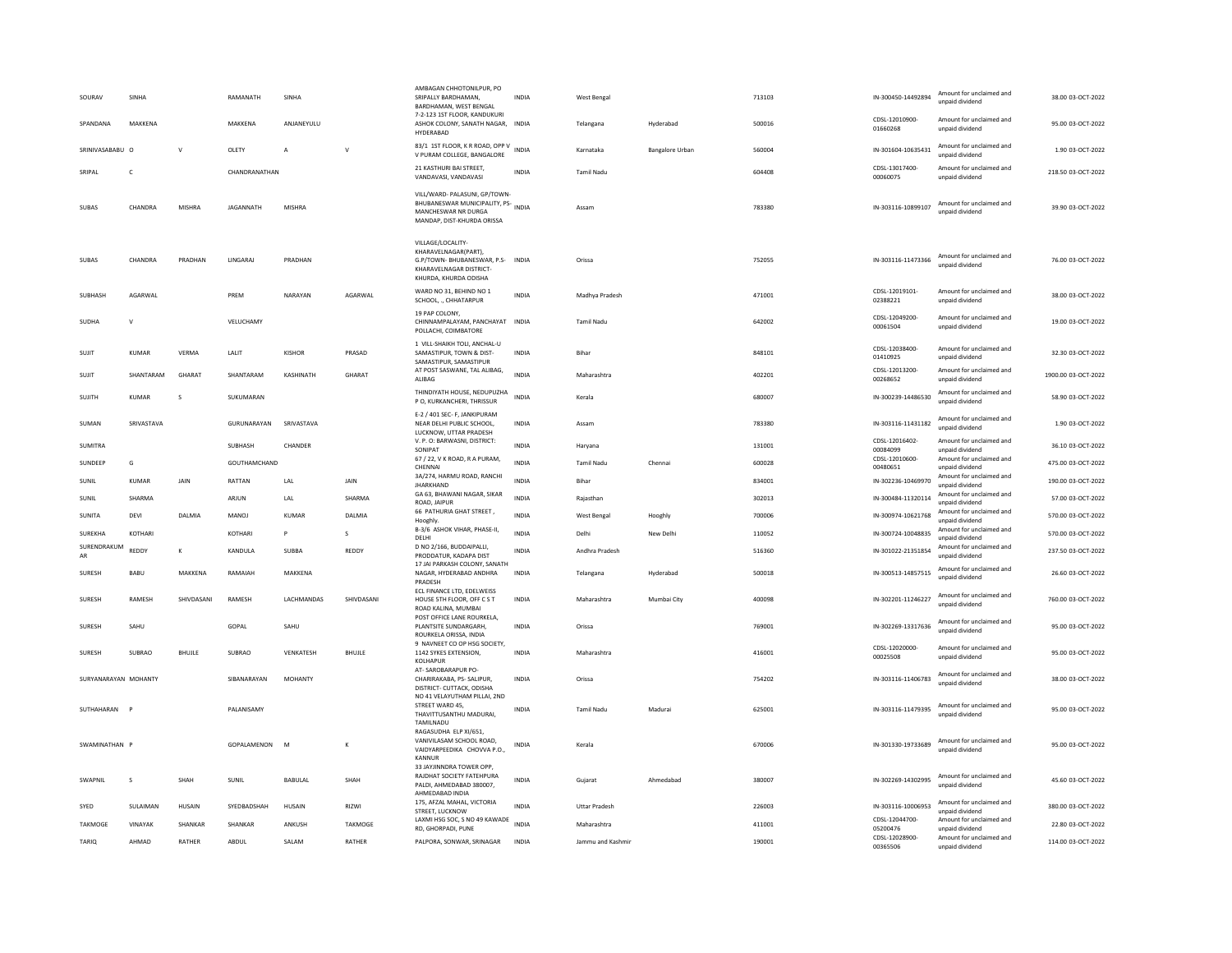| | | | | | | | | | | | | | | |
|---|---|---|---|---|---|---|---|---|---|---|---|---|---|---|
| SOURAV | SINHA | | RAMANATH | SINHA | | AMBAGAN CHHOTONILPUR, PO SRIPALLY BARDHAMAN, BARDHAMAN, WEST BENGAL | INDIA | West Bengal | | 713103 | IN-300450-14492894 | Amount for unclaimed and unpaid dividend | 38.00 | 03-OCT-2022 |
| SPANDANA | MAKKENA | | MAKKENA | ANJANEYULU | | 7-2-123 1ST FLOOR, KANDUKURI ASHOK COLONY, SANATH NAGAR, HYDERABAD | INDIA | Telangana | Hyderabad | 500016 | CDSL-12010900-01660268 | Amount for unclaimed and unpaid dividend | 95.00 | 03-OCT-2022 |
| SRINIVASABABU | O | V | OLETY | A | V | 83/1 1ST FLOOR, K R ROAD, OPP V V PURAM COLLEGE, BANGALORE | INDIA | Karnataka | Bangalore Urban | 560004 | IN-301604-10635431 | Amount for unclaimed and unpaid dividend | 1.90 | 03-OCT-2022 |
| SRIPAL | C | | CHANDRANATHAN | | | 21 KASTHURI BAI STREET, VANDAVASI, VANDAVASI | INDIA | Tamil Nadu | | 604408 | CDSL-13017400-00060075 | Amount for unclaimed and unpaid dividend | 218.50 | 03-OCT-2022 |
| SUBAS | CHANDRA | MISHRA | JAGANNATH | MISHRA | | VILL/WARD- PALASUNI, GP/TOWN- BHUBANESWAR MUNICIPALITY, PS- MANCHESWAR NR DURGA MANDAP, DIST-KHURDA ORISSA | INDIA | Assam | | 783380 | IN-303116-10899107 | Amount for unclaimed and unpaid dividend | 39.90 | 03-OCT-2022 |
| SUBAS | CHANDRA | PRADHAN | LINGARAJ | PRADHAN | | VILLAGE/LOCALITY- KHARAVELNAGAR(PART), G.P/TOWN- BHUBANESWAR, P.S- KHARAVELNAGAR DISTRICT- KHURDA, KHURDA ODISHA | INDIA | Orissa | | 752055 | IN-303116-11473366 | Amount for unclaimed and unpaid dividend | 76.00 | 03-OCT-2022 |
| SUBHASH | AGARWAL | | PREM | NARAYAN | AGARWAL | WARD NO 31, BEHIND NO 1 SCHOOL, ., CHHATARPUR | INDIA | Madhya Pradesh | | 471001 | CDSL-12019101-02388221 | Amount for unclaimed and unpaid dividend | 38.00 | 03-OCT-2022 |
| SUDHA | V | | VELUCHAMY | | | 19 PAP COLONY, CHINNAMPALAYAM, PANCHAYAT POLLACHI, COIMBATORE | INDIA | Tamil Nadu | | 642002 | CDSL-12049200-00061504 | Amount for unclaimed and unpaid dividend | 19.00 | 03-OCT-2022 |
| SUJIT | KUMAR | VERMA | LALIT | KISHOR | PRASAD | 1 VILL-SHAIKH TOLI, ANCHAL-U SAMASTIPUR, TOWN & DIST- SAMASTIPUR, SAMASTIPUR | INDIA | Bihar | | 848101 | CDSL-12038400-01410925 | Amount for unclaimed and unpaid dividend | 32.30 | 03-OCT-2022 |
| SUJIT | SHANTARAM | GHARAT | SHANTARAM | KASHINATH | GHARAT | AT POST SASWANE, TAL ALIBAG, ALIBAG | INDIA | Maharashtra | | 402201 | CDSL-12013200-00268652 | Amount for unclaimed and unpaid dividend | 1900.00 | 03-OCT-2022 |
| SUJITH | KUMAR | S | SUKUMARAN | | | THINDIYATH HOUSE, NEDUPUZHA P O, KURKANCHERI, THRISSUR | INDIA | Kerala | | 680007 | IN-300239-14486530 | Amount for unclaimed and unpaid dividend | 58.90 | 03-OCT-2022 |
| SUMAN | SRIVASTAVA | | GURUNARAYAN | SRIVASTAVA | | E-2 / 401 SEC- F, JANKIPURAM NEAR DELHI PUBLIC SCHOOL, LUCKNOW, UTTAR PRADESH | INDIA | Assam | | 783380 | IN-303116-11431182 | Amount for unclaimed and unpaid dividend | 1.90 | 03-OCT-2022 |
| SUMITRA | | | SUBHASH | CHANDER | | V. P. O: BARWASNI, DISTRICT: SONIPAT | INDIA | Haryana | | 131001 | CDSL-12016402-00084099 | Amount for unclaimed and unpaid dividend | 36.10 | 03-OCT-2022 |
| SUNDEEP | G | | GOUTHAMCHAND | | | 67 / 22, V K ROAD, R A PURAM, CHENNAI | INDIA | Tamil Nadu | Chennai | 600028 | CDSL-12010600-00480651 | Amount for unclaimed and unpaid dividend | 475.00 | 03-OCT-2022 |
| SUNIL | KUMAR | JAIN | RATTAN | LAL | JAIN | 3A/274, HARMU ROAD, RANCHI JHARKHAND | INDIA | Bihar | | 834001 | IN-302236-10469970 | Amount for unclaimed and unpaid dividend | 190.00 | 03-OCT-2022 |
| SUNIL | SHARMA | | ARJUN | LAL | SHARMA | GA 63, BHAWANI NAGAR, SIKAR ROAD, JAIPUR | INDIA | Rajasthan | | 302013 | IN-300484-11320114 | Amount for unclaimed and unpaid dividend | 57.00 | 03-OCT-2022 |
| SUNITA | DEVI | DALMIA | MANOJ | KUMAR | DALMIA | 66 PATHURIA GHAT STREET , Hooghly. | INDIA | West Bengal | Hooghly | 700006 | IN-300974-10621768 | Amount for unclaimed and unpaid dividend | 570.00 | 03-OCT-2022 |
| SUREKHA | KOTHARI | | KOTHARI | P | S | B-3/6 ASHOK VIHAR, PHASE-II, DELHI | INDIA | Delhi | New Delhi | 110052 | IN-300724-10048835 | Amount for unclaimed and unpaid dividend | 570.00 | 03-OCT-2022 |
| SURENDRAKUMAR | REDDY | K | KANDULA | SUBBA | REDDY | D NO 2/166, BUDDAIPALLI, PRODDATUR, KADAPA DIST | INDIA | Andhra Pradesh | | 516360 | IN-301022-21351854 | Amount for unclaimed and unpaid dividend | 237.50 | 03-OCT-2022 |
| SURESH | BABU | MAKKENA | RAMAIAH | MAKKENA | | 17 JAI PARKASH COLONY, SANATH NAGAR, HYDERABAD ANDHRA PRADESH | INDIA | Telangana | Hyderabad | 500018 | IN-300513-14857515 | Amount for unclaimed and unpaid dividend | 26.60 | 03-OCT-2022 |
| SURESH | RAMESH | SHIVDASANI | RAMESH | LACHMANDAS | SHIVDASANI | ECL FINANCE LTD, EDELWEISS HOUSE 5TH FLOOR, OFF C S T ROAD KALINA, MUMBAI | INDIA | Maharashtra | Mumbai City | 400098 | IN-302201-11246227 | Amount for unclaimed and unpaid dividend | 760.00 | 03-OCT-2022 |
| SURESH | SAHU | | GOPAL | SAHU | | POST OFFICE LANE ROURKELA, PLANTSITE SUNDARGARH, ROURKELA ORISSA, INDIA | INDIA | Orissa | | 769001 | IN-302269-13317636 | Amount for unclaimed and unpaid dividend | 95.00 | 03-OCT-2022 |
| SURESH | SUBRAO | BHUJLE | SUBRAO | VENKATESH | BHUJLE | 9 NAVNEET CO OP HSG SOCIETY, 1142 SYKES EXTENSION, KOLHAPUR | INDIA | Maharashtra | | 416001 | CDSL-12020000-00025508 | Amount for unclaimed and unpaid dividend | 95.00 | 03-OCT-2022 |
| SURYANARAYAN | MOHANTY | | SIBANARAYAN | MOHANTY | | AT- SAROBARAPUR PO- CHARIRAKABA, PS- SALIPUR, DISTRICT- CUTTACK, ODISHA | INDIA | Orissa | | 754202 | IN-303116-11406783 | Amount for unclaimed and unpaid dividend | 38.00 | 03-OCT-2022 |
| SUTHAHARAN | P | | PALANISAMY | | | NO 41 VELAYUTHAM PILLAI, 2ND STREET WARD 45, THAVITTUSANTHU MADURAI, TAMILNADU | INDIA | Tamil Nadu | Madurai | 625001 | IN-303116-11479395 | Amount for unclaimed and unpaid dividend | 95.00 | 03-OCT-2022 |
| SWAMINATHAN | P | | GOPALAMENON | M | K | RAGASUDHA ELP XI/651, VANIVILASAM SCHOOL ROAD, VAIDYARPEEDIKA CHOVVA P.O., KANNUR | INDIA | Kerala | | 670006 | IN-301330-19733689 | Amount for unclaimed and unpaid dividend | 95.00 | 03-OCT-2022 |
| SWAPNIL | S | SHAH | SUNIL | BABULAL | SHAH | 33 JAYJINNDRA TOWER OPP, RAJDHAT SOCIETY FATEHPURA PALDI, AHMEDABAD 380007, AHMEDABAD INDIA | INDIA | Gujarat | Ahmedabad | 380007 | IN-302269-14302995 | Amount for unclaimed and unpaid dividend | 45.60 | 03-OCT-2022 |
| SYED | SULAIMAN | HUSAIN | SYEDBADSHAH | HUSAIN | RIZWI | 175, AFZAL MAHAL, VICTORIA STREET, LUCKNOW | INDIA | Uttar Pradesh | | 226003 | IN-303116-10006953 | Amount for unclaimed and unpaid dividend | 380.00 | 03-OCT-2022 |
| TAKMOGE | VINAYAK | SHANKAR | SHANKAR | ANKUSH | TAKMOGE | LAXMI HSG SOC, S NO 49 KAWADE RD, GHORPADI, PUNE | INDIA | Maharashtra | | 411001 | CDSL-12044700-05200476 | Amount for unclaimed and unpaid dividend | 22.80 | 03-OCT-2022 |
| TARIQ | AHMAD | RATHER | ABDUL | SALAM | RATHER | PALPORA, SONWAR, SRINAGAR | INDIA | Jammu and Kashmir | | 190001 | CDSL-12028900-00365506 | Amount for unclaimed and unpaid dividend | 114.00 | 03-OCT-2022 |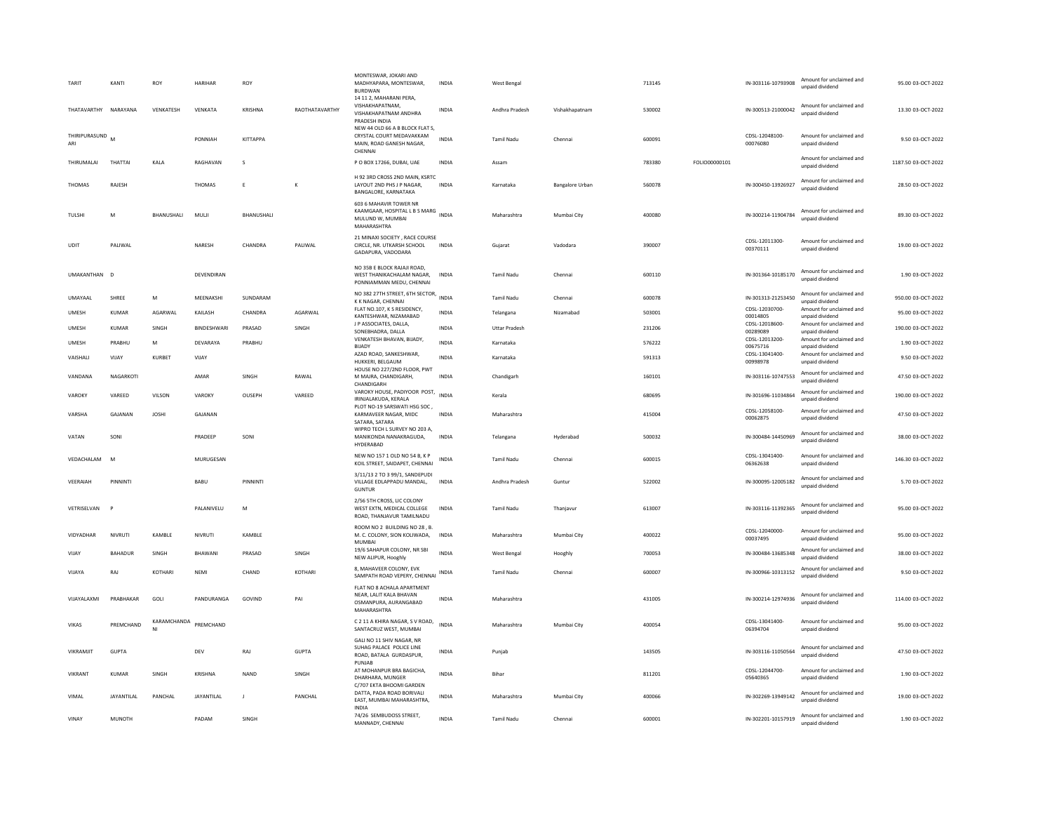| | | | | | | | | | | | | | | | |
|---|---|---|---|---|---|---|---|---|---|---|---|---|---|---|---|
| TARIT | KANTI | ROY | HARIHAR | ROY | | MONTESWAR, JOKARI AND MADHYAPARA, MONTESWAR, BURDWAN | INDIA | West Bengal | | 713145 | | IN-303116-10793908 | Amount for unclaimed and unpaid dividend | 95.00 | 03-OCT-2022 |
| THATAVARTHY | NARAYANA | VENKATESH | VENKATA | KRISHNA | RAOTHATAVARTHY | 14 11 2, MAHARANI PERA, VISHAKHAPATNAM, VISHAKHAPATNAM ANDHRA PRADESH INDIA | INDIA | Andhra Pradesh | Vishakhapatnam | 530002 | | IN-300513-21000042 | Amount for unclaimed and unpaid dividend | 13.30 | 03-OCT-2022 |
| THIRIPURASUNDARI | M | | PONNIAH | KITTAPPA | | NEW 44 OLD 66 A B BLOCK FLAT 5, CRYSTAL COURT MEDAVAKKAM MAIN, ROAD GANESH NAGAR, CHENNAI | INDIA | Tamil Nadu | Chennai | 600091 | | CDSL-12048100-00076080 | Amount for unclaimed and unpaid dividend | 9.50 | 03-OCT-2022 |
| THIRUMALAI | THATTAI | KALA | RAGHAVAN | S | | P O BOX 17266, DUBAI, UAE | INDIA | Assam | | 783380 | FOLIO00000101 | | Amount for unclaimed and unpaid dividend | 1187.50 | 03-OCT-2022 |
| THOMAS | RAJESH | | THOMAS | E | K | H 92 3RD CROSS 2ND MAIN, KSRTC LAYOUT 2ND PHS J P NAGAR, BANGALORE, KARNATAKA | INDIA | Karnataka | Bangalore Urban | 560078 | | IN-300450-13926927 | Amount for unclaimed and unpaid dividend | 28.50 | 03-OCT-2022 |
| TULSHI | M | BHANUSHALI | MULJI | BHANUSHALI | | 603 6 MAHAVIR TOWER NR KAAMGAAR, HOSPITAL L B S MARG MULUND W, MUMBAI MAHARASHTRA | INDIA | Maharashtra | Mumbai City | 400080 | | IN-300214-11904784 | Amount for unclaimed and unpaid dividend | 89.30 | 03-OCT-2022 |
| UDIT | PALIWAL | | NARESH | CHANDRA | PALIWAL | 21 MINAXI SOCIETY , RACE COURSE CIRCLE, NR. UTKARSH SCHOOL GADAPURA, VADODARA | INDIA | Gujarat | Vadodara | 390007 | | CDSL-12011300-00370111 | Amount for unclaimed and unpaid dividend | 19.00 | 03-OCT-2022 |
| UMAKANTHAN | D | | DEVENDIRAN | | | NO 35B E BLOCK RAJAJI ROAD, WEST THANIKACHALAM NAGAR, PONNIAMMAN MEDU, CHENNAI | INDIA | Tamil Nadu | Chennai | 600110 | | IN-301364-10185170 | Amount for unclaimed and unpaid dividend | 1.90 | 03-OCT-2022 |
| UMAYAAL | SHREE | M | MEENAKSHI | SUNDARAM | | NO 382 27TH STREET, 6TH SECTOR, K K NAGAR, CHENNAI | INDIA | Tamil Nadu | Chennai | 600078 | | IN-301313-21253450 | Amount for unclaimed and unpaid dividend | 950.00 | 03-OCT-2022 |
| UMESH | KUMAR | AGARWAL | KAILASH | CHANDRA | AGARWAL | FLAT NO.107, K S RESIDENCY, KANTESHWAR, NIZAMABAD | INDIA | Telangana | Nizamabad | 503001 | | CDSL-12030700-00014805 | Amount for unclaimed and unpaid dividend | 95.00 | 03-OCT-2022 |
| UMESH | KUMAR | SINGH | BINDESHWARI | PRASAD | SINGH | J P ASSOCIATES, DALLA, SONEBHADRA, DALLA | INDIA | Uttar Pradesh | | 231206 | | CDSL-12018600-00289089 | Amount for unclaimed and unpaid dividend | 190.00 | 03-OCT-2022 |
| UMESH | PRABHU | M | DEVARAYA | PRABHU | | VENKATESH BHAVAN, BIJADY, BIJADY | INDIA | Karnataka | | 576222 | | CDSL-12013200-00675716 | Amount for unclaimed and unpaid dividend | 1.90 | 03-OCT-2022 |
| VAISHALI | VIJAY | KURBET | VIJAY | | | AZAD ROAD, SANKESHWAR, HUKKERI, BELGAUM | INDIA | Karnataka | | 591313 | | CDSL-13041400-00998978 | Amount for unclaimed and unpaid dividend | 9.50 | 03-OCT-2022 |
| VANDANA | NAGARKOTI | | AMAR | SINGH | RAWAL | HOUSE NO 227/2ND FLOOR, PWT M MAJRA, CHANDIGARH, CHANDIGARH | INDIA | Chandigarh | | 160101 | | IN-303116-10747553 | Amount for unclaimed and unpaid dividend | 47.50 | 03-OCT-2022 |
| VAROKY | VAREED | VILSON | VAROKY | OUSEPH | VAREED | VAROKY HOUSE, PADIYOOR POST, IRINJALAKUDA, KERALA | INDIA | Kerala | | 680695 | | IN-301696-11034864 | Amount for unclaimed and unpaid dividend | 190.00 | 03-OCT-2022 |
| VARSHA | GAJANAN | JOSHI | GAJANAN | | | PLOT NO-19 SARSWATI HSG SOC , KARMAVEER NAGAR, MIDC SATARA, SATARA | INDIA | Maharashtra | | 415004 | | CDSL-12058100-00062875 | Amount for unclaimed and unpaid dividend | 47.50 | 03-OCT-2022 |
| VATAN | SONI | | PRADEEP | SONI | | WIPRO TECH L SURVEY NO 203 A, MANIKONDA NANAKRAGUDA, HYDERABAD | INDIA | Telangana | Hyderabad | 500032 | | IN-300484-14450969 | Amount for unclaimed and unpaid dividend | 38.00 | 03-OCT-2022 |
| VEDACHALAM | M | | MURUGESAN | | | NEW NO 157 1 OLD NO 54 B, K P KOIL STREET, SAIDAPET, CHENNAI | INDIA | Tamil Nadu | Chennai | 600015 | | CDSL-13041400-06362638 | Amount for unclaimed and unpaid dividend | 146.30 | 03-OCT-2022 |
| VEERAIAH | PINNINTI | | BABU | PINNINTI | | 3/11/13 2 TO 3 99/1, SANDEPUDI VILLAGE EDLAPPADU MANDAL, GUNTUR | INDIA | Andhra Pradesh | Guntur | 522002 | | IN-300095-12005182 | Amount for unclaimed and unpaid dividend | 5.70 | 03-OCT-2022 |
| VETRISELVAN | P | | PALANIVELU | M | | 2/56 5TH CROSS, LIC COLONY WEST EXTN, MEDICAL COLLEGE ROAD, THANJAVUR TAMILNADU | INDIA | Tamil Nadu | Thanjavur | 613007 | | IN-303116-11392365 | Amount for unclaimed and unpaid dividend | 95.00 | 03-OCT-2022 |
| VIDYADHAR | NIVRUTI | KAMBLE | NIVRUTI | KAMBLE | | ROOM NO 2 BUILDING NO 28 , B. M. C. COLONY, SION KOLIWADA, MUMBAI | INDIA | Maharashtra | Mumbai City | 400022 | | CDSL-12040000-00037495 | Amount for unclaimed and unpaid dividend | 95.00 | 03-OCT-2022 |
| VIJAY | BAHADUR | SINGH | BHAWANI | PRASAD | SINGH | 19/6 SAHAPUR COLONY, NR SBI NEW ALIPUR, Hooghly | INDIA | West Bengal | Hooghly | 700053 | | IN-300484-13685348 | Amount for unclaimed and unpaid dividend | 38.00 | 03-OCT-2022 |
| VIJAYA | RAJ | KOTHARI | NEMI | CHAND | KOTHARI | 8, MAHAVEER COLONY, EVK SAMPATH ROAD VEPERY, CHENNAI | INDIA | Tamil Nadu | Chennai | 600007 | | IN-300966-10313152 | Amount for unclaimed and unpaid dividend | 9.50 | 03-OCT-2022 |
| VIJAYALAXMI | PRABHAKAR | GOLI | PANDURANGA | GOVIND | PAI | FLAT NO 8 ACHALA APARTMENT NEAR, LALIT KALA BHAVAN OSMANPURA, AURANGABAD MAHARASHTRA | INDIA | Maharashtra | | 431005 | | IN-300214-12974936 | Amount for unclaimed and unpaid dividend | 114.00 | 03-OCT-2022 |
| VIKAS | PREMCHAND | KARAMCHANDANI | PREMCHAND | | | C 2 11 A KHIRA NAGAR, S V ROAD, SANTACRUZ WEST, MUMBAI | INDIA | Maharashtra | Mumbai City | 400054 | | CDSL-13041400-06394704 | Amount for unclaimed and unpaid dividend | 95.00 | 03-OCT-2022 |
| VIKRAMJIT | GUPTA | | DEV | RAJ | GUPTA | GALI NO 11 SHIV NAGAR, NR SUHAG PALACE POLICE LINE ROAD, BATALA GURDASPUR, PUNJAB | INDIA | Punjab | | 143505 | | IN-303116-11050564 | Amount for unclaimed and unpaid dividend | 47.50 | 03-OCT-2022 |
| VIKRANT | KUMAR | SINGH | KRISHNA | NAND | SINGH | AT MOHANPUR BRA BAGICHA, DHARHARA, MUNGER | INDIA | Bihar | | 811201 | | CDSL-12044700-05640365 | Amount for unclaimed and unpaid dividend | 1.90 | 03-OCT-2022 |
| VIMAL | JAYANTILAL | PANCHAL | JAYANTILAL | J | PANCHAL | C/707 EKTA BHOOMI GARDEN DATTA, PADA ROAD BORIVALI EAST, MUMBAI MAHARASHTRA, INDIA | INDIA | Maharashtra | Mumbai City | 400066 | | IN-302269-13949142 | Amount for unclaimed and unpaid dividend | 19.00 | 03-OCT-2022 |
| VINAY | MUNOTH | | PADAM | SINGH | | 74/26 SEMBUDOSS STREET, MANNADY, CHENNAI | INDIA | Tamil Nadu | Chennai | 600001 | | IN-302201-10157919 | Amount for unclaimed and unpaid dividend | 1.90 | 03-OCT-2022 |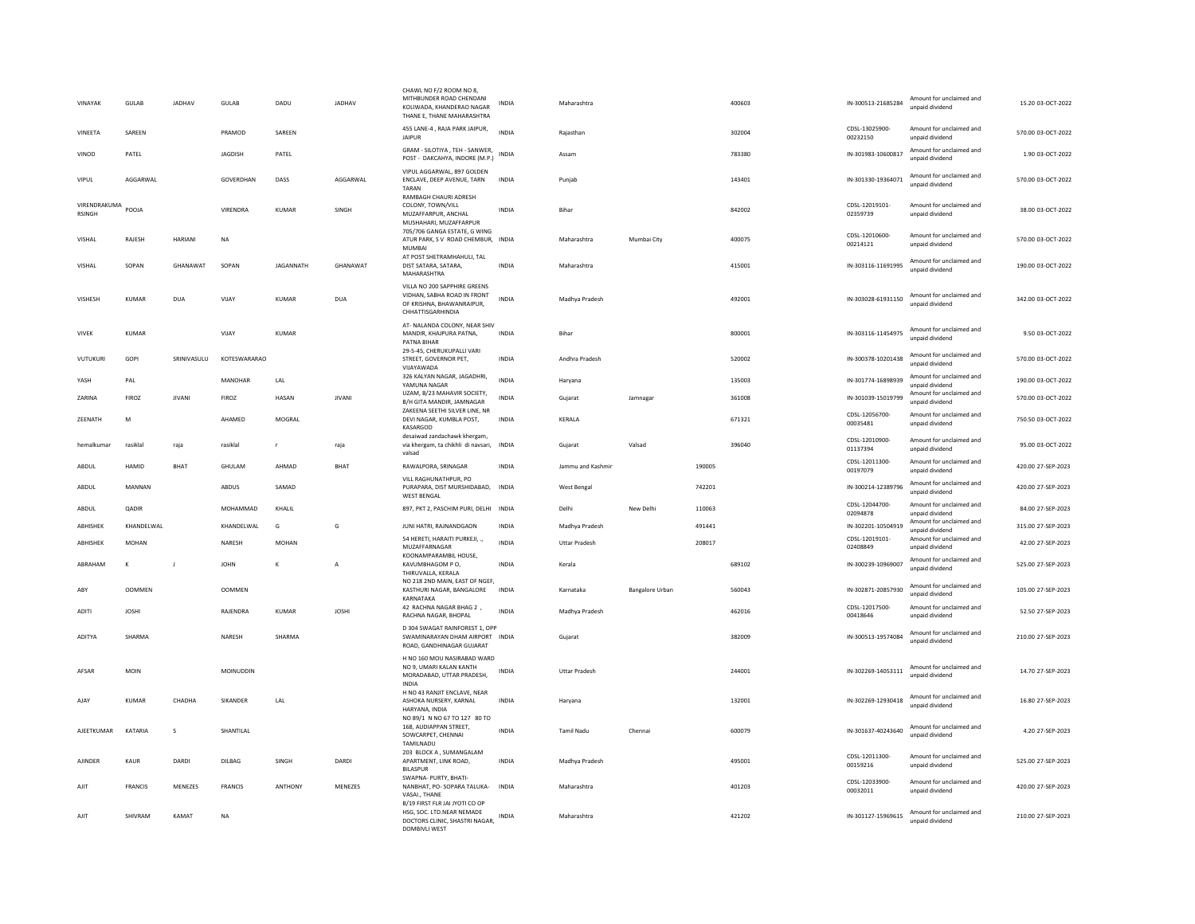| | | | | | | | | | | | | | | | |
|---|---|---|---|---|---|---|---|---|---|---|---|---|---|---|---|
| VINAYAK | GULAB | JADHAV | GULAB | DADU | JADHAV | CHAWL NO F/2 ROOM NO 8, MITHBUNDER ROAD CHENDANI KOLIWADA, KHANDERAO NAGAR THANE E, THANE MAHARASHTRA | INDIA | Maharashtra | | | 400603 | IN-300513-21685284 | Amount for unclaimed and unpaid dividend | 15.20 | 03-OCT-2022 |
| VINEETA | SAREEN | | PRAMOD | SAREEN | | 455 LANE-4 , RAJA PARK JAIPUR, JAIPUR | INDIA | Rajasthan | | | 302004 | CDSL-13025900-00232150 | Amount for unclaimed and unpaid dividend | 570.00 | 03-OCT-2022 |
| VINOD | PATEL | | JAGDISH | PATEL | | GRAM - SILOTIYA , TEH - SANWER, POST - DAKCAHYA, INDORE (M.P.) | INDIA | Assam | | | 783380 | IN-301983-10600817 | Amount for unclaimed and unpaid dividend | 1.90 | 03-OCT-2022 |
| VIPUL | AGGARWAL | | GOVERDHAN | DASS | AGGARWAL | VIPUL AGGARWAL, 897 GOLDEN ENCLAVE, DEEP AVENUE, TARN TARAN | INDIA | Punjab | | | 143401 | IN-301330-19364071 | Amount for unclaimed and unpaid dividend | 570.00 | 03-OCT-2022 |
| VIRENDRAKUMA RSINGH | POOJA | | VIRENDRA | KUMAR | SINGH | RAMBAGH CHAURI ADRESH COLONY, TOWN/VILL MUZAFFARPUR, ANCHAL MUSHAHARI, MUZAFFARPUR | INDIA | Bihar | | | 842002 | CDSL-12019101-02359739 | Amount for unclaimed and unpaid dividend | 38.00 | 03-OCT-2022 |
| VISHAL | RAJESH | HARIANI | NA | | | 705/706 GANGA ESTATE, G WING ATUR PARK, S V ROAD CHEMBUR, MUMBAI | INDIA | Maharashtra | Mumbai City | | 400075 | CDSL-12010600-00214121 | Amount for unclaimed and unpaid dividend | 570.00 | 03-OCT-2022 |
| VISHAL | SOPAN | GHANAWAT | SOPAN | JAGANNATH | GHANAWAT | AT POST SHETRAMHAHULI, TAL DIST SATARA, SATARA, MAHARASHTRA | INDIA | Maharashtra | | | 415001 | IN-303116-11691995 | Amount for unclaimed and unpaid dividend | 190.00 | 03-OCT-2022 |
| VISHESH | KUMAR | DUA | VIJAY | KUMAR | DUA | VILLA NO 200 SAPPHIRE GREENS VIDHAN, SABHA ROAD IN FRONT OF KRISHNA, BHAWANRAIPUR, CHHATTISGARHINDIA | INDIA | Madhya Pradesh | | | 492001 | IN-303028-61931150 | Amount for unclaimed and unpaid dividend | 342.00 | 03-OCT-2022 |
| VIVEK | KUMAR | | VIJAY | KUMAR | | AT- NALANDA COLONY, NEAR SHIV MANDIR, KHAJPURA PATNA, PATNA BIHAR | INDIA | Bihar | | | 800001 | IN-303116-11454975 | Amount for unclaimed and unpaid dividend | 9.50 | 03-OCT-2022 |
| VUTUKURI | GOPI | SRINIVASULU | KOTESWARARAO | | | 29-5-45, CHERUKUPALLI VARI STREET, GOVERNOR PET, VIJAYAWADA | INDIA | Andhra Pradesh | | | 520002 | IN-300378-10201438 | Amount for unclaimed and unpaid dividend | 570.00 | 03-OCT-2022 |
| YASH | PAL | | MANOHAR | LAL | | 326 KALYAN NAGAR, JAGADHRI, YAMUNA NAGAR | INDIA | Haryana | | | 135003 | IN-301774-16898939 | Amount for unclaimed and unpaid dividend | 190.00 | 03-OCT-2022 |
| ZARINA | FIROZ | JIVANI | FIROZ | HASAN | JIVANI | UZAM, B/23 MAHAVIR SOCIETY, B/H GITA MANDIR, JAMNAGAR | INDIA | Gujarat | Jamnagar | | 361008 | IN-301039-15019799 | Amount for unclaimed and unpaid dividend | 570.00 | 03-OCT-2022 |
| ZEENATH | M | | AHAMED | MOGRAL | | ZAKEENA SEETHI SILVER LINE, NR DEVI NAGAR, KUMBLA POST, KASARGOD | INDIA | KERALA | | | 671321 | CDSL-12056700-00035481 | Amount for unclaimed and unpaid dividend | 750.50 | 03-OCT-2022 |
| hemalkumar | rasiklal | raja | rasiklal | r | raja | desaiwad zandachawk khergam, via khergam, ta chikhli di navsari, valsad | INDIA | Gujarat | Valsad | | 396040 | CDSL-12010900-01137394 | Amount for unclaimed and unpaid dividend | 95.00 | 03-OCT-2022 |
| ABDUL | HAMID | BHAT | GHULAM | AHMAD | BHAT | RAWALPORA, SRINAGAR | INDIA | Jammu and Kashmir | | 190005 | | CDSL-12011300-00197079 | Amount for unclaimed and unpaid dividend | 420.00 | 27-SEP-2023 |
| ABDUL | MANNAN | | ABDUS | SAMAD | | VILL RAGHUNATHPUR, PO PURAPARA, DIST MURSHIDABAD, WEST BENGAL | INDIA | West Bengal | | 742201 | | IN-300214-12389796 | Amount for unclaimed and unpaid dividend | 420.00 | 27-SEP-2023 |
| ABDUL | QADIR | | MOHAMMAD | KHALIL | | 897, PKT 2, PASCHIM PURI, DELHI | INDIA | Delhi | New Delhi | 110063 | | CDSL-12044700-02094878 | Amount for unclaimed and unpaid dividend | 84.00 | 27-SEP-2023 |
| ABHISHEK | KHANDELWAL | | KHANDELWAL | G | G | JUNI HATRI, RAJNANDGAON | INDIA | Madhya Pradesh | | 491441 | | IN-302201-10504919 | Amount for unclaimed and unpaid dividend | 315.00 | 27-SEP-2023 |
| ABHISHEK | MOHAN | | NARESH | MOHAN | | 54 HERETI, HARAITI PURKEJI, ., MUZAFFARNAGAR | INDIA | Uttar Pradesh | | 208017 | | CDSL-12019101-02408849 | Amount for unclaimed and unpaid dividend | 42.00 | 27-SEP-2023 |
| ABRAHAM | K | J | JOHN | K | A | KOONAMPARAMBIL HOUSE, KAVUMBHAGOM P O, THIRUVALLA, KERALA | INDIA | Kerala | | | 689102 | IN-300239-10969007 | Amount for unclaimed and unpaid dividend | 525.00 | 27-SEP-2023 |
| ABY | OOMMEN | | OOMMEN | | | NO 218 2ND MAIN, EAST OF NGEF, KASTHURI NAGAR, BANGALORE KARNATAKA | INDIA | Karnataka | Bangalore Urban | | 560043 | IN-302871-20857930 | Amount for unclaimed and unpaid dividend | 105.00 | 27-SEP-2023 |
| ADITI | JOSHI | | RAJENDRA | KUMAR | JOSHI | 42 RACHNA NAGAR BHAG 2 , RACHNA NAGAR, BHOPAL | INDIA | Madhya Pradesh | | | 462016 | CDSL-12017500-00418646 | Amount for unclaimed and unpaid dividend | 52.50 | 27-SEP-2023 |
| ADITYA | SHARMA | | NARESH | SHARMA | | D 304 SWAGAT RAINFOREST 1, OPP SWAMINARAYAN DHAM AIRPORT ROAD, GANDHINAGAR GUJARAT | INDIA | Gujarat | | | 382009 | IN-300513-19574084 | Amount for unclaimed and unpaid dividend | 210.00 | 27-SEP-2023 |
| AFSAR | MOIN | | MOINUDDIN | | | H NO 160 MOU NASIRABAD WARD NO 9, UMARI KALAN KANTH MORADABAD, UTTAR PRADESH, INDIA | INDIA | Uttar Pradesh | | | 244001 | IN-302269-14053111 | Amount for unclaimed and unpaid dividend | 14.70 | 27-SEP-2023 |
| AJAY | KUMAR | CHADHA | SIKANDER | LAL | | H NO 43 RANJIT ENCLAVE, NEAR ASHOKA NURSERY, KARNAL HARYANA, INDIA | INDIA | Haryana | | | 132001 | IN-302269-12930418 | Amount for unclaimed and unpaid dividend | 16.80 | 27-SEP-2023 |
| AJEETKUMAR | KATARIA | S | SHANTILAL | | | NO 89/1 N NO 67 TO 127 80 TO 168, AUDIAPPAN STREET, SOWCARPET, CHENNAI TAMILNADU | INDIA | Tamil Nadu | Chennai | | 600079 | IN-301637-40243640 | Amount for unclaimed and unpaid dividend | 4.20 | 27-SEP-2023 |
| AJINDER | KAUR | DARDI | DILBAG | SINGH | DARDI | 203 BLOCK A , SUMANGALAM APARTMENT, LINK ROAD, BILASPUR | INDIA | Madhya Pradesh | | | 495001 | CDSL-12011300-00159216 | Amount for unclaimed and unpaid dividend | 525.00 | 27-SEP-2023 |
| AJIT | FRANCIS | MENEZES | FRANCIS | ANTHONY | MENEZES | SWAPNA- PURTY, BHATI-NANBHAT, PO- SOPARA TALUKA-VASAI., THANE | INDIA | Maharashtra | | | 401203 | CDSL-12033900-00032011 | Amount for unclaimed and unpaid dividend | 420.00 | 27-SEP-2023 |
| AJIT | SHIVRAM | KAMAT | NA | | | B/19 FIRST FLR JAI JYOTI CO OP HSG, SOC. LTD.NEAR NEMADE DOCTORS CLINIC, SHASTRI NAGAR, DOMBIVLI WEST | INDIA | Maharashtra | | | 421202 | IN-301127-15969615 | Amount for unclaimed and unpaid dividend | 210.00 | 27-SEP-2023 |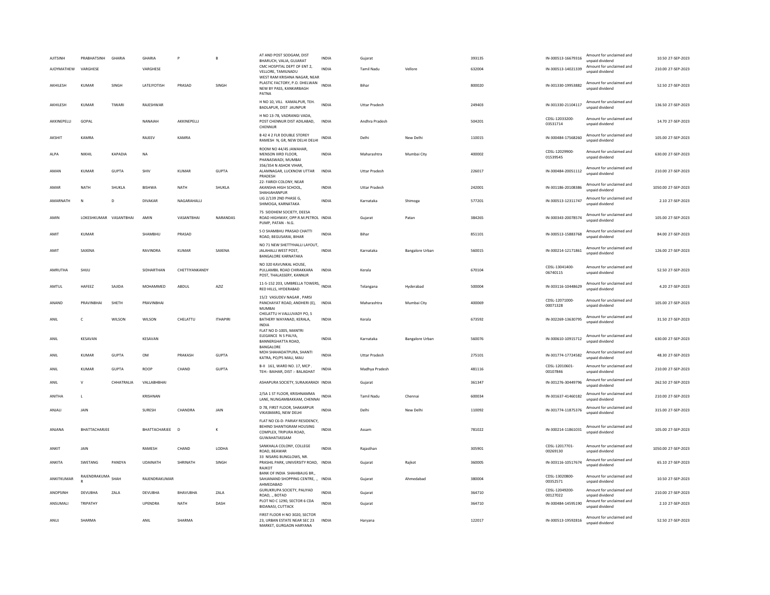| | | | | | | | | | | | | | | |
|---|---|---|---|---|---|---|---|---|---|---|---|---|---|---|
| AJITSINH | PRABHATSINH | GHARIA | GHARIA | P | B | AT AND POST SODGAM, DIST BHARUCH, VALIA, GUJARAT | INDIA | Gujarat | | 393135 | IN-300513-16679316 | Amount for unclaimed and unpaid dividend | 10.50 | 27-SEP-2023 |
| AJOYMATHEW | VARGHESE | | VARGHESE | | | CMC HOSPITAL DEPT OF ENT 2, VELLORE, TAMILNADU | INDIA | Tamil Nadu | Vellore | 632004 | IN-300513-14021339 | Amount for unclaimed and unpaid dividend | 210.00 | 27-SEP-2023 |
| AKHILESH | KUMAR | SINGH | LATEJYOTISH | PRASAD | SINGH | WEST RAM KRISHNA NAGAR, NEAR PLASTIC FACTORY, P.O. DHELWAN NEW BY PASS, KANKARBAGH PATNA | INDIA | Bihar | | 800020 | IN-301330-19953882 | Amount for unclaimed and unpaid dividend | 52.50 | 27-SEP-2023 |
| AKHILESH | KUMAR | TIWARI | RAJESHWAR | | | H NO 10, VILL KAMALPUR, TEH. BADLAPUR, DIST JAUNPUR | INDIA | Uttar Pradesh | | 249403 | IN-301330-21104117 | Amount for unclaimed and unpaid dividend | 136.50 | 27-SEP-2023 |
| AKKINEPELLI | GOPAL | | NANAIAH | AKKINEPELLI | | H NO 13-78, VADRANGI VADA, POST CHENNUR DIST ADILABAD, CHENNUR | INDIA | Andhra Pradesh | | 504201 | CDSL-12033200-03531714 | Amount for unclaimed and unpaid dividend | 14.70 | 27-SEP-2023 |
| AKSHIT | KAMRA | | RAJEEV | KAMRA | | B 42 4 2 FLR DOUBLE STOREY RAMESH N, GR, NEW DELHI DELHI | INDIA | Delhi | New Delhi | 110015 | IN-300484-17568260 | Amount for unclaimed and unpaid dividend | 105.00 | 27-SEP-2023 |
| ALPA | NIKHIL | KAPADIA | NA | | | ROOM NO 44/45 JAWAHAR, MENSON IIIRD FLOOR, PHANASWADI, MUMBAI | INDIA | Maharashtra | Mumbai City | 400002 | CDSL-12029900-01539545 | Amount for unclaimed and unpaid dividend | 630.00 | 27-SEP-2023 |
| AMAN | KUMAR | GUPTA | SHIV | KUMAR | GUPTA | 356/354 N ASHOK VIHAR, ALAMNAGAR, LUCKNOW UTTAR PRADESH | INDIA | Uttar Pradesh | | 226017 | IN-300484-20051112 | Amount for unclaimed and unpaid dividend | 210.00 | 27-SEP-2023 |
| AMAR | NATH | SHUKLA | BISHWA | NATH | SHUKLA | 22- FARIDI COLONY, NEAR AKANSHA HIGH SCHOOL, SHAHJAHANPUR | INDIA | Uttar Pradesh | | 242001 | IN-301186-20108386 | Amount for unclaimed and unpaid dividend | 1050.00 | 27-SEP-2023 |
| AMARNATH | N | D | DIVAKAR | NAGARAHALLI | | LIG 2/139 2ND PHASE G, SHIMOGA, KARNATAKA | INDIA | Karnataka | Shimoga | 577201 | IN-300513-12311747 | Amount for unclaimed and unpaid dividend | 2.10 | 27-SEP-2023 |
| AMIN | LOKESHKUMAR | VASANTBHAI | AMIN | VASANTBHAI | NARANDAS | 75 SIDDHEM SOCIETY, DEESA ROAD HIGHWAY, OPP.R.M.PETROL PUMP, PATAN - N.G. | INDIA | Gujarat | Patan | 384265 | IN-300343-20078574 | Amount for unclaimed and unpaid dividend | 105.00 | 27-SEP-2023 |
| AMIT | KUMAR | | SHAMBHU | PRASAD | | S O SHAMBHU PRASAD CHATTI ROAD, BEGUSARAI, BIHAR | INDIA | Bihar | | 851101 | IN-300513-15883768 | Amount for unclaimed and unpaid dividend | 84.00 | 27-SEP-2023 |
| AMIT | SAXENA | | RAVINDRA | KUMAR | SAXENA | NO 71 NEW SHETTYHALLI LAYOUT, JALAHALLI WEST POST, BANGALORE KARNATAKA | INDIA | Karnataka | Bangalore Urban | 560015 | IN-300214-12171861 | Amount for unclaimed and unpaid dividend | 126.00 | 27-SEP-2023 |
| AMRUTHA | SHIJU | | SIDHARTHAN | CHETTIYANKANDY | | NO 320 KAVUNKAL HOUSE, PULLAMBIL ROAD CHIRAKKARA POST, THALASSERY, KANNUR | INDIA | Kerala | | 670104 | CDSL-13041400-06740115 | Amount for unclaimed and unpaid dividend | 52.50 | 27-SEP-2023 |
| AMTUL | HAFEEZ | SAJIDA | MOHAMMED | ABDUL | AZIZ | 11-5-152 203, UMBRELLA TOWERS, RED HILLS, HYDERABAD | INDIA | Telangana | Hyderabad | 500004 | IN-303116-10448629 | Amount for unclaimed and unpaid dividend | 4.20 | 27-SEP-2023 |
| ANAND | PRAVINBHAI | SHETH | PRAVINBHAI | | | 15/2 VASUDEV NAGAR , PARSI PANCHAYAT ROAD, ANDHERI (E), MUMBAI | INDIA | Maharashtra | Mumbai City | 400069 | CDSL-12071000-00071328 | Amount for unclaimed and unpaid dividend | 105.00 | 27-SEP-2023 |
| ANIL | C | WILSON | WILSON | CHELATTU | ITHAPIRI | CHELATTU H VALLUVADY PO, S BATHERY WAYANAD, KERALA, INDIA | INDIA | Kerala | | 673592 | IN-302269-13630795 | Amount for unclaimed and unpaid dividend | 31.50 | 27-SEP-2023 |
| ANIL | KESAVAN | | KESAVAN | | | FLAT NO D-1005, MANTRI ELEGANCE N S PALYA, BANNERGHATTA ROAD, BANGALORE | INDIA | Karnataka | Bangalore Urban | 560076 | IN-300610-10915712 | Amount for unclaimed and unpaid dividend | 630.00 | 27-SEP-2023 |
| ANIL | KUMAR | GUPTA | OM | PRAKASH | GUPTA | MOH SHAHADATPURA, SHANTI KATRA, PO/PS MAU, MAU | INDIA | Uttar Pradesh | | 275101 | IN-301774-17724582 | Amount for unclaimed and unpaid dividend | 48.30 | 27-SEP-2023 |
| ANIL | KUMAR | GUPTA | ROOP | CHAND | GUPTA | B-II 161, WARD NO. 17, MCP . TEH:- BAIHAR, DIST :- BALAGHAT | INDIA | Madhya Pradesh | | 481116 | CDSL-12010601-00107846 | Amount for unclaimed and unpaid dividend | 210.00 | 27-SEP-2023 |
| ANIL | V | CHHATRALIA | VALLABHBHAI | | | ASHAPURA SOCIETY, SURAJKARADI | INDIA | Gujarat | | 361347 | IN-301276-30449796 | Amount for unclaimed and unpaid dividend | 262.50 | 27-SEP-2023 |
| ANITHA | L | | KRISHNAN | | | 2/5A 1 ST FLOOR, KRISHNAMMA LANE, NUNGAMBAKKAM, CHENNAI | INDIA | Tamil Nadu | Chennai | 600034 | IN-301637-41460182 | Amount for unclaimed and unpaid dividend | 210.00 | 27-SEP-2023 |
| ANJALI | JAIN | | SURESH | CHANDRA | JAIN | D 78, FIRST FLOOR, SHAKARPUR VIKASMARG, NEW DELHI | INDIA | Delhi | New Delhi | 110092 | IN-301774-11875376 | Amount for unclaimed and unpaid dividend | 315.00 | 27-SEP-2023 |
| ANJANA | BHATTACHARJEE | | BHATTACHARJEE | D | K | FLAT NO C6-D- PARIAY RESIDENCY, BEHIND SHANTIGRAM HOUSING COMPLEX, TRIPURA ROAD, GUWAHATIASSAM | INDIA | Assam | | 781022 | IN-300214-11861031 | Amount for unclaimed and unpaid dividend | 105.00 | 27-SEP-2023 |
| ANKIT | JAIN | | RAMESH | CHAND | LODHA | SANKHALA COLONY, COLLEGE ROAD, BEAWAR | INDIA | Rajasthan | | 305901 | CDSL-12017701-00269130 | Amount for unclaimed and unpaid dividend | 1050.00 | 27-SEP-2023 |
| ANKITA | SWETANG | PANDYA | UDAINATH | SHRINATH | SINGH | 33 NISARG BUNGLOWS, NR. PRASHIL PARK, UNIVERSITY ROAD, RAJKOT | INDIA | Gujarat | Rajkot | 360005 | IN-303116-10517674 | Amount for unclaimed and unpaid dividend | 65.10 | 27-SEP-2023 |
| ANKITKUMAR | RAJENDRAKUMA R | SHAH | RAJENDRAKUMAR | | | BANK OF INDIA SHAHIBAUG BR., SAHJANAND SHOPPING CENTRE, ., AHMEDABAD | INDIA | Gujarat | Ahmedabad | 380004 | CDSL-13020800-00352571 | Amount for unclaimed and unpaid dividend | 10.50 | 27-SEP-2023 |
| ANOPSINH | DEVUBHA | ZALA | DEVUBHA | BHAVUBHA | ZALA | GURUKRUPA SOCIETY, PALIYAD ROAD, ., BOTAD | INDIA | Gujarat | | 364710 | CDSL-12049200-00127022 | Amount for unclaimed and unpaid dividend | 210.00 | 27-SEP-2023 |
| ANSUMALI | TRIPATHY | | UPENDRA | NATH | DASH | PLOT NO C 1290, SECTOR 6 CDA BIDANASI, CUTTACK | INDIA | Gujarat | | 364710 | IN-300484-14595190 | Amount for unclaimed and unpaid dividend | 2.10 | 27-SEP-2023 |
| ANUJ | SHARMA | | ANIL | SHARMA | | FIRST FLOOR H NO 3020, SECTOR 23, URBAN ESTATE NEAR SEC 23 MARKET, GURGAON HARYANA | INDIA | Haryana | | 122017 | IN-300513-19592816 | Amount for unclaimed and unpaid dividend | 52.50 | 27-SEP-2023 |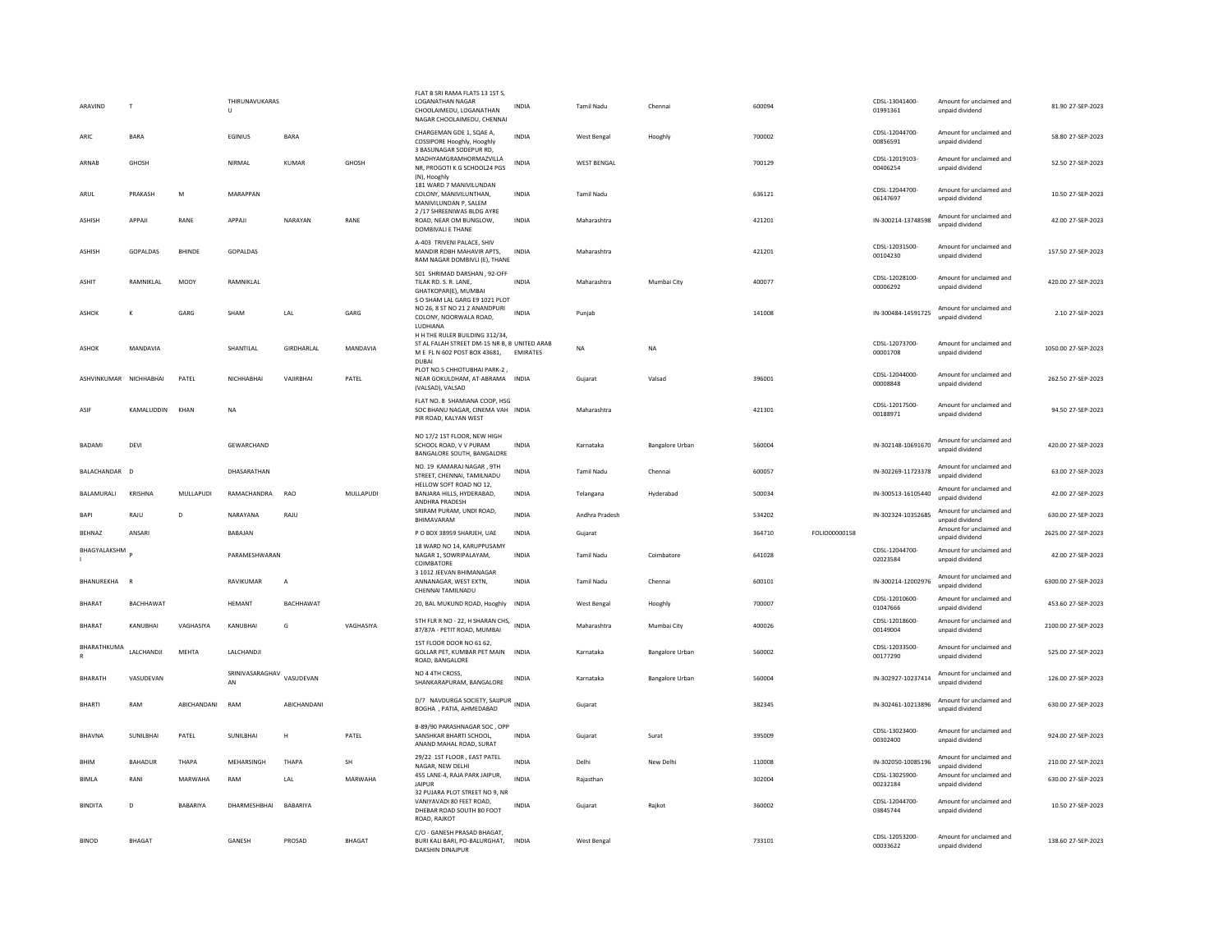| | | | | | | | | | | | | | | | |
|---|---|---|---|---|---|---|---|---|---|---|---|---|---|---|---|
| ARAVIND | T | | THIRUNAVUKARASU | | | FLAT B SRI RAMA FLATS 13 1ST S, LOGANATHAN NAGAR CHOOLAIMEDU, LOGANATHAN NAGAR CHOOLAIMEDU, CHENNAI | INDIA | Tamil Nadu | Chennai | 600094 | | CDSL-13041400-01991361 | Amount for unclaimed and unpaid dividend | 81.90 | 27-SEP-2023 |
| ARIC | BARA | | EGINIUS | BARA | | CHARGEMAN GDE 1, SQAE A, COSSIPORE Hooghly, Hooghly | INDIA | West Bengal | Hooghly | 700002 | | CDSL-12044700-00856591 | Amount for unclaimed and unpaid dividend | 58.80 | 27-SEP-2023 |
| ARNAB | GHOSH | | NIRMAL | KUMAR | GHOSH | 3 BASUNAGAR SODEPUR RD, MADHYAMGRAMHORMAZVILLA NR, PROGOTI K G SCHOOL24 PGS (N), Hooghly | INDIA | WEST BENGAL | | 700129 | | CDSL-12019103-00406254 | Amount for unclaimed and unpaid dividend | 52.50 | 27-SEP-2023 |
| ARUL | PRAKASH | M | MARAPPAN | | | 181 WARD 7 MANIVILUNDAN COLONY, MANIVILUNTHAN, MANIVILUNDAN P, SALEM | INDIA | Tamil Nadu | | 636121 | | CDSL-12044700-06147697 | Amount for unclaimed and unpaid dividend | 10.50 | 27-SEP-2023 |
| ASHISH | APPAJI | RANE | APPAJI | NARAYAN | RANE | 2 /17 SHREENIWAS BLDG AYRE ROAD, NEAR OM BUNGLOW, DOMBIVALI E THANE | INDIA | Maharashtra | | 421201 | | IN-300214-13748598 | Amount for unclaimed and unpaid dividend | 42.00 | 27-SEP-2023 |
| ASHISH | GOPALDAS | BHINDE | GOPALDAS | | | A-403 TRIVENI PALACE, SHIV MANDIR RDBH MAHAVIR APTS, RAM NAGAR DOMBIVLI (E), THANE | INDIA | Maharashtra | | 421201 | | CDSL-12031500-00104230 | Amount for unclaimed and unpaid dividend | 157.50 | 27-SEP-2023 |
| ASHIT | RAMNIKLAL | MODY | RAMNIKLAL | | | 501 SHRIMAD DARSHAN , 92-OFF TILAK RD. S. R. LANE, GHATKOPAR(E), MUMBAI | INDIA | Maharashtra | Mumbai City | 400077 | | CDSL-12028100-00006292 | Amount for unclaimed and unpaid dividend | 420.00 | 27-SEP-2023 |
| ASHOK | K | GARG | SHAM | LAL | GARG | S O SHAM LAL GARG E9 1021 PLOT NO 26, 8 ST NO 21 2 ANANDPURI COLONY, NOORWALA ROAD, LUDHIANA | INDIA | Punjab | | 141008 | | IN-300484-14591725 | Amount for unclaimed and unpaid dividend | 2.10 | 27-SEP-2023 |
| ASHOK | MANDAVIA | | SHANTILAL | GIRDHARLAL | MANDAVIA | H H THE RULER BUILDING 312/34, ST AL FALAH STREET DM-15 NR B, B M E FL N 602 POST BOX 43681, DUBAI | UNITED ARAB EMIRATES | NA | NA | | | CDSL-12073700-00001708 | Amount for unclaimed and unpaid dividend | 1050.00 | 27-SEP-2023 |
| ASHVINKUMAR | NICHHABHAI | PATEL | NICHHABHAI | VAJIRBHAI | PATEL | PLOT NO.5 CHHOTUBHAI PARK-2 , NEAR GOKULDHAM, AT-ABRAMA (VALSAD), VALSAD | INDIA | Gujarat | Valsad | 396001 | | CDSL-12044000-00008848 | Amount for unclaimed and unpaid dividend | 262.50 | 27-SEP-2023 |
| ASIF | KAMALUDDIN | KHAN | NA | | | FLAT NO. 8 SHAMIANA COOP, HSG SOC BHANU NAGAR, CINEMA VAH PIR ROAD, KALYAN WEST | INDIA | Maharashtra | | 421301 | | CDSL-12017500-00188971 | Amount for unclaimed and unpaid dividend | 94.50 | 27-SEP-2023 |
| BADAMI | DEVI | | GEWARCHAND | | | NO 17/2 1ST FLOOR, NEW HIGH SCHOOL ROAD, V V PURAM BANGALORE SOUTH, BANGALORE | INDIA | Karnataka | Bangalore Urban | 560004 | | IN-302148-10691670 | Amount for unclaimed and unpaid dividend | 420.00 | 27-SEP-2023 |
| BALACHANDAR | D | | DHASARATHAN | | | NO. 19 KAMARAJ NAGAR , 9TH STREET, CHENNAI, TAMILNADU | INDIA | Tamil Nadu | Chennai | 600057 | | IN-302269-11723378 | Amount for unclaimed and unpaid dividend | 63.00 | 27-SEP-2023 |
| BALAMURALI | KRISHNA | MULLAPUDI | RAMACHANDRA | RAO | MULLAPUDI | HELLOW SOFT ROAD NO 12, BANJARA HILLS, HYDERABAD, ANDHRA PRADESH | INDIA | Telangana | Hyderabad | 500034 | | IN-300513-16105440 | Amount for unclaimed and unpaid dividend | 42.00 | 27-SEP-2023 |
| BAPI | RAJU | D | NARAYANA | RAJU | | SRIRAM PURAM, UNDI ROAD, BHIMAVARAM | INDIA | Andhra Pradesh | | 534202 | | IN-302324-10352685 | Amount for unclaimed and unpaid dividend | 630.00 | 27-SEP-2023 |
| BEHNAZ | ANSARI | | BABAJAN | | | P O BOX 38959 SHARJEH, UAE | INDIA | Gujarat | | 364710 | FOLIO00000158 | | Amount for unclaimed and unpaid dividend | 2625.00 | 27-SEP-2023 |
| BHAGYALAKSHMI | P | | PARAMESHWARAN | | | 18 WARD NO 14, KARUPPUSAMY NAGAR 1, SOWRIPALAYAM, COIMBATORE | INDIA | Tamil Nadu | Coimbatore | 641028 | | CDSL-12044700-02023584 | Amount for unclaimed and unpaid dividend | 42.00 | 27-SEP-2023 |
| BHANUREKHA | R | | RAVIKUMAR | A | | 3 1012 JEEVAN BHIMANAGAR ANNANAGAR, WEST EXTN, CHENNAI TAMILNADU | INDIA | Tamil Nadu | Chennai | 600101 | | IN-300214-12002976 | Amount for unclaimed and unpaid dividend | 6300.00 | 27-SEP-2023 |
| BHARAT | BACHHAWAT | | HEMANT | BACHHAWAT | | 20, BAL MUKUND ROAD, Hooghly | INDIA | West Bengal | Hooghly | 700007 | | CDSL-12010600-01047666 | Amount for unclaimed and unpaid dividend | 453.60 | 27-SEP-2023 |
| BHARAT | KANUBHAI | VAGHASIYA | KANUBHAI | G | VAGHASIYA | 5TH FLR R NO - 22, H SHARAN CHS, 87/87A - PETIT ROAD, MUMBAI | INDIA | Maharashtra | Mumbai City | 400026 | | CDSL-12018600-00149004 | Amount for unclaimed and unpaid dividend | 2100.00 | 27-SEP-2023 |
| BHARATHKUMAR | LALCHANDJI | MEHTA | LALCHANDJI | | | 1ST FLOOR DOOR NO 61 62, GOLLAR PET, KUMBAR PET MAIN ROAD, BANGALORE | INDIA | Karnataka | Bangalore Urban | 560002 | | CDSL-12033500-00177290 | Amount for unclaimed and unpaid dividend | 525.00 | 27-SEP-2023 |
| BHARATH | VASUDEVAN | | SRINIVASARAGHAVAN | VASUDEVAN | | NO 4 4TH CROSS, SHANKARAPURAM, BANGALORE | INDIA | Karnataka | Bangalore Urban | 560004 | | IN-302927-10237414 | Amount for unclaimed and unpaid dividend | 126.00 | 27-SEP-2023 |
| BHARTI | RAM | ABICHANDANI | RAM | ABICHANDANI | | D/7 NAVDURGA SOCIETY, SAIJPUR BOGHA , PATIA, AHMEDABAD | INDIA | Gujarat | | 382345 | | IN-302461-10213896 | Amount for unclaimed and unpaid dividend | 630.00 | 27-SEP-2023 |
| BHAVNA | SUNILBHAI | PATEL | SUNILBHAI | H | PATEL | B-89/90 PARASHNAGAR SOC , OPP SANSHKAR BHARTI SCHOOL, ANAND MAHAL ROAD, SURAT | INDIA | Gujarat | Surat | 395009 | | CDSL-13023400-00302400 | Amount for unclaimed and unpaid dividend | 924.00 | 27-SEP-2023 |
| BHIM | BAHADUR | THAPA | MEHARSINGH | THAPA | SH | 29/22 1ST FLOOR , EAST PATEL NAGAR, NEW DELHI | INDIA | Delhi | New Delhi | 110008 | | IN-302050-10085196 | Amount for unclaimed and unpaid dividend | 210.00 | 27-SEP-2023 |
| BIMLA | RANI | MARWAHA | RAM | LAL | MARWAHA | 455 LANE-4, RAJA PARK JAIPUR, JAIPUR | INDIA | Rajasthan | | 302004 | | CDSL-13025900-00232184 | Amount for unclaimed and unpaid dividend | 630.00 | 27-SEP-2023 |
| BINDITA | D | BABARIYA | DHARMESHBHAI | BABARIYA | | 32 PUJARA PLOT STREET NO 9, NR VANIYAVADI 80 FEET ROAD, DHEBAR ROAD SOUTH 80 FOOT ROAD, RAJKOT | INDIA | Gujarat | Rajkot | 360002 | | CDSL-12044700-03845744 | Amount for unclaimed and unpaid dividend | 10.50 | 27-SEP-2023 |
| BINOD | BHAGAT | | GANESH | PROSAD | BHAGAT | C/O - GANESH PRASAD BHAGAT, BURI KALI BARI, PO-BALURGHAT, DAKSHIN DINAJPUR | INDIA | West Bengal | | 733101 | | CDSL-12053200-00033622 | Amount for unclaimed and unpaid dividend | 138.60 | 27-SEP-2023 |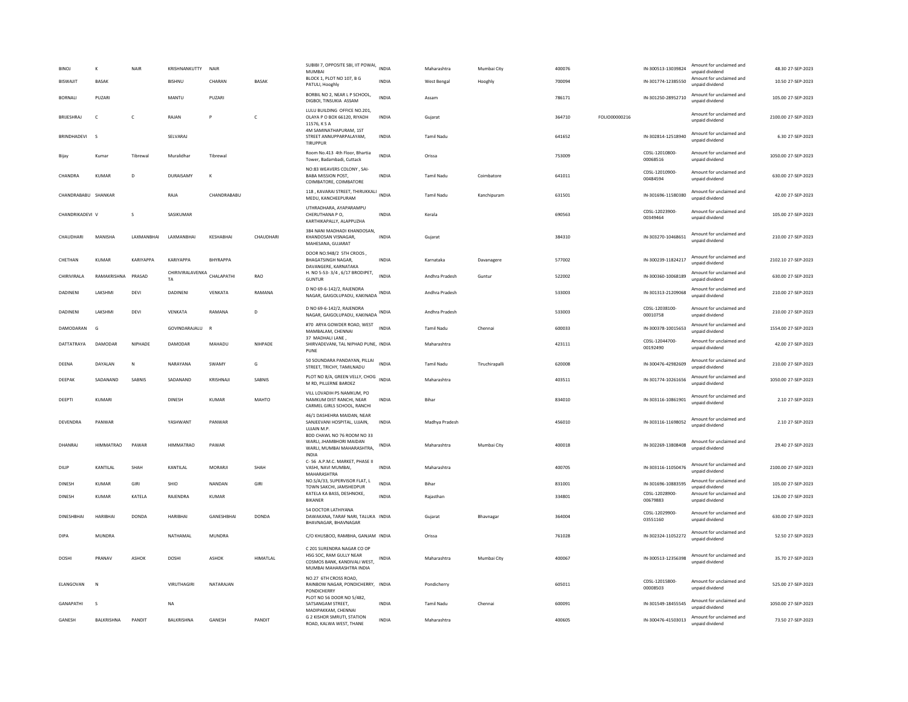| BINOJ | K | NAIR | KRISHNANKUTTY | NAIR | | SUBIBI 7, OPPOSITE SBI, IIT POWAI, MUMBAI | INDIA | Maharashtra | Mumbai City | 400076 | | IN-300513-13039824 | Amount for unclaimed and unpaid dividend | 48.30 | 27-SEP-2023 |
|---|---|---|---|---|---|---|---|---|---|---|---|---|---|---|---|
| BISWAJIT | BASAK | | BISHNU | CHARAN | BASAK | BLOCK 1, PLOT NO 107, B G PATULI, Hooghly | INDIA | West Bengal | Hooghly | 700094 | | IN-301774-12385550 | Amount for unclaimed and unpaid dividend | 10.50 | 27-SEP-2023 |
| BORNALI | PUZARI | | MANTU | PUZARI | | BORBIL NO 2, NEAR L P SCHOOL, DIGBOI, TINSUKIA ASSAM | INDIA | Assam | | 786171 | | IN-301250-28952710 | Amount for unclaimed and unpaid dividend | 105.00 | 27-SEP-2023 |
| BRIJESHRAJ | C | C | RAJAN | P | C | LULU BUILDING OFFICE NO.201, OLAYA P O BOX 66120, RIYADH 11576, K S A | INDIA | Gujarat | | 364710 | FOLIO00000216 | | Amount for unclaimed and unpaid dividend | 2100.00 | 27-SEP-2023 |
| BRINDHADEVI | S | | SELVARAJ | | | 4M SAMINATHAPURAM, 1ST STREET ANNUPPARPALAYAM, TIRUPPUR | INDIA | Tamil Nadu | | 641652 | | IN-302814-12518940 | Amount for unclaimed and unpaid dividend | 6.30 | 27-SEP-2023 |
| Bijay | Kumar | Tibrewal | Muralidhar | Tibrewal | | Room No.413 4th Floor, Bhartia Tower, Badambadi, Cuttack | INDIA | Orissa | | 753009 | | CDSL-12010800-00068516 | Amount for unclaimed and unpaid dividend | 1050.00 | 27-SEP-2023 |
| CHANDRA | KUMAR | D | DURAISAMY | K | | NO:83 WEAVERS COLONY , SAI-BABA MISSION POST, COIMBATORE, COIMBATORE | INDIA | Tamil Nadu | Coimbatore | 641011 | | CDSL-12010900-00484594 | Amount for unclaimed and unpaid dividend | 630.00 | 27-SEP-2023 |
| CHANDRABABU | SHANKAR | | RAJA | CHANDRABABU | | 118 , KAVARAI STREET, THIRUKKALI MEDU, KANCHEEPURAM | INDIA | Tamil Nadu | Kanchipuram | 631501 | | IN-301696-11580380 | Amount for unclaimed and unpaid dividend | 42.00 | 27-SEP-2023 |
| CHANDRIKADEVI | V | S | SASIKUMAR | | | UTHRADHARA, AYAPARAMPU CHERUTHANA P O, KARTHIKAPALLY, ALAPPUZHA | INDIA | Kerala | | 690563 | | CDSL-12023900-00349464 | Amount for unclaimed and unpaid dividend | 105.00 | 27-SEP-2023 |
| CHAUDHARI | MANISHA | LAXMANBHAI | LAXMANBHAI | KESHABHAI | CHAUDHARI | 384 NANI MADHADI KHANDOSAN, KHANDOSAN VISNAGAR, MAHESANA, GUJARAT | INDIA | Gujarat | | 384310 | | IN-303270-10468651 | Amount for unclaimed and unpaid dividend | 210.00 | 27-SEP-2023 |
| CHETHAN | KUMAR | KARIYAPPA | KARIYAPPA | BHYRAPPA | | DOOR NO.948/2 5TH CROOS , BHAGATSINGH NAGAR, DAVANGERE, KARNATAKA | INDIA | Karnataka | Davanagere | 577002 | | IN-300239-11824217 | Amount for unclaimed and unpaid dividend | 2102.10 | 27-SEP-2023 |
| CHIRIVIRALA | RAMAKRISHNA | PRASAD | CHIRIVIRALAVENKATA | CHALAPATHI | RAO | H. NO 5-53- 3/4 , 6/17 BRODIPET, GUNTUR | INDIA | Andhra Pradesh | Guntur | 522002 | | IN-300360-10068189 | Amount for unclaimed and unpaid dividend | 630.00 | 27-SEP-2023 |
| DADINENI | LAKSHMI | DEVI | DADINENI | VENKATA | RAMANA | D NO 69-6-142/2, RAJENDRA NAGAR, GAIGOLUPADU, KAKINADA | INDIA | Andhra Pradesh | | 533003 | | IN-301313-21209068 | Amount for unclaimed and unpaid dividend | 210.00 | 27-SEP-2023 |
| DADINENI | LAKSHMI | DEVI | VENKATA | RAMANA | D | D NO 69-6-142/2, RAJENDRA NAGAR, GAIGOLUPADU, KAKINADA | INDIA | Andhra Pradesh | | 533003 | | CDSL-12038100-00010758 | Amount for unclaimed and unpaid dividend | 210.00 | 27-SEP-2023 |
| DAMODARAN | G | | GOVINDARAJALU | R | | #70 ARYA GOWDER ROAD, WEST MAMBALAM, CHENNAI | INDIA | Tamil Nadu | Chennai | 600033 | | IN-300378-10015653 | Amount for unclaimed and unpaid dividend | 1554.00 | 27-SEP-2023 |
| DATTATRAYA | DAMODAR | NIPHADE | DAMODAR | MAHADU | NIHPADE | 37 MADHALI LANE , SHIRVADEVANI, TAL NIPHAD PUNE, PUNE | INDIA | Maharashtra | | 423111 | | CDSL-12044700-00192490 | Amount for unclaimed and unpaid dividend | 42.00 | 27-SEP-2023 |
| DEENA | DAYALAN | N | NARAYANA | SWAMY | G | 50 SOUNDARA PANDAYAN, PILLAI STREET, TRICHY, TAMILNADU | INDIA | Tamil Nadu | Tiruchirapalli | 620008 | | IN-300476-42982609 | Amount for unclaimed and unpaid dividend | 210.00 | 27-SEP-2023 |
| DEEPAK | SADANAND | SABNIS | SADANAND | KRISHNAJI | SABNIS | PLOT NO 8/A, GREEN VELLY, CHOG M RD, PILLERNE BARDEZ | INDIA | Maharashtra | | 403511 | | IN-301774-10261656 | Amount for unclaimed and unpaid dividend | 1050.00 | 27-SEP-2023 |
| DEEPTI | KUMARI | | DINESH | KUMAR | MAHTO | VILL LOVADIH PS NAMKUM, PO NAMKUM DIST RANCHI, NEAR CARMEL GIRLS SCHOOL, RANCHI | INDIA | Bihar | | 834010 | | IN-303116-10861901 | Amount for unclaimed and unpaid dividend | 2.10 | 27-SEP-2023 |
| DEVENDRA | PANWAR | | YASHWANT | PANWAR | | 46/1 DASHEHRA MAIDAN, NEAR SANJEEVANI HOSPITAL, UJJAIN, UJJAIN M.P. | INDIA | Madhya Pradesh | | 456010 | | IN-303116-11698052 | Amount for unclaimed and unpaid dividend | 2.10 | 27-SEP-2023 |
| DHANRAJ | HIMMATRAO | PAWAR | HIMMATRAO | PAWAR | | BDD CHAWL NO 76 ROOM NO 33 WARLI, JHAMBHORI MAIDAN WARLI, MUMBAI MAHARASHTRA, INDIA | INDIA | Maharashtra | Mumbai City | 400018 | | IN-302269-13808408 | Amount for unclaimed and unpaid dividend | 29.40 | 27-SEP-2023 |
| DILIP | KANTILAL | SHAH | KANTILAL | MORARJI | SHAH | C- 56 A.P.M.C. MARKET, PHASE II VASHI, NAVI MUMBAI, MAHARASHTRA | INDIA | Maharashtra | | 400705 | | IN-303116-11050476 | Amount for unclaimed and unpaid dividend | 2100.00 | 27-SEP-2023 |
| DINESH | KUMAR | GIRI | SHIO | NANDAN | GIRI | NO.5/A/33, SUPERVISOR FLAT, L TOWN SAKCHI, JAMSHEDPUR | INDIA | Bihar | | 831001 | | IN-301696-10883595 | Amount for unclaimed and unpaid dividend | 105.00 | 27-SEP-2023 |
| DINESH | KUMAR | KATELA | RAJENDRA | KUMAR | | KATELA KA BASS, DESHNOKE, BIKANER | INDIA | Rajasthan | | 334801 | | CDSL-12028900-00679883 | Amount for unclaimed and unpaid dividend | 126.00 | 27-SEP-2023 |
| DINESHBHAI | HARIBHAI | DONDA | HARIBHAI | GANESHBHAI | DONDA | 54 DOCTOR LATHIYANA DAWAKANA, TARAF NARI, TALUKA BHAVNAGAR, BHAVNAGAR | INDIA | Gujarat | Bhavnagar | 364004 | | CDSL-12029900-03551160 | Amount for unclaimed and unpaid dividend | 630.00 | 27-SEP-2023 |
| DIPA | MUNDRA | | NATHAMAL | MUNDRA | | C/O KHUSBOO, RAMBHA, GANJAM | INDIA | Orissa | | 761028 | | IN-302324-11052272 | Amount for unclaimed and unpaid dividend | 52.50 | 27-SEP-2023 |
| DOSHI | PRANAV | ASHOK | DOSHI | ASHOK | HIMATLAL | C 201 SURENDRA NAGAR CO OP HSG SOC, RAM GULLY NEAR COSMOS BANK, KANDIVALI WEST, MUMBAI MAHARASHTRA INDIA | INDIA | Maharashtra | Mumbai City | 400067 | | IN-300513-12356398 | Amount for unclaimed and unpaid dividend | 35.70 | 27-SEP-2023 |
| ELANGOVAN | N | | VIRUTHAGIRI | NATARAJAN | | NO.27 6TH CROSS ROAD, RAINBOW NAGAR, PONDICHERRY, PONDICHERRY | INDIA | Pondicherry | | 605011 | | CDSL-12015800-00008503 | Amount for unclaimed and unpaid dividend | 525.00 | 27-SEP-2023 |
| GANAPATHI | S | | NA | | | PLOT NO 56 DOOR NO 5/482, SATSANGAM STREET, MADIPAKKAM, CHENNAI | INDIA | Tamil Nadu | Chennai | 600091 | | IN-301549-18455545 | Amount for unclaimed and unpaid dividend | 1050.00 | 27-SEP-2023 |
| GANESH | BALKRISHNA | PANDIT | BALKRISHNA | GANESH | PANDIT | G 2 KISHOR SMRUTI, STATION ROAD, KALWA WEST, THANE | INDIA | Maharashtra | | 400605 | | IN-300476-41503013 | Amount for unclaimed and unpaid dividend | 73.50 | 27-SEP-2023 |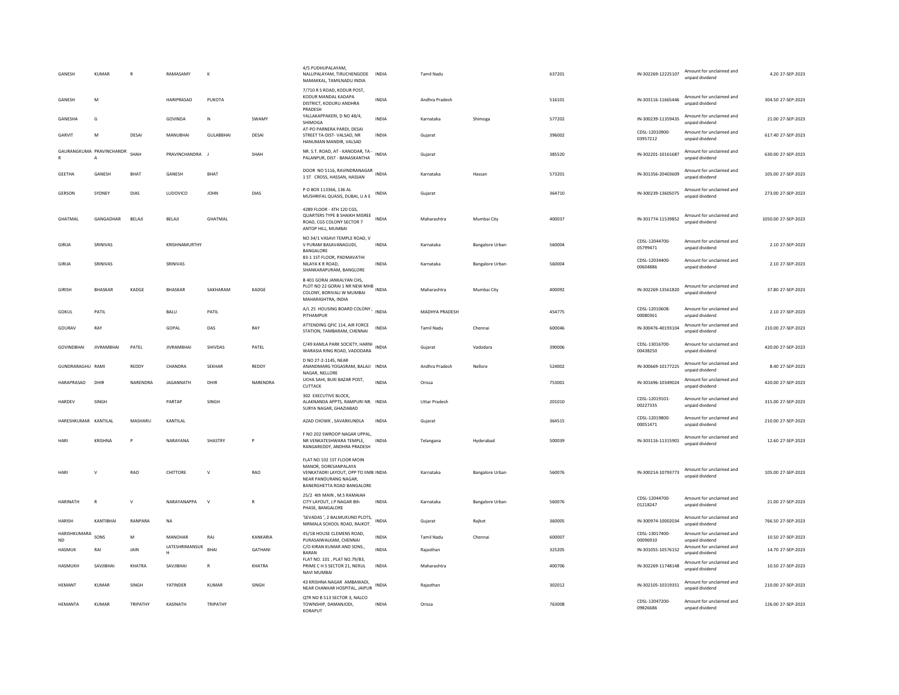| GANESH | KUMAR | R | RAMASAMY | K | | 4/5 PUDHUPALAYAM, NALLIPALAYAM, TIRUCHENGODE NAMAKKAL, TAMILNADU INDIA | INDIA | Tamil Nadu | | 637201 | IN-302269-12225107 | Amount for unclaimed and unpaid dividend | 4.20 | 27-SEP-2023 |
|---|---|---|---|---|---|---|---|---|---|---|---|---|---|---|
| GANESH | M | | HARIPRASAD | PUKOTA | | 7/710 R S ROAD, KODUR POST, KODUR MANDAL KADAPA DISTRICT, KODURU ANDHRA PRADESH | INDIA | Andhra Pradesh | | 516101 | IN-303116-11665446 | Amount for unclaimed and unpaid dividend | 304.50 | 27-SEP-2023 |
| GANESHA | G | | GOVINDA | N | SWAMY | YALLAKAPPAKERI, D NO 48/4, SHIMOGA | INDIA | Karnataka | Shimoga | 577202 | IN-300239-11359435 | Amount for unclaimed and unpaid dividend | 21.00 | 27-SEP-2023 |
| GARVIT | M | DESAI | MANUBHAI | GULABBHAI | DESAI | AT-PO PARNERA PARDI, DESAI STREET TA-DIST- VALSAD, NR HANUMAN MANDIR, VALSAD | INDIA | Gujarat | | 396002 | CDSL-12010900-03957212 | Amount for unclaimed and unpaid dividend | 617.40 | 27-SEP-2023 |
| GAURANGKUMA R | PRAVINCHANDR A | SHAH | PRAVINCHANDRA | J | SHAH | NR. S.T. ROAD, AT - KANODAR, TA - PALANPUR, DIST - BANASKANTHA | INDIA | Gujarat | | 385520 | IN-302201-10161687 | Amount for unclaimed and unpaid dividend | 630.00 | 27-SEP-2023 |
| GEETHA | GANESH | BHAT | GANESH | BHAT | | DOOR NO 5116, RAVINDRANAGAR 1 ST CROSS, HASSAN, HASSAN | INDIA | Karnataka | Hassan | 573201 | IN-301356-20403609 | Amount for unclaimed and unpaid dividend | 105.00 | 27-SEP-2023 |
| GERSON | SYDNEY | DIAS | LUDOVICO | JOHN | DIAS | P O BOX 113366, 136 AL MUSHRIFAL QUASIS, DUBAI, U A E | INDIA | Gujarat | | 364710 | IN-300239-13605075 | Amount for unclaimed and unpaid dividend | 273.00 | 27-SEP-2023 |
| GHATMAL | GANGADHAR | BELAJI | BELAJI | GHATMAL | | 4289 FLOOR - 4TH 120 CGS, QUARTERS TYPE B SHAIKH MISREE ROAD, CGS COLONY SECTOR 7 ANTOP HILL, MUMBAI | INDIA | Maharashtra | Mumbai City | 400037 | IN-301774-11539852 | Amount for unclaimed and unpaid dividend | 1050.00 | 27-SEP-2023 |
| GIRIJA | SRINIVAS | | KRISHNAMURTHY | | | NO 34/1 VASAVI TEMPLE ROAD, V V PURAM BASAVANAGUDI, BANGALORE | INDIA | Karnataka | Bangalore Urban | 560004 | CDSL-12044700-05799471 | Amount for unclaimed and unpaid dividend | 2.10 | 27-SEP-2023 |
| GIRIJA | SRINIVAS | | SRINIVAS | | | 83-1 1ST FLOOR, PADMAVATHI NILAYA K R ROAD, SHANKARAPURAM, BANGLORE | INDIA | Karnataka | Bangalore Urban | 560004 | CDSL-12034400-00604886 | Amount for unclaimed and unpaid dividend | 2.10 | 27-SEP-2023 |
| GIRISH | BHASKAR | KADGE | BHASKAR | SAKHARAM | KADGE | B 401 GORAI JANKALYAN CHS, PLOT NO 22 GORAI 1 NR NEW MHB COLONY, BORIVALI W MUMBAI MAHARASHTRA, INDIA | INDIA | Maharashtra | Mumbai City | 400092 | IN-302269-13561820 | Amount for unclaimed and unpaid dividend | 37.80 | 27-SEP-2023 |
| GOKUL | PATIL | | BALU | PATIL | | A/L 25 HOUSING BOARD COLONY , PITHAMPUR | INDIA | MADHYA PRADESH | | 454775 | CDSL-12010608-00080361 | Amount for unclaimed and unpaid dividend | 2.10 | 27-SEP-2023 |
| GOURAV | RAY | | GOPAL | DAS | RAY | ATTENDING QFIC 114, AIR FORCE STATION, TAMBARAM, CHENNAI | INDIA | Tamil Nadu | Chennai | 600046 | IN-300476-40193104 | Amount for unclaimed and unpaid dividend | 210.00 | 27-SEP-2023 |
| GOVINDBHAI | JIVRAMBHAI | PATEL | JIVRAMBHAI | SHIVDAS | PATEL | C/49 KAMLA PARK SOCIETY, HARNI WARASIA RING ROAD, VADODARA | INDIA | Gujarat | Vadodara | 390006 | CDSL-13016700-00438250 | Amount for unclaimed and unpaid dividend | 420.00 | 27-SEP-2023 |
| GUNDRARAGHU | RAMI | REDDY | CHANDRA | SEKHAR | REDDY | D NO 27-2-1145, NEAR ANANDMARG YOGASRAM, BALAJI NAGAR, NELLORE | INDIA | Andhra Pradesh | Nellore | 524002 | IN-300669-10177225 | Amount for unclaimed and unpaid dividend | 8.40 | 27-SEP-2023 |
| HARAPRASAD | DHIR | NARENDRA | JAGANNATH | DHIR | NARENDRA | UCHA SAHI, BUXI BAZAR POST, CUTTACK | INDIA | Orissa | | 753001 | IN-301696-10349024 | Amount for unclaimed and unpaid dividend | 420.00 | 27-SEP-2023 |
| HARDEV | SINGH | | PARTAP | SINGH | | 302 EXECUTIVE BLOCK, ALAKNANDA APPTS, RAMPURI NR. SURYA NAGAR, GHAZIABAD | INDIA | Uttar Pradesh | | 201010 | CDSL-12019101-00227335 | Amount for unclaimed and unpaid dividend | 315.00 | 27-SEP-2023 |
| HARESHKUMAR | KANTILAL | MASHARU | KANTILAL | | | AZAD CHOWK , SAVARKUNDLA | INDIA | Gujarat | | 364515 | CDSL-12019800-00051471 | Amount for unclaimed and unpaid dividend | 210.00 | 27-SEP-2023 |
| HARI | KRISHNA | P | NARAYANA | SHASTRY | P | F NO 202 SWROOP NAGAR UPPAL, NR VENKATESHWARA TEMPLE, RANGAREDDY, ANDHRA PRADESH | INDIA | Telangana | Hyderabad | 500039 | IN-303116-11315901 | Amount for unclaimed and unpaid dividend | 12.60 | 27-SEP-2023 |
| HARI | V | RAO | CHITTORE | V | RAO | FLAT NO 102 1ST FLOOR MOIN MANOR, DORESANPALAYA VENKATADRI LAYOUT, OPP TO IIMB NEAR PANDURANG NAGAR, BANERGHETTA ROAD BANGALORE | INDIA | Karnataka | Bangalore Urban | 560076 | IN-300214-10793773 | Amount for unclaimed and unpaid dividend | 105.00 | 27-SEP-2023 |
| HARINATH | R | V | NARAYANAPPA | V | R | 25/2 4th MAIN , M.S RAMAIAH CITY LAYOUT, J.P NAGAR 8th PHASE, BANGALORE | INDIA | Karnataka | Bangalore Urban | 560076 | CDSL-12044700-01218247 | Amount for unclaimed and unpaid dividend | 21.00 | 27-SEP-2023 |
| HARISH | KANTIBHAI | RANPARA | NA | | | 'SEVADAS ', 2 BALMUKUND PLOTS, NIRMALA SCHOOL ROAD, RAJKOT. | INDIA | Gujarat | Rajkot | 360005 | IN-300974-10002034 | Amount for unclaimed and unpaid dividend | 766.50 | 27-SEP-2023 |
| HARISHKUMARA ND | SONS | M | MANOHAR | RAJ | KANKARIA | 45/1B HOUSE CLEMENS ROAD, PURASAIWALKAM, CHENNAI | INDIA | Tamil Nadu | Chennai | 600007 | CDSL-13017400-00096910 | Amount for unclaimed and unpaid dividend | 10.50 | 27-SEP-2023 |
| HASMUK | RAI | JAIN | LATESHRIMANSUK H | BHAI | GATHANI | C/O KIRAN KUMAR AND SONS., BARAN | INDIA | Rajasthan | | 325205 | IN-301055-10576152 | Amount for unclaimed and unpaid dividend | 14.70 | 27-SEP-2023 |
| HASMUKH | SAVJIBHAI | KHATRA | SAVJIBHAI | R | KHATRA | FLAT NO. 101 , PLAT NO.79/B3, PRIME C H S SECTOR 21, NERUL NAVI MUMBAI | INDIA | Maharashtra | | 400706 | IN-302269-11748148 | Amount for unclaimed and unpaid dividend | 10.50 | 27-SEP-2023 |
| HEMANT | KUMAR | SINGH | YATINDER | KUMAR | SINGH | 43 KRISHNA NAGAR AMBAWADI, NEAR CHANHAR HOSPITAL, JAIPUR | INDIA | Rajasthan | | 302012 | IN-302105-10319351 | Amount for unclaimed and unpaid dividend | 210.00 | 27-SEP-2023 |
| HEMANTA | KUMAR | TRIPATHY | KASINATH | TRIPATHY | | QTR NO B 513 SECTOR 3, NALCO TOWNSHIP, DAMANJODI, KORAPUT | INDIA | Orissa | | 763008 | CDSL-12047200-09826686 | Amount for unclaimed and unpaid dividend | 126.00 | 27-SEP-2023 |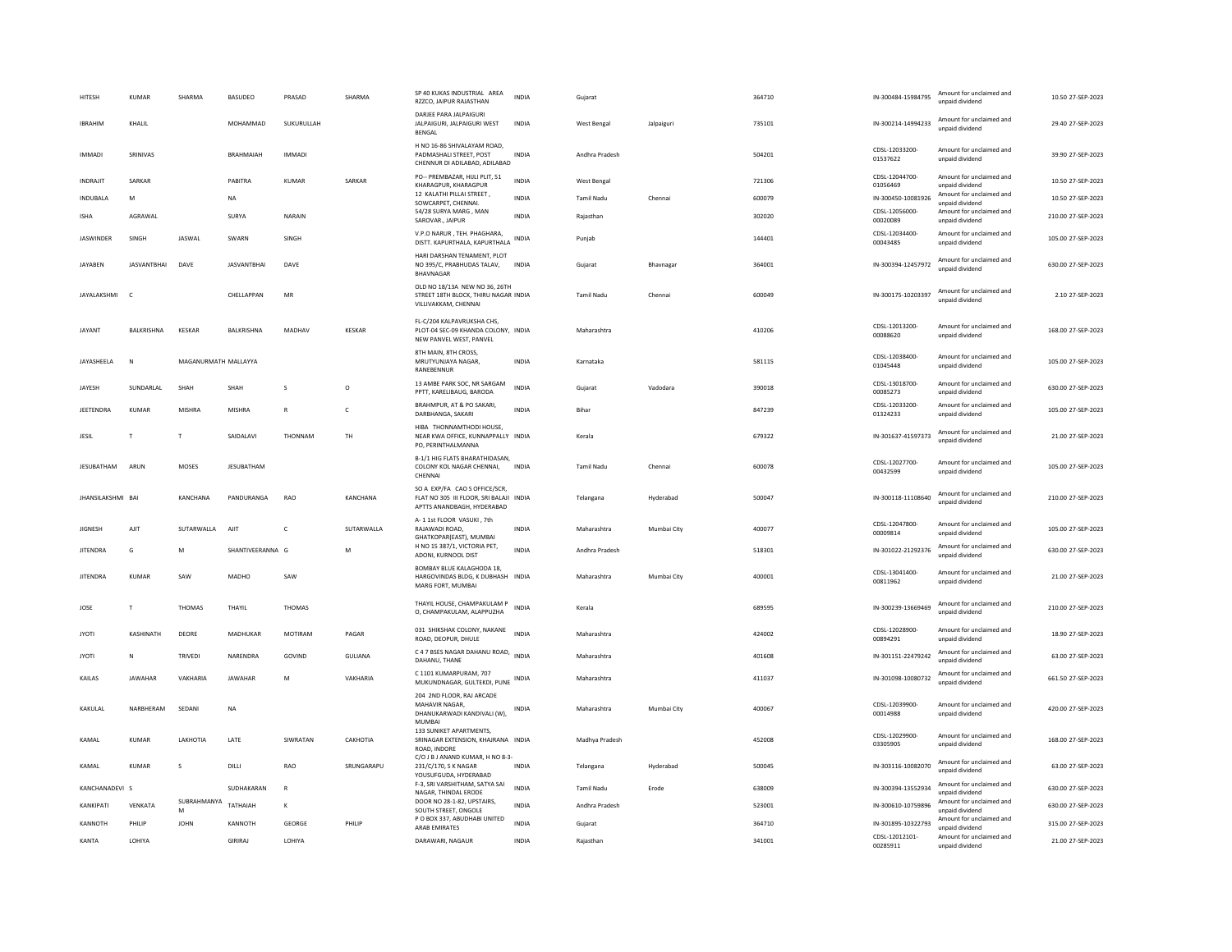| | | | | | | | | | | | | | | |
|---|---|---|---|---|---|---|---|---|---|---|---|---|---|---|
| HITESH | KUMAR | SHARMA | BASUDEO | PRASAD | SHARMA | SP 40 KUKAS INDUSTRIAL AREA RZZCO, JAIPUR RAJASTHAN | INDIA | Gujarat | | 364710 | IN-300484-15984795 | Amount for unclaimed and unpaid dividend | 10.50 | 27-SEP-2023 |
| IBRAHIM | KHALIL | | MOHAMMAD | SUKURULLAH | | DARJEE PARA JALPAIGURI JALPAIGURI, JALPAIGURI WEST BENGAL | INDIA | West Bengal | Jalpaiguri | 735101 | IN-300214-14994233 | Amount for unclaimed and unpaid dividend | 29.40 | 27-SEP-2023 |
| IMMADI | SRINIVAS | | BRAHMAIAH | IMMADI | | H NO 16-86 SHIVALAYAM ROAD, PADMASHALI STREET, POST CHENNUR DI ADILABAD, ADILABAD | INDIA | Andhra Pradesh | | 504201 | CDSL-12033200-01537622 | Amount for unclaimed and unpaid dividend | 39.90 | 27-SEP-2023 |
| INDRAJIT | SARKAR | | PABITRA | KUMAR | SARKAR | PO-- PREMBAZAR, HIJLI PLIT, 51 KHARAGPUR, KHARAGPUR | INDIA | West Bengal | | 721306 | CDSL-12044700-01056469 | Amount for unclaimed and unpaid dividend | 10.50 | 27-SEP-2023 |
| INDUBALA | M | | NA | | | 12 KALATHI PILLAI STREET , SOWCARPET, CHENNAI. | INDIA | Tamil Nadu | Chennai | 600079 | IN-300450-10081926 | Amount for unclaimed and unpaid dividend | 10.50 | 27-SEP-2023 |
| ISHA | AGRAWAL | | SURYA | NARAIN | | 54/28 SURYA MARG , MAN SAROVAR., JAIPUR | INDIA | Rajasthan | | 302020 | CDSL-12056000-00020089 | Amount for unclaimed and unpaid dividend | 210.00 | 27-SEP-2023 |
| JASWINDER | SINGH | JASWAL | SWARN | SINGH | | V.P.O NARUR , TEH. PHAGHARA, DISTT. KAPURTHALA, KAPURTHALA | INDIA | Punjab | | 144401 | CDSL-12034400-00043485 | Amount for unclaimed and unpaid dividend | 105.00 | 27-SEP-2023 |
| JAYABEN | JASVANTBHAI | DAVE | JASVANTBHAI | DAVE | | HARI DARSHAN TENAMENT, PLOT NO 395/C, PRABHUDAS TALAV, BHAVNAGAR | INDIA | Gujarat | Bhavnagar | 364001 | IN-300394-12457972 | Amount for unclaimed and unpaid dividend | 630.00 | 27-SEP-2023 |
| JAYALAKSHMI | C | | CHELLAPPAN | MR | | OLD NO 18/13A NEW NO 36, 26TH STREET 18TH BLOCK, THIRU NAGAR VILLIVAKKAM, CHENNAI | INDIA | Tamil Nadu | Chennai | 600049 | IN-300175-10203397 | Amount for unclaimed and unpaid dividend | 2.10 | 27-SEP-2023 |
| JAYANT | BALKRISHNA | KESKAR | BALKRISHNA | MADHAV | KESKAR | FL-C/204 KALPAVRUKSHA CHS, PLOT-04 SEC-09 KHANDA COLONY, NEW PANVEL WEST, PANVEL | INDIA | Maharashtra | | 410206 | CDSL-12013200-00088620 | Amount for unclaimed and unpaid dividend | 168.00 | 27-SEP-2023 |
| JAYASHEELA | N | MAGANURMATH | MALLAYYA | | | 8TH MAIN, 8TH CROSS, MRUTYUNJAYA NAGAR, RANEBENNUR | INDIA | Karnataka | | 581115 | CDSL-12038400-01045448 | Amount for unclaimed and unpaid dividend | 105.00 | 27-SEP-2023 |
| JAYESH | SUNDARLAL | SHAH | SHAH | S | O | 13 AMBE PARK SOC, NR SARGAM PPTT, KARELIBAUG, BARODA | INDIA | Gujarat | Vadodara | 390018 | CDSL-13018700-00085273 | Amount for unclaimed and unpaid dividend | 630.00 | 27-SEP-2023 |
| JEETENDRA | KUMAR | MISHRA | MISHRA | R | C | BRAHMPUR, AT & PO SAKARI, DARBHANGA, SAKARI | INDIA | Bihar | | 847239 | CDSL-12033200-01324233 | Amount for unclaimed and unpaid dividend | 105.00 | 27-SEP-2023 |
| JESIL | T | T | SAIDALAVI | THONNAM | TH | HIBA THONNAMTHODI HOUSE, NEAR KWA OFFICE, KUNNAPPALLY PO, PERINTHALMANNA | INDIA | Kerala | | 679322 | IN-301637-41597373 | Amount for unclaimed and unpaid dividend | 21.00 | 27-SEP-2023 |
| JESUBATHAM | ARUN | MOSES | JESUBATHAM | | | B-1/1 HIG FLATS BHARATHIDASAN, COLONY KOL NAGAR CHENNAI, CHENNAI | INDIA | Tamil Nadu | Chennai | 600078 | CDSL-12027700-00432599 | Amount for unclaimed and unpaid dividend | 105.00 | 27-SEP-2023 |
| JHANSILAKSHMI | BAI | KANCHANA | PANDURANGA | RAO | KANCHANA | SO A EXP/FA CAO S OFFICE/SCR, FLAT NO 305 III FLOOR, SRI BALAJI APTTS ANANDBAGH, HYDERABAD | INDIA | Telangana | Hyderabad | 500047 | IN-300118-11108640 | Amount for unclaimed and unpaid dividend | 210.00 | 27-SEP-2023 |
| JIGNESH | AJIT | SUTARWALLA | AJIT | C | SUTARWALLA | A- 1 1st FLOOR VASUKI , 7th RAJAWADI ROAD, GHATKOPAR(EAST), MUMBAI | INDIA | Maharashtra | Mumbai City | 400077 | CDSL-12047800-00009814 | Amount for unclaimed and unpaid dividend | 105.00 | 27-SEP-2023 |
| JITENDRA | G | M | SHANTIVEERANNA | G | M | H NO 15 387/1, VICTORIA PET, ADONI, KURNOOL DIST | INDIA | Andhra Pradesh | | 518301 | IN-301022-21292376 | Amount for unclaimed and unpaid dividend | 630.00 | 27-SEP-2023 |
| JITENDRA | KUMAR | SAW | MADHO | SAW | | BOMBAY BLUE KALAGHODA 18, HARGOVINDAS BLDG, K DUBHASH MARG FORT, MUMBAI | INDIA | Maharashtra | Mumbai City | 400001 | CDSL-13041400-00811962 | Amount for unclaimed and unpaid dividend | 21.00 | 27-SEP-2023 |
| JOSE | T | THOMAS | THAYIL | THOMAS | | THAYIL HOUSE, CHAMPAKULAM P O, CHAMPAKULAM, ALAPPUZHA | INDIA | Kerala | | 689595 | IN-300239-13669469 | Amount for unclaimed and unpaid dividend | 210.00 | 27-SEP-2023 |
| JYOTI | KASHINATH | DEORE | MADHUKAR | MOTIRAM | PAGAR | 031 SHIKSHAK COLONY, NAKANE ROAD, DEOPUR, DHULE | INDIA | Maharashtra | | 424002 | CDSL-12028900-00894291 | Amount for unclaimed and unpaid dividend | 18.90 | 27-SEP-2023 |
| JYOTI | N | TRIVEDI | NARENDRA | GOVIND | GULIANA | C 4 7 BSES NAGAR DAHANU ROAD, DAHANU, THANE | INDIA | Maharashtra | | 401608 | IN-301151-22479242 | Amount for unclaimed and unpaid dividend | 63.00 | 27-SEP-2023 |
| KAILAS | JAWAHAR | VAKHARIA | JAWAHAR | M | VAKHARIA | C 1101 KUMARPURAM, 707 MUKUNDNAGAR, GULTEKDI, PUNE | INDIA | Maharashtra | | 411037 | IN-301098-10080732 | Amount for unclaimed and unpaid dividend | 661.50 | 27-SEP-2023 |
| KAKULAL | NARBHERAM | SEDANI | NA | | | 204 2ND FLOOR, RAJ ARCADE MAHAVIR NAGAR, DHANUKARWADI KANDIVALI (W), MUMBAI | INDIA | Maharashtra | Mumbai City | 400067 | CDSL-12039900-00014988 | Amount for unclaimed and unpaid dividend | 420.00 | 27-SEP-2023 |
| KAMAL | KUMAR | LAKHOTIA | LATE | SIWRATAN | CAKHOTIA | 133 SUNIKET APARTMENTS, SRINAGAR EXTENSION, KHAJRANA ROAD, INDORE | INDIA | Madhya Pradesh | | 452008 | CDSL-12029900-03305905 | Amount for unclaimed and unpaid dividend | 168.00 | 27-SEP-2023 |
| KAMAL | KUMAR | S | DILLI | RAO | SRUNGARAPU | C/O J B J ANAND KUMAR, H NO 8-3-231/C/170, S K NAGAR YOUSUFGUDA, HYDERABAD | INDIA | Telangana | Hyderabad | 500045 | IN-303116-10082070 | Amount for unclaimed and unpaid dividend | 63.00 | 27-SEP-2023 |
| KANCHANADEVI | S | | SUDHAKARAN | R | | F-3, SRI VARSHITHAM, SATYA SAI NAGAR, THINDAL ERODE | INDIA | Tamil Nadu | Erode | 638009 | IN-300394-13552934 | Amount for unclaimed and unpaid dividend | 630.00 | 27-SEP-2023 |
| KANKIPATI | VENKATA | SUBRAHMANYA M | TATHAIAH | K | | DOOR NO 28-1-82, UPSTAIRS, SOUTH STREET, ONGOLE | INDIA | Andhra Pradesh | | 523001 | IN-300610-10759896 | Amount for unclaimed and unpaid dividend | 630.00 | 27-SEP-2023 |
| KANNOTH | PHILIP | JOHN | KANNOTH | GEORGE | PHILIP | P O BOX 337, ABUDHABI UNITED ARAB EMIRATES | INDIA | Gujarat | | 364710 | IN-301895-10322793 | Amount for unclaimed and unpaid dividend | 315.00 | 27-SEP-2023 |
| KANTA | LOHIYA | | GIRIRAJ | LOHIYA | | DARAWARI, NAGAUR | INDIA | Rajasthan | | 341001 | CDSL-12012101-00285911 | Amount for unclaimed and unpaid dividend | 21.00 | 27-SEP-2023 |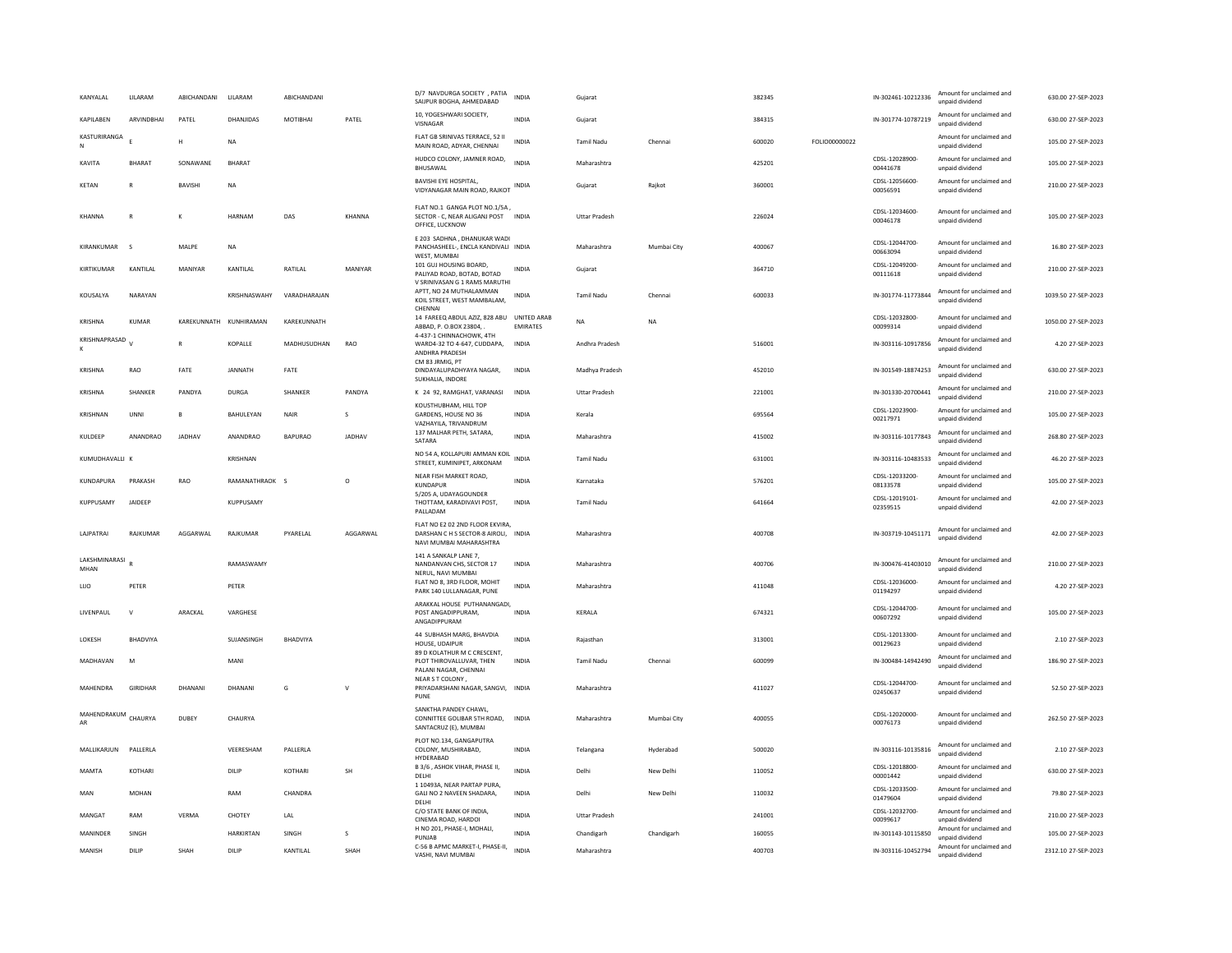| | | | | | | | | | | | | | | | |
|---|---|---|---|---|---|---|---|---|---|---|---|---|---|---|---|
| KANYALAL | LILARAM | ABICHANDANI | LILARAM | ABICHANDANI | | D/7 NAVDURGA SOCIETY , PATIA SAIPUR BOGHA, AHMEDABAD | INDIA | Gujarat | | 382345 | | IN-302461-10212336 | Amount for unclaimed and unpaid dividend | 630.00 | 27-SEP-2023 |
| KAPILABEN | ARVINDBHAI | PATEL | DHANJIDAS | MOTIBHAI | PATEL | 10, YOGESHWARI SOCIETY, VISNAGAR | INDIA | Gujarat | | 384315 | | IN-301774-10787219 | Amount for unclaimed and unpaid dividend | 630.00 | 27-SEP-2023 |
| KASTURIRANGA N | E | H | NA | | | FLAT GB SRINIVAS TERRACE, 52 II MAIN ROAD, ADYAR, CHENNAI | INDIA | Tamil Nadu | Chennai | 600020 | FOLIO00000022 | | Amount for unclaimed and unpaid dividend | 105.00 | 27-SEP-2023 |
| KAVITA | BHARAT | SONAWANE | BHARAT | | | HUDCO COLONY, JAMNER ROAD, BHUSAWAL | INDIA | Maharashtra | | 425201 | | CDSL-12028900-00441678 | Amount for unclaimed and unpaid dividend | 105.00 | 27-SEP-2023 |
| KETAN | R | BAVISHI | NA | | | BAVISHI EYE HOSPITAL, VIDYANAGAR MAIN ROAD, RAJKOT | INDIA | Gujarat | Rajkot | 360001 | | CDSL-12056600-00056591 | Amount for unclaimed and unpaid dividend | 210.00 | 27-SEP-2023 |
| KHANNA | R | K | HARNAM | DAS | KHANNA | FLAT NO.1 GANGA PLOT NO.1/5A , SECTOR - C, NEAR ALIGANJ POST OFFICE, LUCKNOW | INDIA | Uttar Pradesh | | 226024 | | CDSL-12034600-00046178 | Amount for unclaimed and unpaid dividend | 105.00 | 27-SEP-2023 |
| KIRANKUMAR | S | MALPE | NA | | | E 203 SADHNA , DHANUKAR WADI PANCHASHEEL-, ENCLA KANDIVALI WEST, MUMBAI | INDIA | Maharashtra | Mumbai City | 400067 | | CDSL-12044700-00663094 | Amount for unclaimed and unpaid dividend | 16.80 | 27-SEP-2023 |
| KIRTIKUMAR | KANTILAL | MANIYAR | KANTILAL | RATILAL | MANIYAR | 101 GUJ HOUSING BOARD, PALIYAD ROAD, BOTAD, BOTAD | INDIA | Gujarat | | 364710 | | CDSL-12049200-00111618 | Amount for unclaimed and unpaid dividend | 210.00 | 27-SEP-2023 |
| KOUSALYA | NARAYAN | | KRISHNASWAHY | VARADHARAJAN | | V SRINIVASAN G 1 RAMS MARUTHI APTT, NO 24 MUTHALAMMAN KOIL STREET, WEST MAMBALAM, CHENNAI | INDIA | Tamil Nadu | Chennai | 600033 | | IN-301774-11773844 | Amount for unclaimed and unpaid dividend | 1039.50 | 27-SEP-2023 |
| KRISHNA | KUMAR | KAREKUNNATH | KUNHIRAMAN | KAREKUNNATH | | 14 FAREEQ ABDUL AZIZ, 828 ABU ABBAD, P. O.BOX 23804, . | UNITED ARAB EMIRATES | NA | NA | | | CDSL-12032800-00099314 | Amount for unclaimed and unpaid dividend | 1050.00 | 27-SEP-2023 |
| KRISHNAPRASAD K | V | R | KOPALLE | MADHUSUDHAN | RAO | 4-437-1 CHINNACHOWK, 4TH WARD4-32 TO 4-647, CUDDAPA, ANDHRA PRADESH | INDIA | Andhra Pradesh | | 516001 | | IN-303116-10917856 | Amount for unclaimed and unpaid dividend | 4.20 | 27-SEP-2023 |
| KRISHNA | RAO | FATE | JANNATH | FATE | | CM 83 JRMIG, PT DINDAYALUPADHYAYA NAGAR, SUKHALIA, INDORE | INDIA | Madhya Pradesh | | 452010 | | IN-301549-18874253 | Amount for unclaimed and unpaid dividend | 630.00 | 27-SEP-2023 |
| KRISHNA | SHANKER | PANDYA | DURGA | SHANKER | PANDYA | K 24 92, RAMGHAT, VARANASI | INDIA | Uttar Pradesh | | 221001 | | IN-301330-20700441 | Amount for unclaimed and unpaid dividend | 210.00 | 27-SEP-2023 |
| KRISHNAN | UNNI | B | BAHULEYAN | NAIR | S | KOUSTHUBHAM, HILL TOP GARDENS, HOUSE NO 36 VAZHAYILA, TRIVANDRUM | INDIA | Kerala | | 695564 | | CDSL-12023900-00217971 | Amount for unclaimed and unpaid dividend | 105.00 | 27-SEP-2023 |
| KULDEEP | ANANDRAO | JADHAV | ANANDRAO | BAPURAO | JADHAV | 137 MALHAR PETH, SATARA, SATARA | INDIA | Maharashtra | | 415002 | | IN-303116-10177843 | Amount for unclaimed and unpaid dividend | 268.80 | 27-SEP-2023 |
| KUMUDHAVALLI | K | | KRISHNAN | | | NO 54 A, KOLLAPURI AMMAN KOIL STREET, KUMINIPET, ARKONAM | INDIA | Tamil Nadu | | 631001 | | IN-303116-10483533 | Amount for unclaimed and unpaid dividend | 46.20 | 27-SEP-2023 |
| KUNDAPURA | PRAKASH | RAO | RAMANATHRAOK | S | O | NEAR FISH MARKET ROAD, KUNDAPUR | INDIA | Karnataka | | 576201 | | CDSL-12033200-08133578 | Amount for unclaimed and unpaid dividend | 105.00 | 27-SEP-2023 |
| KUPPUSAMY | JAIDEEP | | KUPPUSAMY | | | 5/205 A, UDAYAGOUNDER THOTTAM, KARADIVAVI POST, PALLADAM | INDIA | Tamil Nadu | | 641664 | | CDSL-12019101-02359515 | Amount for unclaimed and unpaid dividend | 42.00 | 27-SEP-2023 |
| LAJPATRAI | RAJKUMAR | AGGARWAL | RAJKUMAR | PYARELAL | AGGARWAL | FLAT NO E2 02 2ND FLOOR EKVIRA, DARSHAN C H S SECTOR-8 AIROLI, NAVI MUMBAI MAHARASHTRA | INDIA | Maharashtra | | 400708 | | IN-303719-10451171 | Amount for unclaimed and unpaid dividend | 42.00 | 27-SEP-2023 |
| LAKSHMINARASIMHAN | R | | RAMASWAMY | | | 141 A SANKALP LANE 7, NANDANVAN CHS, SECTOR 17 NERUL, NAVI MUMBAI | INDIA | Maharashtra | | 400706 | | IN-300476-41403010 | Amount for unclaimed and unpaid dividend | 210.00 | 27-SEP-2023 |
| LIJO | PETER | | PETER | | | FLAT NO 8, 3RD FLOOR, MOHIT PARK 140 LULLANAGAR, PUNE | INDIA | Maharashtra | | 411048 | | CDSL-12036000-01194297 | Amount for unclaimed and unpaid dividend | 4.20 | 27-SEP-2023 |
| LIVENPAUL | V | ARACKAL | VARGHESE | | | ARAKKAL HOUSE PUTHANANGADI, POST ANGADIPPURAM, ANGADIPPURAM | INDIA | KERALA | | 674321 | | CDSL-12044700-00607292 | Amount for unclaimed and unpaid dividend | 105.00 | 27-SEP-2023 |
| LOKESH | BHADVIYA | | SUJANSINGH | BHADVIYA | | 44 SUBHASH MARG, BHAVDIA HOUSE, UDAIPUR | INDIA | Rajasthan | | 313001 | | CDSL-12013300-00129623 | Amount for unclaimed and unpaid dividend | 2.10 | 27-SEP-2023 |
| MADHAVAN | M | | MANI | | | 89 D KOLATHUR M C CRESCENT, PLOT THIROVALLUVAR, THEN PALANI NAGAR, CHENNAI | INDIA | Tamil Nadu | Chennai | 600099 | | IN-300484-14942490 | Amount for unclaimed and unpaid dividend | 186.90 | 27-SEP-2023 |
| MAHENDRA | GIRIDHAR | DHANANI | DHANANI | G | V | NEAR S T COLONY , PRIYADARSHANI NAGAR, SANGVI, PUNE | INDIA | Maharashtra | | 411027 | | CDSL-12044700-02450637 | Amount for unclaimed and unpaid dividend | 52.50 | 27-SEP-2023 |
| MAHENDRAKUMAR | CHAURYA | DUBEY | CHAURYA | | | SANKTHA PANDEY CHAWL, CONNITTEE GOLIBAR 5TH ROAD, SANTACRUZ (E), MUMBAI | INDIA | Maharashtra | Mumbai City | 400055 | | CDSL-12020000-00076173 | Amount for unclaimed and unpaid dividend | 262.50 | 27-SEP-2023 |
| MALLIKARJUN | PALLERLA | | VEERESHAM | PALLERLA | | PLOT NO.134, GANGAPUTRA COLONY, MUSHIRABAD, HYDERABAD | INDIA | Telangana | Hyderabad | 500020 | | IN-303116-10135816 | Amount for unclaimed and unpaid dividend | 2.10 | 27-SEP-2023 |
| MAMTA | KOTHARI | | DILIP | KOTHARI | SH | B 3/6 , ASHOK VIHAR, PHASE II, DELHI | INDIA | Delhi | New Delhi | 110052 | | CDSL-12018800-00001442 | Amount for unclaimed and unpaid dividend | 630.00 | 27-SEP-2023 |
| MAN | MOHAN | | RAM | CHANDRA | | 1 10493A, NEAR PARTAP PURA, GALI NO 2 NAVEEN SHADARA, DELHI | INDIA | Delhi | New Delhi | 110032 | | CDSL-12033500-01479604 | Amount for unclaimed and unpaid dividend | 79.80 | 27-SEP-2023 |
| MANGAT | RAM | VERMA | CHOTEY | LAL | | C/O STATE BANK OF INDIA, CINEMA ROAD, HARDOI | INDIA | Uttar Pradesh | | 241001 | | CDSL-12032700-00099617 | Amount for unclaimed and unpaid dividend | 210.00 | 27-SEP-2023 |
| MANINDER | SINGH | | HARKIRTAN | SINGH | S | H NO 201, PHASE-I, MOHALI, PUNJAB | INDIA | Chandigarh | Chandigarh | 160055 | | IN-301143-10115850 | Amount for unclaimed and unpaid dividend | 105.00 | 27-SEP-2023 |
| MANISH | DILIP | SHAH | DILIP | KANTILAL | SHAH | C-56 B APMC MARKET-I, PHASE-II, VASHI, NAVI MUMBAI | INDIA | Maharashtra | | 400703 | | IN-303116-10452794 | Amount for unclaimed and unpaid dividend | 2312.10 | 27-SEP-2023 |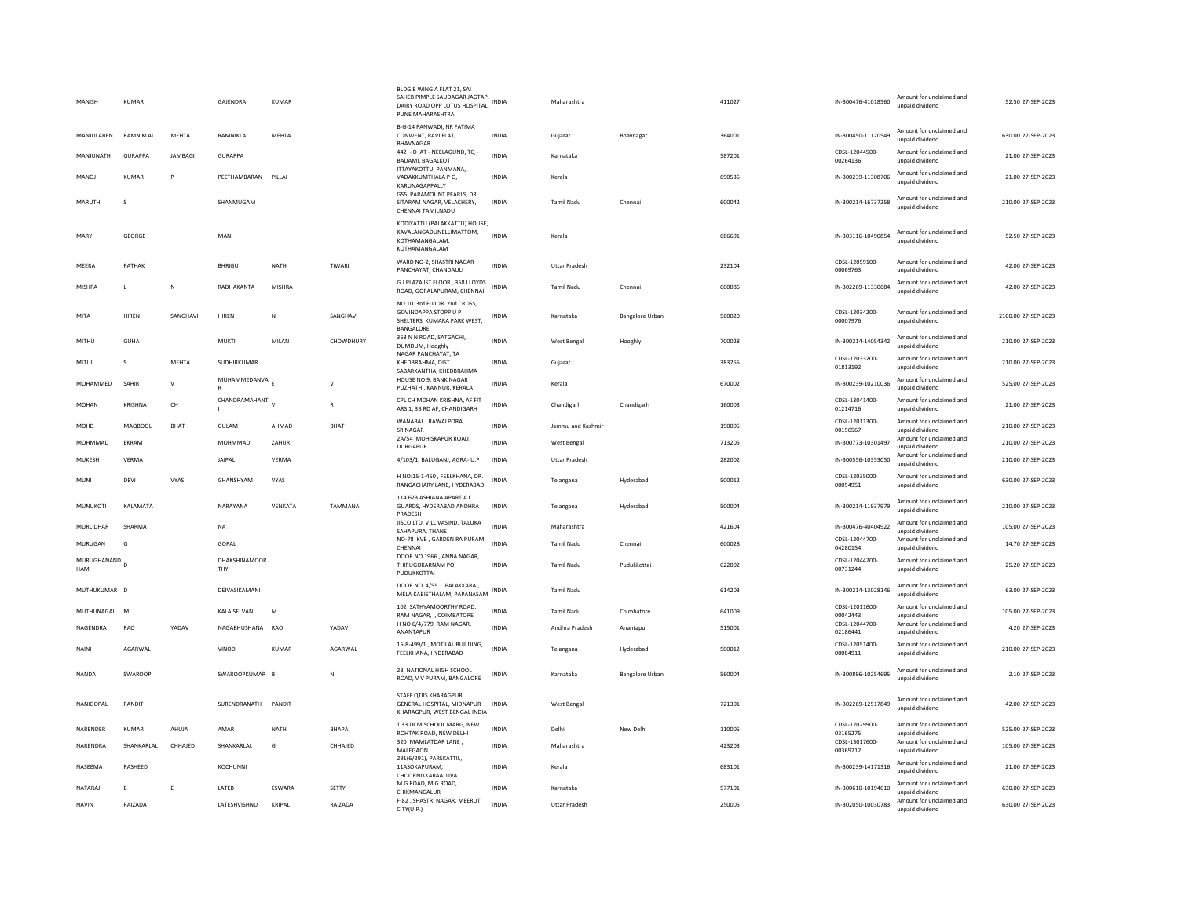| | | | | | | | | | | | | | | | |
|---|---|---|---|---|---|---|---|---|---|---|---|---|---|---|---|
| MANISH | KUMAR | | GAJENDRA | KUMAR | | BLDG B WING A FLAT 21, SAI SAHEB PIMPLE SAUDAGAR JAGTAP, DAIRY ROAD OPP LOTUS HOSPITAL, PUNE MAHARASHTRA | INDIA | Maharashtra | | 411027 | IN-300476-41018560 | Amount for unclaimed and unpaid dividend | 52.50 | 27-SEP-2023 |
| MANJULABEN | RAMNIKLAL | MEHTA | RAMNIKLAL | MEHTA | | B-G-14 PANWADI, NR FATIMA CONWENT, RAVI FLAT, BHAVNAGAR | INDIA | Gujarat | Bhavnagar | 364001 | IN-300450-11120549 | Amount for unclaimed and unpaid dividend | 630.00 | 27-SEP-2023 |
| MANJUNATH | GURAPPA | JAMBAGI | GURAPPA | | | 442 - D AT - NEELAGUND, TQ - BADAMI, BAGALKOT | INDIA | Karnataka | | 587201 | CDSL-12044500-00264136 | Amount for unclaimed and unpaid dividend | 21.00 | 27-SEP-2023 |
| MANOJ | KUMAR | P | PEETHAMBARAN | PILLAI | | ITTAYAKOTTU, PANMANA, VADAKKUMTHALA P O, KARUNAGAPPALLY | INDIA | Kerala | | 690536 | IN-300239-11308706 | Amount for unclaimed and unpaid dividend | 21.00 | 27-SEP-2023 |
| MARUTHI | S | | SHANMUGAM | | | GS5 PARAMOUNT PEARLS, DR SITARAM NAGAR, VELACHERY, CHENNAI TAMILNADU | INDIA | Tamil Nadu | Chennai | 600042 | IN-300214-16737258 | Amount for unclaimed and unpaid dividend | 210.00 | 27-SEP-2023 |
| MARY | GEORGE | | MANI | | | KODIYATTU (PALAKKATTU) HOUSE, KAVALANGADUNELLIMATTOM, KOTHAMANGALAM, KOTHAMANGALAM | INDIA | Kerala | | 686691 | IN-303116-10490854 | Amount for unclaimed and unpaid dividend | 52.50 | 27-SEP-2023 |
| MEERA | PATHAK | | BHRIGU | NATH | TIWARI | WARD NO-2, SHASTRI NAGAR PANCHAYAT, CHANDAULI | INDIA | Uttar Pradesh | | 232104 | CDSL-12059100-00069763 | Amount for unclaimed and unpaid dividend | 42.00 | 27-SEP-2023 |
| MISHRA | L | N | RADHAKANTA | MISHRA | | G J PLAZA IST FLOOR , 358 LLOYDS ROAD, GOPALAPURAM, CHENNAI | INDIA | Tamil Nadu | Chennai | 600086 | IN-302269-11330684 | Amount for unclaimed and unpaid dividend | 42.00 | 27-SEP-2023 |
| MITA | HIREN | SANGHAVI | HIREN | N | SANGHAVI | NO 10 3rd FLOOR 2nd CROSS, GOVINDAPPA STOPP U P SHELTERS, KUMARA PARK WEST, BANGALORE | INDIA | Karnataka | Bangalore Urban | 560020 | CDSL-12034200-00007976 | Amount for unclaimed and unpaid dividend | 2100.00 | 27-SEP-2023 |
| MITHU | GUHA | | MUKTI | MILAN | CHOWDHURY | 368 N N ROAD, SATGACHI, DUMDUM, Hooghly | INDIA | West Bengal | Hooghly | 700028 | IN-300214-14054342 | Amount for unclaimed and unpaid dividend | 210.00 | 27-SEP-2023 |
| MITUL | S | MEHTA | SUDHIRKUMAR | | | NAGAR PANCHAYAT, TA KHEDBRAHMA, DIST SABARKANTHA, KHEDBRAHMA | INDIA | Gujarat | | 383255 | CDSL-12033200-01813192 | Amount for unclaimed and unpaid dividend | 210.00 | 27-SEP-2023 |
| MOHAMMED | SAHIR | V | MUHAMMEDANVAR | E | V | HOUSE NO 9, BANK NAGAR PUZHATHI, KANNUR, KERALA | INDIA | Kerala | | 670002 | IN-300239-10210036 | Amount for unclaimed and unpaid dividend | 525.00 | 27-SEP-2023 |
| MOHAN | KRISHNA | CH | CHANDRAMAHANTI | V | R | CPL CH MOHAN KRISHNA, AF FIT ARS 1, 3B RD AF, CHANDIGARH | INDIA | Chandigarh | Chandigarh | 160003 | CDSL-13041400-01214716 | Amount for unclaimed and unpaid dividend | 21.00 | 27-SEP-2023 |
| MOHD | MAQBOOL | BHAT | GULAM | AHMAD | BHAT | WANABAL , RAWALPORA, SRINAGAR | INDIA | Jammu and Kashmir | | 190005 | CDSL-12011300-00196567 | Amount for unclaimed and unpaid dividend | 210.00 | 27-SEP-2023 |
| MOHMMAD | EKRAM | | MOHMMAD | ZAHUR | | 2A/54 MOHISKAPUR ROAD, DURGAPUR | INDIA | West Bengal | | 713205 | IN-300773-10301497 | Amount for unclaimed and unpaid dividend | 210.00 | 27-SEP-2023 |
| MUKESH | VERMA | | JAIPAL | VERMA | | 4/103/1, BALUGANJ, AGRA- U.P | INDIA | Uttar Pradesh | | 282002 | IN-300556-10353050 | Amount for unclaimed and unpaid dividend | 210.00 | 27-SEP-2023 |
| MUNI | DEVI | VYAS | GHANSHYAM | VYAS | | H NO:15-1-450 , FEELKHANA, DR. RANGACHARY LANE, HYDERABAD | INDIA | Telangana | Hyderabad | 500012 | CDSL-12035000-00054951 | Amount for unclaimed and unpaid dividend | 630.00 | 27-SEP-2023 |
| MUNUKOTI | KALAMATA | | NARAYANA | VENKATA | TAMMANA | 114 623 ASHIANA APART A C GUARDS, HYDERABAD ANDHRA PRADESH | INDIA | Telangana | Hyderabad | 500004 | IN-300214-11937979 | Amount for unclaimed and unpaid dividend | 210.00 | 27-SEP-2023 |
| MURLIDHAR | SHARMA | | NA | | | JISCO LTD, VILL VASIND, TALUKA SAHAPURA, THANE | INDIA | Maharashtra | | 421604 | IN-300476-40404922 | Amount for unclaimed and unpaid dividend | 105.00 | 27-SEP-2023 |
| MURUGAN | G | | GOPAL | | | NO-78 KVB , GARDEN RA PURAM, CHENNAI | INDIA | Tamil Nadu | Chennai | 600028 | CDSL-12044700-04280154 | Amount for unclaimed and unpaid dividend | 14.70 | 27-SEP-2023 |
| MURUGHANANDHAM | D | | DHAKSHINAMOORTHY | | | DOOR NO 1966 , ANNA NAGAR, THIRUGOKARNAM PO, PUDUKKOTTAI | INDIA | Tamil Nadu | Pudukkottai | 622002 | CDSL-12044700-00731244 | Amount for unclaimed and unpaid dividend | 25.20 | 27-SEP-2023 |
| MUTHUKUMAR | D | | DEIVASIKAMANI | | | DOOR NO 4/55 PALAKKARAI, MELA KABISTHALAM, PAPANASAM | INDIA | Tamil Nadu | | 614203 | IN-300214-13028146 | Amount for unclaimed and unpaid dividend | 63.00 | 27-SEP-2023 |
| MUTHUNAGAI | M | | KALAISELVAN | M | | 102 SATHYAMOORTHY ROAD, RAM NAGAR, ., COIMBATORE | INDIA | Tamil Nadu | Coimbatore | 641009 | CDSL-12011600-00042443 | Amount for unclaimed and unpaid dividend | 105.00 | 27-SEP-2023 |
| NAGENDRA | RAO | YADAV | NAGABHUSHANA | RAO | YADAV | H NO 6/4/779, RAM NAGAR, ANANTAPUR | INDIA | Andhra Pradesh | Anantapur | 515001 | CDSL-12044700-02186441 | Amount for unclaimed and unpaid dividend | 4.20 | 27-SEP-2023 |
| NAINI | AGARWAL | | VINOD | KUMAR | AGARWAL | 15-8-499/1 , MOTILAL BUILDING, FEELKHANA, HYDERABAD | INDIA | Telangana | Hyderabad | 500012 | CDSL-12051400-00084911 | Amount for unclaimed and unpaid dividend | 210.00 | 27-SEP-2023 |
| NANDA | SWAROOP | | SWAROOPKUMAR | B | N | 28, NATIONAL HIGH SCHOOL ROAD, V V PURAM, BANGALORE | INDIA | Karnataka | Bangalore Urban | 560004 | IN-300896-10254695 | Amount for unclaimed and unpaid dividend | 2.10 | 27-SEP-2023 |
| NANIGOPAL | PANDIT | | SURENDRANATH | PANDIT | | STAFF QTRS KHARAGPUR, GENERAL HOSPITAL, MIDNAPUR KHARAGPUR, WEST BENGAL INDIA | INDIA | West Bengal | | 721301 | IN-302269-12517849 | Amount for unclaimed and unpaid dividend | 42.00 | 27-SEP-2023 |
| NARENDER | KUMAR | AHUJA | AMAR | NATH | BHAPA | T 33 DCM SCHOOL MARG, NEW ROHTAK ROAD, NEW DELHI | INDIA | Delhi | New Delhi | 110005 | CDSL-12029900-03165275 | Amount for unclaimed and unpaid dividend | 525.00 | 27-SEP-2023 |
| NARENDRA | SHANKARLAL | CHHAJED | SHANKARLAL | G | CHHAJED | 320 MAMLATDAR LANE , MALEGAON | INDIA | Maharashtra | | 423203 | CDSL-13017600-00369712 | Amount for unclaimed and unpaid dividend | 105.00 | 27-SEP-2023 |
| NASEEMA | RASHEED | | KOCHUNNI | | | 291(6/291), PAREKATTIL, 11ASOKAPURAM, CHOORNIKKARAALUVA | INDIA | Kerala | | 683101 | IN-300239-14171316 | Amount for unclaimed and unpaid dividend | 21.00 | 27-SEP-2023 |
| NATARAJ | B | E | LATEB | ESWARA | SETTY | M G ROAD, M G ROAD, CHIKMANGALUR | INDIA | Karnataka | | 577101 | IN-300610-10194610 | Amount for unclaimed and unpaid dividend | 630.00 | 27-SEP-2023 |
| NAVIN | RAIZADA | | LATESHVISHNU | KRIPAL | RAIZADA | F-82 , SHASTRI NAGAR, MEERUT CITY(U.P.) | INDIA | Uttar Pradesh | | 250005 | IN-302050-10030783 | Amount for unclaimed and unpaid dividend | 630.00 | 27-SEP-2023 |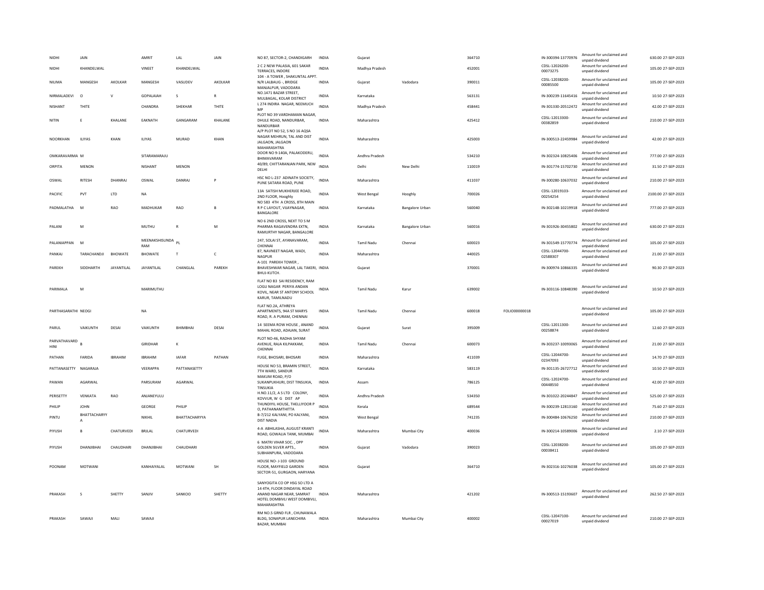| | | | | | | | | | | | | | | | |
|---|---|---|---|---|---|---|---|---|---|---|---|---|---|---|---|
| NIDHI | JAIN | | AMRIT | LAL | JAIN | NO 87, SECTOR-2, CHANDIGARH | INDIA | Gujarat | | 364710 | | IN-300394-13770976 | Amount for unclaimed and unpaid dividend | 630.00 | 27-SEP-2023 |
| NIDHI | KHANDELWAL | | VINEET | KHANDELWAL | | 2 C 2 NEW PALASIA, 601 SAKAR TERRACES, INDORE | INDIA | Madhya Pradesh | | 452001 | | CDSL-12026200-00073275 | Amount for unclaimed and unpaid dividend | 105.00 | 27-SEP-2023 |
| NILIMA | MANGESH | AKOLKAR | MANGESH | VASUDEV | AKOLKAR | 104 - A TOWER , SHAKUNTAL APPT. N/R LALBAUG -, BRIDGE MANJALPUR, VADODARA | INDIA | Gujarat | Vadodara | 390011 | | CDSL-12038200-00085500 | Amount for unclaimed and unpaid dividend | 105.00 | 27-SEP-2023 |
| NIRMALADEVI | O | V | GOPALAIAH | S | R | NO.1471 BAZAR STREET, MULBAGAL, KOLAR DISTRICT | INDIA | Karnataka | | 563131 | | IN-300239-11645416 | Amount for unclaimed and unpaid dividend | 10.50 | 27-SEP-2023 |
| NISHANT | THITE | | CHANDRA | SHEKHAR | THITE | L 274 INDIRA NAGAR, NEEMUCH MP | INDIA | Madhya Pradesh | | 458441 | | IN-301330-20512472 | Amount for unclaimed and unpaid dividend | 42.00 | 27-SEP-2023 |
| NITIN | E | KHALANE | EAKNATH | GANGARAM | KHALANE | PLOT NO 39 VARDHAMAN NAGAR, DHULE ROAD, NANDURBAR, NANDURBAR | INDIA | Maharashtra | | 425412 | | CDSL-12013300-00382859 | Amount for unclaimed and unpaid dividend | 210.00 | 27-SEP-2023 |
| NOORKHAN | ILIYAS | KHAN | ILIYAS | MURAD | KHAN | A/P PLOT NO 52, S NO 16 AQSA NAGAR MEHRUN, TAL AND DIST JALGAON, JALGAON MAHARASHTRA | INDIA | Maharashtra | | 425003 | | IN-300513-22459984 | Amount for unclaimed and unpaid dividend | 42.00 | 27-SEP-2023 |
| OMKARAVARMA | M | | SITARAMARAJU | | | DOOR NO 9-140A, PALAKODERU, BHIMAVARAM | INDIA | Andhra Pradesh | | 534210 | | IN-302324-10825406 | Amount for unclaimed and unpaid dividend | 777.00 | 27-SEP-2023 |
| ORPITA | MENON | | NISHANT | MENON | | 40/89, CHITTARANJAN PARK, NEW DELHI | INDIA | Delhi | New Delhi | 110019 | | IN-301774-15702730 | Amount for unclaimed and unpaid dividend | 31.50 | 27-SEP-2023 |
| OSWAL | RITESH | DHANRAJ | OSWAL | DANRAJ | P | HSC NO L-237 ADINATH SOCIETY, PUNE SATARA ROAD, PUNE | INDIA | Maharashtra | | 411037 | | IN-300280-10637032 | Amount for unclaimed and unpaid dividend | 210.00 | 27-SEP-2023 |
| PACIFIC | PVT | LTD | NA | | | 13A SATISH MUKHERJEE ROAD, 2ND FLOOR, Hooghly | INDIA | West Bengal | Hooghly | 700026 | | CDSL-12019103-00254254 | Amount for unclaimed and unpaid dividend | 2100.00 | 27-SEP-2023 |
| PADMALATHA | M | RAO | MADHUKAR | RAO | B | NO 583 4TH A CROSS, 8TH MAIN R P C LAYOUT, VIJAYNAGAR, BANGALORE | INDIA | Karnataka | Bangalore Urban | 560040 | | IN-302148-10219918 | Amount for unclaimed and unpaid dividend | 777.00 | 27-SEP-2023 |
| PALANI | M | | MUTHU | R | M | NO 6 2ND CROSS, NEXT TO S M PHARMA RAGAVENDRA EXTN, RAMURTHY NAGAR, BANGALORE | INDIA | Karnataka | Bangalore Urban | 560016 | | IN-301926-30455802 | Amount for unclaimed and unpaid dividend | 630.00 | 27-SEP-2023 |
| PALANIAPPAN | M | | MEENAKSHISUNDARAM | PL | | 247, SOLAI ST, AYANAVARAM, CHENNAI | INDIA | Tamil Nadu | Chennai | 600023 | | IN-301549-15770774 | Amount for unclaimed and unpaid dividend | 105.00 | 27-SEP-2023 |
| PANKAJ | TARACHANDJI | BHOWATE | BHOWATE | T | C | 87, NAVNEET NAGAR, WADI, NAGPUR | INDIA | Maharashtra | | 440025 | | CDSL-12044700-02588307 | Amount for unclaimed and unpaid dividend | 21.00 | 27-SEP-2023 |
| PAREKH | SIDDHARTH | JAYANTILAL | JAYANTILAL | CHANGLAL | PAREKH | A-101 PAREKH TOWER , BHAVESHWAR NAGAR, LAL TAKERI, BHUJ-KUTCH. | INDIA | Gujarat | | 370001 | | IN-300974-10866335 | Amount for unclaimed and unpaid dividend | 90.30 | 27-SEP-2023 |
| PARIMALA | M | | MARIMUTHU | | | FLAT NO B3 SAI RESIDENCY, RAM LOGU NAGAR PERIYA ANDAN KOVIL, NEAR ST ANTONY SCHOOL KARUR, TAMILNADU | INDIA | Tamil Nadu | Karur | 639002 | | IN-303116-10848390 | Amount for unclaimed and unpaid dividend | 10.50 | 27-SEP-2023 |
| PARTHASARATHI | NEOGI | | NA | | | FLAT NO.2A, ATHREYA APARTMENTS, 94A ST MARYS ROAD, R. A PURAM, CHENNAI | INDIA | Tamil Nadu | Chennai | 600018 | FOLIO00000018 | | Amount for unclaimed and unpaid dividend | 105.00 | 27-SEP-2023 |
| PARUL | VAIKUNTH | DESAI | VAIKUNTH | BHIMBHAI | DESAI | 14 SEEMA ROW HOUSE , ANAND MAHAL ROAD, ADAJAN, SURAT | INDIA | Gujarat | Surat | 395009 | | CDSL-12011300-00258874 | Amount for unclaimed and unpaid dividend | 12.60 | 27-SEP-2023 |
| PARVATHAVARDHINI | B | | GIRIDHAR | K | | PLOT NO-46, RADHA SHYAM AVENUE, RAJA KILPAKKAM, CHENNAI | INDIA | Tamil Nadu | Chennai | 600073 | | IN-303237-10093065 | Amount for unclaimed and unpaid dividend | 21.00 | 27-SEP-2023 |
| PATHAN | FARIDA | IBRAHIM | IBRAHIM | IAFAR | PATHAN | FUGE, BHOSARI, BHOSARI | INDIA | Maharashtra | | 411039 | | CDSL-12044700-02347093 | Amount for unclaimed and unpaid dividend | 14.70 | 27-SEP-2023 |
| PATTANASETTY | NAGARAJA | | VEERAPPA | PATTANASETTY | | HOUSE NO 53, BRAMIN STREET, 7TH WARD, SANDUR | INDIA | Karnataka | | 583119 | | IN-301135-26727712 | Amount for unclaimed and unpaid dividend | 10.50 | 27-SEP-2023 |
| PAWAN | AGARWAL | | PARSURAM | AGARWAL | | MAKUM ROAD, P/O SUKANPUKHURI, DIST TINSUKIA, TINSUKIA | INDIA | Assam | | 786125 | | CDSL-12024700-00448550 | Amount for unclaimed and unpaid dividend | 42.00 | 27-SEP-2023 |
| PERISETTY | VENKATA | RAO | ANJANEYULU | | | H.NO.11/2, A S LTD COLONY, KOVVUR, W G DIST AP | INDIA | Andhra Pradesh | | 534350 | | IN-301022-20244847 | Amount for unclaimed and unpaid dividend | 525.00 | 27-SEP-2023 |
| PHILIP | JOHN | | GEORGE | PHILIP | | THUNDIYIL HOUSE, THELLIYOOR P O, PATHANAMTHITTA | INDIA | Kerala | | 689544 | | IN-300239-12813160 | Amount for unclaimed and unpaid dividend | 75.60 | 27-SEP-2023 |
| PINTU | BHATTACHARYYA | | NIKHIL | BHATTACHARYYA | | B-7/212 KALYANI, PO KALYANI, DIST NADIA | INDIA | West Bengal | | 741235 | | IN-300484-10676250 | Amount for unclaimed and unpaid dividend | 210.00 | 27-SEP-2023 |
| PIYUSH | B | CHATURVEDI | BRIJLAL | CHATURVEDI | | 4-A ABHILASHA, AUGUST KRANTI ROAD, GOWALIA TANK, MUMBAI | INDIA | Maharashtra | Mumbai City | 400036 | | IN-300214-10589006 | Amount for unclaimed and unpaid dividend | 2.10 | 27-SEP-2023 |
| PIYUSH | DHANJIBHAI | CHAUDHARI | DHANJIBHAI | CHAUDHARI | | 6 MATRI VIHAR SOC. , OPP GOLDEN SILVER APTS., SUBHANPURA, VADODARA | INDIA | Gujarat | Vadodara | 390023 | | CDSL-12038200-00038411 | Amount for unclaimed and unpaid dividend | 105.00 | 27-SEP-2023 |
| POONAM | MOTWANI | | KANHAIYALAL | MOTWANI | SH | HOUSE NO- J-103 GROUND FLOOR, MAYFIELD GARDEN SECTOR-51, GURGAON, HARYANA | INDIA | Gujarat | | 364710 | | IN-302316-10276038 | Amount for unclaimed and unpaid dividend | 105.00 | 27-SEP-2023 |
| PRAKASH | S | SHETTY | SANJIV | SANKOO | SHETTY | SANYOGITA CO OP HSG SO LTD A 14 4TH, FLOOR DINDAYAL ROAD ANAND NAGAR NEAR, SAMRAT HOTEL DOMBIVLI WEST DOMBIVLI, MAHARASHTRA | INDIA | Maharashtra | | 421202 | | IN-300513-15193607 | Amount for unclaimed and unpaid dividend | 262.50 | 27-SEP-2023 |
| PRAKASH | SAWAJI | MALI | SAWAJI | | | RM NO.5 GRND FLR , CHUNAWALA BLDG, SONAPUR LANECHIRA BAZAR, MUMBAI | INDIA | Maharashtra | Mumbai City | 400002 | | CDSL-12047100-00027019 | Amount for unclaimed and unpaid dividend | 210.00 | 27-SEP-2023 |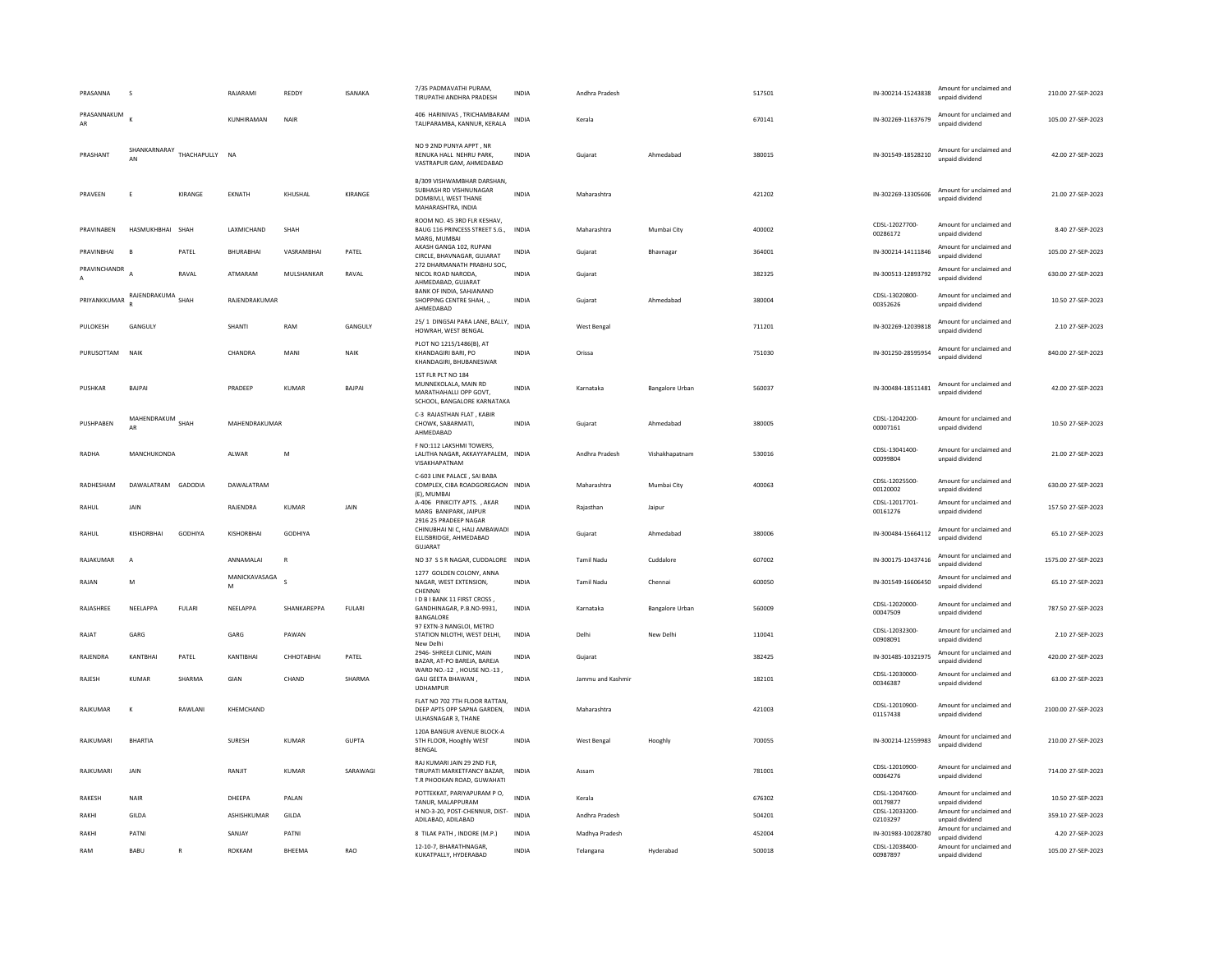| | | | | | | | | | | | | | |
|---|---|---|---|---|---|---|---|---|---|---|---|---|---|
| PRASANNA | S | | RAJARAMI | REDDY | ISANAKA | 7/35 PADMAVATHI PURAM, TIRUPATHI ANDHRA PRADESH | INDIA | Andhra Pradesh | | 517501 | IN-300214-15243838 | Amount for unclaimed and unpaid dividend | 210.00 27-SEP-2023 |
| PRASANNAKUMAR | K | | KUNHIRAMAN | NAIR | | 406 HARINIVAS , TRICHAMBARAM TALIPARAMBA, KANNUR, KERALA | INDIA | Kerala | | 670141 | IN-302269-11637679 | Amount for unclaimed and unpaid dividend | 105.00 27-SEP-2023 |
| PRASHANT | SHANKARNARAYAN | THACHAPULLY | NA | | | NO 9 2ND PUNYA APPT , NR RENUKA HALL NEHRU PARK, VASTRAPUR GAM, AHMEDABAD | INDIA | Gujarat | Ahmedabad | 380015 | IN-301549-18528210 | Amount for unclaimed and unpaid dividend | 42.00 27-SEP-2023 |
| PRAVEEN | E | KIRANGE | EKNATH | KHUSHAL | KIRANGE | B/309 VISHWAMBHAR DARSHAN, SUBHASH RD VISHNUNAGAR DOMBIVLI, WEST THANE MAHARASHTRA, INDIA | INDIA | Maharashtra | | 421202 | IN-302269-13305606 | Amount for unclaimed and unpaid dividend | 21.00 27-SEP-2023 |
| PRAVINABEN | HASMUKHBHAI | SHAH | LAXMICHAND | SHAH | | ROOM NO. 45 3RD FLR KESHAV, BAUG 116 PRINCESS STREET S.G., MARG, MUMBAI | INDIA | Maharashtra | Mumbai City | 400002 | CDSL-12027700-00286172 | Amount for unclaimed and unpaid dividend | 8.40 27-SEP-2023 |
| PRAVINBHAI | B | PATEL | BHURABHAI | VASRAMBHAI | PATEL | AKASH GANGA 102, RUPANI CIRCLE, BHAVNAGAR, GUJARAT | INDIA | Gujarat | Bhavnagar | 364001 | IN-300214-14111846 | Amount for unclaimed and unpaid dividend | 105.00 27-SEP-2023 |
| PRAVINCHANDRA | A | RAVAL | ATMARAM | MULSHANKAR | RAVAL | 272 DHARMANATH PRABHU SOC, NICOL ROAD NARODA, AHMEDABAD, GUJARAT | INDIA | Gujarat | | 382325 | IN-300513-12893792 | Amount for unclaimed and unpaid dividend | 630.00 27-SEP-2023 |
| PRIYANKKUMAR | RAJENDRAKUMAR | SHAH | RAJENDRAKUMAR | | | BANK OF INDIA, SAHJANAND SHOPPING CENTRE SHAH, ., AHMEDABAD | INDIA | Gujarat | Ahmedabad | 380004 | CDSL-13020800-00352626 | Amount for unclaimed and unpaid dividend | 10.50 27-SEP-2023 |
| PULOKESH | GANGULY | | SHANTI | RAM | GANGULY | 25/ 1 DINGSAI PARA LANE, BALLY, HOWRAH, WEST BENGAL | INDIA | West Bengal | | 711201 | IN-302269-12039818 | Amount for unclaimed and unpaid dividend | 2.10 27-SEP-2023 |
| PURUSOTTAM | NAIK | | CHANDRA | MANI | NAIK | PLOT NO 1215/1486(B), AT KHANDAGIRI BARI, PO KHANDAGIRI, BHUBANESWAR | INDIA | Orissa | | 751030 | IN-301250-28595954 | Amount for unclaimed and unpaid dividend | 840.00 27-SEP-2023 |
| PUSHKAR | BAJPAI | | PRADEEP | KUMAR | BAJPAI | 1ST FLR PLT NO 184 MUNNEKOLALA, MAIN RD MARATHAHALLI OPP GOVT, SCHOOL, BANGALORE KARNATAKA | INDIA | Karnataka | Bangalore Urban | 560037 | IN-300484-18511481 | Amount for unclaimed and unpaid dividend | 42.00 27-SEP-2023 |
| PUSHPABEN | MAHENDRAKUMAR | SHAH | MAHENDRAKUMAR | | | C-3 RAJASTHAN FLAT , KABIR CHOWK, SABARMATI, AHMEDABAD | INDIA | Gujarat | Ahmedabad | 380005 | CDSL-12042200-00007161 | Amount for unclaimed and unpaid dividend | 10.50 27-SEP-2023 |
| RADHA | MANCHUKONDA | | ALWAR | M | | F NO:112 LAKSHMI TOWERS, LALITHA NAGAR, AKKAYYAPALEM, VISAKHAPATNAM | INDIA | Andhra Pradesh | Vishakhapatnam | 530016 | CDSL-13041400-00099804 | Amount for unclaimed and unpaid dividend | 21.00 27-SEP-2023 |
| RADHESHAM | DAWALATRAM | GADODIA | DAWALATRAM | | | C-603 LINK PALACE , SAI BABA COMPLEX, CIBA ROADGOREGAON (E), MUMBAI | INDIA | Maharashtra | Mumbai City | 400063 | CDSL-12025500-00120002 | Amount for unclaimed and unpaid dividend | 630.00 27-SEP-2023 |
| RAHUL | JAIN | | RAJENDRA | KUMAR | JAIN | A-406 PINKCITY APTS. , AKAR MARG BANIPARK, JAIPUR | INDIA | Rajasthan | Jaipur | | CDSL-12017701-00161276 | Amount for unclaimed and unpaid dividend | 157.50 27-SEP-2023 |
| RAHUL | KISHORBHAI | GODHIYA | KISHORBHAI | GODHIYA | | 2916 25 PRADEEP NAGAR CHINUBHAI NI C, HALI AMBAWADI ELLISBRIDGE, AHMEDABAD GUJARAT | INDIA | Gujarat | Ahmedabad | 380006 | IN-300484-15664112 | Amount for unclaimed and unpaid dividend | 65.10 27-SEP-2023 |
| RAJAKUMAR | A | | ANNAMALAI | R | | NO 37 S S R NAGAR, CUDDALORE | INDIA | Tamil Nadu | Cuddalore | 607002 | IN-300175-10437416 | Amount for unclaimed and unpaid dividend | 1575.00 27-SEP-2023 |
| RAJAN | M | | MANICKAVASAGAM | S | | 1277 GOLDEN COLONY, ANNA NAGAR, WEST EXTENSION, CHENNAI | INDIA | Tamil Nadu | Chennai | 600050 | IN-301549-16606450 | Amount for unclaimed and unpaid dividend | 65.10 27-SEP-2023 |
| RAJASHREE | NEELAPPA | FULARI | NEELAPPA | SHANKAREPPA | FULARI | I D B I BANK 11 FIRST CROSS , GANDHINAGAR, P.B.NO-9931, BANGALORE | INDIA | Karnataka | Bangalore Urban | 560009 | CDSL-12020000-00047509 | Amount for unclaimed and unpaid dividend | 787.50 27-SEP-2023 |
| RAJAT | GARG | | GARG | PAWAN | | 97 EXTN-3 NANGLOI, METRO STATION NILOTHI, WEST DELHI, New Delhi | INDIA | Delhi | New Delhi | 110041 | CDSL-12032300-00908091 | Amount for unclaimed and unpaid dividend | 2.10 27-SEP-2023 |
| RAJENDRA | KANTBHAI | PATEL | KANTIBHAI | CHHOTABHAI | PATEL | 2946- SHREEJI CLINIC, MAIN BAZAR, AT-PO BAREJA, BAREJA | INDIA | Gujarat | | 382425 | IN-301485-10321975 | Amount for unclaimed and unpaid dividend | 420.00 27-SEP-2023 |
| RAJESH | KUMAR | SHARMA | GIAN | CHAND | SHARMA | WARD NO.-12 , HOUSE NO.-13 , GALI GEETA BHAWAN , UDHAMPUR | INDIA | Jammu and Kashmir | | 182101 | CDSL-12030000-00346387 | Amount for unclaimed and unpaid dividend | 63.00 27-SEP-2023 |
| RAJKUMAR | K | RAWLANI | KHEMCHAND | | | FLAT NO 702 7TH FLOOR RATTAN, DEEP APTS OPP SAPNA GARDEN, ULHASNAGAR 3, THANE | INDIA | Maharashtra | | 421003 | CDSL-12010900-01157438 | Amount for unclaimed and unpaid dividend | 2100.00 27-SEP-2023 |
| RAJKUMARI | BHARTIA | | SURESH | KUMAR | GUPTA | 120A BANGUR AVENUE BLOCK-A 5TH FLOOR, Hooghly WEST BENGAL | INDIA | West Bengal | Hooghly | 700055 | IN-300214-12559983 | Amount for unclaimed and unpaid dividend | 210.00 27-SEP-2023 |
| RAJKUMARI | JAIN | | RANJIT | KUMAR | SARAWAGI | RAJ KUMARI JAIN 29 2ND FLR, TIRUPATI MARKETFANCY BAZAR, T.R PHOOKAN ROAD, GUWAHATI | INDIA | Assam | | 781001 | CDSL-12010900-00064276 | Amount for unclaimed and unpaid dividend | 714.00 27-SEP-2023 |
| RAKESH | NAIR | | DHEEPA | PALAN | | POTTEKKAT, PARIYAPURAM P O, TANUR, MALAPPURAM | INDIA | Kerala | | 676302 | CDSL-12047600-00179877 | Amount for unclaimed and unpaid dividend | 10.50 27-SEP-2023 |
| RAKHI | GILDA | | ASHISHKUMAR | GILDA | | H NO-3-20, POST-CHENNUR, DIST-ADILABAD, ADILABAD | INDIA | Andhra Pradesh | | 504201 | CDSL-12033200-02103297 | Amount for unclaimed and unpaid dividend | 359.10 27-SEP-2023 |
| RAKHI | PATNI | | SANJAY | PATNI | | 8 TILAK PATH , INDORE (M.P.) | INDIA | Madhya Pradesh | | 452004 | IN-301983-10028780 | Amount for unclaimed and unpaid dividend | 4.20 27-SEP-2023 |
| RAM | BABU | R | ROKKAM | BHEEMA | RAO | 12-10-7, BHARATHNAGAR, KUKATPALLY, HYDERABAD | INDIA | Telangana | Hyderabad | 500018 | CDSL-12038400-00987897 | Amount for unclaimed and unpaid dividend | 105.00 27-SEP-2023 |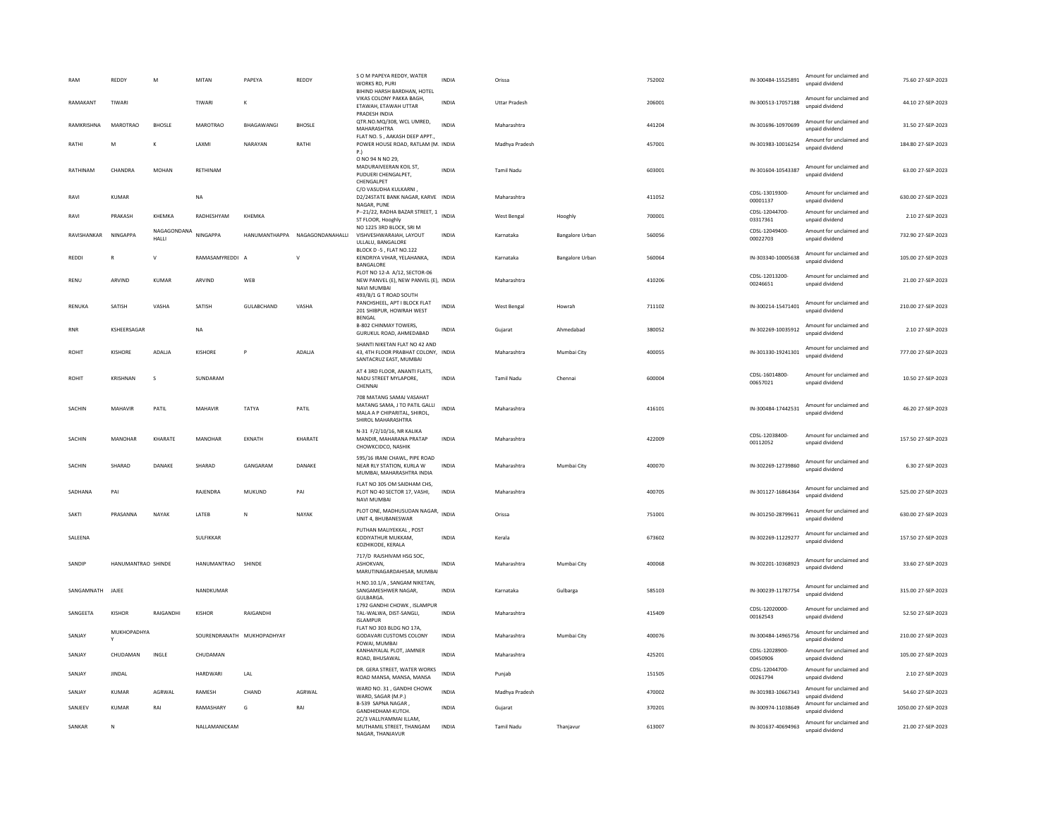| RAM | REDDY | M | MITAN | PAPEYA | REDDY | S O M PAPEYA REDDY, WATER WORKS RD, PURI | INDIA | Orissa | | 752002 | IN-300484-15525891 | Amount for unclaimed and unpaid dividend | 75.60 | 27-SEP-2023 |
|---|---|---|---|---|---|---|---|---|---|---|---|---|---|---|
| RAMAKANT | TIWARI | | TIWARI | K | | BIHIND HARSH BARDHAN, HOTEL VIKAS COLONY PAKKA BAGH, ETAWAH, ETAWAH UTTAR PRADESH INDIA | INDIA | Uttar Pradesh | | 206001 | IN-300513-17057188 | Amount for unclaimed and unpaid dividend | 44.10 | 27-SEP-2023 |
| RAMKRISHNA | MAROTRAO | BHOSLE | MAROTRAO | BHAGAWANGI | BHOSLE | QTR.NO.MQ/308, WCL UMRED, MAHARASHTRA | INDIA | Maharashtra | | 441204 | IN-301696-10970699 | Amount for unclaimed and unpaid dividend | 31.50 | 27-SEP-2023 |
| RATHI | M | K | LAXMI | NARAYAN | RATHI | FLAT NO. 5 , AAKASH DEEP APPT., POWER HOUSE ROAD, RATLAM (M. P.) | INDIA | Madhya Pradesh | | 457001 | IN-301983-10016254 | Amount for unclaimed and unpaid dividend | 184.80 | 27-SEP-2023 |
| RATHINAM | CHANDRA | MOHAN | RETHINAM | | | O NO 94 N NO 29, MADURAIVEERAN KOIL ST, PUDUERI CHENGALPET, CHENGALPET | INDIA | Tamil Nadu | | 603001 | IN-301604-10543387 | Amount for unclaimed and unpaid dividend | 63.00 | 27-SEP-2023 |
| RAVI | KUMAR | | NA | | | C/O VASUDHA KULKARNI , D2/24STATE BANK NAGAR, KARVE NAGAR, PUNE | INDIA | Maharashtra | | 411052 | CDSL-13019300-00001137 | Amount for unclaimed and unpaid dividend | 630.00 | 27-SEP-2023 |
| RAVI | PRAKASH | KHEMKA | RADHESHYAM | KHEMKA | | P--21/22, RADHA BAZAR STREET, 1 ST FLOOR, Hooghly | INDIA | West Bengal | Hooghly | 700001 | CDSL-12044700-03317361 | Amount for unclaimed and unpaid dividend | 2.10 | 27-SEP-2023 |
| RAVISHANKAR | NINGAPPA | NAGAGONDANA HALLI | NINGAPPA | HANUMANTHAPPA | NAGAGONDANAHALLI | NO 1225 3RD BLOCK, SRI M VISHVESHWARAIAH, LAYOUT ULLALU, BANGALORE | INDIA | Karnataka | Bangalore Urban | 560056 | CDSL-12049400-00022703 | Amount for unclaimed and unpaid dividend | 732.90 | 27-SEP-2023 |
| REDDI | R | V | RAMASAMYREDDI | A | V | BLOCK D -5 , FLAT NO.122 KENDRIYA VIHAR, YELAHANKA, BANGALORE | INDIA | Karnataka | Bangalore Urban | 560064 | IN-303340-10005638 | Amount for unclaimed and unpaid dividend | 105.00 | 27-SEP-2023 |
| RENU | ARVIND | KUMAR | ARVIND | WEB | | PLOT NO 12-A A/12, SECTOR-06 NEW PANVEL (E), NEW PANVEL (E), NAVI MUMBAI | INDIA | Maharashtra | | 410206 | CDSL-12013200-00246651 | Amount for unclaimed and unpaid dividend | 21.00 | 27-SEP-2023 |
| RENUKA | SATISH | VASHA | SATISH | GULABCHAND | VASHA | 493/B/1 G T ROAD SOUTH PANCHSHEEL, APT I BLOCK FLAT 201 SHIBPUR, HOWRAH WEST BENGAL | INDIA | West Bengal | Howrah | 711102 | IN-300214-15471401 | Amount for unclaimed and unpaid dividend | 210.00 | 27-SEP-2023 |
| RNR | KSHEERSAGAR | | NA | | | B-802 CHINMAY TOWERS, GURUKUL ROAD, AHMEDABAD | INDIA | Gujarat | Ahmedabad | 380052 | IN-302269-10035912 | Amount for unclaimed and unpaid dividend | 2.10 | 27-SEP-2023 |
| ROHIT | KISHORE | ADALJA | KISHORE | P | ADALJA | SHANTI NIKETAN FLAT NO 42 AND 43, 4TH FLOOR PRABHAT COLONY, SANTACRUZ EAST, MUMBAI | INDIA | Maharashtra | Mumbai City | 400055 | IN-301330-19241301 | Amount for unclaimed and unpaid dividend | 777.00 | 27-SEP-2023 |
| ROHIT | KRISHNAN | S | SUNDARAM | | | AT 4 3RD FLOOR, ANANTI FLATS, NADU STREET MYLAPORE, CHENNAI | INDIA | Tamil Nadu | Chennai | 600004 | CDSL-16014800-00657021 | Amount for unclaimed and unpaid dividend | 10.50 | 27-SEP-2023 |
| SACHIN | MAHAVIR | PATIL | MAHAVIR | TATYA | PATIL | 708 MATANG SAMAJ VASAHAT MATANG SAMA, J TO PATIL GALLI MALA A P CHIPARITAL, SHIROL, SHIROL MAHARASHTRA | INDIA | Maharashtra | | 416101 | IN-300484-17442531 | Amount for unclaimed and unpaid dividend | 46.20 | 27-SEP-2023 |
| SACHIN | MANOHAR | KHARATE | MANOHAR | EKNATH | KHARATE | N-31 F/2/10/16, NR KALIKA MANDIR, MAHARANA PRATAP CHOWKCIDCO, NASHIK | INDIA | Maharashtra | | 422009 | CDSL-12038400-00112052 | Amount for unclaimed and unpaid dividend | 157.50 | 27-SEP-2023 |
| SACHIN | SHARAD | DANAKE | SHARAD | GANGARAM | DANAKE | 595/16 IRANI CHAWL, PIPE ROAD NEAR RLY STATION, KURLA W MUMBAI, MAHARASHTRA INDIA | INDIA | Maharashtra | Mumbai City | 400070 | IN-302269-12739860 | Amount for unclaimed and unpaid dividend | 6.30 | 27-SEP-2023 |
| SADHANA | PAI | | RAJENDRA | MUKUND | PAI | FLAT NO 305 OM SAIDHAM CHS, PLOT NO 40 SECTOR 17, VASHI, NAVI MUMBAI | INDIA | Maharashtra | | 400705 | IN-301127-16864364 | Amount for unclaimed and unpaid dividend | 525.00 | 27-SEP-2023 |
| SAKTI | PRASANNA | NAYAK | LATEB | N | NAYAK | PLOT ONE, MADHUSUDAN NAGAR, UNIT 4, BHUBANESWAR | INDIA | Orissa | | 751001 | IN-301250-28799611 | Amount for unclaimed and unpaid dividend | 630.00 | 27-SEP-2023 |
| SALEENA | | | SULFIKKAR | | | PUTHAN MALIYEKKAL , POST KODIYATHUR MUKKAM, KOZHIKODE, KERALA | INDIA | Kerala | | 673602 | IN-302269-11229277 | Amount for unclaimed and unpaid dividend | 157.50 | 27-SEP-2023 |
| SANDIP | HANUMANTRAO | SHINDE | HANUMANTRAO | SHINDE | | 717/D RAJSHIVAM HSG SOC, ASHOKVAN, MARUTINAGARDAHISAR, MUMBAI | INDIA | Maharashtra | Mumbai City | 400068 | IN-302201-10368923 | Amount for unclaimed and unpaid dividend | 33.60 | 27-SEP-2023 |
| SANGAMNATH | JAJEE | | NANDKUMAR | | | H.NO.10.1/A , SANGAM NIKETAN, SANGAMESHWER NAGAR, GULBARGA. | INDIA | Karnataka | Gulbarga | 585103 | IN-300239-11787754 | Amount for unclaimed and unpaid dividend | 315.00 | 27-SEP-2023 |
| SANGEETA | KISHOR | RAIGANDHI | KISHOR | RAIGANDHI | | 1792 GANDHI CHOWK , ISLAMPUR TAL-WALWA, DIST-SANGLI, ISLAMPUR | INDIA | Maharashtra | | 415409 | CDSL-12020000-00162543 | Amount for unclaimed and unpaid dividend | 52.50 | 27-SEP-2023 |
| SANJAY | MUKHOPADHYAY | | SOURENDRANATH | MUKHOPADHYAY | | FLAT NO 303 BLDG NO 17A, GODAVARI CUSTOMS COLONY POWAI, MUMBAI | INDIA | Maharashtra | Mumbai City | 400076 | IN-300484-14965756 | Amount for unclaimed and unpaid dividend | 210.00 | 27-SEP-2023 |
| SANJAY | CHUDAMAN | INGLE | CHUDAMAN | | | KANHAIYALAL PLOT, JAMNER ROAD, BHUSAWAL | INDIA | Maharashtra | | 425201 | CDSL-12028900-00450906 | Amount for unclaimed and unpaid dividend | 105.00 | 27-SEP-2023 |
| SANJAY | JINDAL | | HARDWARI | LAL | | DR. GERA STREET, WATER WORKS ROAD MANSA, MANSA, MANSA | INDIA | Punjab | | 151505 | CDSL-12044700-00261794 | Amount for unclaimed and unpaid dividend | 2.10 | 27-SEP-2023 |
| SANJAY | KUMAR | AGRWAL | RAMESH | CHAND | AGRWAL | WARD NO. 31 , GANDHI CHOWK WARD, SAGAR (M.P.) | INDIA | Madhya Pradesh | | 470002 | IN-301983-10667343 | Amount for unclaimed and unpaid dividend | 54.60 | 27-SEP-2023 |
| SANJEEV | KUMAR | RAI | RAMASHARY | G | RAI | B-539 SAPNA NAGAR , GANDHIDHAM-KUTCH. | INDIA | Gujarat | | 370201 | IN-300974-11038649 | Amount for unclaimed and unpaid dividend | 1050.00 | 27-SEP-2023 |
| SANKAR | N | | NALLAMANICKAM | | | 2C/3 VALLIYAMMAI ILLAM, MUTHAMIL STREET, THANGAM NAGAR, THANJAVUR | INDIA | Tamil Nadu | Thanjavur | 613007 | IN-301637-40694963 | Amount for unclaimed and unpaid dividend | 21.00 | 27-SEP-2023 |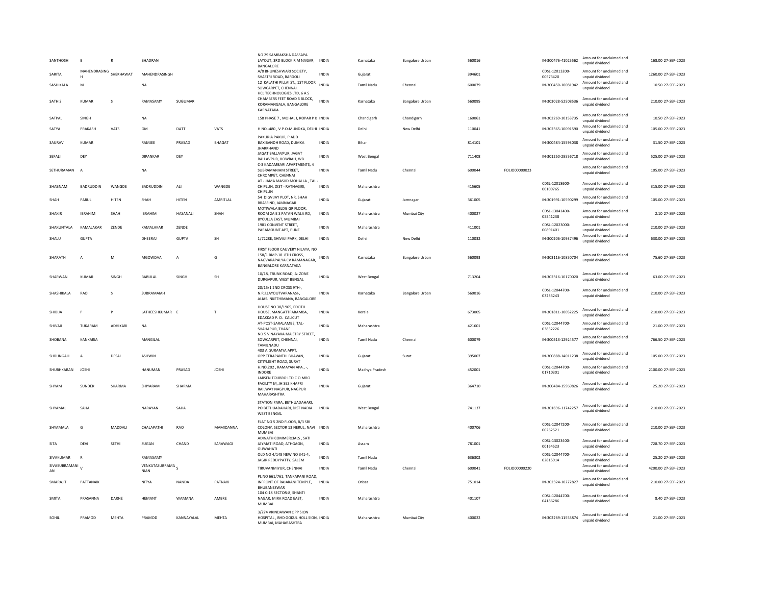| SANTHOSH | B | R | BHADRAN | | | NO 29 SAMRAKSHA DASSAPA LAYOUT, 3RD BLOCK R M NAGAR, BANGALORE | INDIA | Karnataka | Bangalore Urban | 560016 | | IN-300476-41025562 | Amount for unclaimed and unpaid dividend | 168.00 | 27-SEP-2023 |
|---|---|---|---|---|---|---|---|---|---|---|---|---|---|---|---|
| SARITA | MAHENDRASING H | SHEKHAWAT | MAHENDRASINGH | | | A/8 BHUNESHWARI SOCIETY, SHASTRI ROAD, BARDOLI | INDIA | Gujarat | | 394601 | | CDSL-12013200-00573420 | Amount for unclaimed and unpaid dividend | 1260.00 | 27-SEP-2023 |
| SASHIKALA | M | | NA | | | 12 KALATHI PILLAI ST., 1ST FLOOR SOWCARPET, CHENNAI. | INDIA | Tamil Nadu | Chennai | 600079 | | IN-300450-10081942 | Amount for unclaimed and unpaid dividend | 10.50 | 27-SEP-2023 |
| SATHIS | KUMAR | S | RAMASAMY | SUGUMAR | | HCL TECHNOLOGIES LTD, 6 A S CHAMBERS FEET ROAD 6 BLOCK, KORAMANGALA, BANGALORE KARNATAKA | INDIA | Karnataka | Bangalore Urban | 560095 | | IN-303028-52508536 | Amount for unclaimed and unpaid dividend | 210.00 | 27-SEP-2023 |
| SATPAL | SINGH | | NA | | | 158 PHASE 7 , MOHAL I, ROPAR P B | INDIA | Chandigarh | Chandigarh | 160061 | | IN-302269-10153735 | Amount for unclaimed and unpaid dividend | 10.50 | 27-SEP-2023 |
| SATYA | PRAKASH | VATS | OM | DATT | VATS | H.NO.-480 , V.P.O-MUNDKA, DELHI | INDIA | Delhi | New Delhi | 110041 | | IN-302365-10091590 | Amount for unclaimed and unpaid dividend | 105.00 | 27-SEP-2023 |
| SAURAV | KUMAR | | RAMJEE | PRASAD | BHAGAT | PAKURIA PAKUR, P ADD BAXIBANDH ROAD, DUMKA JHARKHAND | INDIA | Bihar | | 814101 | | IN-300484-15593038 | Amount for unclaimed and unpaid dividend | 31.50 | 27-SEP-2023 |
| SEFALI | DEY | | DIPANKAR | DEY | | JAGAT BALLAVPUR, JAGAT BALLAVPUR, HOWRAH, WB | INDIA | West Bengal | | 711408 | | IN-301250-28556718 | Amount for unclaimed and unpaid dividend | 525.00 | 27-SEP-2023 |
| SETHURAMAN | A | | NA | | | C-3 KADAMBARI APARTMENTS, 4 SUBRAMANIAM STREET, CHROMPET, CHENNAI | INDIA | Tamil Nadu | Chennai | 600044 | FOLIO00000023 | | Amount for unclaimed and unpaid dividend | 105.00 | 27-SEP-2023 |
| SHABNAM | BADRUDDIN | WANGDE | BADRUDDIN | ALI | WANGDE | AT - JAMA MASJID MOHALLA , TAL - CHIPLUN, DIST - RATNAGIRI, CHIPLUN | INDIA | Maharashtra | | 415605 | | CDSL-12018600-00109765 | Amount for unclaimed and unpaid dividend | 315.00 | 27-SEP-2023 |
| SHAH | PARUL | HITEN | SHAH | HITEN | AMRITLAL | 54 DIGVIJAY PLOT, NR. SHAH BRASSIND, JAMNAGAR | INDIA | Gujarat | Jamnagar | 361005 | | IN-301991-10590299 | Amount for unclaimed and unpaid dividend | 105.00 | 27-SEP-2023 |
| SHAKIR | IBRAHIM | SHAH | IBRAHIM | HASANALI | SHAH | MOTIWALA BLDG GR FLOOR, ROOM 2A E S PATAN WALA RD, BYCULLA EAST, MUMBAI | INDIA | Maharashtra | Mumbai City | 400027 | | CDSL-13041400-05541238 | Amount for unclaimed and unpaid dividend | 2.10 | 27-SEP-2023 |
| SHAKUNTALA | KAMALAKAR | ZENDE | KAMALAKAR | ZENDE | | 1981 CONVENT STREET, PARAMOUNT APT, PUNE | INDIA | Maharashtra | | 411001 | | CDSL-12023000-00891401 | Amount for unclaimed and unpaid dividend | 210.00 | 27-SEP-2023 |
| SHALU | GUPTA | | DHEERAJ | GUPTA | SH | 1/7228E, SHIVAJI PARK, DELHI | INDIA | Delhi | New Delhi | 110032 | | IN-300206-10937496 | Amount for unclaimed and unpaid dividend | 630.00 | 27-SEP-2023 |
| SHARATH | A | M | MGOWDAA | A | G | FIRST FLOOR CAUVERY NILAYA, NO 158/1 BMP-18 8TH CROSS, NAGVARAPALYA CV RAMANAGAR, BANGALORE KARNATAKA | INDIA | Karnataka | Bangalore Urban | 560093 | | IN-303116-10850704 | Amount for unclaimed and unpaid dividend | 75.60 | 27-SEP-2023 |
| SHARWAN | KUMAR | SINGH | BABULAL | SINGH | SH | 10/18, TRUNK ROAD, A- ZONE DURGAPUR, WEST BENGAL | INDIA | West Bengal | | 713204 | | IN-302316-10170020 | Amount for unclaimed and unpaid dividend | 63.00 | 27-SEP-2023 |
| SHASHIKALA | RAO | S | SUBRAMAIAH | | | 20/15/1 2ND CROSS 9TH-, N.R.I.LAYOUTVARANASI-, ALIASJINKETHIMANA, BANGALORE | INDIA | Karnataka | Bangalore Urban | 560016 | | CDSL-12044700-03233243 | Amount for unclaimed and unpaid dividend | 210.00 | 27-SEP-2023 |
| SHIBIJA | P | P | LATHEESHKUMAR | E | T | HOUSE NO 38/1965, EDOTH HOUSE, MANGATTPARAMBA, EDAKKAD P. O. CALICUT | INDIA | Kerala | | 673005 | | IN-301811-10052225 | Amount for unclaimed and unpaid dividend | 210.00 | 27-SEP-2023 |
| SHIVAJI | TUKARAM | ADHIKARI | NA | | | AT-POST-SARALAMBE, TAL-SHAHAPUR, THANE | INDIA | Maharashtra | | 421601 | | CDSL-12044700-03832226 | Amount for unclaimed and unpaid dividend | 21.00 | 27-SEP-2023 |
| SHOBANA | KANKARIA | | MANGILAL | | | NO 5 VINAYAKA MAISTRY STREET, SOWCARPET, CHENNAI, TAMILNADU | INDIA | Tamil Nadu | Chennai | 600079 | | IN-300513-12924577 | Amount for unclaimed and unpaid dividend | 766.50 | 27-SEP-2023 |
| SHRUNGALI | A | DESAI | ASHWIN | | | 403 A SURAMYA APPT, OPP.TERAPANTHI BHAVAN, CITIYLIGHT ROAD, SURAT | INDIA | Gujarat | Surat | 395007 | | IN-300888-14011238 | Amount for unclaimed and unpaid dividend | 105.00 | 27-SEP-2023 |
| SHUBHKARAN | JOSHI | | HANUMAN | PRASAD | JOSHI | H.NO.202 , RAMAYAN APA., -, INDORE | INDIA | Madhya Pradesh | | 452001 | | CDSL-12044700-01710301 | Amount for unclaimed and unpaid dividend | 2100.00 | 27-SEP-2023 |
| SHYAM | SUNDER | SHARMA | SHIYARAM | SHARMA | | LARSEN TOUBRO LTD C O MRO FACILITY M, JH SEZ KHAPRI RAILWAY NAGPUR, NAGPUR MAHARASHTRA | INDIA | Gujarat | | 364710 | | IN-300484-15969826 | Amount for unclaimed and unpaid dividend | 25.20 | 27-SEP-2023 |
| SHYAMAL | SAHA | | NARAYAN | SAHA | | STATION PARA, BETHUADAHARI, PO BETHUADAHARI, DIST NADIA WEST BENGAL | INDIA | West Bengal | | 741137 | | IN-301696-11742257 | Amount for unclaimed and unpaid dividend | 210.00 | 27-SEP-2023 |
| SHYAMALA | G | MADDALI | CHALAPATHI | RAO | MAMIDANNA | FLAT NO 5 2ND FLOOR, B/3 SBI COLONY, SECTOR 13 NERUL, NAVI MUMBAI | INDIA | Maharashtra | | 400706 | | CDSL-12047200-00262521 | Amount for unclaimed and unpaid dividend | 210.00 | 27-SEP-2023 |
| SITA | DEVI | SETHI | SUGAN | CHAND | SARAWAGI | ADINATH COMMERCIALS , SATI JAYMATI ROAD, ATHGAON, GUWAHATI | INDIA | Assam | | 781001 | | CDSL-13023400-00164523 | Amount for unclaimed and unpaid dividend | 728.70 | 27-SEP-2023 |
| SIVAKUMAR | R | | RAMASAMY | | | OLD NO 4/148 NEW NO 341-4, JAGIR REDDYPATTY, SALEM | INDIA | Tamil Nadu | | 636302 | | CDSL-12044700-02815914 | Amount for unclaimed and unpaid dividend | 25.20 | 27-SEP-2023 |
| SIVASUBRAMANI AN | V | | VENKATASUBRAMA NIAN | S | | TIRUVANMIYUR, CHENNAI | INDIA | Tamil Nadu | Chennai | 600041 | FOLIO00000220 | | Amount for unclaimed and unpaid dividend | 4200.00 | 27-SEP-2023 |
| SMARAJIT | PATTANAIK | | NITYA | NANDA | PATNAIK | PL NO 661/761, TANKAPANI ROAD, INFRONT OF RAJARANI TEMPLE, BHUBANESWAR | INDIA | Orissa | | 751014 | | IN-302324-10272827 | Amount for unclaimed and unpaid dividend | 210.00 | 27-SEP-2023 |
| SMITA | PRASANNA | DARNE | HEMANT | WAMANA | AMBRE | 104 C-18 SECTOR-8, SHANTI NAGAR, MIRA ROAD EAST, MUMBAI | INDIA | Maharashtra | | 401107 | | CDSL-12044700-04186286 | Amount for unclaimed and unpaid dividend | 8.40 | 27-SEP-2023 |
| SOHIL | PRAMOD | MEHTA | PRAMOD | KANNAYALAL | MEHTA | 3/274 VRINDAWAN OPP SION HOSPITAL , BHD GOKUL HOLL SION, MUMBAI, MAHARASHTRA | INDIA | Maharashtra | Mumbai City | 400022 | | IN-302269-11553874 | Amount for unclaimed and unpaid dividend | 21.00 | 27-SEP-2023 |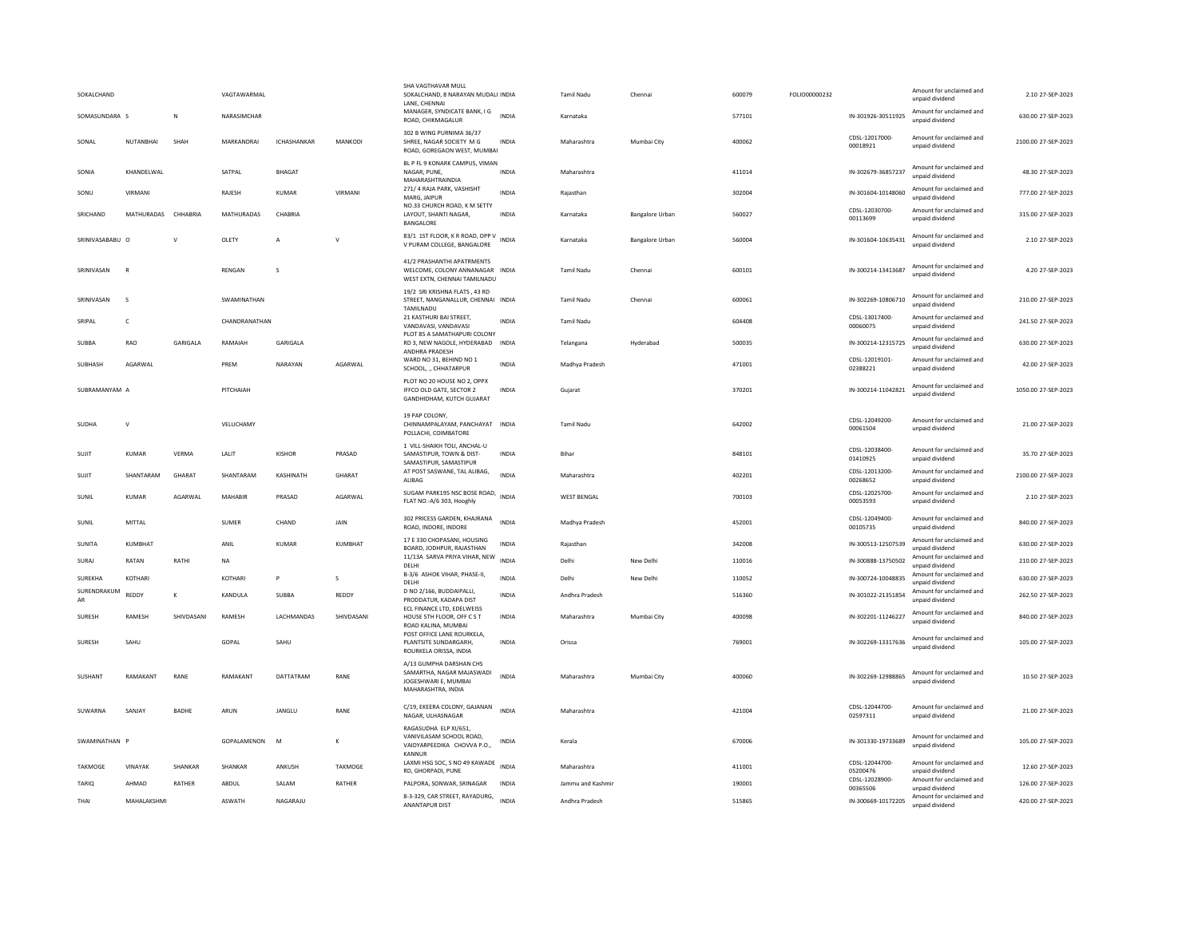| | | | | | | | | | | | | | | | |
|---|---|---|---|---|---|---|---|---|---|---|---|---|---|---|---|
| SOKALCHAND | | | VAGTAWARMAL | | | SHA VAGTHAVAR MULL SOKALCHAND, 8 NARAYAN MUDALI LANE, CHENNAI | INDIA | Tamil Nadu | Chennai | 600079 | FOLIO00000232 | | Amount for unclaimed and unpaid dividend | 2.10 | 27-SEP-2023 |
| SOMASUNDARA | S | N | NARASIMCHAR | | | MANAGER, SYNDICATE BANK, I G ROAD, CHIKMAGALUR | INDIA | Karnataka | | 577101 | | IN-301926-30511925 | Amount for unclaimed and unpaid dividend | 630.00 | 27-SEP-2023 |
| SONAL | NUTANBHAI | SHAH | MARKANDRAI | ICHASHANKAR | MANKODI | 302 B WING PURNIMA 36/37 SHREE, NAGAR SOCIETY M G ROAD, GOREGAON WEST, MUMBAI | INDIA | Maharashtra | Mumbai City | 400062 | | CDSL-12017000-00018921 | Amount for unclaimed and unpaid dividend | 2100.00 | 27-SEP-2023 |
| SONIA | KHANDELWAL | | SATPAL | BHAGAT | | BL P FL 9 KONARK CAMPUS, VIMAN NAGAR, PUNE, MAHARASHTRAINDIA | INDIA | Maharashtra | | 411014 | | IN-302679-36857237 | Amount for unclaimed and unpaid dividend | 48.30 | 27-SEP-2023 |
| SONU | VIRMANI | | RAJESH | KUMAR | VIRMANI | 271/ 4 RAJA PARK, VASHISHT MARG, JAIPUR | INDIA | Rajasthan | | 302004 | | IN-301604-10148060 | Amount for unclaimed and unpaid dividend | 777.00 | 27-SEP-2023 |
| SRICHAND | MATHURADAS | CHHABRIA | MATHURADAS | CHABRIA | | NO.33 CHURCH ROAD, K M SETTY LAYOUT, SHANTI NAGAR, BANGALORE | INDIA | Karnataka | Bangalore Urban | 560027 | | CDSL-12030700-00113699 | Amount for unclaimed and unpaid dividend | 315.00 | 27-SEP-2023 |
| SRINIVASABABU | O | V | OLETY | A | V | 83/1 1ST FLOOR, K R ROAD, OPP V V PURAM COLLEGE, BANGALORE | INDIA | Karnataka | Bangalore Urban | 560004 | | IN-301604-10635431 | Amount for unclaimed and unpaid dividend | 2.10 | 27-SEP-2023 |
| SRINIVASAN | R | | RENGAN | S | | 41/2 PRASHANTHI APATRMENTS WELCOME, COLONY ANNANAGAR WEST EXTN, CHENNAI TAMILNADU | INDIA | Tamil Nadu | Chennai | 600101 | | IN-300214-13413687 | Amount for unclaimed and unpaid dividend | 4.20 | 27-SEP-2023 |
| SRINIVASAN | S | | SWAMINATHAN | | | 19/2 SRI KRISHNA FLATS , 43 RD STREET, NANGANALLUR, CHENNAI TAMILNADU | INDIA | Tamil Nadu | Chennai | 600061 | | IN-302269-10806710 | Amount for unclaimed and unpaid dividend | 210.00 | 27-SEP-2023 |
| SRIPAL | C | | CHANDRANATHAN | | | 21 KASTHURI BAI STREET, VANDAVASI, VANDAVASI | INDIA | Tamil Nadu | | 604408 | | CDSL-13017400-00060075 | Amount for unclaimed and unpaid dividend | 241.50 | 27-SEP-2023 |
| SUBBA | RAO | GARIGALA | RAMAIAH | GARIGALA | | PLOT 85 A SAMATHAPURI COLONY RD 3, NEW NAGOLE, HYDERABAD ANDHRA PRADESH | INDIA | Telangana | Hyderabad | 500035 | | IN-300214-12315725 | Amount for unclaimed and unpaid dividend | 630.00 | 27-SEP-2023 |
| SUBHASH | AGARWAL | | PREM | NARAYAN | AGARWAL | WARD NO 31, BEHIND NO 1 SCHOOL, ., CHHATARPUR | INDIA | Madhya Pradesh | | 471001 | | CDSL-12019101-02388221 | Amount for unclaimed and unpaid dividend | 42.00 | 27-SEP-2023 |
| SUBRAMANYAM | A | | PITCHAIAH | | | PLOT NO 20 HOUSE NO 2, OPPX IFFCO OLD GATE, SECTOR 2 GANDHIDHAM, KUTCH GUJARAT | INDIA | Gujarat | | 370201 | | IN-300214-11042821 | Amount for unclaimed and unpaid dividend | 1050.00 | 27-SEP-2023 |
| SUDHA | V | | VELUCHAMY | | | 19 PAP COLONY, CHINNAMPALAYAM, PANCHAYAT POLLACHI, COIMBATORE | INDIA | Tamil Nadu | | 642002 | | CDSL-12049200-00061504 | Amount for unclaimed and unpaid dividend | 21.00 | 27-SEP-2023 |
| SUJIT | KUMAR | VERMA | LALIT | KISHOR | PRASAD | 1 VILL-SHAIKH TOLI, ANCHAL-U SAMASTIPUR, TOWN & DIST-SAMASTIPUR, SAMASTIPUR | INDIA | Bihar | | 848101 | | CDSL-12038400-01410925 | Amount for unclaimed and unpaid dividend | 35.70 | 27-SEP-2023 |
| SUJIT | SHANTARAM | GHARAT | SHANTARAM | KASHINATH | GHARAT | AT POST SASWANE, TAL ALIBAG, ALIBAG | INDIA | Maharashtra | | 402201 | | CDSL-12013200-00268652 | Amount for unclaimed and unpaid dividend | 2100.00 | 27-SEP-2023 |
| SUNIL | KUMAR | AGARWAL | MAHABIR | PRASAD | AGARWAL | SUGAM PARK195 NSC BOSE ROAD, FLAT NO.-A/6 303, Hooghly | INDIA | WEST BENGAL | | 700103 | | CDSL-12025700-00053593 | Amount for unclaimed and unpaid dividend | 2.10 | 27-SEP-2023 |
| SUNIL | MITTAL | | SUMER | CHAND | JAIN | 302 PRICESS GARDEN, KHAJRANA ROAD, INDORE, INDORE | INDIA | Madhya Pradesh | | 452001 | | CDSL-12049400-00105735 | Amount for unclaimed and unpaid dividend | 840.00 | 27-SEP-2023 |
| SUNITA | KUMBHAT | | ANIL | KUMAR | KUMBHAT | 17 E 330 CHOPASANI, HOUSING BOARD, JODHPUR, RAJASTHAN | INDIA | Rajasthan | | 342008 | | IN-300513-12507539 | Amount for unclaimed and unpaid dividend | 630.00 | 27-SEP-2023 |
| SURAJ | RATAN | RATHI | NA | | | 11/13A SARVA PRIYA VIHAR, NEW DELHI | INDIA | Delhi | New Delhi | 110016 | | IN-300888-13750502 | Amount for unclaimed and unpaid dividend | 210.00 | 27-SEP-2023 |
| SUREKHA | KOTHARI | | KOTHARI | P | S | B-3/6 ASHOK VIHAR, PHASE-II, DELHI | INDIA | Delhi | New Delhi | 110052 | | IN-300724-10048835 | Amount for unclaimed and unpaid dividend | 630.00 | 27-SEP-2023 |
| SURENDRAKUMAR | REDDY | K | KANDULA | SUBBA | REDDY | D NO 2/166, BUDDAIPALLI, PRODDATUR, KADAPA DIST | INDIA | Andhra Pradesh | | 516360 | | IN-301022-21351854 | Amount for unclaimed and unpaid dividend | 262.50 | 27-SEP-2023 |
| SURESH | RAMESH | SHIVDASANI | RAMESH | LACHMANDAS | SHIVDASANI | ECL FINANCE LTD, EDELWEISS HOUSE 5TH FLOOR, OFF C S T ROAD KALINA, MUMBAI | INDIA | Maharashtra | Mumbai City | 400098 | | IN-302201-11246227 | Amount for unclaimed and unpaid dividend | 840.00 | 27-SEP-2023 |
| SURESH | SAHU | | GOPAL | SAHU | | POST OFFICE LANE ROURKELA, PLANTSITE SUNDARGARH, ROURKELA ORISSA, INDIA | INDIA | Orissa | | 769001 | | IN-302269-13317636 | Amount for unclaimed and unpaid dividend | 105.00 | 27-SEP-2023 |
| SUSHANT | RAMAKANT | RANE | RAMAKANT | DATTATRAM | RANE | A/13 GUMPHA DARSHAN CHS SAMARTHA, NAGAR MAJASWADI JOGESHWARI E, MUMBAI MAHARASHTRA, INDIA | INDIA | Maharashtra | Mumbai City | 400060 | | IN-302269-12988865 | Amount for unclaimed and unpaid dividend | 10.50 | 27-SEP-2023 |
| SUWARNA | SANJAY | BADHE | ARUN | JANGLU | RANE | C/19, EKEERA COLONY, GAJANAN NAGAR, ULHASNAGAR | INDIA | Maharashtra | | 421004 | | CDSL-12044700-02597311 | Amount for unclaimed and unpaid dividend | 21.00 | 27-SEP-2023 |
| SWAMINATHAN | P | | GOPALAMENON | M | K | RAGASUDHA ELP XI/651, VANIVILASAM SCHOOL ROAD, VAIDYARPEEDIKA CHOVVA P.O., KANNUR | INDIA | Kerala | | 670006 | | IN-301330-19733689 | Amount for unclaimed and unpaid dividend | 105.00 | 27-SEP-2023 |
| TAKMOGE | VINAYAK | SHANKAR | SHANKAR | ANKUSH | TAKMOGE | LAXMI HSG SOC, S NO 49 KAWADE RD, GHORPADI, PUNE | INDIA | Maharashtra | | 411001 | | CDSL-12044700-05200476 | Amount for unclaimed and unpaid dividend | 12.60 | 27-SEP-2023 |
| TARIQ | AHMAD | RATHER | ABDUL | SALAM | RATHER | PALPORA, SONWAR, SRINAGAR | INDIA | Jammu and Kashmir | | 190001 | | CDSL-12028900-00365506 | Amount for unclaimed and unpaid dividend | 126.00 | 27-SEP-2023 |
| THAI | MAHALAKSHMI | | ASWATH | NAGARAJU | | 8-3-329, CAR STREET, RAYADURG, ANANTAPUR DIST | INDIA | Andhra Pradesh | | 515865 | | IN-300669-10172205 | Amount for unclaimed and unpaid dividend | 420.00 | 27-SEP-2023 |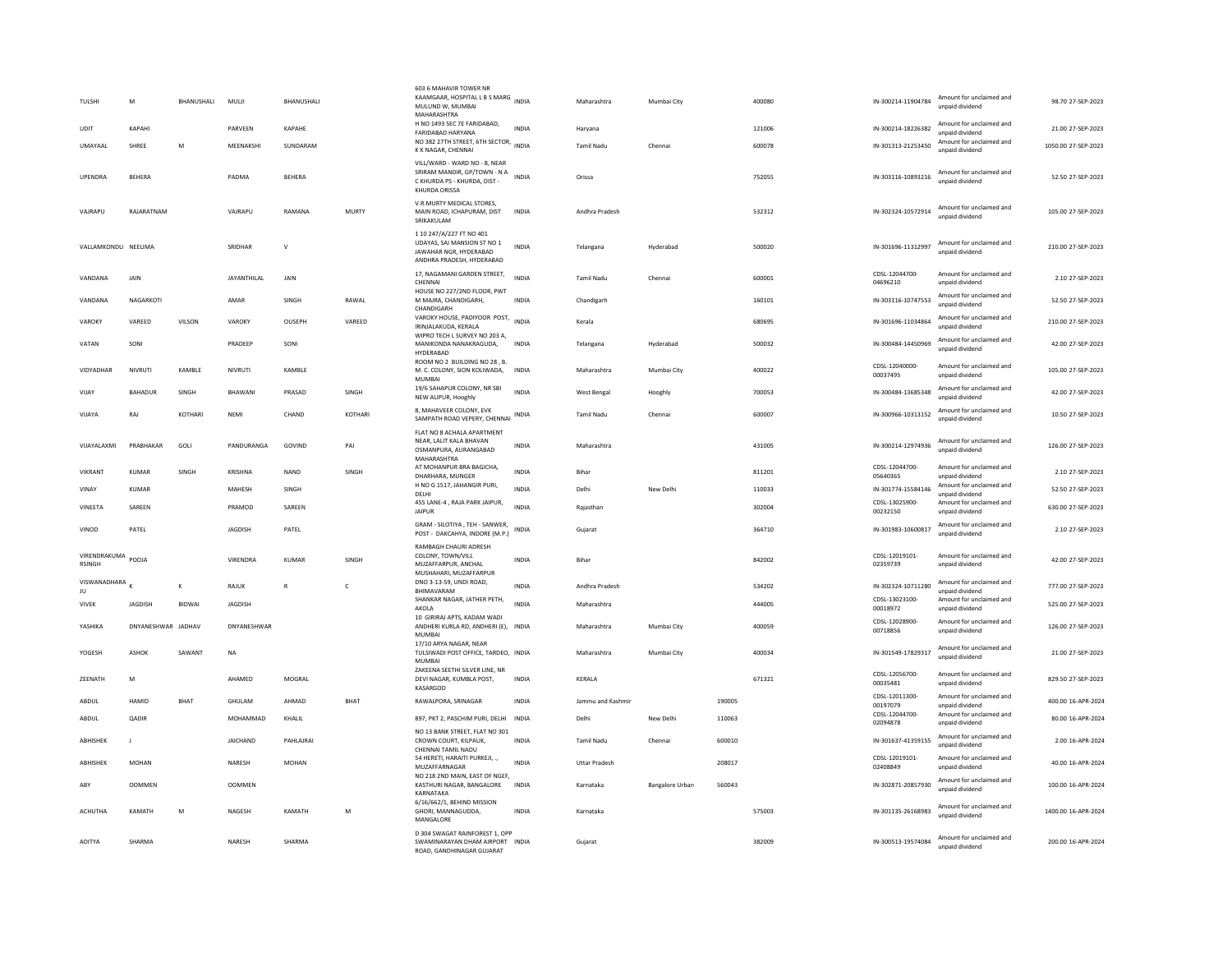| | | | | | | | | | | | | | | |
|---|---|---|---|---|---|---|---|---|---|---|---|---|---|---|
| TULSHI | M | BHANUSHALI | MULJI | BHANUSHALI | | 603 6 MAHAVIR TOWER NR KAAMGAAR, HOSPITAL L B S MARG MULUND W, MUMBAI MAHARASHTRA | INDIA | Maharashtra | Mumbai City | 400080 | IN-300214-11904784 | Amount for unclaimed and unpaid dividend | 98.70 | 27-SEP-2023 |
| UDIT | KAPAHI | | PARVEEN | KAPAHE | | H NO 1493 SEC 7E FARIDABAD, FARIDABAD HARYANA | INDIA | Haryana | | 121006 | IN-300214-18226382 | Amount for unclaimed and unpaid dividend | 21.00 | 27-SEP-2023 |
| UMAYAAL | SHREE | M | MEENAKSHI | SUNDARAM | | NO 382 27TH STREET, 6TH SECTOR, K K NAGAR, CHENNAI | INDIA | Tamil Nadu | Chennai | 600078 | IN-301313-21253450 | Amount for unclaimed and unpaid dividend | 1050.00 | 27-SEP-2023 |
| UPENDRA | BEHERA | | PADMA | BEHERA | | VILL/WARD - WARD NO - 8, NEAR SRIRAM MANDIR, GP/TOWN - N A C KHURDA PS - KHURDA, DIST - KHURDA ORISSA | INDIA | Orissa | | 752055 | IN-303116-10893216 | Amount for unclaimed and unpaid dividend | 52.50 | 27-SEP-2023 |
| VAJRAPU | RAJARATNAM | | VAJRAPU | RAMANA | MURTY | V.R.MURTY MEDICAL STORES, MAIN ROAD, ICHAPURAM, DIST SRIKAKULAM | INDIA | Andhra Pradesh | | 532312 | IN-302324-10572914 | Amount for unclaimed and unpaid dividend | 105.00 | 27-SEP-2023 |
| VALLAMKONDU | NEELIMA | | SRIDHAR | V | | 1 10 247/A/227 FT NO 401 UDAYAS, SAI MANSION ST NO 1 JAWAHAR NGR, HYDERABAD ANDHRA PRADESH, HYDERABAD | INDIA | Telangana | Hyderabad | 500020 | IN-301696-11312997 | Amount for unclaimed and unpaid dividend | 210.00 | 27-SEP-2023 |
| VANDANA | JAIN | | JAYANTHILAL | JAIN | | 17, NAGAMANI GARDEN STREET, CHENNAI | INDIA | Tamil Nadu | Chennai | 600001 | CDSL-12044700-04696210 | Amount for unclaimed and unpaid dividend | 2.10 | 27-SEP-2023 |
| VANDANA | NAGARKOTI | | AMAR | SINGH | RAWAL | HOUSE NO 227/2ND FLOOR, PWT M MAJRA, CHANDIGARH, CHANDIGARH | INDIA | Chandigarh | | 160101 | IN-303116-10747553 | Amount for unclaimed and unpaid dividend | 52.50 | 27-SEP-2023 |
| VAROKY | VAREED | VILSON | VAROKY | OUSEPH | VAREED | VAROKY HOUSE, PADIYOOR POST, IRINJALAKUDA, KERALA | INDIA | Kerala | | 680695 | IN-301696-11034864 | Amount for unclaimed and unpaid dividend | 210.00 | 27-SEP-2023 |
| VATAN | SONI | | PRADEEP | SONI | | WIPRO TECH L SURVEY NO 203 A, MANIKONDA NANAKRAGUDA, HYDERABAD | INDIA | Telangana | Hyderabad | 500032 | IN-300484-14450969 | Amount for unclaimed and unpaid dividend | 42.00 | 27-SEP-2023 |
| VIDYADHAR | NIVRUTI | KAMBLE | NIVRUTI | KAMBLE | | ROOM NO 2 BUILDING NO 28 , B. M. C. COLONY, SION KOLIWADA, MUMBAI | INDIA | Maharashtra | Mumbai City | 400022 | CDSL-12040000-00037495 | Amount for unclaimed and unpaid dividend | 105.00 | 27-SEP-2023 |
| VIJAY | BAHADUR | SINGH | BHAWANI | PRASAD | SINGH | 19/6 SAHAPUR COLONY, NR SBI NEW ALIPUR, Hooghly | INDIA | West Bengal | Hooghly | 700053 | IN-300484-13685348 | Amount for unclaimed and unpaid dividend | 42.00 | 27-SEP-2023 |
| VIJAYA | RAJ | KOTHARI | NEMI | CHAND | KOTHARI | 8, MAHAVEER COLONY, EVK SAMPATH ROAD VEPERY, CHENNAI | INDIA | Tamil Nadu | Chennai | 600007 | IN-300966-10313152 | Amount for unclaimed and unpaid dividend | 10.50 | 27-SEP-2023 |
| VIJAYALAXMI | PRABHAKAR | GOLI | PANDURANGA | GOVIND | PAI | FLAT NO 8 ACHALA APARTMENT NEAR, LALIT KALA BHAVAN OSMANPURA, AURANGABAD MAHARASHTRA | INDIA | Maharashtra | | 431005 | IN-300214-12974936 | Amount for unclaimed and unpaid dividend | 126.00 | 27-SEP-2023 |
| VIKRANT | KUMAR | SINGH | KRISHNA | NAND | SINGH | AT MOHANPUR BRA BAGICHA, DHARHARA, MUNGER | INDIA | Bihar | | 811201 | CDSL-12044700-05640365 | Amount for unclaimed and unpaid dividend | 2.10 | 27-SEP-2023 |
| VINAY | KUMAR | | MAHESH | SINGH | | H NO G 1517, JAHANGIR PURI, DELHI | INDIA | Delhi | New Delhi | 110033 | IN-301774-15584146 | Amount for unclaimed and unpaid dividend | 52.50 | 27-SEP-2023 |
| VINEETA | SAREEN | | PRAMOD | SAREEN | | 455 LANE-4 , RAJA PARK JAIPUR, JAIPUR | INDIA | Rajasthan | | 302004 | CDSL-13025900-00232150 | Amount for unclaimed and unpaid dividend | 630.00 | 27-SEP-2023 |
| VINOD | PATEL | | JAGDISH | PATEL | | GRAM - SILOTIYA , TEH - SANWER, POST - DAKCAHYA, INDORE (M.P.) | INDIA | Gujarat | | 364710 | IN-301983-10600817 | Amount for unclaimed and unpaid dividend | 2.10 | 27-SEP-2023 |
| VIRENDRAKUMARSINGH | POOJA | | VIRENDRA | KUMAR | SINGH | RAMBAGH CHAURI ADRESH COLONY, TOWN/VILL MUZAFFARPUR, ANCHAL MUSHAHARI, MUZAFFARPUR | INDIA | Bihar | | 842002 | CDSL-12019101-02359739 | Amount for unclaimed and unpaid dividend | 42.00 | 27-SEP-2023 |
| VISWANADHARAJU | K | K | RAJUK | R | C | DNO 3-13-59, UNDI ROAD, BHIMAVARAM | INDIA | Andhra Pradesh | | 534202 | IN-302324-10711280 | Amount for unclaimed and unpaid dividend | 777.00 | 27-SEP-2023 |
| VIVEK | JAGDISH | BIDWAI | JAGDISH | | | SHANKAR NAGAR, JATHER PETH, AKOLA | INDIA | Maharashtra | | 444005 | CDSL-13023100-00018972 | Amount for unclaimed and unpaid dividend | 525.00 | 27-SEP-2023 |
| YASHIKA | DNYANESHWAR | JADHAV | DNYANESHWAR | | | 10 GIRIRAJ APTS, KADAM WADI ANDHERI KURLA RD, ANDHERI (E), MUMBAI | INDIA | Maharashtra | Mumbai City | 400059 | CDSL-12028900-00718856 | Amount for unclaimed and unpaid dividend | 126.00 | 27-SEP-2023 |
| YOGESH | ASHOK | SAWANT | NA | | | 17/10 ARYA NAGAR, NEAR TULSIWADI POST OFFICE, TARDEO, MUMBAI | INDIA | Maharashtra | Mumbai City | 400034 | IN-301549-17829317 | Amount for unclaimed and unpaid dividend | 21.00 | 27-SEP-2023 |
| ZEENATH | M | | AHAMED | MOGRAL | | ZAKEENA SEETHI SILVER LINE, NR DEVI NAGAR, KUMBLA POST, KASARGOD | INDIA | KERALA | | 671321 | CDSL-12056700-00035481 | Amount for unclaimed and unpaid dividend | 829.50 | 27-SEP-2023 |
| ABDUL | HAMID | BHAT | GHULAM | AHMAD | BHAT | RAWALPORA, SRINAGAR | INDIA | Jammu and Kashmir | | 190005 | CDSL-12011300-00197079 | Amount for unclaimed and unpaid dividend | 400.00 | 16-APR-2024 |
| ABDUL | QADIR | | MOHAMMAD | KHALIL | | 897, PKT 2, PASCHIM PURI, DELHI | INDIA | Delhi | New Delhi | 110063 | CDSL-12044700-02094878 | Amount for unclaimed and unpaid dividend | 80.00 | 16-APR-2024 |
| ABHISHEK | J | | JAICHAND | PAHLAJRAI | | NO 13 BANK STREET, FLAT NO 301 CROWN COURT, KILPAUK, CHENNAI TAMIL NADU | INDIA | Tamil Nadu | Chennai | 600010 | IN-301637-41359155 | Amount for unclaimed and unpaid dividend | 2.00 | 16-APR-2024 |
| ABHISHEK | MOHAN | | NARESH | MOHAN | | 54 HERETI, HARAITI PURKEJI, ., MUZAFFARNAGAR | INDIA | Uttar Pradesh | | 208017 | CDSL-12019101-02408849 | Amount for unclaimed and unpaid dividend | 40.00 | 16-APR-2024 |
| ABY | OOMMEN | | OOMMEN | | | NO 218 2ND MAIN, EAST OF NGEF, KASTHURI NAGAR, BANGALORE KARNATAKA | INDIA | Karnataka | Bangalore Urban | 560043 | IN-302871-20857930 | Amount for unclaimed and unpaid dividend | 100.00 | 16-APR-2024 |
| ACHUTHA | KAMATH | M | NAGESH | KAMATH | M | 6/16/662/1, BEHIND MISSION GHORI, MANNAGUDDA, MANGALORE | INDIA | Karnataka | | 575003 | IN-301135-26168983 | Amount for unclaimed and unpaid dividend | 1400.00 | 16-APR-2024 |
| ADITYA | SHARMA | | NARESH | SHARMA | | D 304 SWAGAT RAINFOREST 1, OPP SWAMINARAYAN DHAM AIRPORT ROAD, GANDHINAGAR GUJARAT | INDIA | Gujarat | | 382009 | IN-300513-19574084 | Amount for unclaimed and unpaid dividend | 200.00 | 16-APR-2024 |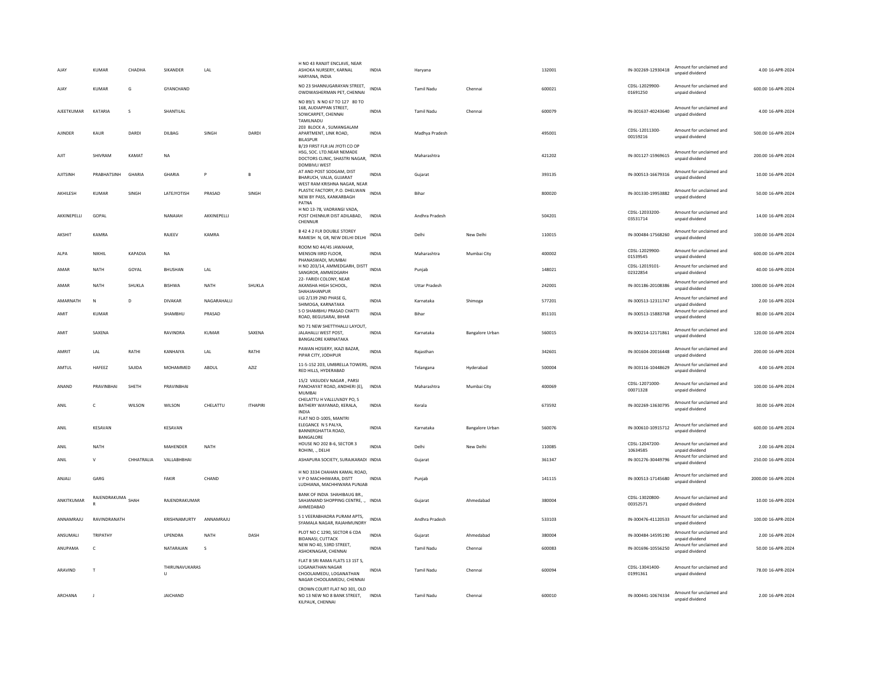| | | | | | | | | | | | | | | |
|---|---|---|---|---|---|---|---|---|---|---|---|---|---|---|
| AJAY | KUMAR | CHADHA | SIKANDER | LAL | | H NO 43 RANJIT ENCLAVE, NEAR ASHOKA NURSERY, KARNAL HARYANA, INDIA | INDIA | Haryana | | 132001 | IN-302269-12930418 | Amount for unclaimed and unpaid dividend | 4.00 | 16-APR-2024 |
| AJAY | KUMAR | G | GYANCHAND | | | NO 23 SHANNUGARAYAN STREET, OWDWASHERMAN PET, CHENNAI | INDIA | Tamil Nadu | Chennai | 600021 | CDSL-12029900-01691250 | Amount for unclaimed and unpaid dividend | 600.00 | 16-APR-2024 |
| AJEETKUMAR | KATARIA | S | SHANTILAL | | | NO 89/1 N NO 67 TO 127 80 TO 168, AUDIAPPAN STREET, SOWCARPET, CHENNAI TAMILNADU | INDIA | Tamil Nadu | Chennai | 600079 | IN-301637-40243640 | Amount for unclaimed and unpaid dividend | 4.00 | 16-APR-2024 |
| AJINDER | KAUR | DARDI | DILBAG | SINGH | DARDI | 203 BLOCK A , SUMANGALAM APARTMENT, LINK ROAD, BILASPUR | INDIA | Madhya Pradesh | | 495001 | CDSL-12011300-00159216 | Amount for unclaimed and unpaid dividend | 500.00 | 16-APR-2024 |
| AJIT | SHIVRAM | KAMAT | NA | | | B/19 FIRST FLR JAI JYOTI CO OP HSG, SOC. LTD.NEAR NEMADE DOCTORS CLINIC, SHASTRI NAGAR, DOMBIVLI WEST | INDIA | Maharashtra | | 421202 | IN-301127-15969615 | Amount for unclaimed and unpaid dividend | 200.00 | 16-APR-2024 |
| AJITSINH | PRABHATSINH | GHARIA | GHARIA | P | B | AT AND POST SODGAM, DIST BHARUCH, VALIA, GUJARAT | INDIA | Gujarat | | 393135 | IN-300513-16679316 | Amount for unclaimed and unpaid dividend | 10.00 | 16-APR-2024 |
| AKHILESH | KUMAR | SINGH | LATEJYOTISH | PRASAD | SINGH | WEST RAM KRISHNA NAGAR, NEAR PLASTIC FACTORY, P.O. DHELWAN NEW BY PASS, KANKARBAGH PATNA | INDIA | Bihar | | 800020 | IN-301330-19953882 | Amount for unclaimed and unpaid dividend | 50.00 | 16-APR-2024 |
| AKKINEPELLI | GOPAL | | NANAIAH | AKKINEPELLI | | H NO 13-78, VADRANGI VADA, POST CHENNUR DIST ADILABAD, CHENNUR | INDIA | Andhra Pradesh | | 504201 | CDSL-12033200-03531714 | Amount for unclaimed and unpaid dividend | 14.00 | 16-APR-2024 |
| AKSHIT | KAMRA | | RAJEEV | KAMRA | | B 42 4 2 FLR DOUBLE STOREY RAMESH N, GR, NEW DELHI DELHI | INDIA | Delhi | New Delhi | 110015 | IN-300484-17568260 | Amount for unclaimed and unpaid dividend | 100.00 | 16-APR-2024 |
| ALPA | NIKHIL | KAPADIA | NA | | | ROOM NO 44/45 JAWAHAR, MENSON IIIRD FLOOR, PHANASWADI, MUMBAI | INDIA | Maharashtra | Mumbai City | 400002 | CDSL-12029900-01539545 | Amount for unclaimed and unpaid dividend | 600.00 | 16-APR-2024 |
| AMAR | NATH | GOYAL | BHUSHAN | LAL | | H NO 203/14, AMMEDGARH, DISTT SANGROR, AMMEDGARH | INDIA | Punjab | | 148021 | CDSL-12019101-02322854 | Amount for unclaimed and unpaid dividend | 40.00 | 16-APR-2024 |
| AMAR | NATH | SHUKLA | BISHWA | NATH | SHUKLA | 22- FARIDI COLONY, NEAR AKANSHA HIGH SCHOOL, SHAHJAHANPUR | INDIA | Uttar Pradesh | | 242001 | IN-301186-20108386 | Amount for unclaimed and unpaid dividend | 1000.00 | 16-APR-2024 |
| AMARNATH | N | D | DIVAKAR | NAGARAHALLI | | LIG 2/139 2ND PHASE G, SHIMOGA, KARNATAKA | INDIA | Karnataka | Shimoga | 577201 | IN-300513-12311747 | Amount for unclaimed and unpaid dividend | 2.00 | 16-APR-2024 |
| AMIT | KUMAR | | SHAMBHU | PRASAD | | S O SHAMBHU PRASAD CHATTI ROAD, BEGUSARAI, BIHAR | INDIA | Bihar | | 851101 | IN-300513-15883768 | Amount for unclaimed and unpaid dividend | 80.00 | 16-APR-2024 |
| AMIT | SAXENA | | RAVINDRA | KUMAR | SAXENA | NO 71 NEW SHETTYHALLI LAYOUT, JALAHALLI WEST POST, BANGALORE KARNATAKA | INDIA | Karnataka | Bangalore Urban | 560015 | IN-300214-12171861 | Amount for unclaimed and unpaid dividend | 120.00 | 16-APR-2024 |
| AMRIT | LAL | RATHI | KANHAIYA | LAL | RATHI | PAWAN HOSIERY, IKAZI BAZAR, PIPAR CITY, JODHPUR | INDIA | Rajasthan | | 342601 | IN-301604-20016448 | Amount for unclaimed and unpaid dividend | 200.00 | 16-APR-2024 |
| AMTUL | HAFEEZ | SAJIDA | MOHAMMED | ABDUL | AZIZ | 11-5-152 203, UMBRELLA TOWERS, RED HILLS, HYDERABAD | INDIA | Telangana | Hyderabad | 500004 | IN-303116-10448629 | Amount for unclaimed and unpaid dividend | 4.00 | 16-APR-2024 |
| ANAND | PRAVINBHAI | SHETH | PRAVINBHAI | | | 15/2 VASUDEV NAGAR , PARSI PANCHAYAT ROAD, ANDHERI (E), MUMBAI | INDIA | Maharashtra | Mumbai City | 400069 | CDSL-12071000-00071328 | Amount for unclaimed and unpaid dividend | 100.00 | 16-APR-2024 |
| ANIL | C | WILSON | WILSON | CHELATTU | ITHAPIRI | CHELATTU H VALLUVADY PO, S BATHERY WAYANAD, KERALA, INDIA | INDIA | Kerala | | 673592 | IN-302269-13630795 | Amount for unclaimed and unpaid dividend | 30.00 | 16-APR-2024 |
| ANIL | KESAVAN | | KESAVAN | | | FLAT NO D-1005, MANTRI ELEGANCE N S PALYA, BANNERGHATTA ROAD, BANGALORE | INDIA | Karnataka | Bangalore Urban | 560076 | IN-300610-10915712 | Amount for unclaimed and unpaid dividend | 600.00 | 16-APR-2024 |
| ANIL | NATH | | MAHENDER | NATH | | HOUSE NO 202 B-6, SECTOR 3 ROHINI, ., DELHI | INDIA | Delhi | New Delhi | 110085 | CDSL-12047200-10634585 | Amount for unclaimed and unpaid dividend | 2.00 | 16-APR-2024 |
| ANIL | V | CHHATRALIA | VALLABHBHAI | | | ASHAPURA SOCIETY, SURAJKARADI | INDIA | Gujarat | | 361347 | IN-301276-30449796 | Amount for unclaimed and unpaid dividend | 250.00 | 16-APR-2024 |
| ANJALI | GARG | | FAKIR | CHAND | | H NO 3334 CHAHAN KAMAL ROAD, V P O MACHHIWARA, DISTT LUDHIANA, MACHHIWARA PUNJAB | INDIA | Punjab | | 141115 | IN-300513-17145680 | Amount for unclaimed and unpaid dividend | 2000.00 | 16-APR-2024 |
| ANKITKUMAR | RAJENDRAKUMAR R | SHAH | RAJENDRAKUMAR | | | BANK OF INDIA SHAHIBAUG BR., SAHJANAND SHOPPING CENTRE, ., AHMEDABAD | INDIA | Gujarat | Ahmedabad | 380004 | CDSL-13020800-00352571 | Amount for unclaimed and unpaid dividend | 10.00 | 16-APR-2024 |
| ANNAMRAJU | RAVINDRANATH | | KRISHNAMURTY | ANNAMRAJU | | S 1 VEERABHADRA PURAM APTS, SYAMALA NAGAR, RAJAHMUNDRY | INDIA | Andhra Pradesh | | 533103 | IN-300476-41120533 | Amount for unclaimed and unpaid dividend | 100.00 | 16-APR-2024 |
| ANSUMALI | TRIPATHY | | UPENDRA | NATH | DASH | PLOT NO C 1290, SECTOR 6 CDA BIDANASI, CUTTACK | INDIA | Gujarat | Ahmedabad | 380004 | IN-300484-14595190 | Amount for unclaimed and unpaid dividend | 2.00 | 16-APR-2024 |
| ANUPAMA | C | | NATARAJAN | S | | NEW NO 40, 53RD STREET, ASHOKNAGAR, CHENNAI | INDIA | Tamil Nadu | Chennai | 600083 | IN-301696-10556250 | Amount for unclaimed and unpaid dividend | 50.00 | 16-APR-2024 |
| ARAVIND | T | | THIRUNAVUKARAS U | | | FLAT B SRI RAMA FLATS 13 1ST S, LOGANATHAN NAGAR CHOOLAIMEDU, LOGANATHAN NAGAR CHOOLAIMEDU, CHENNAI | INDIA | Tamil Nadu | Chennai | 600094 | CDSL-13041400-01991361 | Amount for unclaimed and unpaid dividend | 78.00 | 16-APR-2024 |
| ARCHANA | J | | JAICHAND | | | CROWN COURT FLAT NO 301, OLD NO 13 NEW NO 8 BANK STREET, KILPAUK, CHENNAI | INDIA | Tamil Nadu | Chennai | 600010 | IN-300441-10674334 | Amount for unclaimed and unpaid dividend | 2.00 | 16-APR-2024 |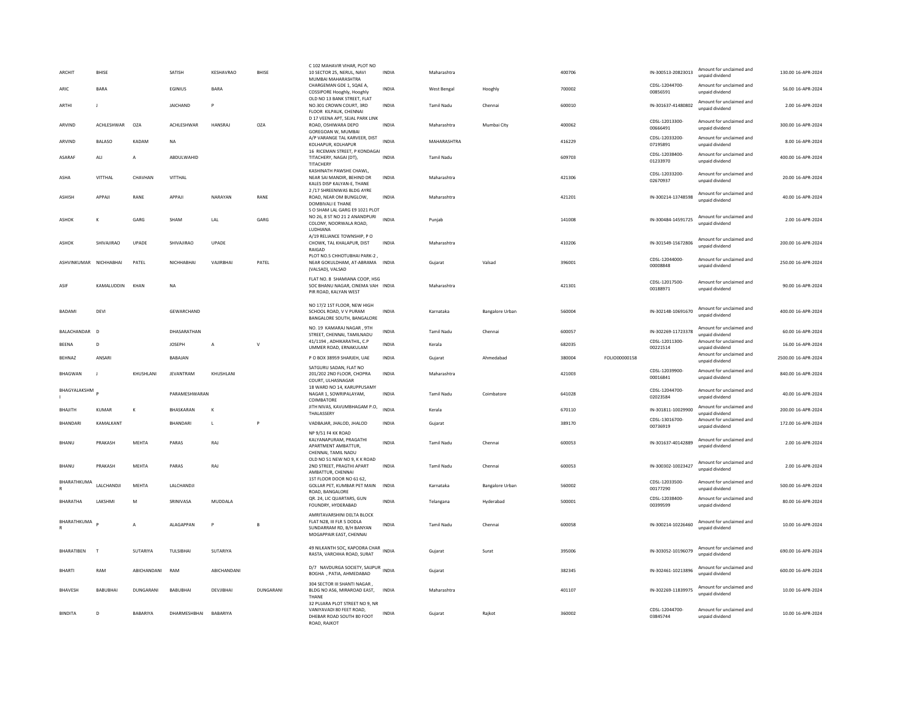| ARCHIT | BHISE | | SATISH | KESHAVRAO | BHISE | C 102 MAHAVIR VIHAR, PLOT NO 10 SECTOR 25, NERUL, NAVI MUMBAI MAHARASHTRA | INDIA | Maharashtra | | 400706 | | IN-300513-20823013 | Amount for unclaimed and unpaid dividend | 130.00 | 16-APR-2024 |
|---|---|---|---|---|---|---|---|---|---|---|---|---|---|---|---|
| ARIC | BARA | | EGINIUS | BARA | | CHARGEMAN GDE 1, SQAE A, COSSIPORE Hooghly, Hooghly | INDIA | West Bengal | Hooghly | 700002 | | CDSL-12044700-00856591 | Amount for unclaimed and unpaid dividend | 56.00 | 16-APR-2024 |
| ARTHI | J | | JAICHAND | P | | OLD NO 13 BANK STREET, FLAT NO.301 CROWN COURT, 3RD FLOOR KILPAUK, CHENNAI | INDIA | Tamil Nadu | Chennai | 600010 | | IN-301637-41480802 | Amount for unclaimed and unpaid dividend | 2.00 | 16-APR-2024 |
| ARVIND | ACHLESHWAR | OZA | ACHLESHWAR | HANSRAJ | OZA | D 17 VEENA APT, SEJAL PARK LINK ROAD, OSHIWARA DEPO GOREGOAN W, MUMBAI | INDIA | Maharashtra | Mumbai City | 400062 | | CDSL-12013300-00666491 | Amount for unclaimed and unpaid dividend | 300.00 | 16-APR-2024 |
| ARVIND | BALASO | KADAM | NA | | | A/P VARANGE TAL KARVEER, DIST KOLHAPUR, KOLHAPUR | INDIA | MAHARASHTRA | | 416229 | | CDSL-12033200-07195891 | Amount for unclaimed and unpaid dividend | 8.00 | 16-APR-2024 |
| ASARAF | ALI | A | ABDULWAHID | | | 16 RICEMAN STREET, P KONDAGAI TITACHERY, NAGAI (DT), TITACHERY | INDIA | Tamil Nadu | | 609703 | | CDSL-12038400-01233970 | Amount for unclaimed and unpaid dividend | 400.00 | 16-APR-2024 |
| ASHA | VITTHAL | CHAVHAN | VITTHAL | | | KASHINATH PAWSHE CHAWL, NEAR SAI MANDIR, BEHIND DR KALES DISP KALYAN-E, THANE | INDIA | Maharashtra | | 421306 | | CDSL-12033200-02670937 | Amount for unclaimed and unpaid dividend | 20.00 | 16-APR-2024 |
| ASHISH | APPAJI | RANE | APPAJI | NARAYAN | RANE | 2 /17 SHREENIWAS BLDG AYRE ROAD, NEAR OM BUNGLOW, DOMBIVALI E THANE | INDIA | Maharashtra | | 421201 | | IN-300214-13748598 | Amount for unclaimed and unpaid dividend | 40.00 | 16-APR-2024 |
| ASHOK | K | GARG | SHAM | LAL | GARG | S O SHAM LAL GARG E9 1021 PLOT NO 26, 8 ST NO 21 2 ANANDPURI COLONY, NOORWALA ROAD, LUDHIANA | INDIA | Punjab | | 141008 | | IN-300484-14591725 | Amount for unclaimed and unpaid dividend | 2.00 | 16-APR-2024 |
| ASHOK | SHIVAJIRAO | UPADE | SHIVAJIRAO | UPADE | | A/19 RELIANCE TOWNSHIP, P O CHOWK, TAL KHALAPUR, DIST RAIGAD | INDIA | Maharashtra | | 410206 | | IN-301549-15672806 | Amount for unclaimed and unpaid dividend | 200.00 | 16-APR-2024 |
| ASHVINKUMAR | NICHHABHAI | PATEL | NICHHABHAI | VAJIRBHAI | PATEL | PLOT NO.5 CHHOTUBHAI PARK-2 , NEAR GOKULDHAM, AT-ABRAMA (VALSAD), VALSAD | INDIA | Gujarat | Valsad | 396001 | | CDSL-12044000-00008848 | Amount for unclaimed and unpaid dividend | 250.00 | 16-APR-2024 |
| ASIF | KAMALUDDIN | KHAN | NA | | | FLAT NO. 8 SHAMIANA COOP, HSG SOC BHANU NAGAR, CINEMA VAH PIR ROAD, KALYAN WEST | INDIA | Maharashtra | | 421301 | | CDSL-12017500-00188971 | Amount for unclaimed and unpaid dividend | 90.00 | 16-APR-2024 |
| BADAMI | DEVI | | GEWARCHAND | | | NO 17/2 1ST FLOOR, NEW HIGH SCHOOL ROAD, V V PURAM BANGALORE SOUTH, BANGALORE | INDIA | Karnataka | Bangalore Urban | 560004 | | IN-302148-10691670 | Amount for unclaimed and unpaid dividend | 400.00 | 16-APR-2024 |
| BALACHANDAR | D | | DHASARATHAN | | | NO. 19 KAMARAJ NAGAR , 9TH STREET, CHENNAI, TAMILNADU | INDIA | Tamil Nadu | Chennai | 600057 | | IN-302269-11723378 | Amount for unclaimed and unpaid dividend | 60.00 | 16-APR-2024 |
| BEENA | D | | JOSEPH | A | V | 41/1194 , ADHIKARATHIL, C.P UMMER ROAD, ERNAKULAM | INDIA | Kerala | | 682035 | | CDSL-12011300-00221514 | Amount for unclaimed and unpaid dividend | 16.00 | 16-APR-2024 |
| BEHNAZ | ANSARI | | BABAJAN | | | P O BOX 38959 SHARJEH, UAE | INDIA | Gujarat | Ahmedabad | 380004 | FOLIO00000158 | | Amount for unclaimed and unpaid dividend | 2500.00 | 16-APR-2024 |
| BHAGWAN | J | KHUSHLANI | JEVANTRAM | KHUSHLANI | | SATGURU SADAN, FLAT NO 201/202 2ND FLOOR, CHOPRA COURT, ULHASNAGAR | INDIA | Maharashtra | | 421003 | | CDSL-12039900-00016841 | Amount for unclaimed and unpaid dividend | 840.00 | 16-APR-2024 |
| BHAGYALAKSHMI | P | | PARAMESHWARAN | | | 18 WARD NO 14, KARUPPUSAMY NAGAR 1, SOWRIPALAYAM, COIMBATORE | INDIA | Tamil Nadu | Coimbatore | 641028 | | CDSL-12044700-02023584 | Amount for unclaimed and unpaid dividend | 40.00 | 16-APR-2024 |
| BHAJITH | KUMAR | K | BHASKARAN | K | | JITH NIVAS, KAVUMBHAGAM P.O, THALASSERY | INDIA | Kerala | | 670110 | | IN-301811-10029900 | Amount for unclaimed and unpaid dividend | 200.00 | 16-APR-2024 |
| BHANDARI | KAMALKANT | | BHANDARI | L | P | VADBAJAR, JHALOD, JHALOD | INDIA | Gujarat | | 389170 | | CDSL-13016700-00736919 | Amount for unclaimed and unpaid dividend | 172.00 | 16-APR-2024 |
| BHANU | PRAKASH | MEHTA | PARAS | RAJ | | NP 9/51 F4 KK ROAD KALYANAPURAM, PRAGATHI APARTMENT AMBATTUR, CHENNAI, TAMIL NADU | INDIA | Tamil Nadu | Chennai | 600053 | | IN-301637-40142889 | Amount for unclaimed and unpaid dividend | 2.00 | 16-APR-2024 |
| BHANU | PRAKASH | MEHTA | PARAS | RAJ | | OLD NO 51 NEW NO 9, K K ROAD 2ND STREET, PRAGTHI APART AMBATTUR, CHENNAI | INDIA | Tamil Nadu | Chennai | 600053 | | IN-300302-10023427 | Amount for unclaimed and unpaid dividend | 2.00 | 16-APR-2024 |
| BHARATHKUMAR | LALCHANDJI | MEHTA | LALCHANDJI | | | 1ST FLOOR DOOR NO 61 62, GOLLAR PET, KUMBAR PET MAIN ROAD, BANGALORE | INDIA | Karnataka | Bangalore Urban | 560002 | | CDSL-12033500-00177290 | Amount for unclaimed and unpaid dividend | 500.00 | 16-APR-2024 |
| BHARATHA | LAKSHMI | M | SRINIVASA | MUDDALA | | QR. 24, LIC QUARTARS, GUN FOUNDRY, HYDERABAD | INDIA | Telangana | Hyderabad | 500001 | | CDSL-12038400-00399599 | Amount for unclaimed and unpaid dividend | 80.00 | 16-APR-2024 |
| BHARATHKUMAR | P | A | ALAGAPPAN | P | B | AMRITAVARSHINI DELTA BLOCK FLAT N28, III FLR 5 DODLA SUNDARRAM RD, B/H BANYAN MOGAPPAIR EAST, CHENNAI | INDIA | Tamil Nadu | Chennai | 600058 | | IN-300214-10226460 | Amount for unclaimed and unpaid dividend | 10.00 | 16-APR-2024 |
| BHARATIBEN | T | SUTARIYA | TULSIBHAI | SUTARIYA | | 49 NILKANTH SOC, KAPODRA CHAR RASTA, VARCHHA ROAD, SURAT | INDIA | Gujarat | Surat | 395006 | | IN-303052-10196079 | Amount for unclaimed and unpaid dividend | 690.00 | 16-APR-2024 |
| BHARTI | RAM | ABICHANDANI | RAM | ABICHANDANI | | D/7 NAVDURGA SOCIETY, SAIJPUR BOGHA , PATIA, AHMEDABAD | INDIA | Gujarat | | 382345 | | IN-302461-10213896 | Amount for unclaimed and unpaid dividend | 600.00 | 16-APR-2024 |
| BHAVESH | BABUBHAI | DUNGARANI | BABUBHAI | DEVJIBHAI | DUNGARANI | 304 SECTOR III SHANTI NAGAR , BLDG NO A56, MIRAROAD EAST, THANE | INDIA | Maharashtra | | 401107 | | IN-302269-11839975 | Amount for unclaimed and unpaid dividend | 10.00 | 16-APR-2024 |
| BINDITA | D | BABARIYA | DHARMESHBHAI | BABARIYA | | 32 PUJARA PLOT STREET NO 9, NR VANIYAVADI 80 FEET ROAD, DHEBAR ROAD SOUTH 80 FOOT ROAD, RAJKOT | INDIA | Gujarat | Rajkot | 360002 | | CDSL-12044700-03845744 | Amount for unclaimed and unpaid dividend | 10.00 | 16-APR-2024 |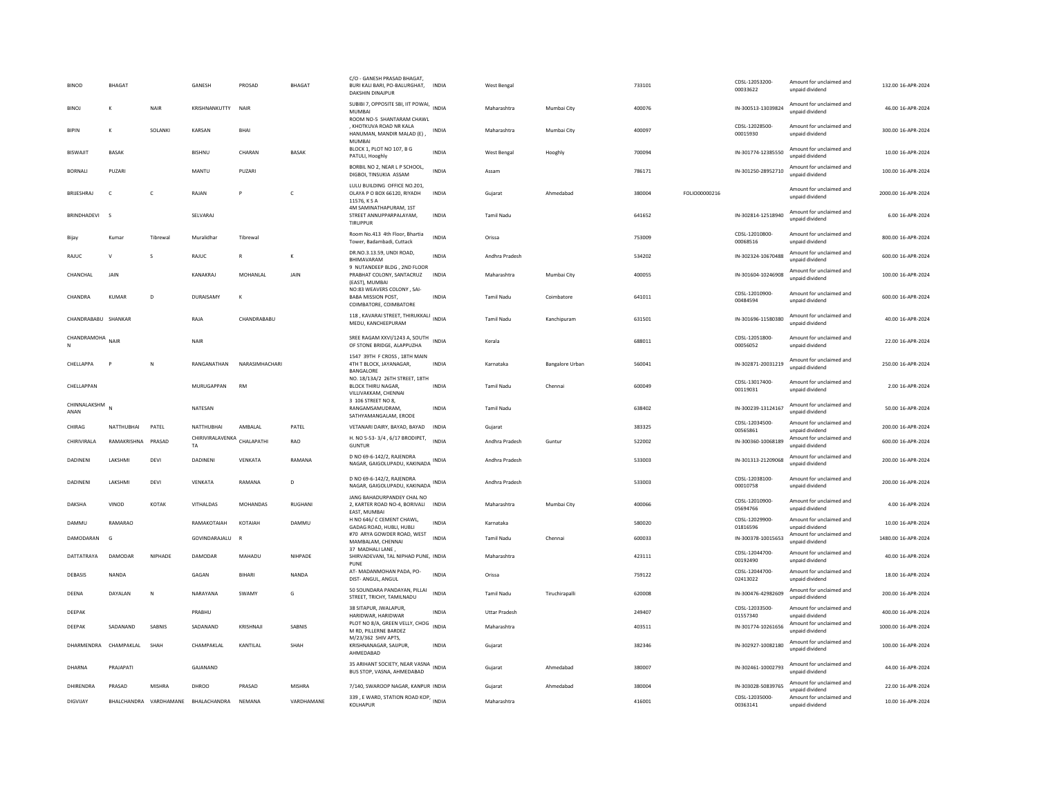| BINOD | BHAGAT | | GANESH | PROSAD | BHAGAT | C/O - GANESH PRASAD BHAGAT, BURI KALI BARI, PO-BALURGHAT, DAKSHIN DINAJPUR | INDIA | West Bengal | | 733101 | | CDSL-12053200-00033622 | Amount for unclaimed and unpaid dividend | 132.00 | 16-APR-2024 |
|---|---|---|---|---|---|---|---|---|---|---|---|---|---|---|---|
| BINOJ | K | NAIR | KRISHNANKUTTY | NAIR | | SUBIBI 7, OPPOSITE SBI, IIT POWAI, MUMBAI | INDIA | Maharashtra | Mumbai City | 400076 | | IN-300513-13039824 | Amount for unclaimed and unpaid dividend | 46.00 | 16-APR-2024 |
| BIPIN | K | SOLANKI | KARSAN | BHAI | | ROOM NO-5 SHANTARAM CHAWL , KHOTKUVA ROAD NR KALA HANUMAN, MANDIR MALAD (E) , MUMBAI | INDIA | Maharashtra | Mumbai City | 400097 | | CDSL-12028500-00015930 | Amount for unclaimed and unpaid dividend | 300.00 | 16-APR-2024 |
| BISWAJIT | BASAK | | BISHNU | CHARAN | BASAK | BLOCK 1, PLOT NO 107, B G PATULI, Hooghly | INDIA | West Bengal | Hooghly | 700094 | | IN-301774-12385550 | Amount for unclaimed and unpaid dividend | 10.00 | 16-APR-2024 |
| BORNALI | PUZARI | | MANTU | PUZARI | | BORBIL NO 2, NEAR L P SCHOOL, DIGBOI, TINSUKIA ASSAM | INDIA | Assam | | 786171 | | IN-301250-28952710 | Amount for unclaimed and unpaid dividend | 100.00 | 16-APR-2024 |
| BRIJESHRAJ | C | C | RAJAN | P | C | LULU BUILDING OFFICE NO.201, OLAYA P O BOX 66120, RIYADH 11576, K S A | INDIA | Gujarat | Ahmedabad | 380004 | FOLIO00000216 | | Amount for unclaimed and unpaid dividend | 2000.00 | 16-APR-2024 |
| BRINDHADEVI | S | | SELVARAJ | | | 4M SAMINATHAPURAM, 1ST STREET ANNUPPARPALAYAM, TIRUPPUR | INDIA | Tamil Nadu | | 641652 | | IN-302814-12518940 | Amount for unclaimed and unpaid dividend | 6.00 | 16-APR-2024 |
| Bijay | Kumar | Tibrewal | Muralidhar | Tibrewal | | Room No.413 4th Floor, Bhartia Tower, Badambadi, Cuttack | INDIA | Orissa | | 753009 | | CDSL-12010800-00068516 | Amount for unclaimed and unpaid dividend | 800.00 | 16-APR-2024 |
| RAJUC | V | S | RAJUC | R | K | DR.NO.3.13.59, UNDI ROAD, BHIMAVARAM | INDIA | Andhra Pradesh | | 534202 | | IN-302324-10670488 | Amount for unclaimed and unpaid dividend | 600.00 | 16-APR-2024 |
| CHANCHAL | JAIN | | KANAKRAJ | MOHANLAL | JAIN | 9 NUTANDEEP BLDG , 2ND FLOOR PRABHAT COLONY, SANTACRUZ (EAST), MUMBAI | INDIA | Maharashtra | Mumbai City | 400055 | | IN-301604-10246908 | Amount for unclaimed and unpaid dividend | 100.00 | 16-APR-2024 |
| CHANDRA | KUMAR | D | DURAISAMY | K | | NO:83 WEAVERS COLONY , SAI-BABA MISSION POST, COIMBATORE, COIMBATORE | INDIA | Tamil Nadu | Coimbatore | 641011 | | CDSL-12010900-00484594 | Amount for unclaimed and unpaid dividend | 600.00 | 16-APR-2024 |
| CHANDRABABU | SHANKAR | | RAJA | CHANDRABABU | | 118 , KAVARAI STREET, THIRUKKALI MEDU, KANCHEEPURAM | INDIA | Tamil Nadu | Kanchipuram | 631501 | | IN-301696-11580380 | Amount for unclaimed and unpaid dividend | 40.00 | 16-APR-2024 |
| CHANDRAMOHA N | NAIR | | NAIR | | | SREE RAGAM XXVI/1243 A, SOUTH OF STONE BRIDGE, ALAPPUZHA | INDIA | Kerala | | 688011 | | CDSL-12051800-00056052 | Amount for unclaimed and unpaid dividend | 22.00 | 16-APR-2024 |
| CHELLAPPA | P | N | RANGANATHAN | NARASIMHACHARI | | 1547 39TH F CROSS , 18TH MAIN 4TH T BLOCK, JAYANAGAR, BANGALORE | INDIA | Karnataka | Bangalore Urban | 560041 | | IN-302871-20031219 | Amount for unclaimed and unpaid dividend | 250.00 | 16-APR-2024 |
| CHELLAPPAN | | | MURUGAPPAN | RM | | NO. 18/13A/2 26TH STREET, 18TH BLOCK THIRU NAGAR, VILLIVAKKAM, CHENNAI | INDIA | Tamil Nadu | Chennai | 600049 | | CDSL-13017400-00119031 | Amount for unclaimed and unpaid dividend | 2.00 | 16-APR-2024 |
| CHINNALAKSHM ANAN | N | | NATESAN | | | 3 106 STREET NO 8, RANGAMSAMUDRAM, SATHYAMANGALAM, ERODE | INDIA | Tamil Nadu | | 638402 | | IN-300239-13124167 | Amount for unclaimed and unpaid dividend | 50.00 | 16-APR-2024 |
| CHIRAG | NATTHUBHAI | PATEL | NATTHUBHAI | AMBALAL | PATEL | VETANARI DAIRY, BAYAD, BAYAD | INDIA | Gujarat | | 383325 | | CDSL-12034500-00565861 | Amount for unclaimed and unpaid dividend | 200.00 | 16-APR-2024 |
| CHIRIVIRALA | RAMAKRISHNA | PRASAD | CHIRIVIRALAVENKA TA | CHALAPATHI | RAO | H. NO 5-53- 3/4 , 6/17 BRODIPET, GUNTUR | INDIA | Andhra Pradesh | Guntur | 522002 | | IN-300360-10068189 | Amount for unclaimed and unpaid dividend | 600.00 | 16-APR-2024 |
| DADINENI | LAKSHMI | DEVI | DADINENI | VENKATA | RAMANA | D NO 69-6-142/2, RAJENDRA NAGAR, GAIGOLUPADU, KAKINADA | INDIA | Andhra Pradesh | | 533003 | | IN-301313-21209068 | Amount for unclaimed and unpaid dividend | 200.00 | 16-APR-2024 |
| DADINENI | LAKSHMI | DEVI | VENKATA | RAMANA | D | D NO 69-6-142/2, RAJENDRA NAGAR, GAIGOLUPADU, KAKINADA | INDIA | Andhra Pradesh | | 533003 | | CDSL-12038100-00010758 | Amount for unclaimed and unpaid dividend | 200.00 | 16-APR-2024 |
| DAKSHA | VINOD | KOTAK | VITHALDAS | MOHANDAS | RUGHANI | JANG BAHADURPANDEY CHAL NO 2, KARTER ROAD NO-4, BORIVALI EAST, MUMBAI | INDIA | Maharashtra | Mumbai City | 400066 | | CDSL-12010900-05694766 | Amount for unclaimed and unpaid dividend | 4.00 | 16-APR-2024 |
| DAMMU | RAMARAO | | RAMAKOTAIAH | KOTAIAH | DAMMU | H NO 646/ C CEMENT CHAWL, GADAG ROAD, HUBLI, HUBLI | INDIA | Karnataka | | 580020 | | CDSL-12029900-01816596 | Amount for unclaimed and unpaid dividend | 10.00 | 16-APR-2024 |
| DAMODARAN | G | | GOVINDARAJALU | R | | #70 ARYA GOWDER ROAD, WEST MAMBALAM, CHENNAI | INDIA | Tamil Nadu | Chennai | 600033 | | IN-300378-10015653 | Amount for unclaimed and unpaid dividend | 1480.00 | 16-APR-2024 |
| DATTATRAYA | DAMODAR | NIPHADE | DAMODAR | MAHADU | NIHPADE | 37 MADHALI LANE , SHIRVADEVANI, TAL NIPHAD PUNE, PUNE | INDIA | Maharashtra | | 423111 | | CDSL-12044700-00192490 | Amount for unclaimed and unpaid dividend | 40.00 | 16-APR-2024 |
| DEBASIS | NANDA | | GAGAN | BIHARI | NANDA | AT- MADANMOHAN PADA, PO-DIST- ANGUL, ANGUL | INDIA | Orissa | | 759122 | | CDSL-12044700-02413022 | Amount for unclaimed and unpaid dividend | 18.00 | 16-APR-2024 |
| DEENA | DAYALAN | N | NARAYANA | SWAMY | G | 50 SOUNDARA PANDAYAN, PILLAI STREET, TRICHY, TAMILNADU | INDIA | Tamil Nadu | Tiruchirapalli | 620008 | | IN-300476-42982609 | Amount for unclaimed and unpaid dividend | 200.00 | 16-APR-2024 |
| DEEPAK | | | PRABHU | | | 38 SITAPUR, JWALAPUR, HARIDWAR, HARIDWAR | INDIA | Uttar Pradesh | | 249407 | | CDSL-12033500-01557340 | Amount for unclaimed and unpaid dividend | 400.00 | 16-APR-2024 |
| DEEPAK | SADANAND | SABNIS | SADANAND | KRISHNAJI | SABNIS | PLOT NO 8/A, GREEN VELLY, CHOG M RD, PILLERNE BARDEZ | INDIA | Maharashtra | | 403511 | | IN-301774-10261656 | Amount for unclaimed and unpaid dividend | 1000.00 | 16-APR-2024 |
| DHARMENDRA | CHAMPAKLAL | SHAH | CHAMPAKLAL | KANTILAL | SHAH | M/23/362 SHIV APTS, KRISHNANAGAR, SAIJPUR, AHMEDABAD | INDIA | Gujarat | | 382346 | | IN-302927-10082180 | Amount for unclaimed and unpaid dividend | 100.00 | 16-APR-2024 |
| DHARNA | PRAJAPATI | | GAJANAND | | | 35 ARIHANT SOCIETY, NEAR VASNA BUS STOP, VASNA, AHMEDABAD | INDIA | Gujarat | Ahmedabad | 380007 | | IN-302461-10002793 | Amount for unclaimed and unpaid dividend | 44.00 | 16-APR-2024 |
| DHIRENDRA | PRASAD | MISHRA | DHROO | PRASAD | MISHRA | 7/140, SWAROOP NAGAR, KANPUR | INDIA | Gujarat | Ahmedabad | 380004 | | IN-303028-50839765 | Amount for unclaimed and unpaid dividend | 22.00 | 16-APR-2024 |
| DIGVIJAY | BHALCHANDRA | VARDHAMANE | BHALACHANDRA | NEMANA | VARDHAMANE | 339 , E WARD, STATION ROAD KOP, KOLHAPUR | INDIA | Maharashtra | | 416001 | | CDSL-12035000-00363141 | Amount for unclaimed and unpaid dividend | 10.00 | 16-APR-2024 |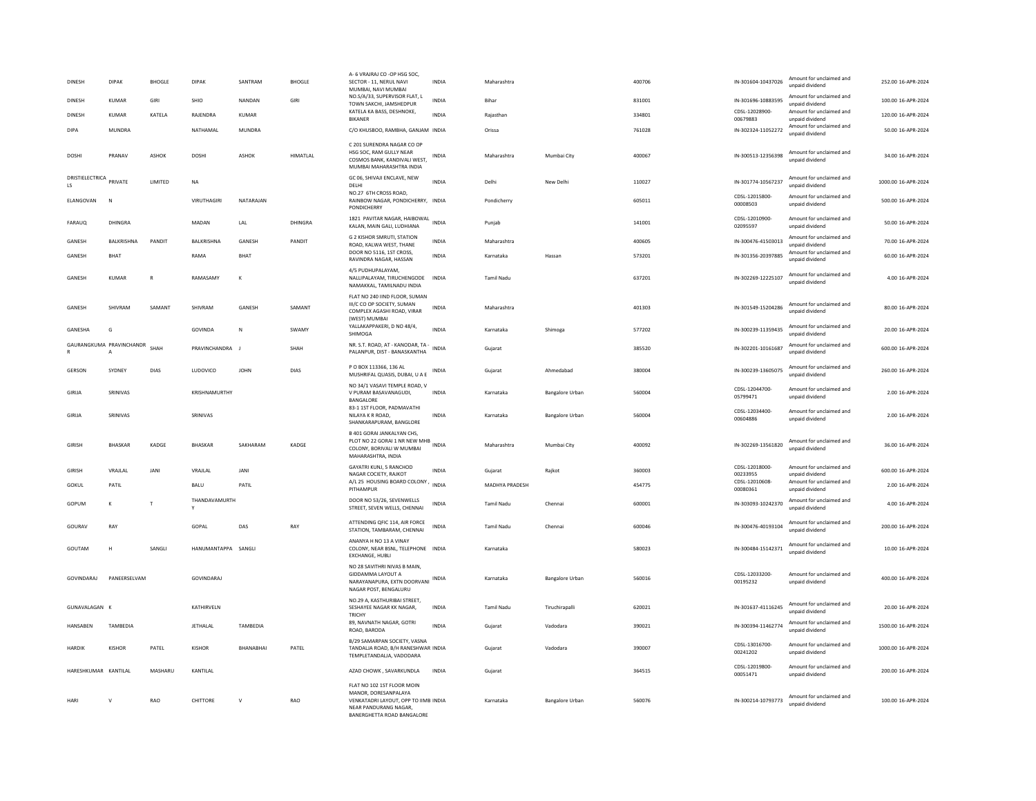| | | | | | | | | | | | | | | |
|---|---|---|---|---|---|---|---|---|---|---|---|---|---|---|
| DINESH | DIPAK | BHOGLE | DIPAK | SANTRAM | BHOGLE | A- 6 VRAJRAJ CO -OP HSG SOC, SECTOR - 11, NERUL NAVI MUMBAI, NAVI MUMBAI | INDIA | Maharashtra | | 400706 | IN-301604-10437026 | Amount for unclaimed and unpaid dividend | 252.00 | 16-APR-2024 |
| DINESH | KUMAR | GIRI | SHIO | NANDAN | GIRI | NO.S/A/33, SUPERVISOR FLAT, L TOWN SAKCHI, JAMSHEDPUR | INDIA | Bihar | | 831001 | IN-301696-10883595 | Amount for unclaimed and unpaid dividend | 100.00 | 16-APR-2024 |
| DINESH | KUMAR | KATELA | RAJENDRA | KUMAR | | KATELA KA BASS, DESHNOKE, BIKANER | INDIA | Rajasthan | | 334801 | CDSL-12028900-00679883 | Amount for unclaimed and unpaid dividend | 120.00 | 16-APR-2024 |
| DIPA | MUNDRA | | NATHAMAL | MUNDRA | | C/O KHUSBOO, RAMBHA, GANJAM | INDIA | Orissa | | 761028 | IN-302324-11052272 | Amount for unclaimed and unpaid dividend | 50.00 | 16-APR-2024 |
| DOSHI | PRANAV | ASHOK | DOSHI | ASHOK | HIMATLAL | C 201 SURENDRA NAGAR CO OP HSG SOC, RAM GULLY NEAR COSMOS BANK, KANDIVALI WEST, MUMBAI MAHARASHTRA INDIA | INDIA | Maharashtra | Mumbai City | 400067 | IN-300513-12356398 | Amount for unclaimed and unpaid dividend | 34.00 | 16-APR-2024 |
| DRISTIELECTRICA LS | PRIVATE | LIMITED | NA | | | GC 06, SHIVAJI ENCLAVE, NEW DELHI | INDIA | Delhi | New Delhi | 110027 | IN-301774-10567237 | Amount for unclaimed and unpaid dividend | 1000.00 | 16-APR-2024 |
| ELANGOVAN | N | | VIRUTHAGIRI | NATARAJAN | | NO.27 6TH CROSS ROAD, RAINBOW NAGAR, PONDICHERRY, PONDICHERRY | INDIA | Pondicherry | | 605011 | CDSL-12015800-00008503 | Amount for unclaimed and unpaid dividend | 500.00 | 16-APR-2024 |
| FARAUQ | DHINGRA | | MADAN | LAL | DHINGRA | 1821 PAVITAR NAGAR, HAIBOWAL KALAN, MAIN GALI, LUDHIANA | INDIA | Punjab | | 141001 | CDSL-12010900-02095597 | Amount for unclaimed and unpaid dividend | 50.00 | 16-APR-2024 |
| GANESH | BALKRISHNA | PANDIT | BALKRISHNA | GANESH | PANDIT | G 2 KISHOR SMRUTI, STATION ROAD, KALWA WEST, THANE | INDIA | Maharashtra | | 400605 | IN-300476-41503013 | Amount for unclaimed and unpaid dividend | 70.00 | 16-APR-2024 |
| GANESH | BHAT | | RAMA | BHAT | | DOOR NO 5116, 1ST CROSS, RAVINDRA NAGAR, HASSAN | INDIA | Karnataka | Hassan | 573201 | IN-301356-20397885 | Amount for unclaimed and unpaid dividend | 60.00 | 16-APR-2024 |
| GANESH | KUMAR | R | RAMASAMY | K | | 4/5 PUDHUPALAYAM, NALLIPALAYAM, TIRUCHENGODE NAMAKKAL, TAMILNADU INDIA | INDIA | Tamil Nadu | | 637201 | IN-302269-12225107 | Amount for unclaimed and unpaid dividend | 4.00 | 16-APR-2024 |
| GANESH | SHIVRAM | SAMANT | SHIVRAM | GANESH | SAMANT | FLAT NO 240 IIND FLOOR, SUMAN III/C CO OP SOCIETY, SUMAN COMPLEX AGASHI ROAD, VIRAR (WEST) MUMBAI | INDIA | Maharashtra | | 401303 | IN-301549-15204286 | Amount for unclaimed and unpaid dividend | 80.00 | 16-APR-2024 |
| GANESHA | G | | GOVINDA | N | SWAMY | YALLAKAPPAKERI, D NO 48/4, SHIMOGA | INDIA | Karnataka | Shimoga | 577202 | IN-300239-11359435 | Amount for unclaimed and unpaid dividend | 20.00 | 16-APR-2024 |
| GAURANGKUMA R | PRAVINCHANDR A | SHAH | PRAVINCHANDRA | J | SHAH | NR. S.T. ROAD, AT - KANODAR, TA - PALANPUR, DIST - BANASKANTHA | INDIA | Gujarat | | 385520 | IN-302201-10161687 | Amount for unclaimed and unpaid dividend | 600.00 | 16-APR-2024 |
| GERSON | SYDNEY | DIAS | LUDOVICO | JOHN | DIAS | P O BOX 113366, 136 AL MUSHRIFAL QUASIS, DUBAI, U A E | INDIA | Gujarat | Ahmedabad | 380004 | IN-300239-13605075 | Amount for unclaimed and unpaid dividend | 260.00 | 16-APR-2024 |
| GIRIJA | SRINIVAS | | KRISHNAMURTHY | | | NO 34/1 VASAVI TEMPLE ROAD, V V PURAM BASAVANAGUDI, BANGALORE | INDIA | Karnataka | Bangalore Urban | 560004 | CDSL-12044700-05799471 | Amount for unclaimed and unpaid dividend | 2.00 | 16-APR-2024 |
| GIRIJA | SRINIVAS | | SRINIVAS | | | 83-1 1ST FLOOR, PADMAVATHI NILAYA K R ROAD, SHANKARAPURAM, BANGLORE | INDIA | Karnataka | Bangalore Urban | 560004 | CDSL-12034400-00604886 | Amount for unclaimed and unpaid dividend | 2.00 | 16-APR-2024 |
| GIRISH | BHASKAR | KADGE | BHASKAR | SAKHARAM | KADGE | B 401 GORAI JANKALYAN CHS, PLOT NO 22 GORAI 1 NR NEW MHB COLONY, BORIVALI W MUMBAI MAHARASHTRA, INDIA | INDIA | Maharashtra | Mumbai City | 400092 | IN-302269-13561820 | Amount for unclaimed and unpaid dividend | 36.00 | 16-APR-2024 |
| GIRISH | VRAJLAL | JANI | VRAJLAL | JANI | | GAYATRI KUNJ, 5 RANCHOD NAGAR COCIETY, RAJKOT | INDIA | Gujarat | Rajkot | 360003 | CDSL-12018000-00233955 | Amount for unclaimed and unpaid dividend | 600.00 | 16-APR-2024 |
| GOKUL | PATIL | | BALU | PATIL | | A/L 25 HOUSING BOARD COLONY , PITHAMPUR | INDIA | MADHYA PRADESH | | 454775 | CDSL-12010608-00080361 | Amount for unclaimed and unpaid dividend | 2.00 | 16-APR-2024 |
| GOPUM | K | T | THANDAVAMURTH Y | | | DOOR NO 53/26, SEVENWELLS STREET, SEVEN WELLS, CHENNAI | INDIA | Tamil Nadu | Chennai | 600001 | IN-303093-10242370 | Amount for unclaimed and unpaid dividend | 4.00 | 16-APR-2024 |
| GOURAV | RAY | | GOPAL | DAS | RAY | ATTENDING QFIC 114, AIR FORCE STATION, TAMBARAM, CHENNAI | INDIA | Tamil Nadu | Chennai | 600046 | IN-300476-40193104 | Amount for unclaimed and unpaid dividend | 200.00 | 16-APR-2024 |
| GOUTAM | H | SANGLI | HANUMANTAPPA | SANGLI | | ANANYA H NO 13 A VINAY COLONY, NEAR BSNL, TELEPHONE EXCHANGE, HUBLI | INDIA | Karnataka | | 580023 | IN-300484-15142371 | Amount for unclaimed and unpaid dividend | 10.00 | 16-APR-2024 |
| GOVINDARAJ | PANEERSELVAM | | GOVINDARAJ | | | NO 28 SAVITHRI NIVAS B MAIN, GIDDAMMA LAYOUT A NARAYANAPURA, EXTN DOORVANI NAGAR POST, BENGALURU | INDIA | Karnataka | Bangalore Urban | 560016 | CDSL-12033200-00195232 | Amount for unclaimed and unpaid dividend | 400.00 | 16-APR-2024 |
| GUNAVALAGAN | K | | KATHIRVELN | | | NO.29 A, KASTHURIBAI STREET, SESHAYEE NAGAR KK NAGAR, TRICHY | INDIA | Tamil Nadu | Tiruchirapalli | 620021 | IN-301637-41116245 | Amount for unclaimed and unpaid dividend | 20.00 | 16-APR-2024 |
| HANSABEN | TAMBEDIA | | JETHALAL | TAMBEDIA | | 89, NAVNATH NAGAR, GOTRI ROAD, BARODA | INDIA | Gujarat | Vadodara | 390021 | IN-300394-11462774 | Amount for unclaimed and unpaid dividend | 1500.00 | 16-APR-2024 |
| HARDIK | KISHOR | PATEL | KISHOR | BHANABHAI | PATEL | B/29 SAMARPAN SOCIETY, VASNA TANDALJA ROAD, B/H RANESHWAR TEMPLETANDALJA, VADODARA | INDIA | Gujarat | Vadodara | 390007 | CDSL-13016700-00241202 | Amount for unclaimed and unpaid dividend | 1000.00 | 16-APR-2024 |
| HARESHKUMAR | KANTILAL | MASHARU | KANTILAL | | | AZAD CHOWK , SAVARKUNDLA | INDIA | Gujarat | | 364515 | CDSL-12019800-00051471 | Amount for unclaimed and unpaid dividend | 200.00 | 16-APR-2024 |
| HARI | V | RAO | CHITTORE | V | RAO | FLAT NO 102 1ST FLOOR MOIN MANOR, DORESANPALAYA VENKATADRI LAYOUT, OPP TO IIMB NEAR PANDURANG NAGAR, BANERGHETTA ROAD BANGALORE | INDIA | Karnataka | Bangalore Urban | 560076 | IN-300214-10793773 | Amount for unclaimed and unpaid dividend | 100.00 | 16-APR-2024 |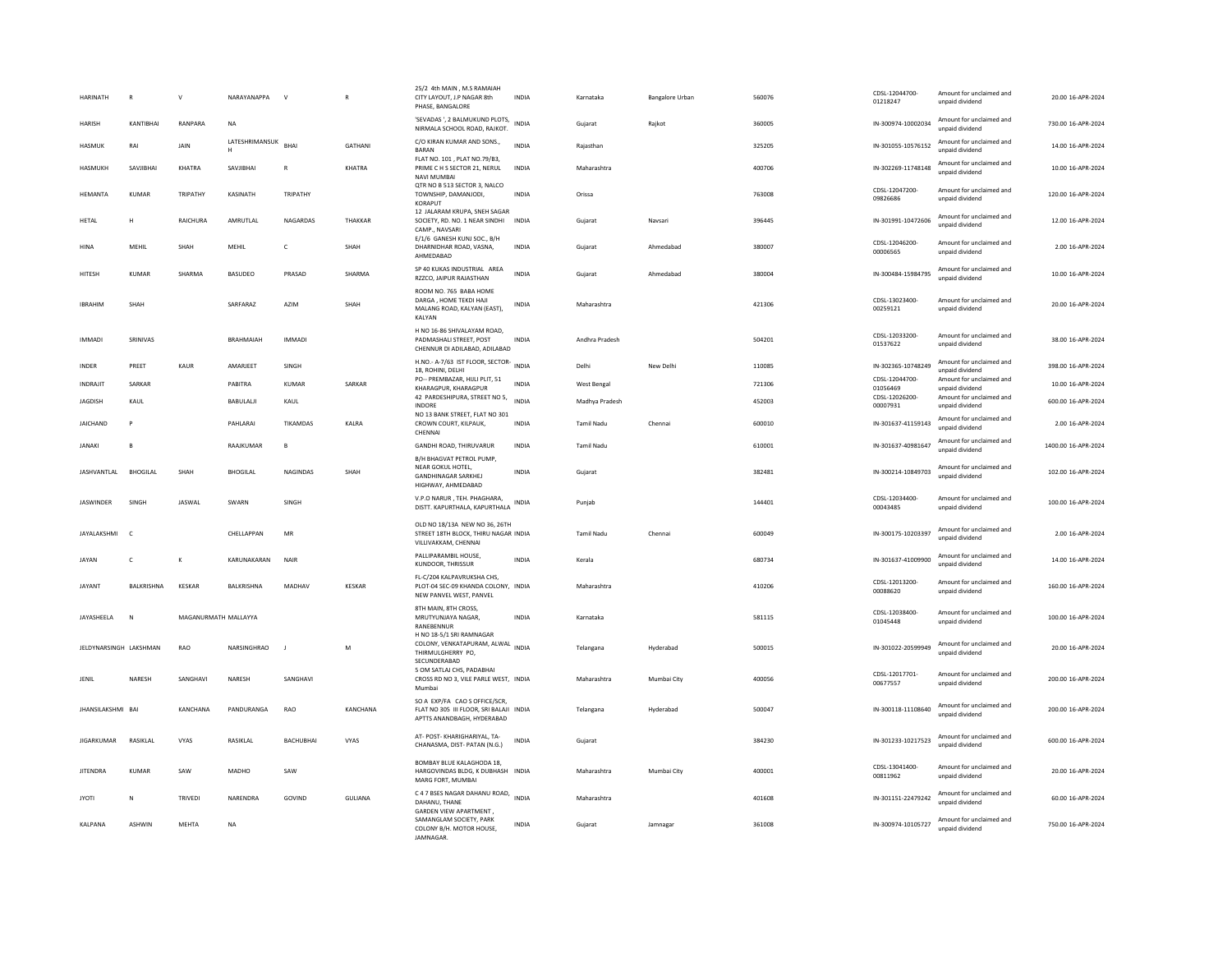| | | | | | | | | | | | | | | | |
|---|---|---|---|---|---|---|---|---|---|---|---|---|---|---|---|
| HARINATH | R | V | NARAYANAPPA | V | R | 25/2 4th MAIN , M.S RAMAIAH CITY LAYOUT, J.P NAGAR 8th PHASE, BANGALORE | INDIA | Karnataka | Bangalore Urban | 560076 | | CDSL-12044700-01218247 | Amount for unclaimed and unpaid dividend | 20.00 | 16-APR-2024 |
| HARISH | KANTIBHAI | RANPARA | NA | | | 'SEVADAS ', 2 BALMUKUND PLOTS, NIRMALA SCHOOL ROAD, RAJKOT. | INDIA | Gujarat | Rajkot | 360005 | | IN-300974-10002034 | Amount for unclaimed and unpaid dividend | 730.00 | 16-APR-2024 |
| HASMUK | RAI | JAIN | LATESHRIMANSUKH | BHAI | GATHANI | C/O KIRAN KUMAR AND SONS., BARAN | INDIA | Rajasthan | | 325205 | | IN-301055-10576152 | Amount for unclaimed and unpaid dividend | 14.00 | 16-APR-2024 |
| HASMUKH | SAVJIBHAI | KHATRA | SAVJIBHAI | R | KHATRA | FLAT NO. 101 , PLAT NO.79/B3, PRIME C H S SECTOR 21, NERUL NAVI MUMBAI | INDIA | Maharashtra | | 400706 | | IN-302269-11748148 | Amount for unclaimed and unpaid dividend | 10.00 | 16-APR-2024 |
| HEMANTA | KUMAR | TRIPATHY | KASINATH | TRIPATHY | | QTR NO B 513 SECTOR 3, NALCO TOWNSHIP, DAMANJODI, KORAPUT | INDIA | Orissa | | 763008 | | CDSL-12047200-09826686 | Amount for unclaimed and unpaid dividend | 120.00 | 16-APR-2024 |
| HETAL | H | RAICHURA | AMRUTLAL | NAGARDAS | THAKKAR | 12 JALARAM KRUPA, SNEH SAGAR SOCIETY, RD. NO. 1 NEAR SINDHI CAMP., NAVSARI | INDIA | Gujarat | Navsari | 396445 | | IN-301991-10472606 | Amount for unclaimed and unpaid dividend | 12.00 | 16-APR-2024 |
| HINA | MEHIL | SHAH | MEHIL | C | SHAH | E/1/6 GANESH KUNJ SOC., B/H DHARNIDHAR ROAD, VASNA, AHMEDABAD | INDIA | Gujarat | Ahmedabad | 380007 | | CDSL-12046200-00006565 | Amount for unclaimed and unpaid dividend | 2.00 | 16-APR-2024 |
| HITESH | KUMAR | SHARMA | BASUDEO | PRASAD | SHARMA | SP 40 KUKAS INDUSTRIAL AREA RZZCO, JAIPUR RAJASTHAN | INDIA | Gujarat | Ahmedabad | 380004 | | IN-300484-15984795 | Amount for unclaimed and unpaid dividend | 10.00 | 16-APR-2024 |
| IBRAHIM | SHAH | | SARFARAZ | AZIM | SHAH | ROOM NO. 765 BABA HOME DARGA , HOME TEKDI HAJI MALANG ROAD, KALYAN (EAST), KALYAN | INDIA | Maharashtra | | 421306 | | CDSL-13023400-00259121 | Amount for unclaimed and unpaid dividend | 20.00 | 16-APR-2024 |
| IMMADI | SRINIVAS | | BRAHMAIAH | IMMADI | | H NO 16-86 SHIVALAYAM ROAD, PADMASHALI STREET, POST CHENNUR DI ADILABAD, ADILABAD | INDIA | Andhra Pradesh | | 504201 | | CDSL-12033200-01537622 | Amount for unclaimed and unpaid dividend | 38.00 | 16-APR-2024 |
| INDER | PREET | KAUR | AMARJEET | SINGH | | H.NO.- A-7/63 IST FLOOR, SECTOR-18, ROHINI, DELHI | INDIA | Delhi | New Delhi | 110085 | | IN-302365-10748249 | Amount for unclaimed and unpaid dividend | 398.00 | 16-APR-2024 |
| INDRAJIT | SARKAR | | PABITRA | KUMAR | SARKAR | PO-- PREMBAZAR, HIJLI PLIT, 51 KHARAGPUR, KHARAGPUR | INDIA | West Bengal | | 721306 | | CDSL-12044700-01056469 | Amount for unclaimed and unpaid dividend | 10.00 | 16-APR-2024 |
| JAGDISH | KAUL | | BABULALJI | KAUL | | 42 PARDESHIPURA, STREET NO 5, INDORE | INDIA | Madhya Pradesh | | 452003 | | CDSL-12026200-00007931 | Amount for unclaimed and unpaid dividend | 600.00 | 16-APR-2024 |
| JAICHAND | P | | PAHLARAI | TIKAMDAS | KALRA | NO 13 BANK STREET, FLAT NO 301 CROWN COURT, KILPAUK, CHENNAI | INDIA | Tamil Nadu | Chennai | 600010 | | IN-301637-41159143 | Amount for unclaimed and unpaid dividend | 2.00 | 16-APR-2024 |
| JANAKI | B | | RAAJKUMAR | B | | GANDHI ROAD, THIRUVARUR | INDIA | Tamil Nadu | | 610001 | | IN-301637-40981647 | Amount for unclaimed and unpaid dividend | 1400.00 | 16-APR-2024 |
| JASHVANTLAL | BHOGILAL | SHAH | BHOGILAL | NAGINDAS | SHAH | B/H BHAGVAT PETROL PUMP, NEAR GOKUL HOTEL, GANDHINAGAR SARKHEJ HIGHWAY, AHMEDABAD | INDIA | Gujarat | | 382481 | | IN-300214-10849703 | Amount for unclaimed and unpaid dividend | 102.00 | 16-APR-2024 |
| JASWINDER | SINGH | JASWAL | SWARN | SINGH | | V.P.O NARUR , TEH. PHAGHARA, DISTT. KAPURTHALA, KAPURTHALA | INDIA | Punjab | | 144401 | | CDSL-12034400-00043485 | Amount for unclaimed and unpaid dividend | 100.00 | 16-APR-2024 |
| JAYALAKSHMI | C | | CHELLAPPAN | MR | | OLD NO 18/13A NEW NO 36, 26TH STREET 18TH BLOCK, THIRU NAGAR VILLIVAKKAM, CHENNAI | INDIA | Tamil Nadu | Chennai | 600049 | | IN-300175-10203397 | Amount for unclaimed and unpaid dividend | 2.00 | 16-APR-2024 |
| JAYAN | C | K | KARUNAKARAN | NAIR | | PALLIPARAMBIL HOUSE, KUNDOOR, THRISSUR | INDIA | Kerala | | 680734 | | IN-301637-41009900 | Amount for unclaimed and unpaid dividend | 14.00 | 16-APR-2024 |
| JAYANT | BALKRISHNA | KESKAR | BALKRISHNA | MADHAV | KESKAR | FL-C/204 KALPAVRUKSHA CHS, PLOT-04 SEC-09 KHANDA COLONY, NEW PANVEL WEST, PANVEL | INDIA | Maharashtra | | 410206 | | CDSL-12013200-00088620 | Amount for unclaimed and unpaid dividend | 160.00 | 16-APR-2024 |
| JAYASHEELA | N | MAGANURMATH | MALLAYYA | | | 8TH MAIN, 8TH CROSS, MRUTYUNJAYA NAGAR, RANEBENNUR | INDIA | Karnataka | | 581115 | | CDSL-12038400-01045448 | Amount for unclaimed and unpaid dividend | 100.00 | 16-APR-2024 |
| JELDYNARSINGH | LAKSHMAN | RAO | NARSINGHRAO | J | M | H NO 18-5/1 SRI RAMNAGAR COLONY, VENKATAPURAM, ALWAL THIRMULGHERRY PO, SECUNDERABAD | INDIA | Telangana | Hyderabad | 500015 | | IN-301022-20599949 | Amount for unclaimed and unpaid dividend | 20.00 | 16-APR-2024 |
| JENIL | NARESH | SANGHAVI | NARESH | SANGHAVI | | 5 OM SATLAJ CHS, PADABHAI CROSS RD NO 3, VILE PARLE WEST, Mumbai | INDIA | Maharashtra | Mumbai City | 400056 | | CDSL-12017701-00677557 | Amount for unclaimed and unpaid dividend | 200.00 | 16-APR-2024 |
| JHANSILAKSHMI | BAI | KANCHANA | PANDURANGA | RAO | KANCHANA | SO A EXP/FA CAO S OFFICE/SCR, FLAT NO 305 III FLOOR, SRI BALAJI APTTS ANANDBAGH, HYDERABAD | INDIA | Telangana | Hyderabad | 500047 | | IN-300118-11108640 | Amount for unclaimed and unpaid dividend | 200.00 | 16-APR-2024 |
| JIGARKUMAR | RASIKLAL | VYAS | RASIKLAL | BACHUBHAI | VYAS | AT- POST- KHARIGHARIYAL, TA- CHANASMA, DIST- PATAN (N.G.) | INDIA | Gujarat | | 384230 | | IN-301233-10217523 | Amount for unclaimed and unpaid dividend | 600.00 | 16-APR-2024 |
| JITENDRA | KUMAR | SAW | MADHO | SAW | | BOMBAY BLUE KALAGHODA 18, HARGOVINDAS BLDG, K DUBHASH MARG FORT, MUMBAI | INDIA | Maharashtra | Mumbai City | 400001 | | CDSL-13041400-00811962 | Amount for unclaimed and unpaid dividend | 20.00 | 16-APR-2024 |
| JYOTI | N | TRIVEDI | NARENDRA | GOVIND | GULIANA | C 4 7 BSES NAGAR DAHANU ROAD, DAHANU, THANE | INDIA | Maharashtra | | 401608 | | IN-301151-22479242 | Amount for unclaimed and unpaid dividend | 60.00 | 16-APR-2024 |
| KALPANA | ASHWIN | MEHTA | NA | | | GARDEN VIEW APARTMENT , SAMANGLAM SOCIETY, PARK COLONY B/H. MOTOR HOUSE, JAMNAGAR. | INDIA | Gujarat | Jamnagar | 361008 | | IN-300974-10105727 | Amount for unclaimed and unpaid dividend | 750.00 | 16-APR-2024 |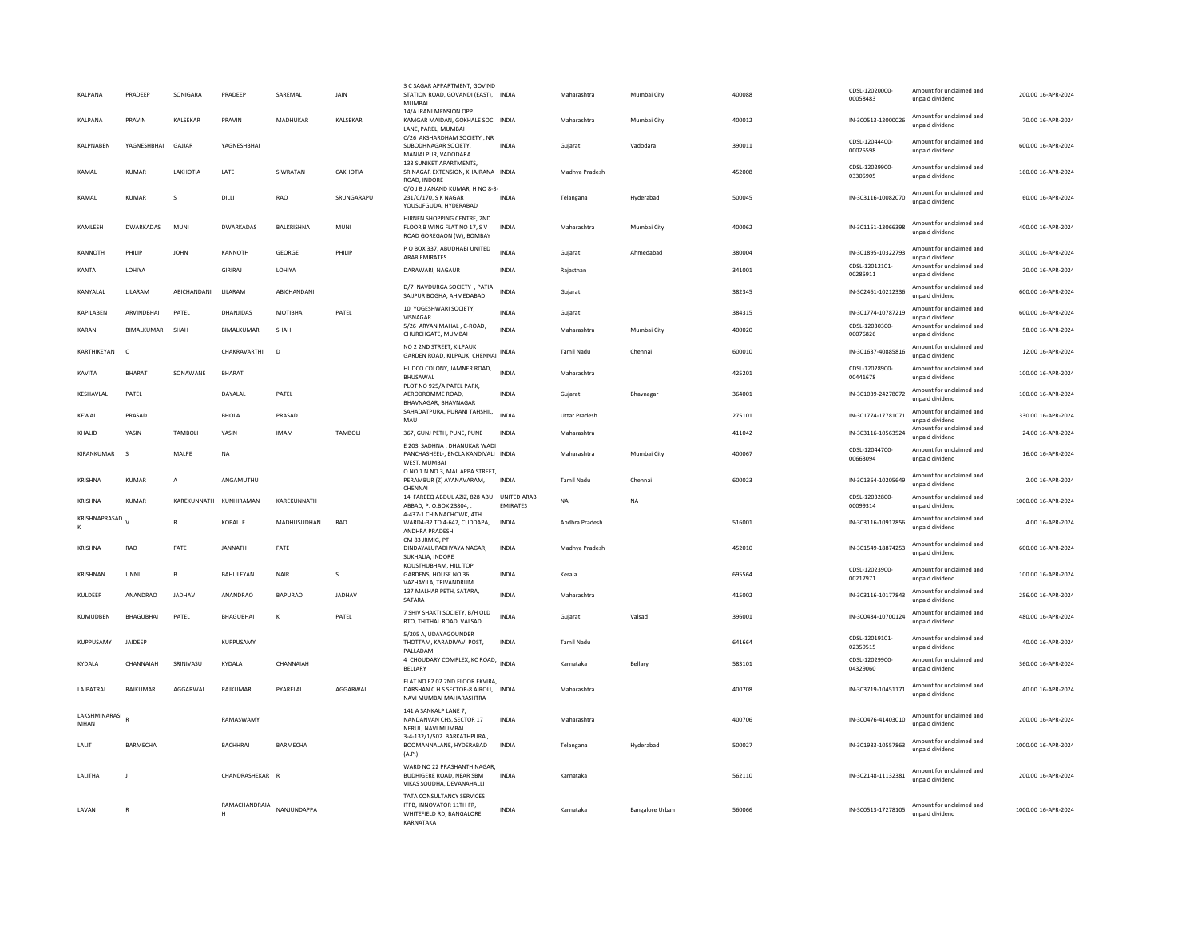| | | | | | | | | | | | | | | | |
|---|---|---|---|---|---|---|---|---|---|---|---|---|---|---|---|
| KALPANA | PRADEEP | SONIGARA | PRADEEP | SAREMAL | JAIN | 3 C SAGAR APPARTMENT, GOVIND STATION ROAD, GOVANDI (EAST), MUMBAI | INDIA | Maharashtra | Mumbai City | 400088 | | CDSL-12020000-00058483 | Amount for unclaimed and unpaid dividend | 200.00 | 16-APR-2024 |
| KALPANA | PRAVIN | KALSEKAR | PRAVIN | MADHUKAR | KALSEKAR | 14/A IRANI MENSION OPP KAMGAR MAIDAN, GOKHALE SOC LANE, PAREL, MUMBAI | INDIA | Maharashtra | Mumbai City | 400012 | | IN-300513-12000026 | Amount for unclaimed and unpaid dividend | 70.00 | 16-APR-2024 |
| KALPNABEN | YAGNESHBHAI | GAJJAR | YAGNESHBHAI | | | C/26 AKSHARDHAM SOCIETY , NR SUBODHNAGAR SOCIETY, MANJALPUR, VADODARA | INDIA | Gujarat | Vadodara | 390011 | | CDSL-12044400-00025598 | Amount for unclaimed and unpaid dividend | 600.00 | 16-APR-2024 |
| KAMAL | KUMAR | LAKHOTIA | LATE | SIWRATAN | CAKHOTIA | 133 SUNIKET APARTMENTS, SRINAGAR EXTENSION, KHAJRANA ROAD, INDORE | INDIA | Madhya Pradesh | | 452008 | | CDSL-12029900-03305905 | Amount for unclaimed and unpaid dividend | 160.00 | 16-APR-2024 |
| KAMAL | KUMAR | S | DILLI | RAO | SRUNGARAPU | C/O J B J ANAND KUMAR, H NO 8-3-231/C/170, S K NAGAR YOUSUFGUDA, HYDERABAD | INDIA | Telangana | Hyderabad | 500045 | | IN-303116-10082070 | Amount for unclaimed and unpaid dividend | 60.00 | 16-APR-2024 |
| KAMLESH | DWARKADAS | MUNI | DWARKADAS | BALKRISHNA | MUNI | HIRNEN SHOPPING CENTRE, 2ND FLOOR B WING FLAT NO 17, S V ROAD GOREGAON (W), BOMBAY | INDIA | Maharashtra | Mumbai City | 400062 | | IN-301151-13066398 | Amount for unclaimed and unpaid dividend | 400.00 | 16-APR-2024 |
| KANNOTH | PHILIP | JOHN | KANNOTH | GEORGE | PHILIP | P O BOX 337, ABUDHABI UNITED ARAB EMIRATES | INDIA | Gujarat | Ahmedabad | 380004 | | IN-301895-10322793 | Amount for unclaimed and unpaid dividend | 300.00 | 16-APR-2024 |
| KANTA | LOHIYA | | GIRIRAJ | LOHIYA | | DARAWARI, NAGAUR | INDIA | Rajasthan | | 341001 | | CDSL-12012101-00285911 | Amount for unclaimed and unpaid dividend | 20.00 | 16-APR-2024 |
| KANYALAL | LILARAM | ABICHANDANI | LILARAM | ABICHANDANI | | D/7 NAVDURGA SOCIETY , PATIA SAIJPUR BOGHA, AHMEDABAD | INDIA | Gujarat | | 382345 | | IN-302461-10212336 | Amount for unclaimed and unpaid dividend | 600.00 | 16-APR-2024 |
| KAPILABEN | ARVINDBHAI | PATEL | DHANJIDAS | MOTIBHAI | PATEL | 10, YOGESHWARI SOCIETY, VISNAGAR | INDIA | Gujarat | | 384315 | | IN-301774-10787219 | Amount for unclaimed and unpaid dividend | 600.00 | 16-APR-2024 |
| KARAN | BIMALKUMAR | SHAH | BIMALKUMAR | SHAH | | 5/26 ARYAN MAHAL , C-ROAD, CHURCHGATE, MUMBAI | INDIA | Maharashtra | Mumbai City | 400020 | | CDSL-12030300-00076826 | Amount for unclaimed and unpaid dividend | 58.00 | 16-APR-2024 |
| KARTHIKEYAN | C | | CHAKRAVARTHI | D | | NO 2 2ND STREET, KILPAUK GARDEN ROAD, KILPAUK, CHENNAI | INDIA | Tamil Nadu | Chennai | 600010 | | IN-301637-40885816 | Amount for unclaimed and unpaid dividend | 12.00 | 16-APR-2024 |
| KAVITA | BHARAT | SONAWANE | BHARAT | | | HUDCO COLONY, JAMNER ROAD, BHUSAWAL | INDIA | Maharashtra | | 425201 | | CDSL-12028900-00441678 | Amount for unclaimed and unpaid dividend | 100.00 | 16-APR-2024 |
| KESHAVLAL | PATEL | | DAYALAL | PATEL | | PLOT NO 925/A PATEL PARK, AERODROMME ROAD, BHAVNAGAR, BHAVNAGAR | INDIA | Gujarat | Bhavnagar | 364001 | | IN-301039-24278072 | Amount for unclaimed and unpaid dividend | 100.00 | 16-APR-2024 |
| KEWAL | PRASAD | | BHOLA | PRASAD | | SAHADATPURA, PURANI TAHSHIL, MAU | INDIA | Uttar Pradesh | | 275101 | | IN-301774-17781071 | Amount for unclaimed and unpaid dividend | 330.00 | 16-APR-2024 |
| KHALID | YASIN | TAMBOLI | YASIN | IMAM | TAMBOLI | 367, GUNJ PETH, PUNE, PUNE | INDIA | Maharashtra | | 411042 | | IN-303116-10563524 | Amount for unclaimed and unpaid dividend | 24.00 | 16-APR-2024 |
| KIRANKUMAR | S | MALPE | NA | | | E 203 SADHNA , DHANUKAR WADI PANCHASHEEL-, ENCLA KANDIVALI WEST, MUMBAI | INDIA | Maharashtra | Mumbai City | 400067 | | CDSL-12044700-00663094 | Amount for unclaimed and unpaid dividend | 16.00 | 16-APR-2024 |
| KRISHNA | KUMAR | A | ANGAMUTHU | | | O NO 1 N NO 3, MAILAPPA STREET, PERAMBUR (Z) AYANAVARAM, CHENNAI | INDIA | Tamil Nadu | Chennai | 600023 | | IN-301364-10205649 | Amount for unclaimed and unpaid dividend | 2.00 | 16-APR-2024 |
| KRISHNA | KUMAR | KAREKUNNATH | KUNHIRAMAN | KAREKUNNATH | | 14 FAREEQ ABDUL AZIZ, 828 ABU ABBAD, P. O.BOX 23804, . | UNITED ARAB EMIRATES | NA | NA | | | CDSL-12032800-00099314 | Amount for unclaimed and unpaid dividend | 1000.00 | 16-APR-2024 |
| KRISHNAPRASAD K | V | R | KOPALLE | MADHUSUDHAN | RAO | 4-437-1 CHINNACHOWK, 4TH WARD4-32 TO 4-647, CUDDAPA, ANDHRA PRADESH | INDIA | Andhra Pradesh | | 516001 | | IN-303116-10917856 | Amount for unclaimed and unpaid dividend | 4.00 | 16-APR-2024 |
| KRISHNA | RAO | FATE | JANNATH | FATE | | CM 83 JRMIG, PT DINDAYALUPADHYAYA NAGAR, SUKHALIA, INDORE | INDIA | Madhya Pradesh | | 452010 | | IN-301549-18874253 | Amount for unclaimed and unpaid dividend | 600.00 | 16-APR-2024 |
| KRISHNAN | UNNI | B | BAHULEYAN | NAIR | S | KOUSTHUBHAM, HILL TOP GARDENS, HOUSE NO 36 VAZHAYILA, TRIVANDRUM | INDIA | Kerala | | 695564 | | CDSL-12023900-00217971 | Amount for unclaimed and unpaid dividend | 100.00 | 16-APR-2024 |
| KULDEEP | ANANDRAO | JADHAV | ANANDRAO | BAPURAO | JADHAV | 137 MALHAR PETH, SATARA, SATARA | INDIA | Maharashtra | | 415002 | | IN-303116-10177843 | Amount for unclaimed and unpaid dividend | 256.00 | 16-APR-2024 |
| KUMUDBEN | BHAGUBHAI | PATEL | BHAGUBHAI | K | PATEL | 7 SHIV SHAKTI SOCIETY, B/H OLD RTO, THITHAL ROAD, VALSAD | INDIA | Gujarat | Valsad | 396001 | | IN-300484-10700124 | Amount for unclaimed and unpaid dividend | 480.00 | 16-APR-2024 |
| KUPPUSAMY | JAIDEEP | | KUPPUSAMY | | | 5/205 A, UDAYAGOUNDER THOTTAM, KARADIVAVI POST, PALLADAM | INDIA | Tamil Nadu | | 641664 | | CDSL-12019101-02359515 | Amount for unclaimed and unpaid dividend | 40.00 | 16-APR-2024 |
| KYDALA | CHANNAIAH | SRINIVASU | KYDALA | CHANNAIAH | | 4 CHOUDARY COMPLEX, KC ROAD, BELLARY | INDIA | Karnataka | Bellary | 583101 | | CDSL-12029900-04329060 | Amount for unclaimed and unpaid dividend | 360.00 | 16-APR-2024 |
| LAJPATRAI | RAJKUMAR | AGGARWAL | RAJKUMAR | PYARELAL | AGGARWAL | FLAT NO E2 02 2ND FLOOR EKVIRA, DARSHAN C H S SECTOR-8 AIROLI, NAVI MUMBAI MAHARASHTRA | INDIA | Maharashtra | | 400708 | | IN-303719-10451171 | Amount for unclaimed and unpaid dividend | 40.00 | 16-APR-2024 |
| LAKSHMINARASIMHAN | R | | RAMASWAMY | | | 141 A SANKALP LANE 7, NANDANVAN CHS, SECTOR 17 NERUL, NAVI MUMBAI | INDIA | Maharashtra | | 400706 | | IN-300476-41403010 | Amount for unclaimed and unpaid dividend | 200.00 | 16-APR-2024 |
| LALIT | BARMECHA | | BACHHRAJ | BARMECHA | | 3-4-132/1/502 BARKATHPURA , BOOMANNALANE, HYDERABAD (A.P.) | INDIA | Telangana | Hyderabad | 500027 | | IN-301983-10557863 | Amount for unclaimed and unpaid dividend | 1000.00 | 16-APR-2024 |
| LALITHA | J | | CHANDRASHEKAR | R | | WARD NO 22 PRASHANTH NAGAR, BUDHIGERE ROAD, NEAR SBM VIKAS SOUDHA, DEVANAHALLI | INDIA | Karnataka | | 562110 | | IN-302148-11132381 | Amount for unclaimed and unpaid dividend | 200.00 | 16-APR-2024 |
| LAVAN | R | | RAMACHANDRAIAH | NANJUNDAPPA | | TATA CONSULTANCY SERVICES ITPB, INNOVATOR 11TH FR, WHITEFIELD RD, BANGALORE KARNATAKA | INDIA | Karnataka | Bangalore Urban | 560066 | | IN-300513-17278105 | Amount for unclaimed and unpaid dividend | 1000.00 | 16-APR-2024 |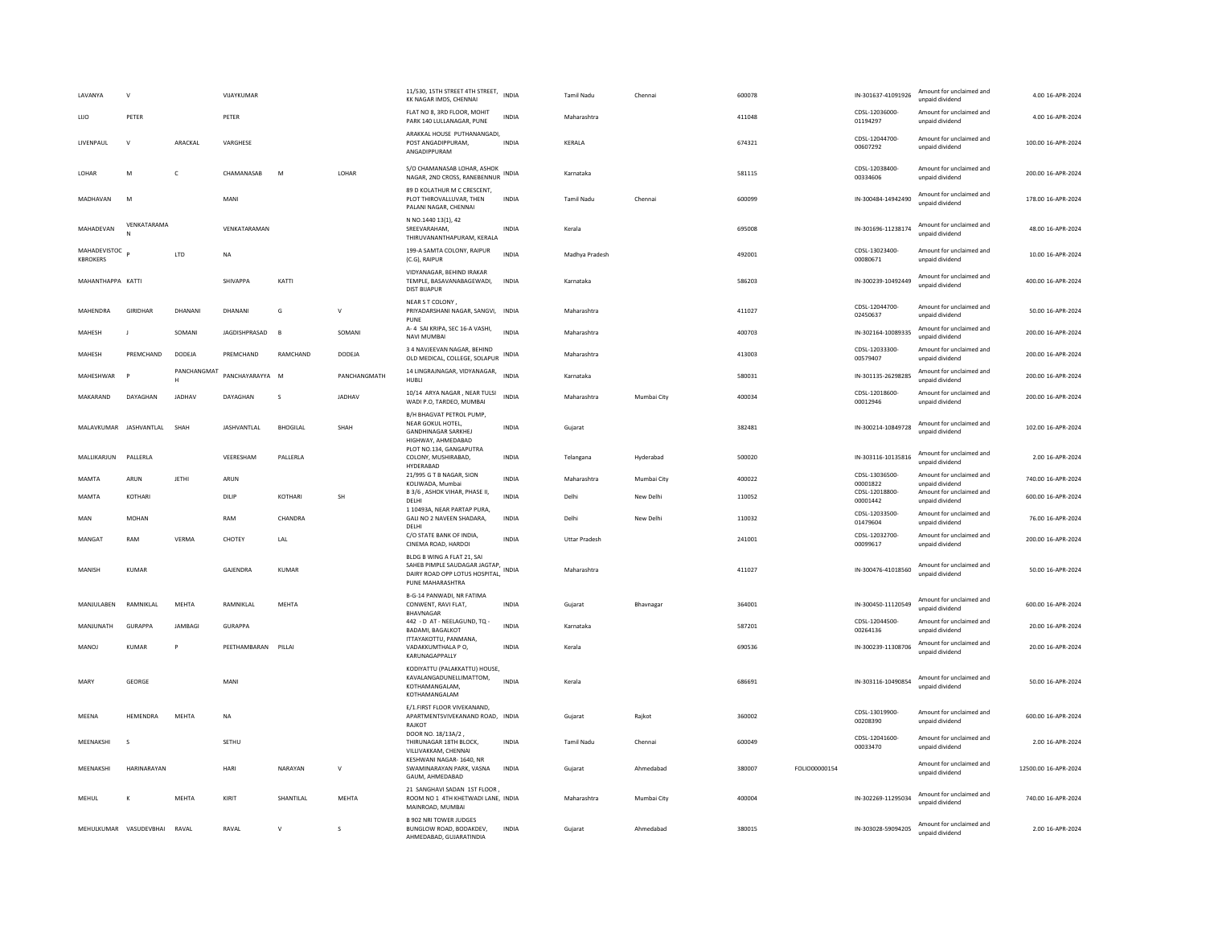| | | | | | | | | | | | | | | | |
|---|---|---|---|---|---|---|---|---|---|---|---|---|---|---|---|
| LAVANYA | V | | VIJAYKUMAR | | | 11/530, 15TH STREET 4TH STREET, KK NAGAR IMDS, CHENNAI | INDIA | Tamil Nadu | Chennai | 600078 | | IN-301637-41091926 | Amount for unclaimed and unpaid dividend | 4.00 | 16-APR-2024 |
| LIJO | PETER | | PETER | | | FLAT NO 8, 3RD FLOOR, MOHIT PARK 140 LULLANAGAR, PUNE | INDIA | Maharashtra | | 411048 | | CDSL-12036000-01194297 | Amount for unclaimed and unpaid dividend | 4.00 | 16-APR-2024 |
| LIVENPAUL | V | ARACKAL | VARGHESE | | | ARAKKAL HOUSE PUTHANANGADI, POST ANGADIPPURAM, ANGADIPPURAM | INDIA | KERALA | | 674321 | | CDSL-12044700-00607292 | Amount for unclaimed and unpaid dividend | 100.00 | 16-APR-2024 |
| LOHAR | M | C | CHAMANASAB | M | LOHAR | S/O CHAMANASAB LOHAR, ASHOK NAGAR, 2ND CROSS, RANEBENNUR | INDIA | Karnataka | | 581115 | | CDSL-12038400-00334606 | Amount for unclaimed and unpaid dividend | 200.00 | 16-APR-2024 |
| MADHAVAN | M | | MANI | | | 89 D KOLATHUR M C CRESCENT, PLOT THIROVALLUVAR, THEN PALANI NAGAR, CHENNAI | INDIA | Tamil Nadu | Chennai | 600099 | | IN-300484-14942490 | Amount for unclaimed and unpaid dividend | 178.00 | 16-APR-2024 |
| MAHADEVAN | VENKATARAMAN | | VENKATARAMAN | | | N NO.1440 13(1), 42 SREEVARAHAM, THIRUVANANTHAPURAM, KERALA | INDIA | Kerala | | 695008 | | IN-301696-11238174 | Amount for unclaimed and unpaid dividend | 48.00 | 16-APR-2024 |
| MAHADEVISTOCKBROKERS | P | LTD | NA | | | 199-A SAMTA COLONY, RAIPUR (C.G), RAIPUR | INDIA | Madhya Pradesh | | 492001 | | CDSL-13023400-00080671 | Amount for unclaimed and unpaid dividend | 10.00 | 16-APR-2024 |
| MAHANTHAPPA | KATTI | | SHIVAPPA | KATTI | | VIDYANAGAR, BEHIND IRAKAR TEMPLE, BASAVANABAGEWADI, DIST BIJAPUR | INDIA | Karnataka | | 586203 | | IN-300239-10492449 | Amount for unclaimed and unpaid dividend | 400.00 | 16-APR-2024 |
| MAHENDRA | GIRIDHAR | DHANANI | DHANANI | G | V | NEAR S T COLONY , PRIYADARSHANI NAGAR, SANGVI, PUNE | INDIA | Maharashtra | | 411027 | | CDSL-12044700-02450637 | Amount for unclaimed and unpaid dividend | 50.00 | 16-APR-2024 |
| MAHESH | J | SOMANI | JAGDISHPRASAD | B | SOMANI | A- 4 SAI KRIPA, SEC 16-A VASHI, NAVI MUMBAI | INDIA | Maharashtra | | 400703 | | IN-302164-10089335 | Amount for unclaimed and unpaid dividend | 200.00 | 16-APR-2024 |
| MAHESH | PREMCHAND | DODEJA | PREMCHAND | RAMCHAND | DODEJA | 3 4 NAVJEEVAN NAGAR, BEHIND OLD MEDICAL, COLLEGE, SOLAPUR | INDIA | Maharashtra | | 413003 | | CDSL-12033300-00579407 | Amount for unclaimed and unpaid dividend | 200.00 | 16-APR-2024 |
| MAHESHWAR | P | PANCHANGMATH | PANCHAYARAYYA | M | PANCHANGMATH | 14 LINGRAJNAGAR, VIDYANAGAR, HUBLI | INDIA | Karnataka | | 580031 | | IN-301135-26298285 | Amount for unclaimed and unpaid dividend | 200.00 | 16-APR-2024 |
| MAKARAND | DAYAGHAN | JADHAV | DAYAGHAN | S | JADHAV | 10/14 ARYA NAGAR , NEAR TULSI WADI P.O, TARDEO, MUMBAI | INDIA | Maharashtra | Mumbai City | 400034 | | CDSL-12018600-00012946 | Amount for unclaimed and unpaid dividend | 200.00 | 16-APR-2024 |
| MALAVKUMAR | JASHVANTLAL | SHAH | JASHVANTLAL | BHOGILAL | SHAH | B/H BHAGVAT PETROL PUMP, NEAR GOKUL HOTEL, GANDHINAGAR SARKHEJ HIGHWAY, AHMEDABAD | INDIA | Gujarat | | 382481 | | IN-300214-10849728 | Amount for unclaimed and unpaid dividend | 102.00 | 16-APR-2024 |
| MALLIKARJUN | PALLERLA | | VEERESHAM | PALLERLA | | PLOT NO.134, GANGAPUTRA COLONY, MUSHIRABAD, HYDERABAD | INDIA | Telangana | Hyderabad | 500020 | | IN-303116-10135816 | Amount for unclaimed and unpaid dividend | 2.00 | 16-APR-2024 |
| MAMTA | ARUN | JETHI | ARUN | | | 21/995 G T B NAGAR, SION KOLIWADA, Mumbai | INDIA | Maharashtra | Mumbai City | 400022 | | CDSL-13036500-00001822 | Amount for unclaimed and unpaid dividend | 740.00 | 16-APR-2024 |
| MAMTA | KOTHARI | | DILIP | KOTHARI | SH | B 3/6 , ASHOK VIHAR, PHASE II, DELHI | INDIA | Delhi | New Delhi | 110052 | | CDSL-12018800-00001442 | Amount for unclaimed and unpaid dividend | 600.00 | 16-APR-2024 |
| MAN | MOHAN | | RAM | CHANDRA | | 1 10493A, NEAR PARTAP PURA, GALI NO 2 NAVEEN SHADARA, DELHI | INDIA | Delhi | New Delhi | 110032 | | CDSL-12033500-01479604 | Amount for unclaimed and unpaid dividend | 76.00 | 16-APR-2024 |
| MANGAT | RAM | VERMA | CHOTEY | LAL | | C/O STATE BANK OF INDIA, CINEMA ROAD, HARDOI | INDIA | Uttar Pradesh | | 241001 | | CDSL-12032700-00099617 | Amount for unclaimed and unpaid dividend | 200.00 | 16-APR-2024 |
| MANISH | KUMAR | | GAJENDRA | KUMAR | | BLDG B WING A FLAT 21, SAI SAHEB PIMPLE SAUDAGAR JAGTAP, DAIRY ROAD OPP LOTUS HOSPITAL, PUNE MAHARASHTRA | INDIA | Maharashtra | | 411027 | | IN-300476-41018560 | Amount for unclaimed and unpaid dividend | 50.00 | 16-APR-2024 |
| MANJULABEN | RAMNIKLAL | MEHTA | RAMNIKLAL | MEHTA | | B-G-14 PANWADI, NR FATIMA CONWENT, RAVI FLAT, BHAVNAGAR | INDIA | Gujarat | Bhavnagar | 364001 | | IN-300450-11120549 | Amount for unclaimed and unpaid dividend | 600.00 | 16-APR-2024 |
| MANJUNATH | GURAPPA | JAMBAGI | GURAPPA | | | 442 - D AT - NEELAGUND, TQ - BADAMI, BAGALKOT | INDIA | Karnataka | | 587201 | | CDSL-12044500-00264136 | Amount for unclaimed and unpaid dividend | 20.00 | 16-APR-2024 |
| MANOJ | KUMAR | P | PEETHAMBARAN | PILLAI | | ITTAYAKOTTU, PANMANA, VADAKKUMTHALA P O, KARUNAGAPPALLY | INDIA | Kerala | | 690536 | | IN-300239-11308706 | Amount for unclaimed and unpaid dividend | 20.00 | 16-APR-2024 |
| MARY | GEORGE | | MANI | | | KODIYATTU (PALAKKATTU) HOUSE, KAVALANGADUNELLIMATTOM, KOTHAMANGALAM, KOTHAMANGALAM | INDIA | Kerala | | 686691 | | IN-303116-10490854 | Amount for unclaimed and unpaid dividend | 50.00 | 16-APR-2024 |
| MEENA | HEMENDRA | MEHTA | NA | | | E/1.FIRST FLOOR VIVEKANAND, APARTMENTSVIVEKANAND ROAD, RAJKOT | INDIA | Gujarat | Rajkot | 360002 | | CDSL-13019900-00208390 | Amount for unclaimed and unpaid dividend | 600.00 | 16-APR-2024 |
| MEENAKSHI | S | | SETHU | | | DOOR NO. 18/13A/2 , THIRUNAGAR 18TH BLOCK, VILLIVAKKAM, CHENNAI | INDIA | Tamil Nadu | Chennai | 600049 | | CDSL-12041600-00033470 | Amount for unclaimed and unpaid dividend | 2.00 | 16-APR-2024 |
| MEENAKSHI | HARINARAYAN | | HARI | NARAYAN | V | KESHWANI NAGAR- 1640, NR SWAMINARAYAN PARK, VASNA GAUM, AHMEDABAD | INDIA | Gujarat | Ahmedabad | 380007 | FOLIO00000154 | | Amount for unclaimed and unpaid dividend | 12500.00 | 16-APR-2024 |
| MEHUL | K | MEHTA | KIRIT | SHANTILAL | MEHTA | 21 SANGHAVI SADAN 1ST FLOOR , ROOM NO 1 4TH KHETWADI LANE, MAINROAD, MUMBAI | INDIA | Maharashtra | Mumbai City | 400004 | | IN-302269-11295034 | Amount for unclaimed and unpaid dividend | 740.00 | 16-APR-2024 |
| MEHULKUMAR | VASUDEVBHAI | RAVAL | RAVAL | V | S | B 902 NRI TOWER JUDGES BUNGLOW ROAD, BODAKDEV, AHMEDABAD, GUJARATINDIA | INDIA | Gujarat | Ahmedabad | 380015 | | IN-303028-59094205 | Amount for unclaimed and unpaid dividend | 2.00 | 16-APR-2024 |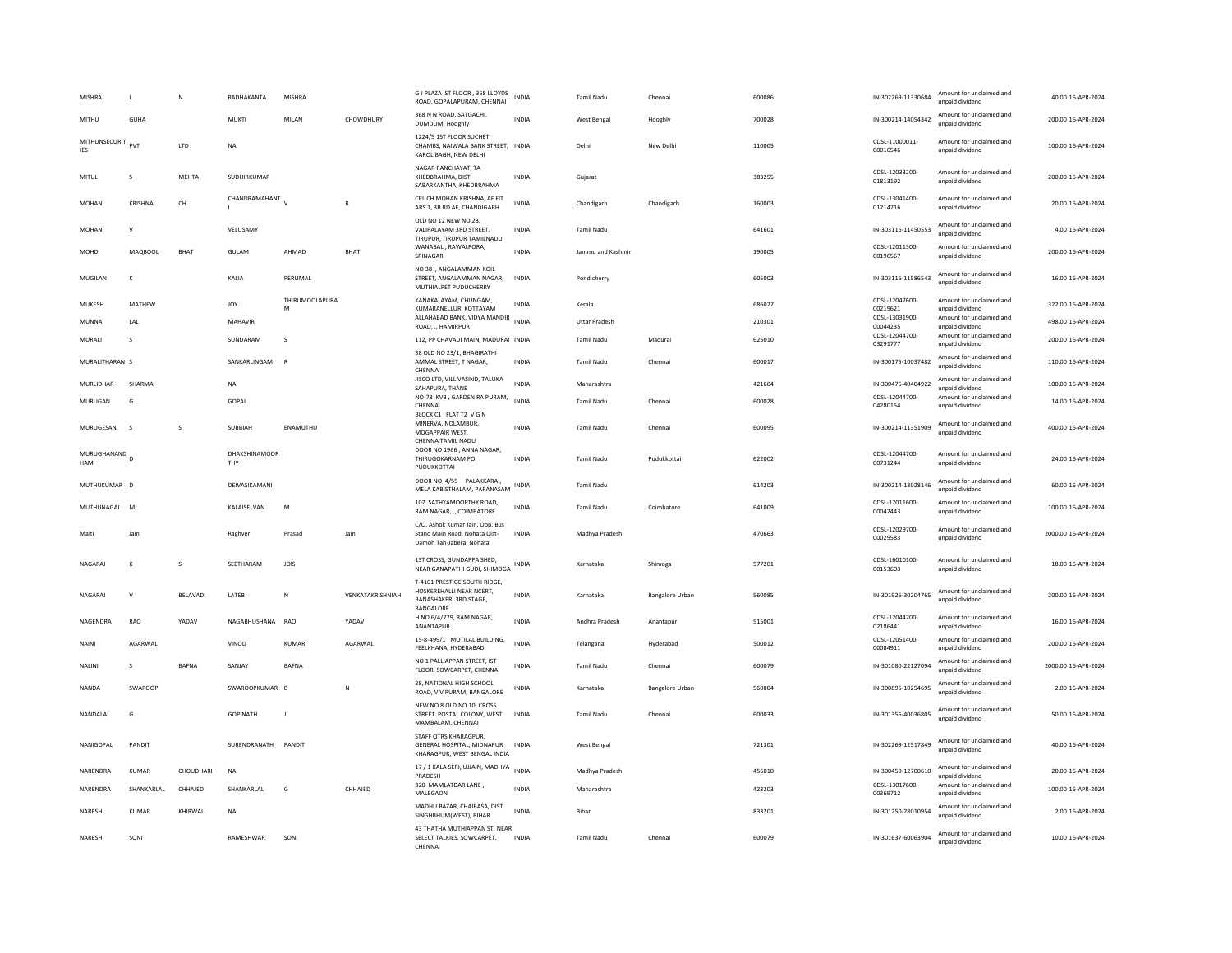| | | | | | | | | | | | | | | |
|---|---|---|---|---|---|---|---|---|---|---|---|---|---|---|
| MISHRA | L | N | RADHAKANTA | MISHRA | | G J PLAZA IST FLOOR , 358 LLOYDS ROAD, GOPALAPURAM, CHENNAI | INDIA | Tamil Nadu | Chennai | 600086 | IN-302269-11330684 | Amount for unclaimed and unpaid dividend | 40.00 | 16-APR-2024 |
| MITHU | GUHA | | MUKTI | MILAN | CHOWDHURY | 368 N N ROAD, SATGACHI, DUMDUM, Hooghly | INDIA | West Bengal | Hooghly | 700028 | IN-300214-14054342 | Amount for unclaimed and unpaid dividend | 200.00 | 16-APR-2024 |
| MITHUNSECURITIES | PVT | LTD | NA | | | 1224/5 1ST FLOOR SUCHET CHAMBS, NAIWALA BANK STREET, KAROL BAGH, NEW DELHI | INDIA | Delhi | New Delhi | 110005 | CDSL-11000011-00016546 | Amount for unclaimed and unpaid dividend | 100.00 | 16-APR-2024 |
| MITUL | S | MEHTA | SUDHIRKUMAR | | | NAGAR PANCHAYAT, TA KHEDBRAHMA, DIST SABARKANTHA, KHEDBRAHMA | INDIA | Gujarat | | 383255 | CDSL-12033200-01813192 | Amount for unclaimed and unpaid dividend | 200.00 | 16-APR-2024 |
| MOHAN | KRISHNA | CH | CHANDRAMAHANTI | V | R | CPL CH MOHAN KRISHNA, AF FIT ARS 1, 3B RD AF, CHANDIGARH | INDIA | Chandigarh | Chandigarh | 160003 | CDSL-13041400-01214716 | Amount for unclaimed and unpaid dividend | 20.00 | 16-APR-2024 |
| MOHAN | V | | VELUSAMY | | | OLD NO 12 NEW NO 23, VALIPALAYAM 3RD STREET, TIRUPUR, TIRUPUR TAMILNADU | INDIA | Tamil Nadu | | 641601 | IN-303116-11450553 | Amount for unclaimed and unpaid dividend | 4.00 | 16-APR-2024 |
| MOHD | MAQBOOL | BHAT | GULAM | AHMAD | BHAT | WANABAL , RAWALPORA, SRINAGAR | INDIA | Jammu and Kashmir | | 190005 | CDSL-12011300-00196567 | Amount for unclaimed and unpaid dividend | 200.00 | 16-APR-2024 |
| MUGILAN | K | | KALIA | PERUMAL | | NO 38 , ANGALAMMAN KOIL STREET, ANGALAMMAN NAGAR, MUTHIALPET PUDUCHERRY | INDIA | Pondicherry | | 605003 | IN-303116-11586543 | Amount for unclaimed and unpaid dividend | 16.00 | 16-APR-2024 |
| MUKESH | MATHEW | | JOY | THIRUMOOLAPURAM | | KANAKALAYAM, CHUNGAM, KUMARANELLUR, KOTTAYAM | INDIA | Kerala | | 686027 | CDSL-12047600-00219621 | Amount for unclaimed and unpaid dividend | 322.00 | 16-APR-2024 |
| MUNNA | LAL | | MAHAVIR | | | ALLAHABAD BANK, VIDYA MANDIR ROAD, ., HAMIRPUR | INDIA | Uttar Pradesh | | 210301 | CDSL-13031900-00044235 | Amount for unclaimed and unpaid dividend | 498.00 | 16-APR-2024 |
| MURALI | S | | SUNDARAM | S | | 112, PP CHAVADI MAIN, MADURAI | INDIA | Tamil Nadu | Madurai | 625010 | CDSL-12044700-03291777 | Amount for unclaimed and unpaid dividend | 200.00 | 16-APR-2024 |
| MURALITHARAN | S | | SANKARLINGAM | R | | 38 OLD NO 23/1, BHAGIRATHI AMMAL STREET, T NAGAR, CHENNAI | INDIA | Tamil Nadu | Chennai | 600017 | IN-300175-10037482 | Amount for unclaimed and unpaid dividend | 110.00 | 16-APR-2024 |
| MURLIDHAR | SHARMA | | NA | | | JISCO LTD, VILL VASIND, TALUKA SAHAPURA, THANE | INDIA | Maharashtra | | 421604 | IN-300476-40404922 | Amount for unclaimed and unpaid dividend | 100.00 | 16-APR-2024 |
| MURUGAN | G | | GOPAL | | | NO-78 KVB , GARDEN RA PURAM, CHENNAI | INDIA | Tamil Nadu | Chennai | 600028 | CDSL-12044700-04280154 | Amount for unclaimed and unpaid dividend | 14.00 | 16-APR-2024 |
| MURUGESAN | S | S | SUBBIAH | ENAMUTHU | | BLOCK C1 FLAT T2 V G N MINERVA, NOLAMBUR, MOGAPPAIR WEST, CHENNAITAMIL NADU | INDIA | Tamil Nadu | Chennai | 600095 | IN-300214-11351909 | Amount for unclaimed and unpaid dividend | 400.00 | 16-APR-2024 |
| MURUGHANANDHAM | D | | DHAKSHINAMOORTHY | | | DOOR NO 1966 , ANNA NAGAR, THIRUGOKARNAM PO, PUDUKKOTTAI | INDIA | Tamil Nadu | Pudukkottai | 622002 | CDSL-12044700-00731244 | Amount for unclaimed and unpaid dividend | 24.00 | 16-APR-2024 |
| MUTHUKUMAR | D | | DEIVASIKAMANI | | | DOOR NO 4/55 PALAKKARAI, MELA KABISTHALAM, PAPANASAM | INDIA | Tamil Nadu | | 614203 | IN-300214-13028146 | Amount for unclaimed and unpaid dividend | 60.00 | 16-APR-2024 |
| MUTHUNAGAI | M | | KALAISELVAN | M | | 102 SATHYAMOORTHY ROAD, RAM NAGAR, ., COIMBATORE | INDIA | Tamil Nadu | Coimbatore | 641009 | CDSL-12011600-00042443 | Amount for unclaimed and unpaid dividend | 100.00 | 16-APR-2024 |
| Malti | Jain | | Raghver | Prasad | Jain | C/O. Ashok Kumar Jain, Opp. Bus Stand Main Road, Nohata Dist-Damoh Tah-Jabera, Nohata | INDIA | Madhya Pradesh | | 470663 | CDSL-12029700-00029583 | Amount for unclaimed and unpaid dividend | 2000.00 | 16-APR-2024 |
| NAGARAJ | K | S | SEETHARAM | JOIS | | 1ST CROSS, GUNDAPPA SHED, NEAR GANAPATHI GUDI, SHIMOGA | INDIA | Karnataka | Shimoga | 577201 | CDSL-16010100-00153603 | Amount for unclaimed and unpaid dividend | 18.00 | 16-APR-2024 |
| NAGARAJ | V | BELAVADI | LATEB | N | VENKATAKRISHNIAH | T-4101 PRESTIGE SOUTH RIDGE, HOSKEREHALLI NEAR NCERT, BANASHAKERI 3RD STAGE, BANGALORE | INDIA | Karnataka | Bangalore Urban | 560085 | IN-301926-30204765 | Amount for unclaimed and unpaid dividend | 200.00 | 16-APR-2024 |
| NAGENDRA | RAO | YADAV | NAGABHUSHANA | RAO | YADAV | H NO 6/4/779, RAM NAGAR, ANANTAPUR | INDIA | Andhra Pradesh | Anantapur | 515001 | CDSL-12044700-02186441 | Amount for unclaimed and unpaid dividend | 16.00 | 16-APR-2024 |
| NAINI | AGARWAL | | VINOD | KUMAR | AGARWAL | 15-8-499/1 , MOTILAL BUILDING, FEELKHANA, HYDERABAD | INDIA | Telangana | Hyderabad | 500012 | CDSL-12051400-00084911 | Amount for unclaimed and unpaid dividend | 200.00 | 16-APR-2024 |
| NALINI | S | BAFNA | SANJAY | BAFNA | | NO 1 PALLIAPPAN STREET, IST FLOOR, SOWCARPET, CHENNAI | INDIA | Tamil Nadu | Chennai | 600079 | IN-301080-22127094 | Amount for unclaimed and unpaid dividend | 2000.00 | 16-APR-2024 |
| NANDA | SWAROOP | | SWAROOPKUMAR | B | N | 28, NATIONAL HIGH SCHOOL ROAD, V V PURAM, BANGALORE | INDIA | Karnataka | Bangalore Urban | 560004 | IN-300896-10254695 | Amount for unclaimed and unpaid dividend | 2.00 | 16-APR-2024 |
| NANDALAL | G | | GOPINATH | J | | NEW NO 8 OLD NO 10, CROSS STREET POSTAL COLONY, WEST MAMBALAM, CHENNAI | INDIA | Tamil Nadu | Chennai | 600033 | IN-301356-40036805 | Amount for unclaimed and unpaid dividend | 50.00 | 16-APR-2024 |
| NANIGOPAL | PANDIT | | SURENDRANATH | PANDIT | | STAFF QTRS KHARAGPUR, GENERAL HOSPITAL, MIDNAPUR KHARAGPUR, WEST BENGAL INDIA | INDIA | West Bengal | | 721301 | IN-302269-12517849 | Amount for unclaimed and unpaid dividend | 40.00 | 16-APR-2024 |
| NARENDRA | KUMAR | CHOUDHARI | NA | | | 17 / 1 KALA SERI, UJJAIN, MADHYA PRADESH | INDIA | Madhya Pradesh | | 456010 | IN-300450-12700610 | Amount for unclaimed and unpaid dividend | 20.00 | 16-APR-2024 |
| NARENDRA | SHANKARLAL | CHHAJED | SHANKARLAL | G | CHHAJED | 320 MAMLATDAR LANE , MALEGAON | INDIA | Maharashtra | | 423203 | CDSL-13017600-00369712 | Amount for unclaimed and unpaid dividend | 100.00 | 16-APR-2024 |
| NARESH | KUMAR | KHIRWAL | NA | | | MADHU BAZAR, CHAIBASA, DIST SINGHBHUM(WEST), BIHAR | INDIA | Bihar | | 833201 | IN-301250-28010954 | Amount for unclaimed and unpaid dividend | 2.00 | 16-APR-2024 |
| NARESH | SONI | | RAMESHWAR | SONI | | 43 THATHA MUTHIAPPAN ST, NEAR SELECT TALKIES, SOWCARPET, CHENNAI | INDIA | Tamil Nadu | Chennai | 600079 | IN-301637-60063904 | Amount for unclaimed and unpaid dividend | 10.00 | 16-APR-2024 |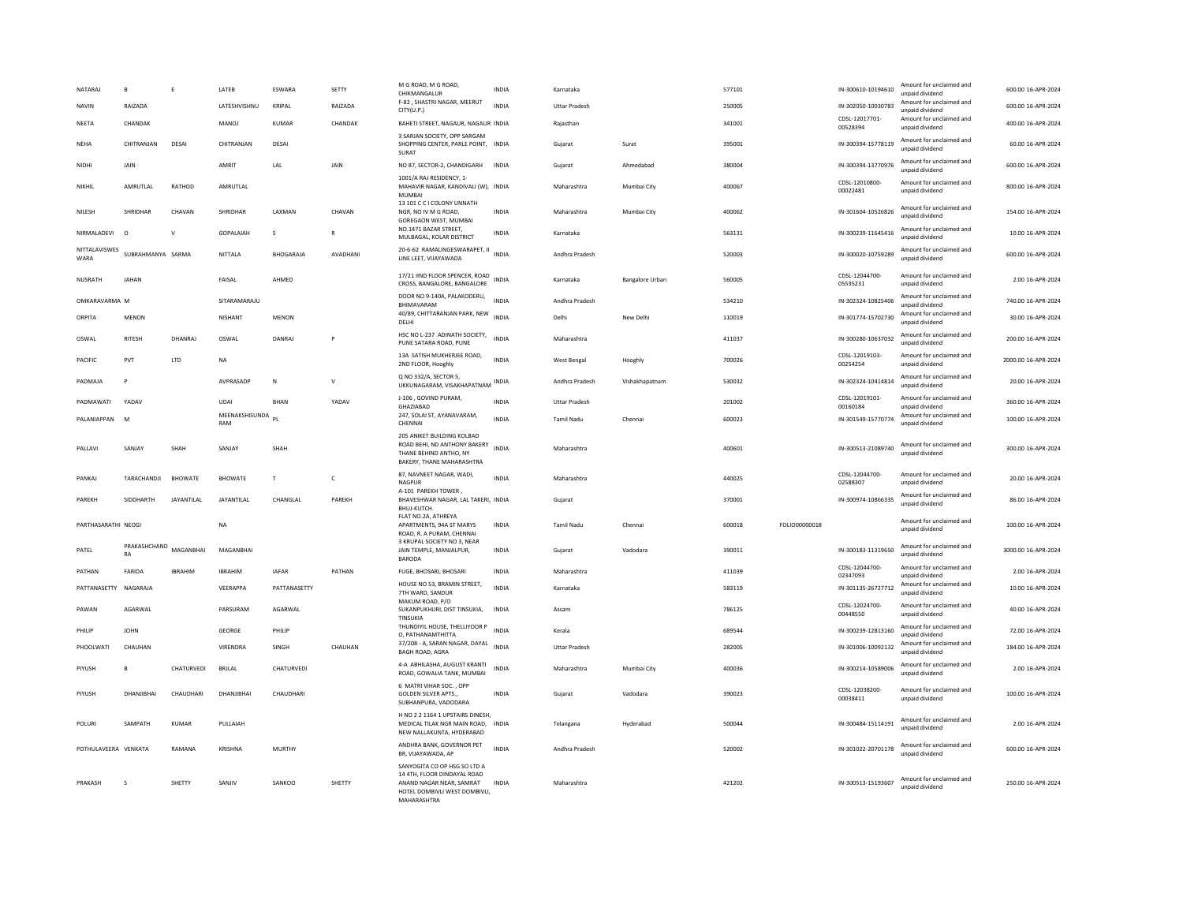| NATARAJ | B | E | LATEB | ESWARA | SETTY | M G ROAD, M G ROAD, CHIKMANGALUR | INDIA | Karnataka | | 577101 | | IN-300610-10194610 | Amount for unclaimed and unpaid dividend | 600.00 | 16-APR-2024 |
|---|---|---|---|---|---|---|---|---|---|---|---|---|---|---|---|
| NAVIN | RAIZADA | | LATESHVISHNU | KRIPAL | RAIZADA | F-82 , SHASTRI NAGAR, MEERUT CITY(U.P.) | INDIA | Uttar Pradesh | | 250005 | | IN-302050-10030783 | Amount for unclaimed and unpaid dividend | 600.00 | 16-APR-2024 |
| NEETA | CHANDAK | | MANOJ | KUMAR | CHANDAK | BAHETI STREET, NAGAUR, NAGAUR | INDIA | Rajasthan | | 341001 | | CDSL-12017701-00528394 | Amount for unclaimed and unpaid dividend | 400.00 | 16-APR-2024 |
| NEHA | CHITRANJAN | DESAI | CHITRANJAN | DESAI | | 3 SARJAN SOCIETY, OPP SARGAM SHOPPING CENTER, PARLE POINT, SURAT | INDIA | Gujarat | Surat | 395001 | | IN-300394-15778119 | Amount for unclaimed and unpaid dividend | 60.00 | 16-APR-2024 |
| NIDHI | JAIN | | AMRIT | LAL | JAIN | NO 87, SECTOR-2, CHANDIGARH | INDIA | Gujarat | Ahmedabad | 380004 | | IN-300394-13770976 | Amount for unclaimed and unpaid dividend | 600.00 | 16-APR-2024 |
| NIKHIL | AMRUTLAL | RATHOD | AMRUTLAL | | | 1001/A RAJ RESIDENCY, 1-MAHAVIR NAGAR, KANDIVALI (W), MUMBAI | INDIA | Maharashtra | Mumbai City | 400067 | | CDSL-12010800-00022481 | Amount for unclaimed and unpaid dividend | 800.00 | 16-APR-2024 |
| NILESH | SHRIDHAR | CHAVAN | SHRIDHAR | LAXMAN | CHAVAN | 13 101 C C I COLONY UNNATH NGR, NO IV M G ROAD, GOREGAON WEST, MUMBAI | INDIA | Maharashtra | Mumbai City | 400062 | | IN-301604-10526826 | Amount for unclaimed and unpaid dividend | 154.00 | 16-APR-2024 |
| NIRMALADEVI | O | V | GOPALAIAH | S | R | NO.1471 BAZAR STREET, MULBAGAL, KOLAR DISTRICT | INDIA | Karnataka | | 563131 | | IN-300239-11645416 | Amount for unclaimed and unpaid dividend | 10.00 | 16-APR-2024 |
| NITTALAVISWESWARA | SUBRAHMANYA | SARMA | NITTALA | BHOGARAJA | AVADHANI | 20-6-62 RAMALINGESWARAPET, II LINE LEET, VIJAYAWADA | INDIA | Andhra Pradesh | | 520003 | | IN-300020-10759289 | Amount for unclaimed and unpaid dividend | 600.00 | 16-APR-2024 |
| NUSRATH | JAHAN | | FAISAL | AHMED | | 17/21 IIND FLOOR SPENCER, ROAD CROSS, BANGALORE, BANGALORE | INDIA | Karnataka | Bangalore Urban | 560005 | | CDSL-12044700-05535231 | Amount for unclaimed and unpaid dividend | 2.00 | 16-APR-2024 |
| OMKARAVARMA | M | | SITARAMARAJU | | | DOOR NO 9-140A, PALAKODERU, BHIMAVARAM | INDIA | Andhra Pradesh | | 534210 | | IN-302324-10825406 | Amount for unclaimed and unpaid dividend | 740.00 | 16-APR-2024 |
| ORPITA | MENON | | NISHANT | MENON | | 40/89, CHITTARANJAN PARK, NEW DELHI | INDIA | Delhi | New Delhi | 110019 | | IN-301774-15702730 | Amount for unclaimed and unpaid dividend | 30.00 | 16-APR-2024 |
| OSWAL | RITESH | DHANRAJ | OSWAL | DANRAJ | P | HSC NO L-237 ADINATH SOCIETY, PUNE SATARA ROAD, PUNE | INDIA | Maharashtra | | 411037 | | IN-300280-10637032 | Amount for unclaimed and unpaid dividend | 200.00 | 16-APR-2024 |
| PACIFIC | PVT | LTD | NA | | | 13A SATISH MUKHERJEE ROAD, 2ND FLOOR, Hooghly | INDIA | West Bengal | Hooghly | 700026 | | CDSL-12019103-00254254 | Amount for unclaimed and unpaid dividend | 2000.00 | 16-APR-2024 |
| PADMAJA | P | | AVPRASADP | N | V | Q NO 332/A, SECTOR 5, UKKUNAGARAM, VISAKHAPATNAM | INDIA | Andhra Pradesh | Vishakhapatnam | 530032 | | IN-302324-10414814 | Amount for unclaimed and unpaid dividend | 20.00 | 16-APR-2024 |
| PADMAWATI | YADAV | | UDAI | BHAN | YADAV | J-106 , GOVIND PURAM, GHAZIABAD | INDIA | Uttar Pradesh | | 201002 | | CDSL-12019101-00160184 | Amount for unclaimed and unpaid dividend | 360.00 | 16-APR-2024 |
| PALANIAPPAN | M | | MEENAKSHISUNDARAM | PL | | 247, SOLAI ST, AYANAVARAM, CHENNAI | INDIA | Tamil Nadu | Chennai | 600023 | | IN-301549-15770774 | Amount for unclaimed and unpaid dividend | 100.00 | 16-APR-2024 |
| PALLAVI | SANJAY | SHAH | SANJAY | SHAH | | 205 ANIKET BUILDING KOLBAD ROAD BEHI, ND ANTHONY BAKERY THANE BEHIND ANTHO, NY BAKERY, THANE MAHARASHTRA | INDIA | Maharashtra | | 400601 | | IN-300513-21089740 | Amount for unclaimed and unpaid dividend | 300.00 | 16-APR-2024 |
| PANKAJ | TARACHANDJI | BHOWATE | BHOWATE | T | C | 87, NAVNEET NAGAR, WADI, NAGPUR | INDIA | Maharashtra | | 440025 | | CDSL-12044700-02588307 | Amount for unclaimed and unpaid dividend | 20.00 | 16-APR-2024 |
| PAREKH | SIDDHARTH | JAYANTILAL | JAYANTILAL | CHANGLAL | PAREKH | A-101 PAREKH TOWER , BHAVESHWAR NAGAR, LAL TAKERI, BHUJ-KUTCH. | INDIA | Gujarat | | 370001 | | IN-300974-10866335 | Amount for unclaimed and unpaid dividend | 86.00 | 16-APR-2024 |
| PARTHASARATHI | NEOGI | | NA | | | FLAT NO.2A, ATHREYA APARTMENTS, 94A ST MARYS ROAD, R. A PURAM, CHENNAI | INDIA | Tamil Nadu | Chennai | 600018 | FOLIO00000018 | | Amount for unclaimed and unpaid dividend | 100.00 | 16-APR-2024 |
| PATEL | PRAKASHCHANDRA | MAGANBHAI | MAGANBHAI | | | 3 KRUPAL SOCIETY NO 3, NEAR JAIN TEMPLE, MANJALPUR, BARODA | INDIA | Gujarat | Vadodara | 390011 | | IN-300183-11319650 | Amount for unclaimed and unpaid dividend | 3000.00 | 16-APR-2024 |
| PATHAN | FARIDA | IBRAHIM | IBRAHIM | IAFAR | PATHAN | FUGE, BHOSARI, BHOSARI | INDIA | Maharashtra | | 411039 | | CDSL-12044700-02347093 | Amount for unclaimed and unpaid dividend | 2.00 | 16-APR-2024 |
| PATTANASETTY | NAGARAJA | | VEERAPPA | PATTANASETTY | | HOUSE NO 53, BRAMIN STREET, 7TH WARD, SANDUR | INDIA | Karnataka | | 583119 | | IN-301135-26727712 | Amount for unclaimed and unpaid dividend | 10.00 | 16-APR-2024 |
| PAWAN | AGARWAL | | PARSURAM | AGARWAL | | MAKUM ROAD, P/O SUKANPUKHURI, DIST TINSUKIA, TINSUKIA | INDIA | Assam | | 786125 | | CDSL-12024700-00448550 | Amount for unclaimed and unpaid dividend | 40.00 | 16-APR-2024 |
| PHILIP | JOHN | | GEORGE | PHILIP | | THUNDIYIL HOUSE, THELLIYOOR P O, PATHANAMTHITTA | INDIA | Kerala | | 689544 | | IN-300239-12813160 | Amount for unclaimed and unpaid dividend | 72.00 | 16-APR-2024 |
| PHOOLWATI | CHAUHAN | | VIRENDRA | SINGH | CHAUHAN | 37/208 - A, SARAN NAGAR, DAYAL BAGH ROAD, AGRA | INDIA | Uttar Pradesh | | 282005 | | IN-301006-10092132 | Amount for unclaimed and unpaid dividend | 184.00 | 16-APR-2024 |
| PIYUSH | B | CHATURVEDI | BRJLAL | CHATURVEDI | | 4-A ABHILASHA, AUGUST KRANTI ROAD, GOWALIA TANK, MUMBAI | INDIA | Maharashtra | Mumbai City | 400036 | | IN-300214-10589006 | Amount for unclaimed and unpaid dividend | 2.00 | 16-APR-2024 |
| PIYUSH | DHANJIBHAI | CHAUDHARI | DHANJIBHAI | CHAUDHARI | | 6 MATRI VIHAR SOC. , OPP GOLDEN SILVER APTS., SUBHANPURA, VADODARA | INDIA | Gujarat | Vadodara | 390023 | | CDSL-12038200-00038411 | Amount for unclaimed and unpaid dividend | 100.00 | 16-APR-2024 |
| POLURI | SAMPATH | KUMAR | PULLAIAH | | | H NO 2 2 1164 1 UPSTAIRS DINESH, MEDICAL TILAK NGR MAIN ROAD, NEW NALLAKUNTA, HYDERABAD | INDIA | Telangana | Hyderabad | 500044 | | IN-300484-15114191 | Amount for unclaimed and unpaid dividend | 2.00 | 16-APR-2024 |
| POTHULAVEERA | VENKATA | RAMANA | KRISHNA | MURTHY | | ANDHRA BANK, GOVERNOR PET BR, VIJAYAWADA, AP | INDIA | Andhra Pradesh | | 520002 | | IN-301022-20701178 | Amount for unclaimed and unpaid dividend | 600.00 | 16-APR-2024 |
| PRAKASH | S | SHETTY | SANJIV | SANKOO | SHETTY | SANYOGITA CO OP HSG SO LTD A 14 4TH, FLOOR DINDAYAL ROAD ANAND NAGAR NEAR, SAMRAT HOTEL DOMBIVLI WEST DOMBIVLI, MAHARASHTRA | INDIA | Maharashtra | | 421202 | | IN-300513-15193607 | Amount for unclaimed and unpaid dividend | 250.00 | 16-APR-2024 |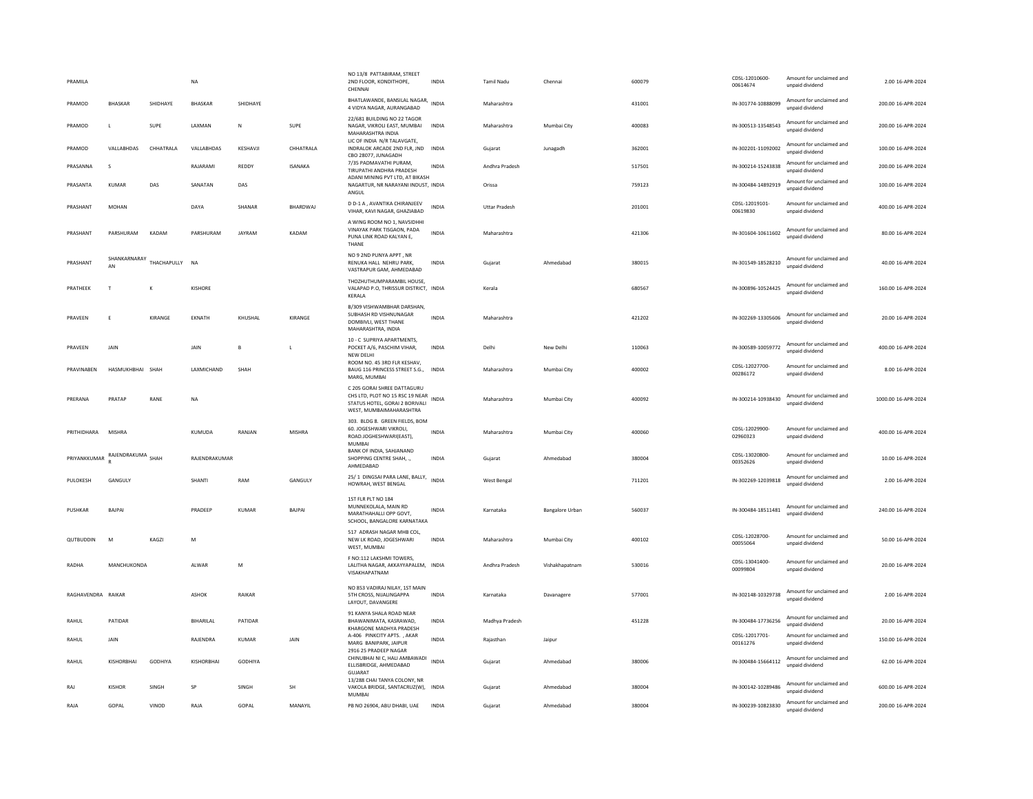| | | | | | | | | | | | | | | | |
|---|---|---|---|---|---|---|---|---|---|---|---|---|---|---|---|
| PRAMILA | | | NA | | | NO 13/8 PATTABIRAM, STREET 2ND FLOOR, KONDITHOPE, CHENNAI | INDIA | Tamil Nadu | Chennai | 600079 | | CDSL-12010600-00614674 | Amount for unclaimed and unpaid dividend | 2.00 | 16-APR-2024 |
| PRAMOD | BHASKAR | SHIDHAYE | BHASKAR | SHIDHAYE | | BHATLAWANDE, BANSILAL NAGAR, 4 VIDYA NAGAR, AURANGABAD | INDIA | Maharashtra | | 431001 | | IN-301774-10888099 | Amount for unclaimed and unpaid dividend | 200.00 | 16-APR-2024 |
| PRAMOD | L | SUPE | LAXMAN | N | SUPE | 22/681 BUILDING NO 22 TAGOR NAGAR, VIKROLI EAST, MUMBAI MAHARASHTRA INDIA | INDIA | Maharashtra | Mumbai City | 400083 | | IN-300513-13548543 | Amount for unclaimed and unpaid dividend | 200.00 | 16-APR-2024 |
| PRAMOD | VALLABHDAS | CHHATRALA | VALLABHDAS | KESHAVJI | CHHATRALA | LIC OF INDIA N/R TALAVGATE, INDRALOK ARCADE 2ND FLR, JND CBO 28077, JUNAGADH | INDIA | Gujarat | Junagadh | 362001 | | IN-302201-11092002 | Amount for unclaimed and unpaid dividend | 100.00 | 16-APR-2024 |
| PRASANNA | S | | RAJARAMI | REDDY | ISANAKA | 7/35 PADMAVATHI PURAM, TIRUPATHI ANDHRA PRADESH | INDIA | Andhra Pradesh | | 517501 | | IN-300214-15243838 | Amount for unclaimed and unpaid dividend | 200.00 | 16-APR-2024 |
| PRASANTA | KUMAR | DAS | SANATAN | DAS | | ADANI MINING PVT LTD, AT BIKASH NAGARTUR, NR NARAYANI INDUST, ANGUL | INDIA | Orissa | | 759123 | | IN-300484-14892919 | Amount for unclaimed and unpaid dividend | 100.00 | 16-APR-2024 |
| PRASHANT | MOHAN | | DAYA | SHANAR | BHARDWAJ | D D-1 A , AVANTIKA CHIRANJEEV VIHAR, KAVI NAGAR, GHAZIABAD | INDIA | Uttar Pradesh | | 201001 | | CDSL-12019101-00619830 | Amount for unclaimed and unpaid dividend | 400.00 | 16-APR-2024 |
| PRASHANT | PARSHURAM | KADAM | PARSHURAM | JAYRAM | KADAM | A WING ROOM NO 1, NAVSIDHHI VINAYAK PARK TISGAON, PADA PUNA LINK ROAD KALYAN E, THANE | INDIA | Maharashtra | | 421306 | | IN-301604-10611602 | Amount for unclaimed and unpaid dividend | 80.00 | 16-APR-2024 |
| PRASHANT | SHANKARNARAYAN | THACHAPULLY | NA | | | NO 9 2ND PUNYA APPT , NR RENUKA HALL NEHRU PARK, VASTRAPUR GAM, AHMEDABAD | INDIA | Gujarat | Ahmedabad | 380015 | | IN-301549-18528210 | Amount for unclaimed and unpaid dividend | 40.00 | 16-APR-2024 |
| PRATHEEK | T | K | KISHORE | | | THOZHUTHUMPARAMBIL HOUSE, VALAPAD P.O, THRISSUR DISTRICT, KERALA | INDIA | Kerala | | 680567 | | IN-300896-10524425 | Amount for unclaimed and unpaid dividend | 160.00 | 16-APR-2024 |
| PRAVEEN | E | KIRANGE | EKNATH | KHUSHAL | KIRANGE | B/309 VISHWAMBHAR DARSHAN, SUBHASH RD VISHNUNAGAR DOMBIVLI, WEST THANE MAHARASHTRA, INDIA | INDIA | Maharashtra | | 421202 | | IN-302269-13305606 | Amount for unclaimed and unpaid dividend | 20.00 | 16-APR-2024 |
| PRAVEEN | JAIN | | JAIN | B | L | 10 - C SUPRIYA APARTMENTS, POCKET A/6, PASCHIM VIHAR, NEW DELHI | INDIA | Delhi | New Delhi | 110063 | | IN-300589-10059772 | Amount for unclaimed and unpaid dividend | 400.00 | 16-APR-2024 |
| PRAVINABEN | HASMUKHBHAI | SHAH | LAXMICHAND | SHAH | | ROOM NO. 45 3RD FLR KESHAV, BAUG 116 PRINCESS STREET S.G., MARG, MUMBAI | INDIA | Maharashtra | Mumbai City | 400002 | | CDSL-12027700-00286172 | Amount for unclaimed and unpaid dividend | 8.00 | 16-APR-2024 |
| PRERANA | PRATAP | RANE | NA | | | C 205 GORAI SHREE DATTAGURU CHS LTD, PLOT NO 15 RSC 19 NEAR STATUS HOTEL, GORAI 2 BORIVALI WEST, MUMBAIMAHARASHTRA | INDIA | Maharashtra | Mumbai City | 400092 | | IN-300214-10938430 | Amount for unclaimed and unpaid dividend | 1000.00 | 16-APR-2024 |
| PRITHIDHARA | MISHRA | | KUMUDA | RANJAN | MISHRA | 303. BLDG 8. GREEN FIELDS, BOM 60. JOGESHWARI VIKROLI, ROAD.JOGHESHWARI(EAST), MUMBAI | INDIA | Maharashtra | Mumbai City | 400060 | | CDSL-12029900-02960323 | Amount for unclaimed and unpaid dividend | 400.00 | 16-APR-2024 |
| PRIYANKKUMAR | RAJENDRAKUMAR R | SHAH | RAJENDRAKUMAR | | | BANK OF INDIA, SAHJANAND SHOPPING CENTRE SHAH, ., AHMEDABAD | INDIA | Gujarat | Ahmedabad | 380004 | | CDSL-13020800-00352626 | Amount for unclaimed and unpaid dividend | 10.00 | 16-APR-2024 |
| PULOKESH | GANGULY | | SHANTI | RAM | GANGULY | 25/ 1 DINGSAI PARA LANE, BALLY, HOWRAH, WEST BENGAL | INDIA | West Bengal | | 711201 | | IN-302269-12039818 | Amount for unclaimed and unpaid dividend | 2.00 | 16-APR-2024 |
| PUSHKAR | BAJPAI | | PRADEEP | KUMAR | BAJPAI | 1ST FLR PLT NO 184 MUNNEKOLALA, MAIN RD MARATHAHALLI OPP GOVT, SCHOOL, BANGALORE KARNATAKA | INDIA | Karnataka | Bangalore Urban | 560037 | | IN-300484-18511481 | Amount for unclaimed and unpaid dividend | 240.00 | 16-APR-2024 |
| QUTBUDDIN | M | KAGZI | M | | | 517 ADRASH NAGAR MHB COL, NEW LK ROAD, JOGESHWARI WEST, MUMBAI | INDIA | Maharashtra | Mumbai City | 400102 | | CDSL-12028700-00055064 | Amount for unclaimed and unpaid dividend | 50.00 | 16-APR-2024 |
| RADHA | MANCHUKONDA | | ALWAR | M | | F NO:112 LAKSHMI TOWERS, LALITHA NAGAR, AKKAYYAPALEM, VISAKHAPATNAM | INDIA | Andhra Pradesh | Vishakhapatnam | 530016 | | CDSL-13041400-00099804 | Amount for unclaimed and unpaid dividend | 20.00 | 16-APR-2024 |
| RAGHAVENDRA | RAIKAR | | ASHOK | RAIKAR | | NO 853 VADIRAJ NILAY, 1ST MAIN 5TH CROSS, NIJALINGAPPA LAYOUT, DAVANGERE | INDIA | Karnataka | Davanagere | 577001 | | IN-302148-10329738 | Amount for unclaimed and unpaid dividend | 2.00 | 16-APR-2024 |
| RAHUL | PATIDAR | | BIHARILAL | PATIDAR | | 91 KANYA SHALA ROAD NEAR BHAWANIMATA, KASRAWAD, KHARGONE MADHYA PRADESH | INDIA | Madhya Pradesh | | 451228 | | IN-300484-17736256 | Amount for unclaimed and unpaid dividend | 20.00 | 16-APR-2024 |
| RAHUL | JAIN | | RAJENDRA | KUMAR | JAIN | A-406 PINKCITY APTS. , AKAR MARG BANIPARK, JAIPUR | INDIA | Rajasthan | Jaipur | | | CDSL-12017701-00161276 | Amount for unclaimed and unpaid dividend | 150.00 | 16-APR-2024 |
| RAHUL | KISHORBHAI | GODHIYA | KISHORBHAI | GODHIYA | | 2916 25 PRADEEP NAGAR CHINUBHAI NI C, HALI AMBAWADI ELLISBRIDGE, AHMEDABAD GUJARAT | INDIA | Gujarat | Ahmedabad | 380006 | | IN-300484-15664112 | Amount for unclaimed and unpaid dividend | 62.00 | 16-APR-2024 |
| RAJ | KISHOR | SINGH | SP | SINGH | SH | 13/288 CHAI TANYA COLONY, NR VAKOLA BRIDGE, SANTACRUZ(W), MUMBAI | INDIA | Gujarat | Ahmedabad | 380004 | | IN-300142-10289486 | Amount for unclaimed and unpaid dividend | 600.00 | 16-APR-2024 |
| RAJA | GOPAL | VINOD | RAJA | GOPAL | MANAYIL | PB NO 26904, ABU DHABI, UAE | INDIA | Gujarat | Ahmedabad | 380004 | | IN-300239-10823830 | Amount for unclaimed and unpaid dividend | 200.00 | 16-APR-2024 |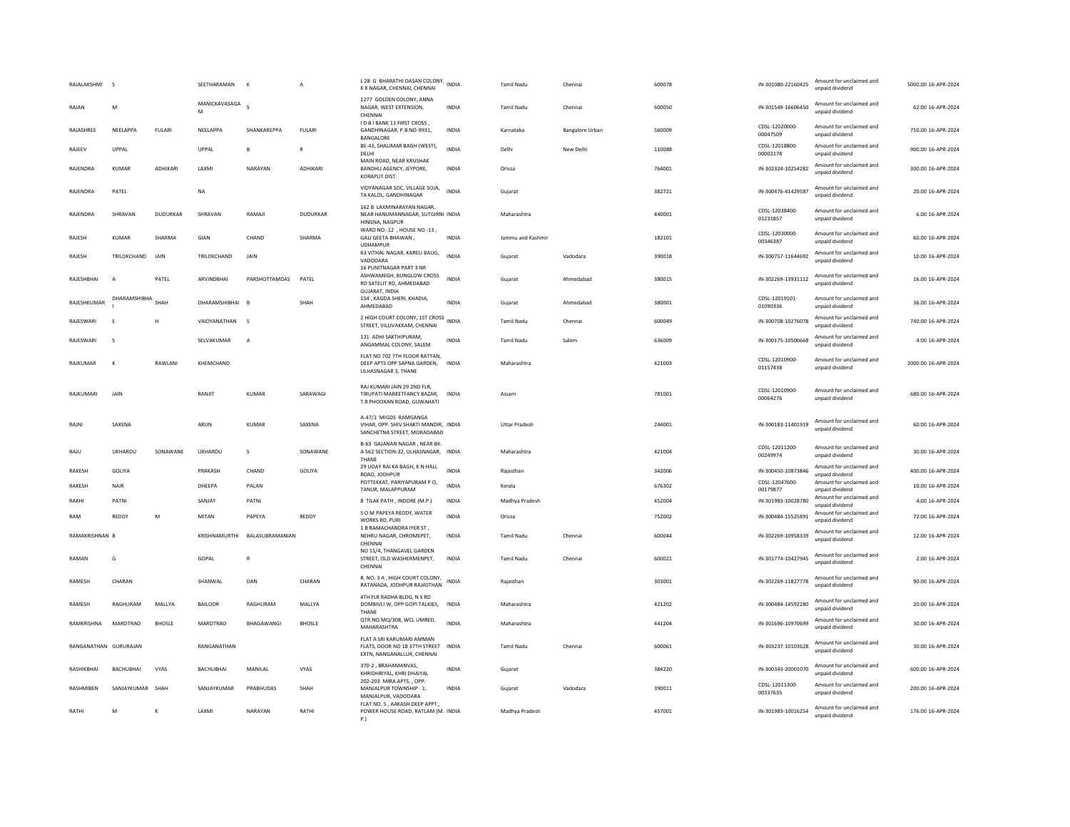| | | | | | | | | | | | | | | | | |
|---|---|---|---|---|---|---|---|---|---|---|---|---|---|---|---|---|
| RAJALAKSHMI | S | | SEETHARAMAN | K | A | L 28 G BHARATHI DASAN COLONY, K K NAGAR, CHENNAI, CHENNAI | INDIA | Tamil Nadu | Chennai | 600078 | | IN-301080-22160425 | Amount for unclaimed and unpaid dividend | 5000.00 | 16-APR-2024 |
| RAJAN | M | | MANICKAVASAGA M | S | | 1277 GOLDEN COLONY, ANNA NAGAR, WEST EXTENSION, CHENNAI | INDIA | Tamil Nadu | Chennai | 600050 | | IN-301549-16606450 | Amount for unclaimed and unpaid dividend | 62.00 | 16-APR-2024 |
| RAJASHREE | NEELAPPA | FULARI | NEELAPPA | SHANKAREPPA | FULARI | I D B I BANK 11 FIRST CROSS , GANDHINAGAR, P.B.NO-9931, BANGALORE | INDIA | Karnataka | Bangalore Urban | 560009 | | CDSL-12020000-00047509 | Amount for unclaimed and unpaid dividend | 750.00 | 16-APR-2024 |
| RAJEEV | UPPAL | | UPPAL | B | R | BE-43, SHALIMAR BAGH (WEST), DELHI | INDIA | Delhi | New Delhi | 110088 | | CDSL-12018800-00002178 | Amount for unclaimed and unpaid dividend | 900.00 | 16-APR-2024 |
| RAJENDRA | KUMAR | ADHIKARI | LAXMI | NARAYAN | ADHIKARI | MAIN ROAD, NEAR KRUSHAK BANDHU AGENCY, JEYPORE, KORAPUT DIST. | INDIA | Orissa | | 764001 | | IN-302324-10254282 | Amount for unclaimed and unpaid dividend | 300.00 | 16-APR-2024 |
| RAJENDRA | PATEL | | NA | | | VIDYANAGAR SOC, VILLAGE SOJA, TA KALOL, GANDHINAGAR | INDIA | Gujarat | | 382721 | | IN-300476-41429587 | Amount for unclaimed and unpaid dividend | 20.00 | 16-APR-2024 |
| RAJENDRA | SHRAVAN | DUDURKAR | SHRAVAN | RAMAJI | DUDURKAR | 162 B LAXMINARAYAN NAGAR, NEAR HANUMANNAGAR, SUTGIRNI HINGNA, NAGPUR | INDIA | Maharashtra | | 440001 | | CDSL-12038400-01231857 | Amount for unclaimed and unpaid dividend | 6.00 | 16-APR-2024 |
| RAJESH | KUMAR | SHARMA | GIAN | CHAND | SHARMA | WARD NO.-12 , HOUSE NO.-13 , GALI GEETA BHAWAN , UDHAMPUR | INDIA | Jammu and Kashmir | | 182101 | | CDSL-12030000-00346387 | Amount for unclaimed and unpaid dividend | 60.00 | 16-APR-2024 |
| RAJESH | TRILOKCHAND | JAIN | TRILOKCHAND | JAIN | | 63 VITHAL NAGAR, KARELI BAUG, VADODARA | INDIA | Gujarat | Vadodara | 390018 | | IN-300757-11644692 | Amount for unclaimed and unpaid dividend | 10.00 | 16-APR-2024 |
| RAJESHBHAI | A | PATEL | ARVINDBHAI | PARSHOTTAMDAS | PATEL | 16 PUNITNAGAR PART 3 NR ASHWAMEGH, BUNGLOW CROSS RD SATELIT RD, AHMEDABAD GUJARAT, INDIA | INDIA | Gujarat | Ahmedabad | 380015 | | IN-302269-13931112 | Amount for unclaimed and unpaid dividend | 16.00 | 16-APR-2024 |
| RAJESHKUMAR | DHARAMSHIBHAI | SHAH | DHARAMSHIBHAI | B | SHAH | 154 , KAGDA SHERI, KHADIA, AHMEDABAD | INDIA | Gujarat | Ahmedabad | 380001 | | CDSL-12019101-01090336 | Amount for unclaimed and unpaid dividend | 36.00 | 16-APR-2024 |
| RAJESWARI | E | H | VAIDYANATHAN | S | | 2 HIGH COURT COLONY, 1ST CROSS STREET, VILLIVAKKAM, CHENNAI | INDIA | Tamil Nadu | Chennai | 600049 | | IN-300708-10276078 | Amount for unclaimed and unpaid dividend | 740.00 | 16-APR-2024 |
| RAJESWARI | S | | SELVAKUMAR | A | | 131 ADHI SAKTHIPURAM, ANGAMMAL COLONY, SALEM | INDIA | Tamil Nadu | Salem | 636009 | | IN-300175-10500668 | Amount for unclaimed and unpaid dividend | 4.00 | 16-APR-2024 |
| RAJKUMAR | K | RAWLANI | KHEMCHAND | | | FLAT NO 702 7TH FLOOR RATTAN, DEEP APTS OPP SAPNA GARDEN, ULHASNAGAR 3, THANE | INDIA | Maharashtra | | 421003 | | CDSL-12010900-01157438 | Amount for unclaimed and unpaid dividend | 2000.00 | 16-APR-2024 |
| RAJKUMARI | JAIN | | RANJIT | KUMAR | SARAWAGI | RAJ KUMARI JAIN 29 2ND FLR, TIRUPATI MARKETFANCY BAZAR, T.R PHOOKAN ROAD, GUWAHATI | INDIA | Assam | | 781001 | | CDSL-12010900-00064276 | Amount for unclaimed and unpaid dividend | 680.00 | 16-APR-2024 |
| RAJNI | SAXENA | | ARUN | KUMAR | SAXENA | A-47/1 MIGDS RAMGANGA VIHAR, OPP. SHIV SHAKTI MANDIR, SANCHETNA STREET, MORADABAD | INDIA | Uttar Pradesh | | 244001 | | IN-300183-11401919 | Amount for unclaimed and unpaid dividend | 60.00 | 16-APR-2024 |
| RAJU | UKHARDU | SONAWANE | UKHARDU | S | SONAWANE | B-63 GAJANAN NAGAR , NEAR BK-A 562 SECTION-32, ULHASNAGAR, THANE | INDIA | Maharashtra | | 421004 | | CDSL-12011200-00249974 | Amount for unclaimed and unpaid dividend | 30.00 | 16-APR-2024 |
| RAKESH | GOLIYA | | PRAKASH | CHAND | GOLIYA | 29 UDAY RAI KA BAGH, K N HALL ROAD, JODHPUR | INDIA | Rajasthan | | 342006 | | IN-300450-10873846 | Amount for unclaimed and unpaid dividend | 400.00 | 16-APR-2024 |
| RAKESH | NAIR | | DHEEPA | PALAN | | POTTEKKAT, PARIYAPURAM P O, TANUR, MALAPPURAM | INDIA | Kerala | | 676302 | | CDSL-12047600-00179877 | Amount for unclaimed and unpaid dividend | 10.00 | 16-APR-2024 |
| RAKHI | PATNI | | SANJAY | PATNI | | 8 TILAK PATH , INDORE (M.P.) | INDIA | Madhya Pradesh | | 452004 | | IN-301983-10028780 | Amount for unclaimed and unpaid dividend | 4.00 | 16-APR-2024 |
| RAM | REDDY | M | MITAN | PAPEYA | REDDY | S O M PAPEYA REDDY, WATER WORKS RD, PURI | INDIA | Orissa | | 752002 | | IN-300484-15525891 | Amount for unclaimed and unpaid dividend | 72.00 | 16-APR-2024 |
| RAMAKRISHNAN | B | | KRISHNAMURTHI | BALASUBRAMANIAN | | 1 B RAMACHANDRA IYER ST , NEHRU NAGAR, CHROMEPET, CHENNAI | INDIA | Tamil Nadu | Chennai | 600044 | | IN-302269-10958339 | Amount for unclaimed and unpaid dividend | 12.00 | 16-APR-2024 |
| RAMAN | G | | GOPAL | R | | NO 11/4, THANGAVEL GARDEN STREET, OLD WASHERMENPET, CHENNAI | INDIA | Tamil Nadu | Chennai | 600021 | | IN-301774-10427945 | Amount for unclaimed and unpaid dividend | 2.00 | 16-APR-2024 |
| RAMESH | CHARAN | | SHANWAL | DAN | CHARAN | R. NO. 3 A , HIGH COURT COLONY, RATANADA, JODHPUR RAJASTHAN | INDIA | Rajasthan | | 303001 | | IN-302269-11827778 | Amount for unclaimed and unpaid dividend | 90.00 | 16-APR-2024 |
| RAMESH | RAGHURAM | MALLYA | BAILOOR | RAGHURAM | MALLYA | 4TH FLR RADHA BLDG, N S RD DOMBIVLI W, OPP GOPI TALKIES, THANE | INDIA | Maharashtra | | 421202 | | IN-300484-14592280 | Amount for unclaimed and unpaid dividend | 20.00 | 16-APR-2024 |
| RAMKRISHNA | MAROTRAO | BHOSLE | MAROTRAO | BHAGAWANGI | BHOSLE | QTR.NO.MQ/308, WCL UMRED, MAHARASHTRA | INDIA | Maharashtra | | 441204 | | IN-301696-10970699 | Amount for unclaimed and unpaid dividend | 30.00 | 16-APR-2024 |
| RANGANATHAN | GURURAJAN | | RANGANATHAN | | | FLAT A SRI KARUMARI AMMAN FLATS, DOOR NO 18 37TH STREET EXTN, NANGANALLUR, CHENNAI | INDIA | Tamil Nadu | Chennai | 600061 | | IN-303237-10103628 | Amount for unclaimed and unpaid dividend | 30.00 | 16-APR-2024 |
| RASHIKBHAI | BACHUBHAI | VYAS | BACHUBHAI | MANILAL | VYAS | 370-2 , BRAHAMANVAS, KHRIDHRIYAL, KHRI DHAIYAL | INDIA | Gujarat | | 384220 | | IN-300343-20001070 | Amount for unclaimed and unpaid dividend | 600.00 | 16-APR-2024 |
| RASHMIBEN | SANJAYKUMAR | SHAH | SANJAYKUMAR | PRABHUDAS | SHAH | 202-203 MIRA APTS. , OPP. MANJALPUR TOWNSHIP - 1, MANJALPUR, VADODARA | INDIA | Gujarat | Vadodara | 390011 | | CDSL-12011300-00337635 | Amount for unclaimed and unpaid dividend | 200.00 | 16-APR-2024 |
| RATHI | M | K | LAXMI | NARAYAN | RATHI | FLAT NO. 5 , AAKASH DEEP APPT., POWER HOUSE ROAD, RATLAM (M. P.) | INDIA | Madhya Pradesh | | 457001 | | IN-301983-10016254 | Amount for unclaimed and unpaid dividend | 176.00 | 16-APR-2024 |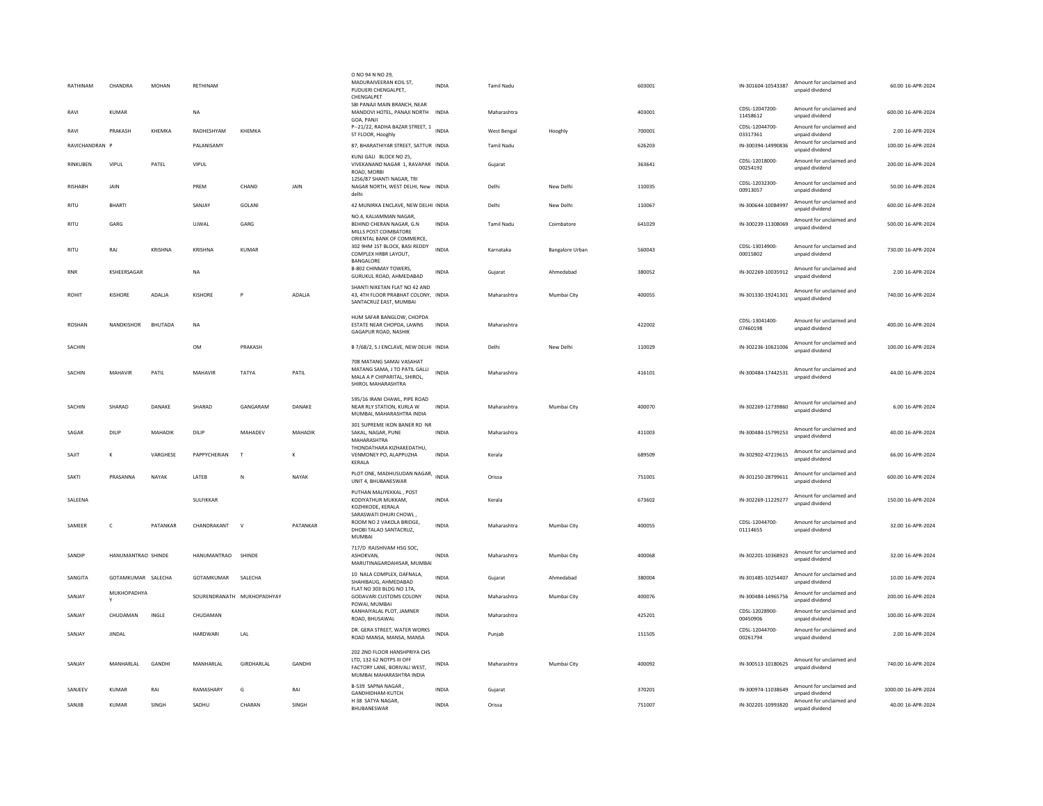| | | | | | | | | | | | | | | |
|---|---|---|---|---|---|---|---|---|---|---|---|---|---|---|
| RATHINAM | CHANDRA | MOHAN | RETHINAM | | | O NO 94 N NO 29, MADURAIVEERAN KOIL ST, PUDUERI CHENGALPET, CHENGALPET | INDIA | Tamil Nadu | | 603001 | IN-301604-10543387 | Amount for unclaimed and unpaid dividend | 60.00 | 16-APR-2024 |
| RAVI | KUMAR | | NA | | | SBI PANAJI MAIN BRANCH, NEAR MANDOVI HOTEL, PANAJI NORTH GOA, PANJI | INDIA | Maharashtra | | 403001 | CDSL-12047200-11458612 | Amount for unclaimed and unpaid dividend | 600.00 | 16-APR-2024 |
| RAVI | PRAKASH | KHEMKA | RADHESHYAM | KHEMKA | | P--21/22, RADHA BAZAR STREET, 1 ST FLOOR, Hooghly | INDIA | West Bengal | Hooghly | 700001 | CDSL-12044700-03317361 | Amount for unclaimed and unpaid dividend | 2.00 | 16-APR-2024 |
| RAVICHANDRAN | P | | PALANISAMY | | | 87, BHARATHIYAR STREET, SATTUR | INDIA | Tamil Nadu | | 626203 | IN-300394-14990836 | Amount for unclaimed and unpaid dividend | 100.00 | 16-APR-2024 |
| RINKUBEN | VIPUL | PATEL | VIPUL | | | KUNJ GALI BLOCK NO 25, VIVEKANAND NAGAR 1, RAVAPAR ROAD, MORBI | INDIA | Gujarat | | 363641 | CDSL-12018000-00254192 | Amount for unclaimed and unpaid dividend | 200.00 | 16-APR-2024 |
| RISHABH | JAIN | | PREM | CHAND | JAIN | 1256/87 SHANTI NAGAR, TRI NAGAR NORTH, WEST DELHI, New delhi | INDIA | Delhi | New Delhi | 110035 | CDSL-12032300-00913057 | Amount for unclaimed and unpaid dividend | 50.00 | 16-APR-2024 |
| RITU | BHARTI | | SANJAY | GOLANI | | 42 MUNIRKA ENCLAVE, NEW DELHI | INDIA | Delhi | New Delhi | 110067 | IN-300644-10084997 | Amount for unclaimed and unpaid dividend | 600.00 | 16-APR-2024 |
| RITU | GARG | | UJWAL | GARG | | NO.4, KALIAMMAN NAGAR, BEHIND CHERAN NAGAR, G.N MILLS POST COIMBATORE | INDIA | Tamil Nadu | Coimbatore | 641029 | IN-300239-11308069 | Amount for unclaimed and unpaid dividend | 500.00 | 16-APR-2024 |
| RITU | RAJ | KRISHNA | KRISHNA | KUMAR | | ORIENTAL BANK OF COMMERCE, 302 9HM 1ST BLOCK, BASI REDDY COMPLEX HRBR LAYOUT, BANGALORE | INDIA | Karnataka | Bangalore Urban | 560043 | CDSL-13014900-00015802 | Amount for unclaimed and unpaid dividend | 730.00 | 16-APR-2024 |
| RNR | KSHEERSAGAR | | NA | | | B-802 CHINMAY TOWERS, GURUKUL ROAD, AHMEDABAD | INDIA | Gujarat | Ahmedabad | 380052 | IN-302269-10035912 | Amount for unclaimed and unpaid dividend | 2.00 | 16-APR-2024 |
| ROHIT | KISHORE | ADALJA | KISHORE | P | ADALJA | SHANTI NIKETAN FLAT NO 42 AND 43, 4TH FLOOR PRABHAT COLONY, SANTACRUZ EAST, MUMBAI | INDIA | Maharashtra | Mumbai City | 400055 | IN-301330-19241301 | Amount for unclaimed and unpaid dividend | 740.00 | 16-APR-2024 |
| ROSHAN | NANDKISHOR | BHUTADA | NA | | | HUM SAFAR BANGLOW, CHOPDA ESTATE NEAR CHOPDA, LAWNS GAGAPUR ROAD, NASHIK | INDIA | Maharashtra | | 422002 | CDSL-13041400-07460198 | Amount for unclaimed and unpaid dividend | 400.00 | 16-APR-2024 |
| SACHIN | | | OM | PRAKASH | | B 7/68/2, S J ENCLAVE, NEW DELHI | INDIA | Delhi | New Delhi | 110029 | IN-302236-10621006 | Amount for unclaimed and unpaid dividend | 100.00 | 16-APR-2024 |
| SACHIN | MAHAVIR | PATIL | MAHAVIR | TATYA | PATIL | 708 MATANG SAMAJ VASAHAT MATANG SAMA, J TO PATIL GALLI MALA A P CHIPARITAL, SHIROL, SHIROL MAHARASHTRA | INDIA | Maharashtra | | 416101 | IN-300484-17442531 | Amount for unclaimed and unpaid dividend | 44.00 | 16-APR-2024 |
| SACHIN | SHARAD | DANAKE | SHARAD | GANGARAM | DANAKE | 595/16 IRANI CHAWL, PIPE ROAD NEAR RLY STATION, KURLA W MUMBAI, MAHARASHTRA INDIA | INDIA | Maharashtra | Mumbai City | 400070 | IN-302269-12739860 | Amount for unclaimed and unpaid dividend | 6.00 | 16-APR-2024 |
| SAGAR | DILIP | MAHADIK | DILIP | MAHADEV | MAHADIK | 301 SUPREME IKON BANER RD NR SAKAL, NAGAR, PUNE MAHARASHTRA | INDIA | Maharashtra | | 411003 | IN-300484-15799253 | Amount for unclaimed and unpaid dividend | 40.00 | 16-APR-2024 |
| SAJIT | K | VARGHESE | PAPPYCHERIAN | T | K | THONDATHARA KIZHAKEDATHU, VENMONEY PO, ALAPPUZHA KERALA | INDIA | Kerala | | 689509 | IN-302902-47219615 | Amount for unclaimed and unpaid dividend | 66.00 | 16-APR-2024 |
| SAKTI | PRASANNA | NAYAK | LATEB | N | NAYAK | PLOT ONE, MADHUSUDAN NAGAR, UNIT 4, BHUBANESWAR | INDIA | Orissa | | 751001 | IN-301250-28799611 | Amount for unclaimed and unpaid dividend | 600.00 | 16-APR-2024 |
| SALEENA | | | SULFIKKAR | | | PUTHAN MALIYEKKAL , POST KODIYATHUR MUKKAM, KOZHIKODE, KERALA | INDIA | Kerala | | 673602 | IN-302269-11229277 | Amount for unclaimed and unpaid dividend | 150.00 | 16-APR-2024 |
| SAMEER | C | PATANKAR | CHANDRAKANT | V | PATANKAR | SARASWATI DHURI CHOWL , ROOM NO 2 VAKOLA BRIDGE, DHOBI TALAO SANTACRUZ, MUMBAI | INDIA | Maharashtra | Mumbai City | 400055 | CDSL-12044700-01114655 | Amount for unclaimed and unpaid dividend | 32.00 | 16-APR-2024 |
| SANDIP | HANUMANTRAO | SHINDE | HANUMANTRAO | SHINDE | | 717/D RAJSHIVAM HSG SOC, ASHOKVAN, MARUTINAGARDAHISAR, MUMBAI | INDIA | Maharashtra | Mumbai City | 400068 | IN-302201-10368923 | Amount for unclaimed and unpaid dividend | 32.00 | 16-APR-2024 |
| SANGITA | GOTAMKUMAR | SALECHA | GOTAMKUMAR | SALECHA | | 10 NALA COMPLEX, DAFNALA, SHAHIBAUG, AHMEDABAD | INDIA | Gujarat | Ahmedabad | 380004 | IN-301485-10254407 | Amount for unclaimed and unpaid dividend | 10.00 | 16-APR-2024 |
| SANJAY | MUKHOPADHYAY | | SOURENDRANATH | MUKHOPADHYAY | | FLAT NO 303 BLDG NO 17A, GODAVARI CUSTOMS COLONY POWAI, MUMBAI | INDIA | Maharashtra | Mumbai City | 400076 | IN-300484-14965756 | Amount for unclaimed and unpaid dividend | 200.00 | 16-APR-2024 |
| SANJAY | CHUDAMAN | INGLE | CHUDAMAN | | | KANHAIYALAL PLOT, JAMNER ROAD, BHUSAWAL | INDIA | Maharashtra | | 425201 | CDSL-12028900-00450906 | Amount for unclaimed and unpaid dividend | 100.00 | 16-APR-2024 |
| SANJAY | JINDAL | | HARDWARI | LAL | | DR. GERA STREET, WATER WORKS ROAD MANSA, MANSA, MANSA | INDIA | Punjab | | 151505 | CDSL-12044700-00261794 | Amount for unclaimed and unpaid dividend | 2.00 | 16-APR-2024 |
| SANJAY | MANHARLAL | GANDHI | MANHARLAL | GIRDHARLAL | GANDHI | 202 2ND FLOOR HANSHPRIYA CHS LTD, 132 62 NOTPS III OFF FACTORY LANE, BORIVALI WEST, MUMBAI MAHARASHTRA INDIA | INDIA | Maharashtra | Mumbai City | 400092 | IN-300513-10180625 | Amount for unclaimed and unpaid dividend | 740.00 | 16-APR-2024 |
| SANJEEV | KUMAR | RAI | RAMASHARY | G | RAI | B-539 SAPNA NAGAR , GANDHIDHAM-KUTCH. | INDIA | Gujarat | | 370201 | IN-300974-11038649 | Amount for unclaimed and unpaid dividend | 1000.00 | 16-APR-2024 |
| SANJIB | KUMAR | SINGH | SADHU | CHARAN | SINGH | H 38 SATYA NAGAR, BHUBANESWAR | INDIA | Orissa | | 751007 | IN-302201-10993820 | Amount for unclaimed and unpaid dividend | 40.00 | 16-APR-2024 |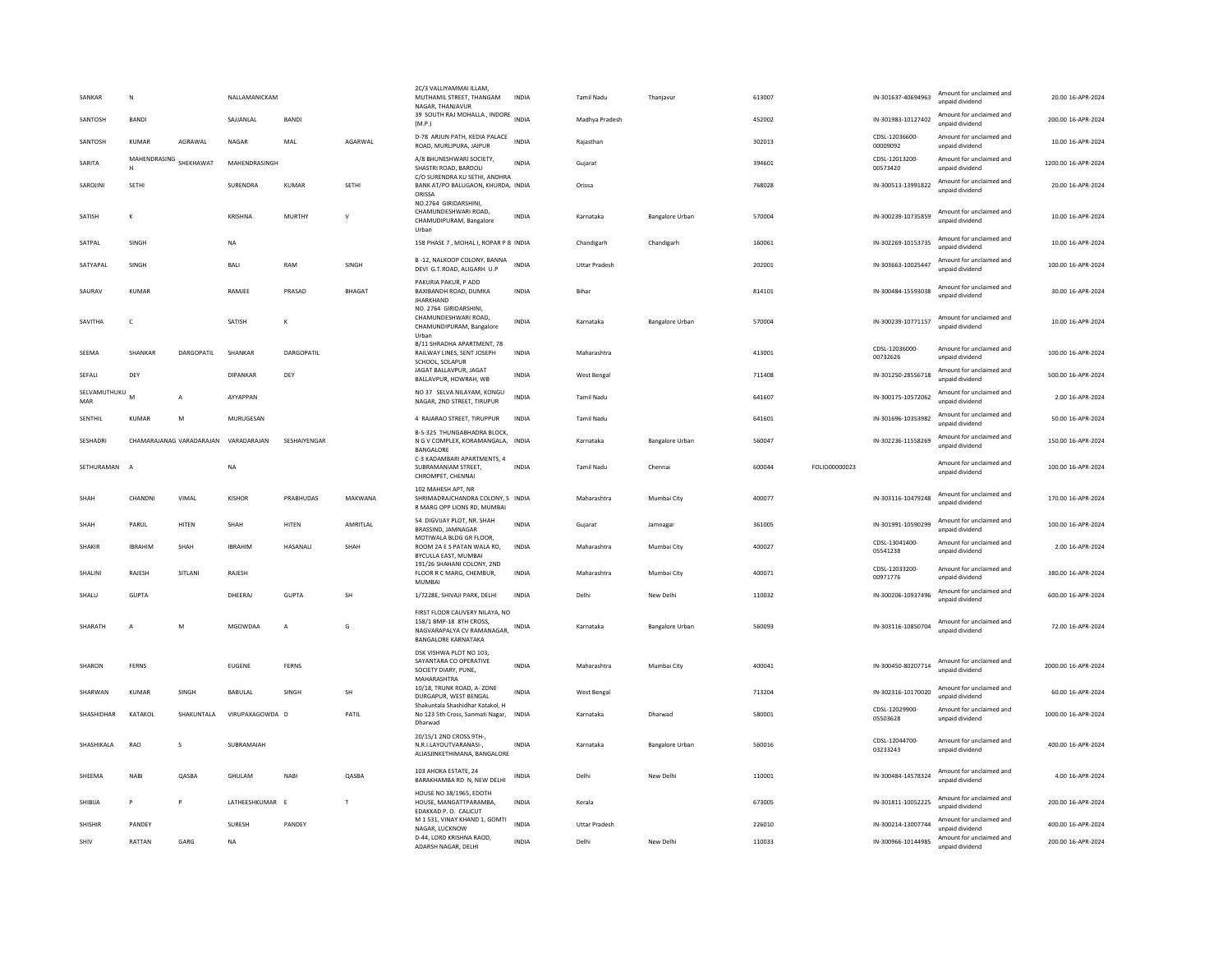| | | | | | | | | | | | | | | | |
|---|---|---|---|---|---|---|---|---|---|---|---|---|---|---|---|
| SANKAR | N | | NALLAMANICKAM | | | 2C/3 VALLIYAMMAI ILLAM, MUTHAMIL STREET, THANGAM NAGAR, THANJAVUR | INDIA | Tamil Nadu | Thanjavur | 613007 | | IN-301637-40694963 | Amount for unclaimed and unpaid dividend | 20.00 | 16-APR-2024 |
| SANTOSH | BANDI | | SAJJANLAL | BANDI | | 39 SOUTH RAJ MOHALLA , INDORE (M.P.) | INDIA | Madhya Pradesh | | 452002 | | IN-301983-10127402 | Amount for unclaimed and unpaid dividend | 200.00 | 16-APR-2024 |
| SANTOSH | KUMAR | AGRAWAL | NAGAR | MAL | AGARWAL | D-78 ARJUN PATH, KEDIA PALACE ROAD, MURLIPURA, JAIPUR | INDIA | Rajasthan | | 302013 | | CDSL-12036600-00009092 | Amount for unclaimed and unpaid dividend | 10.00 | 16-APR-2024 |
| SARITA | MAHENDRASING H | SHEKHAWAT | MAHENDRASINGH | | | A/8 BHUNESHWARI SOCIETY, SHASTRI ROAD, BARDOLI | INDIA | Gujarat | | 394601 | | CDSL-12013200-00573420 | Amount for unclaimed and unpaid dividend | 1200.00 | 16-APR-2024 |
| SAROJINI | SETHI | | SURENDRA | KUMAR | SETHI | C/O SURENDRA KU SETHI, ANDHRA BANK AT/PO BALUGAON, KHURDA, ORISSA | INDIA | Orissa | | 768028 | | IN-300513-13991822 | Amount for unclaimed and unpaid dividend | 20.00 | 16-APR-2024 |
| SATISH | K | | KRISHNA | MURTHY | V | NO.2764 GIRIDARSHINI, CHAMUNDESHWARI ROAD, CHAMUDIPURAM, Bangalore Urban | INDIA | Karnataka | Bangalore Urban | 570004 | | IN-300239-10735859 | Amount for unclaimed and unpaid dividend | 10.00 | 16-APR-2024 |
| SATPAL | SINGH | | NA | | | 158 PHASE 7 , MOHAL I, ROPAR P B | INDIA | Chandigarh | Chandigarh | 160061 | | IN-302269-10153735 | Amount for unclaimed and unpaid dividend | 10.00 | 16-APR-2024 |
| SATYAPAL | SINGH | | BALI | RAM | SINGH | B -12, NALKOOP COLONY, BANNA DEVI G.T.ROAD, ALIGARH U.P | INDIA | Uttar Pradesh | | 202001 | | IN-303663-10025447 | Amount for unclaimed and unpaid dividend | 100.00 | 16-APR-2024 |
| SAURAV | KUMAR | | RAMJEE | PRASAD | BHAGAT | PAKURIA PAKUR, P ADD BAXIBANDH ROAD, DUMKA JHARKHAND | INDIA | Bihar | | 814101 | | IN-300484-15593038 | Amount for unclaimed and unpaid dividend | 30.00 | 16-APR-2024 |
| SAVITHA | C | | SATISH | K | | NO. 2764 GIRIDARSHINI, CHAMUNDESHWARI ROAD, CHAMUNDIPURAM, Bangalore Urban | INDIA | Karnataka | Bangalore Urban | 570004 | | IN-300239-10771157 | Amount for unclaimed and unpaid dividend | 10.00 | 16-APR-2024 |
| SEEMA | SHANKAR | DARGOPATIL | SHANKAR | DARGOPATIL | | B/11 SHRADHA APARTMENT, 78 RAILWAY LINES, SENT JOSEPH SCHOOL, SOLAPUR | INDIA | Maharashtra | | 413001 | | CDSL-12036000-00732626 | Amount for unclaimed and unpaid dividend | 100.00 | 16-APR-2024 |
| SEFALI | DEY | | DIPANKAR | DEY | | JAGAT BALLAVPUR, JAGAT BALLAVPUR, HOWRAH, WB | INDIA | West Bengal | | 711408 | | IN-301250-28556718 | Amount for unclaimed and unpaid dividend | 500.00 | 16-APR-2024 |
| SELVAMUTHUKU MAR | M | A | AYYAPPAN | | | NO 37 SELVA NILAYAM, KONGU NAGAR, 2ND STREET, TIRUPUR | INDIA | Tamil Nadu | | 641607 | | IN-300175-10572062 | Amount for unclaimed and unpaid dividend | 2.00 | 16-APR-2024 |
| SENTHIL | KUMAR | M | MURUGESAN | | | 4 RAJARAO STREET, TIRUPPUR | INDIA | Tamil Nadu | | 641601 | | IN-301696-10353982 | Amount for unclaimed and unpaid dividend | 50.00 | 16-APR-2024 |
| SESHADRI | CHAMARAJANAG | VARADARAJAN | VARADARAJAN | SESHAIYENGAR | | B-5-325 THUNGABHADRA BLOCK, N G V COMPLEX, KORAMANGALA, BANGALORE | INDIA | Karnataka | Bangalore Urban | 560047 | | IN-302236-11558269 | Amount for unclaimed and unpaid dividend | 150.00 | 16-APR-2024 |
| SETHURAMAN | A | | NA | | | C-3 KADAMBARI APARTMENTS, 4 SUBRAMANIAM STREET, CHROMPET, CHENNAI | INDIA | Tamil Nadu | Chennai | 600044 | FOLIO00000023 | | Amount for unclaimed and unpaid dividend | 100.00 | 16-APR-2024 |
| SHAH | CHANDNI | VIMAL | KISHOR | PRABHUDAS | MAKWANA | 102 MAHESH APT, NR SHRIMADRAJCHANDRA COLONY, S R MARG OPP LIONS RD, MUMBAI | INDIA | Maharashtra | Mumbai City | 400077 | | IN-303116-10479248 | Amount for unclaimed and unpaid dividend | 170.00 | 16-APR-2024 |
| SHAH | PARUL | HITEN | SHAH | HITEN | AMRITLAL | 54 DIGVIJAY PLOT, NR. SHAH BRASSIND, JAMNAGAR | INDIA | Gujarat | Jamnagar | 361005 | | IN-301991-10590299 | Amount for unclaimed and unpaid dividend | 100.00 | 16-APR-2024 |
| SHAKIR | IBRAHIM | SHAH | IBRAHIM | HASANALI | SHAH | MOTIWALA BLDG GR FLOOR, ROOM 2A E S PATAN WALA RD, BYCULLA EAST, MUMBAI | INDIA | Maharashtra | Mumbai City | 400027 | | CDSL-13041400-05541238 | Amount for unclaimed and unpaid dividend | 2.00 | 16-APR-2024 |
| SHALINI | RAJESH | SITLANI | RAJESH | | | 191/26 SHAHANI COLONY, 2ND FLOOR R C MARG, CHEMBUR, MUMBAI | INDIA | Maharashtra | Mumbai City | 400071 | | CDSL-12033200-00971776 | Amount for unclaimed and unpaid dividend | 380.00 | 16-APR-2024 |
| SHALU | GUPTA | | DHEERAJ | GUPTA | SH | 1/7228E, SHIVAJI PARK, DELHI | INDIA | Delhi | New Delhi | 110032 | | IN-300206-10937496 | Amount for unclaimed and unpaid dividend | 600.00 | 16-APR-2024 |
| SHARATH | A | M | MGOWDAA | A | G | FIRST FLOOR CAUVERY NILAYA, NO 158/1 BMP-18 8TH CROSS, NAGVARAPALYA CV RAMANAGAR, BANGALORE KARNATAKA | INDIA | Karnataka | Bangalore Urban | 560093 | | IN-303116-10850704 | Amount for unclaimed and unpaid dividend | 72.00 | 16-APR-2024 |
| SHARON | FERNS | | EUGENE | FERNS | | DSK VISHWA PLOT NO 103, SAYANTARA CO OPERATIVE SOCIETY DIARY, PUNE, MAHARASHTRA | INDIA | Maharashtra | Mumbai City | 400041 | | IN-300450-80207714 | Amount for unclaimed and unpaid dividend | 2000.00 | 16-APR-2024 |
| SHARWAN | KUMAR | SINGH | BABULAL | SINGH | SH | 10/18, TRUNK ROAD, A- ZONE DURGAPUR, WEST BENGAL | INDIA | West Bengal | | 713204 | | IN-302316-10170020 | Amount for unclaimed and unpaid dividend | 60.00 | 16-APR-2024 |
| SHASHIDHAR | KATAKOL | SHAKUNTALA | VIRUPAXAGOWDA | D | PATIL | Shakuntala Shashidhar Katakol, H No 123 5th Cross, Sanmati Nagar, Dharwad | INDIA | Karnataka | Dharwad | 580001 | | CDSL-12029900-05503628 | Amount for unclaimed and unpaid dividend | 1000.00 | 16-APR-2024 |
| SHASHIKALA | RAO | S | SUBRAMAIAH | | | 20/15/1 2ND CROSS 9TH-, N.R.I.LAYOUTVARANASI-, ALIASJINKETHIMANA, BANGALORE | INDIA | Karnataka | Bangalore Urban | 560016 | | CDSL-12044700-03233243 | Amount for unclaimed and unpaid dividend | 400.00 | 16-APR-2024 |
| SHEEMA | NABI | QASBA | GHULAM | NABI | QASBA | 103 AHOKA ESTATE, 24 BARAKHAMBA RD N, NEW DELHI | INDIA | Delhi | New Delhi | 110001 | | IN-300484-14578324 | Amount for unclaimed and unpaid dividend | 4.00 | 16-APR-2024 |
| SHIBIJA | P | P | LATHEESHKUMAR | E | T | HOUSE NO 38/1965, EDOTH HOUSE, MANGATTPARAMBA, EDAKKAD P. O. CALICUT | INDIA | Kerala | | 673005 | | IN-301811-10052225 | Amount for unclaimed and unpaid dividend | 200.00 | 16-APR-2024 |
| SHISHIR | PANDEY | | SURESH | PANDEY | | M 1 531, VINAY KHAND 1, GOMTI NAGAR, LUCKNOW | INDIA | Uttar Pradesh | | 226010 | | IN-300214-13007744 | Amount for unclaimed and unpaid dividend | 400.00 | 16-APR-2024 |
| SHIV | RATTAN | GARG | NA | | | D-44, LORD KRISHNA RAOD, ADARSH NAGAR, DELHI | INDIA | Delhi | New Delhi | 110033 | | IN-300966-10144985 | Amount for unclaimed and unpaid dividend | 200.00 | 16-APR-2024 |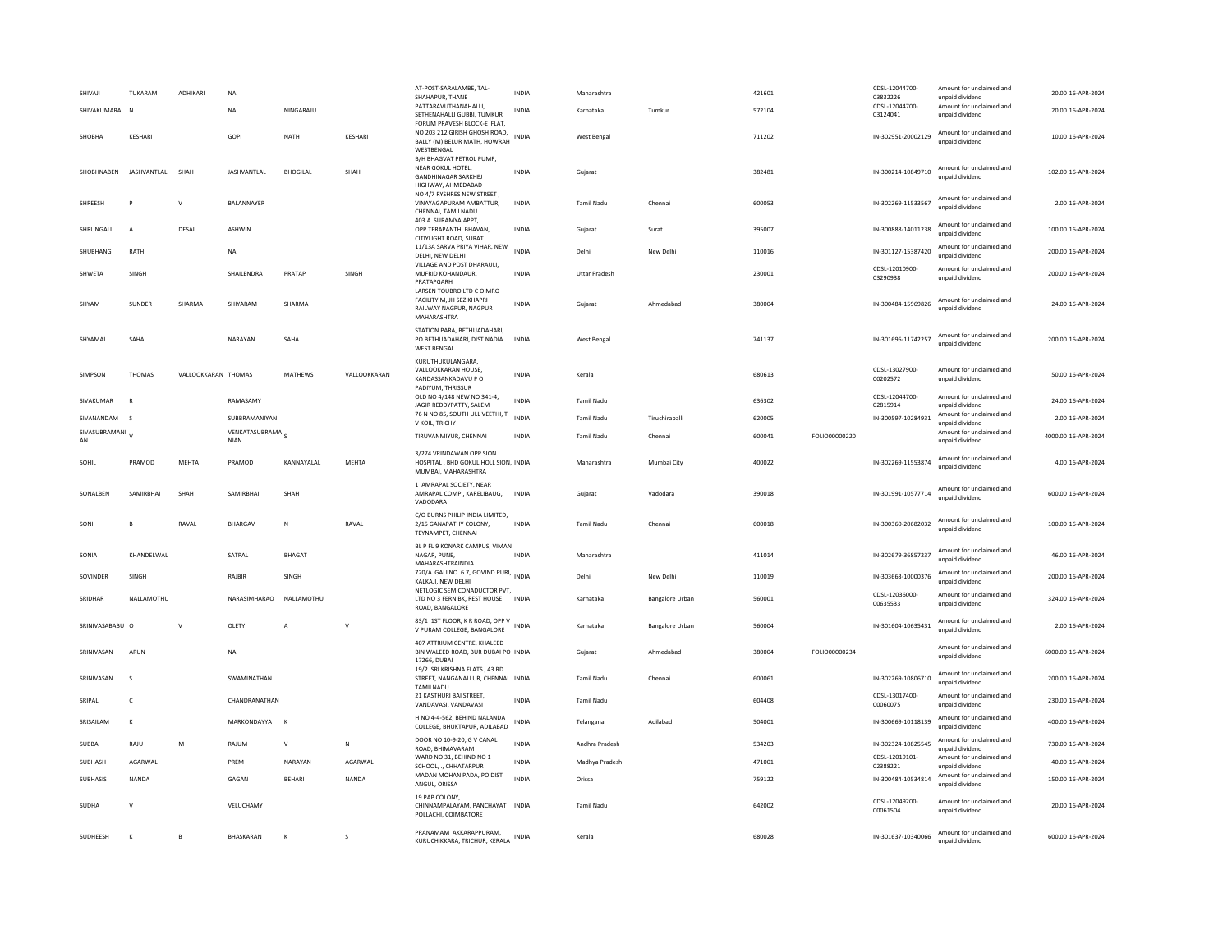| | | | | | | | | | | | | | | | |
|---|---|---|---|---|---|---|---|---|---|---|---|---|---|---|---|
| SHIVAJI | TUKARAM | ADHIKARI | NA | | | AT-POST-SARALAMBE, TAL-SHAHAPUR, THANE | INDIA | Maharashtra | | 421601 | | CDSL-12044700-03832226 | Amount for unclaimed and unpaid dividend | 20.00 | 16-APR-2024 |
| SHIVAKUMARA | N | | NA | NINGARAJU | | PATTARAVUTHANAHALLI, SETHENAHALLI GUBBI, TUMKUR | INDIA | Karnataka | Tumkur | 572104 | | CDSL-12044700-03124041 | Amount for unclaimed and unpaid dividend | 20.00 | 16-APR-2024 |
| SHOBHA | KESHARI | | GOPI | NATH | KESHARI | FORUM PRAVESH BLOCK-E FLAT, NO 203 212 GIRISH GHOSH ROAD, BALLY (M) BELUR MATH, HOWRAH WESTBENGAL | INDIA | West Bengal | | 711202 | | IN-302951-20002129 | Amount for unclaimed and unpaid dividend | 10.00 | 16-APR-2024 |
| SHOBHNABEN | JASHVANTLAL | SHAH | JASHVANTLAL | BHOGILAL | SHAH | B/H BHAGVAT PETROL PUMP, NEAR GOKUL HOTEL, GANDHINAGAR SARKHEJ HIGHWAY, AHMEDABAD | INDIA | Gujarat | | 382481 | | IN-300214-10849710 | Amount for unclaimed and unpaid dividend | 102.00 | 16-APR-2024 |
| SHREESH | P | V | BALANNAYER | | | NO 4/7 RYSHRES NEW STREET , VINAYAGAPURAM AMBATTUR, CHENNAI, TAMILNADU | INDIA | Tamil Nadu | Chennai | 600053 | | IN-302269-11533567 | Amount for unclaimed and unpaid dividend | 2.00 | 16-APR-2024 |
| SHRUNGALI | A | DESAI | ASHWIN | | | 403 A SURAMYA APPT, OPP.TERAPANTHI BHAVAN, CITIYLIGHT ROAD, SURAT | INDIA | Gujarat | Surat | 395007 | | IN-300888-14011238 | Amount for unclaimed and unpaid dividend | 100.00 | 16-APR-2024 |
| SHUBHANG | RATHI | | NA | | | 11/13A SARVA PRIYA VIHAR, NEW DELHI, NEW DELHI | INDIA | Delhi | New Delhi | 110016 | | IN-301127-15387420 | Amount for unclaimed and unpaid dividend | 200.00 | 16-APR-2024 |
| SHWETA | SINGH | | SHAILENDRA | PRATAP | SINGH | VILLAGE AND POST DHARAULI, MUFRID KOHANDAUR, PRATAPGARH | INDIA | Uttar Pradesh | | 230001 | | CDSL-12010900-03290938 | Amount for unclaimed and unpaid dividend | 200.00 | 16-APR-2024 |
| SHYAM | SUNDER | SHARMA | SHIYARAM | SHARMA | | LARSEN TOUBRO LTD C O MRO FACILITY M, JH SEZ KHAPRI RAILWAY NAGPUR, NAGPUR MAHARASHTRA | INDIA | Gujarat | Ahmedabad | 380004 | | IN-300484-15969826 | Amount for unclaimed and unpaid dividend | 24.00 | 16-APR-2024 |
| SHYAMAL | SAHA | | NARAYAN | SAHA | | STATION PARA, BETHUADAHARI, PO BETHUADAHARI, DIST NADIA WEST BENGAL | INDIA | West Bengal | | 741137 | | IN-301696-11742257 | Amount for unclaimed and unpaid dividend | 200.00 | 16-APR-2024 |
| SIMPSON | THOMAS | VALLOOKKARAN | THOMAS | MATHEWS | VALLOOKKARAN | KURUTHUKULANGARA, VALLOOKKARAN HOUSE, KANDASSANKADAVU P O PADIYUM, THRISSUR | INDIA | Kerala | | 680613 | | CDSL-13027900-00202572 | Amount for unclaimed and unpaid dividend | 50.00 | 16-APR-2024 |
| SIVAKUMAR | R | | RAMASAMY | | | OLD NO 4/148 NEW NO 341-4, JAGIR REDDYPATTY, SALEM | INDIA | Tamil Nadu | | 636302 | | CDSL-12044700-02815914 | Amount for unclaimed and unpaid dividend | 24.00 | 16-APR-2024 |
| SIVANANDAM | S | | SUBBRAMANIYAN | | | 76 N NO 85, SOUTH ULL VEETHI, T V KOIL, TRICHY | INDIA | Tamil Nadu | Tiruchirapalli | 620005 | | IN-300597-10284931 | Amount for unclaimed and unpaid dividend | 2.00 | 16-APR-2024 |
| SIVASUBRAMANIAN | V | | VENKATASUBRAMANIAN | S | | TIRUVANMIYUR, CHENNAI | INDIA | Tamil Nadu | Chennai | 600041 | FOLIO00000220 | | Amount for unclaimed and unpaid dividend | 4000.00 | 16-APR-2024 |
| SOHIL | PRAMOD | MEHTA | PRAMOD | KANNAYALAL | MEHTA | 3/274 VRINDAWAN OPP SION HOSPITAL , BHD GOKUL HOLL SION, MUMBAI, MAHARASHTRA | INDIA | Maharashtra | Mumbai City | 400022 | | IN-302269-11553874 | Amount for unclaimed and unpaid dividend | 4.00 | 16-APR-2024 |
| SONALBEN | SAMIRBHAI | SHAH | SAMIRBHAI | SHAH | | 1 AMRAPAL SOCIETY, NEAR AMRAPAL COMP., KARELIBAUG, VADODARA | INDIA | Gujarat | Vadodara | 390018 | | IN-301991-10577714 | Amount for unclaimed and unpaid dividend | 600.00 | 16-APR-2024 |
| SONI | B | RAVAL | BHARGAV | N | RAVAL | C/O BURNS PHILIP INDIA LIMITED, 2/15 GANAPATHY COLONY, TEYNAMPET, CHENNAI | INDIA | Tamil Nadu | Chennai | 600018 | | IN-300360-20682032 | Amount for unclaimed and unpaid dividend | 100.00 | 16-APR-2024 |
| SONIA | KHANDELWAL | | SATPAL | BHAGAT | | BL P FL 9 KONARK CAMPUS, VIMAN NAGAR, PUNE, MAHARASHTRAINDIA | INDIA | Maharashtra | | 411014 | | IN-302679-36857237 | Amount for unclaimed and unpaid dividend | 46.00 | 16-APR-2024 |
| SOVINDER | SINGH | | RAJBIR | SINGH | | 720/A GALI NO. 6 7, GOVIND PURI, KALKAJI, NEW DELHI | INDIA | Delhi | New Delhi | 110019 | | IN-303663-10000376 | Amount for unclaimed and unpaid dividend | 200.00 | 16-APR-2024 |
| SRIDHAR | NALLAMOTHU | | NARASIMHARAO | NALLAMOTHU | | NETLOGIC SEMICONADUCTOR PVT, LTD NO 3 FERN BK, REST HOUSE ROAD, BANGALORE | INDIA | Karnataka | Bangalore Urban | 560001 | | CDSL-12036000-00635533 | Amount for unclaimed and unpaid dividend | 324.00 | 16-APR-2024 |
| SRINIVASABABU | O | V | OLETY | A | V | 83/1 1ST FLOOR, K R ROAD, OPP V V PURAM COLLEGE, BANGALORE | INDIA | Karnataka | Bangalore Urban | 560004 | | IN-301604-10635431 | Amount for unclaimed and unpaid dividend | 2.00 | 16-APR-2024 |
| SRINIVASAN | ARUN | | NA | | | 407 ATTRIUM CENTRE, KHALEED BIN WALEED ROAD, BUR DUBAI PO 17266, DUBAI | INDIA | Gujarat | Ahmedabad | 380004 | FOLIO00000234 | | Amount for unclaimed and unpaid dividend | 6000.00 | 16-APR-2024 |
| SRINIVASAN | S | | SWAMINATHAN | | | 19/2 SRI KRISHNA FLATS , 43 RD STREET, NANGANALLUR, CHENNAI TAMILNADU | INDIA | Tamil Nadu | Chennai | 600061 | | IN-302269-10806710 | Amount for unclaimed and unpaid dividend | 200.00 | 16-APR-2024 |
| SRIPAL | C | | CHANDRANATHAN | | | 21 KASTHURI BAI STREET, VANDAVASI, VANDAVASI | INDIA | Tamil Nadu | | 604408 | | CDSL-13017400-00060075 | Amount for unclaimed and unpaid dividend | 230.00 | 16-APR-2024 |
| SRISAILAM | K | | MARKONDAYYA | K | | H NO 4-4-562, BEHIND NALANDA COLLEGE, BHUKTAPUR, ADILABAD | INDIA | Telangana | Adilabad | 504001 | | IN-300669-10118139 | Amount for unclaimed and unpaid dividend | 400.00 | 16-APR-2024 |
| SUBBA | RAJU | M | RAJUM | V | N | DOOR NO 10-9-20, G V CANAL ROAD, BHIMAVARAM | INDIA | Andhra Pradesh | | 534203 | | IN-302324-10825545 | Amount for unclaimed and unpaid dividend | 730.00 | 16-APR-2024 |
| SUBHASH | AGARWAL | | PREM | NARAYAN | AGARWAL | WARD NO 31, BEHIND NO 1 SCHOOL, ., CHHATARPUR | INDIA | Madhya Pradesh | | 471001 | | CDSL-12019101-02388221 | Amount for unclaimed and unpaid dividend | 40.00 | 16-APR-2024 |
| SUBHASIS | NANDA | | GAGAN | BEHARI | NANDA | MADAN MOHAN PADA, PO DIST ANGUL, ORISSA | INDIA | Orissa | | 759122 | | IN-300484-10534814 | Amount for unclaimed and unpaid dividend | 150.00 | 16-APR-2024 |
| SUDHA | V | | VELUCHAMY | | | 19 PAP COLONY, CHINNAMPALAYAM, PANCHAYAT POLLACHI, COIMBATORE | INDIA | Tamil Nadu | | 642002 | | CDSL-12049200-00061504 | Amount for unclaimed and unpaid dividend | 20.00 | 16-APR-2024 |
| SUDHEESH | K | B | BHASKARAN | K | S | PRANAMAM AKKARAPPURAM, KURUCHIKKARA, TRICHUR, KERALA | INDIA | Kerala | | 680028 | | IN-301637-10340066 | Amount for unclaimed and unpaid dividend | 600.00 | 16-APR-2024 |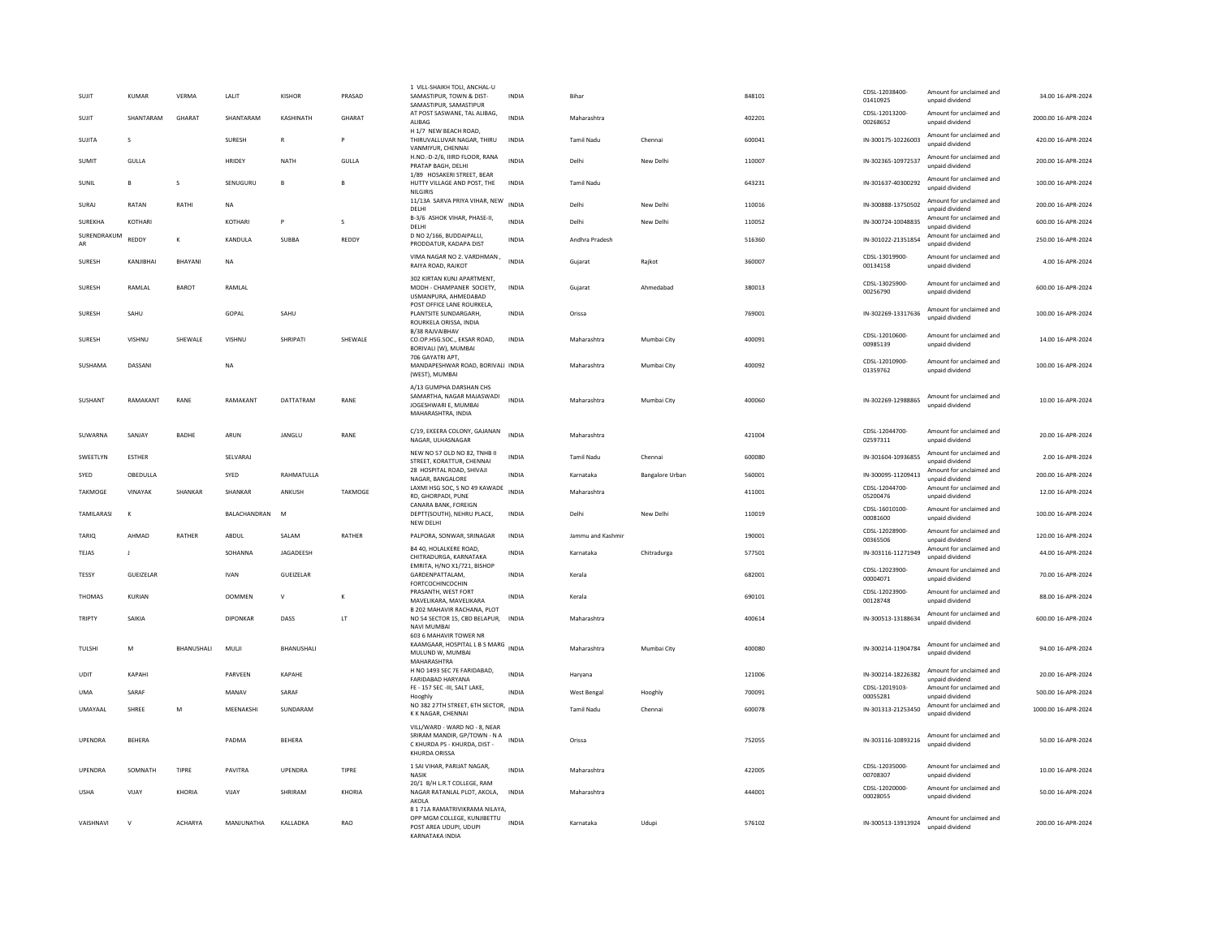| | | | | | | | | | | | | | | |
|---|---|---|---|---|---|---|---|---|---|---|---|---|---|---|
| SUJIT | KUMAR | VERMA | LALIT | KISHOR | PRASAD | 1 VILL-SHAIKH TOLI, ANCHAL-U SAMASTIPUR, TOWN & DIST-SAMASTIPUR, SAMASTIPUR | INDIA | Bihar | | 848101 | CDSL-12038400-01410925 | Amount for unclaimed and unpaid dividend | 34.00 | 16-APR-2024 |
| SUJIT | SHANTARAM | GHARAT | SHANTARAM | KASHINATH | GHARAT | AT POST SASWANE, TAL ALIBAG, ALIBAG | INDIA | Maharashtra | | 402201 | CDSL-12013200-00268652 | Amount for unclaimed and unpaid dividend | 2000.00 | 16-APR-2024 |
| SUJITA | S | | SURESH | R | P | H 1/7 NEW BEACH ROAD, THIRUVALLUVAR NAGAR, THIRU VANMIYUR, CHENNAI | INDIA | Tamil Nadu | Chennai | 600041 | IN-300175-10226003 | Amount for unclaimed and unpaid dividend | 420.00 | 16-APR-2024 |
| SUMIT | GULLA | | HRIDEY | NATH | GULLA | H.NO.-D-2/6, IIIRD FLOOR, RANA PRATAP BAGH, DELHI | INDIA | Delhi | New Delhi | 110007 | IN-302365-10972537 | Amount for unclaimed and unpaid dividend | 200.00 | 16-APR-2024 |
| SUNIL | B | S | SENUGURU | B | B | 1/89 HOSAKERI STREET, BEAR HUTTY VILLAGE AND POST, THE NILGIRIS | INDIA | Tamil Nadu | | 643231 | IN-301637-40300292 | Amount for unclaimed and unpaid dividend | 100.00 | 16-APR-2024 |
| SURAJ | RATAN | RATHI | NA | | | 11/13A SARVA PRIYA VIHAR, NEW DELHI | INDIA | Delhi | New Delhi | 110016 | IN-300888-13750502 | Amount for unclaimed and unpaid dividend | 200.00 | 16-APR-2024 |
| SUREKHA | KOTHARI | | KOTHARI | P | S | B-3/6 ASHOK VIHAR, PHASE-II, DELHI | INDIA | Delhi | New Delhi | 110052 | IN-300724-10048835 | Amount for unclaimed and unpaid dividend | 600.00 | 16-APR-2024 |
| SURENDRAKUMAR | REDDY | K | KANDULA | SUBBA | REDDY | D NO 2/166, BUDDAIPALLI, PRODDATUR, KADAPA DIST | INDIA | Andhra Pradesh | | 516360 | IN-301022-21351854 | Amount for unclaimed and unpaid dividend | 250.00 | 16-APR-2024 |
| SURESH | KANJIBHAI | BHAYANI | NA | | | VIMA NAGAR NO 2. VARDHMAN , RAIYA ROAD, RAJKOT | INDIA | Gujarat | Rajkot | 360007 | CDSL-13019900-00134158 | Amount for unclaimed and unpaid dividend | 4.00 | 16-APR-2024 |
| SURESH | RAMLAL | BAROT | RAMLAL | | | 302 KIRTAN KUNJ APARTMENT, MODH - CHAMPANER SOCIETY, USMANPURA, AHMEDABAD | INDIA | Gujarat | Ahmedabad | 380013 | CDSL-13025900-00256790 | Amount for unclaimed and unpaid dividend | 600.00 | 16-APR-2024 |
| SURESH | SAHU | | GOPAL | SAHU | | POST OFFICE LANE ROURKELA, PLANTSITE SUNDARGARH, ROURKELA ORISSA, INDIA | INDIA | Orissa | | 769001 | IN-302269-13317636 | Amount for unclaimed and unpaid dividend | 100.00 | 16-APR-2024 |
| SURESH | VISHNU | SHEWALE | VISHNU | SHRIPATI | SHEWALE | B/38 RAJVAIBHAV CO.OP.HSG SOC., EKSAR ROAD, BORIVALI (W), MUMBAI | INDIA | Maharashtra | Mumbai City | 400091 | CDSL-12010600-00985139 | Amount for unclaimed and unpaid dividend | 14.00 | 16-APR-2024 |
| SUSHAMA | DASSANI | | NA | | | 706 GAYATRI APT, MANDAPESHWAR ROAD, BORIVALI (WEST), MUMBAI | INDIA | Maharashtra | Mumbai City | 400092 | CDSL-12010900-01359762 | Amount for unclaimed and unpaid dividend | 100.00 | 16-APR-2024 |
| SUSHANT | RAMAKANT | RANE | RAMAKANT | DATTATRAM | RANE | A/13 GUMPHA DARSHAN CHS SAMARTHA, NAGAR MAJASWADI JOGESHWARI E, MUMBAI MAHARASHTRA, INDIA | INDIA | Maharashtra | Mumbai City | 400060 | IN-302269-12988865 | Amount for unclaimed and unpaid dividend | 10.00 | 16-APR-2024 |
| SUWARNA | SANJAY | BADHE | ARUN | JANGLU | RANE | C/19, EKEERA COLONY, GAJANAN NAGAR, ULHASNAGAR | INDIA | Maharashtra | | 421004 | CDSL-12044700-02597311 | Amount for unclaimed and unpaid dividend | 20.00 | 16-APR-2024 |
| SWEETLYN | ESTHER | | SELVARAJ | | | NEW NO 57 OLD NO 82, TNHB II STREET, KORATTUR, CHENNAI | INDIA | Tamil Nadu | Chennai | 600080 | IN-301604-10936855 | Amount for unclaimed and unpaid dividend | 2.00 | 16-APR-2024 |
| SYED | OBEDULLA | | SYED | RAHMATULLA | | 28 HOSPITAL ROAD, SHIVAJI NAGAR, BANGALORE | INDIA | Karnataka | Bangalore Urban | 560001 | IN-300095-11209413 | Amount for unclaimed and unpaid dividend | 200.00 | 16-APR-2024 |
| TAKMOGE | VINAYAK | SHANKAR | SHANKAR | ANKUSH | TAKMOGE | LAXMI HSG SOC, S NO 49 KAWADE RD, GHORPADI, PUNE | INDIA | Maharashtra | | 411001 | CDSL-12044700-05200476 | Amount for unclaimed and unpaid dividend | 12.00 | 16-APR-2024 |
| TAMILARASI | K | | BALACHANDRAN | M | | CANARA BANK, FOREIGN DEPTT(SOUTH), NEHRU PLACE, NEW DELHI | INDIA | Delhi | New Delhi | 110019 | CDSL-16010100-00081600 | Amount for unclaimed and unpaid dividend | 100.00 | 16-APR-2024 |
| TARIQ | AHMAD | RATHER | ABDUL | SALAM | RATHER | PALPORA, SONWAR, SRINAGAR | INDIA | Jammu and Kashmir | | 190001 | CDSL-12028900-00365506 | Amount for unclaimed and unpaid dividend | 120.00 | 16-APR-2024 |
| TEJAS | J | | SOHANNA | JAGADEESH | | B4 40, HOLALKERE ROAD, CHITRADURGA, KARNATAKA | INDIA | Karnataka | Chitradurga | 577501 | IN-303116-11271949 | Amount for unclaimed and unpaid dividend | 44.00 | 16-APR-2024 |
| TESSY | GUEIZELAR | | IVAN | GUEIZELAR | | EMRITA, H/NO X1/721, BISHOP GARDENPATTALAM, FORTCOCHINCOCHIN | INDIA | Kerala | | 682001 | CDSL-12023900-00004071 | Amount for unclaimed and unpaid dividend | 70.00 | 16-APR-2024 |
| THOMAS | KURIAN | | OOMMEN | V | K | PRASANTH, WEST FORT MAVELIKARA, MAVELIKARA | INDIA | Kerala | | 690101 | CDSL-12023900-00128748 | Amount for unclaimed and unpaid dividend | 88.00 | 16-APR-2024 |
| TRIPTY | SAIKIA | | DIPONKAR | DASS | LT | B 202 MAHAVIR RACHANA, PLOT NO 54 SECTOR 15, CBD BELAPUR, NAVI MUMBAI | INDIA | Maharashtra | | 400614 | IN-300513-13188634 | Amount for unclaimed and unpaid dividend | 600.00 | 16-APR-2024 |
| TULSHI | M | BHANUSHALI | MULJI | BHANUSHALI | | 603 6 MAHAVIR TOWER NR KAAMGAAR, HOSPITAL L B S MARG MULUND W, MUMBAI MAHARASHTRA | INDIA | Maharashtra | Mumbai City | 400080 | IN-300214-11904784 | Amount for unclaimed and unpaid dividend | 94.00 | 16-APR-2024 |
| UDIT | KAPAHI | | PARVEEN | KAPAHE | | H NO 1493 SEC 7E FARIDABAD, FARIDABAD HARYANA | INDIA | Haryana | | 121006 | IN-300214-18226382 | Amount for unclaimed and unpaid dividend | 20.00 | 16-APR-2024 |
| UMA | SARAF | | MANAV | SARAF | | FE - 157 SEC -III, SALT LAKE, Hooghly | INDIA | West Bengal | Hooghly | 700091 | CDSL-12019103-00055281 | Amount for unclaimed and unpaid dividend | 500.00 | 16-APR-2024 |
| UMAYAAL | SHREE | M | MEENAKSHI | SUNDARAM | | NO 382 27TH STREET, 6TH SECTOR, K K NAGAR, CHENNAI | INDIA | Tamil Nadu | Chennai | 600078 | IN-301313-21253450 | Amount for unclaimed and unpaid dividend | 1000.00 | 16-APR-2024 |
| UPENDRA | BEHERA | | PADMA | BEHERA | | VILL/WARD - WARD NO - 8, NEAR SRIRAM MANDIR, GP/TOWN - N A C KHURDA PS - KHURDA, DIST - KHURDA ORISSA | INDIA | Orissa | | 752055 | IN-303116-10893216 | Amount for unclaimed and unpaid dividend | 50.00 | 16-APR-2024 |
| UPENDRA | SOMNATH | TIPRE | PAVITRA | UPENDRA | TIPRE | 1 SAI VIHAR, PARIJAT NAGAR, NASIK | INDIA | Maharashtra | | 422005 | CDSL-12035000-00708307 | Amount for unclaimed and unpaid dividend | 10.00 | 16-APR-2024 |
| USHA | VIJAY | KHORIA | VIJAY | SHRIRAM | KHORIA | 20/1 B/H L.R.T COLLEGE, RAM NAGAR RATANLAL PLOT, AKOLA, AKOLA | INDIA | Maharashtra | | 444001 | CDSL-12020000-00028055 | Amount for unclaimed and unpaid dividend | 50.00 | 16-APR-2024 |
| VAISHNAVI | V | ACHARYA | MANJUNATHA | KALLADKA | RAO | 8 1 71A RAMATRIVIKRAMA NILAYA, OPP MGM COLLEGE, KUNJIBETTU POST AREA UDUPI, UDUPI KARNATAKA INDIA | INDIA | Karnataka | Udupi | 576102 | IN-300513-13913924 | Amount for unclaimed and unpaid dividend | 200.00 | 16-APR-2024 |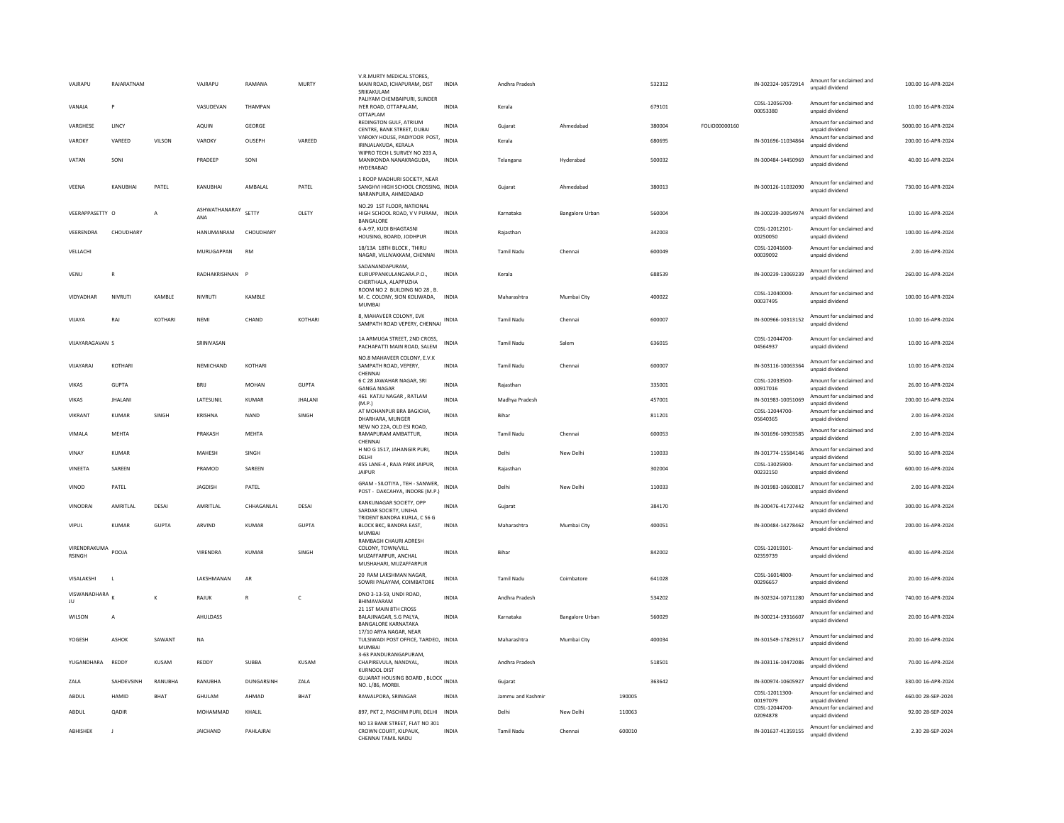| | | | | | | | | | | | | | | | |
|---|---|---|---|---|---|---|---|---|---|---|---|---|---|---|---|
| VAJRAPU | RAJARATNAM | | VAJRAPU | RAMANA | MURTY | V.R.MURTY MEDICAL STORES, MAIN ROAD, ICHAPURAM, DIST SRIKAKULAM | INDIA | Andhra Pradesh | | 532312 | | IN-302324-10572914 | Amount for unclaimed and unpaid dividend | 100.00 | 16-APR-2024 |
| VANAJA | P | | VASUDEVAN | THAMPAN | | PALIYAM CHEMBAIPURI, SUNDER IYER ROAD, OTTAPALAM, OTTAPLAM | INDIA | Kerala | | 679101 | | CDSL-12056700-00053380 | Amount for unclaimed and unpaid dividend | 10.00 | 16-APR-2024 |
| VARGHESE | LINCY | | AQUIN | GEORGE | | REDINGTON GULF, ATRIUM CENTRE, BANK STREET, DUBAI | INDIA | Gujarat | Ahmedabad | 380004 | FOLIO00000160 | | Amount for unclaimed and unpaid dividend | 5000.00 | 16-APR-2024 |
| VAROKY | VAREED | VILSON | VAROKY | OUSEPH | VAREED | VAROKY HOUSE, PADIYOOR POST, IRINJALAKUDA, KERALA | INDIA | Kerala | | 680695 | | IN-301696-11034864 | Amount for unclaimed and unpaid dividend | 200.00 | 16-APR-2024 |
| VATAN | SONI | | PRADEEP | SONI | | WIPRO TECH L SURVEY NO 203 A, MANIKONDA NANAKRAGUDA, HYDERABAD | INDIA | Telangana | Hyderabad | 500032 | | IN-300484-14450969 | Amount for unclaimed and unpaid dividend | 40.00 | 16-APR-2024 |
| VEENA | KANUBHAI | PATEL | KANUBHAI | AMBALAL | PATEL | 1 ROOP MADHURI SOCIETY, NEAR SANGHVI HIGH SCHOOL CROSSING, NARANPURA, AHMEDABAD | INDIA | Gujarat | Ahmedabad | 380013 | | IN-300126-11032090 | Amount for unclaimed and unpaid dividend | 730.00 | 16-APR-2024 |
| VEERAPPASETTY | O | A | ASHWATHANARAYANA | SETTY | OLETY | NO.29 1ST FLOOR, NATIONAL HIGH SCHOOL ROAD, V V PURAM, BANGALORE | INDIA | Karnataka | Bangalore Urban | 560004 | | IN-300239-30054974 | Amount for unclaimed and unpaid dividend | 10.00 | 16-APR-2024 |
| VEERENDRA | CHOUDHARY | | HANUMANRAM | CHOUDHARY | | 6-A-97, KUDI BHAGTASNI HOUSING, BOARD, JODHPUR | INDIA | Rajasthan | | 342003 | | CDSL-12012101-00250050 | Amount for unclaimed and unpaid dividend | 100.00 | 16-APR-2024 |
| VELLACHI | | | MURUGAPPAN | RM | | 18/13A 18TH BLOCK , THIRU NAGAR, VILLIVAKKAM, CHENNAI | INDIA | Tamil Nadu | Chennai | 600049 | | CDSL-12041600-00039092 | Amount for unclaimed and unpaid dividend | 2.00 | 16-APR-2024 |
| VENU | R | | RADHAKRISHNAN | P | | SADANANDAPURAM, KURUPPANKULANGARA.P.O., CHERTHALA, ALAPPUZHA | INDIA | Kerala | | 688539 | | IN-300239-13069239 | Amount for unclaimed and unpaid dividend | 260.00 | 16-APR-2024 |
| VIDYADHAR | NIVRUTI | KAMBLE | NIVRUTI | KAMBLE | | ROOM NO 2 BUILDING NO 28 , B. M. C. COLONY, SION KOLIWADA, MUMBAI | INDIA | Maharashtra | Mumbai City | 400022 | | CDSL-12040000-00037495 | Amount for unclaimed and unpaid dividend | 100.00 | 16-APR-2024 |
| VIJAYA | RAJ | KOTHARI | NEMI | CHAND | KOTHARI | 8, MAHAVEER COLONY, EVK SAMPATH ROAD VEPERY, CHENNAI | INDIA | Tamil Nadu | Chennai | 600007 | | IN-300966-10313152 | Amount for unclaimed and unpaid dividend | 10.00 | 16-APR-2024 |
| VIJAYARAGAVAN | S | | SRINIVASAN | | | 1A ARMUGA STREET, 2ND CROSS, PACHAPATTI MAIN ROAD, SALEM | INDIA | Tamil Nadu | Salem | 636015 | | CDSL-12044700-04564937 | Amount for unclaimed and unpaid dividend | 10.00 | 16-APR-2024 |
| VIJAYARAJ | KOTHARI | | NEMICHAND | KOTHARI | | NO.8 MAHAVEER COLONY, E.V.K SAMPATH ROAD, VEPERY, CHENNAI | INDIA | Tamil Nadu | Chennai | 600007 | | IN-303116-10063364 | Amount for unclaimed and unpaid dividend | 10.00 | 16-APR-2024 |
| VIKAS | GUPTA | | BRIJ | MOHAN | GUPTA | 6 C 28 JAWAHAR NAGAR, SRI GANGA NAGAR | INDIA | Rajasthan | | 335001 | | CDSL-12033500-00917016 | Amount for unclaimed and unpaid dividend | 26.00 | 16-APR-2024 |
| VIKAS | JHALANI | | LATESUNIL | KUMAR | JHALANI | 461 KATJU NAGAR , RATLAM (M.P.) | INDIA | Madhya Pradesh | | 457001 | | IN-301983-10051069 | Amount for unclaimed and unpaid dividend | 200.00 | 16-APR-2024 |
| VIKRANT | KUMAR | SINGH | KRISHNA | NAND | SINGH | AT MOHANPUR BRA BAGICHA, DHARHARA, MUNGER | INDIA | Bihar | | 811201 | | CDSL-12044700-05640365 | Amount for unclaimed and unpaid dividend | 2.00 | 16-APR-2024 |
| VIMALA | MEHTA | | PRAKASH | MEHTA | | NEW NO 22A, OLD ESI ROAD, RAMAPURAM AMBATTUR, CHENNAI | INDIA | Tamil Nadu | Chennai | 600053 | | IN-301696-10903585 | Amount for unclaimed and unpaid dividend | 2.00 | 16-APR-2024 |
| VINAY | KUMAR | | MAHESH | SINGH | | H NO G 1517, JAHANGIR PURI, DELHI | INDIA | Delhi | New Delhi | 110033 | | IN-301774-15584146 | Amount for unclaimed and unpaid dividend | 50.00 | 16-APR-2024 |
| VINEETA | SAREEN | | PRAMOD | SAREEN | | 455 LANE-4 , RAJA PARK JAIPUR, JAIPUR | INDIA | Rajasthan | | 302004 | | CDSL-13025900-00232150 | Amount for unclaimed and unpaid dividend | 600.00 | 16-APR-2024 |
| VINOD | PATEL | | JAGDISH | PATEL | | GRAM - SILOTIYA , TEH - SANWER, POST - DAKCAHYA, INDORE (M.P.) | INDIA | Delhi | New Delhi | 110033 | | IN-301983-10600817 | Amount for unclaimed and unpaid dividend | 2.00 | 16-APR-2024 |
| VINODRAI | AMRITLAL | DESAI | AMRITLAL | CHHAGANLAL | DESAI | KANKUNAGAR SOCIETY, OPP SARDAR SOCIETY, UNJHA | INDIA | Gujarat | | 384170 | | IN-300476-41737442 | Amount for unclaimed and unpaid dividend | 300.00 | 16-APR-2024 |
| VIPUL | KUMAR | GUPTA | ARVIND | KUMAR | GUPTA | TRIDENT BANDRA KURLA, C 56 G BLOCK BKC, BANDRA EAST, MUMBAI | INDIA | Maharashtra | Mumbai City | 400051 | | IN-300484-14278462 | Amount for unclaimed and unpaid dividend | 200.00 | 16-APR-2024 |
| VIRENDRAKUMARSINGH | POOJA | | VIRENDRA | KUMAR | SINGH | RAMBAGH CHAURI ADRESH COLONY, TOWN/VILL MUZAFFARPUR, ANCHAL MUSHAHARI, MUZAFFARPUR | INDIA | Bihar | | 842002 | | CDSL-12019101-02359739 | Amount for unclaimed and unpaid dividend | 40.00 | 16-APR-2024 |
| VISALAKSHI | L | | LAKSHMANAN | AR | | 20 RAM LAKSHMAN NAGAR, SOWRI PALAYAM, COIMBATORE | INDIA | Tamil Nadu | Coimbatore | 641028 | | CDSL-16014800-00296657 | Amount for unclaimed and unpaid dividend | 20.00 | 16-APR-2024 |
| VISWANADHARAJU | K | K | RAJUK | R | C | DNO 3-13-59, UNDI ROAD, BHIMAVARAM | INDIA | Andhra Pradesh | | 534202 | | IN-302324-10711280 | Amount for unclaimed and unpaid dividend | 740.00 | 16-APR-2024 |
| WILSON | A | | AHULDASS | | | 21 1ST MAIN 8TH CROSS BALAJINAGAR, S.G PALYA, BANGALORE KARNATAKA | INDIA | Karnataka | Bangalore Urban | 560029 | | IN-300214-19316607 | Amount for unclaimed and unpaid dividend | 20.00 | 16-APR-2024 |
| YOGESH | ASHOK | SAWANT | NA | | | 17/10 ARYA NAGAR, NEAR TULSIWADI POST OFFICE, TARDEO, MUMBAI | INDIA | Maharashtra | Mumbai City | 400034 | | IN-301549-17829317 | Amount for unclaimed and unpaid dividend | 20.00 | 16-APR-2024 |
| YUGANDHARA | REDDY | KUSAM | REDDY | SUBBA | KUSAM | 3-63 PANDURANGAPURAM, CHAPIREVULA, NANDYAL, KURNOOL DIST | INDIA | Andhra Pradesh | | 518501 | | IN-303116-10472086 | Amount for unclaimed and unpaid dividend | 70.00 | 16-APR-2024 |
| ZALA | SAHDEVSINH | RANUBHA | RANUBHA | DUNGARSINH | ZALA | GUJARAT HOUSING BOARD , BLOCK NO. L/86, MORBI. | INDIA | Gujarat | | 363642 | | IN-300974-10605927 | Amount for unclaimed and unpaid dividend | 330.00 | 16-APR-2024 |
| ABDUL | HAMID | BHAT | GHULAM | AHMAD | BHAT | RAWALPORA, SRINAGAR | INDIA | Jammu and Kashmir | | 190005 | | CDSL-12011300-00197079 | Amount for unclaimed and unpaid dividend | 460.00 | 28-SEP-2024 |
| ABDUL | QADIR | | MOHAMMAD | KHALIL | | 897, PKT 2, PASCHIM PURI, DELHI | INDIA | Delhi | New Delhi | 110063 | | CDSL-12044700-02094878 | Amount for unclaimed and unpaid dividend | 92.00 | 28-SEP-2024 |
| ABHISHEK | J | | JAICHAND | PAHLAJRAI | | NO 13 BANK STREET, FLAT NO 301 CROWN COURT, KILPAUK, CHENNAI TAMIL NADU | INDIA | Tamil Nadu | Chennai | 600010 | | IN-301637-41359155 | Amount for unclaimed and unpaid dividend | 2.30 | 28-SEP-2024 |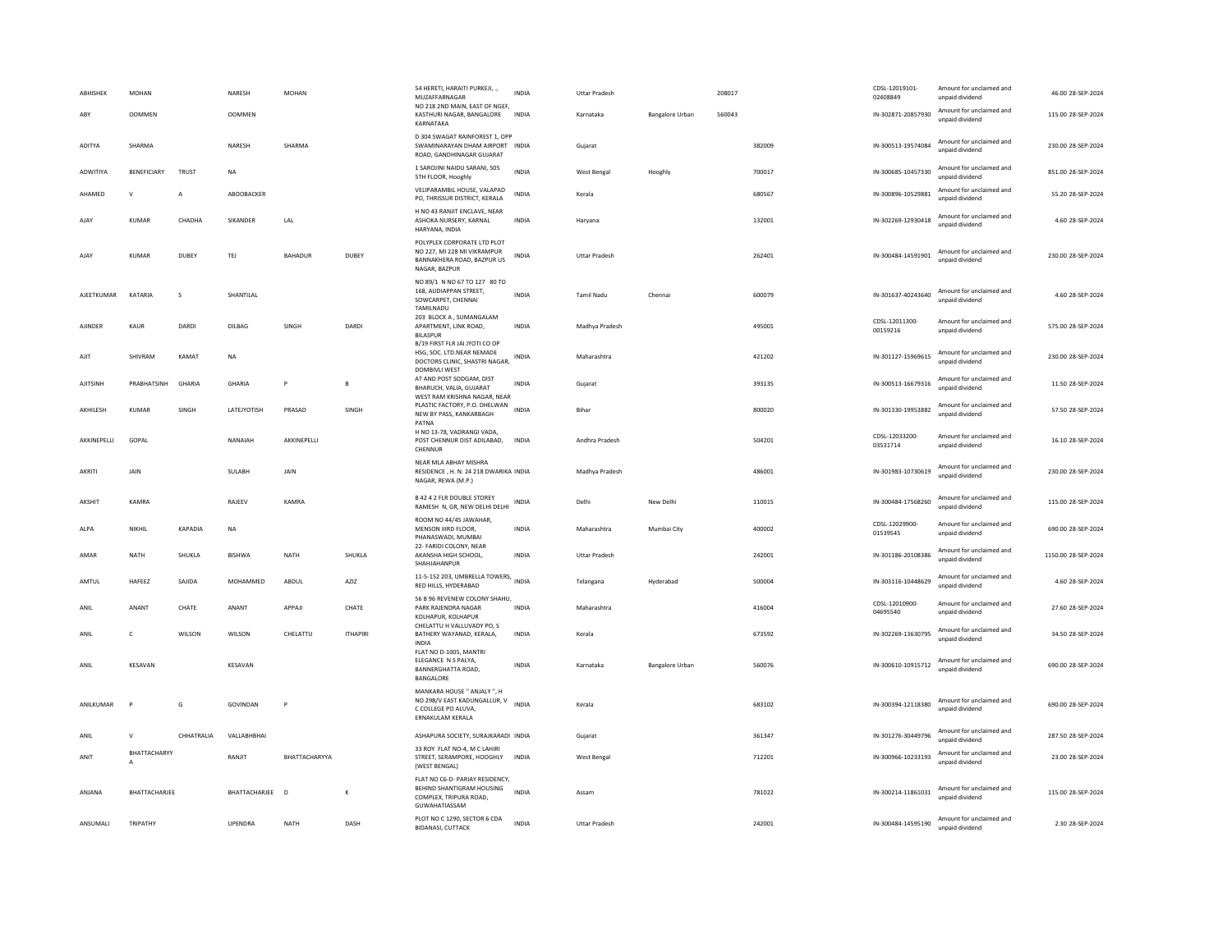| ABHISHEK | MOHAN | | NARESH | MOHAN | | 54 HERETI, HARAITI PURKEJI, ., MUZAFFARNAGAR | INDIA | Uttar Pradesh | | 208017 | | CDSL-12019101-02408849 | Amount for unclaimed and unpaid dividend | 46.00 | 28-SEP-2024 |
|---|---|---|---|---|---|---|---|---|---|---|---|---|---|---|---|
| ABY | OOMMEN | | OOMMEN | | | NO 218 2ND MAIN, EAST OF NGEF, KASTHURI NAGAR, BANGALORE KARNATAKA | INDIA | Karnataka | Bangalore Urban | 560043 | | IN-302871-20857930 | Amount for unclaimed and unpaid dividend | 115.00 | 28-SEP-2024 |
| ADITYA | SHARMA | | NARESH | SHARMA | | D 304 SWAGAT RAINFOREST 1, OPP SWAMINARAYAN DHAM AIRPORT ROAD, GANDHINAGAR GUJARAT | INDIA | Gujarat | | | 382009 | IN-300513-19574084 | Amount for unclaimed and unpaid dividend | 230.00 | 28-SEP-2024 |
| ADWITIYA | BENEFICIARY | TRUST | NA | | | 1 SAROJINI NAIDU SARANI, 505 5TH FLOOR, Hooghly | INDIA | West Bengal | Hooghly | | 700017 | IN-300685-10457330 | Amount for unclaimed and unpaid dividend | 851.00 | 28-SEP-2024 |
| AHAMED | V | A | ABOOBACKER | | | VELIPARAMBIL HOUSE, VALAPAD PO, THRISSUR DISTRICT, KERALA | INDIA | Kerala | | | 680567 | IN-300896-10529881 | Amount for unclaimed and unpaid dividend | 55.20 | 28-SEP-2024 |
| AJAY | KUMAR | CHADHA | SIKANDER | LAL | | H NO 43 RANJIT ENCLAVE, NEAR ASHOKA NURSERY, KARNAL HARYANA, INDIA | INDIA | Haryana | | | 132001 | IN-302269-12930418 | Amount for unclaimed and unpaid dividend | 4.60 | 28-SEP-2024 |
| AJAY | KUMAR | DUBEY | TEJ | BAHADUR | DUBEY | POLYPLEX CORPORATE LTD PLOT NO 227, MI 228 MI VIKRAMPUR BANNAKHERA ROAD, BAZPUR US NAGAR, BAZPUR | INDIA | Uttar Pradesh | | | 262401 | IN-300484-14591901 | Amount for unclaimed and unpaid dividend | 230.00 | 28-SEP-2024 |
| AJEETKUMAR | KATARIA | S | SHANTILAL | | | NO 89/1 N NO 67 TO 127 80 TO 168, AUDIAPPAN STREET, SOWCARPET, CHENNAI TAMILNADU | INDIA | Tamil Nadu | Chennai | | 600079 | IN-301637-40243640 | Amount for unclaimed and unpaid dividend | 4.60 | 28-SEP-2024 |
| AJINDER | KAUR | DARDI | DILBAG | SINGH | DARDI | 203 BLOCK A , SUMANGALAM APARTMENT, LINK ROAD, BILASPUR | INDIA | Madhya Pradesh | | | 495001 | CDSL-12011300-00159216 | Amount for unclaimed and unpaid dividend | 575.00 | 28-SEP-2024 |
| AJIT | SHIVRAM | KAMAT | NA | | | B/19 FIRST FLR JAI JYOTI CO OP HSG, SOC. LTD.NEAR NEMADE DOCTORS CLINIC, SHASTRI NAGAR, DOMBIVLI WEST | INDIA | Maharashtra | | | 421202 | IN-301127-15969615 | Amount for unclaimed and unpaid dividend | 230.00 | 28-SEP-2024 |
| AJITSINH | PRABHATSINH | GHARIA | GHARIA | P | B | AT AND POST SODGAM, DIST BHARUCH, VALIA, GUJARAT | INDIA | Gujarat | | | 393135 | IN-300513-16679316 | Amount for unclaimed and unpaid dividend | 11.50 | 28-SEP-2024 |
| AKHILESH | KUMAR | SINGH | LATEJYOTISH | PRASAD | SINGH | WEST RAM KRISHNA NAGAR, NEAR PLASTIC FACTORY, P.O. DHELWAN NEW BY PASS, KANKARBAGH PATNA | INDIA | Bihar | | | 800020 | IN-301330-19953882 | Amount for unclaimed and unpaid dividend | 57.50 | 28-SEP-2024 |
| AKKINEPELLI | GOPAL | | NANAIAH | AKKINEPELLI | | H NO 13-78, VADRANGI VADA, POST CHENNUR DIST ADILABAD, CHENNUR | INDIA | Andhra Pradesh | | | 504201 | CDSL-12033200-03531714 | Amount for unclaimed and unpaid dividend | 16.10 | 28-SEP-2024 |
| AKRITI | JAIN | | SULABH | JAIN | | NEAR MLA ABHAY MISHRA RESIDENCE , H. N. 24 218 DWARIKA NAGAR, REWA (M.P.) | INDIA | Madhya Pradesh | | | 486001 | IN-301983-10730619 | Amount for unclaimed and unpaid dividend | 230.00 | 28-SEP-2024 |
| AKSHIT | KAMRA | | RAJEEV | KAMRA | | B 42 4 2 FLR DOUBLE STOREY RAMESH N, GR, NEW DELHI DELHI | INDIA | Delhi | New Delhi | | 110015 | IN-300484-17568260 | Amount for unclaimed and unpaid dividend | 115.00 | 28-SEP-2024 |
| ALPA | NIKHIL | KAPADIA | NA | | | ROOM NO 44/45 JAWAHAR, MENSON IIIRD FLOOR, PHANASWADI, MUMBAI | INDIA | Maharashtra | Mumbai City | | 400002 | CDSL-12029900-01539545 | Amount for unclaimed and unpaid dividend | 690.00 | 28-SEP-2024 |
| AMAR | NATH | SHUKLA | BISHWA | NATH | SHUKLA | 22- FARIDI COLONY, NEAR AKANSHA HIGH SCHOOL, SHAHJAHANPUR | INDIA | Uttar Pradesh | | | 242001 | IN-301186-20108386 | Amount for unclaimed and unpaid dividend | 1150.00 | 28-SEP-2024 |
| AMTUL | HAFEEZ | SAJIDA | MOHAMMED | ABDUL | AZIZ | 11-5-152 203, UMBRELLA TOWERS, RED HILLS, HYDERABAD | INDIA | Telangana | Hyderabad | | 500004 | IN-303116-10448629 | Amount for unclaimed and unpaid dividend | 4.60 | 28-SEP-2024 |
| ANIL | ANANT | CHATE | ANANT | APPAJI | CHATE | 56 B 96 REVENEW COLONY SHAHU, PARK RAJENDRA NAGAR KOLHAPUR, KOLHAPUR | INDIA | Maharashtra | | | 416004 | CDSL-12010900-04695540 | Amount for unclaimed and unpaid dividend | 27.60 | 28-SEP-2024 |
| ANIL | C | WILSON | WILSON | CHELATTU | ITHAPIRI | CHELATTU H VALLUVADY PO, S BATHERY WAYANAD, KERALA, INDIA | INDIA | Kerala | | | 673592 | IN-302269-13630795 | Amount for unclaimed and unpaid dividend | 34.50 | 28-SEP-2024 |
| ANIL | KESAVAN | | KESAVAN | | | FLAT NO D-1005, MANTRI ELEGANCE N S PALYA, BANNERGHATTA ROAD, BANGALORE | INDIA | Karnataka | Bangalore Urban | | 560076 | IN-300610-10915712 | Amount for unclaimed and unpaid dividend | 690.00 | 28-SEP-2024 |
| ANILKUMAR | P | G | GOVINDAN | P | | MANKARA HOUSE " ANJALY ", H NO 298/V EAST KADUNGALLUR, V C COLLEGE PO ALUVA, ERNAKULAM KERALA | INDIA | Kerala | | | 683102 | IN-300394-12118380 | Amount for unclaimed and unpaid dividend | 690.00 | 28-SEP-2024 |
| ANIL | V | CHHATRALIA | VALLABHBHAI | | | ASHAPURA SOCIETY, SURAJKARADI | INDIA | Gujarat | | | 361347 | IN-301276-30449796 | Amount for unclaimed and unpaid dividend | 287.50 | 28-SEP-2024 |
| ANIT | BHATTACHARYY A | | RANJIT | BHATTACHARYYA | | 33 ROY FLAT NO-4, M C LAHIRI STREET, SERAMPORE, HOOGHLY (WEST BENGAL) | INDIA | West Bengal | | | 712201 | IN-300966-10233193 | Amount for unclaimed and unpaid dividend | 23.00 | 28-SEP-2024 |
| ANJANA | BHATTACHARJEE | | BHATTACHARJEE | D | K | FLAT NO C6-D- PARIJAY RESIDENCY, BEHIND SHANTIGRAM HOUSING COMPLEX, TRIPURA ROAD, GUWAHATIASSAM | INDIA | Assam | | | 781022 | IN-300214-11861031 | Amount for unclaimed and unpaid dividend | 115.00 | 28-SEP-2024 |
| ANSUMALI | TRIPATHY | | UPENDRA | NATH | DASH | PLOT NO C 1290, SECTOR 6 CDA BIDANASI, CUTTACK | INDIA | Uttar Pradesh | | | 242001 | IN-300484-14595190 | Amount for unclaimed and unpaid dividend | 2.30 | 28-SEP-2024 |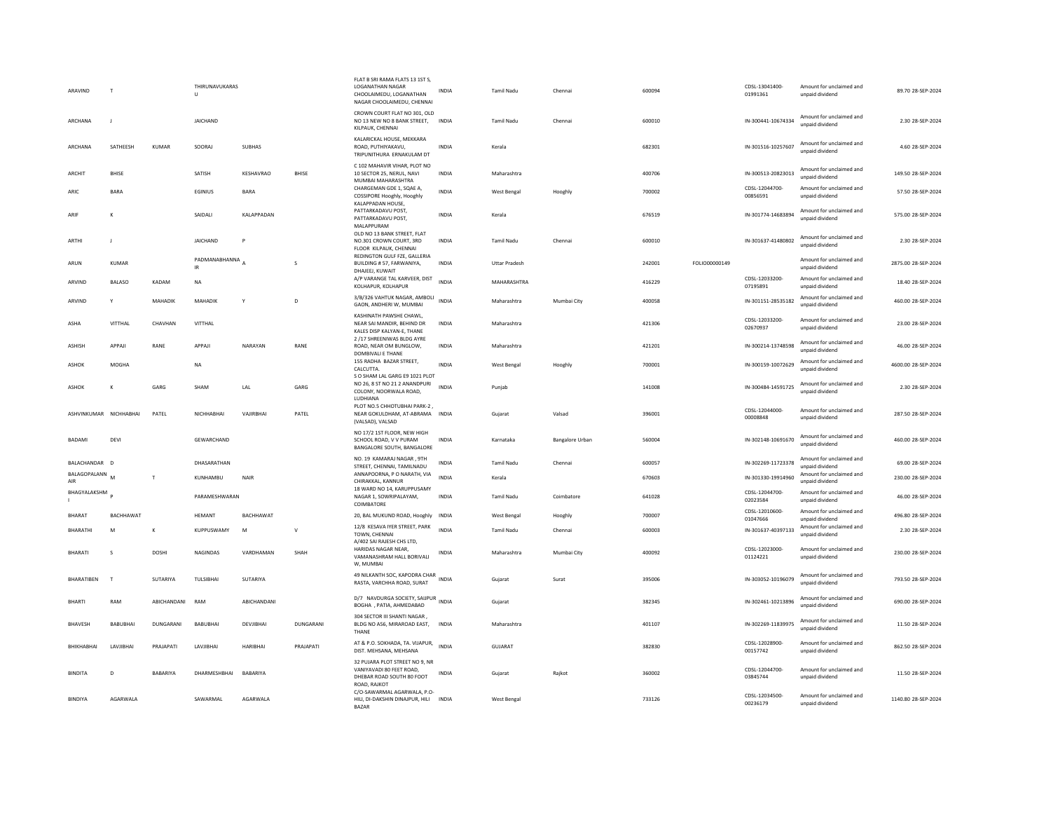| | | | | | | | | | | | | | | | |
|---|---|---|---|---|---|---|---|---|---|---|---|---|---|---|---|
| ARAVIND | T | | THIRUNAVUKARASU | | | FLAT B SRI RAMA FLATS 13 1ST S, LOGANATHAN NAGAR CHOOLAIMEDU, LOGANATHAN NAGAR CHOOLAIMEDU, CHENNAI | INDIA | Tamil Nadu | Chennai | 600094 | | CDSL-13041400-01991361 | Amount for unclaimed and unpaid dividend | 89.70 | 28-SEP-2024 |
| ARCHANA | J | | JAICHAND | | | CROWN COURT FLAT NO 301, OLD NO 13 NEW NO 8 BANK STREET, KILPAUK, CHENNAI | INDIA | Tamil Nadu | Chennai | 600010 | | IN-300441-10674334 | Amount for unclaimed and unpaid dividend | 2.30 | 28-SEP-2024 |
| ARCHANA | SATHEESH | KUMAR | SOORAJ | SUBHAS | | KALARICKAL HOUSE, MEKKARA ROAD, PUTHIYAKAVU, TRIPUNITHURA ERNAKULAM DT | INDIA | Kerala | | 682301 | | IN-301516-10257607 | Amount for unclaimed and unpaid dividend | 4.60 | 28-SEP-2024 |
| ARCHIT | BHISE | | SATISH | KESHAVRAO | BHISE | C 102 MAHAVIR VIHAR, PLOT NO 10 SECTOR 25, NERUL, NAVI MUMBAI MAHARASHTRA | INDIA | Maharashtra | | 400706 | | IN-300513-20823013 | Amount for unclaimed and unpaid dividend | 149.50 | 28-SEP-2024 |
| ARIC | BARA | | EGINIUS | BARA | | CHARGEMAN GDE 1, SQAE A, COSSIPORE Hooghly, Hooghly | INDIA | West Bengal | Hooghly | 700002 | | CDSL-12044700-00856591 | Amount for unclaimed and unpaid dividend | 57.50 | 28-SEP-2024 |
| ARIF | K | | SAIDALI | KALAPPADAN | | KALAPPADAN HOUSE, PATTARKADAVU POST, PATTARKADAVU POST, MALAPPURAM | INDIA | Kerala | | 676519 | | IN-301774-14683894 | Amount for unclaimed and unpaid dividend | 575.00 | 28-SEP-2024 |
| ARTHI | J | | JAICHAND | P | | OLD NO 13 BANK STREET, FLAT NO.301 CROWN COURT, 3RD FLOOR KILPAUK, CHENNAI | INDIA | Tamil Nadu | Chennai | 600010 | | IN-301637-41480802 | Amount for unclaimed and unpaid dividend | 2.30 | 28-SEP-2024 |
| ARUN | KUMAR | | PADMANABHANNAIR | A | S | REDINGTON GULF FZE, GALLERIA BUILDING # 57, FARWANIYA, DHAJEEJ, KUWAIT | INDIA | Uttar Pradesh | | 242001 | FOLIO00000149 | | Amount for unclaimed and unpaid dividend | 2875.00 | 28-SEP-2024 |
| ARVIND | BALASO | KADAM | NA | | | A/P VARANGE TAL KARVEER, DIST KOLHAPUR, KOLHAPUR | INDIA | MAHARASHTRA | | 416229 | | CDSL-12033200-07195891 | Amount for unclaimed and unpaid dividend | 18.40 | 28-SEP-2024 |
| ARVIND | Y | MAHADIK | MAHADIK | Y | D | 3/B/326 VAHTUK NAGAR, AMBOLI GAON, ANDHERI W, MUMBAI | INDIA | Maharashtra | Mumbai City | 400058 | | IN-301151-28535182 | Amount for unclaimed and unpaid dividend | 460.00 | 28-SEP-2024 |
| ASHA | VITTHAL | CHAVHAN | VITTHAL | | | KASHINATH PAWSHE CHAWL, NEAR SAI MANDIR, BEHIND DR KALES DISP KALYAN-E, THANE | INDIA | Maharashtra | | 421306 | | CDSL-12033200-02670937 | Amount for unclaimed and unpaid dividend | 23.00 | 28-SEP-2024 |
| ASHISH | APPAJI | RANE | APPAJI | NARAYAN | RANE | 2 /17 SHREENIWAS BLDG AYRE ROAD, NEAR OM BUNGLOW, DOMBIVALI E THANE | INDIA | Maharashtra | | 421201 | | IN-300214-13748598 | Amount for unclaimed and unpaid dividend | 46.00 | 28-SEP-2024 |
| ASHOK | MOGHA | | NA | | | 155 RADHA BAZAR STREET, CALCUTTA. | INDIA | West Bengal | Hooghly | 700001 | | IN-300159-10072629 | Amount for unclaimed and unpaid dividend | 4600.00 | 28-SEP-2024 |
| ASHOK | K | GARG | SHAM | LAL | GARG | S O SHAM LAL GARG E9 1021 PLOT NO 26, 8 ST NO 21 2 ANANDPURI COLONY, NOORWALA ROAD, LUDHIANA | INDIA | Punjab | | 141008 | | IN-300484-14591725 | Amount for unclaimed and unpaid dividend | 2.30 | 28-SEP-2024 |
| ASHVINKUMAR | NICHHABHAI | PATEL | NICHHABHAI | VAJIRBHAI | PATEL | PLOT NO.5 CHHOTUBHAI PARK-2 , NEAR GOKULDHAM, AT-ABRAMA (VALSAD), VALSAD | INDIA | Gujarat | Valsad | 396001 | | CDSL-12044000-00008848 | Amount for unclaimed and unpaid dividend | 287.50 | 28-SEP-2024 |
| BADAMI | DEVI | | GEWARCHAND | | | NO 17/2 1ST FLOOR, NEW HIGH SCHOOL ROAD, V V PURAM BANGALORE SOUTH, BANGALORE | INDIA | Karnataka | Bangalore Urban | 560004 | | IN-302148-10691670 | Amount for unclaimed and unpaid dividend | 460.00 | 28-SEP-2024 |
| BALACHANDAR | D | | DHASARATHAN | | | NO. 19 KAMARAJ NAGAR , 9TH STREET, CHENNAI, TAMILNADU | INDIA | Tamil Nadu | Chennai | 600057 | | IN-302269-11723378 | Amount for unclaimed and unpaid dividend | 69.00 | 28-SEP-2024 |
| BALAGOPALANNAIR | M | T | KUNHAMBU | NAIR | | ANNAPOORNA, P O NARATH, VIA CHIRAKKAL, KANNUR | INDIA | Kerala | | 670603 | | IN-301330-19914960 | Amount for unclaimed and unpaid dividend | 230.00 | 28-SEP-2024 |
| BHAGYALAKSHMI | P | | PARAMESHWARAN | | | 18 WARD NO 14, KARUPPUSAMY NAGAR 1, SOWRIPALAYAM, COIMBATORE | INDIA | Tamil Nadu | Coimbatore | 641028 | | CDSL-12044700-02023584 | Amount for unclaimed and unpaid dividend | 46.00 | 28-SEP-2024 |
| BHARAT | BACHHAWAT | | HEMANT | BACHHAWAT | | 20, BAL MUKUND ROAD, Hooghly | INDIA | West Bengal | Hooghly | 700007 | | CDSL-12010600-01047666 | Amount for unclaimed and unpaid dividend | 496.80 | 28-SEP-2024 |
| BHARATHI | M | K | KUPPUSWAMY | M | V | 12/8 KESAVA IYER STREET, PARK TOWN, CHENNAI | INDIA | Tamil Nadu | Chennai | 600003 | | IN-301637-40397133 | Amount for unclaimed and unpaid dividend | 2.30 | 28-SEP-2024 |
| BHARATI | S | DOSHI | NAGINDAS | VARDHAMAN | SHAH | A/402 SAI RAJESH CHS LTD, HARIDAS NAGAR NEAR, VAMANASHRAM HALL BORIVALI W, MUMBAI | INDIA | Maharashtra | Mumbai City | 400092 | | CDSL-12023000-01124221 | Amount for unclaimed and unpaid dividend | 230.00 | 28-SEP-2024 |
| BHARATIBEN | T | SUTARIYA | TULSIBHAI | SUTARIYA | | 49 NILKANTH SOC, KAPODRA CHAR RASTA, VARCHHA ROAD, SURAT | INDIA | Gujarat | Surat | 395006 | | IN-303052-10196079 | Amount for unclaimed and unpaid dividend | 793.50 | 28-SEP-2024 |
| BHARTI | RAM | ABICHANDANI | RAM | ABICHANDANI | | D/7 NAVDURGA SOCIETY, SAIJPUR BOGHA , PATIA, AHMEDABAD | INDIA | Gujarat | | 382345 | | IN-302461-10213896 | Amount for unclaimed and unpaid dividend | 690.00 | 28-SEP-2024 |
| BHAVESH | BABUBHAI | DUNGARANI | BABUBHAI | DEVJIBHAI | DUNGARANI | 304 SECTOR III SHANTI NAGAR , BLDG NO A56, MIRAROAD EAST, THANE | INDIA | Maharashtra | | 401107 | | IN-302269-11839975 | Amount for unclaimed and unpaid dividend | 11.50 | 28-SEP-2024 |
| BHIKHABHAI | LAVJIBHAI | PRAJAPATI | LAVJIBHAI | HARIBHAI | PRAJAPATI | AT & P.O. SOKHADA, TA. VIJAPUR, DIST. MEHSANA, MEHSANA | INDIA | GUJARAT | | 382830 | | CDSL-12028900-00157742 | Amount for unclaimed and unpaid dividend | 862.50 | 28-SEP-2024 |
| BINDITA | D | BABARIYA | DHARMESHBHAI | BABARIYA | | 32 PUJARA PLOT STREET NO 9, NR VANIYAVADI 80 FEET ROAD, DHEBAR ROAD SOUTH 80 FOOT ROAD, RAJKOT | INDIA | Gujarat | Rajkot | 360002 | | CDSL-12044700-03845744 | Amount for unclaimed and unpaid dividend | 11.50 | 28-SEP-2024 |
| BINDIYA | AGARWALA | | SAWARMAL | AGARWALA | | C/O-SAWARMAL AGARWALA, P.O-HILI, DI-DAKSHIN DINAJPUR, HILI BAZAR | INDIA | West Bengal | | 733126 | | CDSL-12034500-00236179 | Amount for unclaimed and unpaid dividend | 1140.80 | 28-SEP-2024 |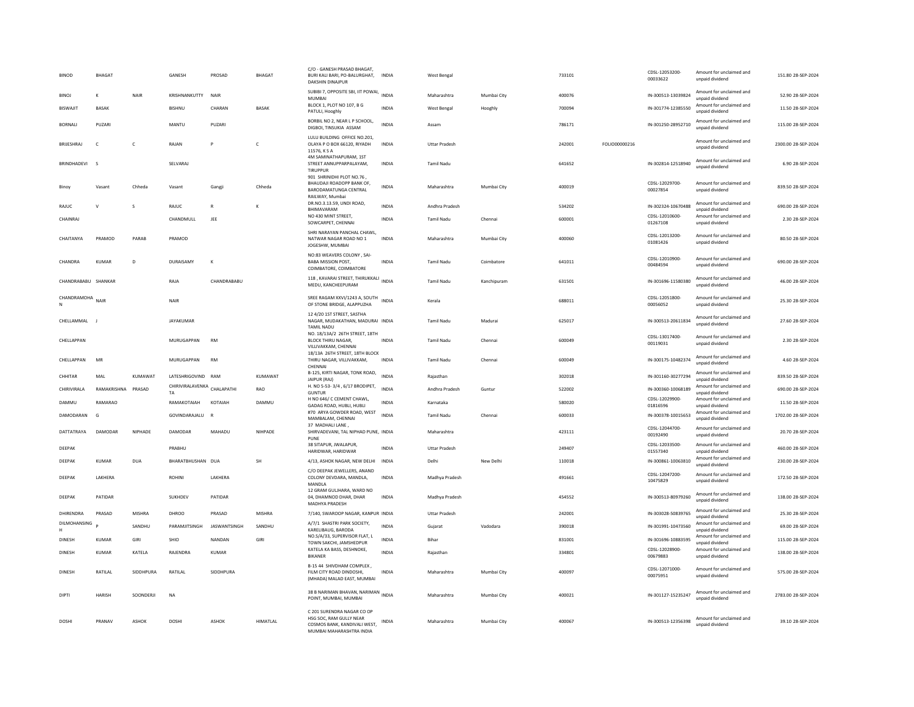| | | | | | | | | | | | | | | | |
|---|---|---|---|---|---|---|---|---|---|---|---|---|---|---|---|
| BINOD | BHAGAT | | GANESH | PROSAD | BHAGAT | C/O - GANESH PRASAD BHAGAT, BURI KALI BARI, PO-BALURGHAT, DAKSHIN DINAJPUR | INDIA | West Bengal | | 733101 | | CDSL-12053200-00033622 | Amount for unclaimed and unpaid dividend | 151.80 | 28-SEP-2024 |
| BINOJ | K | NAIR | KRISHNANKUTTY | NAIR | | SUBIBI 7, OPPOSITE SBI, IIT POWAI, MUMBAI | INDIA | Maharashtra | Mumbai City | 400076 | | IN-300513-13039824 | Amount for unclaimed and unpaid dividend | 52.90 | 28-SEP-2024 |
| BISWAJIT | BASAK | | BISHNU | CHARAN | BASAK | BLOCK 1, PLOT NO 107, B G PATULI, Hooghly | INDIA | West Bengal | Hooghly | 700094 | | IN-301774-12385550 | Amount for unclaimed and unpaid dividend | 11.50 | 28-SEP-2024 |
| BORNALI | PUZARI | | MANTU | PUZARI | | BORBIL NO 2, NEAR L P SCHOOL, DIGBOI, TINSUKIA ASSAM | INDIA | Assam | | 786171 | | IN-301250-28952710 | Amount for unclaimed and unpaid dividend | 115.00 | 28-SEP-2024 |
| BRIJESHRAJ | C | C | RAJAN | P | C | LULU BUILDING OFFICE NO.201, OLAYA P O BOX 66120, RIYADH 11576, K S A | INDIA | Uttar Pradesh | | 242001 | FOLIO00000216 | | Amount for unclaimed and unpaid dividend | 2300.00 | 28-SEP-2024 |
| BRINDHADEVI | S | | SELVARAJ | | | 4M SAMINATHAPURAM, 1ST STREET ANNUPPARPALAYAM, TIRUPPUR | INDIA | Tamil Nadu | | 641652 | | IN-302814-12518940 | Amount for unclaimed and unpaid dividend | 6.90 | 28-SEP-2024 |
| Binoy | Vasant | Chheda | Vasant | Gangji | Chheda | 901 SHRINIDHI PLOT NO.76 , BHAUDAJI ROADOPP BANK OF, BARODAMATUNGA CENTRAL RAILWAY, Mumbai | INDIA | Maharashtra | Mumbai City | 400019 | | CDSL-12029700-00027854 | Amount for unclaimed and unpaid dividend | 839.50 | 28-SEP-2024 |
| RAJUC | V | S | RAJUC | R | K | DR.NO.3.13.59, UNDI ROAD, BHIMAVARAM | INDIA | Andhra Pradesh | | 534202 | | IN-302324-10670488 | Amount for unclaimed and unpaid dividend | 690.00 | 28-SEP-2024 |
| CHAINRAJ | | | CHANDMULL | JEE | | NO 430 MINT STREET, SOWCARPET, CHENNAI | INDIA | Tamil Nadu | Chennai | 600001 | | CDSL-12010600-01267108 | Amount for unclaimed and unpaid dividend | 2.30 | 28-SEP-2024 |
| CHAITANYA | PRAMOD | PARAB | PRAMOD | | | SHRI NARAYAN PANCHAL CHAWL, NATWAR NAGAR ROAD NO 1 JOGESHW, MUMBAI | INDIA | Maharashtra | Mumbai City | 400060 | | CDSL-12013200-01081426 | Amount for unclaimed and unpaid dividend | 80.50 | 28-SEP-2024 |
| CHANDRA | KUMAR | D | DURAISAMY | K | | NO:83 WEAVERS COLONY , SAI-BABA MISSION POST, COIMBATORE, COIMBATORE | INDIA | Tamil Nadu | Coimbatore | 641011 | | CDSL-12010900-00484594 | Amount for unclaimed and unpaid dividend | 690.00 | 28-SEP-2024 |
| CHANDRABABU | SHANKAR | | RAJA | CHANDRABABU | | 118 , KAVARAI STREET, THIRUKKALI MEDU, KANCHEEPURAM | INDIA | Tamil Nadu | Kanchipuram | 631501 | | IN-301696-11580380 | Amount for unclaimed and unpaid dividend | 46.00 | 28-SEP-2024 |
| CHANDRAMOHAN | NAIR | | NAIR | | | SREE RAGAM XXVI/1243 A, SOUTH OF STONE BRIDGE, ALAPPUZHA | INDIA | Kerala | | 688011 | | CDSL-12051800-00056052 | Amount for unclaimed and unpaid dividend | 25.30 | 28-SEP-2024 |
| CHELLAMMAL | J | | JAYAKUMAR | | | 12 4/20 1ST STREET, SASTHA NAGAR, MUDAKATHAN, MADURAI TAMIL NADU | INDIA | Tamil Nadu | Madurai | 625017 | | IN-300513-20611834 | Amount for unclaimed and unpaid dividend | 27.60 | 28-SEP-2024 |
| CHELLAPPAN | | | MURUGAPPAN | RM | | NO. 18/13A/2 26TH STREET, 18TH BLOCK THIRU NAGAR, VILLIVAKKAM, CHENNAI | INDIA | Tamil Nadu | Chennai | 600049 | | CDSL-13017400-00119031 | Amount for unclaimed and unpaid dividend | 2.30 | 28-SEP-2024 |
| CHELLAPPAN | MR | | MURUGAPPAN | RM | | 18/13A 26TH STREET, 18TH BLOCK THIRU NAGAR, VILLIVAKKAM, CHENNAI | INDIA | Tamil Nadu | Chennai | 600049 | | IN-300175-10482374 | Amount for unclaimed and unpaid dividend | 4.60 | 28-SEP-2024 |
| CHHITAR | MAL | KUMAWAT | LATESHRIGOVIND | RAM | KUMAWAT | B-125, KIRTI NAGAR, TONK ROAD, JAIPUR (RAJ) | INDIA | Rajasthan | | 302018 | | IN-301160-30277294 | Amount for unclaimed and unpaid dividend | 839.50 | 28-SEP-2024 |
| CHIRIVIRALA | RAMAKRISHNA | PRASAD | CHIRIVIRALAVENKATA | CHALAPATHI | RAO | H. NO 5-53- 3/4 , 6/17 BRODIPET, GUNTUR | INDIA | Andhra Pradesh | Guntur | 522002 | | IN-300360-10068189 | Amount for unclaimed and unpaid dividend | 690.00 | 28-SEP-2024 |
| DAMMU | RAMARAO | | RAMAKOTAIAH | KOTAIAH | DAMMU | H NO 646/ C CEMENT CHAWL, GADAG ROAD, HUBLI, HUBLI | INDIA | Karnataka | | 580020 | | CDSL-12029900-01816596 | Amount for unclaimed and unpaid dividend | 11.50 | 28-SEP-2024 |
| DAMODARAN | G | | GOVINDARAJALU | R | | #70 ARYA GOWDER ROAD, WEST MAMBALAM, CHENNAI | INDIA | Tamil Nadu | Chennai | 600033 | | IN-300378-10015653 | Amount for unclaimed and unpaid dividend | 1702.00 | 28-SEP-2024 |
| DATTATRAYA | DAMODAR | NIPHADE | DAMODAR | MAHADU | NIHPADE | 37 MADHALI LANE , SHIRVADEVANI, TAL NIPHAD PUNE, PUNE | INDIA | Maharashtra | | 423111 | | CDSL-12044700-00192490 | Amount for unclaimed and unpaid dividend | 20.70 | 28-SEP-2024 |
| DEEPAK | | | PRABHU | | | 38 SITAPUR, JWALAPUR, HARIDWAR, HARIDWAR | INDIA | Uttar Pradesh | | 249407 | | CDSL-12033500-01557340 | Amount for unclaimed and unpaid dividend | 460.00 | 28-SEP-2024 |
| DEEPAK | KUMAR | DUA | BHARATBHUSHAN | DUA | SH | 4/13, ASHOK NAGAR, NEW DELHI | INDIA | Delhi | New Delhi | 110018 | | IN-300861-10063810 | Amount for unclaimed and unpaid dividend | 230.00 | 28-SEP-2024 |
| DEEPAK | LAKHERA | | ROHINI | LAKHERA | | C/O DEEPAK JEWELLERS, ANAND COLONY DEVDARA, MANDLA, MANDLA | INDIA | Madhya Pradesh | | 491661 | | CDSL-12047200-10475829 | Amount for unclaimed and unpaid dividend | 172.50 | 28-SEP-2024 |
| DEEPAK | PATIDAR | | SUKHDEV | PATIDAR | | 12 GRAM GULJHARA, WARD NO 04, DHAMNOD DHAR, DHAR MADHYA PRADESH | INDIA | Madhya Pradesh | | 454552 | | IN-300513-80979260 | Amount for unclaimed and unpaid dividend | 138.00 | 28-SEP-2024 |
| DHIRENDRA | PRASAD | MISHRA | DHROO | PRASAD | MISHRA | 7/140, SWAROOP NAGAR, KANPUR | INDIA | Uttar Pradesh | | 242001 | | IN-303028-50839765 | Amount for unclaimed and unpaid dividend | 25.30 | 28-SEP-2024 |
| DILMOHANSINGH | P | SANDHU | PARAMJITSINGH | JASWANTSINGH | SANDHU | A/7/1 SHASTRI PARK SOCIETY, KARELIBAUG, BARODA | INDIA | Gujarat | Vadodara | 390018 | | IN-301991-10473560 | Amount for unclaimed and unpaid dividend | 69.00 | 28-SEP-2024 |
| DINESH | KUMAR | GIRI | SHIO | NANDAN | GIRI | NO.S/A/33, SUPERVISOR FLAT, L TOWN SAKCHI, JAMSHEDPUR | INDIA | Bihar | | 831001 | | IN-301696-10883595 | Amount for unclaimed and unpaid dividend | 115.00 | 28-SEP-2024 |
| DINESH | KUMAR | KATELA | RAJENDRA | KUMAR | | KATELA KA BASS, DESHNOKE, BIKANER | INDIA | Rajasthan | | 334801 | | CDSL-12028900-00679883 | Amount for unclaimed and unpaid dividend | 138.00 | 28-SEP-2024 |
| DINESH | RATILAL | SIDDHPURA | RATILAL | SIDDHPURA | | B-15 44 SHIVDHAM COMPLEX , FILM CITY ROAD DINDOSHI, (MHADA) MALAD EAST, MUMBAI | INDIA | Maharashtra | Mumbai City | 400097 | | CDSL-12071000-00075951 | Amount for unclaimed and unpaid dividend | 575.00 | 28-SEP-2024 |
| DIPTI | HARISH | SOONDERJI | NA | | | 38 B NARIMAN BHAVAN, NARIMAN POINT, MUMBAI, MUMBAI | INDIA | Maharashtra | Mumbai City | 400021 | | IN-301127-15235247 | Amount for unclaimed and unpaid dividend | 2783.00 | 28-SEP-2024 |
| DOSHI | PRANAV | ASHOK | DOSHI | ASHOK | HIMATLAL | C 201 SURENDRA NAGAR CO OP HSG SOC, RAM GULLY NEAR COSMOS BANK, KANDIVALI WEST, MUMBAI MAHARASHTRA INDIA | INDIA | Maharashtra | Mumbai City | 400067 | | IN-300513-12356398 | Amount for unclaimed and unpaid dividend | 39.10 | 28-SEP-2024 |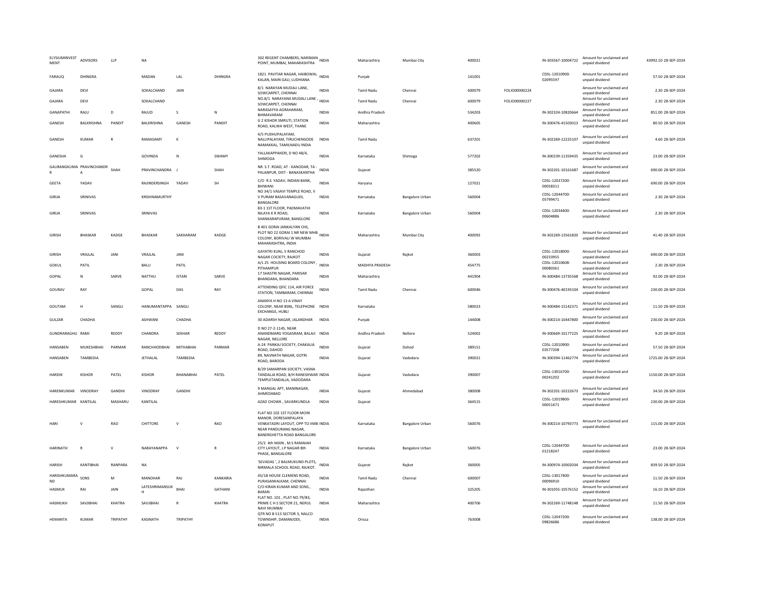| | | | | | | | | | | | | | | | |
|---|---|---|---|---|---|---|---|---|---|---|---|---|---|---|---|
| ELYSIUMINVESTMENT | ADVISORS | LLP | NA | | | 302 REGENT CHAMBERS, NARIMAN POINT, MUMBAI, MAHARASHTRA | INDIA | Maharashtra | Mumbai City | 400021 | | IN-303567-10004722 | Amount for unclaimed and unpaid dividend | 43992.10 | 28-SEP-2024 |
| FARAUQ | DHINGRA | | MADAN | LAL | DHINGRA | 1821 PAVITAR NAGAR, HAIBOWAL KALAN, MAIN GALI, LUDHIANA | INDIA | Punjab | | 141001 | | CDSL-12010900-02095597 | Amount for unclaimed and unpaid dividend | 57.50 | 28-SEP-2024 |
| GAJARA | DEVI | | SOKALCHAND | JAIN | | 8/1 NARAYAN MUDALI LANE, SOWCARPET, CHENNAI | INDIA | Tamil Nadu | Chennai | 600079 | FOLIO00000224 | | Amount for unclaimed and unpaid dividend | 2.30 | 28-SEP-2024 |
| GAJARA | DEVI | | SOKALCHAND | | | NO.8/1 NARAYANA MUDALI LANE, SOWCARPET, CHENNAI | INDIA | Tamil Nadu | Chennai | 600079 | FOLIO00000227 | | Amount for unclaimed and unpaid dividend | 2.30 | 28-SEP-2024 |
| GANAPATHI | RAJU | D | RAJUD | S | N | NARASAYYA AGRAHARAM, BHIMAVARAM | INDIA | Andhra Pradesh | | 534203 | | IN-302324-10820664 | Amount for unclaimed and unpaid dividend | 851.00 | 28-SEP-2024 |
| GANESH | BALKRISHNA | PANDIT | BALKRISHNA | GANESH | PANDIT | G 2 KISHOR SMRUTI, STATION ROAD, KALWA WEST, THANE | INDIA | Maharashtra | | 400605 | | IN-300476-41503013 | Amount for unclaimed and unpaid dividend | 80.50 | 28-SEP-2024 |
| GANESH | KUMAR | R | RAMASAMY | K | | 4/5 PUDHUPALAYAM, NALLIPALAYAM, TIRUCHENGODE NAMAKKAL, TAMILNADU INDIA | INDIA | Tamil Nadu | | 637201 | | IN-302269-12225107 | Amount for unclaimed and unpaid dividend | 4.60 | 28-SEP-2024 |
| GANESHA | G | | GOVINDA | N | SWAMY | YALLAKAPPAKERI, D NO 48/4, SHIMOGA | INDIA | Karnataka | Shimoga | 577202 | | IN-300239-11359435 | Amount for unclaimed and unpaid dividend | 23.00 | 28-SEP-2024 |
| GAURANGKUMAR | PRAVINCHANDRA | SHAH | PRAVINCHANDRA | J | SHAH | NR. S.T. ROAD, AT - KANODAR, TA - PALANPUR, DIST - BANASKANTHA | INDIA | Gujarat | | 385520 | | IN-302201-10161687 | Amount for unclaimed and unpaid dividend | 690.00 | 28-SEP-2024 |
| GEETA | YADAV | | RAJINDERSINGH | YADAV | SH | C/O R.S. YADAV, INDIAN BANK, BHIWANI | INDIA | Haryana | | 127021 | | CDSL-12037200-00058311 | Amount for unclaimed and unpaid dividend | 690.00 | 28-SEP-2024 |
| GIRIJA | SRINIVAS | | KRISHNAMURTHY | | | NO 34/1 VASAVI TEMPLE ROAD, V V PURAM BASAVANAGUDI, BANGALORE | INDIA | Karnataka | Bangalore Urban | 560004 | | CDSL-12044700-05799471 | Amount for unclaimed and unpaid dividend | 2.30 | 28-SEP-2024 |
| GIRIJA | SRINIVAS | | SRINIVAS | | | 83-1 1ST FLOOR, PADMAVATHI NILAYA K R ROAD, SHANKARAPURAM, BANGLORE | INDIA | Karnataka | Bangalore Urban | 560004 | | CDSL-12034400-00604886 | Amount for unclaimed and unpaid dividend | 2.30 | 28-SEP-2024 |
| GIRISH | BHASKAR | KADGE | BHASKAR | SAKHARAM | KADGE | B 401 GORAI JANKALYAN CHS, PLOT NO 22 GORAI 1 NR NEW MHB COLONY, BORIVALI W MUMBAI MAHARASHTRA, INDIA | INDIA | Maharashtra | Mumbai City | 400092 | | IN-302269-13561820 | Amount for unclaimed and unpaid dividend | 41.40 | 28-SEP-2024 |
| GIRISH | VRAJLAL | JANI | VRAJLAL | JANI | | GAYATRI KUNJ, 5 RANCHOD NAGAR COCIETY, RAJKOT | INDIA | Gujarat | Rajkot | 360003 | | CDSL-12018000-00233955 | Amount for unclaimed and unpaid dividend | 690.00 | 28-SEP-2024 |
| GOKUL | PATIL | | BALU | PATIL | | A/L 25 HOUSING BOARD COLONY, PITHAMPUR | INDIA | MADHYA PRADESH | | 454775 | | CDSL-12010608-00080361 | Amount for unclaimed and unpaid dividend | 2.30 | 28-SEP-2024 |
| GOPAL | N | SARVE | NATTHU | ISTARI | SARVE | 17 SHASTRI NAGAR, PARISAR BHANDARA, BHANDARA | INDIA | Maharashtra | | 441904 | | IN-300484-13735568 | Amount for unclaimed and unpaid dividend | 92.00 | 28-SEP-2024 |
| GOURAV | RAY | | GOPAL | DAS | RAY | ATTENDING QFIC 114, AIR FORCE STATION, TAMBARAM, CHENNAI | INDIA | Tamil Nadu | Chennai | 600046 | | IN-300476-40193104 | Amount for unclaimed and unpaid dividend | 230.00 | 28-SEP-2024 |
| GOUTAM | H | SANGLI | HANUMANTAPPA | SANGLI | | ANANYA H NO 13 A VINAY COLONY, NEAR BSNL, TELEPHONE EXCHANGE, HUBLI | INDIA | Karnataka | | 580023 | | IN-300484-15142371 | Amount for unclaimed and unpaid dividend | 11.50 | 28-SEP-2024 |
| GULZAR | CHADHA | | ASHWANI | CHADHA | | 30 ADARSH NAGAR, JALANDHAR | INDIA | Punjab | | 144008 | | IN-300214-10447800 | Amount for unclaimed and unpaid dividend | 230.00 | 28-SEP-2024 |
| GUNDRARAGHU | RAMI | REDDY | CHANDRA | SEKHAR | REDDY | D NO 27-2-1145, NEAR ANANDMARG YOGASRAM, BALAJI NAGAR, NELLORE | INDIA | Andhra Pradesh | Nellore | 524002 | | IN-300669-10177225 | Amount for unclaimed and unpaid dividend | 9.20 | 28-SEP-2024 |
| HANSABEN | MUKESHBHAI | PARMAR | RANCHHODBHAI | MITHABHAI | PARMAR | A-24 PANKAJ SOCIETY, CHAKALIA ROAD, DAHOD | INDIA | Gujarat | Dahod | 389151 | | CDSL-12010900-03577208 | Amount for unclaimed and unpaid dividend | 57.50 | 28-SEP-2024 |
| HANSABEN | TAMBEDIA | | JETHALAL | TAMBEDIA | | 89, NAVNATH NAGAR, GOTRI ROAD, BARODA | INDIA | Gujarat | Vadodara | 390021 | | IN-300394-11462774 | Amount for unclaimed and unpaid dividend | 1725.00 | 28-SEP-2024 |
| HARDIK | KISHOR | PATEL | KISHOR | BHANABHAI | PATEL | B/29 SAMARPAN SOCIETY, VASNA TANDALJA ROAD, B/H RANESHWAR TEMPLETANDALJA, VADODARA | INDIA | Gujarat | Vadodara | 390007 | | CDSL-13016700-00241202 | Amount for unclaimed and unpaid dividend | 1150.00 | 28-SEP-2024 |
| HARENKUMAR | VINODRAY | GANDHI | VINODRAY | GANDHI | | 9 MANGAL APT, MANINAGAR, AHMEDABAD | INDIA | Gujarat | Ahmedabad | 380008 | | IN-302201-10222673 | Amount for unclaimed and unpaid dividend | 34.50 | 28-SEP-2024 |
| HARESHKUMAR | KANTILAL | MASHARU | KANTILAL | | | AZAD CHOWK , SAVARKUNDLA | INDIA | Gujarat | | 364515 | | CDSL-12019800-00051471 | Amount for unclaimed and unpaid dividend | 230.00 | 28-SEP-2024 |
| HARI | V | RAO | CHITTORE | V | RAO | FLAT NO 102 1ST FLOOR MOIN MANOR, DORESANPALAYA VENKATADRI LAYOUT, OPP TO IIMB NEAR PANDURANG NAGAR, BANERGHETTA ROAD BANGALORE | INDIA | Karnataka | Bangalore Urban | 560076 | | IN-300214-10793773 | Amount for unclaimed and unpaid dividend | 115.00 | 28-SEP-2024 |
| HARINATH | R | V | NARAYANAPPA | V | R | 25/2 4th MAIN , M.S RAMAIAH CITY LAYOUT, J.P NAGAR 8th PHASE, BANGALORE | INDIA | Karnataka | Bangalore Urban | 560076 | | CDSL-12044700-01218247 | Amount for unclaimed and unpaid dividend | 23.00 | 28-SEP-2024 |
| HARISH | KANTIBHAI | RANPARA | NA | | | 'SEVADAS ', 2 BALMUKUND PLOTS, NIRMALA SCHOOL ROAD, RAJKOT. | INDIA | Gujarat | Rajkot | 360005 | | IN-300974-10002034 | Amount for unclaimed and unpaid dividend | 839.50 | 28-SEP-2024 |
| HARISHKUMARAND | SONS | M | MANOHAR | RAJ | KANKARIA | 45/1B HOUSE CLEMENS ROAD, PURASAIWALKAM, CHENNAI | INDIA | Tamil Nadu | Chennai | 600007 | | CDSL-13017400-00096910 | Amount for unclaimed and unpaid dividend | 11.50 | 28-SEP-2024 |
| HASMUK | RAI | JAIN | LATESHRIMANSUKH | BHAI | GATHANI | C/O KIRAN KUMAR AND SONS., BARAN | INDIA | Rajasthan | | 325205 | | IN-301055-10576152 | Amount for unclaimed and unpaid dividend | 16.10 | 28-SEP-2024 |
| HASMUKH | SAVJIBHAI | KHATRA | SAVJIBHAI | R | KHATRA | FLAT NO. 101 , PLAT NO.79/B3, PRIME C H S SECTOR 21, NERUL NAVI MUMBAI | INDIA | Maharashtra | | 400706 | | IN-302269-11748148 | Amount for unclaimed and unpaid dividend | 11.50 | 28-SEP-2024 |
| HEMANTA | KUMAR | TRIPATHY | KASINATH | TRIPATHY | | QTR NO B 513 SECTOR 3, NALCO TOWNSHIP, DAMANJODI, KORAPUT | INDIA | Orissa | | 763008 | | CDSL-12047200-09826686 | Amount for unclaimed and unpaid dividend | 138.00 | 28-SEP-2024 |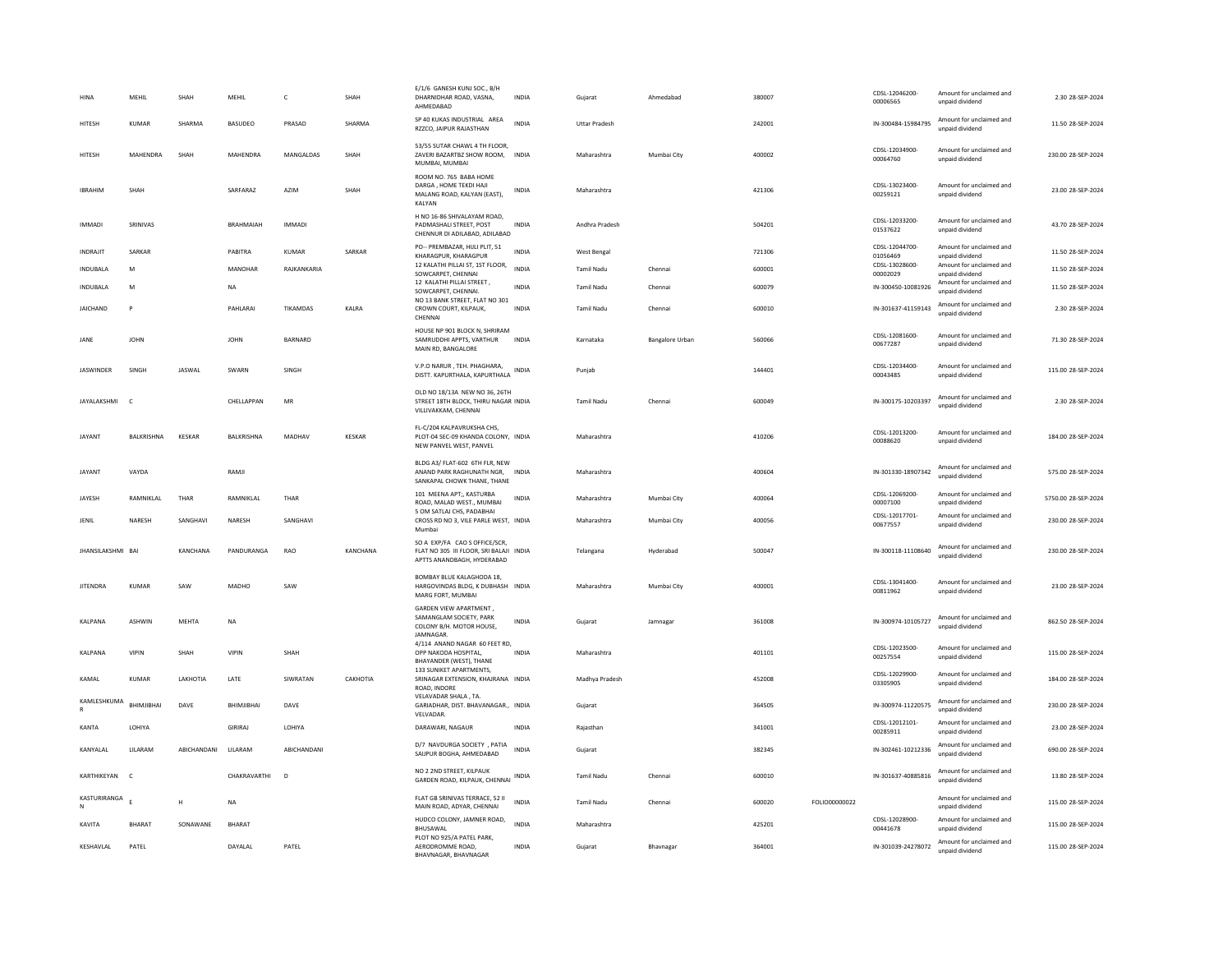| | | | | | | | | | | | | | | | |
|---|---|---|---|---|---|---|---|---|---|---|---|---|---|---|---|
| HINA | MEHIL | SHAH | MEHIL | C | SHAH | E/1/6 GANESH KUNJ SOC., B/H DHARNIDHAR ROAD, VASNA, AHMEDABAD | INDIA | Gujarat | Ahmedabad | 380007 | | CDSL-12046200-00006565 | Amount for unclaimed and unpaid dividend | 2.30 | 28-SEP-2024 |
| HITESH | KUMAR | SHARMA | BASUDEO | PRASAD | SHARMA | SP 40 KUKAS INDUSTRIAL AREA RZZCO, JAIPUR RAJASTHAN | INDIA | Uttar Pradesh | | 242001 | | IN-300484-15984795 | Amount for unclaimed and unpaid dividend | 11.50 | 28-SEP-2024 |
| HITESH | MAHENDRA | SHAH | MAHENDRA | MANGALDAS | SHAH | 53/55 SUTAR CHAWL 4 TH FLOOR, ZAVERI BAZARTBZ SHOW ROOM, MUMBAI, MUMBAI | INDIA | Maharashtra | Mumbai City | 400002 | | CDSL-12034900-00064760 | Amount for unclaimed and unpaid dividend | 230.00 | 28-SEP-2024 |
| IBRAHIM | SHAH | | SARFARAZ | AZIM | SHAH | ROOM NO. 765 BABA HOME DARGA , HOME TEKDI HAJI MALANG ROAD, KALYAN (EAST), KALYAN | INDIA | Maharashtra | | 421306 | | CDSL-13023400-00259121 | Amount for unclaimed and unpaid dividend | 23.00 | 28-SEP-2024 |
| IMMADI | SRINIVAS | | BRAHMAIAH | IMMADI | | H NO 16-86 SHIVALAYAM ROAD, PADMASHALI STREET, POST CHENNUR DI ADILABAD, ADILABAD | INDIA | Andhra Pradesh | | 504201 | | CDSL-12033200-01537622 | Amount for unclaimed and unpaid dividend | 43.70 | 28-SEP-2024 |
| INDRAJIT | SARKAR | | PABITRA | KUMAR | SARKAR | PO-- PREMBAZAR, HIJLI PLIT, 51 KHARAGPUR, KHARAGPUR | INDIA | West Bengal | | 721306 | | CDSL-12044700-01056469 | Amount for unclaimed and unpaid dividend | 11.50 | 28-SEP-2024 |
| INDUBALA | M | | MANOHAR | RAJKANKARIA | | 12 KALATHI PILLAI ST, 1ST FLOOR, SOWCARPET, CHENNAI | INDIA | Tamil Nadu | Chennai | 600001 | | CDSL-13028600-00002029 | Amount for unclaimed and unpaid dividend | 11.50 | 28-SEP-2024 |
| INDUBALA | M | | NA | | | 12 KALATHI PILLAI STREET , SOWCARPET, CHENNAI. | INDIA | Tamil Nadu | Chennai | 600079 | | IN-300450-10081926 | Amount for unclaimed and unpaid dividend | 11.50 | 28-SEP-2024 |
| JAICHAND | P | | PAHLARAI | TIKAMDAS | KALRA | NO 13 BANK STREET, FLAT NO 301 CROWN COURT, KILPAUK, CHENNAI | INDIA | Tamil Nadu | Chennai | 600010 | | IN-301637-41159143 | Amount for unclaimed and unpaid dividend | 2.30 | 28-SEP-2024 |
| JANE | JOHN | | JOHN | BARNARD | | HOUSE NP 901 BLOCK N, SHRIRAM SAMRUDDHI APPTS, VARTHUR MAIN RD, BANGALORE | INDIA | Karnataka | Bangalore Urban | 560066 | | CDSL-12081600-00677287 | Amount for unclaimed and unpaid dividend | 71.30 | 28-SEP-2024 |
| JASWINDER | SINGH | JASWAL | SWARN | SINGH | | V.P.O NARUR , TEH. PHAGHARA, DISTT. KAPURTHALA, KAPURTHALA | INDIA | Punjab | | 144401 | | CDSL-12034400-00043485 | Amount for unclaimed and unpaid dividend | 115.00 | 28-SEP-2024 |
| JAYALAKSHMI | C | | CHELLAPPAN | MR | | OLD NO 18/13A NEW NO 36, 26TH STREET 18TH BLOCK, THIRU NAGAR VILLIVAKKAM, CHENNAI | INDIA | Tamil Nadu | Chennai | 600049 | | IN-300175-10203397 | Amount for unclaimed and unpaid dividend | 2.30 | 28-SEP-2024 |
| JAYANT | BALKRISHNA | KESKAR | BALKRISHNA | MADHAV | KESKAR | FL-C/204 KALPAVRUKSHA CHS, PLOT-04 SEC-09 KHANDA COLONY, NEW PANVEL WEST, PANVEL | INDIA | Maharashtra | | 410206 | | CDSL-12013200-00088620 | Amount for unclaimed and unpaid dividend | 184.00 | 28-SEP-2024 |
| JAYANT | VAYDA | | RAMJI | | | BLDG A3/ FLAT-602 6TH FLR, NEW ANAND PARK RAGHUNATH NGR, SANKAPAL CHOWK THANE, THANE | INDIA | Maharashtra | | 400604 | | IN-301330-18907342 | Amount for unclaimed and unpaid dividend | 575.00 | 28-SEP-2024 |
| JAYESH | RAMNIKLAL | THAR | RAMNIKLAL | THAR | | 101 MEENA APT;, KASTURBA ROAD, MALAD WEST., MUMBAI | INDIA | Maharashtra | Mumbai City | 400064 | | CDSL-12069200-00007100 | Amount for unclaimed and unpaid dividend | 5750.00 | 28-SEP-2024 |
| JENIL | NARESH | SANGHAVI | NARESH | SANGHAVI | | 5 OM SATLAJ CHS, PADABHAI CROSS RD NO 3, VILE PARLE WEST, Mumbai | INDIA | Maharashtra | Mumbai City | 400056 | | CDSL-12017701-00677557 | Amount for unclaimed and unpaid dividend | 230.00 | 28-SEP-2024 |
| JHANSILAKSHMI | BAI | KANCHANA | PANDURANGA | RAO | KANCHANA | SO A EXP/FA CAO S OFFICE/SCR, FLAT NO 305 III FLOOR, SRI BALAJI APTTS ANANDBAGH, HYDERABAD | INDIA | Telangana | Hyderabad | 500047 | | IN-300118-11108640 | Amount for unclaimed and unpaid dividend | 230.00 | 28-SEP-2024 |
| JITENDRA | KUMAR | SAW | MADHO | SAW | | BOMBAY BLUE KALAGHODA 18, HARGOVINDAS BLDG, K DUBHASH MARG FORT, MUMBAI | INDIA | Maharashtra | Mumbai City | 400001 | | CDSL-13041400-00811962 | Amount for unclaimed and unpaid dividend | 23.00 | 28-SEP-2024 |
| KALPANA | ASHWIN | MEHTA | NA | | | GARDEN VIEW APARTMENT , SAMANGLAM SOCIETY, PARK COLONY B/H. MOTOR HOUSE, JAMNAGAR. | INDIA | Gujarat | Jamnagar | 361008 | | IN-300974-10105727 | Amount for unclaimed and unpaid dividend | 862.50 | 28-SEP-2024 |
| KALPANA | VIPIN | SHAH | VIPIN | SHAH | | 4/114 ANAND NAGAR 60 FEET RD, OPP NAKODA HOSPITAL, BHAYANDER (WEST), THANE | INDIA | Maharashtra | | 401101 | | CDSL-12023500-00257554 | Amount for unclaimed and unpaid dividend | 115.00 | 28-SEP-2024 |
| KAMAL | KUMAR | LAKHOTIA | LATE | SIWRATAN | CAKHOTIA | 133 SUNIKET APARTMENTS, SRINAGAR EXTENSION, KHAJRANA ROAD, INDORE | INDIA | Madhya Pradesh | | 452008 | | CDSL-12029900-03305905 | Amount for unclaimed and unpaid dividend | 184.00 | 28-SEP-2024 |
| KAMLESHKUMA R | BHIMJIBHAI | DAVE | BHIMJIBHAI | DAVE | | VELAVADAR SHALA , TA. GARIADHAR, DIST. BHAVANAGAR., VELVADAR. | INDIA | Gujarat | | 364505 | | IN-300974-11220575 | Amount for unclaimed and unpaid dividend | 230.00 | 28-SEP-2024 |
| KANTA | LOHIYA | | GIRIRAJ | LOHIYA | | DARAWARI, NAGAUR | INDIA | Rajasthan | | 341001 | | CDSL-12012101-00285911 | Amount for unclaimed and unpaid dividend | 23.00 | 28-SEP-2024 |
| KANYALAL | LILARAM | ABICHANDANI | LILARAM | ABICHANDANI | | D/7 NAVDURGA SOCIETY , PATIA SAIJPUR BOGHA, AHMEDABAD | INDIA | Gujarat | | 382345 | | IN-302461-10212336 | Amount for unclaimed and unpaid dividend | 690.00 | 28-SEP-2024 |
| KARTHIKEYAN | C | | CHAKRAVARTHI | D | | NO 2 2ND STREET, KILPAUK GARDEN ROAD, KILPAUK, CHENNAI | INDIA | Tamil Nadu | Chennai | 600010 | | IN-301637-40885816 | Amount for unclaimed and unpaid dividend | 13.80 | 28-SEP-2024 |
| KASTURIRANGA N | E | H | NA | | | FLAT GB SRINIVAS TERRACE, 52 II MAIN ROAD, ADYAR, CHENNAI | INDIA | Tamil Nadu | Chennai | 600020 | FOLIO00000022 | | Amount for unclaimed and unpaid dividend | 115.00 | 28-SEP-2024 |
| KAVITA | BHARAT | SONAWANE | BHARAT | | | HUDCO COLONY, JAMNER ROAD, BHUSAWAL | INDIA | Maharashtra | | 425201 | | CDSL-12028900-00441678 | Amount for unclaimed and unpaid dividend | 115.00 | 28-SEP-2024 |
| KESHAVLAL | PATEL | | DAYALAL | PATEL | | PLOT NO 925/A PATEL PARK, AERODROMME ROAD, BHAVNAGAR, BHAVNAGAR | INDIA | Gujarat | Bhavnagar | 364001 | | IN-301039-24278072 | Amount for unclaimed and unpaid dividend | 115.00 | 28-SEP-2024 |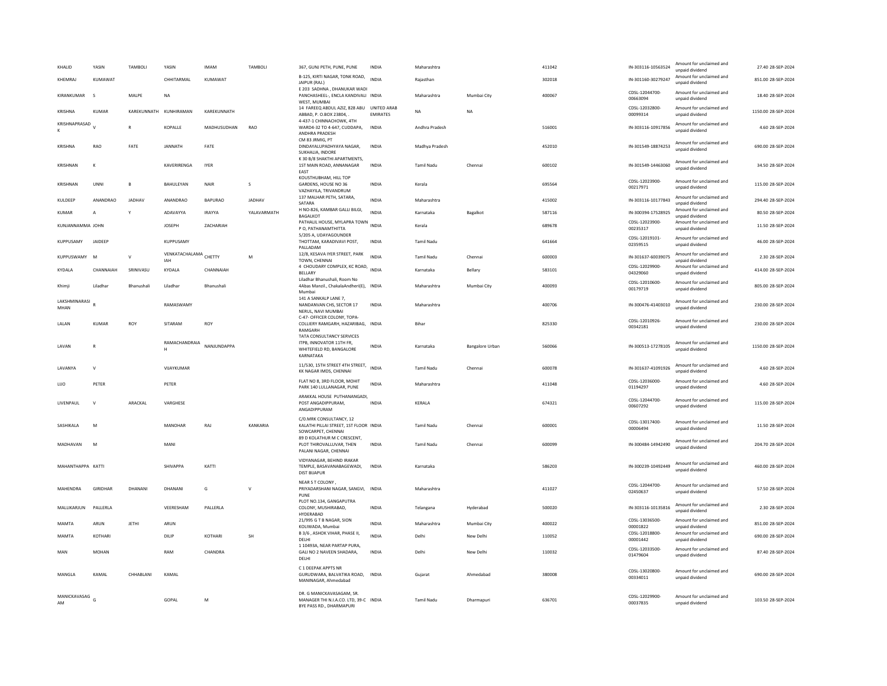| | | | | | | | | | | | | | | | |
|---|---|---|---|---|---|---|---|---|---|---|---|---|---|---|---|
| KHALID | YASIN | TAMBOLI | YASIN | IMAM | TAMBOLI | 367, GUNJ PETH, PUNE, PUNE | INDIA | Maharashtra | | 411042 | | IN-303116-10563524 | Amount for unclaimed and unpaid dividend | 27.40 | 28-SEP-2024 |
| KHEMRAJ | KUMAWAT | | CHHITARMAL | KUMAWAT | | B-125, KIRTI NAGAR, TONK ROAD, JAIPUR (RAJ.) | INDIA | Rajasthan | | 302018 | | IN-301160-30279247 | Amount for unclaimed and unpaid dividend | 851.00 | 28-SEP-2024 |
| KIRANKUMAR | S | MALPE | NA | | | E 203 SADHNA , DHANUKAR WADI PANCHASHEEL-, ENCLA KANDIVALI WEST, MUMBAI | INDIA | Maharashtra | Mumbai City | 400067 | | CDSL-12044700-00663094 | Amount for unclaimed and unpaid dividend | 18.40 | 28-SEP-2024 |
| KRISHNA | KUMAR | KAREKUNNATH | KUNHIRAMAN | KAREKUNNATH | | 14 FAREEQ ABDUL AZIZ, 828 ABU ABBAD, P. O.BOX 23804, . | UNITED ARAB EMIRATES | NA | NA | | | CDSL-12032800-00099314 | Amount for unclaimed and unpaid dividend | 1150.00 | 28-SEP-2024 |
| KRISHNAPRASAD K | V | R | KOPALLE | MADHUSUDHAN | RAO | 4-437-1 CHINNACHOWK, 4TH WARD4-32 TO 4-647, CUDDAPA, ANDHRA PRADESH | INDIA | Andhra Pradesh | | 516001 | | IN-303116-10917856 | Amount for unclaimed and unpaid dividend | 4.60 | 28-SEP-2024 |
| KRISHNA | RAO | FATE | JANNATH | FATE | | CM 83 JRMIG, PT DINDAYALUPADHYAYA NAGAR, SUKHALIA, INDORE | INDIA | Madhya Pradesh | | 452010 | | IN-301549-18874253 | Amount for unclaimed and unpaid dividend | 690.00 | 28-SEP-2024 |
| KRISHNAN | K | | KAVERIRENGA | IYER | | K 30 B/8 SHAKTHI APARTMENTS, 1ST MAIN ROAD, ANNANAGAR EAST | INDIA | Tamil Nadu | Chennai | 600102 | | IN-301549-14463060 | Amount for unclaimed and unpaid dividend | 34.50 | 28-SEP-2024 |
| KRISHNAN | UNNI | B | BAHULEYAN | NAIR | S | KOUSTHUBHAM, HILL TOP GARDENS, HOUSE NO 36 VAZHAYILA, TRIVANDRUM | INDIA | Kerala | | 695564 | | CDSL-12023900-00217971 | Amount for unclaimed and unpaid dividend | 115.00 | 28-SEP-2024 |
| KULDEEP | ANANDRAO | JADHAV | ANANDRAO | BAPURAO | JADHAV | 137 MALHAR PETH, SATARA, SATARA | INDIA | Maharashtra | | 415002 | | IN-303116-10177843 | Amount for unclaimed and unpaid dividend | 294.40 | 28-SEP-2024 |
| KUMAR | A | Y | ADAVAYYA | IRAYYA | YALAVARMATH | H NO-826, KAMBAR GALLI BILGI, BAGALKOT | INDIA | Karnataka | Bagalkot | 587116 | | IN-300394-17528925 | Amount for unclaimed and unpaid dividend | 80.50 | 28-SEP-2024 |
| KUNJANNAMMA | JOHN | | JOSEPH | ZACHARIAH | | PATHALIL HOUSE, MYLAPRA TOWN P O, PATHANAMTHITTA | INDIA | Kerala | | 689678 | | CDSL-12023900-00235317 | Amount for unclaimed and unpaid dividend | 11.50 | 28-SEP-2024 |
| KUPPUSAMY | JAIDEEP | | KUPPUSAMY | | | 5/205 A, UDAYAGOUNDER THOTTAM, KARADIVAVI POST, PALLADAM | INDIA | Tamil Nadu | | 641664 | | CDSL-12019101-02359515 | Amount for unclaimed and unpaid dividend | 46.00 | 28-SEP-2024 |
| KUPPUSWAMY | M | V | VENKATACHALAMAIAH | CHETTY | M | 12/8, KESAVA IYER STREET, PARK TOWN, CHENNAI | INDIA | Tamil Nadu | Chennai | 600003 | | IN-301637-60039075 | Amount for unclaimed and unpaid dividend | 2.30 | 28-SEP-2024 |
| KYDALA | CHANNAIAH | SRINIVASU | KYDALA | CHANNAIAH | | 4 CHOUDARY COMPLEX, KC ROAD, BELLARY | INDIA | Karnataka | Bellary | 583101 | | CDSL-12029900-04329060 | Amount for unclaimed and unpaid dividend | 414.00 | 28-SEP-2024 |
| Khimji | Liladhar | Bhanushali | Liladhar | Bhanushali | | Liladhar Bhanushali, Room No 4Abas Manzil., ChakalaAndheri(E), Mumbai | INDIA | Maharashtra | Mumbai City | 400093 | | CDSL-12010600-00179719 | Amount for unclaimed and unpaid dividend | 805.00 | 28-SEP-2024 |
| LAKSHMINARASIMHAN | R | | RAMASWAMY | | | 141 A SANKALP LANE 7, NANDANVAN CHS, SECTOR 17 NERUL, NAVI MUMBAI | INDIA | Maharashtra | | 400706 | | IN-300476-41403010 | Amount for unclaimed and unpaid dividend | 230.00 | 28-SEP-2024 |
| LALAN | KUMAR | ROY | SITARAM | ROY | | C-47- OFFICER COLONY, TOPA-COLLIERY RAMGARH, HAZARIBAG, RAMGARH | INDIA | Bihar | | 825330 | | CDSL-12010926-00342181 | Amount for unclaimed and unpaid dividend | 230.00 | 28-SEP-2024 |
| LAVAN | R | | RAMACHANDRAIAH | NANJUNDAPPA | | TATA CONSULTANCY SERVICES ITPB, INNOVATOR 11TH FR, WHITEFIELD RD, BANGALORE KARNATAKA | INDIA | Karnataka | Bangalore Urban | 560066 | | IN-300513-17278105 | Amount for unclaimed and unpaid dividend | 1150.00 | 28-SEP-2024 |
| LAVANYA | V | | VIJAYKUMAR | | | 11/530, 15TH STREET 4TH STREET, KK NAGAR IMDS, CHENNAI | INDIA | Tamil Nadu | Chennai | 600078 | | IN-301637-41091926 | Amount for unclaimed and unpaid dividend | 4.60 | 28-SEP-2024 |
| LIJO | PETER | | PETER | | | FLAT NO 8, 3RD FLOOR, MOHIT PARK 140 LULLANAGAR, PUNE | INDIA | Maharashtra | | 411048 | | CDSL-12036000-01194297 | Amount for unclaimed and unpaid dividend | 4.60 | 28-SEP-2024 |
| LIVENPAUL | V | ARACKAL | VARGHESE | | | ARAKKAL HOUSE PUTHANANGADI, POST ANGADIPPURAM, ANGADIPPURAM | INDIA | KERALA | | 674321 | | CDSL-12044700-00607292 | Amount for unclaimed and unpaid dividend | 115.00 | 28-SEP-2024 |
| SASHIKALA | M | | MANOHAR | RAJ | KANKARIA | C/0.MRK CONSULTANCY, 12 KALATHI PILLAI STREET, 1ST FLOOR SOWCARPET, CHENNAI | INDIA | Tamil Nadu | Chennai | 600001 | | CDSL-13017400-00006494 | Amount for unclaimed and unpaid dividend | 11.50 | 28-SEP-2024 |
| MADHAVAN | M | | MANI | | | 89 D KOLATHUR M C CRESCENT, PLOT THIROVALLUVAR, THEN PALANI NAGAR, CHENNAI | INDIA | Tamil Nadu | Chennai | 600099 | | IN-300484-14942490 | Amount for unclaimed and unpaid dividend | 204.70 | 28-SEP-2024 |
| MAHANTHAPPA | KATTI | | SHIVAPPA | KATTI | | VIDYANAGAR, BEHIND IRAKAR TEMPLE, BASAVANABAGEWADI, DIST BIJAPUR | INDIA | Karnataka | | 586203 | | IN-300239-10492449 | Amount for unclaimed and unpaid dividend | 460.00 | 28-SEP-2024 |
| MAHENDRA | GIRIDHAR | DHANANI | DHANANI | G | V | NEAR S T COLONY , PRIYADARSHANI NAGAR, SANGVI, PUNE | INDIA | Maharashtra | | 411027 | | CDSL-12044700-02450637 | Amount for unclaimed and unpaid dividend | 57.50 | 28-SEP-2024 |
| MALLIKARJUN | PALLERLA | | VEERESHAM | PALLERLA | | PLOT NO.134, GANGAPUTRA COLONY, MUSHIRABAD, HYDERABAD | INDIA | Telangana | Hyderabad | 500020 | | IN-303116-10135816 | Amount for unclaimed and unpaid dividend | 2.30 | 28-SEP-2024 |
| MAMTA | ARUN | JETHI | ARUN | | | 21/995 G T B NAGAR, SION KOLIWADA, Mumbai | INDIA | Maharashtra | Mumbai City | 400022 | | CDSL-13036500-00001822 | Amount for unclaimed and unpaid dividend | 851.00 | 28-SEP-2024 |
| MAMTA | KOTHARI | | DILIP | KOTHARI | SH | B 3/6 , ASHOK VIHAR, PHASE II, DELHI | INDIA | Delhi | New Delhi | 110052 | | CDSL-12018800-00001442 | Amount for unclaimed and unpaid dividend | 690.00 | 28-SEP-2024 |
| MAN | MOHAN | | RAM | CHANDRA | | 1 10493A, NEAR PARTAP PURA, GALI NO 2 NAVEEN SHADARA, DELHI | INDIA | Delhi | New Delhi | 110032 | | CDSL-12033500-01479604 | Amount for unclaimed and unpaid dividend | 87.40 | 28-SEP-2024 |
| MANGLA | KAMAL | CHHABLANI | KAMAL | | | C 1 DEEPAK APPTS NR GURUDWARA, BALVATIKA ROAD, MANINAGAR, Ahmedabad | INDIA | Gujarat | Ahmedabad | 380008 | | CDSL-13020800-00334011 | Amount for unclaimed and unpaid dividend | 690.00 | 28-SEP-2024 |
| MANICKAVASAGAM | G | | GOPAL | M | | DR. G MANICKAVASAGAM, SR. MANAGER THI N.I.A.CO. LTD, 39-C BYE PASS RD., DHARMAPURI | INDIA | Tamil Nadu | Dharmapuri | 636701 | | CDSL-12029900-00037835 | Amount for unclaimed and unpaid dividend | 103.50 | 28-SEP-2024 |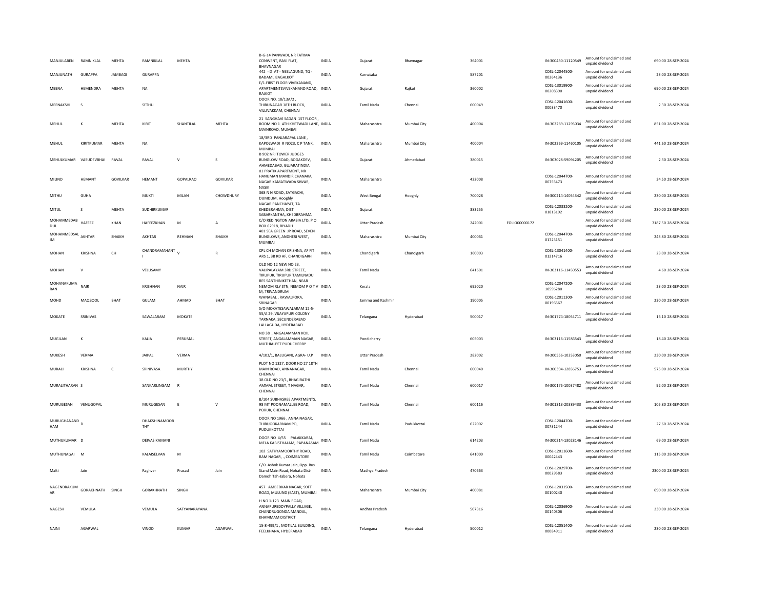| | | | | | | | | | | | | | | | | |
|---|---|---|---|---|---|---|---|---|---|---|---|---|---|---|---|---|
| MANJULABEN | RAMNIKLAL | MEHTA | RAMNIKLAL | MEHTA | | B-G-14 PANWADI, NR FATIMA CONWENT, RAVI FLAT, BHAVNAGAR | INDIA | Gujarat | Bhavnagar | 364001 | | IN-300450-11120549 | Amount for unclaimed and unpaid dividend | 690.00 | 28-SEP-2024 |
| MANJUNATH | GURAPPA | JAMBAGI | GURAPPA | | | 442 - D AT - NEELAGUND, TQ - BADAMI, BAGALKOT | INDIA | Karnataka | | 587201 | | CDSL-12044500-00264136 | Amount for unclaimed and unpaid dividend | 23.00 | 28-SEP-2024 |
| MEENA | HEMENDRA | MEHTA | NA | | | E/1.FIRST FLOOR VIVEKANAND, APARTMENTSVIVEKANAND ROAD, RAJKOT | INDIA | Gujarat | Rajkot | 360002 | | CDSL-13019900-00208390 | Amount for unclaimed and unpaid dividend | 690.00 | 28-SEP-2024 |
| MEENAKSHI | S | | SETHU | | | DOOR NO. 18/13A/2 , THIRUNAGAR 18TH BLOCK, VILLIVAKKAM, CHENNAI | INDIA | Tamil Nadu | Chennai | 600049 | | CDSL-12041600-00033470 | Amount for unclaimed and unpaid dividend | 2.30 | 28-SEP-2024 |
| MEHUL | K | MEHTA | KIRIT | SHANTILAL | MEHTA | 21 SANGHAVI SADAN 1ST FLOOR , ROOM NO 1 4TH KHETWADI LANE, MAINROAD, MUMBAI | INDIA | Maharashtra | Mumbai City | 400004 | | IN-302269-11295034 | Amount for unclaimed and unpaid dividend | 851.00 | 28-SEP-2024 |
| MEHUL | KIRITKUMAR | MEHTA | NA | | | 18/3RD PANJARAPAL LANE , KAPOLWADI R NO23, C P TANK, MUMBAI | INDIA | Maharashtra | Mumbai City | 400004 | | IN-302269-11460105 | Amount for unclaimed and unpaid dividend | 441.60 | 28-SEP-2024 |
| MEHULKUMAR | VASUDEVBHAI | RAVAL | RAVAL | V | S | B 902 NRI TOWER JUDGES BUNGLOW ROAD, BODAKDEV, AHMEDABAD, GUJARATINDIA | INDIA | Gujarat | Ahmedabad | 380015 | | IN-303028-59094205 | Amount for unclaimed and unpaid dividend | 2.30 | 28-SEP-2024 |
| MILIND | HEMANT | GOVILKAR | HEMANT | GOPALRAO | GOVILKAR | 01 PRATIK APARTMENT, NR HANUMAN MANDIR CHANAKA, NAGAR KAMATWADA SIWAR, NASIK | INDIA | Maharashtra | | 422008 | | CDSL-12044700-06755473 | Amount for unclaimed and unpaid dividend | 34.50 | 28-SEP-2024 |
| MITHU | GUHA | | MUKTI | MILAN | CHOWDHURY | 368 N N ROAD, SATGACHI, DUMDUM, Hooghly | INDIA | West Bengal | Hooghly | 700028 | | IN-300214-14054342 | Amount for unclaimed and unpaid dividend | 230.00 | 28-SEP-2024 |
| MITUL | S | MEHTA | SUDHIRKUMAR | | | NAGAR PANCHAYAT, TA KHEDBRAHMA, DIST SABARKANTHA, KHEDBRAHMA | INDIA | Gujarat | | 383255 | | CDSL-12033200-01813192 | Amount for unclaimed and unpaid dividend | 230.00 | 28-SEP-2024 |
| MOHAMMEDAB DUL | HAFEEZ | KHAN | HAFEEZKHAN | M | A | C/O REDINGTON ARABIA LTD, P O BOX 62918, RIYADH | INDIA | Uttar Pradesh | | 242001 | FOLIO00000172 | | Amount for unclaimed and unpaid dividend | 7187.50 | 28-SEP-2024 |
| MOHAMMEDSAL IM | AKHTAR | SHAIKH | AKHTAR | REHMAN | SHAIKH | 401 SEA GREEN JP ROAD, SEVEN BUNGLOWS, ANDHERI WEST, MUMBAI | INDIA | Maharashtra | Mumbai City | 400061 | | CDSL-12044700-01725151 | Amount for unclaimed and unpaid dividend | 243.80 | 28-SEP-2024 |
| MOHAN | KRISHNA | CH | CHANDRAMAHANT I | V | R | CPL CH MOHAN KRISHNA, AF FIT ARS 1, 3B RD AF, CHANDIGARH | INDIA | Chandigarh | Chandigarh | 160003 | | CDSL-13041400-01214716 | Amount for unclaimed and unpaid dividend | 23.00 | 28-SEP-2024 |
| MOHAN | V | | VELUSAMY | | | OLD NO 12 NEW NO 23, VALIPALAYAM 3RD STREET, TIRUPUR, TIRUPUR TAMILNADU | INDIA | Tamil Nadu | | 641601 | | IN-303116-11450553 | Amount for unclaimed and unpaid dividend | 4.60 | 28-SEP-2024 |
| MOHANAKUMA RAN | NAIR | | KRISHNAN | NAIR | | RES SANTHINIKETHAN, NEAR NEMOM RLY STN, NEMOM P O T V M, TRIVANDRUM | INDIA | Kerala | | 695020 | | CDSL-12047200-10596280 | Amount for unclaimed and unpaid dividend | 23.00 | 28-SEP-2024 |
| MOHD | MAQBOOL | BHAT | GULAM | AHMAD | BHAT | WANABAL , RAWALPORA, SRINAGAR | INDIA | Jammu and Kashmir | | 190005 | | CDSL-12011300-00196567 | Amount for unclaimed and unpaid dividend | 230.00 | 28-SEP-2024 |
| MOKATE | SRINIVAS | | SAWALARAM | MOKATE | | S/O MOKATESAWALARAM 12-5-55/A 29, VIJAYAPURI COLONY TARNAKA, SECUNDERABAD LALLAGUDA, HYDERABAD | INDIA | Telangana | Hyderabad | 500017 | | IN-301774-18054711 | Amount for unclaimed and unpaid dividend | 16.10 | 28-SEP-2024 |
| MUGILAN | K | | KALIA | PERUMAL | | NO 38 , ANGALAMMAN KOIL STREET, ANGALAMMAN NAGAR, MUTHIALPET PUDUCHERRY | INDIA | Pondicherry | | 605003 | | IN-303116-11586543 | Amount for unclaimed and unpaid dividend | 18.40 | 28-SEP-2024 |
| MUKESH | VERMA | | JAIPAL | VERMA | | 4/103/1, BALUGANJ, AGRA- U.P | INDIA | Uttar Pradesh | | 282002 | | IN-300556-10353050 | Amount for unclaimed and unpaid dividend | 230.00 | 28-SEP-2024 |
| MURALI | KRISHNA | C | SRINIVASA | MURTHY | | PLOT NO 1327, DOOR NO 27 18TH MAIN ROAD, ANNANAGAR, CHENNAI | INDIA | Tamil Nadu | Chennai | 600040 | | IN-300394-12856753 | Amount for unclaimed and unpaid dividend | 575.00 | 28-SEP-2024 |
| MURALITHARAN | S | | SANKARLINGAM | R | | 38 OLD NO 23/1, BHAGIRATHI AMMAL STREET, T NAGAR, CHENNAI | INDIA | Tamil Nadu | Chennai | 600017 | | IN-300175-10037482 | Amount for unclaimed and unpaid dividend | 92.00 | 28-SEP-2024 |
| MURUGESAN | VENUGOPAL | | MURUGESAN | E | V | B/104 SUBHASREE APARTMENTS, 98 MT POONAMALLEE ROAD, PORUR, CHENNAI | INDIA | Tamil Nadu | Chennai | 600116 | | IN-301313-20389433 | Amount for unclaimed and unpaid dividend | 105.80 | 28-SEP-2024 |
| MURUGHANAND HAM | D | | DHAKSHINAMOOR THY | | | DOOR NO 1966 , ANNA NAGAR, THIRUGOKARNAM PO, PUDUKKOTTAI | INDIA | Tamil Nadu | Pudukkottai | 622002 | | CDSL-12044700-00731244 | Amount for unclaimed and unpaid dividend | 27.60 | 28-SEP-2024 |
| MUTHUKUMAR | D | | DEIVASIKAMANI | | | DOOR NO 4/55 PALAKKARAI, MELA KABISTHALAM, PAPANASAM | INDIA | Tamil Nadu | | 614203 | | IN-300214-13028146 | Amount for unclaimed and unpaid dividend | 69.00 | 28-SEP-2024 |
| MUTHUNAGAI | M | | KALAISELVAN | M | | 102 SATHYAMOORTHY ROAD, RAM NAGAR, ., COIMBATORE | INDIA | Tamil Nadu | Coimbatore | 641009 | | CDSL-12011600-00042443 | Amount for unclaimed and unpaid dividend | 115.00 | 28-SEP-2024 |
| Malti | Jain | | Raghver | Prasad | Jain | C/O. Ashok Kumar Jain, Opp. Bus Stand Main Road, Nohata Dist-Damoh Tah-Jabera, Nohata | INDIA | Madhya Pradesh | | 470663 | | CDSL-12029700-00029583 | Amount for unclaimed and unpaid dividend | 2300.00 | 28-SEP-2024 |
| NAGENDRAKUM AR | GORAKHNATH | SINGH | GORAKHNATH | SINGH | | 457 AMBEDKAR NAGAR, 90FT ROAD, MULUND (EAST), MUMBAI | INDIA | Maharashtra | Mumbai City | 400081 | | CDSL-12031500-00100240 | Amount for unclaimed and unpaid dividend | 690.00 | 28-SEP-2024 |
| NAGESH | VEMULA | | VEMULA | SATYANARAYANA | | H NO 1-123 MAIN ROAD, ANNAPUREDDYPALLY VILLAGE, CHANDRUGONDA MANDAL, KHAMMAM DISTRICT | INDIA | Andhra Pradesh | | 507316 | | CDSL-12036900-00140306 | Amount for unclaimed and unpaid dividend | 230.00 | 28-SEP-2024 |
| NAINI | AGARWAL | | VINOD | KUMAR | AGARWAL | 15-8-499/1 , MOTILAL BUILDING, FEELKHANA, HYDERABAD | INDIA | Telangana | Hyderabad | 500012 | | CDSL-12051400-00084911 | Amount for unclaimed and unpaid dividend | 230.00 | 28-SEP-2024 |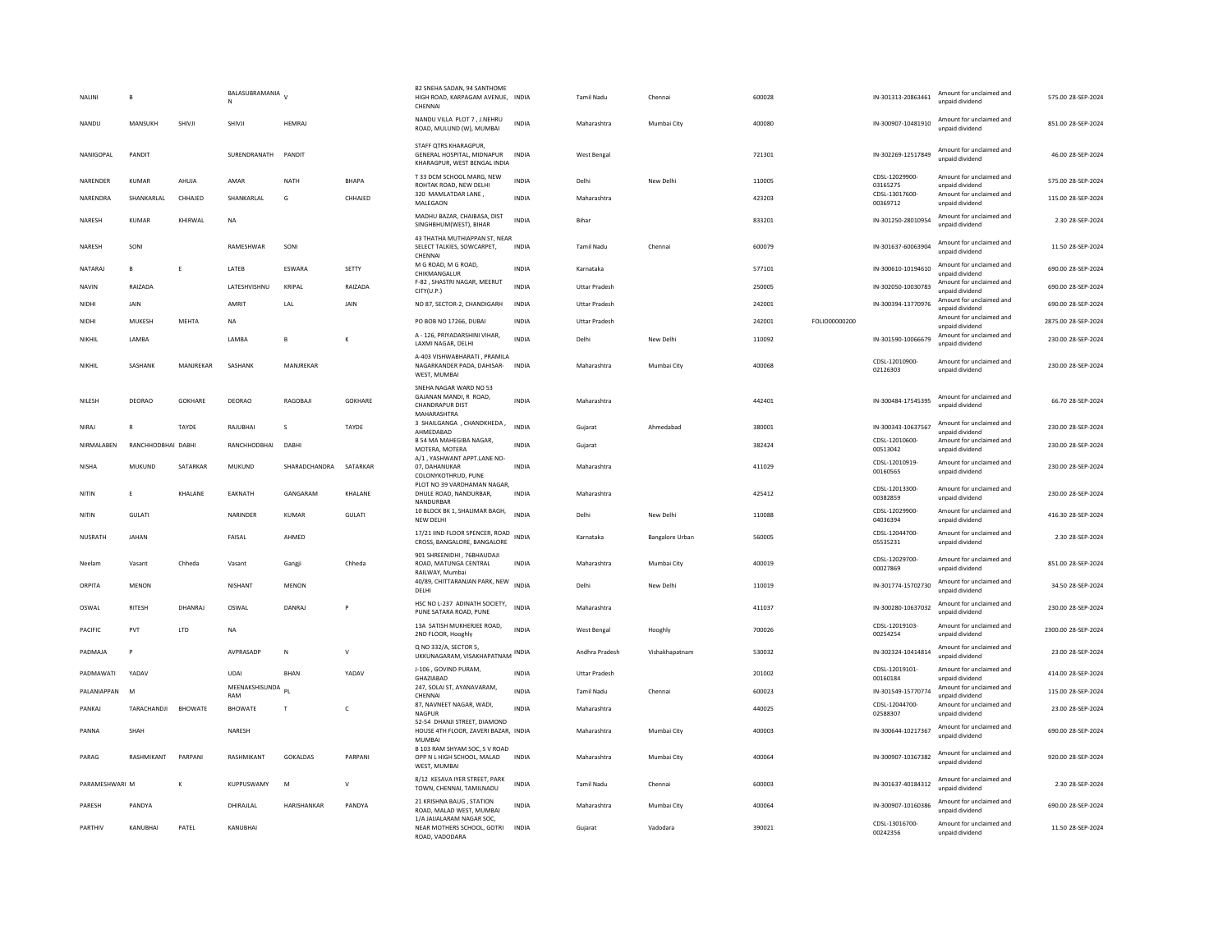| | | | | | | | | | | | | | | | |
|---|---|---|---|---|---|---|---|---|---|---|---|---|---|---|---|
| NALINI | B | | BALASUBRAMANIA N | V | | B2 SNEHA SADAN, 94 SANTHOME HIGH ROAD, KARPAGAM AVENUE, CHENNAI | INDIA | Tamil Nadu | Chennai | 600028 | | IN-301313-20863461 | Amount for unclaimed and unpaid dividend | 575.00 | 28-SEP-2024 |
| NANDU | MANSUKH | SHIVJI | SHIVJI | HEMRAJ | | NANDU VILLA PLOT 7 , J.NEHRU ROAD, MULUND (W), MUMBAI | INDIA | Maharashtra | Mumbai City | 400080 | | IN-300907-10481910 | Amount for unclaimed and unpaid dividend | 851.00 | 28-SEP-2024 |
| NANIGOPAL | PANDIT | | SURENDRANATH | PANDIT | | STAFF QTRS KHARAGPUR, GENERAL HOSPITAL, MIDNAPUR KHARAGPUR, WEST BENGAL INDIA | INDIA | West Bengal | | 721301 | | IN-302269-12517849 | Amount for unclaimed and unpaid dividend | 46.00 | 28-SEP-2024 |
| NARENDER | KUMAR | AHUJA | AMAR | NATH | BHAPA | T 33 DCM SCHOOL MARG, NEW ROHTAK ROAD, NEW DELHI | INDIA | Delhi | New Delhi | 110005 | | CDSL-12029900-03165275 | Amount for unclaimed and unpaid dividend | 575.00 | 28-SEP-2024 |
| NARENDRA | SHANKARLAL | CHHAJED | SHANKARLAL | G | CHHAJED | 320 MAMLATDAR LANE , MALEGAON | INDIA | Maharashtra | | 423203 | | CDSL-13017600-00369712 | Amount for unclaimed and unpaid dividend | 115.00 | 28-SEP-2024 |
| NARESH | KUMAR | KHIRWAL | NA | | | MADHU BAZAR, CHAIBASA, DIST SINGHBHUM(WEST), BIHAR | INDIA | Bihar | | 833201 | | IN-301250-28010954 | Amount for unclaimed and unpaid dividend | 2.30 | 28-SEP-2024 |
| NARESH | SONI | | RAMESHWAR | SONI | | 43 THATHA MUTHIAPPAN ST, NEAR SELECT TALKIES, SOWCARPET, CHENNAI | INDIA | Tamil Nadu | Chennai | 600079 | | IN-301637-60063904 | Amount for unclaimed and unpaid dividend | 11.50 | 28-SEP-2024 |
| NATARAJ | B | E | LATEB | ESWARA | SETTY | M G ROAD, M G ROAD, CHIKMANGALUR | INDIA | Karnataka | | 577101 | | IN-300610-10194610 | Amount for unclaimed and unpaid dividend | 690.00 | 28-SEP-2024 |
| NAVIN | RAIZADA | | LATESHVISHNU | KRIPAL | RAIZADA | F-82 , SHASTRI NAGAR, MEERUT CITY(U.P.) | INDIA | Uttar Pradesh | | 250005 | | IN-302050-10030783 | Amount for unclaimed and unpaid dividend | 690.00 | 28-SEP-2024 |
| NIDHI | JAIN | | AMRIT | LAL | JAIN | NO 87, SECTOR-2, CHANDIGARH | INDIA | Uttar Pradesh | | 242001 | | IN-300394-13770976 | Amount for unclaimed and unpaid dividend | 690.00 | 28-SEP-2024 |
| NIDHI | MUKESH | MEHTA | NA | | | PO BOB NO 17266, DUBAI | INDIA | Uttar Pradesh | | 242001 | FOLIO00000200 | | Amount for unclaimed and unpaid dividend | 2875.00 | 28-SEP-2024 |
| NIKHIL | LAMBA | | LAMBA | B | K | A - 126, PRIYADARSHINI VIHAR, LAXMI NAGAR, DELHI | INDIA | Delhi | New Delhi | 110092 | | IN-301590-10066679 | Amount for unclaimed and unpaid dividend | 230.00 | 28-SEP-2024 |
| NIKHIL | SASHANK | MANJREKAR | SASHANK | MANJREKAR | | A-403 VISHWABHARATI , PRAMILA NAGARKANDER PADA, DAHISAR-WEST, MUMBAI | INDIA | Maharashtra | Mumbai City | 400068 | | CDSL-12010900-02126303 | Amount for unclaimed and unpaid dividend | 230.00 | 28-SEP-2024 |
| NILESH | DEORAO | GOKHARE | DEORAO | RAGOBAJI | GOKHARE | SNEHA NAGAR WARD NO 53 GAJANAN MANDI, R ROAD, CHANDRAPUR DIST MAHARASHTRA | INDIA | Maharashtra | | 442401 | | IN-300484-17545395 | Amount for unclaimed and unpaid dividend | 66.70 | 28-SEP-2024 |
| NIRAJ | R | TAYDE | RAJUBHAI | S | TAYDE | 3 SHAILGANGA , CHANDKHEDA , AHMEDABAD | INDIA | Gujarat | Ahmedabad | 380001 | | IN-300343-10637567 | Amount for unclaimed and unpaid dividend | 230.00 | 28-SEP-2024 |
| NIRMALABEN | RANCHHODBHAI | DABHI | RANCHHODBHAI | DABHI | | B 54 MA MAHEGIBA NAGAR, MOTERA, MOTERA | INDIA | Gujarat | | 382424 | | CDSL-12010600-00513042 | Amount for unclaimed and unpaid dividend | 230.00 | 28-SEP-2024 |
| NISHA | MUKUND | SATARKAR | MUKUND | SHARADCHANDRA | SATARKAR | A/1 , YASHWANT APPT.LANE NO-07, DAHANUKAR COLONYKOTHRUD, PUNE | INDIA | Maharashtra | | 411029 | | CDSL-12010919-00160565 | Amount for unclaimed and unpaid dividend | 230.00 | 28-SEP-2024 |
| NITIN | E | KHALANE | EAKNATH | GANGARAM | KHALANE | PLOT NO 39 VARDHAMAN NAGAR, DHULE ROAD, NANDURBAR, NANDURBAR | INDIA | Maharashtra | | 425412 | | CDSL-12013300-00382859 | Amount for unclaimed and unpaid dividend | 230.00 | 28-SEP-2024 |
| NITIN | GULATI | | NARINDER | KUMAR | GULATI | 10 BLOCK BK 1, SHALIMAR BAGH, NEW DELHI | INDIA | Delhi | New Delhi | 110088 | | CDSL-12029900-04036394 | Amount for unclaimed and unpaid dividend | 416.30 | 28-SEP-2024 |
| NUSRATH | JAHAN | | FAISAL | AHMED | | 17/21 IIND FLOOR SPENCER, ROAD CROSS, BANGALORE, BANGALORE | INDIA | Karnataka | Bangalore Urban | 560005 | | CDSL-12044700-05535231 | Amount for unclaimed and unpaid dividend | 2.30 | 28-SEP-2024 |
| Neelam | Vasant | Chheda | Vasant | Gangji | Chheda | 901 SHREENIDHI , 76BHAUDAJI ROAD, MATUNGA CENTRAL RAILWAY, Mumbai | INDIA | Maharashtra | Mumbai City | 400019 | | CDSL-12029700-00027869 | Amount for unclaimed and unpaid dividend | 851.00 | 28-SEP-2024 |
| ORPITA | MENON | | NISHANT | MENON | | 40/89, CHITTARANJAN PARK, NEW DELHI | INDIA | Delhi | New Delhi | 110019 | | IN-301774-15702730 | Amount for unclaimed and unpaid dividend | 34.50 | 28-SEP-2024 |
| OSWAL | RITESH | DHANRAJ | OSWAL | DANRAJ | P | HSC NO L-237 ADINATH SOCIETY, PUNE SATARA ROAD, PUNE | INDIA | Maharashtra | | 411037 | | IN-300280-10637032 | Amount for unclaimed and unpaid dividend | 230.00 | 28-SEP-2024 |
| PACIFIC | PVT | LTD | NA | | | 13A SATISH MUKHERJEE ROAD, 2ND FLOOR, Hooghly | INDIA | West Bengal | Hooghly | 700026 | | CDSL-12019103-00254254 | Amount for unclaimed and unpaid dividend | 2300.00 | 28-SEP-2024 |
| PADMAJA | P | | AVPRASADP | N | V | Q NO 332/A, SECTOR 5, UKKUNAGARAM, VISAKHAPATNAM | INDIA | Andhra Pradesh | Vishakhapatnam | 530032 | | IN-302324-10414814 | Amount for unclaimed and unpaid dividend | 23.00 | 28-SEP-2024 |
| PADMAWATI | YADAV | | UDAI | BHAN | YADAV | J-106 , GOVIND PURAM, GHAZIABAD | INDIA | Uttar Pradesh | | 201002 | | CDSL-12019101-00160184 | Amount for unclaimed and unpaid dividend | 414.00 | 28-SEP-2024 |
| PALANIAPPAN | M | | MEENAKSHISUNDA RAM | PL | | 247, SOLAI ST, AYANAVARAM, CHENNAI | INDIA | Tamil Nadu | Chennai | 600023 | | IN-301549-15770774 | Amount for unclaimed and unpaid dividend | 115.00 | 28-SEP-2024 |
| PANKAJ | TARACHANDJI | BHOWATE | BHOWATE | T | C | 87, NAVNEET NAGAR, WADI, NAGPUR | INDIA | Maharashtra | | 440025 | | CDSL-12044700-02588307 | Amount for unclaimed and unpaid dividend | 23.00 | 28-SEP-2024 |
| PANNA | SHAH | | NARESH | | | 52-54 DHANJI STREET, DIAMOND HOUSE 4TH FLOOR, ZAVERI BAZAR, MUMBAI | INDIA | Maharashtra | Mumbai City | 400003 | | IN-300644-10217367 | Amount for unclaimed and unpaid dividend | 690.00 | 28-SEP-2024 |
| PARAG | RASHMIKANT | PARPANI | RASHMIKANT | GOKALDAS | PARPANI | B 103 RAM SHYAM SOC, S V ROAD OPP N L HIGH SCHOOL, MALAD WEST, MUMBAI | INDIA | Maharashtra | Mumbai City | 400064 | | IN-300907-10367382 | Amount for unclaimed and unpaid dividend | 920.00 | 28-SEP-2024 |
| PARAMESHWARI | M | K | KUPPUSWAMY | M | V | 8/12 KESAVA IYER STREET, PARK TOWN, CHENNAI, TAMILNADU | INDIA | Tamil Nadu | Chennai | 600003 | | IN-301637-40184312 | Amount for unclaimed and unpaid dividend | 2.30 | 28-SEP-2024 |
| PARESH | PANDYA | | DHIRAJLAL | HARISHANKAR | PANDYA | 21 KRISHNA BAUG , STATION ROAD, MALAD WEST, MUMBAI | INDIA | Maharashtra | Mumbai City | 400064 | | IN-300907-10160386 | Amount for unclaimed and unpaid dividend | 690.00 | 28-SEP-2024 |
| PARTHIV | KANUBHAI | PATEL | KANUBHAI | | | 1/A JALALARAM NAGAR SOC, NEAR MOTHERS SCHOOL, GOTRI ROAD, VADODARA | INDIA | Gujarat | Vadodara | 390021 | | CDSL-13016700-00242356 | Amount for unclaimed and unpaid dividend | 11.50 | 28-SEP-2024 |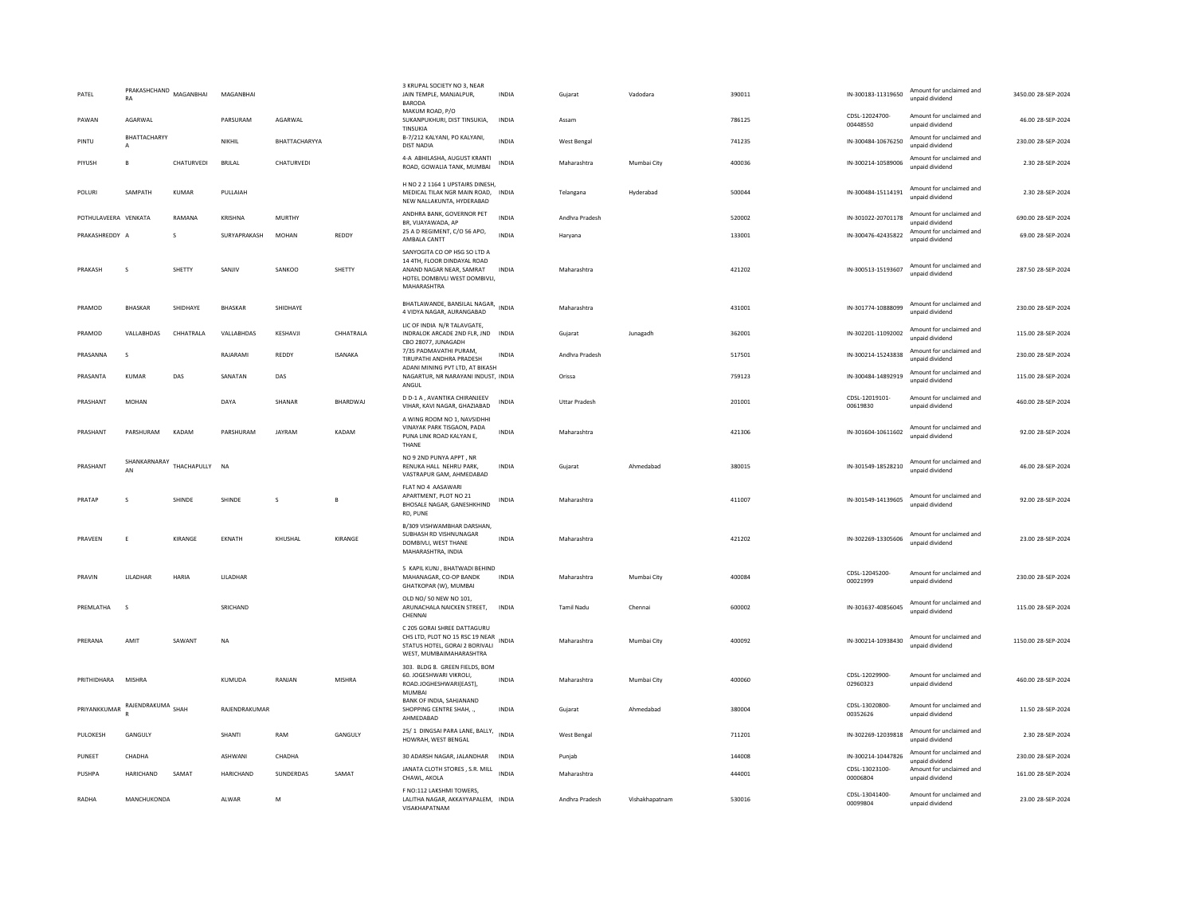| | | | | | | | | | | | | | | |
|---|---|---|---|---|---|---|---|---|---|---|---|---|---|---|
| PATEL | PRAKASHCHAND RA | MAGANBHAI | MAGANBHAI | | | 3 KRUPAL SOCIETY NO 3, NEAR JAIN TEMPLE, MANJALPUR, BARODA | INDIA | Gujarat | Vadodara | 390011 | IN-300183-11319650 | Amount for unclaimed and unpaid dividend | 3450.00 | 28-SEP-2024 |
| PAWAN | AGARWAL | | PARSURAM | AGARWAL | | MAKUM ROAD, P/O SUKANPUKHURI, DIST TINSUKIA, TINSUKIA | INDIA | Assam | | 786125 | CDSL-12024700-00448550 | Amount for unclaimed and unpaid dividend | 46.00 | 28-SEP-2024 |
| PINTU | BHATTACHARYY A | | NIKHIL | BHATTACHARYYA | | B-7/212 KALYANI, PO KALYANI, DIST NADIA | INDIA | West Bengal | | 741235 | IN-300484-10676250 | Amount for unclaimed and unpaid dividend | 230.00 | 28-SEP-2024 |
| PIYUSH | B | CHATURVEDI | BRIJAL | CHATURVEDI | | 4-A ABHILASHA, AUGUST KRANTI ROAD, GOWALIA TANK, MUMBAI | INDIA | Maharashtra | Mumbai City | 400036 | IN-300214-10589006 | Amount for unclaimed and unpaid dividend | 2.30 | 28-SEP-2024 |
| POLURI | SAMPATH | KUMAR | PULLAIAH | | | H NO 2 2 1164 1 UPSTAIRS DINESH, MEDICAL TILAK NGR MAIN ROAD, NEW NALLAKUNTA, HYDERABAD | INDIA | Telangana | Hyderabad | 500044 | IN-300484-15114191 | Amount for unclaimed and unpaid dividend | 2.30 | 28-SEP-2024 |
| POTHULAVEERA | VENKATA | RAMANA | KRISHNA | MURTHY | | ANDHRA BANK, GOVERNOR PET BR, VIJAYAWADA, AP | INDIA | Andhra Pradesh | | 520002 | IN-301022-20701178 | Amount for unclaimed and unpaid dividend | 690.00 | 28-SEP-2024 |
| PRAKASHREDDY | A | S | SURYAPRAKASH | MOHAN | REDDY | 25 A D REGIMENT, C/O 56 APO, AMBALA CANTT | INDIA | Haryana | | 133001 | IN-300476-42435822 | Amount for unclaimed and unpaid dividend | 69.00 | 28-SEP-2024 |
| PRAKASH | S | SHETTY | SANJIV | SANKOO | SHETTY | SANYOGITA CO OP HSG SO LTD A 14 4TH, FLOOR DINDAYAL ROAD ANAND NAGAR NEAR, SAMRAT HOTEL DOMBIVLI WEST DOMBIVLI, MAHARASHTRA | INDIA | Maharashtra | | 421202 | IN-300513-15193607 | Amount for unclaimed and unpaid dividend | 287.50 | 28-SEP-2024 |
| PRAMOD | BHASKAR | SHIDHAYE | BHASKAR | SHIDHAYE | | BHATLAWANDE, BANSILAL NAGAR, 4 VIDYA NAGAR, AURANGABAD | INDIA | Maharashtra | | 431001 | IN-301774-10888099 | Amount for unclaimed and unpaid dividend | 230.00 | 28-SEP-2024 |
| PRAMOD | VALLABHDAS | CHHATRALA | VALLABHDAS | KESHAVJI | CHHATRALA | LIC OF INDIA N/R TALAVGATE, INDRALOK ARCADE 2ND FLR, JND CBO 28077, JUNAGADH | INDIA | Gujarat | Junagadh | 362001 | IN-302201-11092002 | Amount for unclaimed and unpaid dividend | 115.00 | 28-SEP-2024 |
| PRASANNA | S | | RAJARAMI | REDDY | ISANAKA | 7/35 PADMAVATHI PURAM, TIRUPATHI ANDHRA PRADESH | INDIA | Andhra Pradesh | | 517501 | IN-300214-15243838 | Amount for unclaimed and unpaid dividend | 230.00 | 28-SEP-2024 |
| PRASANTA | KUMAR | DAS | SANATAN | DAS | | ADANI MINING PVT LTD, AT BIKASH NAGARTUR, NR NARAYANI INDUST, ANGUL | INDIA | Orissa | | 759123 | IN-300484-14892919 | Amount for unclaimed and unpaid dividend | 115.00 | 28-SEP-2024 |
| PRASHANT | MOHAN | | DAYA | SHANAR | BHARDWAJ | D D-1 A , AVANTIKA CHIRANJEEV VIHAR, KAVI NAGAR, GHAZIABAD | INDIA | Uttar Pradesh | | 201001 | CDSL-12019101-00619830 | Amount for unclaimed and unpaid dividend | 460.00 | 28-SEP-2024 |
| PRASHANT | PARSHURAM | KADAM | PARSHURAM | JAYRAM | KADAM | A WING ROOM NO 1, NAVSIDHHI VINAYAK PARK TISGAON, PADA PUNA LINK ROAD KALYAN E, THANE | INDIA | Maharashtra | | 421306 | IN-301604-10611602 | Amount for unclaimed and unpaid dividend | 92.00 | 28-SEP-2024 |
| PRASHANT | SHANKARNARAY AN | THACHAPULLY | NA | | | NO 9 2ND PUNYA APPT , NR RENUKA HALL NEHRU PARK, VASTRAPUR GAM, AHMEDABAD | INDIA | Gujarat | Ahmedabad | 380015 | IN-301549-18528210 | Amount for unclaimed and unpaid dividend | 46.00 | 28-SEP-2024 |
| PRATAP | S | SHINDE | SHINDE | S | B | FLAT NO 4 AASAWARI APARTMENT, PLOT NO 21 BHOSALE NAGAR, GANESHKHIND RD, PUNE | INDIA | Maharashtra | | 411007 | IN-301549-14139605 | Amount for unclaimed and unpaid dividend | 92.00 | 28-SEP-2024 |
| PRAVEEN | E | KIRANGE | EKNATH | KHUSHAL | KIRANGE | B/309 VISHWAMBHAR DARSHAN, SUBHASH RD VISHNUNAGAR DOMBIVLI, WEST THANE MAHARASHTRA, INDIA | INDIA | Maharashtra | | 421202 | IN-302269-13305606 | Amount for unclaimed and unpaid dividend | 23.00 | 28-SEP-2024 |
| PRAVIN | LILADHAR | HARIA | LILADHAR | | | 5 KAPIL KUNJ , BHATWADI BEHIND MAHANAGAR, CO-OP BANDK GHATKOPAR (W), MUMBAI | INDIA | Maharashtra | Mumbai City | 400084 | CDSL-12045200-00021999 | Amount for unclaimed and unpaid dividend | 230.00 | 28-SEP-2024 |
| PREMLATHA | S | | SRICHAND | | | OLD NO/ 50 NEW NO 101, ARUNACHALA NAICKEN STREET, CHENNAI | INDIA | Tamil Nadu | Chennai | 600002 | IN-301637-40856045 | Amount for unclaimed and unpaid dividend | 115.00 | 28-SEP-2024 |
| PRERANA | AMIT | SAWANT | NA | | | C 205 GORAI SHREE DATTAGURU CHS LTD, PLOT NO 15 RSC 19 NEAR STATUS HOTEL, GORAI 2 BORIVALI WEST, MUMBAIMAHARASHTRA | INDIA | Maharashtra | Mumbai City | 400092 | IN-300214-10938430 | Amount for unclaimed and unpaid dividend | 1150.00 | 28-SEP-2024 |
| PRITHIDHARA | MISHRA | | KUMUDA | RANJAN | MISHRA | 303. BLDG 8. GREEN FIELDS, BOM 60. JOGESHWARI VIKROLI, ROAD.JOGHESHWARI(EAST), MUMBAI | INDIA | Maharashtra | Mumbai City | 400060 | CDSL-12029900-02960323 | Amount for unclaimed and unpaid dividend | 460.00 | 28-SEP-2024 |
| PRIYANKKUMAR | RAJENDRAKUMA R | SHAH | RAJENDRAKUMAR | | | BANK OF INDIA, SAHJANAND SHOPPING CENTRE SHAH, ., AHMEDABAD | INDIA | Gujarat | Ahmedabad | 380004 | CDSL-13020800-00352626 | Amount for unclaimed and unpaid dividend | 11.50 | 28-SEP-2024 |
| PULOKESH | GANGULY | | SHANTI | RAM | GANGULY | 25/ 1 DINGSAI PARA LANE, BALLY, HOWRAH, WEST BENGAL | INDIA | West Bengal | | 711201 | IN-302269-12039818 | Amount for unclaimed and unpaid dividend | 2.30 | 28-SEP-2024 |
| PUNEET | CHADHA | | ASHWANI | CHADHA | | 30 ADARSH NAGAR, JALANDHAR | INDIA | Punjab | | 144008 | IN-300214-10447826 | Amount for unclaimed and unpaid dividend | 230.00 | 28-SEP-2024 |
| PUSHPA | HARICHAND | SAMAT | HARICHAND | SUNDERDAS | SAMAT | JANATA CLOTH STORES , S.R. MILL CHAWL, AKOLA | INDIA | Maharashtra | | 444001 | CDSL-13023100-00006804 | Amount for unclaimed and unpaid dividend | 161.00 | 28-SEP-2024 |
| RADHA | MANCHUKONDA | | ALWAR | M | | F NO:112 LAKSHMI TOWERS, LALITHA NAGAR, AKKAYYAPALEM, VISAKHAPATNAM | INDIA | Andhra Pradesh | Vishakhapatnam | 530016 | CDSL-13041400-00099804 | Amount for unclaimed and unpaid dividend | 23.00 | 28-SEP-2024 |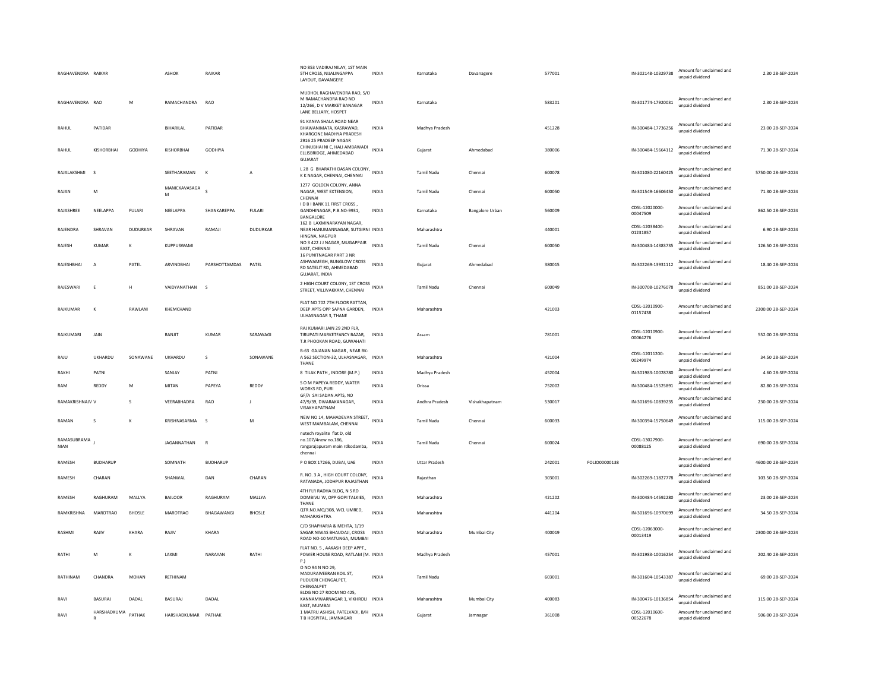| | | | | | | | | | | | | | | | |
|---|---|---|---|---|---|---|---|---|---|---|---|---|---|---|---|
| RAGHAVENDRA | RAIKAR | | ASHOK | RAIKAR | | NO 853 VADIRAJ NILAY, 1ST MAIN 5TH CROSS, NIJALINGAPPA LAYOUT, DAVANGERE | INDIA | Karnataka | Davanagere | 577001 | | IN-302148-10329738 | Amount for unclaimed and unpaid dividend | 2.30 | 28-SEP-2024 |
| RAGHAVENDRA | RAO | M | RAMACHANDRA | RAO | | MUDHOL RAGHAVENDRA RAO, S/O M RAMACHANDRA RAO NO 12/266, D V MARKET BANAGAR LANE BELLARY, HOSPET | INDIA | Karnataka | | 583201 | | IN-301774-17920031 | Amount for unclaimed and unpaid dividend | 2.30 | 28-SEP-2024 |
| RAHUL | PATIDAR | | BIHARILAL | PATIDAR | | 91 KANYA SHALA ROAD NEAR BHAWANIMATA, KASRAWAD, KHARGONE MADHYA PRADESH | INDIA | Madhya Pradesh | | 451228 | | IN-300484-17736256 | Amount for unclaimed and unpaid dividend | 23.00 | 28-SEP-2024 |
| RAHUL | KISHORBHAI | GODHIYA | KISHORBHAI | GODHIYA | | 2916 25 PRADEEP NAGAR CHINUBHAI NI C, HALI AMBAWADI ELLISBRIDGE, AHMEDABAD GUJARAT | INDIA | Gujarat | Ahmedabad | 380006 | | IN-300484-15664112 | Amount for unclaimed and unpaid dividend | 71.30 | 28-SEP-2024 |
| RAJALAKSHMI | S | | SEETHARAMAN | K | A | L 28 G BHARATHI DASAN COLONY, K K NAGAR, CHENNAI, CHENNAI | INDIA | Tamil Nadu | Chennai | 600078 | | IN-301080-22160425 | Amount for unclaimed and unpaid dividend | 5750.00 | 28-SEP-2024 |
| RAJAN | M | | MANICKAVASAGA M | S | | 1277 GOLDEN COLONY, ANNA NAGAR, WEST EXTENSION, CHENNAI | INDIA | Tamil Nadu | Chennai | 600050 | | IN-301549-16606450 | Amount for unclaimed and unpaid dividend | 71.30 | 28-SEP-2024 |
| RAJASHREE | NEELAPPA | FULARI | NEELAPPA | SHANKAREPPA | FULARI | I D B I BANK 11 FIRST CROSS , GANDHINAGAR, P.B.NO-9931, BANGALORE | INDIA | Karnataka | Bangalore Urban | 560009 | | CDSL-12020000-00047509 | Amount for unclaimed and unpaid dividend | 862.50 | 28-SEP-2024 |
| RAJENDRA | SHRAVAN | DUDURKAR | SHRAVAN | RAMAJI | DUDURKAR | 162 B LAXMINARAYAN NAGAR, NEAR HANUMANNAGAR, SUTGIRNI HINGNA, NAGPUR | INDIA | Maharashtra | | 440001 | | CDSL-12038400-01231857 | Amount for unclaimed and unpaid dividend | 6.90 | 28-SEP-2024 |
| RAJESH | KUMAR | K | KUPPUSWAMI | | | NO 3 422 J J NAGAR, MUGAPPAIR EAST, CHENNAI | INDIA | Tamil Nadu | Chennai | 600050 | | IN-300484-14383735 | Amount for unclaimed and unpaid dividend | 126.50 | 28-SEP-2024 |
| RAJESHBHAI | A | PATEL | ARVINDBHAI | PARSHOTTAMDAS | PATEL | 16 PUNITNAGAR PART 3 NR ASHWAMEGH, BUNGLOW CROSS RD SATELIT RD, AHMEDABAD GUJARAT, INDIA | INDIA | Gujarat | Ahmedabad | 380015 | | IN-302269-13931112 | Amount for unclaimed and unpaid dividend | 18.40 | 28-SEP-2024 |
| RAJESWARI | E | H | VAIDYANATHAN | S | | 2 HIGH COURT COLONY, 1ST CROSS STREET, VILLIVAKKAM, CHENNAI | INDIA | Tamil Nadu | Chennai | 600049 | | IN-300708-10276078 | Amount for unclaimed and unpaid dividend | 851.00 | 28-SEP-2024 |
| RAJKUMAR | K | RAWLANI | KHEMCHAND | | | FLAT NO 702 7TH FLOOR RATTAN, DEEP APTS OPP SAPNA GARDEN, ULHASNAGAR 3, THANE | INDIA | Maharashtra | | 421003 | | CDSL-12010900-01157438 | Amount for unclaimed and unpaid dividend | 2300.00 | 28-SEP-2024 |
| RAJKUMARI | JAIN | | RANJIT | KUMAR | SARAWAGI | RAJ KUMARI JAIN 29 2ND FLR, TIRUPATI MARKETFANCY BAZAR, T.R PHOOKAN ROAD, GUWAHATI | INDIA | Assam | | 781001 | | CDSL-12010900-00064276 | Amount for unclaimed and unpaid dividend | 552.00 | 28-SEP-2024 |
| RAJU | UKHARDU | SONAWANE | UKHARDU | S | SONAWANE | B-63 GAJANAN NAGAR , NEAR BK-A 562 SECTION-32, ULHASNAGAR, THANE | INDIA | Maharashtra | | 421004 | | CDSL-12011200-00249974 | Amount for unclaimed and unpaid dividend | 34.50 | 28-SEP-2024 |
| RAKHI | PATNI | | SANJAY | PATNI | | 8 TILAK PATH , INDORE (M.P.) | INDIA | Madhya Pradesh | | 452004 | | IN-301983-10028780 | Amount for unclaimed and unpaid dividend | 4.60 | 28-SEP-2024 |
| RAM | REDDY | M | MITAN | PAPEYA | REDDY | S O M PAPEYA REDDY, WATER WORKS RD, PURI | INDIA | Orissa | | 752002 | | IN-300484-15525891 | Amount for unclaimed and unpaid dividend | 82.80 | 28-SEP-2024 |
| RAMAKRISHNAJV | V | S | VEERABHADRA | RAO | J | GF/A SAI SADAN APTS, NO 47/9/39, DWARAKANAGAR, VISAKHAPATNAM | INDIA | Andhra Pradesh | Vishakhapatnam | 530017 | | IN-301696-10839235 | Amount for unclaimed and unpaid dividend | 230.00 | 28-SEP-2024 |
| RAMAN | S | K | KRISHNASARMA | S | M | NEW NO 14, MAHADEVAN STREET, WEST MAMBALAM, CHENNAI | INDIA | Tamil Nadu | Chennai | 600033 | | IN-300394-15750649 | Amount for unclaimed and unpaid dividend | 115.00 | 28-SEP-2024 |
| RAMASUBRAMA NIAN | J | | JAGANNATHAN | R | | nutech royalite flat D, old no.107/4new no.186, rangarajapuram main rdkodamba, chennai | INDIA | Tamil Nadu | Chennai | 600024 | | CDSL-13027900-00088125 | Amount for unclaimed and unpaid dividend | 690.00 | 28-SEP-2024 |
| RAMESH | BUDHARUP | | SOMNATH | BUDHARUP | | P O BOX 17266, DUBAI, UAE | INDIA | Uttar Pradesh | | 242001 | FOLIO00000138 | | Amount for unclaimed and unpaid dividend | 4600.00 | 28-SEP-2024 |
| RAMESH | CHARAN | | SHANWAL | DAN | CHARAN | R. NO. 3 A , HIGH COURT COLONY, RATANADA, JODHPUR RAJASTHAN | INDIA | Rajasthan | | 303001 | | IN-302269-11827778 | Amount for unclaimed and unpaid dividend | 103.50 | 28-SEP-2024 |
| RAMESH | RAGHURAM | MALLYA | BAILOOR | RAGHURAM | MALLYA | 4TH FLR RADHA BLDG, N S RD DOMBIVLI W, OPP GOPI TALKIES, THANE | INDIA | Maharashtra | | 421202 | | IN-300484-14592280 | Amount for unclaimed and unpaid dividend | 23.00 | 28-SEP-2024 |
| RAMKRISHNA | MAROTRAO | BHOSLE | MAROTRAO | BHAGAWANGI | BHOSLE | QTR.NO.MQ/308, WCL UMRED, MAHARASHTRA | INDIA | Maharashtra | | 441204 | | IN-301696-10970699 | Amount for unclaimed and unpaid dividend | 34.50 | 28-SEP-2024 |
| RASHMI | RAJIV | KHARA | RAJIV | KHARA | | C/O SHAPHARIA & MEHTA, 1/19 SAGAR NIWAS BHAUDAJI, CROSS ROAD NO-10 MATUNGA, MUMBAI | INDIA | Maharashtra | Mumbai City | 400019 | | CDSL-12063000-00013419 | Amount for unclaimed and unpaid dividend | 2300.00 | 28-SEP-2024 |
| RATHI | M | K | LAXMI | NARAYAN | RATHI | FLAT NO. 5 , AAKASH DEEP APPT., POWER HOUSE ROAD, RATLAM (M. P.) | INDIA | Madhya Pradesh | | 457001 | | IN-301983-10016254 | Amount for unclaimed and unpaid dividend | 202.40 | 28-SEP-2024 |
| RATHINAM | CHANDRA | MOHAN | RETHINAM | | | O NO 94 N NO 29, MADURAIVEERAN KOIL ST, PUDUERI CHENGALPET, CHENGALPET | INDIA | Tamil Nadu | | 603001 | | IN-301604-10543387 | Amount for unclaimed and unpaid dividend | 69.00 | 28-SEP-2024 |
| RAVI | BASURAJ | DADAL | BASURAJ | DADAL | | BLDG NO 27 ROOM NO 425, KANNAMWARNAGAR 1, VIKHROLI EAST, MUMBAI | INDIA | Maharashtra | Mumbai City | 400083 | | IN-300476-10136854 | Amount for unclaimed and unpaid dividend | 115.00 | 28-SEP-2024 |
| RAVI | HARSHADKUMA R | PATHAK | HARSHADKUMAR | PATHAK | | 1 MATRU ASHISH, PATELVADI, B/H T B HOSPITAL, JAMNAGAR | INDIA | Gujarat | Jamnagar | 361008 | | CDSL-12010600-00522678 | Amount for unclaimed and unpaid dividend | 506.00 | 28-SEP-2024 |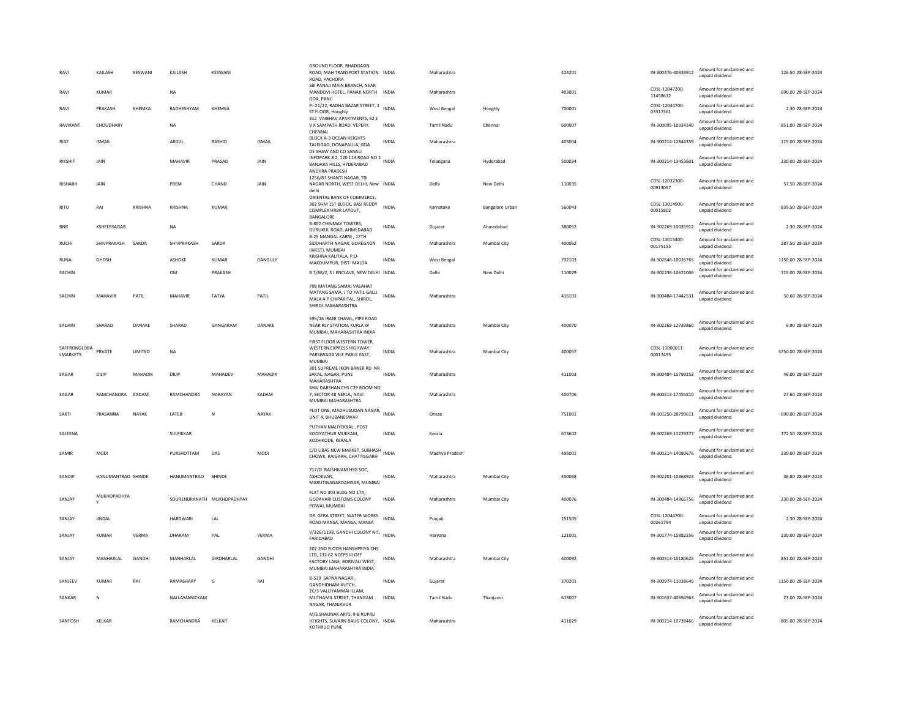| RAVI | KAILASH | KESWANI | KAILASH | KESWANI | | GROUND FLOOR, BHADGAON ROAD, MAH TRANSPORT STATION ROAD, PACHORA | INDIA | Maharashtra | | 424201 | IN-300476-40938912 | Amount for unclaimed and unpaid dividend | 126.50 | 28-SEP-2024 |
|---|---|---|---|---|---|---|---|---|---|---|---|---|---|---|
| RAVI | KUMAR | | NA | | | SBI PANAJI MAIN BRANCH, NEAR MANDOVI HOTEL, PANAJI NORTH GOA, PANJI | INDIA | Maharashtra | | 403001 | CDSL-12047200-11458612 | Amount for unclaimed and unpaid dividend | 690.00 | 28-SEP-2024 |
| RAVI | PRAKASH | KHEMKA | RADHESHYAM | KHEMKA | | P--21/22, RADHA BAZAR STREET, 1 ST FLOOR, Hooghly | INDIA | West Bengal | Hooghly | 700001 | CDSL-12044700-03317361 | Amount for unclaimed and unpaid dividend | 2.30 | 28-SEP-2024 |
| RAVIKANT | CHOUDHARY | | NA | | | 312 VAIBHAV APARTMENTS, 62 E V K SAMPATH ROAD, VEPERY, CHENNAI | INDIA | Tamil Nadu | Chennai | 600007 | IN-300095-10934340 | Amount for unclaimed and unpaid dividend | 851.00 | 28-SEP-2024 |
| RIAZ | ISMAIL | | ABDUL | RASHID | ISMAIL | BLOCK A-3 OCEAN HEIGHTS TALEIGAO, DONAPAULA, GOA | INDIA | Maharashtra | | 403004 | IN-300214-12844359 | Amount for unclaimed and unpaid dividend | 115.00 | 28-SEP-2024 |
| RIKSHIT | JAIN | | MAHAVIR | PRASAD | JAIN | DE SHAW AND CO SANALI INFOPARK 8 2, 120 113 ROAD NO 2 BANJARA HILLS, HYDERABAD ANDHRA PRADESH | INDIA | Telangana | Hyderabad | 500034 | IN-300214-13453601 | Amount for unclaimed and unpaid dividend | 230.00 | 28-SEP-2024 |
| RISHABH | JAIN | | PREM | CHAND | JAIN | 1256/87 SHANTI NAGAR, TRI NAGAR NORTH, WEST DELHI, New delhi | INDIA | Delhi | New Delhi | 110035 | CDSL-12032300-00913057 | Amount for unclaimed and unpaid dividend | 57.50 | 28-SEP-2024 |
| RITU | RAJ | KRISHNA | KRISHNA | KUMAR | | ORIENTAL BANK OF COMMERCE, 302 9HM 1ST BLOCK, BASI REDDY COMPLEX HRBR LAYOUT, BANGALORE | INDIA | Karnataka | Bangalore Urban | 560043 | CDSL-13014900-00015802 | Amount for unclaimed and unpaid dividend | 839.50 | 28-SEP-2024 |
| RNR | KSHEERSAGAR | | NA | | | B-802 CHINMAY TOWERS, GURUKUL ROAD, AHMEDABAD | INDIA | Gujarat | Ahmedabad | 380052 | IN-302269-10035912 | Amount for unclaimed and unpaid dividend | 2.30 | 28-SEP-2024 |
| RUCHI | SHIVPRAKASH | SARDA | SHIVPRAKASH | SARDA | | B-25 MANGAL KARNI , 17TH SIDDHARTH NAGAR, GOREGAON (WEST), MUMBAI | INDIA | Maharashtra | Mumbai City | 400062 | CDSL-13015400-00175155 | Amount for unclaimed and unpaid dividend | 287.50 | 28-SEP-2024 |
| RUNA | GHOSH | | ASHOKE | KUMAR | GANGULY | KRISHNA KALITALA, P.O-MAKDUMPUR, DIST- MALDA | INDIA | West Bengal | | 732103 | IN-302646-10026765 | Amount for unclaimed and unpaid dividend | 1150.00 | 28-SEP-2024 |
| SACHIN | | | OM | PRAKASH | | B 7/68/2, S J ENCLAVE, NEW DELHI | INDIA | Delhi | New Delhi | 110029 | IN-302236-10621006 | Amount for unclaimed and unpaid dividend | 115.00 | 28-SEP-2024 |
| SACHIN | MAHAVIR | PATIL | MAHAVIR | TATYA | PATIL | 708 MATANG SAMAJ VASAHAT MATANG SAMA, J TO PATIL GALLI MALA A P CHIPARITAL, SHIROL, SHIROL MAHARASHTRA | INDIA | Maharashtra | | 416101 | IN-300484-17442531 | Amount for unclaimed and unpaid dividend | 50.60 | 28-SEP-2024 |
| SACHIN | SHARAD | DANAKE | SHARAD | GANGARAM | DANAKE | 595/16 IRANI CHAWL, PIPE ROAD NEAR RLY STATION, KURLA W MUMBAI, MAHARASHTRA INDIA | INDIA | Maharashtra | Mumbai City | 400070 | IN-302269-12739860 | Amount for unclaimed and unpaid dividend | 6.90 | 28-SEP-2024 |
| SAFFRONGLOBA LMARKETS | PRVATE | LIMITED | NA | | | FIRST FLOOR WESTERN TOWER, WESTERN EXPRESS HIGHWAY, PARSIWADA VILE PARLE EAST, MUMBAI | INDIA | Maharashtra | Mumbai City | 400057 | CDSL-11000011-00017495 | Amount for unclaimed and unpaid dividend | 5750.00 | 28-SEP-2024 |
| SAGAR | DILIP | MAHADIK | DILIP | MAHADEV | MAHADIK | 301 SUPREME IKON BANER RD NR SAKAL, NAGAR, PUNE MAHARASHTRA | INDIA | Maharashtra | | 411003 | IN-300484-15799253 | Amount for unclaimed and unpaid dividend | 46.00 | 28-SEP-2024 |
| SAGAR | RAMCHANDRA | KADAM | RAMCHANDRA | NARAYAN | KADAM | SHIV DARSHAN CHS C29 ROOM NO 7, SECTOR 48 NERUL, NAVI MUMBAI MAHARASHTRA | INDIA | Maharashtra | | 400706 | IN-300513-17455810 | Amount for unclaimed and unpaid dividend | 27.60 | 28-SEP-2024 |
| SAKTI | PRASANNA | NAYAK | LATEB | N | NAYAK | PLOT ONE, MADHUSUDAN NAGAR, UNIT 4, BHUBANESWAR | INDIA | Orissa | | 751001 | IN-301250-28799611 | Amount for unclaimed and unpaid dividend | 690.00 | 28-SEP-2024 |
| SALEENA | | | SULFIKKAR | | | PUTHAN MALIYEKKAL , POST KODIYATHUR MUKKAM, KOZHIKODE, KERALA | INDIA | Kerala | | 673602 | IN-302269-11229277 | Amount for unclaimed and unpaid dividend | 172.50 | 28-SEP-2024 |
| SAMIR | MODI | | PURSHOTTAM | DAS | MODI | C/O LIBAS NEW MARKET, SUBHASH CHOWK, RAIGARH, CHATTISGARH | INDIA | Madhya Pradesh | | 496001 | IN-300214-14080676 | Amount for unclaimed and unpaid dividend | 230.00 | 28-SEP-2024 |
| SANDIP | HANUMANTRAO | SHINDE | HANUMANTRAO | SHINDE | | 717/D RAJSHIVAM HSG SOC, ASHOKVAN, MARUTINAGARDAHISAR, MUMBAI | INDIA | Maharashtra | Mumbai City | 400068 | IN-302201-10368923 | Amount for unclaimed and unpaid dividend | 36.80 | 28-SEP-2024 |
| SANJAY | MUKHOPADHYA Y | | SOURENDRANATH | MUKHOPADHYAY | | FLAT NO 303 BLDG NO 17A, GODAVARI CUSTOMS COLONY POWAI, MUMBAI | INDIA | Maharashtra | Mumbai City | 400076 | IN-300484-14965756 | Amount for unclaimed and unpaid dividend | 230.00 | 28-SEP-2024 |
| SANJAY | JINDAL | | HARDWARI | LAL | | DR. GERA STREET, WATER WORKS ROAD MANSA, MANSA, MANSA | INDIA | Punjab | | 151505 | CDSL-12044700-00261794 | Amount for unclaimed and unpaid dividend | 2.30 | 28-SEP-2024 |
| SANJAY | KUMAR | VERMA | DHARAM | PAL | VERMA | V/326/1198, GANDHI COLONY NIT, FARIDABAD | INDIA | Haryana | | 121001 | IN-301774-15882256 | Amount for unclaimed and unpaid dividend | 230.00 | 28-SEP-2024 |
| SANJAY | MANHARLAL | GANDHI | MANHARLAL | GIRDHARLAL | GANDHI | 202 2ND FLOOR HANSHPRIYA CHS LTD, 132 62 NOTPS III OFF FACTORY LANE, BORIVALI WEST, MUMBAI MAHARASHTRA INDIA | INDIA | Maharashtra | Mumbai City | 400092 | IN-300513-10180625 | Amount for unclaimed and unpaid dividend | 851.00 | 28-SEP-2024 |
| SANJEEV | KUMAR | RAI | RAMASHARY | G | RAI | B-539 SAPNA NAGAR , GANDHIDHAM-KUTCH. | INDIA | Gujarat | | 370201 | IN-300974-11038649 | Amount for unclaimed and unpaid dividend | 1150.00 | 28-SEP-2024 |
| SANKAR | N | | NALLAMANICKAM | | | 2C/3 VALLIYAMMAI ILLAM, MUTHAMIL STREET, THANGAM NAGAR, THANJAVUR | INDIA | Tamil Nadu | Thanjavur | 613007 | IN-301637-40694963 | Amount for unclaimed and unpaid dividend | 23.00 | 28-SEP-2024 |
| SANTOSH | KELKAR | | RAMCHANDRA | KELKAR | | M/S SHAUNAK ARTS, 9-B RUPALI HEIGHTS, SUVARN BAUG COLONY, KOTHRUD PUNE | INDIA | Maharashtra | | 411029 | IN-300214-10738466 | Amount for unclaimed and unpaid dividend | 805.00 | 28-SEP-2024 |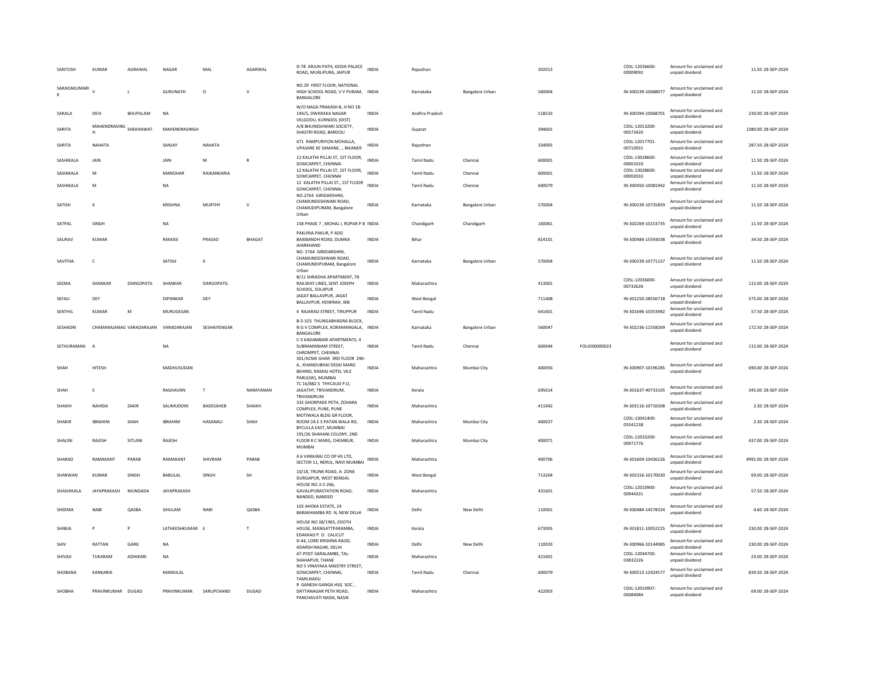| | | | | | | | | | | | | | | | |
|---|---|---|---|---|---|---|---|---|---|---|---|---|---|---|---|
| SANTOSH | KUMAR | AGRAWAL | NAGAR | MAL | AGARWAL | D-78 ARJUN PATH, KEDIA PALACE ROAD, MURLIPURA, JAIPUR | INDIA | Rajasthan | | 302013 | | CDSL-12036600-00009092 | Amount for unclaimed and unpaid dividend | 11.50 | 28-SEP-2024 |
| SARADAKUMARI K | V | L | GURUNATH | O | V | NO.29 FIRST FLOOR, NATIONAL HIGH SCHOOL ROAD, V V PURAM, BANGALORE | INDIA | Karnataka | Bangalore Urban | 560004 | | IN-300239-10688077 | Amount for unclaimed and unpaid dividend | 11.50 | 28-SEP-2024 |
| SARALA | DEVI | BHUPALAM | NA | | | W/O NAGA PRAKASH B, H NO 18-194/5, DWARAKA NAGAR VELGODU, KURNOOL (DIST) | INDIA | Andhra Pradesh | | 518533 | | IN-300394-10068701 | Amount for unclaimed and unpaid dividend | 230.00 | 28-SEP-2024 |
| SARITA | MAHENDRASING H | SHEKHAWAT | MAHENDRASINGH | | | A/8 BHUNESHWARI SOCIETY, SHASTRI ROAD, BARDOLI | INDIA | Gujarat | | 394601 | | CDSL-12013200-00573420 | Amount for unclaimed and unpaid dividend | 1380.00 | 28-SEP-2024 |
| SARITA | NAHATA | | SANJAY | NAHATA | | 471 RAMPURIYON MOHALLA, UPASARE KE SAMANE, , BIKANER | INDIA | Rajasthan | | 334005 | | CDSL-12017701-00710931 | Amount for unclaimed and unpaid dividend | 287.50 | 28-SEP-2024 |
| SASHIKALA | JAIN | | JAIN | M | R | 12 KALATHI PILLAI ST, 1ST FLOOR, SOWCARPET, CHENNAI | INDIA | Tamil Nadu | Chennai | 600001 | | CDSL-13028600-00001010 | Amount for unclaimed and unpaid dividend | 11.50 | 28-SEP-2024 |
| SASHIKALA | M | | MANOHAR | RAJKANKARIA | | 12 KALATHI PILLAI ST, 1ST FLOOR, SOWCARPET, CHENNAI | INDIA | Tamil Nadu | Chennai | 600001 | | CDSL-13028600-00002033 | Amount for unclaimed and unpaid dividend | 11.50 | 28-SEP-2024 |
| SASHIKALA | M | | NA | | | 12 KALATHI PILLAI ST., 1ST FLOOR SOWCARPET, CHENNAI. | INDIA | Tamil Nadu | Chennai | 600079 | | IN-300450-10081942 | Amount for unclaimed and unpaid dividend | 11.50 | 28-SEP-2024 |
| SATISH | K | | KRISHNA | MURTHY | V | NO.2764 GIRIDARSHINI, CHAMUNDESHWARI ROAD, CHAMUDIPURAM, Bangalore Urban | INDIA | Karnataka | Bangalore Urban | 570004 | | IN-300239-10735859 | Amount for unclaimed and unpaid dividend | 11.50 | 28-SEP-2024 |
| SATPAL | SINGH | | NA | | | 158 PHASE 7 , MOHAL I, ROPAR P B | INDIA | Chandigarh | Chandigarh | 160061 | | IN-302269-10153735 | Amount for unclaimed and unpaid dividend | 11.50 | 28-SEP-2024 |
| SAURAV | KUMAR | | RAMJEE | PRASAD | BHAGAT | PAKURIA PAKUR, P ADD BAXIBANDH ROAD, DUMKA JHARKHAND | INDIA | Bihar | | 814101 | | IN-300484-15593038 | Amount for unclaimed and unpaid dividend | 34.50 | 28-SEP-2024 |
| SAVITHA | C | | SATISH | K | | NO. 2764 GIRIDARSHINI, CHAMUNDESHWARI ROAD, CHAMUNDIPURAM, Bangalore Urban | INDIA | Karnataka | Bangalore Urban | 570004 | | IN-300239-10771157 | Amount for unclaimed and unpaid dividend | 11.50 | 28-SEP-2024 |
| SEEMA | SHANKAR | DARGOPATIL | SHANKAR | DARGOPATIL | | B/11 SHRADHA APARTMENT, 78 RAILWAY LINES, SENT JOSEPH SCHOOL, SOLAPUR | INDIA | Maharashtra | | 413001 | | CDSL-12036000-00732626 | Amount for unclaimed and unpaid dividend | 115.00 | 28-SEP-2024 |
| SEFALI | DEY | | DIPANKAR | DEY | | JAGAT BALLAVPUR, JAGAT BALLAVPUR, HOWRAH, WB | INDIA | West Bengal | | 711408 | | IN-301250-28556718 | Amount for unclaimed and unpaid dividend | 575.00 | 28-SEP-2024 |
| SENTHIL | KUMAR | M | MURUGESAN | | | 4 RAJARAO STREET, TIRUPPUR | INDIA | Tamil Nadu | | 641601 | | IN-301696-10353982 | Amount for unclaimed and unpaid dividend | 57.50 | 28-SEP-2024 |
| SESHADRI | CHAMARAJANAG | VARADARAJAN | VARADARAJAN | SESHAIYENGAR | | B-5-325 THUNGABHADRA BLOCK, N G V COMPLEX, KORAMANGALA, BANGALORE | INDIA | Karnataka | Bangalore Urban | 560047 | | IN-302236-11558269 | Amount for unclaimed and unpaid dividend | 172.50 | 28-SEP-2024 |
| SETHURAMAN | A | | NA | | | C-3 KADAMBARI APARTMENTS, 4 SUBRAMANIAM STREET, CHROMPET, CHENNAI | INDIA | Tamil Nadu | Chennai | 600044 | FOLIO00000023 | | Amount for unclaimed and unpaid dividend | 115.00 | 28-SEP-2024 |
| SHAH | HITESH | | MADHUSUDAN | | | 301/ACME GHAR 3RD FLOOR 290-A , KHANDUBHAI DESAI MARG BEHIND, RASRAJ HOTEL VILE PARLE(W), MUMBAI | INDIA | Maharashtra | Mumbai City | 400056 | | IN-300907-10196285 | Amount for unclaimed and unpaid dividend | 690.00 | 28-SEP-2024 |
| SHAH | S | | RAGHAVAN | T | NARAYANAN | TC 16/882 5 THYCAUD P.O, JAGATHY, TRIVANDRUM, TRIVANDRUM | INDIA | Kerala | | 695014 | | IN-301637-40733105 | Amount for unclaimed and unpaid dividend | 345.00 | 28-SEP-2024 |
| SHAIKH | NAHIDA | ZAKIR | SALIMUDDIN | BADESAHEB | SHAIKH | 332 GHORPADE PETH, ZOHARA COMPLEX, PUNE, PUNE | INDIA | Maharashtra | | 411042 | | IN-303116-10716508 | Amount for unclaimed and unpaid dividend | 2.30 | 28-SEP-2024 |
| SHAKIR | IBRAHIM | SHAH | IBRAHIM | HASANALI | SHAH | MOTIWALA BLDG GR FLOOR, ROOM 2A E S PATAN WALA RD, BYCULLA EAST, MUMBAI | INDIA | Maharashtra | Mumbai City | 400027 | | CDSL-13041400-05541238 | Amount for unclaimed and unpaid dividend | 2.30 | 28-SEP-2024 |
| SHALINI | RAJESH | SITLANI | RAJESH | | | 191/26 SHAHANI COLONY, 2ND FLOOR R C MARG, CHEMBUR, MUMBAI | INDIA | Maharashtra | Mumbai City | 400071 | | CDSL-12033200-00971776 | Amount for unclaimed and unpaid dividend | 437.00 | 28-SEP-2024 |
| SHARAD | RAMAKANT | PARAB | RAMAKANT | SHIVRAM | PARAB | A 6 VARAJRAJ CO OP HS LTD, SECTOR 11, NERUL, NAVI MUMBAI | INDIA | Maharashtra | | 400706 | | IN-301604-10436226 | Amount for unclaimed and unpaid dividend | 4991.00 | 28-SEP-2024 |
| SHARWAN | KUMAR | SINGH | BABULAL | SINGH | SH | 10/18, TRUNK ROAD, A- ZONE DURGAPUR, WEST BENGAL | INDIA | West Bengal | | 713204 | | IN-302316-10170020 | Amount for unclaimed and unpaid dividend | 69.00 | 28-SEP-2024 |
| SHASHIKALA | JAYAPRAKASH | MUNDADA | JAYAPRAKASH | | | HOUSE NO.3-2-266, GAVALIPURASTATION ROAD, NANDED, NANDED | INDIA | Maharashtra | | 431601 | | CDSL-12010900-00944331 | Amount for unclaimed and unpaid dividend | 57.50 | 28-SEP-2024 |
| SHEEMA | NABI | QASBA | GHULAM | NABI | QASBA | 103 AHOKA ESTATE, 24 BARAKHAMBA RD N, NEW DELHI | INDIA | Delhi | New Delhi | 110001 | | IN-300484-14578324 | Amount for unclaimed and unpaid dividend | 4.60 | 28-SEP-2024 |
| SHIBIJA | P | P | LATHEESHKUMAR | E | T | HOUSE NO 38/1965, EDOTH HOUSE, MANGATTPARAMBA, EDAKKAD P. O. CALICUT | INDIA | Kerala | | 673005 | | IN-301811-10052225 | Amount for unclaimed and unpaid dividend | 230.00 | 28-SEP-2024 |
| SHIV | RATTAN | GARG | NA | | | D-44, LORD KRISHNA RAOD, ADARSH NAGAR, DELHI | INDIA | Delhi | New Delhi | 110033 | | IN-300966-10144985 | Amount for unclaimed and unpaid dividend | 230.00 | 28-SEP-2024 |
| SHIVAJI | TUKARAM | ADHIKARI | NA | | | AT-POST-SARALAMBE, TAL-SHAHAPUR, THANE | INDIA | Maharashtra | | 421601 | | CDSL-12044700-03832226 | Amount for unclaimed and unpaid dividend | 23.00 | 28-SEP-2024 |
| SHOBANA | KANKARIA | | MANGILAL | | | NO 5 VINAYAKA MAISTRY STREET, SOWCARPET, CHENNAI, TAMILNADU | INDIA | Tamil Nadu | Chennai | 600079 | | IN-300513-12924577 | Amount for unclaimed and unpaid dividend | 839.50 | 28-SEP-2024 |
| SHOBHA | PRAVINKUMAR | DUGAD | PRAVINKUMAR | SARUPCHAND | DUGAD | 9 GANESH GANGA HSG SOC. , DATTANAGAR PETH ROAD, PANCHAVATI NASIK, NASIK | INDIA | Maharashtra | | 422003 | | CDSL-12010907-00084084 | Amount for unclaimed and unpaid dividend | 69.00 | 28-SEP-2024 |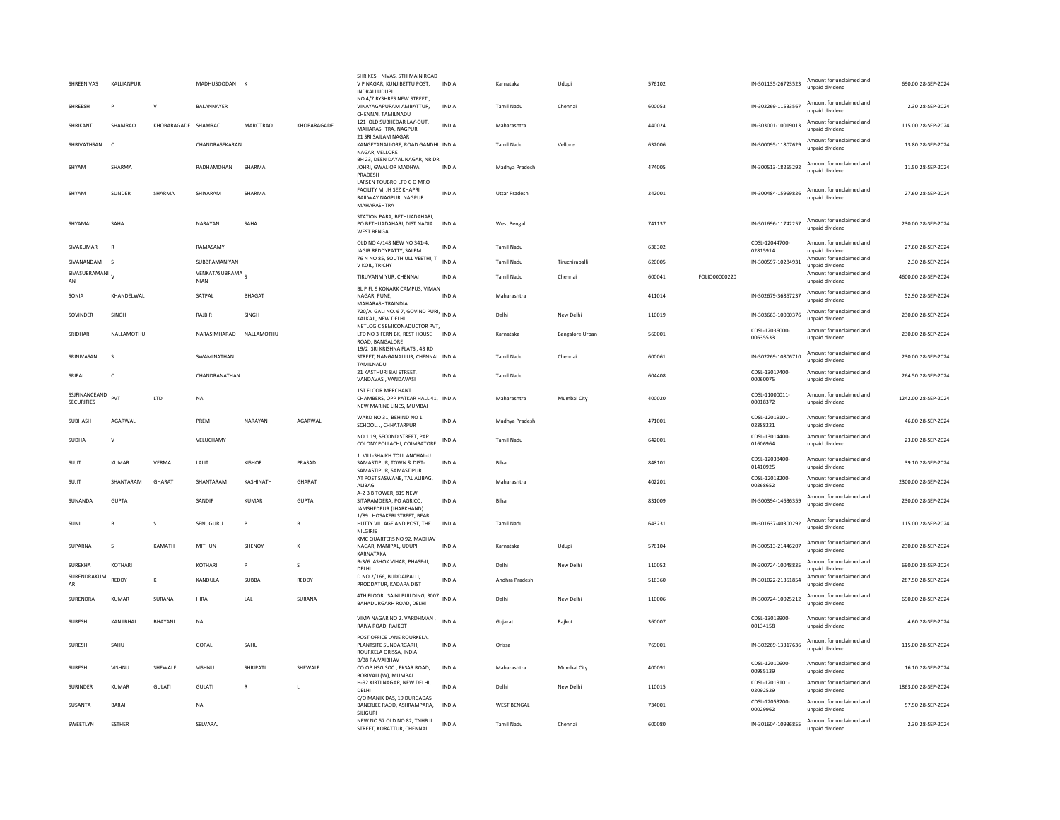| | | | | | | | | | | | | | | | |
|---|---|---|---|---|---|---|---|---|---|---|---|---|---|---|---|
| SHREENIVAS | KALLIANPUR | | MADHUSOODAN | K | | SHRIKESH NIVAS, 5TH MAIN ROAD V P NAGAR, KUNJIBETTU POST, INDRALI UDUPI | INDIA | Karnataka | Udupi | 576102 | | IN-301135-26723523 | Amount for unclaimed and unpaid dividend | 690.00 | 28-SEP-2024 |
| SHREESH | P | V | BALANNAYER | | | NO 4/7 RYSHRES NEW STREET , VINAYAGAPURAM AMBATTUR, CHENNAI, TAMILNADU | INDIA | Tamil Nadu | Chennai | 600053 | | IN-302269-11533567 | Amount for unclaimed and unpaid dividend | 2.30 | 28-SEP-2024 |
| SHRIKANT | SHAMRAO | KHOBARAGADE | SHAMRAO | MAROTRAO | KHOBARAGADE | 121 OLD SUBHEDAR LAY-OUT, MAHARASHTRA, NAGPUR | INDIA | Maharashtra | | 440024 | | IN-303001-10019013 | Amount for unclaimed and unpaid dividend | 115.00 | 28-SEP-2024 |
| SHRIVATHSAN | C | | CHANDRASEKARAN | | | 21 SRI SAILAM NAGAR KANGEYANALLORE, ROAD GANDHI NAGAR, VELLORE | INDIA | Tamil Nadu | Vellore | 632006 | | IN-300095-11807629 | Amount for unclaimed and unpaid dividend | 13.80 | 28-SEP-2024 |
| SHYAM | SHARMA | | RADHAMOHAN | SHARMA | | BH 23, DEEN DAYAL NAGAR, NR DR JOHRI, GWALIOR MADHYA PRADESH | INDIA | Madhya Pradesh | | 474005 | | IN-300513-18265292 | Amount for unclaimed and unpaid dividend | 11.50 | 28-SEP-2024 |
| SHYAM | SUNDER | SHARMA | SHIYARAM | SHARMA | | LARSEN TOUBRO LTD C O MRO FACILITY M, JH SEZ KHAPRI RAILWAY NAGPUR, NAGPUR MAHARASHTRA | INDIA | Uttar Pradesh | | 242001 | | IN-300484-15969826 | Amount for unclaimed and unpaid dividend | 27.60 | 28-SEP-2024 |
| SHYAMAL | SAHA | | NARAYAN | SAHA | | STATION PARA, BETHUADAHARI, PO BETHUADAHARI, DIST NADIA WEST BENGAL | INDIA | West Bengal | | 741137 | | IN-301696-11742257 | Amount for unclaimed and unpaid dividend | 230.00 | 28-SEP-2024 |
| SIVAKUMAR | R | | RAMASAMY | | | OLD NO 4/148 NEW NO 341-4, JAGIR REDDYPATTY, SALEM | INDIA | Tamil Nadu | | 636302 | | CDSL-12044700-02815914 | Amount for unclaimed and unpaid dividend | 27.60 | 28-SEP-2024 |
| SIVANANDAM | S | | SUBBRAMANIYAN | | | 76 N NO 85, SOUTH ULL VEETHI, T V KOIL, TRICHY | INDIA | Tamil Nadu | Tiruchirapalli | 620005 | | IN-300597-10284931 | Amount for unclaimed and unpaid dividend | 2.30 | 28-SEP-2024 |
| SIVASUBRAMANIAN | V | | VENKATASUBRAMANIAN | S | | TIRUVANMIYUR, CHENNAI | INDIA | Tamil Nadu | Chennai | 600041 | FOLIO00000220 | | Amount for unclaimed and unpaid dividend | 4600.00 | 28-SEP-2024 |
| SONIA | KHANDELWAL | | SATPAL | BHAGAT | | BL P FL 9 KONARK CAMPUS, VIMAN NAGAR, PUNE, MAHARASHTRAINDIA | INDIA | Maharashtra | | 411014 | | IN-302679-36857237 | Amount for unclaimed and unpaid dividend | 52.90 | 28-SEP-2024 |
| SOVINDER | SINGH | | RAJBIR | SINGH | | 720/A GALI NO. 6 7, GOVIND PURI, KALKAJI, NEW DELHI | INDIA | Delhi | New Delhi | 110019 | | IN-303663-10000376 | Amount for unclaimed and unpaid dividend | 230.00 | 28-SEP-2024 |
| SRIDHAR | NALLAMOTHU | | NARASIMHARAO | NALLAMOTHU | | NETLOGIC SEMICONADUCTOR PVT, LTD NO 3 FERN BK, REST HOUSE ROAD, BANGALORE | INDIA | Karnataka | Bangalore Urban | 560001 | | CDSL-12036000-00635533 | Amount for unclaimed and unpaid dividend | 230.00 | 28-SEP-2024 |
| SRINIVASAN | S | | SWAMINATHAN | | | 19/2 SRI KRISHNA FLATS , 43 RD STREET, NANGANALLUR, CHENNAI TAMILNADU | INDIA | Tamil Nadu | Chennai | 600061 | | IN-302269-10806710 | Amount for unclaimed and unpaid dividend | 230.00 | 28-SEP-2024 |
| SRIPAL | C | | CHANDRANATHAN | | | 21 KASTHURI BAI STREET, VANDAVASI, VANDAVASI | INDIA | Tamil Nadu | | 604408 | | CDSL-13017400-00060075 | Amount for unclaimed and unpaid dividend | 264.50 | 28-SEP-2024 |
| SSJFINANCEAND SECURITIES | PVT | LTD | NA | | | 1ST FLOOR MERCHANT CHAMBERS, OPP PATKAR HALL 41, NEW MARINE LINES, MUMBAI | INDIA | Maharashtra | Mumbai City | 400020 | | CDSL-11000011-00018372 | Amount for unclaimed and unpaid dividend | 1242.00 | 28-SEP-2024 |
| SUBHASH | AGARWAL | | PREM | NARAYAN | AGARWAL | WARD NO 31, BEHIND NO 1 SCHOOL, ., CHHATARPUR | INDIA | Madhya Pradesh | | 471001 | | CDSL-12019101-02388221 | Amount for unclaimed and unpaid dividend | 46.00 | 28-SEP-2024 |
| SUDHA | V | | VELUCHAMY | | | NO 1 19, SECOND STREET, PAP COLONY POLLACHI, COIMBATORE | INDIA | Tamil Nadu | | 642001 | | CDSL-13014400-01606964 | Amount for unclaimed and unpaid dividend | 23.00 | 28-SEP-2024 |
| SUJIT | KUMAR | VERMA | LALIT | KISHOR | PRASAD | 1 VILL-SHAIKH TOLI, ANCHAL-U SAMASTIPUR, TOWN & DIST-SAMASTIPUR, SAMASTIPUR | INDIA | Bihar | | 848101 | | CDSL-12038400-01410925 | Amount for unclaimed and unpaid dividend | 39.10 | 28-SEP-2024 |
| SUJIT | SHANTARAM | GHARAT | SHANTARAM | KASHINATH | GHARAT | AT POST SASWANE, TAL ALIBAG, ALIBAG | INDIA | Maharashtra | | 402201 | | CDSL-12013200-00268652 | Amount for unclaimed and unpaid dividend | 2300.00 | 28-SEP-2024 |
| SUNANDA | GUPTA | | SANDIP | KUMAR | GUPTA | A-2 B B TOWER, 819 NEW SITARAMDERA, PO AGRICO, JAMSHEDPUR (JHARKHAND) | INDIA | Bihar | | 831009 | | IN-300394-14636359 | Amount for unclaimed and unpaid dividend | 230.00 | 28-SEP-2024 |
| SUNIL | B | S | SENJUGURU | B | B | 1/89 HOSAKERI STREET, BEAR HUTTY VILLAGE AND POST, THE NILGIRIS | INDIA | Tamil Nadu | | 643231 | | IN-301637-40300292 | Amount for unclaimed and unpaid dividend | 115.00 | 28-SEP-2024 |
| SUPARNA | S | KAMATH | MITHUN | SHENOY | K | KMC QUARTERS NO 92, MADHAV NAGAR, MANIPAL, UDUPI KARNATAKA | INDIA | Karnataka | Udupi | 576104 | | IN-300513-21446207 | Amount for unclaimed and unpaid dividend | 230.00 | 28-SEP-2024 |
| SUREKHA | KOTHARI | | KOTHARI | P | S | B-3/6 ASHOK VIHAR, PHASE-II, DELHI | INDIA | Delhi | New Delhi | 110052 | | IN-300724-10048835 | Amount for unclaimed and unpaid dividend | 690.00 | 28-SEP-2024 |
| SURENDRAKUMAR | REDDY | K | KANDULA | SUBBA | REDDY | D NO 2/166, BUDDAIPALLI, PRODDATUR, KADAPA DIST | INDIA | Andhra Pradesh | | 516360 | | IN-301022-21351854 | Amount for unclaimed and unpaid dividend | 287.50 | 28-SEP-2024 |
| SURENDRA | KUMAR | SURANA | HIRA | LAL | SURANA | 4TH FLOOR SAINI BUILDING, 3007 BAHADURGARH ROAD, DELHI | INDIA | Delhi | New Delhi | 110006 | | IN-300724-10025212 | Amount for unclaimed and unpaid dividend | 690.00 | 28-SEP-2024 |
| SURESH | KANJIBHAI | BHAYANI | NA | | | VIMA NAGAR NO 2. VARDHMAN , RAIYA ROAD, RAJKOT | INDIA | Gujarat | Rajkot | 360007 | | CDSL-13019900-00134158 | Amount for unclaimed and unpaid dividend | 4.60 | 28-SEP-2024 |
| SURESH | SAHU | | GOPAL | SAHU | | POST OFFICE LANE ROURKELA, PLANTSITE SUNDARGARH, ROURKELA ORISSA, INDIA | INDIA | Orissa | | 769001 | | IN-302269-13317636 | Amount for unclaimed and unpaid dividend | 115.00 | 28-SEP-2024 |
| SURESH | VISHNU | SHEWALE | VISHNU | SHRIPATI | SHEWALE | B/38 RAJVAIBHAV CO.OP.HSG.SOC., EKSAR ROAD, BORIVALI (W), MUMBAI | INDIA | Maharashtra | Mumbai City | 400091 | | CDSL-12010600-00985139 | Amount for unclaimed and unpaid dividend | 16.10 | 28-SEP-2024 |
| SURINDER | KUMAR | GULATI | GULATI | R | L | H-92 KIRTI NAGAR, NEW DELHI, DELHI | INDIA | Delhi | New Delhi | 110015 | | CDSL-12019101-02092529 | Amount for unclaimed and unpaid dividend | 1863.00 | 28-SEP-2024 |
| SUSANTA | BARAI | | NA | | | C/O MANIK DAS, 19 DURGADAS BANERJEE RAOD, ASHRAMPARA, SILIGURI | INDIA | WEST BENGAL | | 734001 | | CDSL-12053200-00029962 | Amount for unclaimed and unpaid dividend | 57.50 | 28-SEP-2024 |
| SWEETLYN | ESTHER | | SELVARAJ | | | NEW NO 57 OLD NO 82, TNHB II STREET, KORATTUR, CHENNAI | INDIA | Tamil Nadu | Chennai | 600080 | | IN-301604-10936855 | Amount for unclaimed and unpaid dividend | 2.30 | 28-SEP-2024 |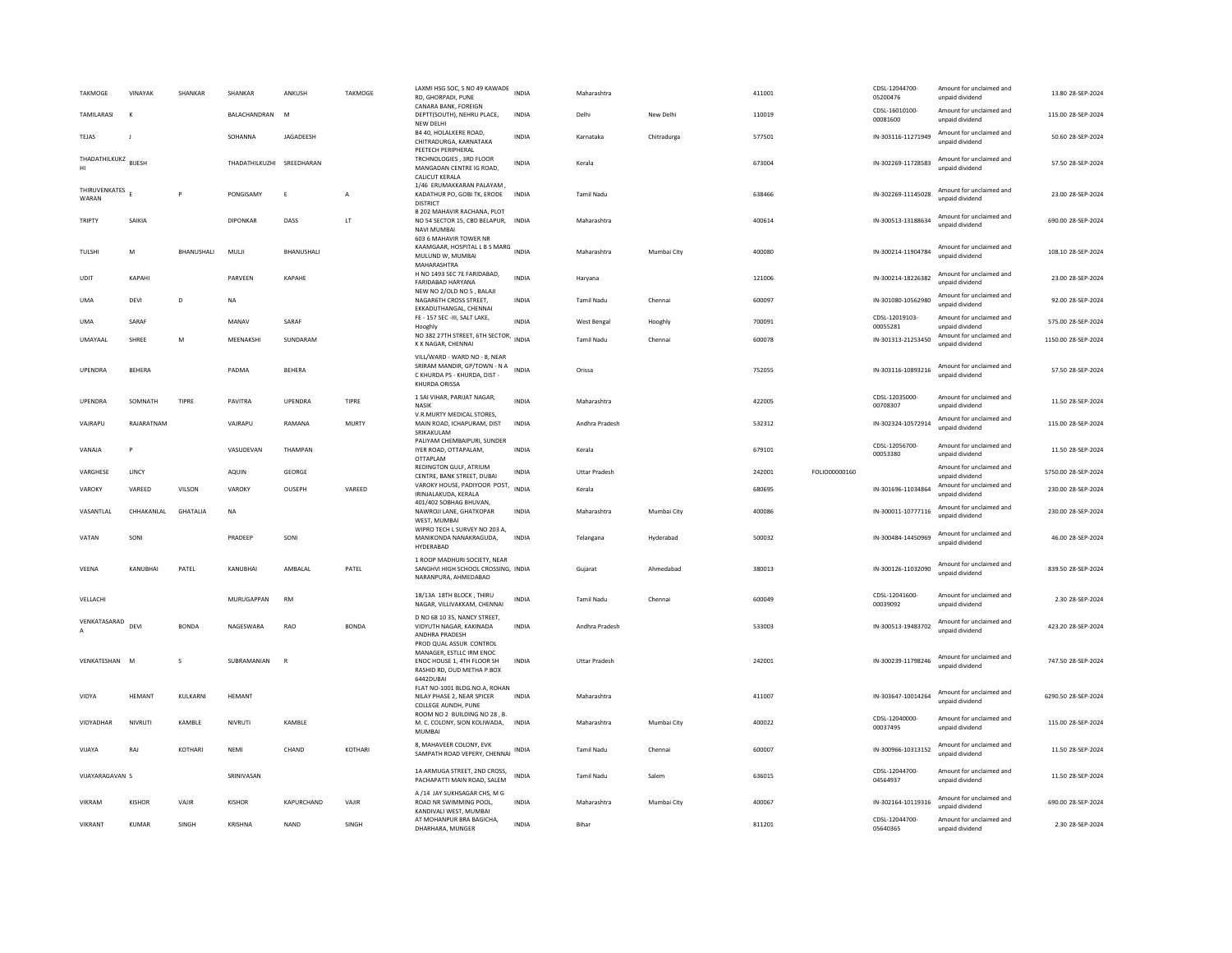| | | | | | | | | | | | | | | |
|---|---|---|---|---|---|---|---|---|---|---|---|---|---|---|
| TAKMOGE | VINAYAK | SHANKAR | SHANKAR | ANKUSH | TAKMOGE | LAXMI HSG SOC, S NO 49 KAWADE RD, GHORPADI, PUNE | INDIA | Maharashtra | | 411001 | | CDSL-12044700-05200476 | Amount for unclaimed and unpaid dividend | 13.80 28-SEP-2024 |
| TAMILARASI | K | | BALACHANDRAN | M | | CANARA BANK, FOREIGN DEPTT(SOUTH), NEHRU PLACE, NEW DELHI | INDIA | Delhi | New Delhi | 110019 | | CDSL-16010100-00081600 | Amount for unclaimed and unpaid dividend | 115.00 28-SEP-2024 |
| TEJAS | J | | SOHANNA | JAGADEESH | | B4 40, HOLALKERE ROAD, CHITRADURGA, KARNATAKA | INDIA | Karnataka | Chitradurga | 577501 | | IN-303116-11271949 | Amount for unclaimed and unpaid dividend | 50.60 28-SEP-2024 |
| THADATHILKUZHI | BIJESH | | THADATHILKUZHI | SREEDHARAN | | PEETECH PERIPHERAL TRCHNOLOGIES , 3RD FLOOR MANGADAN CENTRE IG ROAD, CALICUT KERALA | INDIA | Kerala | | 673004 | | IN-302269-11728583 | Amount for unclaimed and unpaid dividend | 57.50 28-SEP-2024 |
| THIRUVENKATESWARAN | E | P | PONGISAMY | E | A | 1/46 ERUMAKKARAN PALAYAM , KADATHUR PO, GOBI TK, ERODE DISTRICT | INDIA | Tamil Nadu | | 638466 | | IN-302269-11145028 | Amount for unclaimed and unpaid dividend | 23.00 28-SEP-2024 |
| TRIPTY | SAIKIA | | DIPONKAR | DASS | LT | B 202 MAHAVIR RACHANA, PLOT NO 54 SECTOR 15, CBD BELAPUR, NAVI MUMBAI | INDIA | Maharashtra | | 400614 | | IN-300513-13188634 | Amount for unclaimed and unpaid dividend | 690.00 28-SEP-2024 |
| TULSHI | M | BHANUSHALI | MULJI | BHANUSHALI | | 603 6 MAHAVIR TOWER NR KAAMGAAR, HOSPITAL L B S MARG MULUND W, MUMBAI MAHARASHTRA | INDIA | Maharashtra | Mumbai City | 400080 | | IN-300214-11904784 | Amount for unclaimed and unpaid dividend | 108.10 28-SEP-2024 |
| UDIT | KAPAHI | | PARVEEN | KAPAHE | | H NO 1493 SEC 7E FARIDABAD, FARIDABAD HARYANA | INDIA | Haryana | | 121006 | | IN-300214-18226382 | Amount for unclaimed and unpaid dividend | 23.00 28-SEP-2024 |
| UMA | DEVI | D | NA | | | NEW NO 2/OLD NO 5 , BALAJI NAGAR6TH CROSS STREET, EKKADUTHANGAL, CHENNAI | INDIA | Tamil Nadu | Chennai | 600097 | | IN-301080-10562980 | Amount for unclaimed and unpaid dividend | 92.00 28-SEP-2024 |
| UMA | SARAF | | MANAV | SARAF | | FE - 157 SEC -III, SALT LAKE, Hooghly | INDIA | West Bengal | Hooghly | 700091 | | CDSL-12019103-00055281 | Amount for unclaimed and unpaid dividend | 575.00 28-SEP-2024 |
| UMAYAAL | SHREE | M | MEENAKSHI | SUNDARAM | | NO 382 27TH STREET, 6TH SECTOR, K K NAGAR, CHENNAI | INDIA | Tamil Nadu | Chennai | 600078 | | IN-301313-21253450 | Amount for unclaimed and unpaid dividend | 1150.00 28-SEP-2024 |
| UPENDRA | BEHERA | | PADMA | BEHERA | | VILL/WARD - WARD NO - 8, NEAR SRIRAM MANDIR, GP/TOWN - N A C KHURDA PS - KHURDA, DIST - KHURDA ORISSA | INDIA | Orissa | | 752055 | | IN-303116-10893216 | Amount for unclaimed and unpaid dividend | 57.50 28-SEP-2024 |
| UPENDRA | SOMNATH | TIPRE | PAVITRA | UPENDRA | TIPRE | 1 SAI VIHAR, PARIJAT NAGAR, NASIK | INDIA | Maharashtra | | 422005 | | CDSL-12035000-00708307 | Amount for unclaimed and unpaid dividend | 11.50 28-SEP-2024 |
| VAJRAPU | RAJARATNAM | | VAJRAPU | RAMANA | MURTY | V.R.MURTY MEDICAL STORES, MAIN ROAD, ICHAPURAM, DIST SRIKAKULAM | INDIA | Andhra Pradesh | | 532312 | | IN-302324-10572914 | Amount for unclaimed and unpaid dividend | 115.00 28-SEP-2024 |
| VANAJA | P | | VASUDEVAN | THAMPAN | | PALIYAM CHEMBAIPURI, SUNDER IYER ROAD, OTTAPALAM, OTTAPLAM | INDIA | Kerala | | 679101 | | CDSL-12056700-00053380 | Amount for unclaimed and unpaid dividend | 11.50 28-SEP-2024 |
| VARGHESE | LINCY | | AQUIN | GEORGE | | REDINGTON GULF, ATRIUM CENTRE, BANK STREET, DUBAI | INDIA | Uttar Pradesh | | 242001 | FOLIO00000160 | | Amount for unclaimed and unpaid dividend | 5750.00 28-SEP-2024 |
| VAROKY | VAREED | VILSON | VAROKY | OUSEPH | VAREED | VAROKY HOUSE, PADIYOOR POST, IRINJALAKUDA, KERALA | INDIA | Kerala | | 680695 | | IN-301696-11034864 | Amount for unclaimed and unpaid dividend | 230.00 28-SEP-2024 |
| VASANTLAL | CHHAKANLAL | GHATALIA | NA | | | 401/402 SOBHAG BHUVAN, NAWROJI LANE, GHATKOPAR WEST, MUMBAI | INDIA | Maharashtra | Mumbai City | 400086 | | IN-300011-10777116 | Amount for unclaimed and unpaid dividend | 230.00 28-SEP-2024 |
| VATAN | SONI | | PRADEEP | SONI | | WIPRO TECH L SURVEY NO 203 A, MANIKONDA NANAKRAGUDA, HYDERABAD | INDIA | Telangana | Hyderabad | 500032 | | IN-300484-14450969 | Amount for unclaimed and unpaid dividend | 46.00 28-SEP-2024 |
| VEENA | KANUBHAI | PATEL | KANUBHAI | AMBALAL | PATEL | 1 ROOP MADHURI SOCIETY, NEAR SANGHVI HIGH SCHOOL CROSSING, NARANPURA, AHMEDABAD | INDIA | Gujarat | Ahmedabad | 380013 | | IN-300126-11032090 | Amount for unclaimed and unpaid dividend | 839.50 28-SEP-2024 |
| VELLACHI | | | MURUGAPPAN | RM | | 18/13A 18TH BLOCK , THIRU NAGAR, VILLIVAKKAM, CHENNAI | INDIA | Tamil Nadu | Chennai | 600049 | | CDSL-12041600-00039092 | Amount for unclaimed and unpaid dividend | 2.30 28-SEP-2024 |
| VENKATASARADA | DEVI | BONDA | NAGESWARA | RAO | BONDA | D NO 68 10 35, NANCY STREET, VIDYUTH NAGAR, KAKINADA ANDHRA PRADESH | INDIA | Andhra Pradesh | | 533003 | | IN-300513-19483702 | Amount for unclaimed and unpaid dividend | 423.20 28-SEP-2024 |
| VENKATESHAN | M | S | SUBRAMANIAN | R | | PROD QUAL ASSUR CONTROL MANAGER, ESTLLC IRM ENOC ENOC HOUSE 1, 4TH FLOOR SH RASHID RD, OUD METHA P.BOX 6442DUBAI | INDIA | Uttar Pradesh | | 242001 | | IN-300239-11798246 | Amount for unclaimed and unpaid dividend | 747.50 28-SEP-2024 |
| VIDYA | HEMANT | KULKARNI | HEMANT | | | FLAT NO-1001 BLDG.NO.A, ROHAN NILAY PHASE 2, NEAR SPICER COLLEGE AUNDH, PUNE | INDIA | Maharashtra | | 411007 | | IN-303647-10014264 | Amount for unclaimed and unpaid dividend | 6290.50 28-SEP-2024 |
| VIDYADHAR | NIVRUTI | KAMBLE | NIVRUTI | KAMBLE | | ROOM NO 2 BUILDING NO 28 , B. M. C. COLONY, SION KOLIWADA, MUMBAI | INDIA | Maharashtra | Mumbai City | 400022 | | CDSL-12040000-00037495 | Amount for unclaimed and unpaid dividend | 115.00 28-SEP-2024 |
| VIJAYA | RAJ | KOTHARI | NEMI | CHAND | KOTHARI | 8, MAHAVEER COLONY, EVK SAMPATH ROAD VEPERY, CHENNAI | INDIA | Tamil Nadu | Chennai | 600007 | | IN-300966-10313152 | Amount for unclaimed and unpaid dividend | 11.50 28-SEP-2024 |
| VIJAYARAGAVAN | S | | SRINIVASAN | | | 1A ARMUGA STREET, 2ND CROSS, PACHAPATTI MAIN ROAD, SALEM | INDIA | Tamil Nadu | Salem | 636015 | | CDSL-12044700-04564937 | Amount for unclaimed and unpaid dividend | 11.50 28-SEP-2024 |
| VIKRAM | KISHOR | VAJIR | KISHOR | KAPURCHAND | VAJIR | A /14 JAY SUKHSAGAR CHS, M G ROAD NR SWIMMING POOL, KANDIVALI WEST, MUMBAI | INDIA | Maharashtra | Mumbai City | 400067 | | IN-302164-10119316 | Amount for unclaimed and unpaid dividend | 690.00 28-SEP-2024 |
| VIKRANT | KUMAR | SINGH | KRISHNA | NAND | SINGH | AT MOHANPUR BRA BAGICHA, DHARHARA, MUNGER | INDIA | Bihar | | 811201 | | CDSL-12044700-05640365 | Amount for unclaimed and unpaid dividend | 2.30 28-SEP-2024 |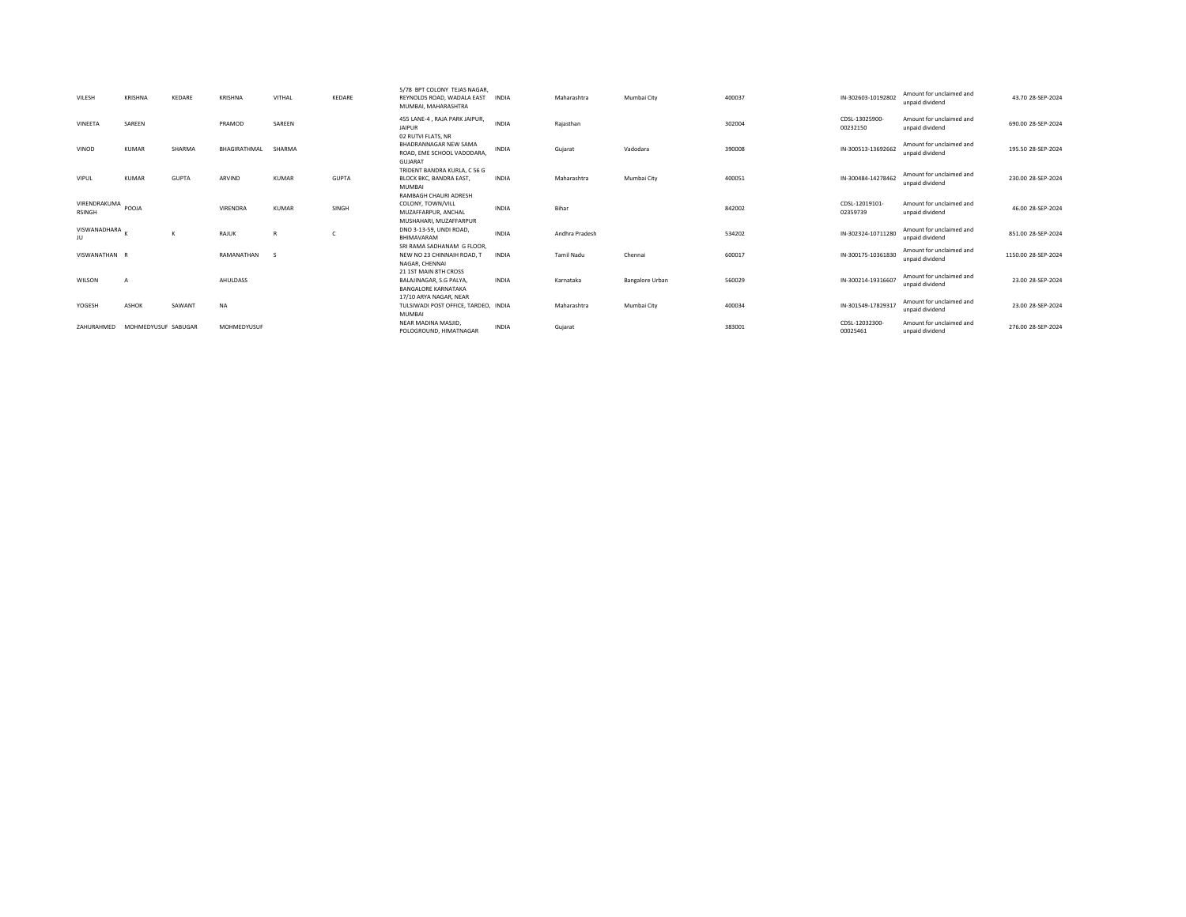| | | | | | | | | | | | | | | | |
|---|---|---|---|---|---|---|---|---|---|---|---|---|---|---|---|
| VILESH | KRISHNA | KEDARE | KRISHNA | VITHAL | KEDARE | 5/78 BPT COLONY TEJAS NAGAR, REYNOLDS ROAD, WADALA EAST MUMBAI, MAHARASHTRA | INDIA | Maharashtra | Mumbai City | 400037 | | IN-302603-10192802 | Amount for unclaimed and unpaid dividend | 43.70 | 28-SEP-2024 |
| VINEETA | SAREEN | | PRAMOD | SAREEN | | 455 LANE-4 , RAJA PARK JAIPUR, JAIPUR | INDIA | Rajasthan | | 302004 | | CDSL-13025900-00232150 | Amount for unclaimed and unpaid dividend | 690.00 | 28-SEP-2024 |
| VINOD | KUMAR | SHARMA | BHAGIRATHMAL | SHARMA | | 02 RUTVI FLATS, NR BHADRANNAGAR NEW SAMA ROAD, EME SCHOOL VADODARA, GUJARAT | INDIA | Gujarat | Vadodara | 390008 | | IN-300513-13692662 | Amount for unclaimed and unpaid dividend | 195.50 | 28-SEP-2024 |
| VIPUL | KUMAR | GUPTA | ARVIND | KUMAR | GUPTA | TRIDENT BANDRA KURLA, C 56 G BLOCK BKC, BANDRA EAST, MUMBAI | INDIA | Maharashtra | Mumbai City | 400051 | | IN-300484-14278462 | Amount for unclaimed and unpaid dividend | 230.00 | 28-SEP-2024 |
| VIRENDRAKUMARSINGH | POOJA | | VIRENDRA | KUMAR | SINGH | RAMBAGH CHAURI ADRESH COLONY, TOWN/VILL MUZAFFARPUR, ANCHAL MUSHAHARI, MUZAFFARPUR | INDIA | Bihar | | 842002 | | CDSL-12019101-02359739 | Amount for unclaimed and unpaid dividend | 46.00 | 28-SEP-2024 |
| VISWANADHARAJU | K | K | RAJUK | R | C | DNO 3-13-59, UNDI ROAD, BHIMAVARAM | INDIA | Andhra Pradesh | | 534202 | | IN-302324-10711280 | Amount for unclaimed and unpaid dividend | 851.00 | 28-SEP-2024 |
| VISWANATHAN | R | | RAMANATHAN | S | | SRI RAMA SADHANAM G FLOOR, NEW NO 23 CHINNAIH ROAD, T NAGAR, CHENNAI | INDIA | Tamil Nadu | Chennai | 600017 | | IN-300175-10361830 | Amount for unclaimed and unpaid dividend | 1150.00 | 28-SEP-2024 |
| WILSON | A | | AHULDASS | | | 21 1ST MAIN 8TH CROSS BALAJINAGAR, S.G PALYA, BANGALORE KARNATAKA | INDIA | Karnataka | Bangalore Urban | 560029 | | IN-300214-19316607 | Amount for unclaimed and unpaid dividend | 23.00 | 28-SEP-2024 |
| YOGESH | ASHOK | SAWANT | NA | | | 17/10 ARYA NAGAR, NEAR TULSIWADI POST OFFICE, TARDEO, MUMBAI | INDIA | Maharashtra | Mumbai City | 400034 | | IN-301549-17829317 | Amount for unclaimed and unpaid dividend | 23.00 | 28-SEP-2024 |
| ZAHURAHMED | MOHMEDYUSUF | SABUGAR | MOHMEDYUSUF | | | NEAR MADINA MASJID, POLOGROUND, HIMATNAGAR | INDIA | Gujarat | | 383001 | | CDSL-12032300-00025461 | Amount for unclaimed and unpaid dividend | 276.00 | 28-SEP-2024 |